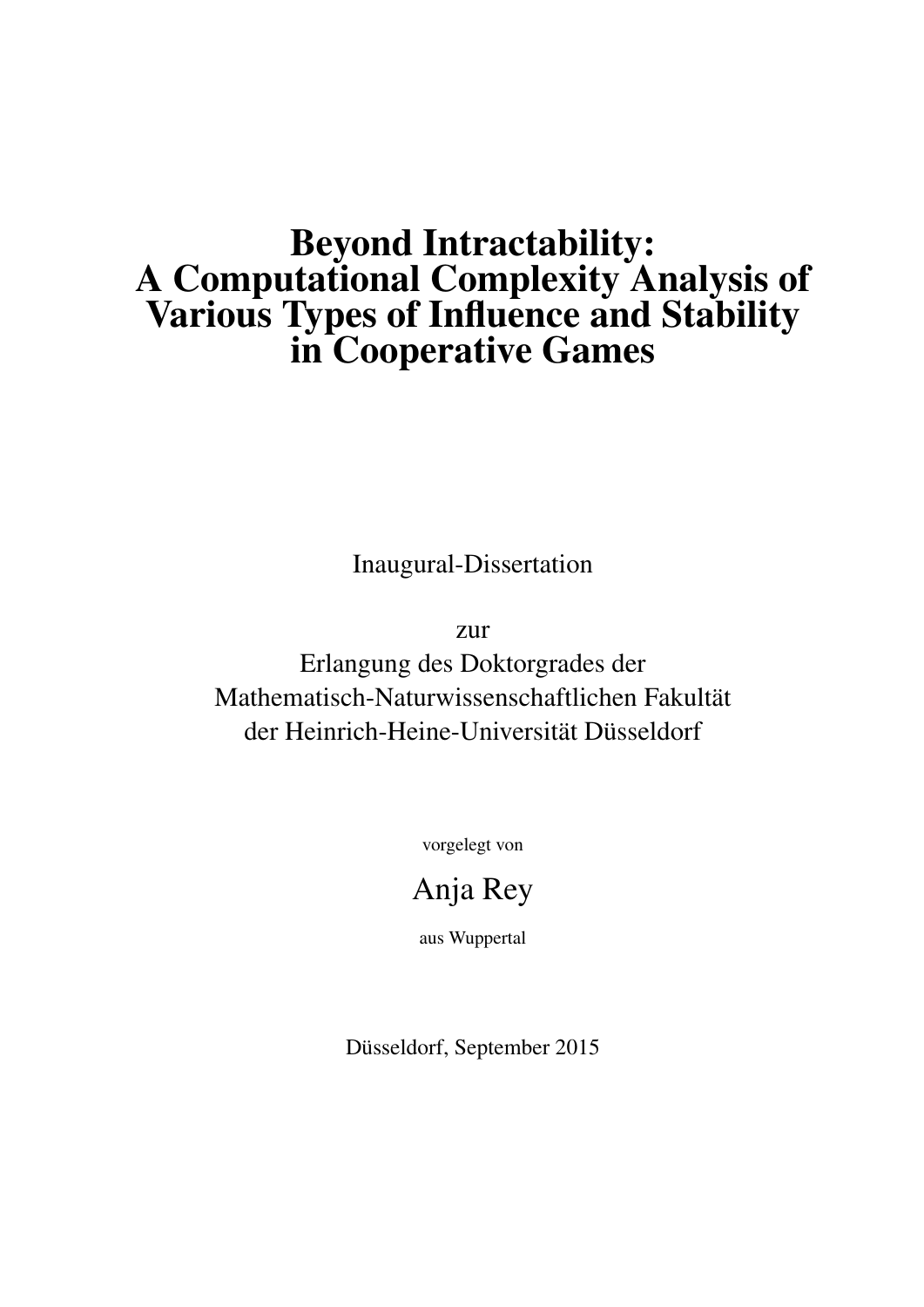# Beyond Intractability: A Computational Complexity Analysis of Various Types of Influence and Stability in Cooperative Games

Inaugural-Dissertation

zur
Erlangung des Doktorgrades der
Mathematisch-Naturwissenschaftlichen Fakultät
der Heinrich-Heine-Universität Düsseldorf

vorgelegt von

Anja Rey

aus Wuppertal

Düsseldorf, September 2015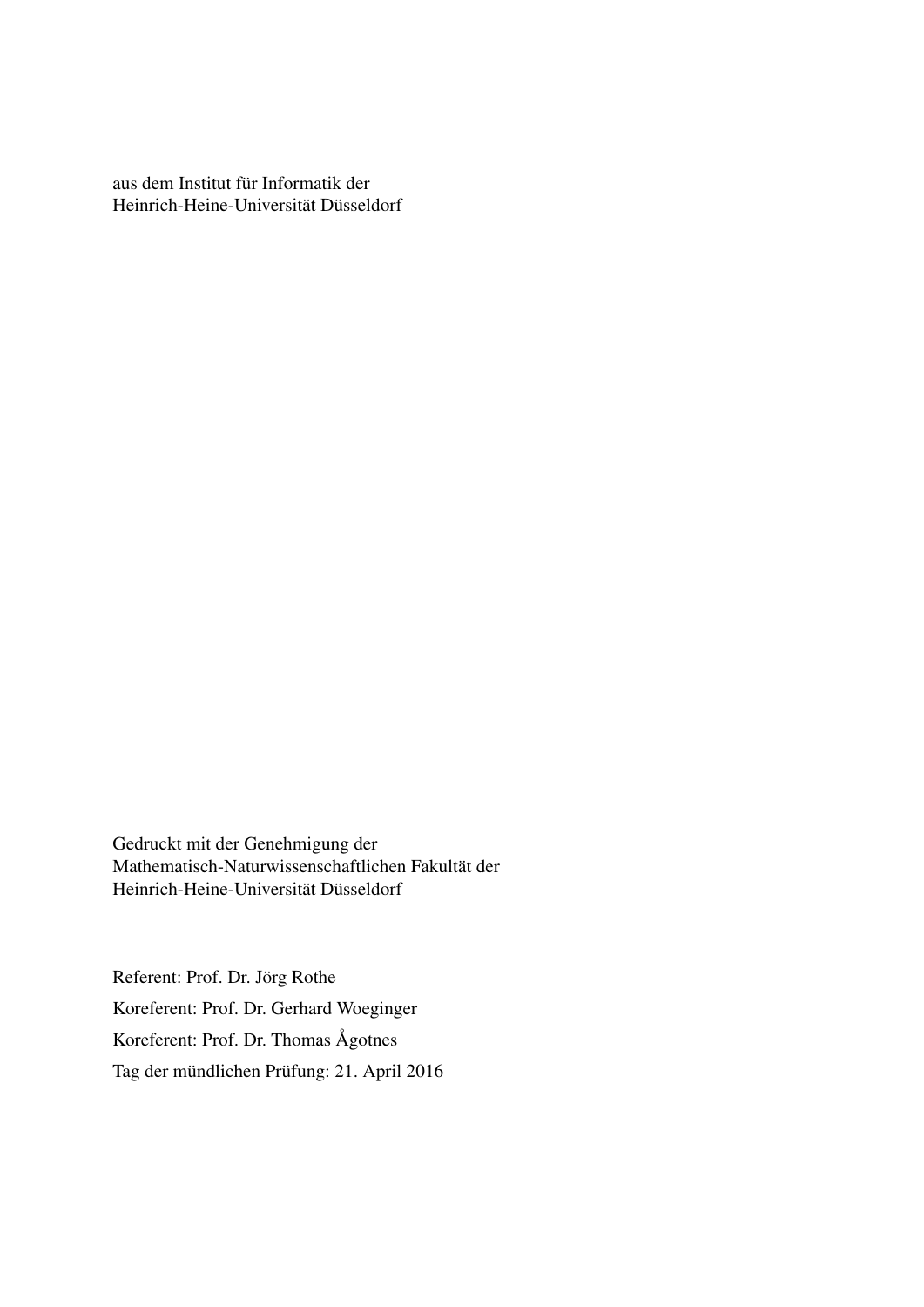aus dem Institut für Informatik der
Heinrich-Heine-Universität Düsseldorf

Gedruckt mit der Genehmigung der
Mathematisch-Naturwissenschaftlichen Fakultät der
Heinrich-Heine-Universität Düsseldorf

Referent: Prof. Dr. Jörg Rothe

Koreferent: Prof. Dr. Gerhard Woeginger

Koreferent: Prof. Dr. Thomas Ågotnes

Tag der mündlichen Prüfung: 21. April 2016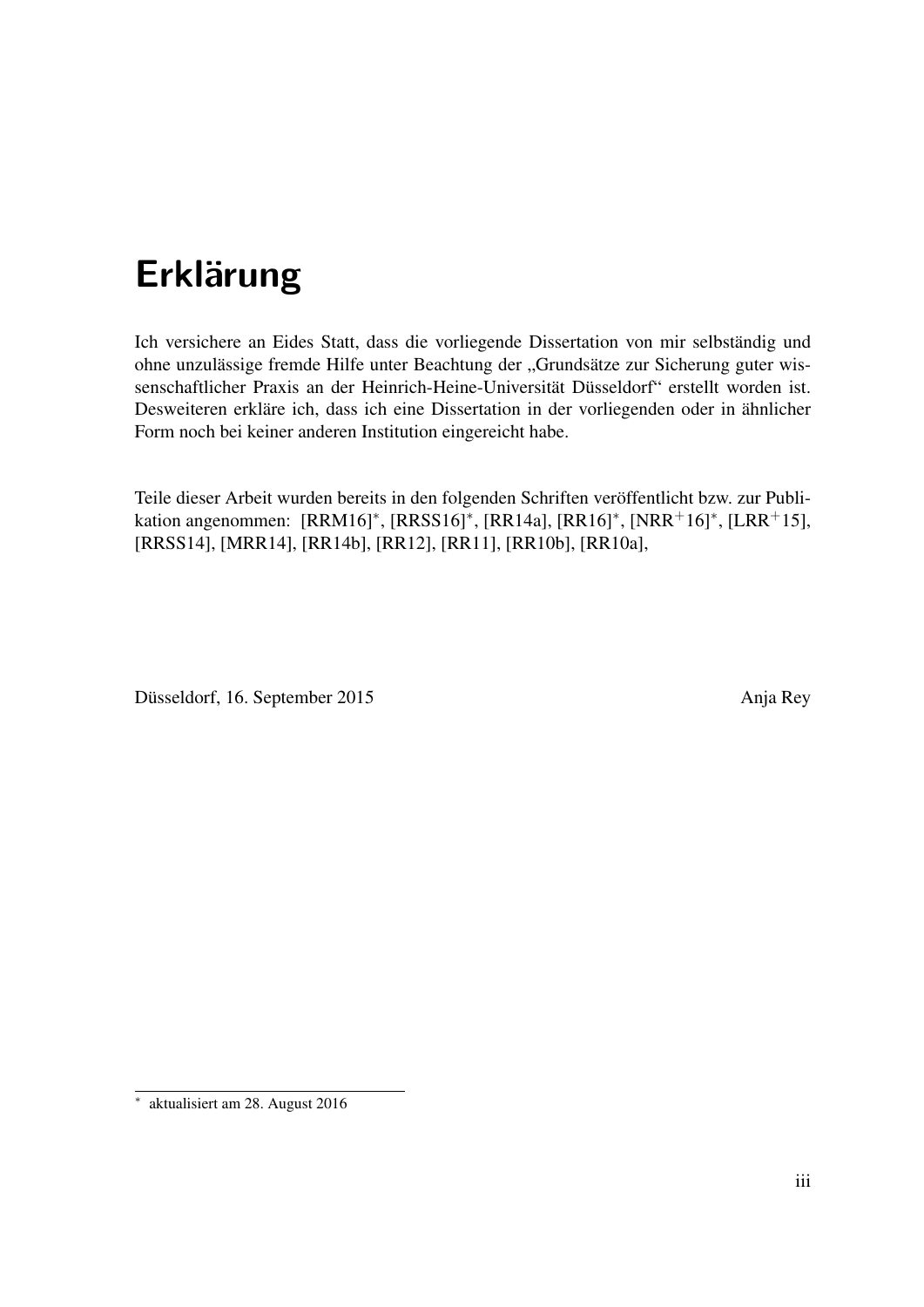# Erklärung

Ich versichere an Eides Statt, dass die vorliegende Dissertation von mir selbständig und ohne unzulässige fremde Hilfe unter Beachtung der „Grundsätze zur Sicherung guter wissenschaftlicher Praxis an der Heinrich-Heine-Universität Düsseldorf“ erstellt worden ist. Desweiteren erkläre ich, dass ich eine Dissertation in der vorliegenden oder in ähnlicher Form noch bei keiner anderen Institution eingereicht habe.

Teile dieser Arbeit wurden bereits in den folgenden Schriften veröffentlicht bzw. zur Publikation angenommen: [RRM16]*, [RRSS16]*, [RR14a], [RR16]*, [NRR+16]*, [LRR+15], [RRSS14], [MRR14], [RR14b], [RR12], [RR11], [RR10b], [RR10a],

Düsseldorf, 16. September 2015 Anja Rey

* aktualisiert am 28. August 2016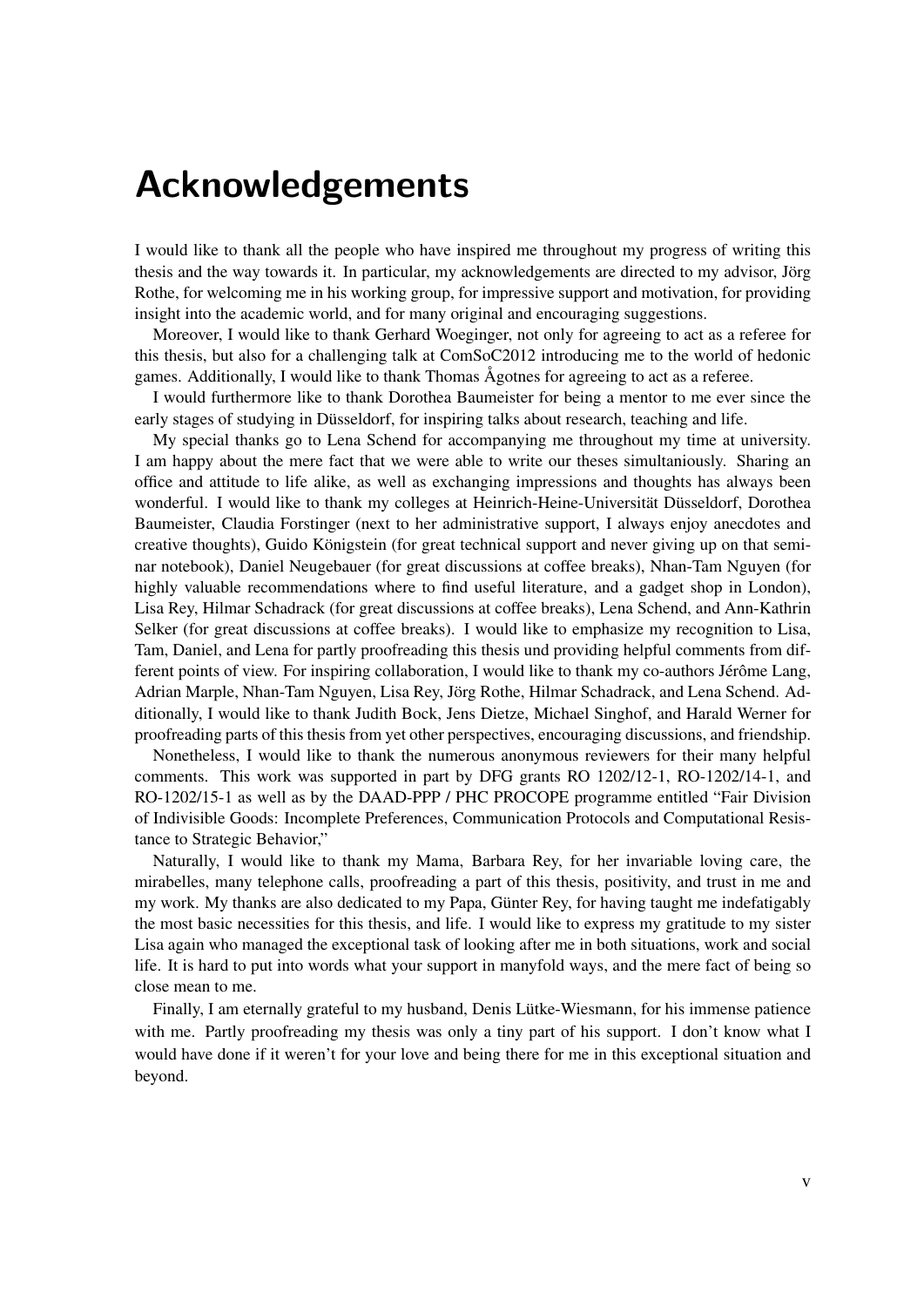# Acknowledgements

I would like to thank all the people who have inspired me throughout my progress of writing this thesis and the way towards it. In particular, my acknowledgements are directed to my advisor, Jörg Rothe, for welcoming me in his working group, for impressive support and motivation, for providing insight into the academic world, and for many original and encouraging suggestions.

Moreover, I would like to thank Gerhard Woeginger, not only for agreeing to act as a referee for this thesis, but also for a challenging talk at ComSoC2012 introducing me to the world of hedonic games. Additionally, I would like to thank Thomas Ågotnes for agreeing to act as a referee.

I would furthermore like to thank Dorothea Baumeister for being a mentor to me ever since the early stages of studying in Düsseldorf, for inspiring talks about research, teaching and life.

My special thanks go to Lena Schend for accompanying me throughout my time at university. I am happy about the mere fact that we were able to write our theses simultaniously. Sharing an office and attitude to life alike, as well as exchanging impressions and thoughts has always been wonderful. I would like to thank my colleges at Heinrich-Heine-Universität Düsseldorf, Dorothea Baumeister, Claudia Forstinger (next to her administrative support, I always enjoy anecdotes and creative thoughts), Guido Königstein (for great technical support and never giving up on that seminar notebook), Daniel Neugebauer (for great discussions at coffee breaks), Nhan-Tam Nguyen (for highly valuable recommendations where to find useful literature, and a gadget shop in London), Lisa Rey, Hilmar Schadrack (for great discussions at coffee breaks), Lena Schend, and Ann-Kathrin Selker (for great discussions at coffee breaks). I would like to emphasize my recognition to Lisa, Tam, Daniel, and Lena for partly proofreading this thesis und providing helpful comments from different points of view. For inspiring collaboration, I would like to thank my co-authors Jérôme Lang, Adrian Marple, Nhan-Tam Nguyen, Lisa Rey, Jörg Rothe, Hilmar Schadrack, and Lena Schend. Additionally, I would like to thank Judith Bock, Jens Dietze, Michael Singhof, and Harald Werner for proofreading parts of this thesis from yet other perspectives, encouraging discussions, and friendship.

Nonetheless, I would like to thank the numerous anonymous reviewers for their many helpful comments. This work was supported in part by DFG grants RO 1202/12-1, RO-1202/14-1, and RO-1202/15-1 as well as by the DAAD-PPP / PHC PROCOPE programme entitled "Fair Division of Indivisible Goods: Incomplete Preferences, Communication Protocols and Computational Resistance to Strategic Behavior,"

Naturally, I would like to thank my Mama, Barbara Rey, for her invariable loving care, the mirabelles, many telephone calls, proofreading a part of this thesis, positivity, and trust in me and my work. My thanks are also dedicated to my Papa, Günter Rey, for having taught me indefatigably the most basic necessities for this thesis, and life. I would like to express my gratitude to my sister Lisa again who managed the exceptional task of looking after me in both situations, work and social life. It is hard to put into words what your support in manyfold ways, and the mere fact of being so close mean to me.

Finally, I am eternally grateful to my husband, Denis Lütke-Wiesmann, for his immense patience with me. Partly proofreading my thesis was only a tiny part of his support. I don't know what I would have done if it weren't for your love and being there for me in this exceptional situation and beyond.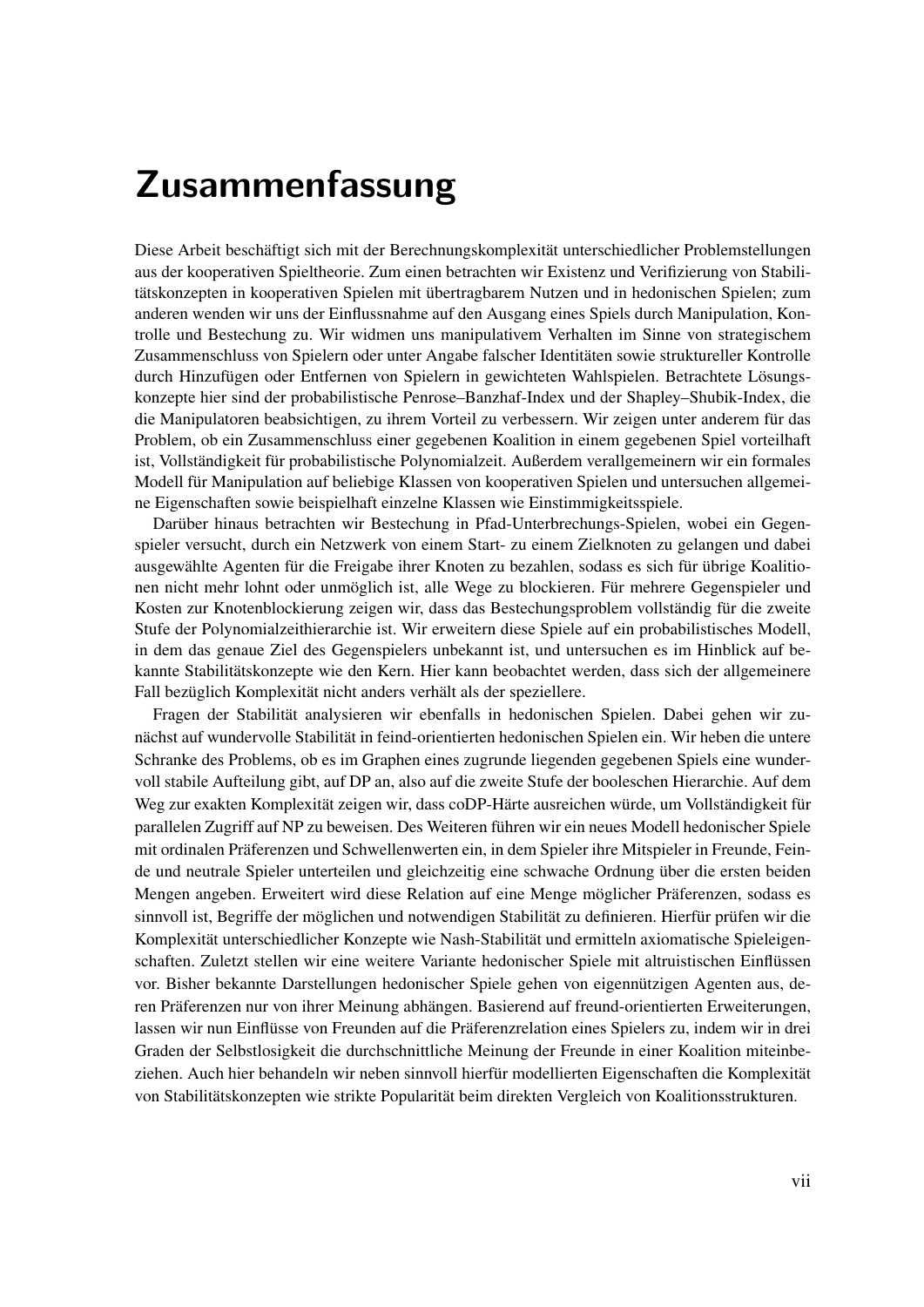# Zusammenfassung

Diese Arbeit beschäftigt sich mit der Berechnungskomplexität unterschiedlicher Problemstellungen aus der kooperativen Spieltheorie. Zum einen betrachten wir Existenz und Verifizierung von Stabilitätskonzepten in kooperativen Spielen mit übertragbarem Nutzen und in hedonischen Spielen; zum anderen wenden wir uns der Einflussnahme auf den Ausgang eines Spiels durch Manipulation, Kontrolle und Bestechung zu. Wir widmen uns manipulativem Verhalten im Sinne von strategischem Zusammenschluss von Spielern oder unter Angabe falscher Identitäten sowie struktureller Kontrolle durch Hinzufügen oder Entfernen von Spielern in gewichteten Wahlspielen. Betrachtete Lösungskonzepte hier sind der probabilistische Penrose–Banzhaf-Index und der Shapley–Shubik-Index, die die Manipulatoren beabsichtigen, zu ihrem Vorteil zu verbessern. Wir zeigen unter anderem für das Problem, ob ein Zusammenschluss einer gegebenen Koalition in einem gegebenen Spiel vorteilhaft ist, Vollständigkeit für probabilistische Polynomialzeit. Außerdem verallgemeinern wir ein formales Modell für Manipulation auf beliebige Klassen von kooperativen Spielen und untersuchen allgemeine Eigenschaften sowie beispielhaft einzelne Klassen wie Einstimmigkeitsspiele.

Darüber hinaus betrachten wir Bestechung in Pfad-Unterbrechungs-Spielen, wobei ein Gegenspieler versucht, durch ein Netzwerk von einem Start- zu einem Zielknoten zu gelangen und dabei ausgewählte Agenten für die Freigabe ihrer Knoten zu bezahlen, sodass es sich für übrige Koalitionen nicht mehr lohnt oder unmöglich ist, alle Wege zu blockieren. Für mehrere Gegenspieler und Kosten zur Knotenblockierung zeigen wir, dass das Bestechungsproblem vollständig für die zweite Stufe der Polynomialzeithierarchie ist. Wir erweitern diese Spiele auf ein probabilistisches Modell, in dem das genaue Ziel des Gegenspielers unbekannt ist, und untersuchen es im Hinblick auf bekannte Stabilitätskonzepte wie den Kern. Hier kann beobachtet werden, dass sich der allgemeinere Fall bezüglich Komplexität nicht anders verhält als der speziellere.

Fragen der Stabilität analysieren wir ebenfalls in hedonischen Spielen. Dabei gehen wir zunächst auf wundervolle Stabilität in feind-orientierten hedonischen Spielen ein. Wir heben die untere Schranke des Problems, ob es im Graphen eines zugrunde liegenden gegebenen Spiels eine wundervoll stabile Aufteilung gibt, auf DP an, also auf die zweite Stufe der booleschen Hierarchie. Auf dem Weg zur exakten Komplexität zeigen wir, dass coDP-Härte ausreichen würde, um Vollständigkeit für parallelen Zugriff auf NP zu beweisen. Des Weiteren führen wir ein neues Modell hedonischer Spiele mit ordinalen Präferenzen und Schwellenwerten ein, in dem Spieler ihre Mitspieler in Freunde, Feinde und neutrale Spieler unterteilen und gleichzeitig eine schwache Ordnung über die ersten beiden Mengen angeben. Erweitert wird diese Relation auf eine Menge möglicher Präferenzen, sodass es sinnvoll ist, Begriffe der möglichen und notwendigen Stabilität zu definieren. Hierfür prüfen wir die Komplexität unterschiedlicher Konzepte wie Nash-Stabilität und ermitteln axiomatische Spieleigenschaften. Zuletzt stellen wir eine weitere Variante hedonischer Spiele mit altruistischen Einflüssen vor. Bisher bekannte Darstellungen hedonischer Spiele gehen von eigennützigen Agenten aus, deren Präferenzen nur von ihrer Meinung abhängen. Basierend auf freund-orientierten Erweiterungen, lassen wir nun Einflüsse von Freunden auf die Präferenzrelation eines Spielers zu, indem wir in drei Graden der Selbstlosigkeit die durchschnittliche Meinung der Freunde in einer Koalition miteinbeziehen. Auch hier behandeln wir neben sinnvoll hierfür modellierten Eigenschaften die Komplexität von Stabilitätskonzepten wie strikte Popularität beim direkten Vergleich von Koalitionsstrukturen.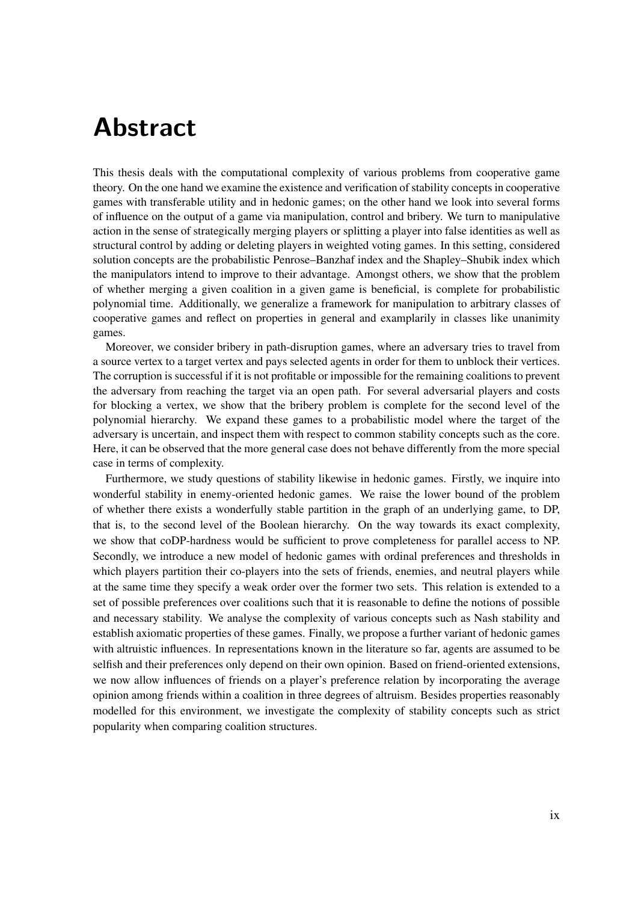# Abstract

This thesis deals with the computational complexity of various problems from cooperative game theory. On the one hand we examine the existence and verification of stability concepts in cooperative games with transferable utility and in hedonic games; on the other hand we look into several forms of influence on the output of a game via manipulation, control and bribery. We turn to manipulative action in the sense of strategically merging players or splitting a player into false identities as well as structural control by adding or deleting players in weighted voting games. In this setting, considered solution concepts are the probabilistic Penrose–Banzhaf index and the Shapley–Shubik index which the manipulators intend to improve to their advantage. Amongst others, we show that the problem of whether merging a given coalition in a given game is beneficial, is complete for probabilistic polynomial time. Additionally, we generalize a framework for manipulation to arbitrary classes of cooperative games and reflect on properties in general and examplarily in classes like unanimity games.

Moreover, we consider bribery in path-disruption games, where an adversary tries to travel from a source vertex to a target vertex and pays selected agents in order for them to unblock their vertices. The corruption is successful if it is not profitable or impossible for the remaining coalitions to prevent the adversary from reaching the target via an open path. For several adversarial players and costs for blocking a vertex, we show that the bribery problem is complete for the second level of the polynomial hierarchy. We expand these games to a probabilistic model where the target of the adversary is uncertain, and inspect them with respect to common stability concepts such as the core. Here, it can be observed that the more general case does not behave differently from the more special case in terms of complexity.

Furthermore, we study questions of stability likewise in hedonic games. Firstly, we inquire into wonderful stability in enemy-oriented hedonic games. We raise the lower bound of the problem of whether there exists a wonderfully stable partition in the graph of an underlying game, to DP, that is, to the second level of the Boolean hierarchy. On the way towards its exact complexity, we show that coDP-hardness would be sufficient to prove completeness for parallel access to NP. Secondly, we introduce a new model of hedonic games with ordinal preferences and thresholds in which players partition their co-players into the sets of friends, enemies, and neutral players while at the same time they specify a weak order over the former two sets. This relation is extended to a set of possible preferences over coalitions such that it is reasonable to define the notions of possible and necessary stability. We analyse the complexity of various concepts such as Nash stability and establish axiomatic properties of these games. Finally, we propose a further variant of hedonic games with altruistic influences. In representations known in the literature so far, agents are assumed to be selfish and their preferences only depend on their own opinion. Based on friend-oriented extensions, we now allow influences of friends on a player's preference relation by incorporating the average opinion among friends within a coalition in three degrees of altruism. Besides properties reasonably modelled for this environment, we investigate the complexity of stability concepts such as strict popularity when comparing coalition structures.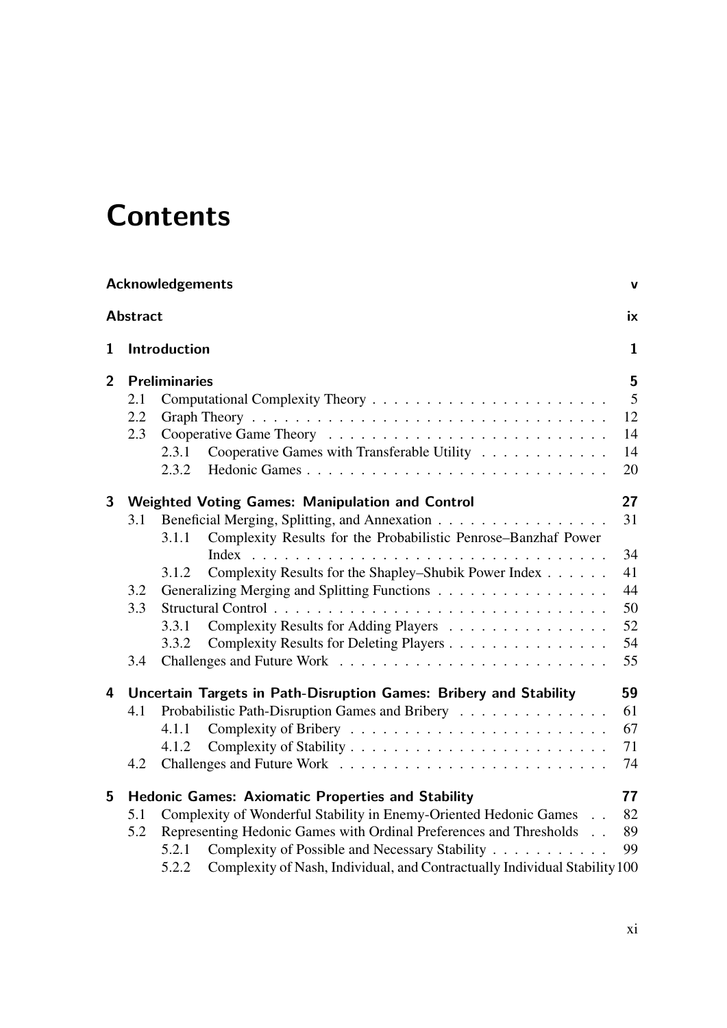# Contents

| | | |
|---|---|---|
| **Acknowledgements** | | **v** |
| **Abstract** | | **ix** |
| **1** | **Introduction** | **1** |
| **2** | **Preliminaries** | **5** |
| 2.1 | Computational Complexity Theory | 5 |
| 2.2 | Graph Theory | 12 |
| 2.3 | Cooperative Game Theory | 14 |
| 2.3.1 | Cooperative Games with Transferable Utility | 14 |
| 2.3.2 | Hedonic Games | 20 |
| **3** | **Weighted Voting Games: Manipulation and Control** | **27** |
| 3.1 | Beneficial Merging, Splitting, and Annexation | 31 |
| 3.1.1 | Complexity Results for the Probabilistic Penrose–Banzhaf Power Index | 34 |
| 3.1.2 | Complexity Results for the Shapley–Shubik Power Index | 41 |
| 3.2 | Generalizing Merging and Splitting Functions | 44 |
| 3.3 | Structural Control | 50 |
| 3.3.1 | Complexity Results for Adding Players | 52 |
| 3.3.2 | Complexity Results for Deleting Players | 54 |
| 3.4 | Challenges and Future Work | 55 |
| **4** | **Uncertain Targets in Path-Disruption Games: Bribery and Stability** | **59** |
| 4.1 | Probabilistic Path-Disruption Games and Bribery | 61 |
| 4.1.1 | Complexity of Bribery | 67 |
| 4.1.2 | Complexity of Stability | 71 |
| 4.2 | Challenges and Future Work | 74 |
| **5** | **Hedonic Games: Axiomatic Properties and Stability** | **77** |
| 5.1 | Complexity of Wonderful Stability in Enemy-Oriented Hedonic Games | 82 |
| 5.2 | Representing Hedonic Games with Ordinal Preferences and Thresholds | 89 |
| 5.2.1 | Complexity of Possible and Necessary Stability | 99 |
| 5.2.2 | Complexity of Nash, Individual, and Contractually Individual Stability | 100 |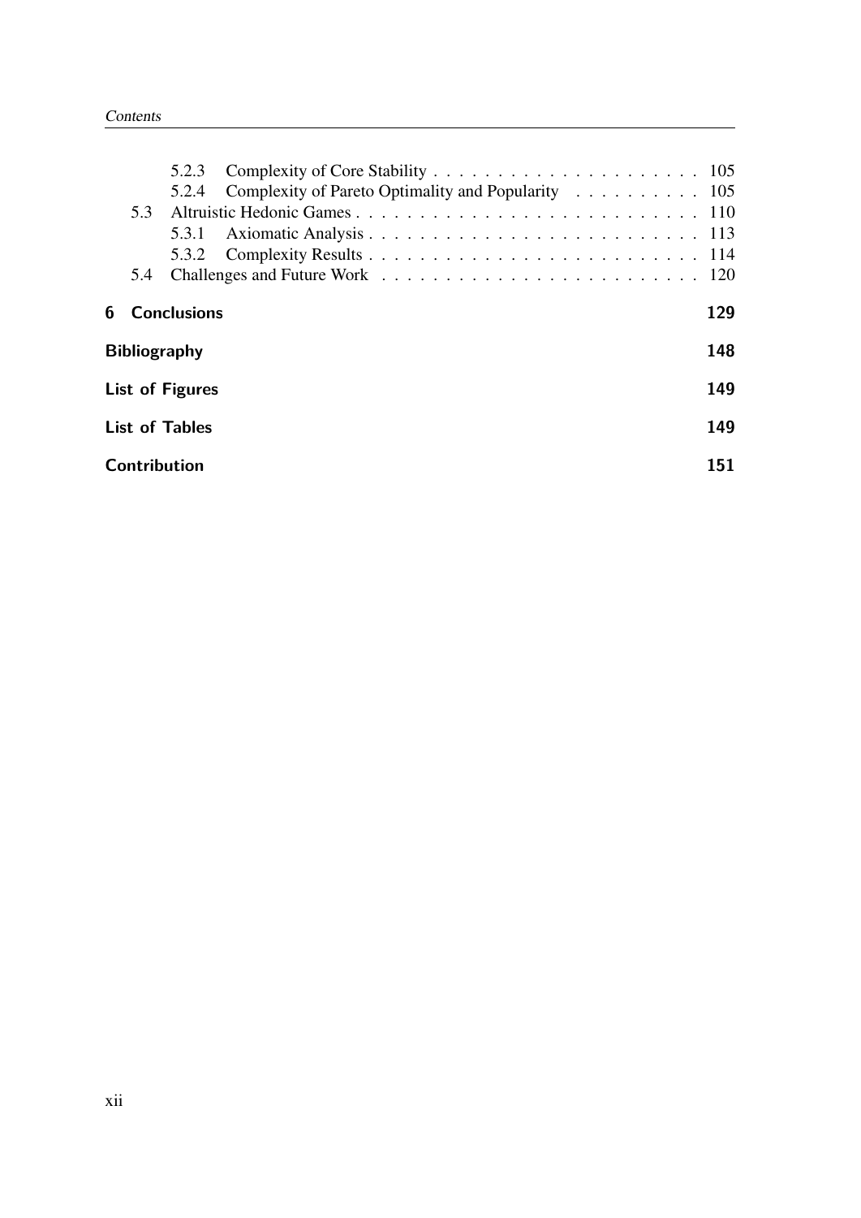- 5.2.3 Complexity of Core Stability . . . . . . . . . . . . . . . . . . . . . 105
- 5.2.4 Complexity of Pareto Optimality and Popularity . . . . . . . . . . 105
- 5.3 Altruistic Hedonic Games . . . . . . . . . . . . . . . . . . . . . . . . . . 110
  - 5.3.1 Axiomatic Analysis . . . . . . . . . . . . . . . . . . . . . . . . . 113
  - 5.3.2 Complexity Results . . . . . . . . . . . . . . . . . . . . . . . . . 114
- 5.4 Challenges and Future Work . . . . . . . . . . . . . . . . . . . . . . . . 120

**6 Conclusions** **129**

**Bibliography** **148**

**List of Figures** **149**

**List of Tables** **149**

**Contribution** **151**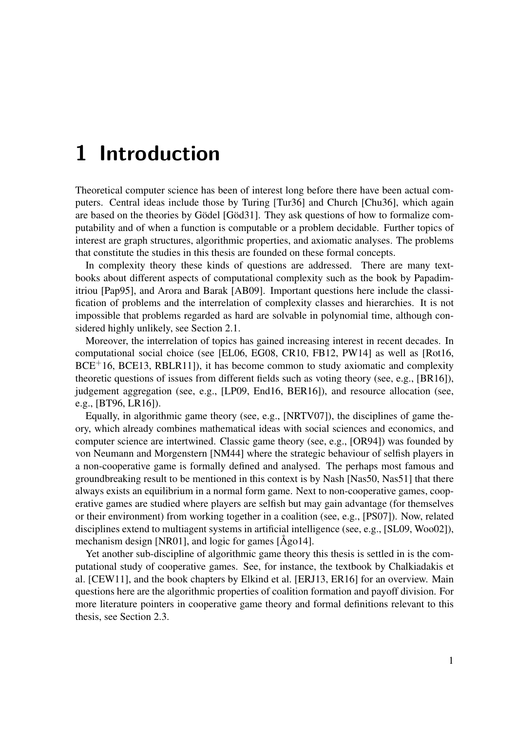# 1 Introduction

Theoretical computer science has been of interest long before there have been actual computers. Central ideas include those by Turing [Tur36] and Church [Chu36], which again are based on the theories by Gödel [Göd31]. They ask questions of how to formalize computability and of when a function is computable or a problem decidable. Further topics of interest are graph structures, algorithmic properties, and axiomatic analyses. The problems that constitute the studies in this thesis are founded on these formal concepts.

In complexity theory these kinds of questions are addressed. There are many textbooks about different aspects of computational complexity such as the book by Papadimitriou [Pap95], and Arora and Barak [AB09]. Important questions here include the classification of problems and the interrelation of complexity classes and hierarchies. It is not impossible that problems regarded as hard are solvable in polynomial time, although considered highly unlikely, see Section 2.1.

Moreover, the interrelation of topics has gained increasing interest in recent decades. In computational social choice (see [EL06, EG08, CR10, FB12, PW14] as well as [Rot16, BCE+16, BCE13, RBLR11]), it has become common to study axiomatic and complexity theoretic questions of issues from different fields such as voting theory (see, e.g., [BR16]), judgement aggregation (see, e.g., [LP09, End16, BER16]), and resource allocation (see, e.g., [BT96, LR16]).

Equally, in algorithmic game theory (see, e.g., [NRTV07]), the disciplines of game theory, which already combines mathematical ideas with social sciences and economics, and computer science are intertwined. Classic game theory (see, e.g., [OR94]) was founded by von Neumann and Morgenstern [NM44] where the strategic behaviour of selfish players in a non-cooperative game is formally defined and analysed. The perhaps most famous and groundbreaking result to be mentioned in this context is by Nash [Nas50, Nas51] that there always exists an equilibrium in a normal form game. Next to non-cooperative games, cooperative games are studied where players are selfish but may gain advantage (for themselves or their environment) from working together in a coalition (see, e.g., [PS07]). Now, related disciplines extend to multiagent systems in artificial intelligence (see, e.g., [SL09, Woo02]), mechanism design [NR01], and logic for games [Ågo14].

Yet another sub-discipline of algorithmic game theory this thesis is settled in is the computational study of cooperative games. See, for instance, the textbook by Chalkiadakis et al. [CEW11], and the book chapters by Elkind et al. [ERJ13, ER16] for an overview. Main questions here are the algorithmic properties of coalition formation and payoff division. For more literature pointers in cooperative game theory and formal definitions relevant to this thesis, see Section 2.3.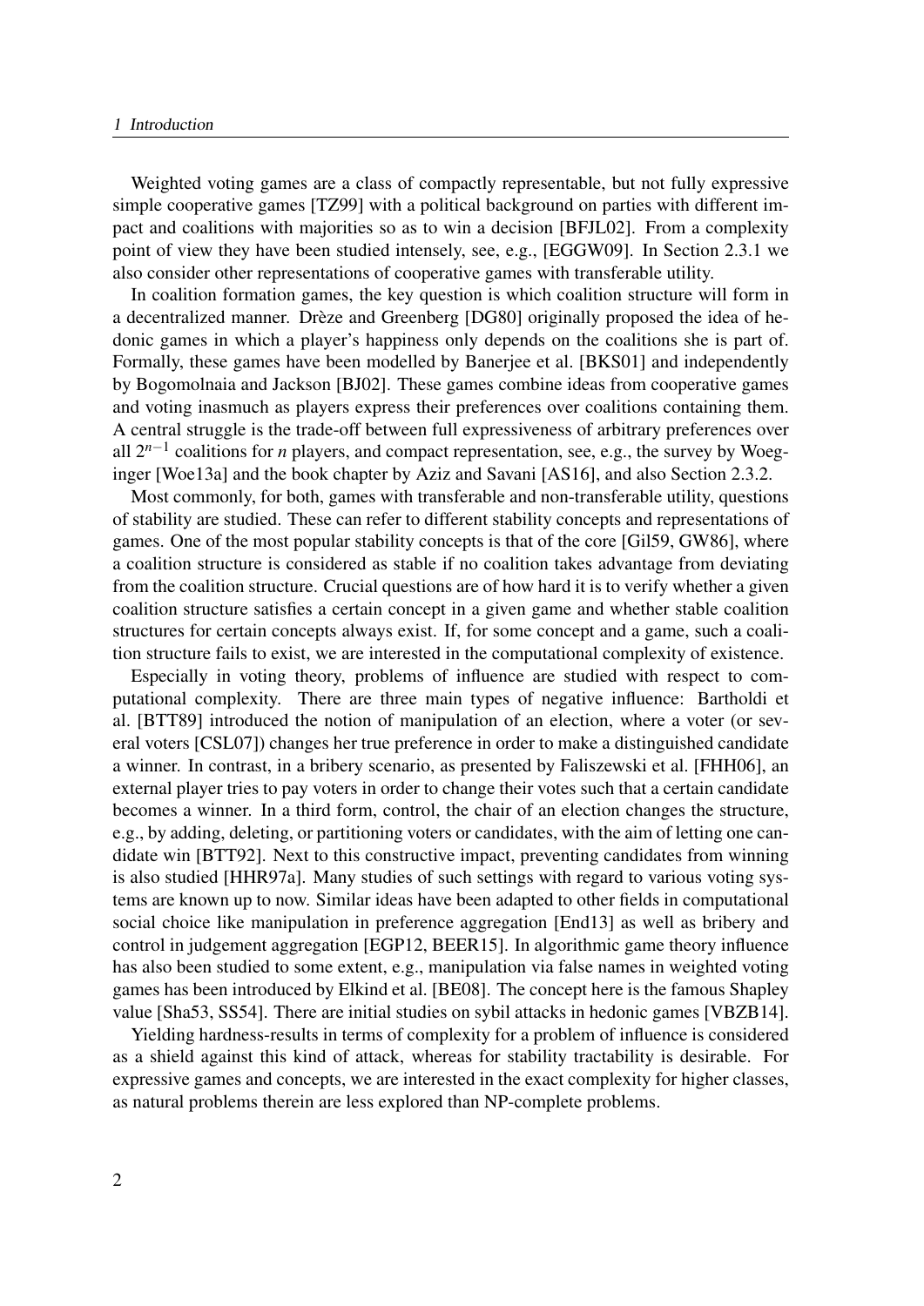Weighted voting games are a class of compactly representable, but not fully expressive simple cooperative games [TZ99] with a political background on parties with different impact and coalitions with majorities so as to win a decision [BFJL02]. From a complexity point of view they have been studied intensely, see, e.g., [EGGW09]. In Section 2.3.1 we also consider other representations of cooperative games with transferable utility.

In coalition formation games, the key question is which coalition structure will form in a decentralized manner. Drèze and Greenberg [DG80] originally proposed the idea of hedonic games in which a player's happiness only depends on the coalitions she is part of. Formally, these games have been modelled by Banerjee et al. [BKS01] and independently by Bogomolnaia and Jackson [BJ02]. These games combine ideas from cooperative games and voting inasmuch as players express their preferences over coalitions containing them. A central struggle is the trade-off between full expressiveness of arbitrary preferences over all $2^{n-1}$ coalitions for $n$ players, and compact representation, see, e.g., the survey by Woeginger [Woe13a] and the book chapter by Aziz and Savani [AS16], and also Section 2.3.2.

Most commonly, for both, games with transferable and non-transferable utility, questions of stability are studied. These can refer to different stability concepts and representations of games. One of the most popular stability concepts is that of the core [Gil59, GW86], where a coalition structure is considered as stable if no coalition takes advantage from deviating from the coalition structure. Crucial questions are of how hard it is to verify whether a given coalition structure satisfies a certain concept in a given game and whether stable coalition structures for certain concepts always exist. If, for some concept and a game, such a coalition structure fails to exist, we are interested in the computational complexity of existence.

Especially in voting theory, problems of influence are studied with respect to computational complexity. There are three main types of negative influence: Bartholdi et al. [BTT89] introduced the notion of manipulation of an election, where a voter (or several voters [CSL07]) changes her true preference in order to make a distinguished candidate a winner. In contrast, in a bribery scenario, as presented by Faliszewski et al. [FHH06], an external player tries to pay voters in order to change their votes such that a certain candidate becomes a winner. In a third form, control, the chair of an election changes the structure, e.g., by adding, deleting, or partitioning voters or candidates, with the aim of letting one candidate win [BTT92]. Next to this constructive impact, preventing candidates from winning is also studied [HHR97a]. Many studies of such settings with regard to various voting systems are known up to now. Similar ideas have been adapted to other fields in computational social choice like manipulation in preference aggregation [End13] as well as bribery and control in judgement aggregation [EGP12, BEER15]. In algorithmic game theory influence has also been studied to some extent, e.g., manipulation via false names in weighted voting games has been introduced by Elkind et al. [BE08]. The concept here is the famous Shapley value [Sha53, SS54]. There are initial studies on sybil attacks in hedonic games [VBZB14].

Yielding hardness-results in terms of complexity for a problem of influence is considered as a shield against this kind of attack, whereas for stability tractability is desirable. For expressive games and concepts, we are interested in the exact complexity for higher classes, as natural problems therein are less explored than NP-complete problems.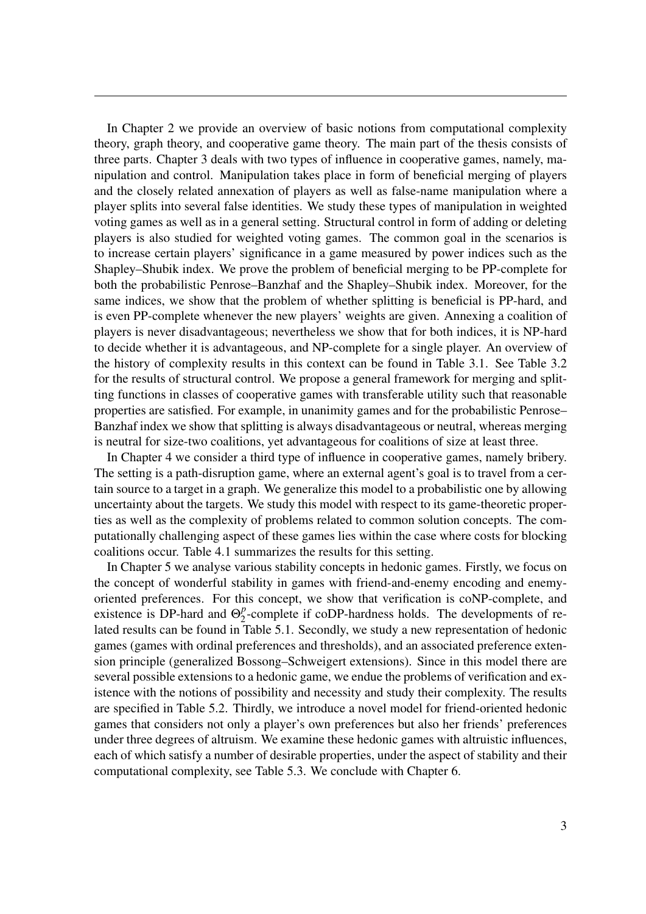In Chapter 2 we provide an overview of basic notions from computational complexity theory, graph theory, and cooperative game theory. The main part of the thesis consists of three parts. Chapter 3 deals with two types of influence in cooperative games, namely, manipulation and control. Manipulation takes place in form of beneficial merging of players and the closely related annexation of players as well as false-name manipulation where a player splits into several false identities. We study these types of manipulation in weighted voting games as well as in a general setting. Structural control in form of adding or deleting players is also studied for weighted voting games. The common goal in the scenarios is to increase certain players' significance in a game measured by power indices such as the Shapley–Shubik index. We prove the problem of beneficial merging to be PP-complete for both the probabilistic Penrose–Banzhaf and the Shapley–Shubik index. Moreover, for the same indices, we show that the problem of whether splitting is beneficial is PP-hard, and is even PP-complete whenever the new players' weights are given. Annexing a coalition of players is never disadvantageous; nevertheless we show that for both indices, it is NP-hard to decide whether it is advantageous, and NP-complete for a single player. An overview of the history of complexity results in this context can be found in Table 3.1. See Table 3.2 for the results of structural control. We propose a general framework for merging and splitting functions in classes of cooperative games with transferable utility such that reasonable properties are satisfied. For example, in unanimity games and for the probabilistic Penrose–Banzhaf index we show that splitting is always disadvantageous or neutral, whereas merging is neutral for size-two coalitions, yet advantageous for coalitions of size at least three.

In Chapter 4 we consider a third type of influence in cooperative games, namely bribery. The setting is a path-disruption game, where an external agent's goal is to travel from a certain source to a target in a graph. We generalize this model to a probabilistic one by allowing uncertainty about the targets. We study this model with respect to its game-theoretic properties as well as the complexity of problems related to common solution concepts. The computationally challenging aspect of these games lies within the case where costs for blocking coalitions occur. Table 4.1 summarizes the results for this setting.

In Chapter 5 we analyse various stability concepts in hedonic games. Firstly, we focus on the concept of wonderful stability in games with friend-and-enemy encoding and enemy-oriented preferences. For this concept, we show that verification is coNP-complete, and existence is DP-hard and $\Theta_2^p$-complete if coDP-hardness holds. The developments of related results can be found in Table 5.1. Secondly, we study a new representation of hedonic games (games with ordinal preferences and thresholds), and an associated preference extension principle (generalized Bossong–Schweigert extensions). Since in this model there are several possible extensions to a hedonic game, we endue the problems of verification and existence with the notions of possibility and necessity and study their complexity. The results are specified in Table 5.2. Thirdly, we introduce a novel model for friend-oriented hedonic games that considers not only a player's own preferences but also her friends' preferences under three degrees of altruism. We examine these hedonic games with altruistic influences, each of which satisfy a number of desirable properties, under the aspect of stability and their computational complexity, see Table 5.3. We conclude with Chapter 6.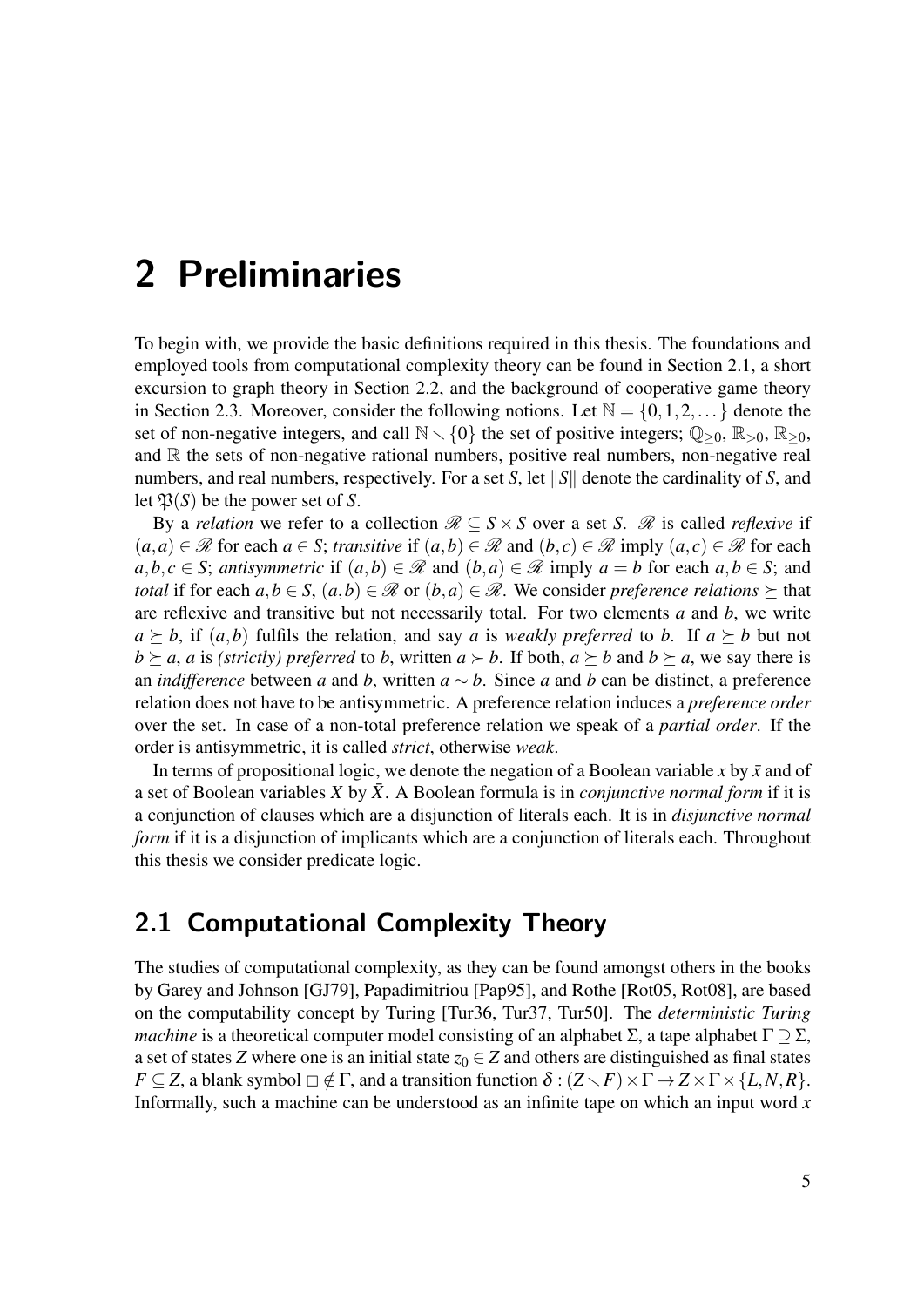# 2 Preliminaries

To begin with, we provide the basic definitions required in this thesis. The foundations and employed tools from computational complexity theory can be found in Section 2.1, a short excursion to graph theory in Section 2.2, and the background of cooperative game theory in Section 2.3. Moreover, consider the following notions. Let $\mathbb{N} = \{0,1,2,\dots\}$ denote the set of non-negative integers, and call $\mathbb{N} \smallsetminus \{0\}$ the set of positive integers; $\mathbb{Q}_{\geq 0}$, $\mathbb{R}_{>0}$, $\mathbb{R}_{\geq 0}$, and $\mathbb{R}$ the sets of non-negative rational numbers, positive real numbers, non-negative real numbers, and real numbers, respectively. For a set $S$, let $\|S\|$ denote the cardinality of $S$, and let $\mathfrak{P}(S)$ be the power set of $S$.

By a *relation* we refer to a collection $\mathscr{R} \subseteq S \times S$ over a set $S$. $\mathscr{R}$ is called *reflexive* if $(a,a) \in \mathscr{R}$ for each $a \in S$; *transitive* if $(a,b) \in \mathscr{R}$ and $(b,c) \in \mathscr{R}$ imply $(a,c) \in \mathscr{R}$ for each $a,b,c \in S$; *antisymmetric* if $(a,b) \in \mathscr{R}$ and $(b,a) \in \mathscr{R}$ imply $a = b$ for each $a,b \in S$; and *total* if for each $a,b \in S$, $(a,b) \in \mathscr{R}$ or $(b,a) \in \mathscr{R}$. We consider *preference relations* $\succeq$ that are reflexive and transitive but not necessarily total. For two elements $a$ and $b$, we write $a \succeq b$, if $(a,b)$ fulfils the relation, and say $a$ is *weakly preferred* to $b$. If $a \succeq b$ but not $b \succeq a$, $a$ is *(strictly) preferred* to $b$, written $a \succ b$. If both, $a \succeq b$ and $b \succeq a$, we say there is an *indifference* between $a$ and $b$, written $a \sim b$. Since $a$ and $b$ can be distinct, a preference relation does not have to be antisymmetric. A preference relation induces a *preference order* over the set. In case of a non-total preference relation we speak of a *partial order*. If the order is antisymmetric, it is called *strict*, otherwise *weak*.

In terms of propositional logic, we denote the negation of a Boolean variable $x$ by $\bar{x}$ and of a set of Boolean variables $X$ by $\bar{X}$. A Boolean formula is in *conjunctive normal form* if it is a conjunction of clauses which are a disjunction of literals each. It is in *disjunctive normal form* if it is a disjunction of implicants which are a conjunction of literals each. Throughout this thesis we consider predicate logic.

## 2.1 Computational Complexity Theory

The studies of computational complexity, as they can be found amongst others in the books by Garey and Johnson [GJ79], Papadimitriou [Pap95], and Rothe [Rot05, Rot08], are based on the computability concept by Turing [Tur36, Tur37, Tur50]. The *deterministic Turing machine* is a theoretical computer model consisting of an alphabet $\Sigma$, a tape alphabet $\Gamma \supseteq \Sigma$, a set of states $Z$ where one is an initial state $z_0 \in Z$ and others are distinguished as final states $F \subseteq Z$, a blank symbol $\square \notin \Gamma$, and a transition function $\delta : (Z \smallsetminus F) \times \Gamma \rightarrow Z \times \Gamma \times \{L,N,R\}$. Informally, such a machine can be understood as an infinite tape on which an input word $x$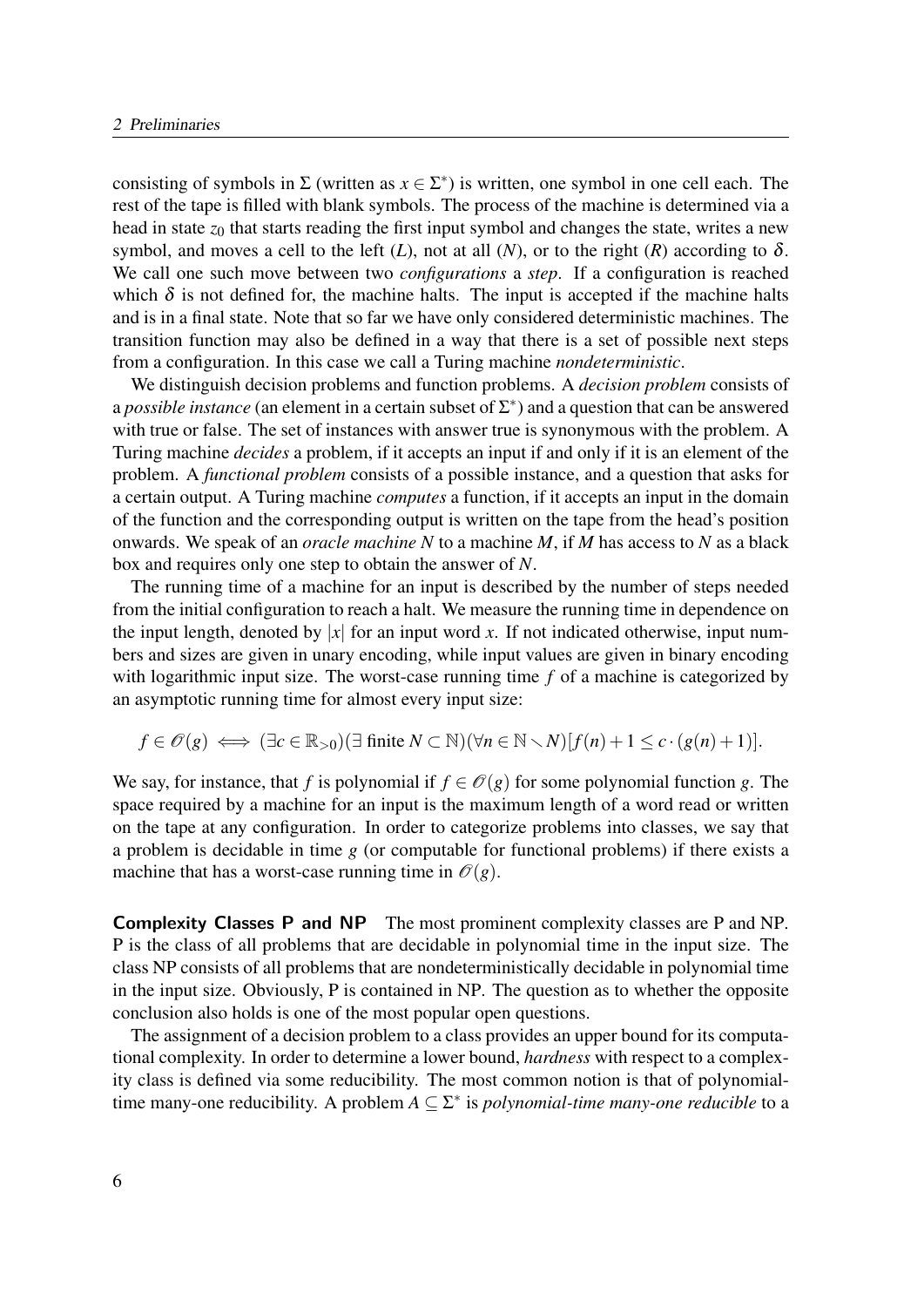consisting of symbols in $\Sigma$ (written as $x \in \Sigma^*$) is written, one symbol in one cell each. The rest of the tape is filled with blank symbols. The process of the machine is determined via a head in state $z_0$ that starts reading the first input symbol and changes the state, writes a new symbol, and moves a cell to the left ($L$), not at all ($N$), or to the right ($R$) according to $\delta$. We call one such move between two *configurations* a *step*. If a configuration is reached which $\delta$ is not defined for, the machine halts. The input is accepted if the machine halts and is in a final state. Note that so far we have only considered deterministic machines. The transition function may also be defined in a way that there is a set of possible next steps from a configuration. In this case we call a Turing machine *nondeterministic*.

We distinguish decision problems and function problems. A *decision problem* consists of a *possible instance* (an element in a certain subset of $\Sigma^*$) and a question that can be answered with true or false. The set of instances with answer true is synonymous with the problem. A Turing machine *decides* a problem, if it accepts an input if and only if it is an element of the problem. A *functional problem* consists of a possible instance, and a question that asks for a certain output. A Turing machine *computes* a function, if it accepts an input in the domain of the function and the corresponding output is written on the tape from the head's position onwards. We speak of an *oracle machine* $N$ to a machine $M$, if $M$ has access to $N$ as a black box and requires only one step to obtain the answer of $N$.

The running time of a machine for an input is described by the number of steps needed from the initial configuration to reach a halt. We measure the running time in dependence on the input length, denoted by $|x|$ for an input word $x$. If not indicated otherwise, input numbers and sizes are given in unary encoding, while input values are given in binary encoding with logarithmic input size. The worst-case running time $f$ of a machine is categorized by an asymptotic running time for almost every input size:

$$f \in \mathcal{O}(g) \iff (\exists c \in \mathbb{R}_{>0})(\exists \text{ finite } N \subset \mathbb{N})(\forall n \in \mathbb{N} \setminus N)[f(n) + 1 \leq c \cdot (g(n) + 1)].$$

We say, for instance, that $f$ is polynomial if $f \in \mathcal{O}(g)$ for some polynomial function $g$. The space required by a machine for an input is the maximum length of a word read or written on the tape at any configuration. In order to categorize problems into classes, we say that a problem is decidable in time $g$ (or computable for functional problems) if there exists a machine that has a worst-case running time in $\mathcal{O}(g)$.

**Complexity Classes P and NP** The most prominent complexity classes are P and NP. P is the class of all problems that are decidable in polynomial time in the input size. The class NP consists of all problems that are nondeterministically decidable in polynomial time in the input size. Obviously, P is contained in NP. The question as to whether the opposite conclusion also holds is one of the most popular open questions.

The assignment of a decision problem to a class provides an upper bound for its computational complexity. In order to determine a lower bound, *hardness* with respect to a complexity class is defined via some reducibility. The most common notion is that of polynomial-time many-one reducibility. A problem $A \subseteq \Sigma^*$ is *polynomial-time many-one reducible* to a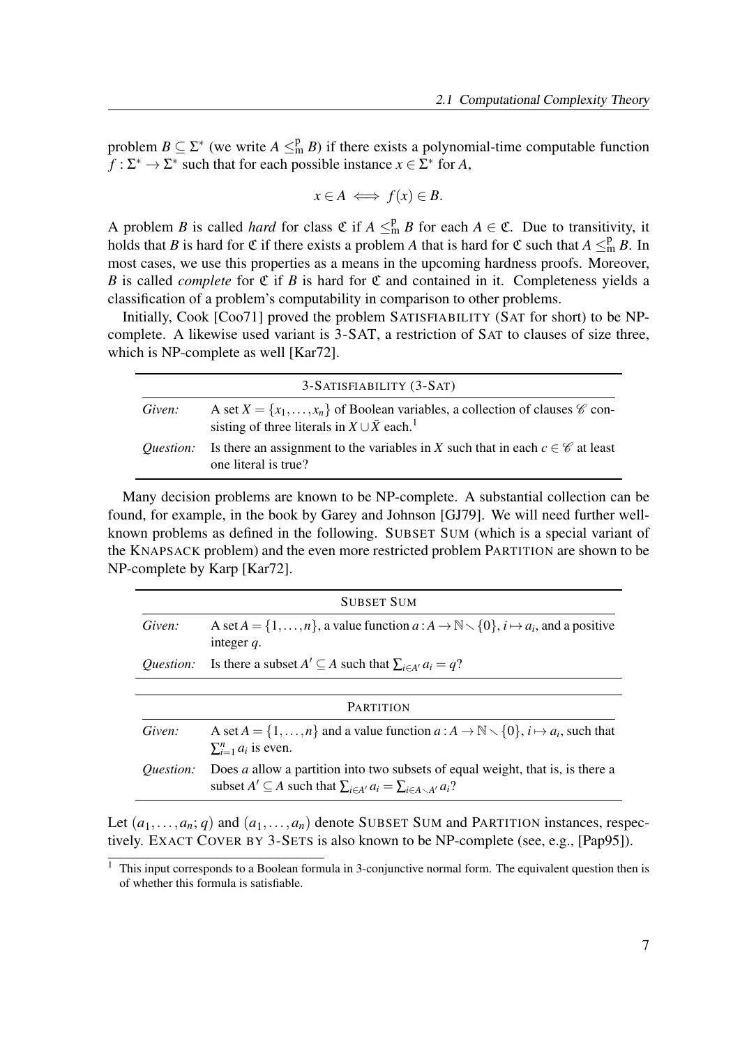problem $B \subseteq \Sigma^*$ (we write $A \leq_m^p B$) if there exists a polynomial-time computable function $f : \Sigma^* \to \Sigma^*$ such that for each possible instance $x \in \Sigma^*$ for $A$,

$$x \in A \iff f(x) \in B.$$

A problem $B$ is called *hard* for class $\mathfrak{C}$ if $A \leq_m^p B$ for each $A \in \mathfrak{C}$. Due to transitivity, it holds that $B$ is hard for $\mathfrak{C}$ if there exists a problem $A$ that is hard for $\mathfrak{C}$ such that $A \leq_m^p B$. In most cases, we use this properties as a means in the upcoming hardness proofs. Moreover, $B$ is called *complete* for $\mathfrak{C}$ if $B$ is hard for $\mathfrak{C}$ and contained in it. Completeness yields a classification of a problem's computability in comparison to other problems.

Initially, Cook [Coo71] proved the problem SATISFIABILITY (SAT for short) to be NP-complete. A likewise used variant is 3-SAT, a restriction of SAT to clauses of size three, which is NP-complete as well [Kar72].

| 3-SATISFIABILITY (3-SAT) | |
|---|---|
| *Given:* | A set $X = \{x_1, \dots, x_n\}$ of Boolean variables, a collection of clauses $\mathscr{C}$ consisting of three literals in $X \cup \bar{X}$ each.[1] |
| *Question:* | Is there an assignment to the variables in $X$ such that in each $c \in \mathscr{C}$ at least one literal is true? |

Many decision problems are known to be NP-complete. A substantial collection can be found, for example, in the book by Garey and Johnson [GJ79]. We will need further well-known problems as defined in the following. SUBSET SUM (which is a special variant of the KNAPSACK problem) and the even more restricted problem PARTITION are shown to be NP-complete by Karp [Kar72].

| SUBSET SUM | |
|---|---|
| *Given:* | A set $A = \{1, \dots, n\}$, a value function $a : A \to \mathbb{N} \setminus \{0\}$, $i \mapsto a_i$, and a positive integer $q$. |
| *Question:* | Is there a subset $A' \subseteq A$ such that $\sum_{i \in A'} a_i = q$? |

| PARTITION | |
|---|---|
| *Given:* | A set $A = \{1, \dots, n\}$ and a value function $a : A \to \mathbb{N} \setminus \{0\}$, $i \mapsto a_i$, such that $\sum_{i=1}^{n} a_i$ is even. |
| *Question:* | Does $a$ allow a partition into two subsets of equal weight, that is, is there a subset $A' \subseteq A$ such that $\sum_{i \in A'} a_i = \sum_{i \in A \setminus A'} a_i$? |

Let $(a_1, \dots, a_n; q)$ and $(a_1, \dots, a_n)$ denote SUBSET SUM and PARTITION instances, respectively. EXACT COVER BY 3-SETS is also known to be NP-complete (see, e.g., [Pap95]).

[1] This input corresponds to a Boolean formula in 3-conjunctive normal form. The equivalent question then is of whether this formula is satisfiable.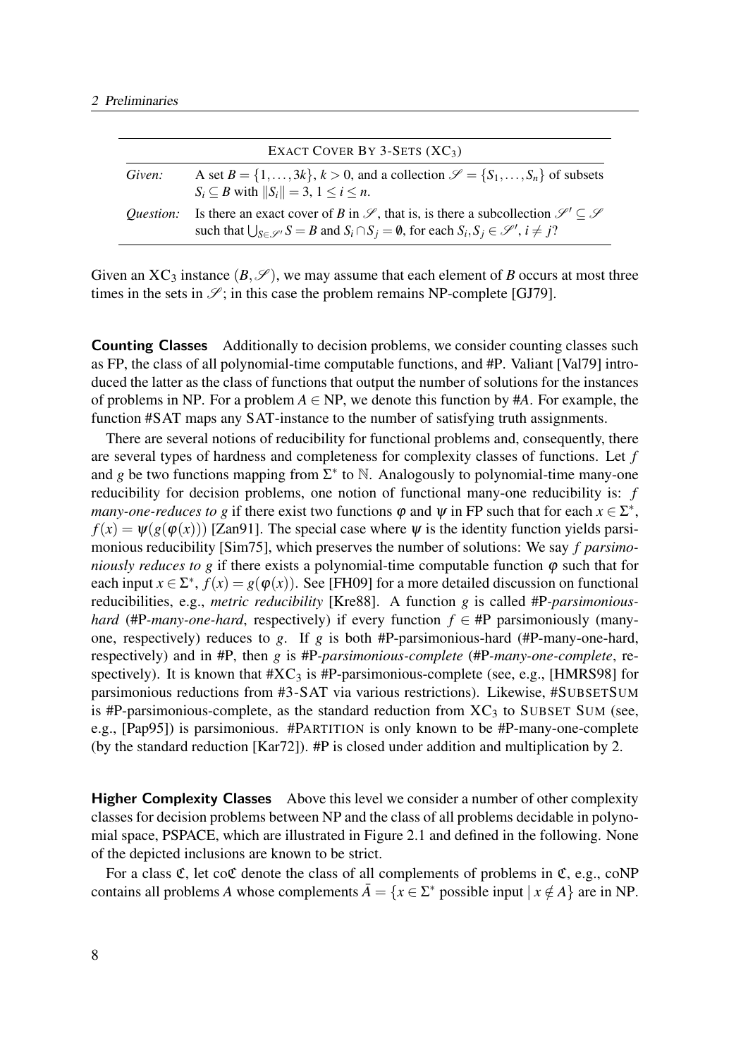| Exact Cover By 3-Sets ($XC_3$) | |
|---|---|
| *Given:* | A set $B = \{1, \ldots, 3k\}$, $k > 0$, and a collection $\mathscr{S} = \{S_1, \ldots, S_n\}$ of subsets $S_i \subseteq B$ with $\|S_i\| = 3$, $1 \leq i \leq n$. |
| *Question:* | Is there an exact cover of $B$ in $\mathscr{S}$, that is, is there a subcollection $\mathscr{S}' \subseteq \mathscr{S}$ such that $\bigcup_{S \in \mathscr{S}'} S = B$ and $S_i \cap S_j = \emptyset$, for each $S_i, S_j \in \mathscr{S}'$, $i \neq j$? |

Given an $XC_3$ instance $(B, \mathscr{S})$, we may assume that each element of $B$ occurs at most three times in the sets in $\mathscr{S}$; in this case the problem remains NP-complete [GJ79].

**Counting Classes** Additionally to decision problems, we consider counting classes such as FP, the class of all polynomial-time computable functions, and #P. Valiant [Val79] introduced the latter as the class of functions that output the number of solutions for the instances of problems in NP. For a problem $A \in$ NP, we denote this function by #$A$. For example, the function #SAT maps any SAT-instance to the number of satisfying truth assignments.

There are several notions of reducibility for functional problems and, consequently, there are several types of hardness and completeness for complexity classes of functions. Let $f$ and $g$ be two functions mapping from $\Sigma^*$ to $\mathbb{N}$. Analogously to polynomial-time many-one reducibility for decision problems, one notion of functional many-one reducibility is: *$f$ many-one-reduces to $g$* if there exist two functions $\varphi$ and $\psi$ in FP such that for each $x \in \Sigma^*$, $f(x) = \psi(g(\varphi(x)))$ [Zan91]. The special case where $\psi$ is the identity function yields parsimonious reducibility [Sim75], which preserves the number of solutions: We say *$f$ parsimoniously reduces to $g$* if there exists a polynomial-time computable function $\varphi$ such that for each input $x \in \Sigma^*$, $f(x) = g(\varphi(x))$. See [FH09] for a more detailed discussion on functional reducibilities, e.g., *metric reducibility* [Kre88]. A function $g$ is called *#P-parsimonious-hard* (*#P-many-one-hard*, respectively) if every function $f \in$ #P parsimoniously (many-one, respectively) reduces to $g$. If $g$ is both #P-parsimonious-hard (#P-many-one-hard, respectively) and in #P, then $g$ is *#P-parsimonious-complete* (*#P-many-one-complete*, respectively). It is known that #$XC_3$ is #P-parsimonious-complete (see, e.g., [HMRS98] for parsimonious reductions from #3-SAT via various restrictions). Likewise, #SubsetSum is #P-parsimonious-complete, as the standard reduction from $XC_3$ to Subset Sum (see, e.g., [Pap95]) is parsimonious. #Partition is only known to be #P-many-one-complete (by the standard reduction [Kar72]). #P is closed under addition and multiplication by 2.

**Higher Complexity Classes** Above this level we consider a number of other complexity classes for decision problems between NP and the class of all problems decidable in polynomial space, PSPACE, which are illustrated in Figure 2.1 and defined in the following. None of the depicted inclusions are known to be strict.

For a class $\mathfrak{C}$, let co$\mathfrak{C}$ denote the class of all complements of problems in $\mathfrak{C}$, e.g., coNP contains all problems $A$ whose complements $\bar{A} = \{x \in \Sigma^* \text{ possible input} \mid x \notin A\}$ are in NP.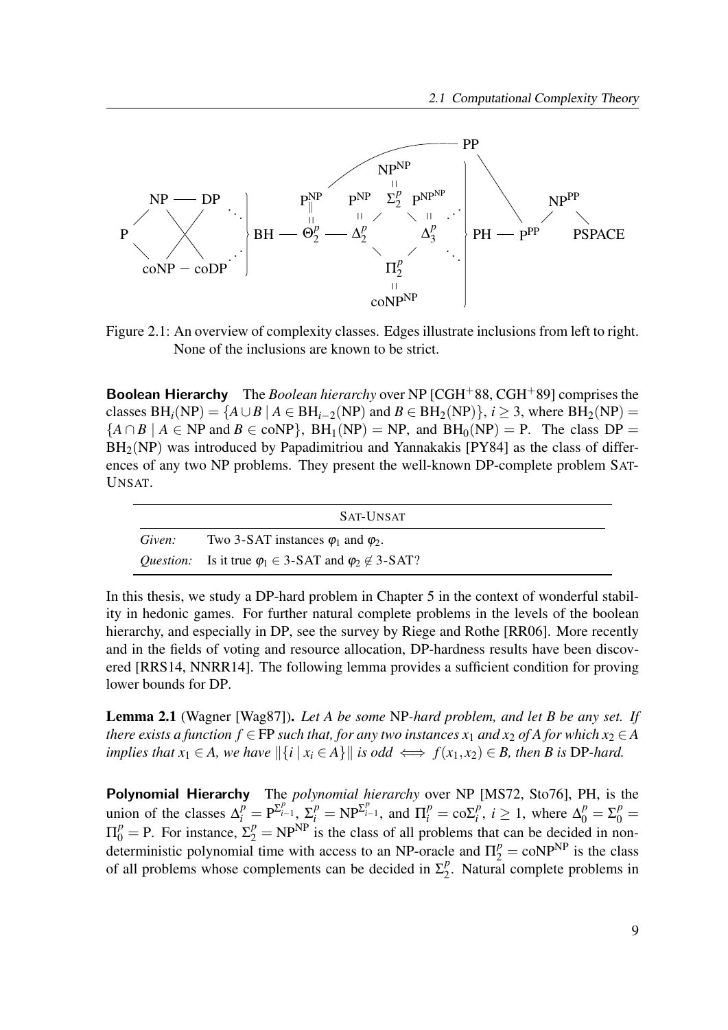Figure 2.1: An overview of complexity classes. Edges illustrate inclusions from left to right. None of the inclusions are known to be strict.

**Boolean Hierarchy** The *Boolean hierarchy* over NP [CGH+88, CGH+89] comprises the classes $\mathrm{BH}_i(\mathrm{NP}) = \{A \cup B \mid A \in \mathrm{BH}_{i-2}(\mathrm{NP}) \text{ and } B \in \mathrm{BH}_2(\mathrm{NP})\}$, $i \geq 3$, where $\mathrm{BH}_2(\mathrm{NP}) = \{A \cap B \mid A \in \mathrm{NP} \text{ and } B \in \mathrm{coNP}\}$, $\mathrm{BH}_1(\mathrm{NP}) = \mathrm{NP}$, and $\mathrm{BH}_0(\mathrm{NP}) = \mathrm{P}$. The class $\mathrm{DP} = \mathrm{BH}_2(\mathrm{NP})$ was introduced by Papadimitriou and Yannakakis [PY84] as the class of differences of any two NP problems. They present the well-known DP-complete problem SAT-UNSAT.

| SAT-UNSAT | |
|---|---|
| *Given:* | Two 3-SAT instances $\varphi_1$ and $\varphi_2$. |
| *Question:* | Is it true $\varphi_1 \in$ 3-SAT and $\varphi_2 \notin$ 3-SAT? |

In this thesis, we study a DP-hard problem in Chapter 5 in the context of wonderful stability in hedonic games. For further natural complete problems in the levels of the boolean hierarchy, and especially in DP, see the survey by Riege and Rothe [RR06]. More recently and in the fields of voting and resource allocation, DP-hardness results have been discovered [RRS14, NNRR14]. The following lemma provides a sufficient condition for proving lower bounds for DP.

**Lemma 2.1** (Wagner [Wag87]). *Let A be some* NP*-hard problem, and let B be any set. If there exists a function $f \in \mathrm{FP}$ such that, for any two instances $x_1$ and $x_2$ of A for which $x_2 \in A$ implies that $x_1 \in A$, we have $\|\{i \mid x_i \in A\}\|$ is odd $\iff f(x_1,x_2) \in B$, then B is* DP*-hard.*

**Polynomial Hierarchy** The *polynomial hierarchy* over NP [MS72, Sto76], PH, is the union of the classes $\Delta_i^p = \mathrm{P}^{\Sigma_{i-1}^p}$, $\Sigma_i^p = \mathrm{NP}^{\Sigma_{i-1}^p}$, and $\Pi_i^p = \mathrm{co}\Sigma_i^p$, $i \geq 1$, where $\Delta_0^p = \Sigma_0^p = \Pi_0^p = \mathrm{P}$. For instance, $\Sigma_2^p = \mathrm{NP}^{\mathrm{NP}}$ is the class of all problems that can be decided in nondeterministic polynomial time with access to an NP-oracle and $\Pi_2^p = \mathrm{coNP}^{\mathrm{NP}}$ is the class of all problems whose complements can be decided in $\Sigma_2^p$. Natural complete problems in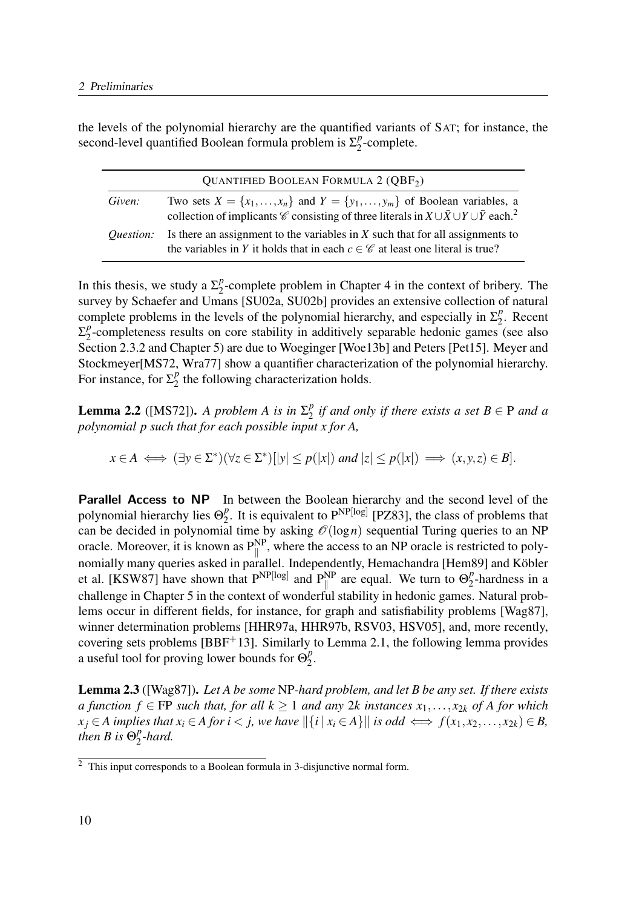the levels of the polynomial hierarchy are the quantified variants of SAT; for instance, the second-level quantified Boolean formula problem is $\Sigma_2^p$-complete.

| QUANTIFIED BOOLEAN FORMULA 2 ($QBF_2$) | |
|---|---|
| *Given:* | Two sets $X = \{x_1, \ldots, x_n\}$ and $Y = \{y_1, \ldots, y_m\}$ of Boolean variables, a collection of implicants $\mathscr{C}$ consisting of three literals in $X \cup \bar{X} \cup Y \cup \bar{Y}$ each.[2] |
| *Question:* | Is there an assignment to the variables in $X$ such that for all assignments to the variables in $Y$ it holds that in each $c \in \mathscr{C}$ at least one literal is true? |

In this thesis, we study a $\Sigma_2^p$-complete problem in Chapter 4 in the context of bribery. The survey by Schaefer and Umans [SU02a, SU02b] provides an extensive collection of natural complete problems in the levels of the polynomial hierarchy, and especially in $\Sigma_2^p$. Recent $\Sigma_2^p$-completeness results on core stability in additively separable hedonic games (see also Section 2.3.2 and Chapter 5) are due to Woeginger [Woe13b] and Peters [Pet15]. Meyer and Stockmeyer[MS72, Wra77] show a quantifier characterization of the polynomial hierarchy. For instance, for $\Sigma_2^p$ the following characterization holds.

**Lemma 2.2** ([MS72])**.** *A problem $A$ is in $\Sigma_2^p$ if and only if there exists a set $B \in \mathrm{P}$ and a polynomial $p$ such that for each possible input $x$ for $A$,*

$$x \in A \iff (\exists y \in \Sigma^*)(\forall z \in \Sigma^*)[|y| \leq p(|x|) \text{ and } |z| \leq p(|x|) \implies (x, y, z) \in B].$$

**Parallel Access to NP** In between the Boolean hierarchy and the second level of the polynomial hierarchy lies $\Theta_2^p$. It is equivalent to $\mathrm{P}^{\mathrm{NP}[\log]}$ [PZ83], the class of problems that can be decided in polynomial time by asking $\mathcal{O}(\log n)$ sequential Turing queries to an NP oracle. Moreover, it is known as $\mathrm{P}_{\parallel}^{\mathrm{NP}}$, where the access to an NP oracle is restricted to polynomially many queries asked in parallel. Independently, Hemachandra [Hem89] and Köbler et al. [KSW87] have shown that $\mathrm{P}^{\mathrm{NP}[\log]}$ and $\mathrm{P}_{\parallel}^{\mathrm{NP}}$ are equal. We turn to $\Theta_2^p$-hardness in a challenge in Chapter 5 in the context of wonderful stability in hedonic games. Natural problems occur in different fields, for instance, for graph and satisfiability problems [Wag87], winner determination problems [HHR97a, HHR97b, RSV03, HSV05], and, more recently, covering sets problems [BBF+13]. Similarly to Lemma 2.1, the following lemma provides a useful tool for proving lower bounds for $\Theta_2^p$.

**Lemma 2.3** ([Wag87])**.** *Let $A$ be some NP-hard problem, and let $B$ be any set. If there exists a function $f \in \mathrm{FP}$ such that, for all $k \geq 1$ and any $2k$ instances $x_1, \ldots, x_{2k}$ of $A$ for which $x_j \in A$ implies that $x_i \in A$ for $i < j$, we have $\|\{i \mid x_i \in A\}\|$ is odd $\iff f(x_1, x_2, \ldots, x_{2k}) \in B$, then $B$ is $\Theta_2^p$-hard.*

[2] This input corresponds to a Boolean formula in 3-disjunctive normal form.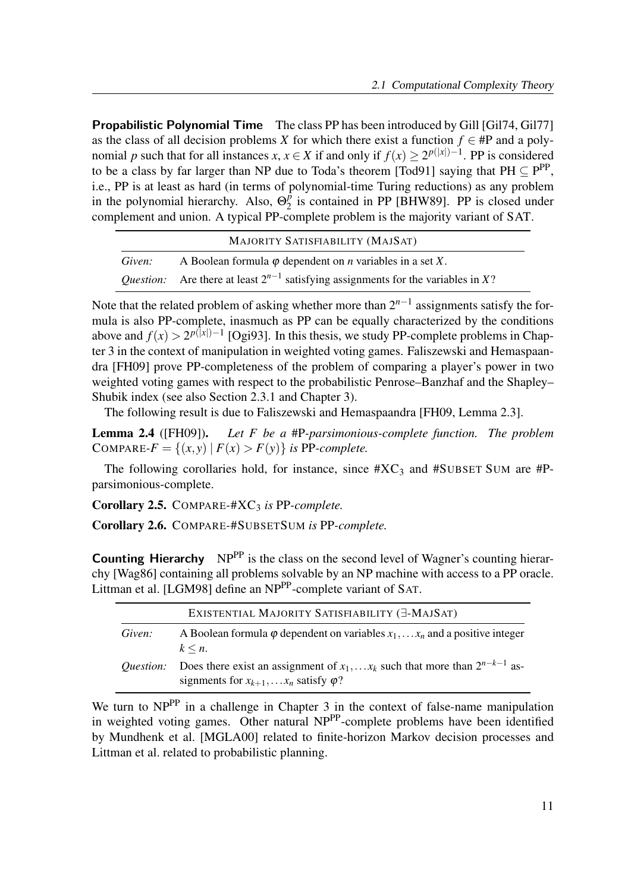**Propabilistic Polynomial Time** The class PP has been introduced by Gill [Gil74, Gil77] as the class of all decision problems $X$ for which there exist a function $f \in \#\mathrm{P}$ and a polynomial $p$ such that for all instances $x$, $x \in X$ if and only if $f(x) \geq 2^{p(|x|)-1}$. PP is considered to be a class by far larger than NP due to Toda's theorem [Tod91] saying that $\mathrm{PH} \subseteq \mathrm{P}^{\mathrm{PP}}$, i.e., PP is at least as hard (in terms of polynomial-time Turing reductions) as any problem in the polynomial hierarchy. Also, $\Theta_2^p$ is contained in PP [BHW89]. PP is closed under complement and union. A typical PP-complete problem is the majority variant of SAT.

| MAJORITY SATISFIABILITY (MAJSAT) | |
|---|---|
| *Given:* | A Boolean formula $\varphi$ dependent on $n$ variables in a set $X$. |
| *Question:* | Are there at least $2^{n-1}$ satisfying assignments for the variables in $X$? |

Note that the related problem of asking whether more than $2^{n-1}$ assignments satisfy the formula is also PP-complete, inasmuch as PP can be equally characterized by the conditions above and $f(x) > 2^{p(|x|)-1}$ [Ogi93]. In this thesis, we study PP-complete problems in Chapter 3 in the context of manipulation in weighted voting games. Faliszewski and Hemaspaandra [FH09] prove PP-completeness of the problem of comparing a player's power in two weighted voting games with respect to the probabilistic Penrose–Banzhaf and the Shapley–Shubik index (see also Section 2.3.1 and Chapter 3).

The following result is due to Faliszewski and Hemaspaandra [FH09, Lemma 2.3].

**Lemma 2.4** ([FH09]). *Let $F$ be a #P-parsimonious-complete function. The problem* COMPARE-$F = \{(x,y) \mid F(x) > F(y)\}$ *is* PP*-complete.*

The following corollaries hold, for instance, since $\#\mathrm{XC}_3$ and #SUBSET SUM are #P-parsimonious-complete.

**Corollary 2.5.** COMPARE-$\#\mathrm{XC}_3$ *is* PP*-complete.*

**Corollary 2.6.** COMPARE-#SUBSETSUM *is* PP*-complete.*

**Counting Hierarchy** $\mathrm{NP}^{\mathrm{PP}}$ is the class on the second level of Wagner's counting hierarchy [Wag86] containing all problems solvable by an NP machine with access to a PP oracle. Littman et al. [LGM98] define an $\mathrm{NP}^{\mathrm{PP}}$-complete variant of SAT.

| EXISTENTIAL MAJORITY SATISFIABILITY ($\exists$-MAJSAT) | |
|---|---|
| *Given:* | A Boolean formula $\varphi$ dependent on variables $x_1, \dots x_n$ and a positive integer $k \leq n$. |
| *Question:* | Does there exist an assignment of $x_1, \dots x_k$ such that more than $2^{n-k-1}$ assignments for $x_{k+1}, \dots x_n$ satisfy $\varphi$? |

We turn to $\mathrm{NP}^{\mathrm{PP}}$ in a challenge in Chapter 3 in the context of false-name manipulation in weighted voting games. Other natural $\mathrm{NP}^{\mathrm{PP}}$-complete problems have been identified by Mundhenk et al. [MGLA00] related to finite-horizon Markov decision processes and Littman et al. related to probabilistic planning.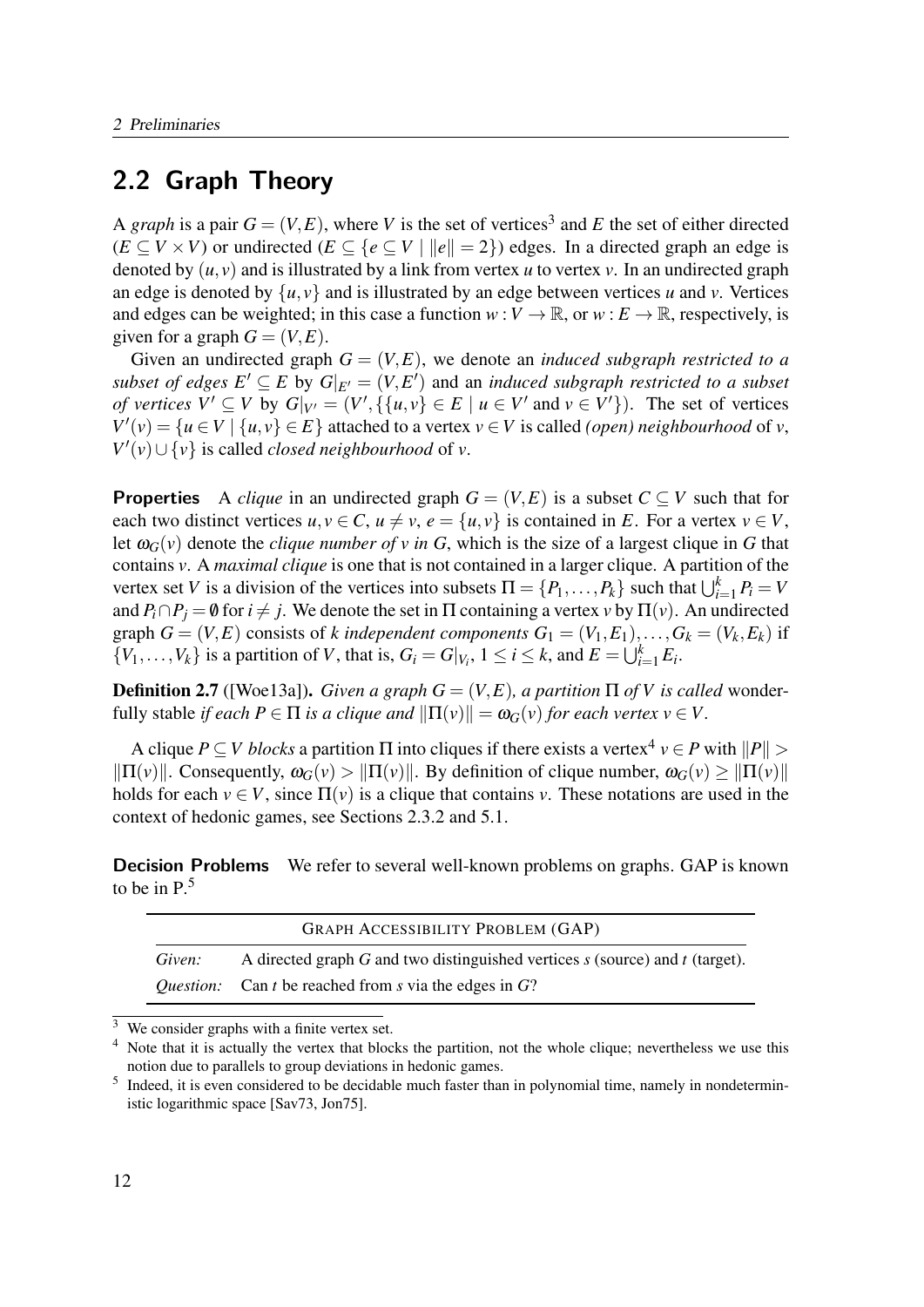## 2.2 Graph Theory

A *graph* is a pair $G = (V, E)$, where $V$ is the set of vertices[3] and $E$ the set of either directed ($E \subseteq V \times V$) or undirected ($E \subseteq \{e \subseteq V \mid \|e\| = 2\}$) edges. In a directed graph an edge is denoted by $(u, v)$ and is illustrated by a link from vertex $u$ to vertex $v$. In an undirected graph an edge is denoted by $\{u, v\}$ and is illustrated by an edge between vertices $u$ and $v$. Vertices and edges can be weighted; in this case a function $w : V \to \mathbb{R}$, or $w : E \to \mathbb{R}$, respectively, is given for a graph $G = (V, E)$.

Given an undirected graph $G = (V, E)$, we denote an *induced subgraph restricted to a subset of edges* $E' \subseteq E$ by $G|_{E'} = (V, E')$ and an *induced subgraph restricted to a subset of vertices* $V' \subseteq V$ by $G|_{V'} = (V', \{\{u, v\} \in E \mid u \in V' \text{ and } v \in V'\})$. The set of vertices $V'(v) = \{u \in V \mid \{u, v\} \in E\}$ attached to a vertex $v \in V$ is called *(open) neighbourhood* of $v$, $V'(v) \cup \{v\}$ is called *closed neighbourhood* of $v$.

**Properties** A *clique* in an undirected graph $G = (V, E)$ is a subset $C \subseteq V$ such that for each two distinct vertices $u, v \in C$, $u \neq v$, $e = \{u, v\}$ is contained in $E$. For a vertex $v \in V$, let $\omega_G(v)$ denote the *clique number of $v$ in $G$*, which is the size of a largest clique in $G$ that contains $v$. A *maximal clique* is one that is not contained in a larger clique. A partition of the vertex set $V$ is a division of the vertices into subsets $\Pi = \{P_1, \dots, P_k\}$ such that $\bigcup_{i=1}^{k} P_i = V$ and $P_i \cap P_j = \emptyset$ for $i \neq j$. We denote the set in $\Pi$ containing a vertex $v$ by $\Pi(v)$. An undirected graph $G = (V, E)$ consists of $k$ *independent components* $G_1 = (V_1, E_1), \dots, G_k = (V_k, E_k)$ if $\{V_1, \dots, V_k\}$ is a partition of $V$, that is, $G_i = G|_{V_i}$, $1 \leq i \leq k$, and $E = \bigcup_{i=1}^{k} E_i$.

**Definition 2.7** ([Woe13a]). *Given a graph $G = (V, E)$, a partition $\Pi$ of $V$ is called* wonderfully stable *if each $P \in \Pi$ is a clique and $\|\Pi(v)\| = \omega_G(v)$ for each vertex $v \in V$.*

A clique $P \subseteq V$ *blocks* a partition $\Pi$ into cliques if there exists a vertex[4] $v \in P$ with $\|P\| > \|\Pi(v)\|$. Consequently, $\omega_G(v) > \|\Pi(v)\|$. By definition of clique number, $\omega_G(v) \geq \|\Pi(v)\|$ holds for each $v \in V$, since $\Pi(v)$ is a clique that contains $v$. These notations are used in the context of hedonic games, see Sections 2.3.2 and 5.1.

**Decision Problems** We refer to several well-known problems on graphs. GAP is known to be in P.[5]

| GRAPH ACCESSIBILITY PROBLEM (GAP) | |
|---|---|
| *Given:* | A directed graph $G$ and two distinguished vertices $s$ (source) and $t$ (target). |
| *Question:* | Can $t$ be reached from $s$ via the edges in $G$? |

---

[3] We consider graphs with a finite vertex set.

[4] Note that it is actually the vertex that blocks the partition, not the whole clique; nevertheless we use this notion due to parallels to group deviations in hedonic games.

[5] Indeed, it is even considered to be decidable much faster than in polynomial time, namely in nondeterministic logarithmic space [Sav73, Jon75].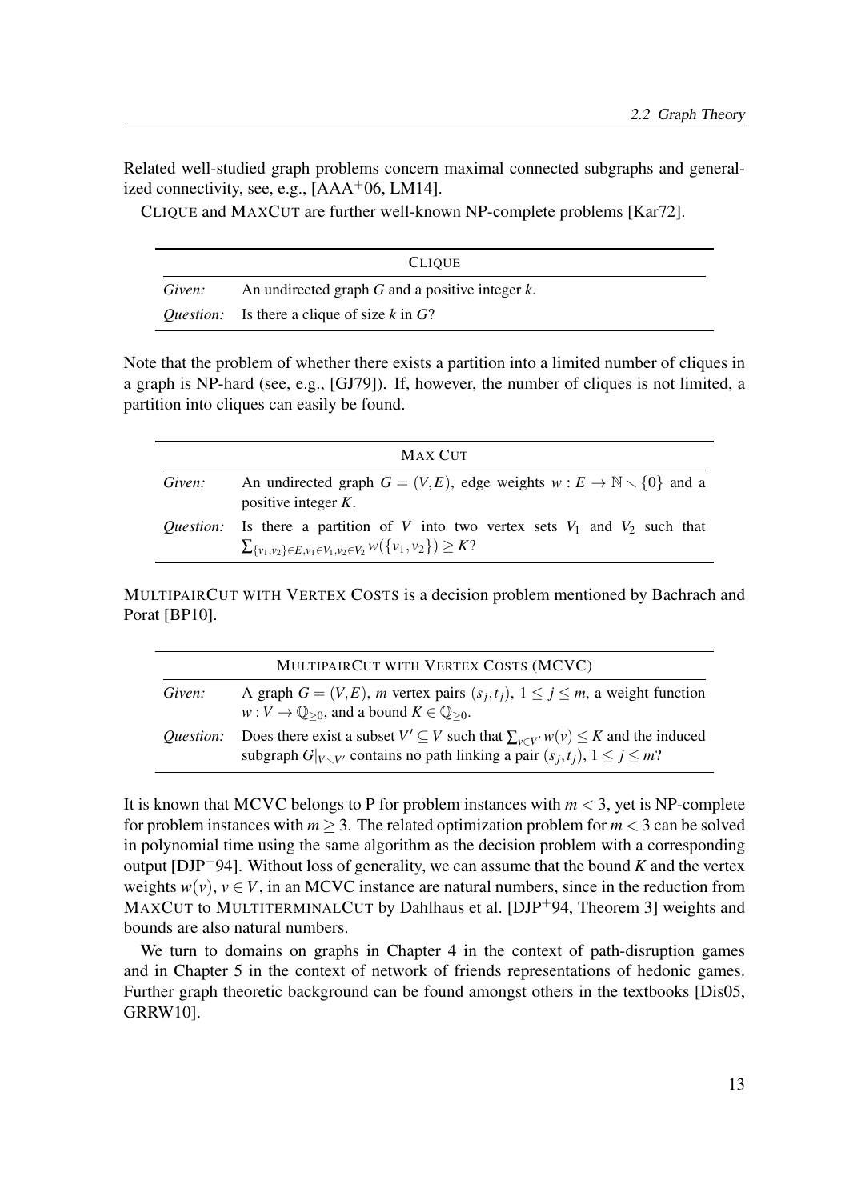Related well-studied graph problems concern maximal connected subgraphs and generalized connectivity, see, e.g., [AAA[+]06, LM14].

CLIQUE and MAXCUT are further well-known NP-complete problems [Kar72].

| CLIQUE | |
|---|---|
| *Given:* | An undirected graph $G$ and a positive integer $k$. |
| *Question:* | Is there a clique of size $k$ in $G$? |

Note that the problem of whether there exists a partition into a limited number of cliques in a graph is NP-hard (see, e.g., [GJ79]). If, however, the number of cliques is not limited, a partition into cliques can easily be found.

| MAX CUT | |
|---|---|
| *Given:* | An undirected graph $G = (V, E)$, edge weights $w : E \to \mathbb{N} \setminus \{0\}$ and a positive integer $K$. |
| *Question:* | Is there a partition of $V$ into two vertex sets $V_1$ and $V_2$ such that $\sum_{\{v_1,v_2\} \in E, v_1 \in V_1, v_2 \in V_2} w(\{v_1, v_2\}) \geq K$? |

MULTIPAIRCUT WITH VERTEX COSTS is a decision problem mentioned by Bachrach and Porat [BP10].

| MULTIPAIRCUT WITH VERTEX COSTS (MCVC) | |
|---|---|
| *Given:* | A graph $G = (V, E)$, $m$ vertex pairs $(s_j, t_j)$, $1 \leq j \leq m$, a weight function $w : V \to \mathbb{Q}_{\geq 0}$, and a bound $K \in \mathbb{Q}_{\geq 0}$. |
| *Question:* | Does there exist a subset $V' \subseteq V$ such that $\sum_{v \in V'} w(v) \leq K$ and the induced subgraph $G\|_{V \setminus V'}$ contains no path linking a pair $(s_j, t_j)$, $1 \leq j \leq m$? |

It is known that MCVC belongs to P for problem instances with $m < 3$, yet is NP-complete for problem instances with $m \geq 3$. The related optimization problem for $m < 3$ can be solved in polynomial time using the same algorithm as the decision problem with a corresponding output [DJP[+]94]. Without loss of generality, we can assume that the bound $K$ and the vertex weights $w(v)$, $v \in V$, in an MCVC instance are natural numbers, since in the reduction from MAXCUT to MULTITERMINALCUT by Dahlhaus et al. [DJP[+]94, Theorem 3] weights and bounds are also natural numbers.

We turn to domains on graphs in Chapter 4 in the context of path-disruption games and in Chapter 5 in the context of network of friends representations of hedonic games. Further graph theoretic background can be found amongst others in the textbooks [Dis05, GRRW10].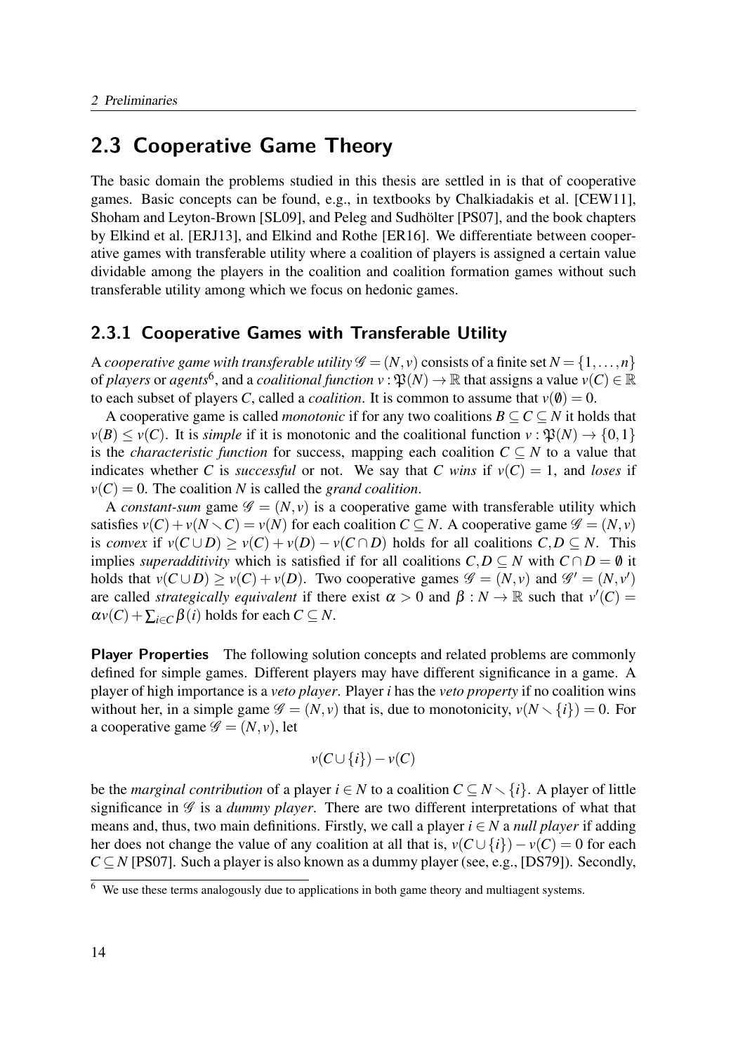## 2.3 Cooperative Game Theory

The basic domain the problems studied in this thesis are settled in is that of cooperative games. Basic concepts can be found, e.g., in textbooks by Chalkiadakis et al. [CEW11], Shoham and Leyton-Brown [SL09], and Peleg and Sudhölter [PS07], and the book chapters by Elkind et al. [ERJ13], and Elkind and Rothe [ER16]. We differentiate between cooperative games with transferable utility where a coalition of players is assigned a certain value dividable among the players in the coalition and coalition formation games without such transferable utility among which we focus on hedonic games.

### 2.3.1 Cooperative Games with Transferable Utility

A *cooperative game with transferable utility* $\mathscr{G} = (N, v)$ consists of a finite set $N = \{1, \dots, n\}$ of *players* or *agents*[6], and a *coalitional function* $v : \mathfrak{P}(N) \to \mathbb{R}$ that assigns a value $v(C) \in \mathbb{R}$ to each subset of players $C$, called a *coalition*. It is common to assume that $v(\emptyset) = 0$.

A cooperative game is called *monotonic* if for any two coalitions $B \subseteq C \subseteq N$ it holds that $v(B) \leq v(C)$. It is *simple* if it is monotonic and the coalitional function $v : \mathfrak{P}(N) \to \{0, 1\}$ is the *characteristic function* for success, mapping each coalition $C \subseteq N$ to a value that indicates whether $C$ is *successful* or not. We say that $C$ *wins* if $v(C) = 1$, and *loses* if $v(C) = 0$. The coalition $N$ is called the *grand coalition*.

A *constant-sum* game $\mathscr{G} = (N, v)$ is a cooperative game with transferable utility which satisfies $v(C) + v(N \setminus C) = v(N)$ for each coalition $C \subseteq N$. A cooperative game $\mathscr{G} = (N, v)$ is *convex* if $v(C \cup D) \geq v(C) + v(D) - v(C \cap D)$ holds for all coalitions $C, D \subseteq N$. This implies *superadditivity* which is satisfied if for all coalitions $C, D \subseteq N$ with $C \cap D = \emptyset$ it holds that $v(C \cup D) \geq v(C) + v(D)$. Two cooperative games $\mathscr{G} = (N, v)$ and $\mathscr{G}' = (N, v')$ are called *strategically equivalent* if there exist $\alpha > 0$ and $\beta : N \to \mathbb{R}$ such that $v'(C) = \alpha v(C) + \sum_{i \in C} \beta(i)$ holds for each $C \subseteq N$.

**Player Properties** The following solution concepts and related problems are commonly defined for simple games. Different players may have different significance in a game. A player of high importance is a *veto player*. Player $i$ has the *veto property* if no coalition wins without her, in a simple game $\mathscr{G} = (N, v)$ that is, due to monotonicity, $v(N \setminus \{i\}) = 0$. For a cooperative game $\mathscr{G} = (N, v)$, let

$$v(C \cup \{i\}) - v(C)$$

be the *marginal contribution* of a player $i \in N$ to a coalition $C \subseteq N \setminus \{i\}$. A player of little significance in $\mathscr{G}$ is a *dummy player*. There are two different interpretations of what that means and, thus, two main definitions. Firstly, we call a player $i \in N$ a *null player* if adding her does not change the value of any coalition at all that is, $v(C \cup \{i\}) - v(C) = 0$ for each $C \subseteq N$ [PS07]. Such a player is also known as a dummy player (see, e.g., [DS79]). Secondly,

[6] We use these terms analogously due to applications in both game theory and multiagent systems.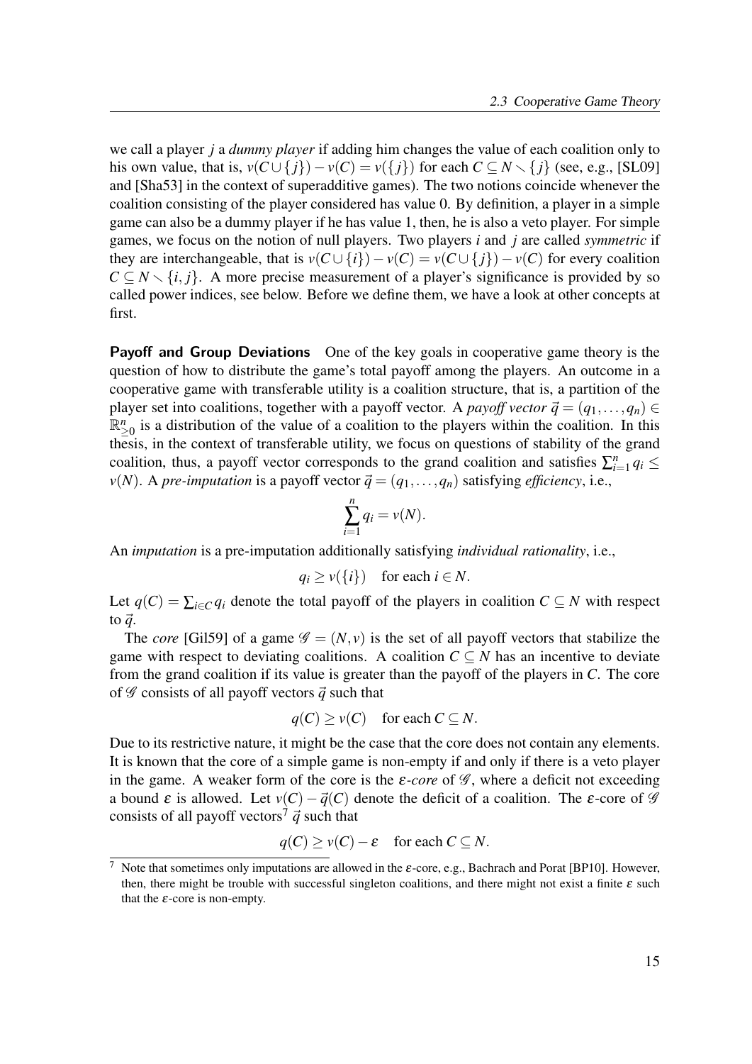we call a player $j$ a *dummy player* if adding him changes the value of each coalition only to his own value, that is, $v(C \cup \{j\}) - v(C) = v(\{j\})$ for each $C \subseteq N \setminus \{j\}$ (see, e.g., [SL09] and [Sha53] in the context of superadditive games). The two notions coincide whenever the coalition consisting of the player considered has value 0. By definition, a player in a simple game can also be a dummy player if he has value 1, then, he is also a veto player. For simple games, we focus on the notion of null players. Two players $i$ and $j$ are called *symmetric* if they are interchangeable, that is $v(C \cup \{i\}) - v(C) = v(C \cup \{j\}) - v(C)$ for every coalition $C \subseteq N \setminus \{i, j\}$. A more precise measurement of a player's significance is provided by so called power indices, see below. Before we define them, we have a look at other concepts at first.

**Payoff and Group Deviations** One of the key goals in cooperative game theory is the question of how to distribute the game's total payoff among the players. An outcome in a cooperative game with transferable utility is a coalition structure, that is, a partition of the player set into coalitions, together with a payoff vector. A *payoff vector* $\vec{q} = (q_1, \dots, q_n) \in \mathbb{R}^n_{\geq 0}$ is a distribution of the value of a coalition to the players within the coalition. In this thesis, in the context of transferable utility, we focus on questions of stability of the grand coalition, thus, a payoff vector corresponds to the grand coalition and satisfies $\sum_{i=1}^n q_i \leq v(N)$. A *pre-imputation* is a payoff vector $\vec{q} = (q_1, \dots, q_n)$ satisfying *efficiency*, i.e.,

$$\sum_{i=1}^{n} q_i = v(N).$$

An *imputation* is a pre-imputation additionally satisfying *individual rationality*, i.e.,

$$q_i \geq v(\{i\}) \quad \text{for each } i \in N.$$

Let $q(C) = \sum_{i \in C} q_i$ denote the total payoff of the players in coalition $C \subseteq N$ with respect to $\vec{q}$.

The *core* [Gil59] of a game $\mathscr{G} = (N, v)$ is the set of all payoff vectors that stabilize the game with respect to deviating coalitions. A coalition $C \subseteq N$ has an incentive to deviate from the grand coalition if its value is greater than the payoff of the players in $C$. The core of $\mathscr{G}$ consists of all payoff vectors $\vec{q}$ such that

$$q(C) \geq v(C) \quad \text{for each } C \subseteq N.$$

Due to its restrictive nature, it might be the case that the core does not contain any elements. It is known that the core of a simple game is non-empty if and only if there is a veto player in the game. A weaker form of the core is the $\varepsilon$*-core* of $\mathscr{G}$, where a deficit not exceeding a bound $\varepsilon$ is allowed. Let $v(C) - \vec{q}(C)$ denote the deficit of a coalition. The $\varepsilon$-core of $\mathscr{G}$ consists of all payoff vectors[7] $\vec{q}$ such that

$$q(C) \geq v(C) - \varepsilon \quad \text{for each } C \subseteq N.$$

[7] Note that sometimes only imputations are allowed in the $\varepsilon$-core, e.g., Bachrach and Porat [BP10]. However, then, there might be trouble with successful singleton coalitions, and there might not exist a finite $\varepsilon$ such that the $\varepsilon$-core is non-empty.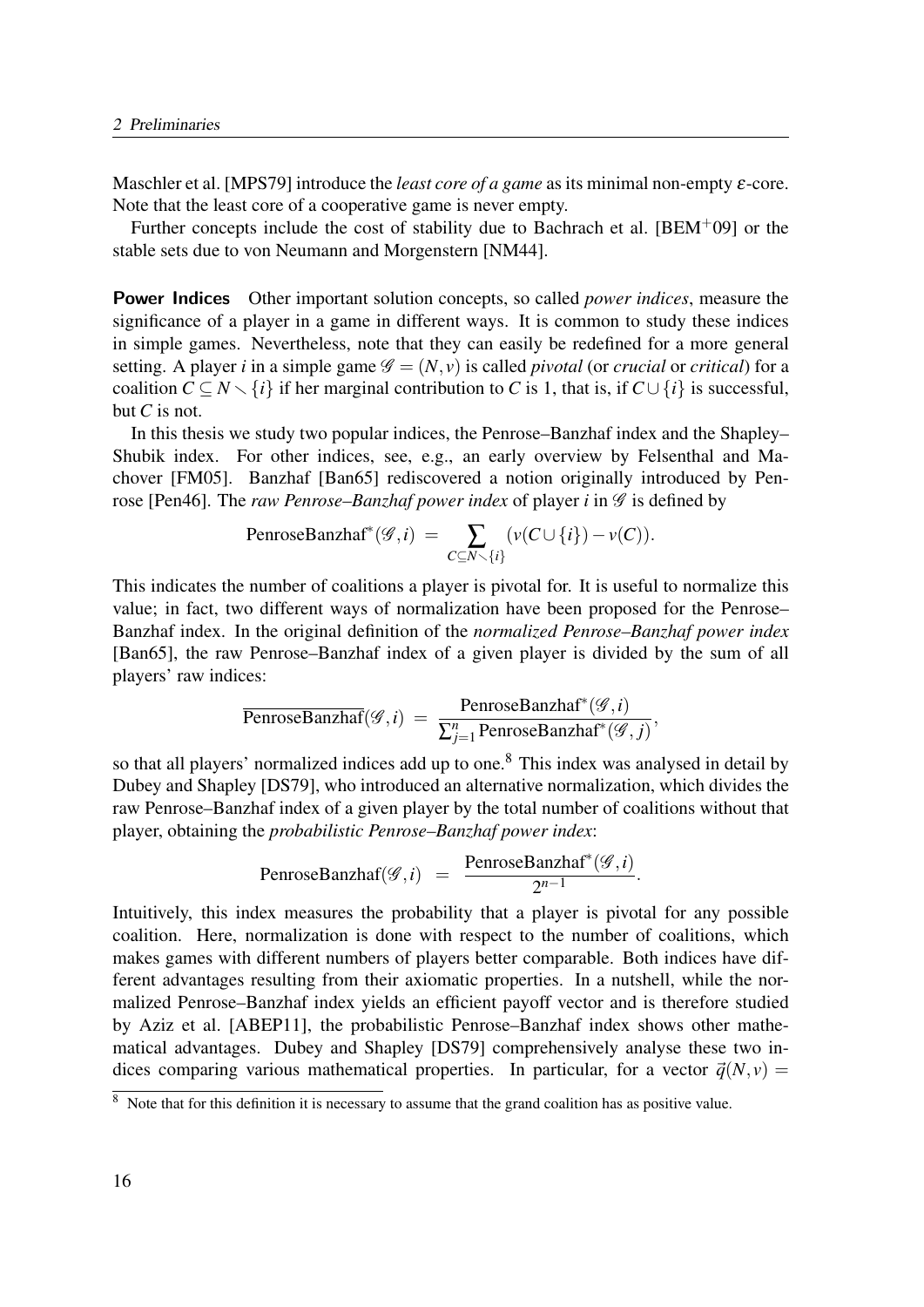Maschler et al. [MPS79] introduce the *least core of a game* as its minimal non-empty $\varepsilon$-core. Note that the least core of a cooperative game is never empty.

Further concepts include the cost of stability due to Bachrach et al. [BEM$^+$09] or the stable sets due to von Neumann and Morgenstern [NM44].

**Power Indices** Other important solution concepts, so called *power indices*, measure the significance of a player in a game in different ways. It is common to study these indices in simple games. Nevertheless, note that they can easily be redefined for a more general setting. A player $i$ in a simple game $\mathscr{G} = (N, v)$ is called *pivotal* (or *crucial* or *critical*) for a coalition $C \subseteq N \smallsetminus \{i\}$ if her marginal contribution to $C$ is 1, that is, if $C \cup \{i\}$ is successful, but $C$ is not.

In this thesis we study two popular indices, the Penrose–Banzhaf index and the Shapley–Shubik index. For other indices, see, e.g., an early overview by Felsenthal and Machover [FM05]. Banzhaf [Ban65] rediscovered a notion originally introduced by Penrose [Pen46]. The *raw Penrose–Banzhaf power index* of player $i$ in $\mathscr{G}$ is defined by

$$\text{PenroseBanzhaf}^*(\mathscr{G}, i) \ = \sum_{C \subseteq N \smallsetminus \{i\}} (v(C \cup \{i\}) - v(C)).$$

This indicates the number of coalitions a player is pivotal for. It is useful to normalize this value; in fact, two different ways of normalization have been proposed for the Penrose–Banzhaf index. In the original definition of the *normalized Penrose–Banzhaf power index* [Ban65], the raw Penrose–Banzhaf index of a given player is divided by the sum of all players' raw indices:

$$\overline{\text{PenroseBanzhaf}}(\mathscr{G}, i) \ = \ \frac{\text{PenroseBanzhaf}^*(\mathscr{G}, i)}{\sum_{j=1}^{n} \text{PenroseBanzhaf}^*(\mathscr{G}, j)},$$

so that all players' normalized indices add up to one.[8] This index was analysed in detail by Dubey and Shapley [DS79], who introduced an alternative normalization, which divides the raw Penrose–Banzhaf index of a given player by the total number of coalitions without that player, obtaining the *probabilistic Penrose–Banzhaf power index*:

$$\text{PenroseBanzhaf}(\mathscr{G}, i) \ = \ \frac{\text{PenroseBanzhaf}^*(\mathscr{G}, i)}{2^{n-1}}.$$

Intuitively, this index measures the probability that a player is pivotal for any possible coalition. Here, normalization is done with respect to the number of coalitions, which makes games with different numbers of players better comparable. Both indices have different advantages resulting from their axiomatic properties. In a nutshell, while the normalized Penrose–Banzhaf index yields an efficient payoff vector and is therefore studied by Aziz et al. [ABEP11], the probabilistic Penrose–Banzhaf index shows other mathematical advantages. Dubey and Shapley [DS79] comprehensively analyse these two indices comparing various mathematical properties. In particular, for a vector $\vec{q}(N, v) =$

[8] Note that for this definition it is necessary to assume that the grand coalition has as positive value.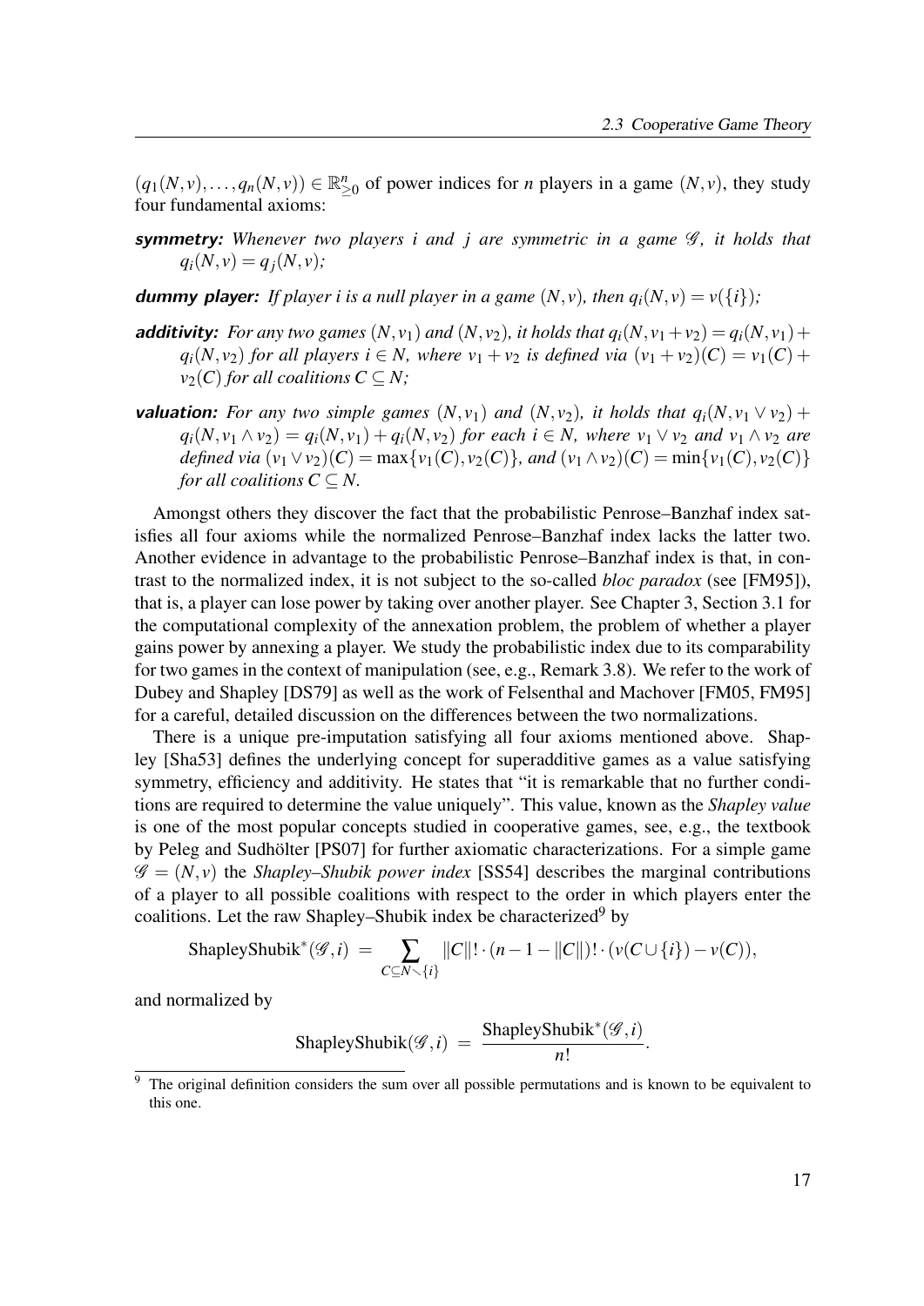$(q_1(N,v),\ldots,q_n(N,v)) \in \mathbb{R}^n_{\geq 0}$ of power indices for $n$ players in a game $(N,v)$, they study four fundamental axioms:

**symmetry:** *Whenever two players $i$ and $j$ are symmetric in a game $\mathscr{G}$, it holds that $q_i(N,v) = q_j(N,v)$;*

**dummy player:** *If player $i$ is a null player in a game $(N,v)$, then $q_i(N,v) = v(\{i\})$;*

**additivity:** *For any two games $(N,v_1)$ and $(N,v_2)$, it holds that $q_i(N,v_1+v_2) = q_i(N,v_1) + q_i(N,v_2)$ for all players $i \in N$, where $v_1 + v_2$ is defined via $(v_1+v_2)(C) = v_1(C) + v_2(C)$ for all coalitions $C \subseteq N$;*

**valuation:** *For any two simple games $(N,v_1)$ and $(N,v_2)$, it holds that $q_i(N,v_1 \vee v_2) + q_i(N,v_1 \wedge v_2) = q_i(N,v_1) + q_i(N,v_2)$ for each $i \in N$, where $v_1 \vee v_2$ and $v_1 \wedge v_2$ are defined via $(v_1 \vee v_2)(C) = \max\{v_1(C), v_2(C)\}$, and $(v_1 \wedge v_2)(C) = \min\{v_1(C), v_2(C)\}$ for all coalitions $C \subseteq N$.*

Amongst others they discover the fact that the probabilistic Penrose–Banzhaf index satisfies all four axioms while the normalized Penrose–Banzhaf index lacks the latter two. Another evidence in advantage to the probabilistic Penrose–Banzhaf index is that, in contrast to the normalized index, it is not subject to the so-called *bloc paradox* (see [FM95]), that is, a player can lose power by taking over another player. See Chapter 3, Section 3.1 for the computational complexity of the annexation problem, the problem of whether a player gains power by annexing a player. We study the probabilistic index due to its comparability for two games in the context of manipulation (see, e.g., Remark 3.8). We refer to the work of Dubey and Shapley [DS79] as well as the work of Felsenthal and Machover [FM05, FM95] for a careful, detailed discussion on the differences between the two normalizations.

There is a unique pre-imputation satisfying all four axioms mentioned above. Shapley [Sha53] defines the underlying concept for superadditive games as a value satisfying symmetry, efficiency and additivity. He states that "it is remarkable that no further conditions are required to determine the value uniquely". This value, known as the *Shapley value* is one of the most popular concepts studied in cooperative games, see, e.g., the textbook by Peleg and Sudhölter [PS07] for further axiomatic characterizations. For a simple game $\mathscr{G} = (N,v)$ the *Shapley–Shubik power index* [SS54] describes the marginal contributions of a player to all possible coalitions with respect to the order in which players enter the coalitions. Let the raw Shapley–Shubik index be characterized[9] by

$$\text{ShapleyShubik}^*(\mathscr{G},i) \;=\; \sum_{C \subseteq N \smallsetminus \{i\}} \|C\|! \cdot (n-1-\|C\|)! \cdot (v(C \cup \{i\}) - v(C)),$$

and normalized by

$$\text{ShapleyShubik}(\mathscr{G},i) \;=\; \frac{\text{ShapleyShubik}^*(\mathscr{G},i)}{n!}.$$

[9] The original definition considers the sum over all possible permutations and is known to be equivalent to this one.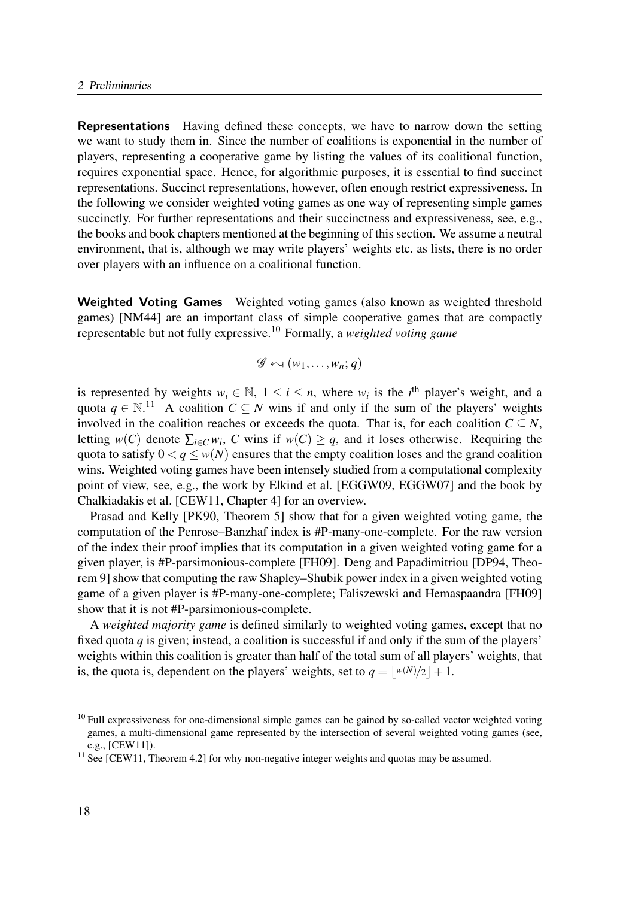**Representations** Having defined these concepts, we have to narrow down the setting we want to study them in. Since the number of coalitions is exponential in the number of players, representing a cooperative game by listing the values of its coalitional function, requires exponential space. Hence, for algorithmic purposes, it is essential to find succinct representations. Succinct representations, however, often enough restrict expressiveness. In the following we consider weighted voting games as one way of representing simple games succinctly. For further representations and their succinctness and expressiveness, see, e.g., the books and book chapters mentioned at the beginning of this section. We assume a neutral environment, that is, although we may write players' weights etc. as lists, there is no order over players with an influence on a coalitional function.

**Weighted Voting Games** Weighted voting games (also known as weighted threshold games) [NM44] are an important class of simple cooperative games that are compactly representable but not fully expressive.[10] Formally, a *weighted voting game*

$$\mathcal{G} \leftrightsquigarrow (w_1, \ldots, w_n; q)$$

is represented by weights $w_i \in \mathbb{N}$, $1 \leq i \leq n$, where $w_i$ is the $i^{\text{th}}$ player's weight, and a quota $q \in \mathbb{N}$.[11] A coalition $C \subseteq N$ wins if and only if the sum of the players' weights involved in the coalition reaches or exceeds the quota. That is, for each coalition $C \subseteq N$, letting $w(C)$ denote $\sum_{i \in C} w_i$, $C$ wins if $w(C) \geq q$, and it loses otherwise. Requiring the quota to satisfy $0 < q \leq w(N)$ ensures that the empty coalition loses and the grand coalition wins. Weighted voting games have been intensely studied from a computational complexity point of view, see, e.g., the work by Elkind et al. [EGGW09, EGGW07] and the book by Chalkiadakis et al. [CEW11, Chapter 4] for an overview.

Prasad and Kelly [PK90, Theorem 5] show that for a given weighted voting game, the computation of the Penrose–Banzhaf index is #P-many-one-complete. For the raw version of the index their proof implies that its computation in a given weighted voting game for a given player, is #P-parsimonious-complete [FH09]. Deng and Papadimitriou [DP94, Theorem 9] show that computing the raw Shapley–Shubik power index in a given weighted voting game of a given player is #P-many-one-complete; Faliszewski and Hemaspaandra [FH09] show that it is not #P-parsimonious-complete.

A *weighted majority game* is defined similarly to weighted voting games, except that no fixed quota $q$ is given; instead, a coalition is successful if and only if the sum of the players' weights within this coalition is greater than half of the total sum of all players' weights, that is, the quota is, dependent on the players' weights, set to $q = \lfloor w(N)/2 \rfloor + 1$.

---

[10] Full expressiveness for one-dimensional simple games can be gained by so-called vector weighted voting games, a multi-dimensional game represented by the intersection of several weighted voting games (see, e.g., [CEW11]).

[11] See [CEW11, Theorem 4.2] for why non-negative integer weights and quotas may be assumed.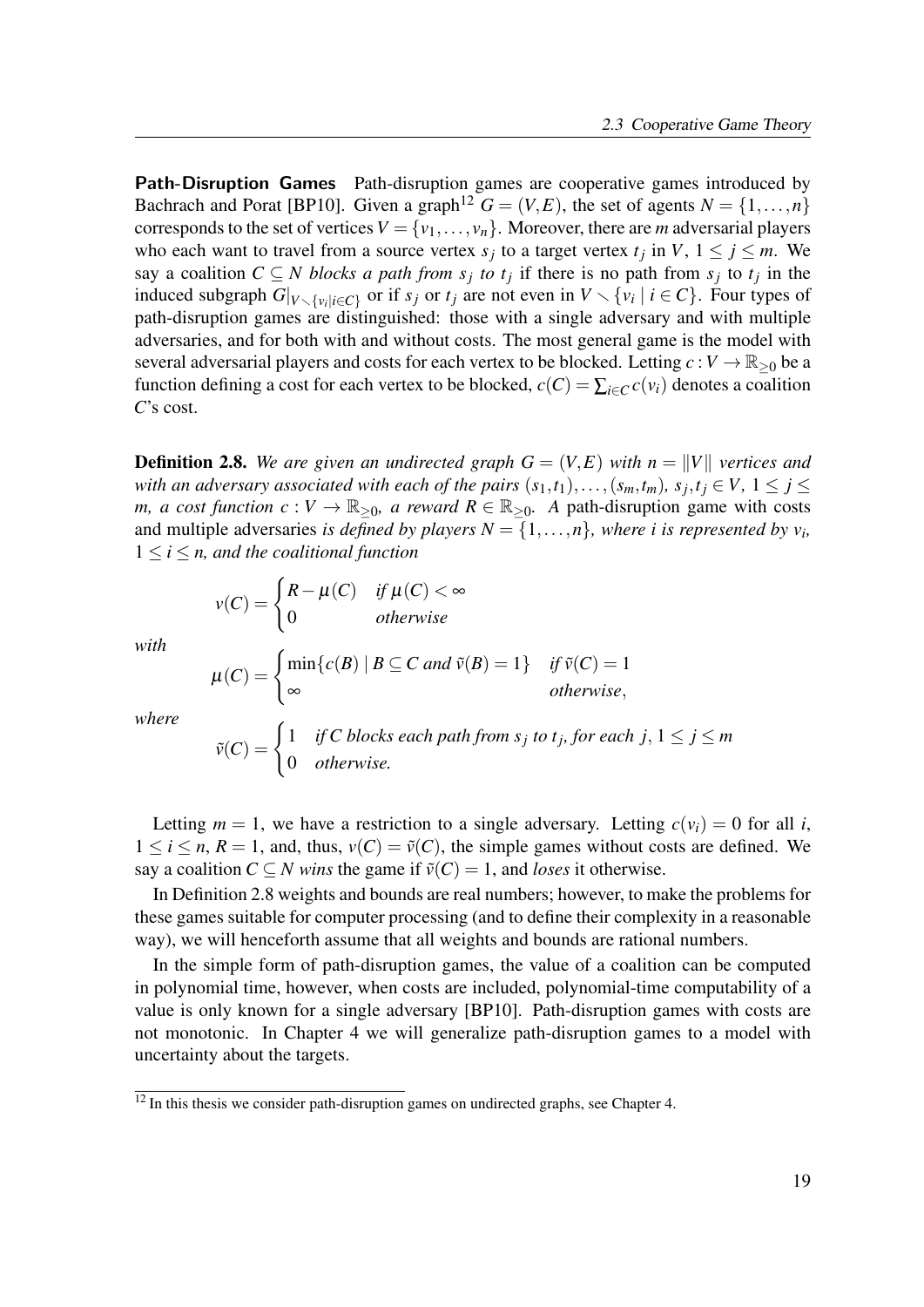**Path-Disruption Games** Path-disruption games are cooperative games introduced by Bachrach and Porat [BP10]. Given a graph[12] $G = (V, E)$, the set of agents $N = \{1, \dots, n\}$ corresponds to the set of vertices $V = \{v_1, \dots, v_n\}$. Moreover, there are $m$ adversarial players who each want to travel from a source vertex $s_j$ to a target vertex $t_j$ in $V$, $1 \leq j \leq m$. We say a coalition $C \subseteq N$ *blocks a path from* $s_j$ *to* $t_j$ if there is no path from $s_j$ to $t_j$ in the induced subgraph $G|_{V \smallsetminus \{v_i | i \in C\}}$ or if $s_j$ or $t_j$ are not even in $V \smallsetminus \{v_i \mid i \in C\}$. Four types of path-disruption games are distinguished: those with a single adversary and with multiple adversaries, and for both with and without costs. The most general game is the model with several adversarial players and costs for each vertex to be blocked. Letting $c : V \to \mathbb{R}_{\geq 0}$ be a function defining a cost for each vertex to be blocked, $c(C) = \sum_{i \in C} c(v_i)$ denotes a coalition $C$'s cost.

**Definition 2.8.** *We are given an undirected graph $G = (V, E)$ with $n = \|V\|$ vertices and with an adversary associated with each of the pairs $(s_1, t_1), \dots, (s_m, t_m)$, $s_j, t_j \in V$, $1 \leq j \leq m$, a cost function $c : V \to \mathbb{R}_{\geq 0}$, a reward $R \in \mathbb{R}_{\geq 0}$. A* path-disruption game with costs and multiple adversaries *is defined by players $N = \{1, \dots, n\}$, where $i$ is represented by $v_i$, $1 \leq i \leq n$, and the coalitional function*

$$v(C) = \begin{cases} R - \mu(C) & \text{if } \mu(C) < \infty \\ 0 & \text{otherwise} \end{cases}$$

*with*

$$\mu(C) = \begin{cases} \min\{c(B) \mid B \subseteq C \text{ and } \tilde{v}(B) = 1\} & \text{if } \tilde{v}(C) = 1 \\ \infty & \text{otherwise,} \end{cases}$$

*where*

$$\tilde{v}(C) = \begin{cases} 1 & \text{if } C \text{ blocks each path from } s_j \text{ to } t_j \text{, for each } j,\, 1 \leq j \leq m \\ 0 & \text{otherwise.} \end{cases}$$

Letting $m = 1$, we have a restriction to a single adversary. Letting $c(v_i) = 0$ for all $i$, $1 \leq i \leq n$, $R = 1$, and, thus, $v(C) = \tilde{v}(C)$, the simple games without costs are defined. We say a coalition $C \subseteq N$ *wins* the game if $\tilde{v}(C) = 1$, and *loses* it otherwise.

In Definition 2.8 weights and bounds are real numbers; however, to make the problems for these games suitable for computer processing (and to define their complexity in a reasonable way), we will henceforth assume that all weights and bounds are rational numbers.

In the simple form of path-disruption games, the value of a coalition can be computed in polynomial time, however, when costs are included, polynomial-time computability of a value is only known for a single adversary [BP10]. Path-disruption games with costs are not monotonic. In Chapter 4 we will generalize path-disruption games to a model with uncertainty about the targets.

[12] In this thesis we consider path-disruption games on undirected graphs, see Chapter 4.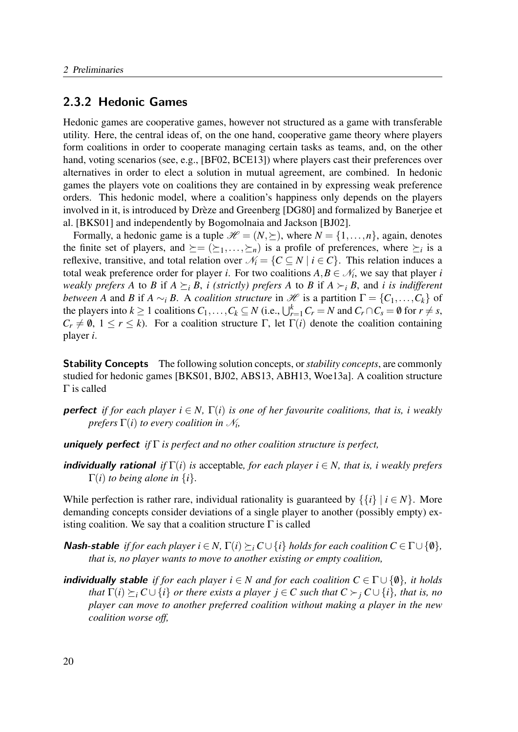### 2.3.2 Hedonic Games

Hedonic games are cooperative games, however not structured as a game with transferable utility. Here, the central ideas of, on the one hand, cooperative game theory where players form coalitions in order to cooperate managing certain tasks as teams, and, on the other hand, voting scenarios (see, e.g., [BF02, BCE13]) where players cast their preferences over alternatives in order to elect a solution in mutual agreement, are combined. In hedonic games the players vote on coalitions they are contained in by expressing weak preference orders. This hedonic model, where a coalition's happiness only depends on the players involved in it, is introduced by Drèze and Greenberg [DG80] and formalized by Banerjee et al. [BKS01] and independently by Bogomolnaia and Jackson [BJ02].

Formally, a hedonic game is a tuple $\mathscr{H} = (N, \succeq)$, where $N = \{1, \dots, n\}$, again, denotes the finite set of players, and $\succeq = (\succeq_1, \dots, \succeq_n)$ is a profile of preferences, where $\succeq_i$ is a reflexive, transitive, and total relation over $\mathscr{N}_i = \{C \subseteq N \mid i \in C\}$. This relation induces a total weak preference order for player $i$. For two coalitions $A, B \in \mathscr{N}_i$, we say that player $i$ *weakly prefers* $A$ to $B$ if $A \succeq_i B$, *i (strictly) prefers* $A$ to $B$ if $A \succ_i B$, and *i is indifferent between* $A$ and $B$ if $A \sim_i B$. A *coalition structure* in $\mathscr{H}$ is a partition $\Gamma = \{C_1, \dots, C_k\}$ of the players into $k \geq 1$ coalitions $C_1, \dots, C_k \subseteq N$ (i.e., $\bigcup_{r=1}^{k} C_r = N$ and $C_r \cap C_s = \emptyset$ for $r \neq s$, $C_r \neq \emptyset$, $1 \leq r \leq k$). For a coalition structure $\Gamma$, let $\Gamma(i)$ denote the coalition containing player $i$.

**Stability Concepts** The following solution concepts, or *stability concepts*, are commonly studied for hedonic games [BKS01, BJ02, ABS13, ABH13, Woe13a]. A coalition structure $\Gamma$ is called

***perfect*** *if for each player $i \in N$, $\Gamma(i)$ is one of her favourite coalitions, that is, $i$ weakly prefers $\Gamma(i)$ to every coalition in $\mathscr{N}_i$,*

***uniquely perfect*** *if $\Gamma$ is perfect and no other coalition structure is perfect,*

***individually rational*** *if $\Gamma(i)$ is* acceptable*, for each player $i \in N$, that is, $i$ weakly prefers $\Gamma(i)$ to being alone in $\{i\}$.*

While perfection is rather rare, individual rationality is guaranteed by $\{\{i\} \mid i \in N\}$. More demanding concepts consider deviations of a single player to another (possibly empty) existing coalition. We say that a coalition structure $\Gamma$ is called

***Nash-stable*** *if for each player $i \in N$, $\Gamma(i) \succeq_i C \cup \{i\}$ holds for each coalition $C \in \Gamma \cup \{\emptyset\}$, that is, no player wants to move to another existing or empty coalition,*

***individually stable*** *if for each player $i \in N$ and for each coalition $C \in \Gamma \cup \{\emptyset\}$, it holds that $\Gamma(i) \succeq_i C \cup \{i\}$ or there exists a player $j \in C$ such that $C \succ_j C \cup \{i\}$, that is, no player can move to another preferred coalition without making a player in the new coalition worse off,*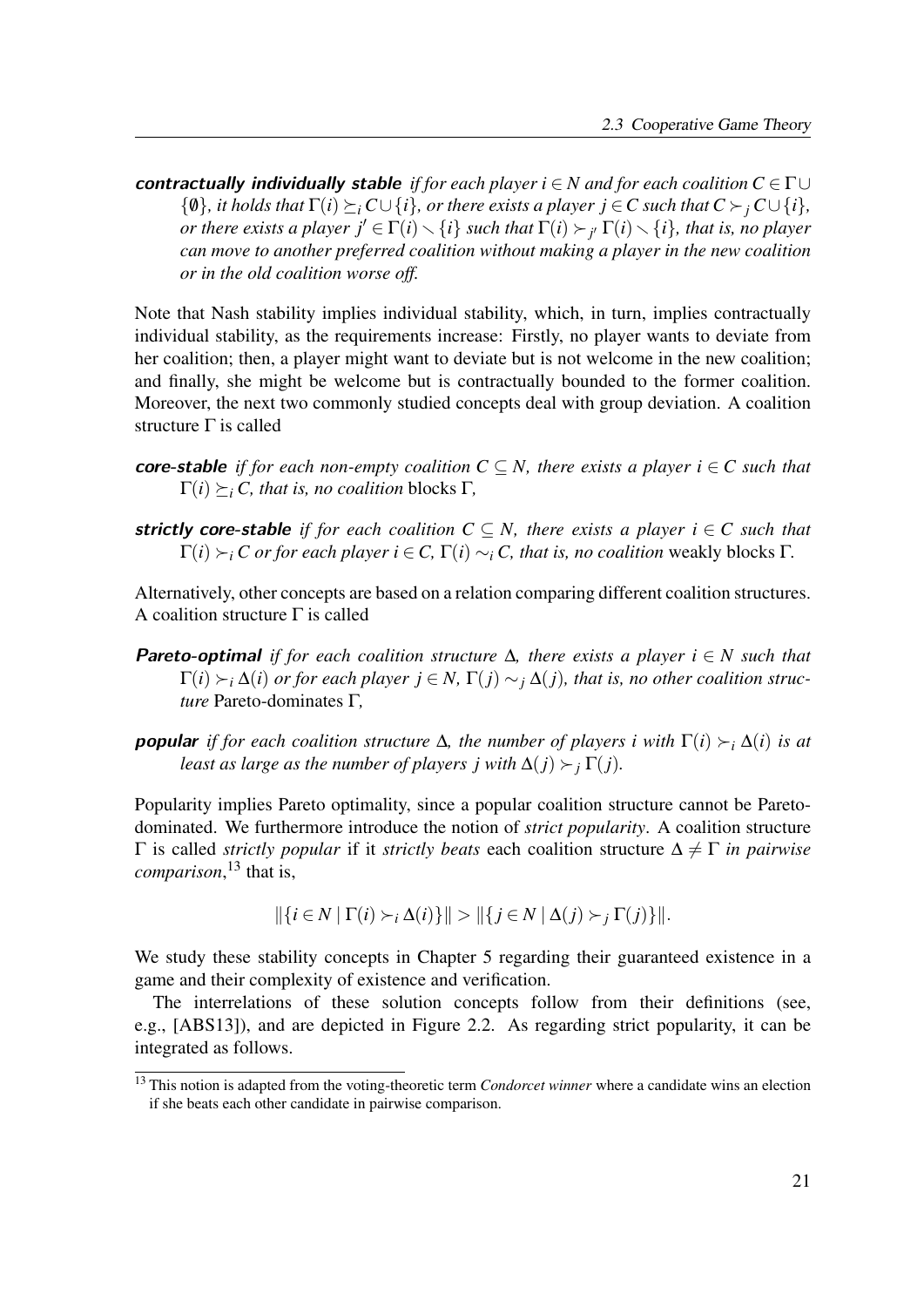***contractually individually stable*** *if for each player $i \in N$ and for each coalition $C \in \Gamma \cup \{\emptyset\}$, it holds that $\Gamma(i) \succeq_i C \cup \{i\}$, or there exists a player $j \in C$ such that $C \succ_j C \cup \{i\}$, or there exists a player $j' \in \Gamma(i) \setminus \{i\}$ such that $\Gamma(i) \succ_{j'} \Gamma(i) \setminus \{i\}$, that is, no player can move to another preferred coalition without making a player in the new coalition or in the old coalition worse off.*

Note that Nash stability implies individual stability, which, in turn, implies contractually individual stability, as the requirements increase: Firstly, no player wants to deviate from her coalition; then, a player might want to deviate but is not welcome in the new coalition; and finally, she might be welcome but is contractually bounded to the former coalition. Moreover, the next two commonly studied concepts deal with group deviation. A coalition structure $\Gamma$ is called

***core-stable*** *if for each non-empty coalition $C \subseteq N$, there exists a player $i \in C$ such that $\Gamma(i) \succeq_i C$, that is, no coalition* blocks $\Gamma$,

***strictly core-stable*** *if for each coalition $C \subseteq N$, there exists a player $i \in C$ such that $\Gamma(i) \succ_i C$ or for each player $i \in C$, $\Gamma(i) \sim_i C$, that is, no coalition* weakly blocks $\Gamma$.

Alternatively, other concepts are based on a relation comparing different coalition structures. A coalition structure $\Gamma$ is called

***Pareto-optimal*** *if for each coalition structure $\Delta$, there exists a player $i \in N$ such that $\Gamma(i) \succ_i \Delta(i)$ or for each player $j \in N$, $\Gamma(j) \sim_j \Delta(j)$, that is, no other coalition structure* Pareto-dominates $\Gamma$,

***popular*** *if for each coalition structure $\Delta$, the number of players $i$ with $\Gamma(i) \succ_i \Delta(i)$ is at least as large as the number of players $j$ with $\Delta(j) \succ_j \Gamma(j)$.*

Popularity implies Pareto optimality, since a popular coalition structure cannot be Pareto-dominated. We furthermore introduce the notion of *strict popularity*. A coalition structure $\Gamma$ is called *strictly popular* if it *strictly beats* each coalition structure $\Delta \neq \Gamma$ *in pairwise comparison*,[13] that is,

$$\|\{i \in N \mid \Gamma(i) \succ_i \Delta(i)\}\| > \|\{j \in N \mid \Delta(j) \succ_j \Gamma(j)\}\|.$$

We study these stability concepts in Chapter 5 regarding their guaranteed existence in a game and their complexity of existence and verification.

The interrelations of these solution concepts follow from their definitions (see, e.g., [ABS13]), and are depicted in Figure 2.2. As regarding strict popularity, it can be integrated as follows.

[13] This notion is adapted from the voting-theoretic term *Condorcet winner* where a candidate wins an election if she beats each other candidate in pairwise comparison.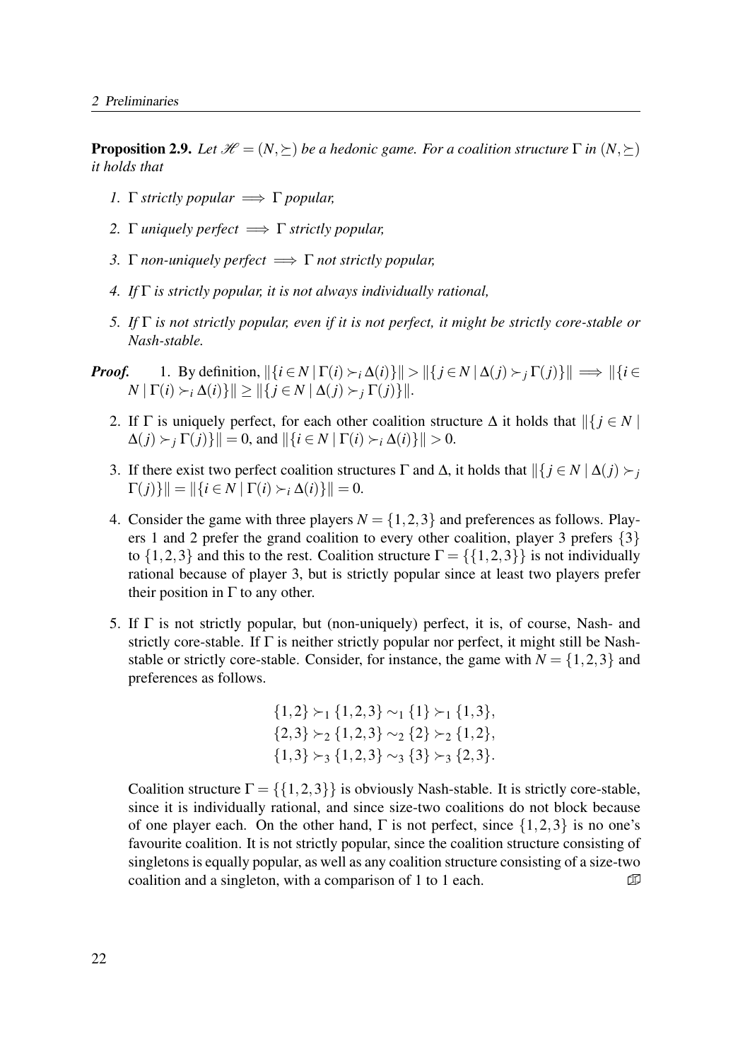**Proposition 2.9.** *Let $\mathscr{H} = (N, \succeq)$ be a hedonic game. For a coalition structure $\Gamma$ in $(N, \succeq)$ it holds that*

1. *$\Gamma$ strictly popular $\implies$ $\Gamma$ popular,*
2. *$\Gamma$ uniquely perfect $\implies$ $\Gamma$ strictly popular,*
3. *$\Gamma$ non-uniquely perfect $\implies$ $\Gamma$ not strictly popular,*
4. *If $\Gamma$ is strictly popular, it is not always individually rational,*
5. *If $\Gamma$ is not strictly popular, even if it is not perfect, it might be strictly core-stable or Nash-stable.*

***Proof.***

1. By definition, $\|\{i \in N \mid \Gamma(i) \succ_i \Delta(i)\}\| > \|\{j \in N \mid \Delta(j) \succ_j \Gamma(j)\}\| \implies \|\{i \in N \mid \Gamma(i) \succ_i \Delta(i)\}\| \geq \|\{j \in N \mid \Delta(j) \succ_j \Gamma(j)\}\|$.

2. If $\Gamma$ is uniquely perfect, for each other coalition structure $\Delta$ it holds that $\|\{j \in N \mid \Delta(j) \succ_j \Gamma(j)\}\| = 0$, and $\|\{i \in N \mid \Gamma(i) \succ_i \Delta(i)\}\| > 0$.

3. If there exist two perfect coalition structures $\Gamma$ and $\Delta$, it holds that $\|\{j \in N \mid \Delta(j) \succ_j \Gamma(j)\}\| = \|\{i \in N \mid \Gamma(i) \succ_i \Delta(i)\}\| = 0$.

4. Consider the game with three players $N = \{1,2,3\}$ and preferences as follows. Players 1 and 2 prefer the grand coalition to every other coalition, player 3 prefers $\{3\}$ to $\{1,2,3\}$ and this to the rest. Coalition structure $\Gamma = \{\{1,2,3\}\}$ is not individually rational because of player 3, but is strictly popular since at least two players prefer their position in $\Gamma$ to any other.

5. If $\Gamma$ is not strictly popular, but (non-uniquely) perfect, it is, of course, Nash- and strictly core-stable. If $\Gamma$ is neither strictly popular nor perfect, it might still be Nash-stable or strictly core-stable. Consider, for instance, the game with $N = \{1,2,3\}$ and preferences as follows.

$$\{1,2\} \succ_1 \{1,2,3\} \sim_1 \{1\} \succ_1 \{1,3\},$$
$$\{2,3\} \succ_2 \{1,2,3\} \sim_2 \{2\} \succ_2 \{1,2\},$$
$$\{1,3\} \succ_3 \{1,2,3\} \sim_3 \{3\} \succ_3 \{2,3\}.$$

Coalition structure $\Gamma = \{\{1,2,3\}\}$ is obviously Nash-stable. It is strictly core-stable, since it is individually rational, and since size-two coalitions do not block because of one player each. On the other hand, $\Gamma$ is not perfect, since $\{1,2,3\}$ is no one's favourite coalition. It is not strictly popular, since the coalition structure consisting of singletons is equally popular, as well as any coalition structure consisting of a size-two coalition and a singleton, with a comparison of 1 to 1 each. ◻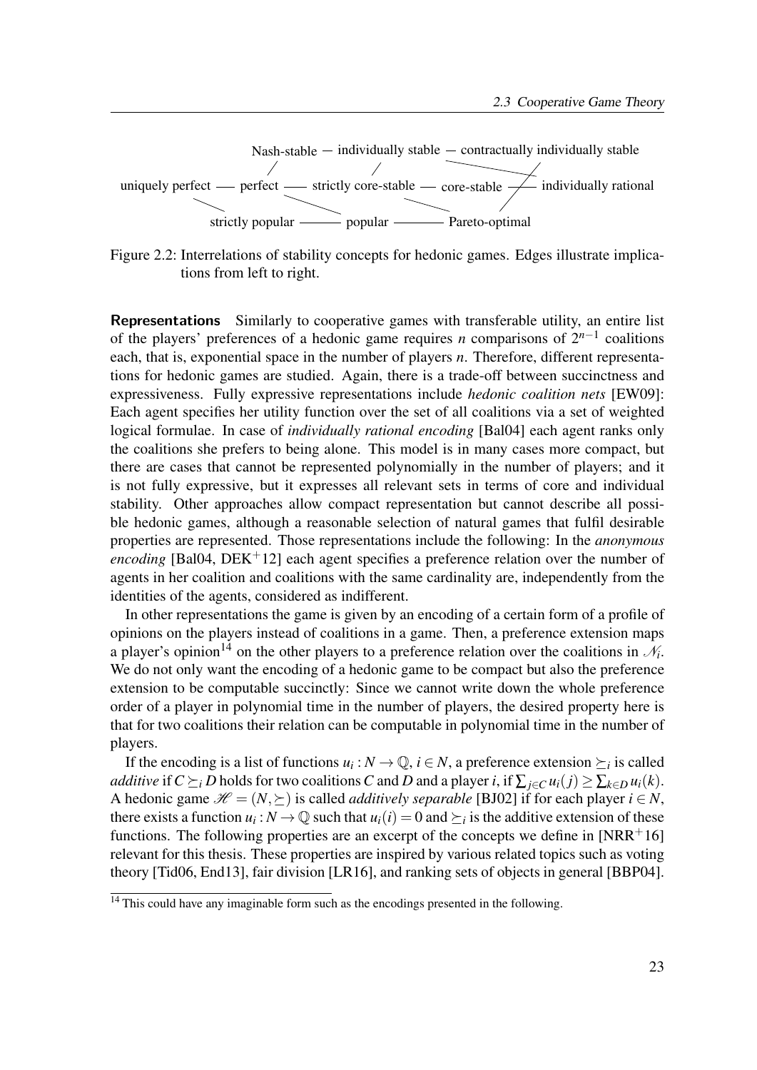Nash-stable — individually stable — contractually individually stable

uniquely perfect — perfect — strictly core-stable — core-stable — individually rational

strictly popular — popular — Pareto-optimal

Figure 2.2: Interrelations of stability concepts for hedonic games. Edges illustrate implications from left to right.

**Representations** Similarly to cooperative games with transferable utility, an entire list of the players' preferences of a hedonic game requires $n$ comparisons of $2^{n-1}$ coalitions each, that is, exponential space in the number of players $n$. Therefore, different representations for hedonic games are studied. Again, there is a trade-off between succinctness and expressiveness. Fully expressive representations include *hedonic coalition nets* [EW09]: Each agent specifies her utility function over the set of all coalitions via a set of weighted logical formulae. In case of *individually rational encoding* [Bal04] each agent ranks only the coalitions she prefers to being alone. This model is in many cases more compact, but there are cases that cannot be represented polynomially in the number of players; and it is not fully expressive, but it expresses all relevant sets in terms of core and individual stability. Other approaches allow compact representation but cannot describe all possible hedonic games, although a reasonable selection of natural games that fulfil desirable properties are represented. Those representations include the following: In the *anonymous encoding* [Bal04, DEK+12] each agent specifies a preference relation over the number of agents in her coalition and coalitions with the same cardinality are, independently from the identities of the agents, considered as indifferent.

In other representations the game is given by an encoding of a certain form of a profile of opinions on the players instead of coalitions in a game. Then, a preference extension maps a player's opinion[14] on the other players to a preference relation over the coalitions in $\mathscr{N}_i$. We do not only want the encoding of a hedonic game to be compact but also the preference extension to be computable succinctly: Since we cannot write down the whole preference order of a player in polynomial time in the number of players, the desired property here is that for two coalitions their relation can be computable in polynomial time in the number of players.

If the encoding is a list of functions $u_i : N \to \mathbb{Q}$, $i \in N$, a preference extension $\succeq_i$ is called *additive* if $C \succeq_i D$ holds for two coalitions $C$ and $D$ and a player $i$, if $\sum_{j \in C} u_i(j) \geq \sum_{k \in D} u_i(k)$. A hedonic game $\mathscr{H} = (N, \succeq)$ is called *additively separable* [BJ02] if for each player $i \in N$, there exists a function $u_i : N \to \mathbb{Q}$ such that $u_i(i) = 0$ and $\succeq_i$ is the additive extension of these functions. The following properties are an excerpt of the concepts we define in [NRR+16] relevant for this thesis. These properties are inspired by various related topics such as voting theory [Tid06, End13], fair division [LR16], and ranking sets of objects in general [BBP04].

[14] This could have any imaginable form such as the encodings presented in the following.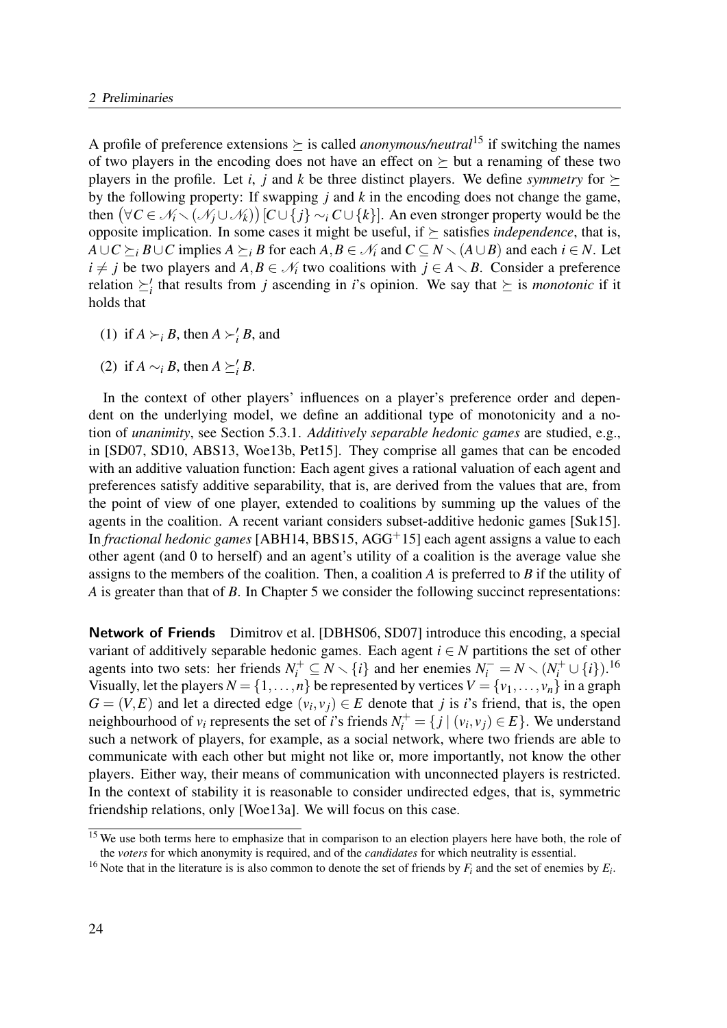A profile of preference extensions $\succeq$ is called *anonymous/neutral*[15] if switching the names of two players in the encoding does not have an effect on $\succeq$ but a renaming of these two players in the profile. Let $i$, $j$ and $k$ be three distinct players. We define *symmetry* for $\succeq$ by the following property: If swapping $j$ and $k$ in the encoding does not change the game, then $\left(\forall C \in \mathcal{N}_i \smallsetminus (\mathcal{N}_j \cup \mathcal{N}_k)\right) [C \cup \{j\} \sim_i C \cup \{k\}]$. An even stronger property would be the opposite implication. In some cases it might be useful, if $\succeq$ satisfies *independence*, that is, $A \cup C \succeq_i B \cup C$ implies $A \succeq_i B$ for each $A, B \in \mathcal{N}_i$ and $C \subseteq N \smallsetminus (A \cup B)$ and each $i \in N$. Let $i \neq j$ be two players and $A, B \in \mathcal{N}_i$ two coalitions with $j \in A \smallsetminus B$. Consider a preference relation $\succeq_i'$ that results from $j$ ascending in $i$'s opinion. We say that $\succeq$ is *monotonic* if it holds that

(1) if $A \succ_i B$, then $A \succ_i' B$, and

(2) if $A \sim_i B$, then $A \succeq_i' B$.

In the context of other players' influences on a player's preference order and dependent on the underlying model, we define an additional type of monotonicity and a notion of *unanimity*, see Section 5.3.1. *Additively separable hedonic games* are studied, e.g., in [SD07, SD10, ABS13, Woe13b, Pet15]. They comprise all games that can be encoded with an additive valuation function: Each agent gives a rational valuation of each agent and preferences satisfy additive separability, that is, are derived from the values that are, from the point of view of one player, extended to coalitions by summing up the values of the agents in the coalition. A recent variant considers subset-additive hedonic games [Suk15]. In *fractional hedonic games* [ABH14, BBS15, AGG$^+$15] each agent assigns a value to each other agent (and 0 to herself) and an agent's utility of a coalition is the average value she assigns to the members of the coalition. Then, a coalition $A$ is preferred to $B$ if the utility of $A$ is greater than that of $B$. In Chapter 5 we consider the following succinct representations:

**Network of Friends** Dimitrov et al. [DBHS06, SD07] introduce this encoding, a special variant of additively separable hedonic games. Each agent $i \in N$ partitions the set of other agents into two sets: her friends $N_i^+ \subseteq N \smallsetminus \{i\}$ and her enemies $N_i^- = N \smallsetminus (N_i^+ \cup \{i\})$.[16] Visually, let the players $N = \{1, \ldots, n\}$ be represented by vertices $V = \{v_1, \ldots, v_n\}$ in a graph $G = (V, E)$ and let a directed edge $(v_i, v_j) \in E$ denote that $j$ is $i$'s friend, that is, the open neighbourhood of $v_i$ represents the set of $i$'s friends $N_i^+ = \{j \mid (v_i, v_j) \in E\}$. We understand such a network of players, for example, as a social network, where two friends are able to communicate with each other but might not like or, more importantly, not know the other players. Either way, their means of communication with unconnected players is restricted. In the context of stability it is reasonable to consider undirected edges, that is, symmetric friendship relations, only [Woe13a]. We will focus on this case.

[15] We use both terms here to emphasize that in comparison to an election players here have both, the role of the *voters* for which anonymity is required, and of the *candidates* for which neutrality is essential.

[16] Note that in the literature is is also common to denote the set of friends by $F_i$ and the set of enemies by $E_i$.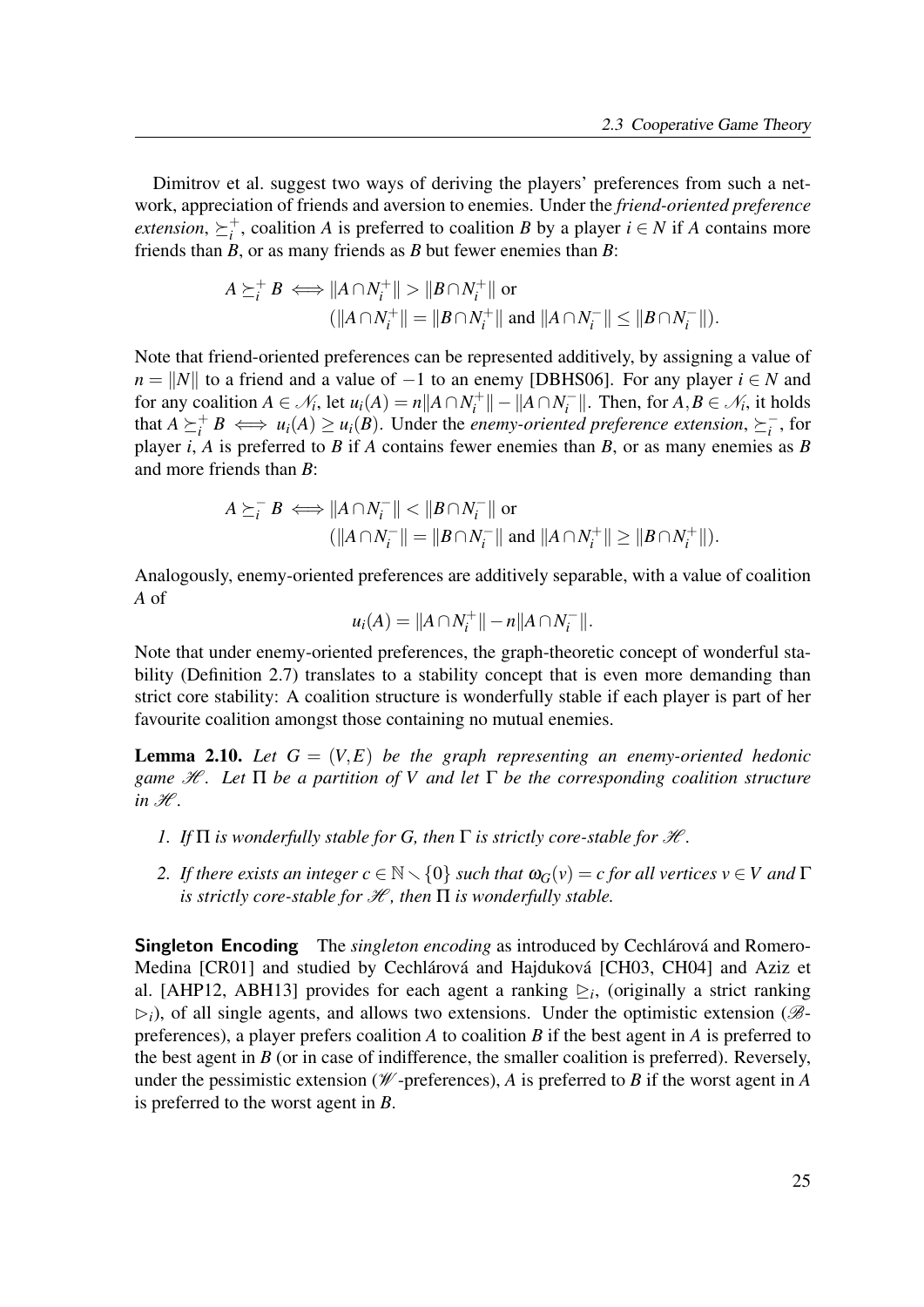Dimitrov et al. suggest two ways of deriving the players' preferences from such a network, appreciation of friends and aversion to enemies. Under the *friend-oriented preference extension*, $\succeq_i^+$, coalition $A$ is preferred to coalition $B$ by a player $i \in N$ if $A$ contains more friends than $B$, or as many friends as $B$ but fewer enemies than $B$:

$$A \succeq_i^+ B \iff \|A \cap N_i^+\| > \|B \cap N_i^+\| \text{ or}$$
$$(\|A \cap N_i^+\| = \|B \cap N_i^+\| \text{ and } \|A \cap N_i^-\| \leq \|B \cap N_i^-\|).$$

Note that friend-oriented preferences can be represented additively, by assigning a value of $n = \|N\|$ to a friend and a value of $-1$ to an enemy [DBHS06]. For any player $i \in N$ and for any coalition $A \in \mathscr{N}_i$, let $u_i(A) = n\|A \cap N_i^+\| - \|A \cap N_i^-\|$. Then, for $A, B \in \mathscr{N}_i$, it holds that $A \succeq_i^+ B \iff u_i(A) \geq u_i(B)$. Under the *enemy-oriented preference extension*, $\succeq_i^-$, for player $i$, $A$ is preferred to $B$ if $A$ contains fewer enemies than $B$, or as many enemies as $B$ and more friends than $B$:

$$A \succeq_i^- B \iff \|A \cap N_i^-\| < \|B \cap N_i^-\| \text{ or}$$
$$(\|A \cap N_i^-\| = \|B \cap N_i^-\| \text{ and } \|A \cap N_i^+\| \geq \|B \cap N_i^+\|).$$

Analogously, enemy-oriented preferences are additively separable, with a value of coalition $A$ of

$$u_i(A) = \|A \cap N_i^+\| - n\|A \cap N_i^-\|.$$

Note that under enemy-oriented preferences, the graph-theoretic concept of wonderful stability (Definition 2.7) translates to a stability concept that is even more demanding than strict core stability: A coalition structure is wonderfully stable if each player is part of her favourite coalition amongst those containing no mutual enemies.

**Lemma 2.10.** *Let $G = (V, E)$ be the graph representing an enemy-oriented hedonic game $\mathscr{H}$. Let $\Pi$ be a partition of $V$ and let $\Gamma$ be the corresponding coalition structure in $\mathscr{H}$.*

1. *If $\Pi$ is wonderfully stable for $G$, then $\Gamma$ is strictly core-stable for $\mathscr{H}$.*
2. *If there exists an integer $c \in \mathbb{N} \setminus \{0\}$ such that $\omega_G(v) = c$ for all vertices $v \in V$ and $\Gamma$ is strictly core-stable for $\mathscr{H}$, then $\Pi$ is wonderfully stable.*

**Singleton Encoding** The *singleton encoding* as introduced by Cechlárová and Romero-Medina [CR01] and studied by Cechlárová and Hajduková [CH03, CH04] and Aziz et al. [AHP12, ABH13] provides for each agent a ranking $\trianglerighteq_i$, (originally a strict ranking $\triangleright_i$), of all single agents, and allows two extensions. Under the optimistic extension ($\mathscr{B}$-preferences), a player prefers coalition $A$ to coalition $B$ if the best agent in $A$ is preferred to the best agent in $B$ (or in case of indifference, the smaller coalition is preferred). Reversely, under the pessimistic extension ($\mathscr{W}$-preferences), $A$ is preferred to $B$ if the worst agent in $A$ is preferred to the worst agent in $B$.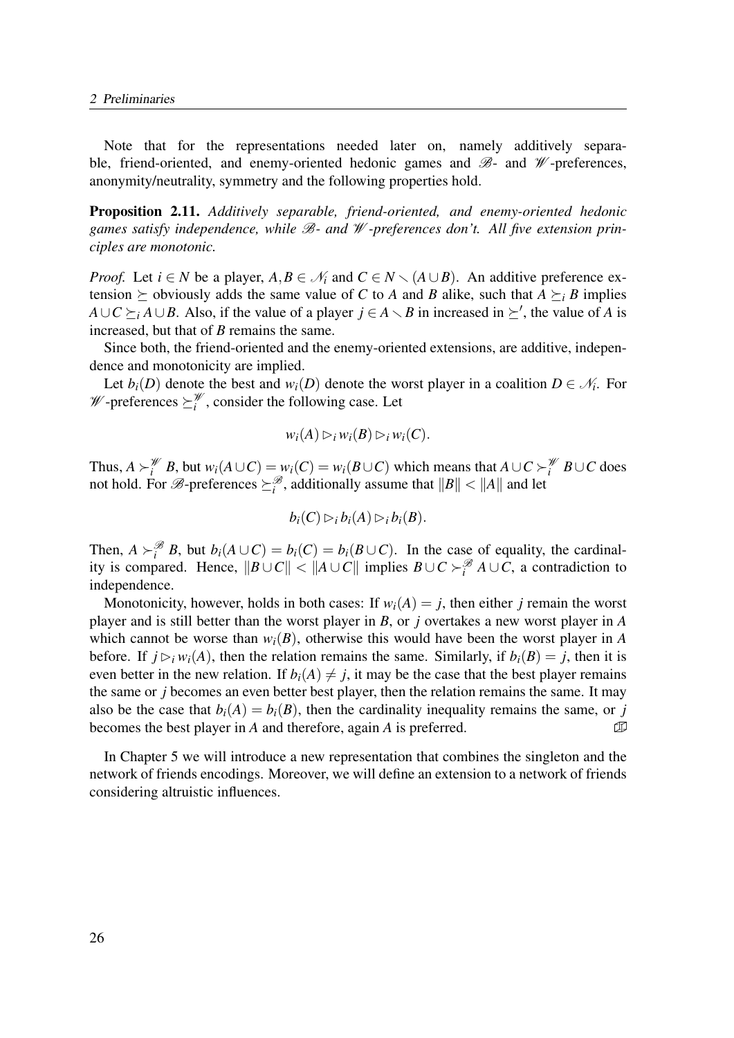Note that for the representations needed later on, namely additively separable, friend-oriented, and enemy-oriented hedonic games and $\mathscr{B}$- and $\mathscr{W}$-preferences, anonymity/neutrality, symmetry and the following properties hold.

**Proposition 2.11.** *Additively separable, friend-oriented, and enemy-oriented hedonic games satisfy independence, while $\mathscr{B}$- and $\mathscr{W}$-preferences don't. All five extension principles are monotonic.*

*Proof.* Let $i \in N$ be a player, $A, B \in \mathscr{N}_i$ and $C \in N \setminus (A \cup B)$. An additive preference extension $\succeq$ obviously adds the same value of $C$ to $A$ and $B$ alike, such that $A \succeq_i B$ implies $A \cup C \succeq_i A \cup B$. Also, if the value of a player $j \in A \setminus B$ in increased in $\succeq'$, the value of $A$ is increased, but that of $B$ remains the same.

Since both, the friend-oriented and the enemy-oriented extensions, are additive, independence and monotonicity are implied.

Let $b_i(D)$ denote the best and $w_i(D)$ denote the worst player in a coalition $D \in \mathscr{N}_i$. For $\mathscr{W}$-preferences $\succeq_i^{\mathscr{W}}$, consider the following case. Let

$$w_i(A) \rhd_i w_i(B) \rhd_i w_i(C).$$

Thus, $A \succ_i^{\mathscr{W}} B$, but $w_i(A \cup C) = w_i(C) = w_i(B \cup C)$ which means that $A \cup C \succ_i^{\mathscr{W}} B \cup C$ does not hold. For $\mathscr{B}$-preferences $\succeq_i^{\mathscr{B}}$, additionally assume that $\|B\| < \|A\|$ and let

$$b_i(C) \rhd_i b_i(A) \rhd_i b_i(B).$$

Then, $A \succ_i^{\mathscr{B}} B$, but $b_i(A \cup C) = b_i(C) = b_i(B \cup C)$. In the case of equality, the cardinality is compared. Hence, $\|B \cup C\| < \|A \cup C\|$ implies $B \cup C \succ_i^{\mathscr{B}} A \cup C$, a contradiction to independence.

Monotonicity, however, holds in both cases: If $w_i(A) = j$, then either $j$ remain the worst player and is still better than the worst player in $B$, or $j$ overtakes a new worst player in $A$ which cannot be worse than $w_i(B)$, otherwise this would have been the worst player in $A$ before. If $j \rhd_i w_i(A)$, then the relation remains the same. Similarly, if $b_i(B) = j$, then it is even better in the new relation. If $b_i(A) \neq j$, it may be the case that the best player remains the same or $j$ becomes an even better best player, then the relation remains the same. It may also be the case that $b_i(A) = b_i(B)$, then the cardinality inequality remains the same, or $j$ becomes the best player in $A$ and therefore, again $A$ is preferred. ◻

In Chapter 5 we will introduce a new representation that combines the singleton and the network of friends encodings. Moreover, we will define an extension to a network of friends considering altruistic influences.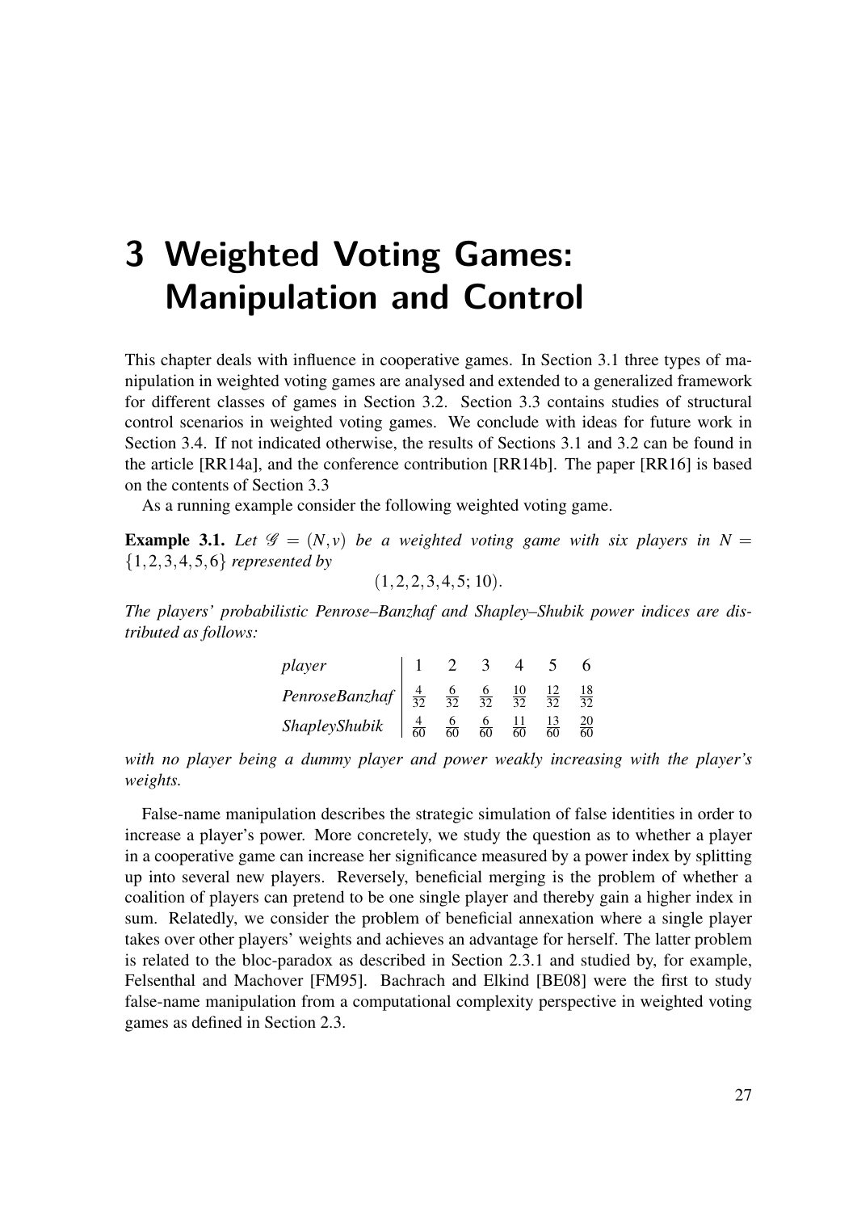# 3 Weighted Voting Games: Manipulation and Control

This chapter deals with influence in cooperative games. In Section 3.1 three types of manipulation in weighted voting games are analysed and extended to a generalized framework for different classes of games in Section 3.2. Section 3.3 contains studies of structural control scenarios in weighted voting games. We conclude with ideas for future work in Section 3.4. If not indicated otherwise, the results of Sections 3.1 and 3.2 can be found in the article [RR14a], and the conference contribution [RR14b]. The paper [RR16] is based on the contents of Section 3.3

As a running example consider the following weighted voting game.

**Example 3.1.** *Let $\mathscr{G} = (N, v)$ be a weighted voting game with six players in $N = \{1,2,3,4,5,6\}$ represented by*

$$(1,2,2,3,4,5;\, 10).$$

*The players' probabilistic Penrose–Banzhaf and Shapley–Shubik power indices are distributed as follows:*

| *player* | 1 | 2 | 3 | 4 | 5 | 6 |
|---|---|---|---|---|---|---|
| *PenroseBanzhaf* | $\frac{4}{32}$ | $\frac{6}{32}$ | $\frac{6}{32}$ | $\frac{10}{32}$ | $\frac{12}{32}$ | $\frac{18}{32}$ |
| *ShapleyShubik* | $\frac{4}{60}$ | $\frac{6}{60}$ | $\frac{6}{60}$ | $\frac{11}{60}$ | $\frac{13}{60}$ | $\frac{20}{60}$ |

*with no player being a dummy player and power weakly increasing with the player's weights.*

False-name manipulation describes the strategic simulation of false identities in order to increase a player's power. More concretely, we study the question as to whether a player in a cooperative game can increase her significance measured by a power index by splitting up into several new players. Reversely, beneficial merging is the problem of whether a coalition of players can pretend to be one single player and thereby gain a higher index in sum. Relatedly, we consider the problem of beneficial annexation where a single player takes over other players' weights and achieves an advantage for herself. The latter problem is related to the bloc-paradox as described in Section 2.3.1 and studied by, for example, Felsenthal and Machover [FM95]. Bachrach and Elkind [BE08] were the first to study false-name manipulation from a computational complexity perspective in weighted voting games as defined in Section 2.3.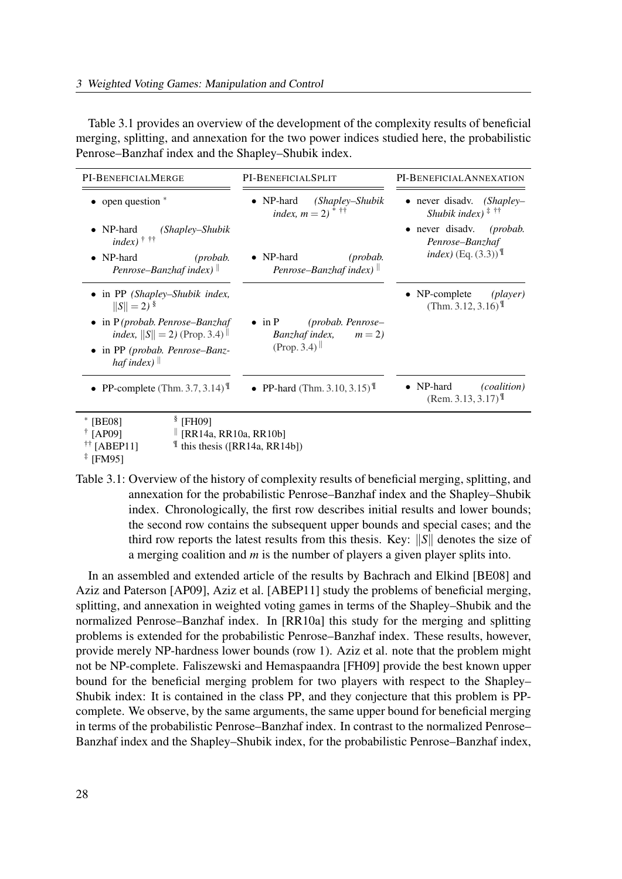Table 3.1 provides an overview of the development of the complexity results of beneficial merging, splitting, and annexation for the two power indices studied here, the probabilistic Penrose–Banzhaf index and the Shapley–Shubik index.

| PI-BENEFICIALMERGE | PI-BENEFICIALSPLIT | PI-BENEFICIALANNEXATION |
|---|---|---|
| • open question [*]<br>• NP-hard *(Shapley–Shubik index)* [†] [††]<br>• NP-hard *(probab. Penrose–Banzhaf index)* [‖] | • NP-hard *(Shapley–Shubik index, $m = 2$)* [*] [††]<br>• NP-hard *(probab. Penrose–Banzhaf index)* [‖] | • never disadv. *(Shapley–Shubik index)* [‡] [††]<br>• never disadv. *(probab. Penrose–Banzhaf index)* (Eq. (3.3)) [¶] |
| • in PP *(Shapley–Shubik index, $\|S\| = 2$)* [§]<br>• in P *(probab. Penrose–Banzhaf index, $\|S\| = 2$)* (Prop. 3.4) [‖]<br>• in PP *(probab. Penrose–Banzhaf index)* [‖] | • in P *(probab. Penrose–Banzhaf index, $m = 2$)* (Prop. 3.4) [‖] | • NP-complete *(player)* (Thm. 3.12, 3.16) [¶] |
| • PP-complete (Thm. 3.7, 3.14) [¶] | • PP-hard (Thm. 3.10, 3.15) [¶] | • NP-hard *(coalition)* (Rem. 3.13, 3.17) [¶] |

[*] [BE08]
[†] [AP09]
[††] [ABEP11]
[‡] [FM95]
[§] [FH09]
[‖] [RR14a, RR10a, RR10b]
[¶] this thesis ([RR14a, RR14b])

Table 3.1: Overview of the history of complexity results of beneficial merging, splitting, and annexation for the probabilistic Penrose–Banzhaf index and the Shapley–Shubik index. Chronologically, the first row describes initial results and lower bounds; the second row contains the subsequent upper bounds and special cases; and the third row reports the latest results from this thesis. Key: $\|S\|$ denotes the size of a merging coalition and $m$ is the number of players a given player splits into.

In an assembled and extended article of the results by Bachrach and Elkind [BE08] and Aziz and Paterson [AP09], Aziz et al. [ABEP11] study the problems of beneficial merging, splitting, and annexation in weighted voting games in terms of the Shapley–Shubik and the normalized Penrose–Banzhaf index. In [RR10a] this study for the merging and splitting problems is extended for the probabilistic Penrose–Banzhaf index. These results, however, provide merely NP-hardness lower bounds (row 1). Aziz et al. note that the problem might not be NP-complete. Faliszewski and Hemaspaandra [FH09] provide the best known upper bound for the beneficial merging problem for two players with respect to the Shapley–Shubik index: It is contained in the class PP, and they conjecture that this problem is PP-complete. We observe, by the same arguments, the same upper bound for beneficial merging in terms of the probabilistic Penrose–Banzhaf index. In contrast to the normalized Penrose–Banzhaf index and the Shapley–Shubik index, for the probabilistic Penrose–Banzhaf index,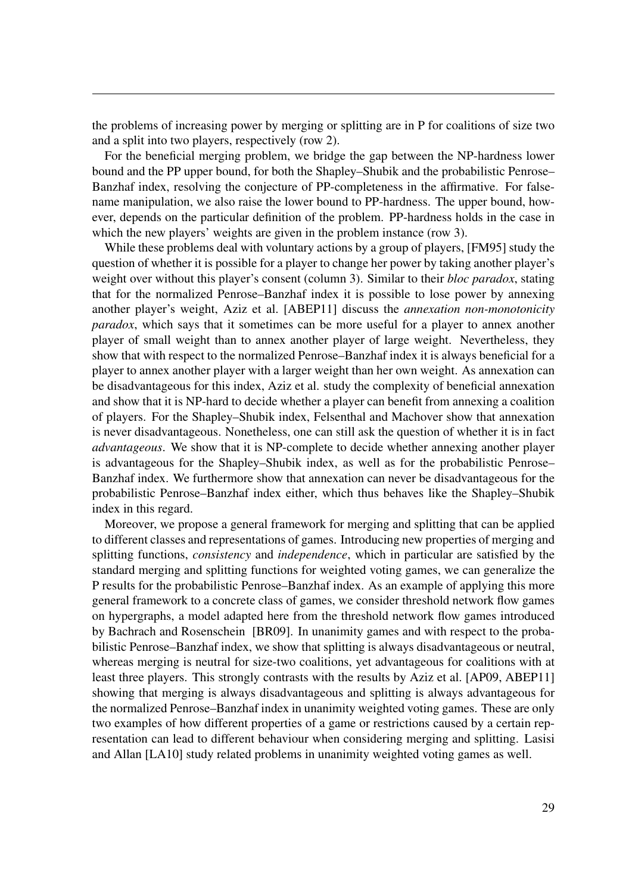the problems of increasing power by merging or splitting are in P for coalitions of size two and a split into two players, respectively (row 2).

For the beneficial merging problem, we bridge the gap between the NP-hardness lower bound and the PP upper bound, for both the Shapley–Shubik and the probabilistic Penrose–Banzhaf index, resolving the conjecture of PP-completeness in the affirmative. For false-name manipulation, we also raise the lower bound to PP-hardness. The upper bound, however, depends on the particular definition of the problem. PP-hardness holds in the case in which the new players' weights are given in the problem instance (row 3).

While these problems deal with voluntary actions by a group of players, [FM95] study the question of whether it is possible for a player to change her power by taking another player's weight over without this player's consent (column 3). Similar to their *bloc paradox*, stating that for the normalized Penrose–Banzhaf index it is possible to lose power by annexing another player's weight, Aziz et al. [ABEP11] discuss the *annexation non-monotonicity paradox*, which says that it sometimes can be more useful for a player to annex another player of small weight than to annex another player of large weight. Nevertheless, they show that with respect to the normalized Penrose–Banzhaf index it is always beneficial for a player to annex another player with a larger weight than her own weight. As annexation can be disadvantageous for this index, Aziz et al. study the complexity of beneficial annexation and show that it is NP-hard to decide whether a player can benefit from annexing a coalition of players. For the Shapley–Shubik index, Felsenthal and Machover show that annexation is never disadvantageous. Nonetheless, one can still ask the question of whether it is in fact *advantageous*. We show that it is NP-complete to decide whether annexing another player is advantageous for the Shapley–Shubik index, as well as for the probabilistic Penrose–Banzhaf index. We furthermore show that annexation can never be disadvantageous for the probabilistic Penrose–Banzhaf index either, which thus behaves like the Shapley–Shubik index in this regard.

Moreover, we propose a general framework for merging and splitting that can be applied to different classes and representations of games. Introducing new properties of merging and splitting functions, *consistency* and *independence*, which in particular are satisfied by the standard merging and splitting functions for weighted voting games, we can generalize the P results for the probabilistic Penrose–Banzhaf index. As an example of applying this more general framework to a concrete class of games, we consider threshold network flow games on hypergraphs, a model adapted here from the threshold network flow games introduced by Bachrach and Rosenschein [BR09]. In unanimity games and with respect to the probabilistic Penrose–Banzhaf index, we show that splitting is always disadvantageous or neutral, whereas merging is neutral for size-two coalitions, yet advantageous for coalitions with at least three players. This strongly contrasts with the results by Aziz et al. [AP09, ABEP11] showing that merging is always disadvantageous and splitting is always advantageous for the normalized Penrose–Banzhaf index in unanimity weighted voting games. These are only two examples of how different properties of a game or restrictions caused by a certain representation can lead to different behaviour when considering merging and splitting. Lasisi and Allan [LA10] study related problems in unanimity weighted voting games as well.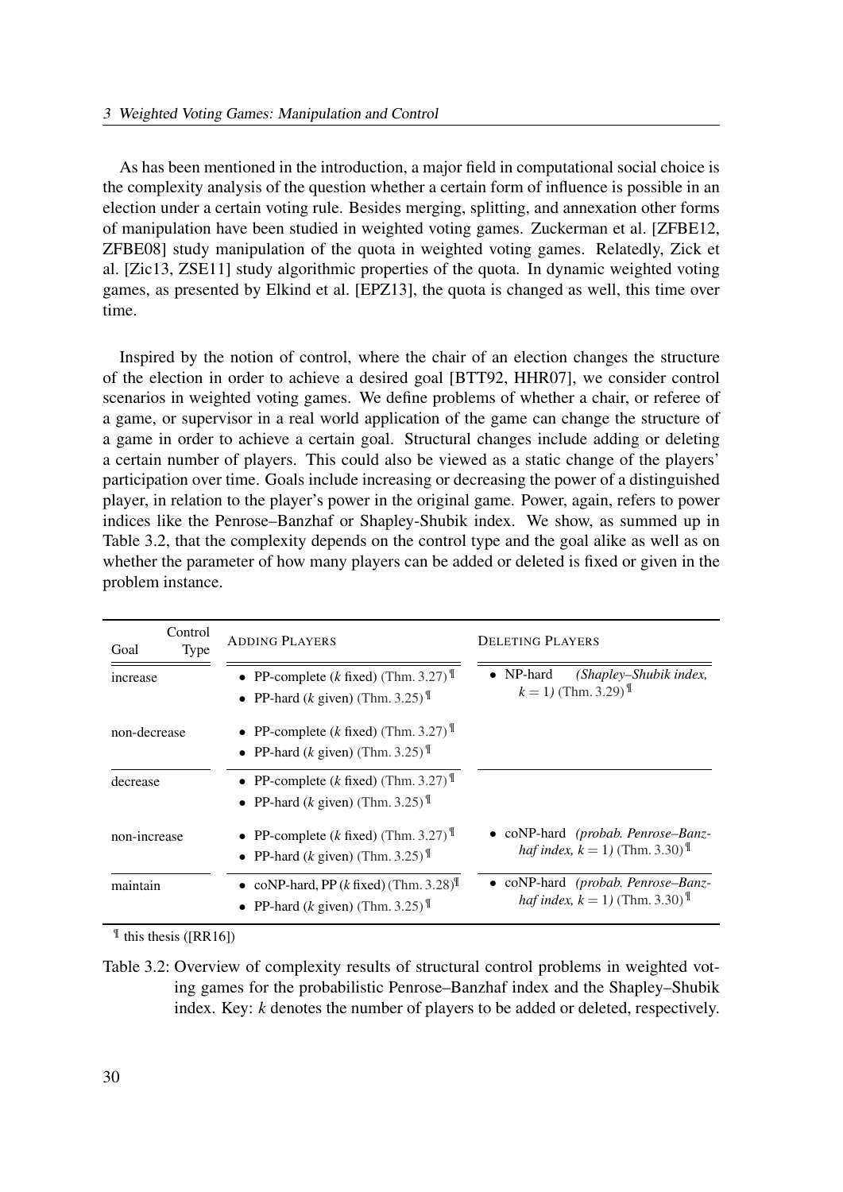As has been mentioned in the introduction, a major field in computational social choice is the complexity analysis of the question whether a certain form of influence is possible in an election under a certain voting rule. Besides merging, splitting, and annexation other forms of manipulation have been studied in weighted voting games. Zuckerman et al. [ZFBE12, ZFBE08] study manipulation of the quota in weighted voting games. Relatedly, Zick et al. [Zic13, ZSE11] study algorithmic properties of the quota. In dynamic weighted voting games, as presented by Elkind et al. [EPZ13], the quota is changed as well, this time over time.

Inspired by the notion of control, where the chair of an election changes the structure of the election in order to achieve a desired goal [BTT92, HHR07], we consider control scenarios in weighted voting games. We define problems of whether a chair, or referee of a game, or supervisor in a real world application of the game can change the structure of a game in order to achieve a certain goal. Structural changes include adding or deleting a certain number of players. This could also be viewed as a static change of the players' participation over time. Goals include increasing or decreasing the power of a distinguished player, in relation to the player's power in the original game. Power, again, refers to power indices like the Penrose–Banzhaf or Shapley-Shubik index. We show, as summed up in Table 3.2, that the complexity depends on the control type and the goal alike as well as on whether the parameter of how many players can be added or deleted is fixed or given in the problem instance.

| Goal \ Control Type | ADDING PLAYERS | DELETING PLAYERS |
|---|---|---|
| increase | • PP-complete ($k$ fixed) (Thm. 3.27)¶ <br> • PP-hard ($k$ given) (Thm. 3.25)¶ | • NP-hard *(Shapley–Shubik index, $k = 1$)* (Thm. 3.29)¶ |
| non-decrease | • PP-complete ($k$ fixed) (Thm. 3.27)¶ <br> • PP-hard ($k$ given) (Thm. 3.25)¶ | |
| decrease | • PP-complete ($k$ fixed) (Thm. 3.27)¶ <br> • PP-hard ($k$ given) (Thm. 3.25)¶ | |
| non-increase | • PP-complete ($k$ fixed) (Thm. 3.27)¶ <br> • PP-hard ($k$ given) (Thm. 3.25)¶ | • coNP-hard *(probab. Penrose–Banzhaf index, $k = 1$)* (Thm. 3.30)¶ |
| maintain | • coNP-hard, PP ($k$ fixed) (Thm. 3.28)¶ <br> • PP-hard ($k$ given) (Thm. 3.25)¶ | • coNP-hard *(probab. Penrose–Banzhaf index, $k = 1$)* (Thm. 3.30)¶ |

¶ this thesis ([RR16])

Table 3.2: Overview of complexity results of structural control problems in weighted voting games for the probabilistic Penrose–Banzhaf index and the Shapley–Shubik index. Key: $k$ denotes the number of players to be added or deleted, respectively.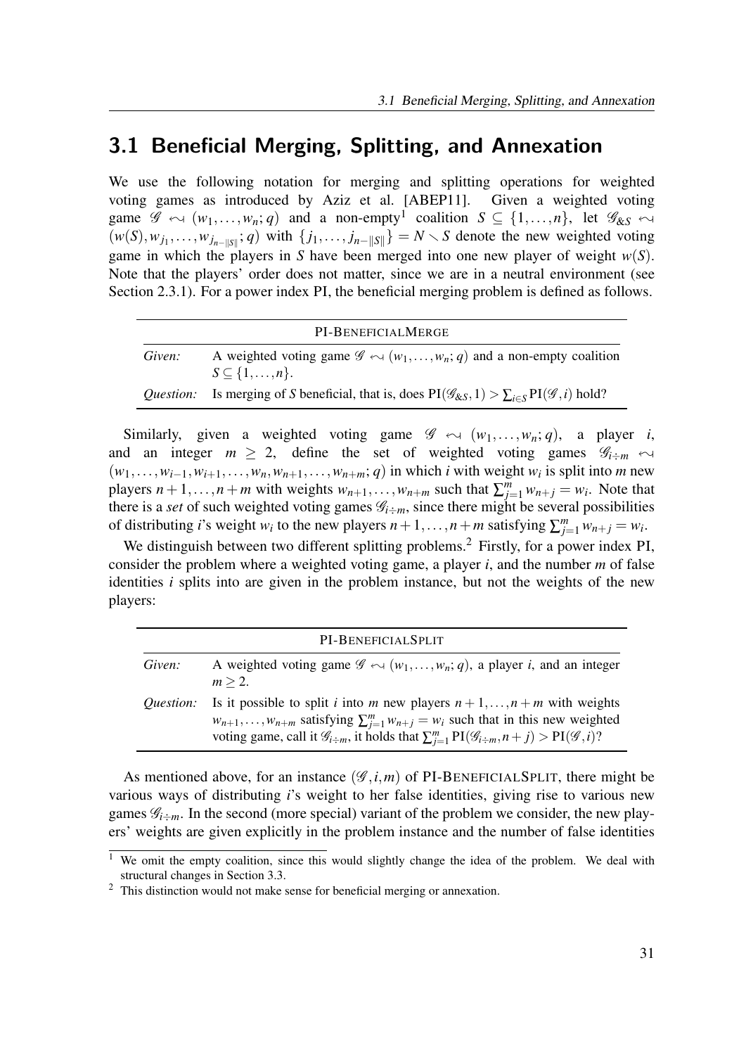## 3.1 Beneficial Merging, Splitting, and Annexation

We use the following notation for merging and splitting operations for weighted voting games as introduced by Aziz et al. [ABEP11]. Given a weighted voting game $\mathcal{G} \leftrightsquigarrow (w_1, \ldots, w_n; q)$ and a non-empty[1] coalition $S \subseteq \{1, \ldots, n\}$, let $\mathcal{G}_{\&S} \leftrightsquigarrow (w(S), w_{j_1}, \ldots, w_{j_{n-\|S\|}}; q)$ with $\{j_1, \ldots, j_{n-\|S\|}\} = N \setminus S$ denote the new weighted voting game in which the players in $S$ have been merged into one new player of weight $w(S)$. Note that the players' order does not matter, since we are in a neutral environment (see Section 2.3.1). For a power index PI, the beneficial merging problem is defined as follows.

| PI-BENEFICIALMERGE | |
|---|---|
| *Given:* | A weighted voting game $\mathcal{G} \leftrightsquigarrow (w_1, \ldots, w_n; q)$ and a non-empty coalition $S \subseteq \{1, \ldots, n\}$. |
| *Question:* | Is merging of $S$ beneficial, that is, does $\text{PI}(\mathcal{G}_{\&S}, 1) > \sum_{i \in S} \text{PI}(\mathcal{G}, i)$ hold? |

Similarly, given a weighted voting game $\mathcal{G} \leftrightsquigarrow (w_1, \ldots, w_n; q)$, a player $i$, and an integer $m \geq 2$, define the set of weighted voting games $\mathcal{G}_{i \div m} \leftrightsquigarrow (w_1, \ldots, w_{i-1}, w_{i+1}, \ldots, w_n, w_{n+1}, \ldots, w_{n+m}; q)$ in which $i$ with weight $w_i$ is split into $m$ new players $n+1, \ldots, n+m$ with weights $w_{n+1}, \ldots, w_{n+m}$ such that $\sum_{j=1}^{m} w_{n+j} = w_i$. Note that there is a *set* of such weighted voting games $\mathcal{G}_{i \div m}$, since there might be several possibilities of distributing $i$'s weight $w_i$ to the new players $n+1, \ldots, n+m$ satisfying $\sum_{j=1}^{m} w_{n+j} = w_i$.

We distinguish between two different splitting problems.[2] Firstly, for a power index PI, consider the problem where a weighted voting game, a player $i$, and the number $m$ of false identities $i$ splits into are given in the problem instance, but not the weights of the new players:

| PI-BENEFICIALSPLIT | |
|---|---|
| *Given:* | A weighted voting game $\mathcal{G} \leftrightsquigarrow (w_1, \ldots, w_n; q)$, a player $i$, and an integer $m \geq 2$. |
| *Question:* | Is it possible to split $i$ into $m$ new players $n+1, \ldots, n+m$ with weights $w_{n+1}, \ldots, w_{n+m}$ satisfying $\sum_{j=1}^{m} w_{n+j} = w_i$ such that in this new weighted voting game, call it $\mathcal{G}_{i \div m}$, it holds that $\sum_{j=1}^{m} \text{PI}(\mathcal{G}_{i \div m}, n+j) > \text{PI}(\mathcal{G}, i)$? |

As mentioned above, for an instance $(\mathcal{G}, i, m)$ of PI-BENEFICIALSPLIT, there might be various ways of distributing $i$'s weight to her false identities, giving rise to various new games $\mathcal{G}_{i \div m}$. In the second (more special) variant of the problem we consider, the new players' weights are given explicitly in the problem instance and the number of false identities

[1] We omit the empty coalition, since this would slightly change the idea of the problem. We deal with structural changes in Section 3.3.

[2] This distinction would not make sense for beneficial merging or annexation.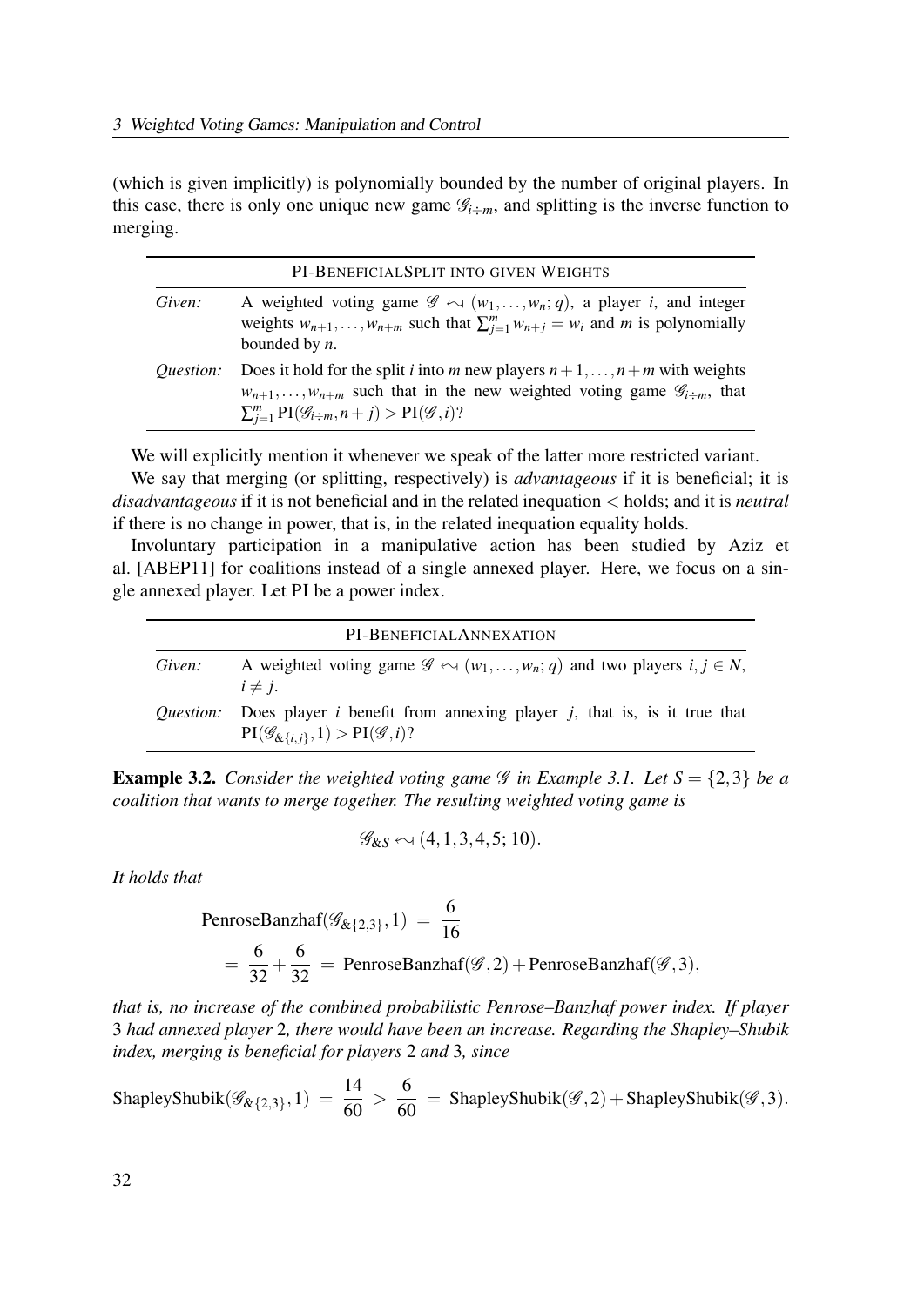(which is given implicitly) is polynomially bounded by the number of original players. In this case, there is only one unique new game $\mathcal{G}_{i\div m}$, and splitting is the inverse function to merging.

| PI-BENEFICIALSPLIT INTO GIVEN WEIGHTS | |
|---|---|
| *Given:* | A weighted voting game $\mathcal{G} \leftrightsquigarrow (w_1,\ldots,w_n;q)$, a player $i$, and integer weights $w_{n+1},\ldots,w_{n+m}$ such that $\sum_{j=1}^{m} w_{n+j} = w_i$ and $m$ is polynomially bounded by $n$. |
| *Question:* | Does it hold for the split $i$ into $m$ new players $n+1,\ldots,n+m$ with weights $w_{n+1},\ldots,w_{n+m}$ such that in the new weighted voting game $\mathcal{G}_{i\div m}$, that $\sum_{j=1}^{m} \mathrm{PI}(\mathcal{G}_{i\div m}, n+j) > \mathrm{PI}(\mathcal{G}, i)$? |

We will explicitly mention it whenever we speak of the latter more restricted variant.

We say that merging (or splitting, respectively) is *advantageous* if it is beneficial; it is *disadvantageous* if it is not beneficial and in the related inequation $<$ holds; and it is *neutral* if there is no change in power, that is, in the related inequation equality holds.

Involuntary participation in a manipulative action has been studied by Aziz et al. [ABEP11] for coalitions instead of a single annexed player. Here, we focus on a single annexed player. Let PI be a power index.

| PI-BENEFICIALANNEXATION | |
|---|---|
| *Given:* | A weighted voting game $\mathcal{G} \leftrightsquigarrow (w_1,\ldots,w_n;q)$ and two players $i,j \in N$, $i \neq j$. |
| *Question:* | Does player $i$ benefit from annexing player $j$, that is, is it true that $\mathrm{PI}(\mathcal{G}_{\&\{i,j\}}, 1) > \mathrm{PI}(\mathcal{G}, i)$? |

**Example 3.2.** *Consider the weighted voting game $\mathcal{G}$ in Example 3.1. Let $S = \{2,3\}$ be a coalition that wants to merge together. The resulting weighted voting game is*

$$\mathcal{G}_{\&S} \leftrightsquigarrow (4,1,3,4,5;10).$$

*It holds that*

$$\begin{aligned}
&\mathrm{PenroseBanzhaf}(\mathcal{G}_{\&\{2,3\}}, 1) \;=\; \frac{6}{16} \\
&\;=\; \frac{6}{32} + \frac{6}{32} \;=\; \mathrm{PenroseBanzhaf}(\mathcal{G}, 2) + \mathrm{PenroseBanzhaf}(\mathcal{G}, 3),
\end{aligned}$$

*that is, no increase of the combined probabilistic Penrose–Banzhaf power index. If player 3 had annexed player 2, there would have been an increase. Regarding the Shapley–Shubik index, merging is beneficial for players 2 and 3, since*

$$\mathrm{ShapleyShubik}(\mathcal{G}_{\&\{2,3\}}, 1) \;=\; \frac{14}{60} \;>\; \frac{6}{60} \;=\; \mathrm{ShapleyShubik}(\mathcal{G}, 2) + \mathrm{ShapleyShubik}(\mathcal{G}, 3).$$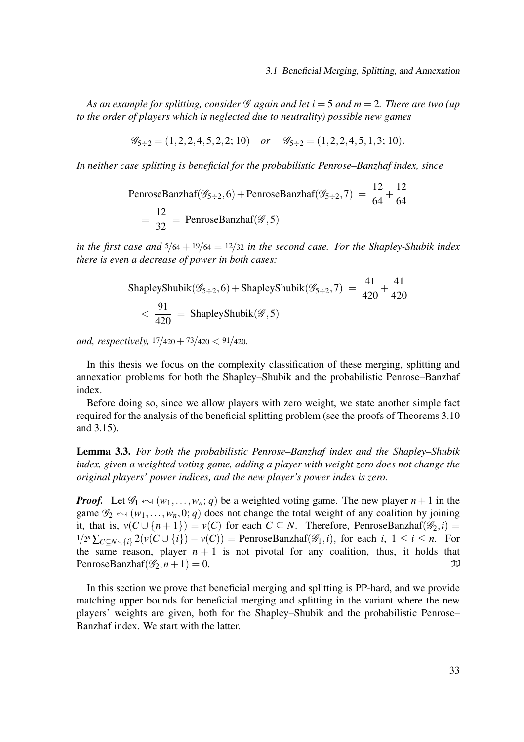*As an example for splitting, consider $\mathscr{G}$ again and let $i = 5$ and $m = 2$. There are two (up to the order of players which is neglected due to neutrality) possible new games*

$$\mathscr{G}_{5\div 2} = (1,2,2,4,5,2,2;10) \quad \textit{or} \quad \mathscr{G}_{5\div 2} = (1,2,2,4,5,1,3;10).$$

*In neither case splitting is beneficial for the probabilistic Penrose–Banzhaf index, since*

$$\begin{aligned}\text{PenroseBanzhaf}(\mathscr{G}_{5\div 2},6) + \text{PenroseBanzhaf}(\mathscr{G}_{5\div 2},7) &= \frac{12}{64} + \frac{12}{64} \\ = \frac{12}{32} = \text{PenroseBanzhaf}(\mathscr{G},5)\end{aligned}$$

*in the first case and $5/64 + 19/64 = 12/32$ in the second case. For the Shapley-Shubik index there is even a decrease of power in both cases:*

$$\begin{aligned}\text{ShapleyShubik}(\mathscr{G}_{5\div 2},6) + \text{ShapleyShubik}(\mathscr{G}_{5\div 2},7) &= \frac{41}{420} + \frac{41}{420} \\ < \frac{91}{420} = \text{ShapleyShubik}(\mathscr{G},5)\end{aligned}$$

*and, respectively, $17/420 + 73/420 < 91/420$.*

In this thesis we focus on the complexity classification of these merging, splitting and annexation problems for both the Shapley–Shubik and the probabilistic Penrose–Banzhaf index.

Before doing so, since we allow players with zero weight, we state another simple fact required for the analysis of the beneficial splitting problem (see the proofs of Theorems 3.10 and 3.15).

**Lemma 3.3.** *For both the probabilistic Penrose–Banzhaf index and the Shapley–Shubik index, given a weighted voting game, adding a player with weight zero does not change the original players' power indices, and the new player's power index is zero.*

***Proof.*** Let $\mathscr{G}_1 \leftrightsquigarrow (w_1,\dots,w_n;q)$ be a weighted voting game. The new player $n+1$ in the game $\mathscr{G}_2 \leftrightsquigarrow (w_1,\dots,w_n,0;q)$ does not change the total weight of any coalition by joining it, that is, $v(C \cup \{n+1\}) = v(C)$ for each $C \subseteq N$. Therefore, $\text{PenroseBanzhaf}(\mathscr{G}_2,i) = 1/2^n \sum_{C\subseteq N\smallsetminus\{i\}} 2(v(C\cup\{i\}) - v(C)) = \text{PenroseBanzhaf}(\mathscr{G}_1,i)$, for each $i$, $1 \le i \le n$. For the same reason, player $n+1$ is not pivotal for any coalition, thus, it holds that $\text{PenroseBanzhaf}(\mathscr{G}_2,n+1) = 0$. ∎

In this section we prove that beneficial merging and splitting is PP-hard, and we provide matching upper bounds for beneficial merging and splitting in the variant where the new players' weights are given, both for the Shapley–Shubik and the probabilistic Penrose–Banzhaf index. We start with the latter.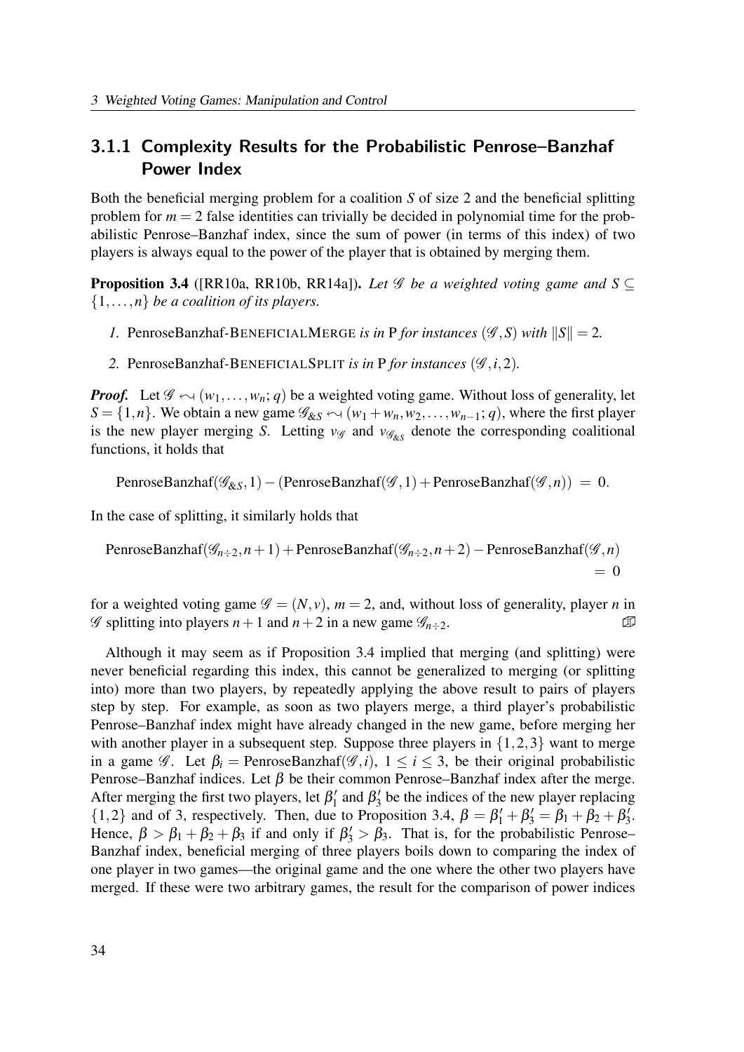### 3.1.1 Complexity Results for the Probabilistic Penrose–Banzhaf Power Index

Both the beneficial merging problem for a coalition $S$ of size 2 and the beneficial splitting problem for $m = 2$ false identities can trivially be decided in polynomial time for the probabilistic Penrose–Banzhaf index, since the sum of power (in terms of this index) of two players is always equal to the power of the player that is obtained by merging them.

**Proposition 3.4** ([RR10a, RR10b, RR14a]). *Let $\mathscr{G}$ be a weighted voting game and $S \subseteq \{1, \ldots, n\}$ be a coalition of its players.*

1. PenroseBanzhaf-BENEFICIALMERGE *is in* P *for instances* $(\mathscr{G}, S)$ *with* $\|S\| = 2$*.*
2. PenroseBanzhaf-BENEFICIALSPLIT *is in* P *for instances* $(\mathscr{G}, i, 2)$*.*

***Proof.*** Let $\mathscr{G} \leftrightsquigarrow (w_1, \ldots, w_n; q)$ be a weighted voting game. Without loss of generality, let $S = \{1, n\}$. We obtain a new game $\mathscr{G}_{\&S} \leftrightsquigarrow (w_1 + w_n, w_2, \ldots, w_{n-1}; q)$, where the first player is the new player merging $S$. Letting $v_{\mathscr{G}}$ and $v_{\mathscr{G}_{\&S}}$ denote the corresponding coalitional functions, it holds that

$$\text{PenroseBanzhaf}(\mathscr{G}_{\&S}, 1) - (\text{PenroseBanzhaf}(\mathscr{G}, 1) + \text{PenroseBanzhaf}(\mathscr{G}, n)) = 0.$$

In the case of splitting, it similarly holds that

$$\text{PenroseBanzhaf}(\mathscr{G}_{n \div 2}, n+1) + \text{PenroseBanzhaf}(\mathscr{G}_{n \div 2}, n+2) - \text{PenroseBanzhaf}(\mathscr{G}, n) = 0$$

for a weighted voting game $\mathscr{G} = (N, v)$, $m = 2$, and, without loss of generality, player $n$ in $\mathscr{G}$ splitting into players $n+1$ and $n+2$ in a new game $\mathscr{G}_{n \div 2}$. ❑

Although it may seem as if Proposition 3.4 implied that merging (and splitting) were never beneficial regarding this index, this cannot be generalized to merging (or splitting into) more than two players, by repeatedly applying the above result to pairs of players step by step. For example, as soon as two players merge, a third player's probabilistic Penrose–Banzhaf index might have already changed in the new game, before merging her with another player in a subsequent step. Suppose three players in $\{1, 2, 3\}$ want to merge in a game $\mathscr{G}$. Let $\beta_i = \text{PenroseBanzhaf}(\mathscr{G}, i)$, $1 \leq i \leq 3$, be their original probabilistic Penrose–Banzhaf indices. Let $\beta$ be their common Penrose–Banzhaf index after the merge. After merging the first two players, let $\beta_1'$ and $\beta_3'$ be the indices of the new player replacing $\{1, 2\}$ and of 3, respectively. Then, due to Proposition 3.4, $\beta = \beta_1' + \beta_3' = \beta_1 + \beta_2 + \beta_3'$. Hence, $\beta > \beta_1 + \beta_2 + \beta_3$ if and only if $\beta_3' > \beta_3$. That is, for the probabilistic Penrose–Banzhaf index, beneficial merging of three players boils down to comparing the index of one player in two games—the original game and the one where the other two players have merged. If these were two arbitrary games, the result for the comparison of power indices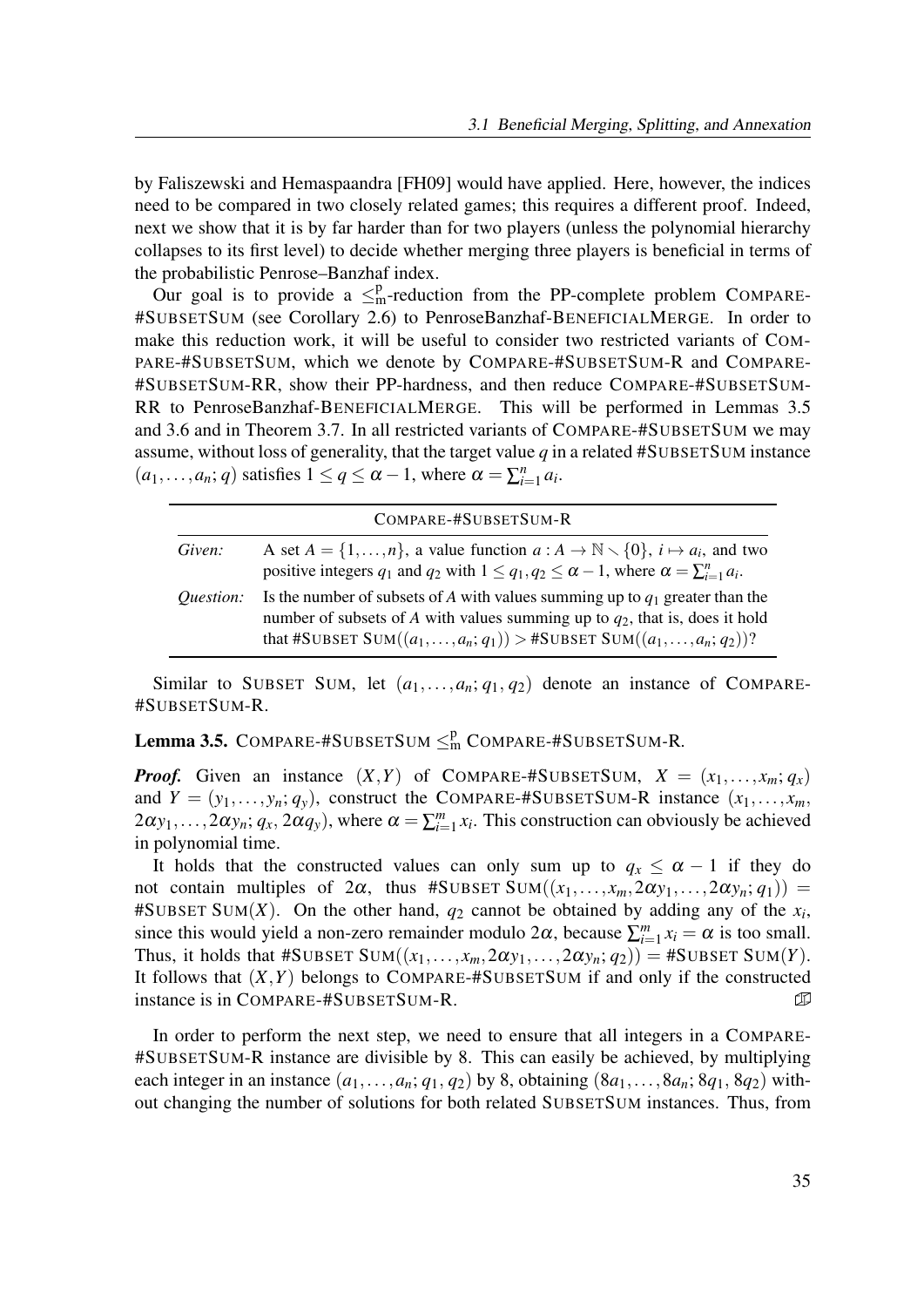by Faliszewski and Hemaspaandra [FH09] would have applied. Here, however, the indices need to be compared in two closely related games; this requires a different proof. Indeed, next we show that it is by far harder than for two players (unless the polynomial hierarchy collapses to its first level) to decide whether merging three players is beneficial in terms of the probabilistic Penrose–Banzhaf index.

Our goal is to provide a $\leq_m^p$-reduction from the PP-complete problem COMPARE-#SUBSETSUM (see Corollary 2.6) to PenroseBanzhaf-BENEFICIALMERGE. In order to make this reduction work, it will be useful to consider two restricted variants of COMPARE-#SUBSETSUM, which we denote by COMPARE-#SUBSETSUM-R and COMPARE-#SUBSETSUM-RR, show their PP-hardness, and then reduce COMPARE-#SUBSETSUM-RR to PenroseBanzhaf-BENEFICIALMERGE. This will be performed in Lemmas 3.5 and 3.6 and in Theorem 3.7. In all restricted variants of COMPARE-#SUBSETSUM we may assume, without loss of generality, that the target value $q$ in a related #SUBSETSUM instance $(a_1, \ldots, a_n; q)$ satisfies $1 \leq q \leq \alpha - 1$, where $\alpha = \sum_{i=1}^{n} a_i$.

| COMPARE-#SUBSETSUM-R | |
|---|---|
| *Given:* | A set $A = \{1, \ldots, n\}$, a value function $a : A \to \mathbb{N} \setminus \{0\}$, $i \mapsto a_i$, and two positive integers $q_1$ and $q_2$ with $1 \leq q_1, q_2 \leq \alpha - 1$, where $\alpha = \sum_{i=1}^{n} a_i$. |
| *Question:* | Is the number of subsets of $A$ with values summing up to $q_1$ greater than the number of subsets of $A$ with values summing up to $q_2$, that is, does it hold that #SUBSET SUM$((a_1, \ldots, a_n; q_1)) >$ #SUBSET SUM$((a_1, \ldots, a_n; q_2))$? |

Similar to SUBSET SUM, let $(a_1, \ldots, a_n; q_1, q_2)$ denote an instance of COMPARE-#SUBSETSUM-R.

**Lemma 3.5.** COMPARE-#SUBSETSUM $\leq_m^p$ COMPARE-#SUBSETSUM-R.

***Proof.*** Given an instance $(X, Y)$ of COMPARE-#SUBSETSUM, $X = (x_1, \ldots, x_m; q_x)$ and $Y = (y_1, \ldots, y_n; q_y)$, construct the COMPARE-#SUBSETSUM-R instance $(x_1, \ldots, x_m, 2\alpha y_1, \ldots, 2\alpha y_n; q_x, 2\alpha q_y)$, where $\alpha = \sum_{i=1}^{m} x_i$. This construction can obviously be achieved in polynomial time.

It holds that the constructed values can only sum up to $q_x \leq \alpha - 1$ if they do not contain multiples of $2\alpha$, thus #SUBSET SUM$((x_1, \ldots, x_m, 2\alpha y_1, \ldots, 2\alpha y_n; q_1)) =$ #SUBSET SUM$(X)$. On the other hand, $q_2$ cannot be obtained by adding any of the $x_i$, since this would yield a non-zero remainder modulo $2\alpha$, because $\sum_{i=1}^{m} x_i = \alpha$ is too small. Thus, it holds that #SUBSET SUM$((x_1, \ldots, x_m, 2\alpha y_1, \ldots, 2\alpha y_n; q_2)) =$ #SUBSET SUM$(Y)$. It follows that $(X, Y)$ belongs to COMPARE-#SUBSETSUM if and only if the constructed instance is in COMPARE-#SUBSETSUM-R. ∎

In order to perform the next step, we need to ensure that all integers in a COMPARE-#SUBSETSUM-R instance are divisible by 8. This can easily be achieved, by multiplying each integer in an instance $(a_1, \ldots, a_n; q_1, q_2)$ by 8, obtaining $(8a_1, \ldots, 8a_n; 8q_1, 8q_2)$ without changing the number of solutions for both related SUBSETSUM instances. Thus, from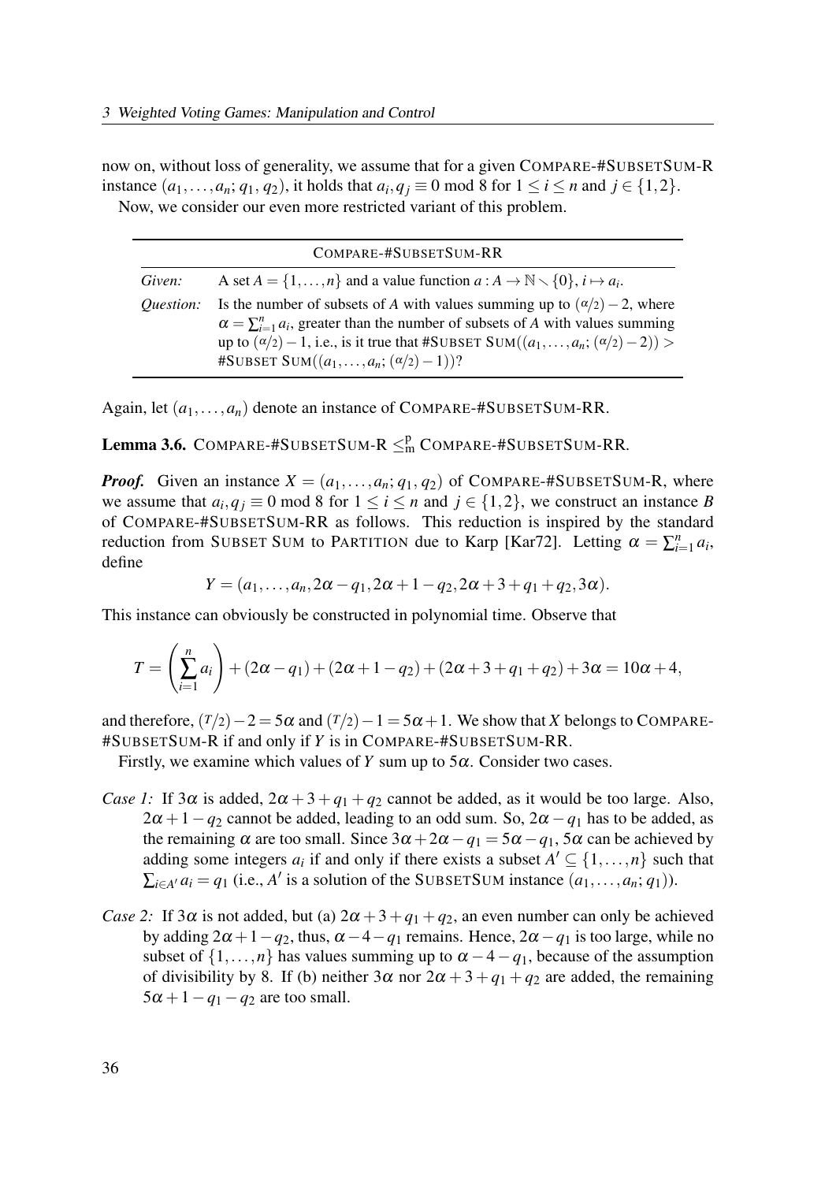now on, without loss of generality, we assume that for a given COMPARE-#SUBSETSUM-R instance $(a_1, \ldots, a_n; q_1, q_2)$, it holds that $a_i, q_j \equiv 0 \bmod 8$ for $1 \leq i \leq n$ and $j \in \{1, 2\}$.

Now, we consider our even more restricted variant of this problem.

| COMPARE-#SUBSETSUM-RR | |
|---|---|
| *Given:* | A set $A = \{1, \ldots, n\}$ and a value function $a : A \to \mathbb{N} \setminus \{0\}$, $i \mapsto a_i$. |
| *Question:* | Is the number of subsets of $A$ with values summing up to $(\alpha/2) - 2$, where $\alpha = \sum_{i=1}^{n} a_i$, greater than the number of subsets of $A$ with values summing up to $(\alpha/2) - 1$, i.e., is it true that #SUBSET SUM$((a_1, \ldots, a_n; (\alpha/2) - 2)) >$ #SUBSET SUM$((a_1, \ldots, a_n; (\alpha/2) - 1))$? |

Again, let $(a_1, \ldots, a_n)$ denote an instance of COMPARE-#SUBSETSUM-RR.

**Lemma 3.6.** COMPARE-#SUBSETSUM-R $\leq_m^p$ COMPARE-#SUBSETSUM-RR.

***Proof.*** Given an instance $X = (a_1, \ldots, a_n; q_1, q_2)$ of COMPARE-#SUBSETSUM-R, where we assume that $a_i, q_j \equiv 0 \bmod 8$ for $1 \leq i \leq n$ and $j \in \{1, 2\}$, we construct an instance $B$ of COMPARE-#SUBSETSUM-RR as follows. This reduction is inspired by the standard reduction from SUBSET SUM to PARTITION due to Karp [Kar72]. Letting $\alpha = \sum_{i=1}^{n} a_i$, define

$$Y = (a_1, \ldots, a_n, 2\alpha - q_1, 2\alpha + 1 - q_2, 2\alpha + 3 + q_1 + q_2, 3\alpha).$$

This instance can obviously be constructed in polynomial time. Observe that

$$T = \left( \sum_{i=1}^{n} a_i \right) + (2\alpha - q_1) + (2\alpha + 1 - q_2) + (2\alpha + 3 + q_1 + q_2) + 3\alpha = 10\alpha + 4,$$

and therefore, $(T/2) - 2 = 5\alpha$ and $(T/2) - 1 = 5\alpha + 1$. We show that $X$ belongs to COMPARE-#SUBSETSUM-R if and only if $Y$ is in COMPARE-#SUBSETSUM-RR.

Firstly, we examine which values of $Y$ sum up to $5\alpha$. Consider two cases.

*Case 1:* If $3\alpha$ is added, $2\alpha + 3 + q_1 + q_2$ cannot be added, as it would be too large. Also, $2\alpha + 1 - q_2$ cannot be added, leading to an odd sum. So, $2\alpha - q_1$ has to be added, as the remaining $\alpha$ are too small. Since $3\alpha + 2\alpha - q_1 = 5\alpha - q_1$, $5\alpha$ can be achieved by adding some integers $a_i$ if and only if there exists a subset $A' \subseteq \{1, \ldots, n\}$ such that $\sum_{i \in A'} a_i = q_1$ (i.e., $A'$ is a solution of the SUBSETSUM instance $(a_1, \ldots, a_n; q_1)$).

*Case 2:* If $3\alpha$ is not added, but (a) $2\alpha + 3 + q_1 + q_2$, an even number can only be achieved by adding $2\alpha + 1 - q_2$, thus, $\alpha - 4 - q_1$ remains. Hence, $2\alpha - q_1$ is too large, while no subset of $\{1, \ldots, n\}$ has values summing up to $\alpha - 4 - q_1$, because of the assumption of divisibility by 8. If (b) neither $3\alpha$ nor $2\alpha + 3 + q_1 + q_2$ are added, the remaining $5\alpha + 1 - q_1 - q_2$ are too small.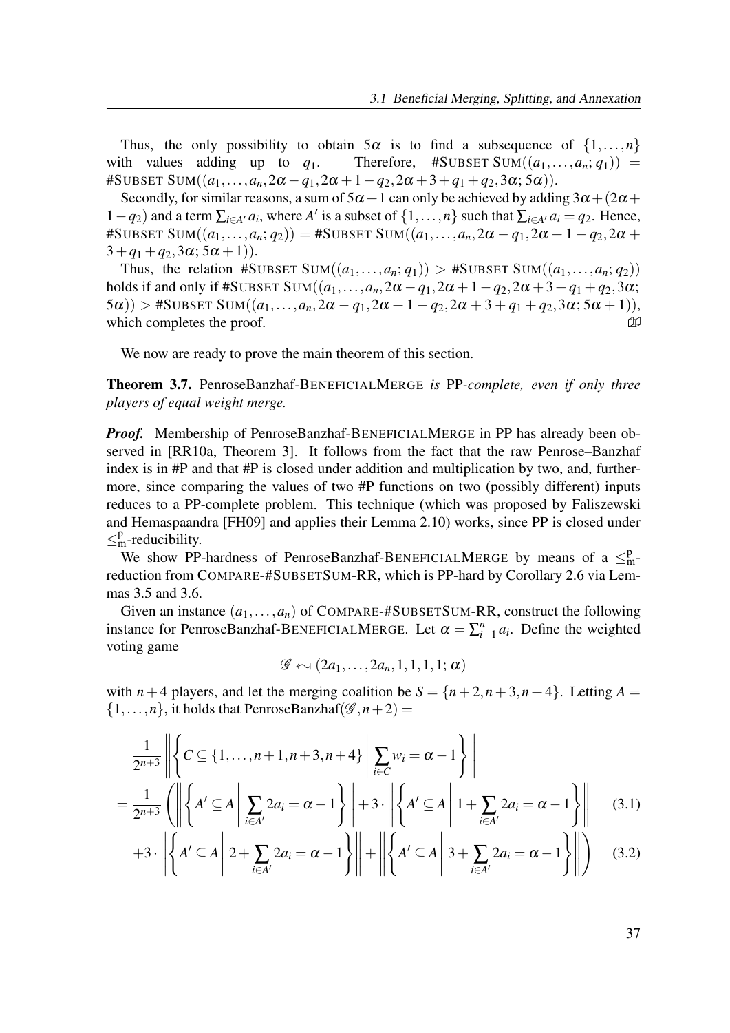Thus, the only possibility to obtain $5\alpha$ is to find a subsequence of $\{1,\dots,n\}$ with values adding up to $q_1$. Therefore, #SUBSET SUM$((a_1,\dots,a_n;q_1))$ = #SUBSET SUM$((a_1,\dots,a_n,2\alpha-q_1,2\alpha+1-q_2,2\alpha+3+q_1+q_2,3\alpha;5\alpha))$.

Secondly, for similar reasons, a sum of $5\alpha+1$ can only be achieved by adding $3\alpha+(2\alpha+1-q_2)$ and a term $\sum_{i\in A'} a_i$, where $A'$ is a subset of $\{1,\dots,n\}$ such that $\sum_{i\in A'} a_i = q_2$. Hence, #SUBSET SUM$((a_1,\dots,a_n;q_2))$ = #SUBSET SUM$((a_1,\dots,a_n,2\alpha-q_1,2\alpha+1-q_2,2\alpha+3+q_1+q_2,3\alpha;5\alpha+1))$.

Thus, the relation #SUBSET SUM$((a_1,\dots,a_n;q_1))$ > #SUBSET SUM$((a_1,\dots,a_n;q_2))$ holds if and only if #SUBSET SUM$((a_1,\dots,a_n,2\alpha-q_1,2\alpha+1-q_2,2\alpha+3+q_1+q_2,3\alpha;5\alpha))$ > #SUBSET SUM$((a_1,\dots,a_n,2\alpha-q_1,2\alpha+1-q_2,2\alpha+3+q_1+q_2,3\alpha;5\alpha+1))$, which completes the proof. ∎

We now are ready to prove the main theorem of this section.

**Theorem 3.7.** *PenroseBanzhaf-BENEFICIALMERGE is PP-complete, even if only three players of equal weight merge.*

***Proof.*** Membership of PenroseBanzhaf-BENEFICIALMERGE in PP has already been observed in [RR10a, Theorem 3]. It follows from the fact that the raw Penrose–Banzhaf index is in #P and that #P is closed under addition and multiplication by two, and, furthermore, since comparing the values of two #P functions on two (possibly different) inputs reduces to a PP-complete problem. This technique (which was proposed by Faliszewski and Hemaspaandra [FH09] and applies their Lemma 2.10) works, since PP is closed under $\leq_m^p$-reducibility.

We show PP-hardness of PenroseBanzhaf-BENEFICIALMERGE by means of a $\leq_m^p$-reduction from COMPARE-#SUBSETSUM-RR, which is PP-hard by Corollary 2.6 via Lemmas 3.5 and 3.6.

Given an instance $(a_1,\dots,a_n)$ of COMPARE-#SUBSETSUM-RR, construct the following instance for PenroseBanzhaf-BENEFICIALMERGE. Let $\alpha = \sum_{i=1}^n a_i$. Define the weighted voting game

$$\mathscr{G} \leftrightsquigarrow (2a_1,\dots,2a_n,1,1,1,1;\alpha)$$

with $n+4$ players, and let the merging coalition be $S=\{n+2,n+3,n+4\}$. Letting $A=\{1,\dots,n\}$, it holds that PenroseBanzhaf$(\mathscr{G},n+2)$ =

$$\frac{1}{2^{n+3}}\left\|\left\{C\subseteq\{1,\dots,n+1,n+3,n+4\}\ \middle|\ \sum_{i\in C} w_i = \alpha-1\right\}\right\|$$

$$= \frac{1}{2^{n+3}}\left(\left\|\left\{A'\subseteq A\ \middle|\ \sum_{i\in A'} 2a_i = \alpha-1\right\}\right\| + 3\cdot\left\|\left\{A'\subseteq A\ \middle|\ 1+\sum_{i\in A'} 2a_i = \alpha-1\right\}\right\|\right. \quad (3.1)$$

$$\left. +3\cdot\left\|\left\{A'\subseteq A\ \middle|\ 2+\sum_{i\in A'} 2a_i = \alpha-1\right\}\right\| + \left\|\left\{A'\subseteq A\ \middle|\ 3+\sum_{i\in A'} 2a_i = \alpha-1\right\}\right\|\right) \quad (3.2)$$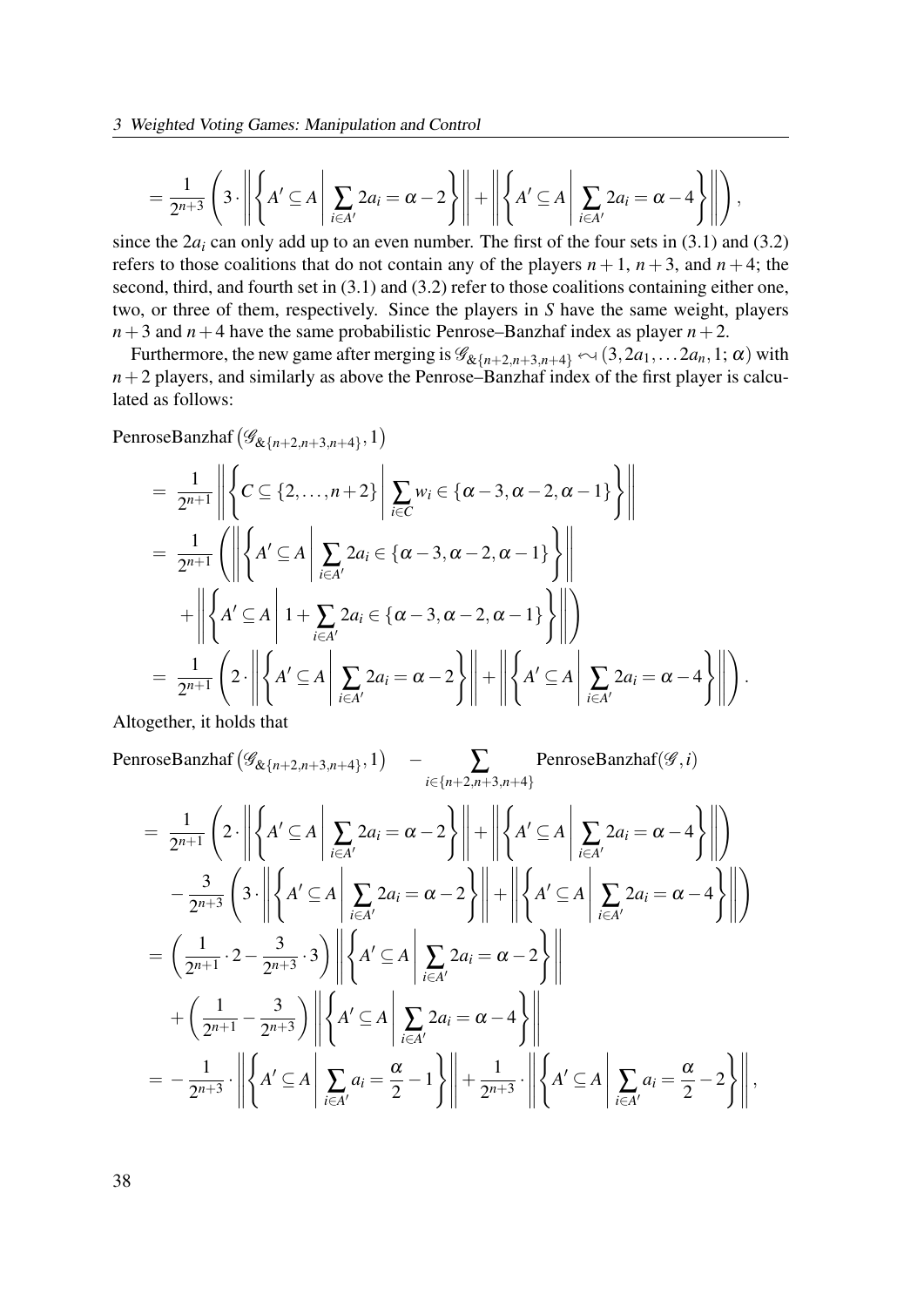$$= \frac{1}{2^{n+3}} \left( 3 \cdot \left\| \left\{ A' \subseteq A \;\middle|\; \sum_{i \in A'} 2a_i = \alpha - 2 \right\} \right\| + \left\| \left\{ A' \subseteq A \;\middle|\; \sum_{i \in A'} 2a_i = \alpha - 4 \right\} \right\| \right),$$

since the $2a_i$ can only add up to an even number. The first of the four sets in (3.1) and (3.2) refers to those coalitions that do not contain any of the players $n+1$, $n+3$, and $n+4$; the second, third, and fourth set in (3.1) and (3.2) refer to those coalitions containing either one, two, or three of them, respectively. Since the players in $S$ have the same weight, players $n+3$ and $n+4$ have the same probabilistic Penrose–Banzhaf index as player $n+2$.

Furthermore, the new game after merging is $\mathscr{G}_{\&\{n+2,n+3,n+4\}} \backsim (3, 2a_1, \ldots 2a_n, 1; \alpha)$ with $n+2$ players, and similarly as above the Penrose–Banzhaf index of the first player is calculated as follows:

$$\begin{aligned}
&\text{PenroseBanzhaf}\left(\mathscr{G}_{\&\{n+2,n+3,n+4\}}, 1\right) \\
&= \frac{1}{2^{n+1}} \left\| \left\{ C \subseteq \{2, \ldots, n+2\} \;\middle|\; \sum_{i \in C} w_i \in \{\alpha-3, \alpha-2, \alpha-1\} \right\} \right\| \\
&= \frac{1}{2^{n+1}} \left( \left\| \left\{ A' \subseteq A \;\middle|\; \sum_{i \in A'} 2a_i \in \{\alpha-3, \alpha-2, \alpha-1\} \right\} \right\| \right. \\
&\quad \left. + \left\| \left\{ A' \subseteq A \;\middle|\; 1 + \sum_{i \in A'} 2a_i \in \{\alpha-3, \alpha-2, \alpha-1\} \right\} \right\| \right) \\
&= \frac{1}{2^{n+1}} \left( 2 \cdot \left\| \left\{ A' \subseteq A \;\middle|\; \sum_{i \in A'} 2a_i = \alpha - 2 \right\} \right\| + \left\| \left\{ A' \subseteq A \;\middle|\; \sum_{i \in A'} 2a_i = \alpha - 4 \right\} \right\| \right).
\end{aligned}$$

Altogether, it holds that

$$\begin{aligned}
&\text{PenroseBanzhaf}\left(\mathscr{G}_{\&\{n+2,n+3,n+4\}}, 1\right) \quad - \sum_{i \in \{n+2,n+3,n+4\}} \text{PenroseBanzhaf}(\mathscr{G}, i) \\
&= \frac{1}{2^{n+1}} \left( 2 \cdot \left\| \left\{ A' \subseteq A \;\middle|\; \sum_{i \in A'} 2a_i = \alpha - 2 \right\} \right\| + \left\| \left\{ A' \subseteq A \;\middle|\; \sum_{i \in A'} 2a_i = \alpha - 4 \right\} \right\| \right) \\
&\quad - \frac{3}{2^{n+3}} \left( 3 \cdot \left\| \left\{ A' \subseteq A \;\middle|\; \sum_{i \in A'} 2a_i = \alpha - 2 \right\} \right\| + \left\| \left\{ A' \subseteq A \;\middle|\; \sum_{i \in A'} 2a_i = \alpha - 4 \right\} \right\| \right) \\
&= \left( \frac{1}{2^{n+1}} \cdot 2 - \frac{3}{2^{n+3}} \cdot 3 \right) \left\| \left\{ A' \subseteq A \;\middle|\; \sum_{i \in A'} 2a_i = \alpha - 2 \right\} \right\| \\
&\quad + \left( \frac{1}{2^{n+1}} - \frac{3}{2^{n+3}} \right) \left\| \left\{ A' \subseteq A \;\middle|\; \sum_{i \in A'} 2a_i = \alpha - 4 \right\} \right\| \\
&= -\frac{1}{2^{n+3}} \cdot \left\| \left\{ A' \subseteq A \;\middle|\; \sum_{i \in A'} a_i = \frac{\alpha}{2} - 1 \right\} \right\| + \frac{1}{2^{n+3}} \cdot \left\| \left\{ A' \subseteq A \;\middle|\; \sum_{i \in A'} a_i = \frac{\alpha}{2} - 2 \right\} \right\|,
\end{aligned}$$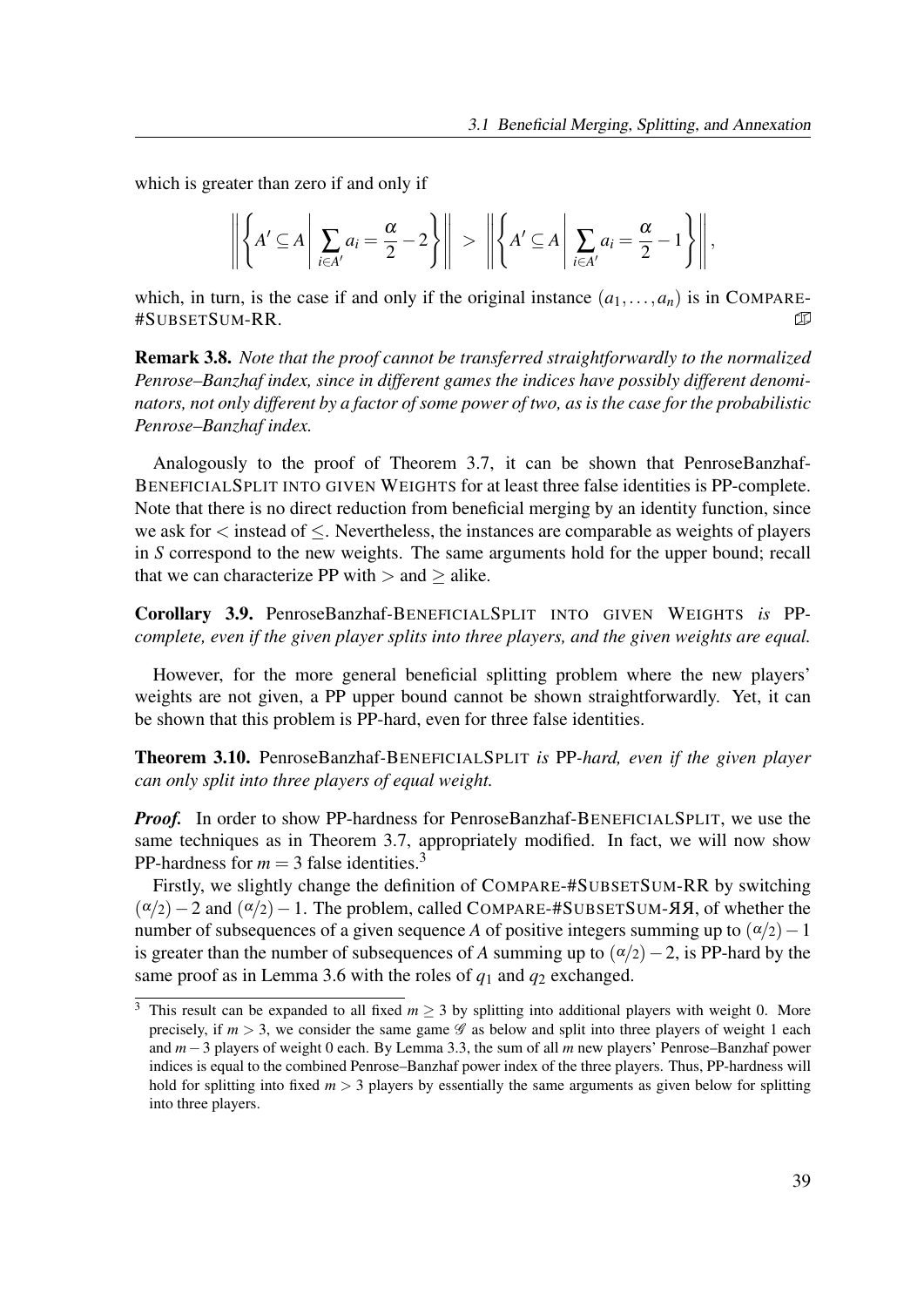which is greater than zero if and only if

$$\left\| \left\{ A' \subseteq A \,\middle|\, \sum_{i \in A'} a_i = \frac{\alpha}{2} - 2 \right\} \right\| > \left\| \left\{ A' \subseteq A \,\middle|\, \sum_{i \in A'} a_i = \frac{\alpha}{2} - 1 \right\} \right\|,$$

which, in turn, is the case if and only if the original instance $(a_1, \ldots, a_n)$ is in COMPARE-#SUBSETSUM-RR. ◻

**Remark 3.8.** *Note that the proof cannot be transferred straightforwardly to the normalized Penrose–Banzhaf index, since in different games the indices have possibly different denominators, not only different by a factor of some power of two, as is the case for the probabilistic Penrose–Banzhaf index.*

Analogously to the proof of Theorem 3.7, it can be shown that PenroseBanzhaf-BENEFICIALSPLIT INTO GIVEN WEIGHTS for at least three false identities is PP-complete. Note that there is no direct reduction from beneficial merging by an identity function, since we ask for $<$ instead of $\leq$. Nevertheless, the instances are comparable as weights of players in $S$ correspond to the new weights. The same arguments hold for the upper bound; recall that we can characterize PP with $>$ and $\geq$ alike.

**Corollary 3.9.** PenroseBanzhaf-BENEFICIALSPLIT INTO GIVEN WEIGHTS *is* PP*-complete, even if the given player splits into three players, and the given weights are equal.*

However, for the more general beneficial splitting problem where the new players' weights are not given, a PP upper bound cannot be shown straightforwardly. Yet, it can be shown that this problem is PP-hard, even for three false identities.

**Theorem 3.10.** PenroseBanzhaf-BENEFICIALSPLIT *is* PP*-hard, even if the given player can only split into three players of equal weight.*

***Proof.*** In order to show PP-hardness for PenroseBanzhaf-BENEFICIALSPLIT, we use the same techniques as in Theorem 3.7, appropriately modified. In fact, we will now show PP-hardness for $m = 3$ false identities.[3]

Firstly, we slightly change the definition of COMPARE-#SUBSETSUM-RR by switching $(\alpha/2) - 2$ and $(\alpha/2) - 1$. The problem, called COMPARE-#SUBSETSUM-ЯЯ, of whether the number of subsequences of a given sequence $A$ of positive integers summing up to $(\alpha/2) - 1$ is greater than the number of subsequences of $A$ summing up to $(\alpha/2) - 2$, is PP-hard by the same proof as in Lemma 3.6 with the roles of $q_1$ and $q_2$ exchanged.

[3] This result can be expanded to all fixed $m \geq 3$ by splitting into additional players with weight 0. More precisely, if $m > 3$, we consider the same game $\mathscr{G}$ as below and split into three players of weight 1 each and $m - 3$ players of weight 0 each. By Lemma 3.3, the sum of all $m$ new players' Penrose–Banzhaf power indices is equal to the combined Penrose–Banzhaf power index of the three players. Thus, PP-hardness will hold for splitting into fixed $m > 3$ players by essentially the same arguments as given below for splitting into three players.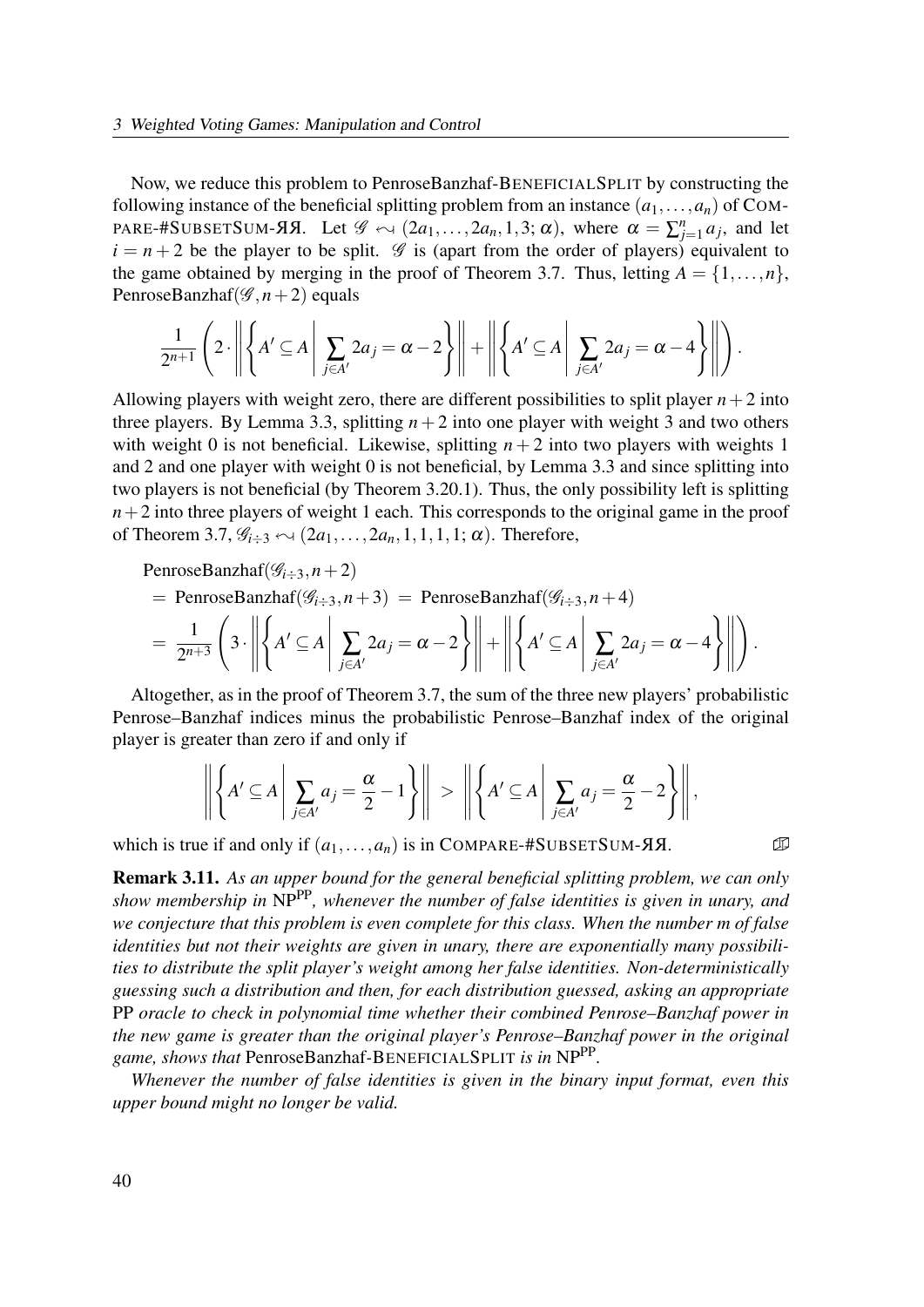Now, we reduce this problem to PenroseBanzhaf-BENEFICIALSPLIT by constructing the following instance of the beneficial splitting problem from an instance $(a_1, \ldots, a_n)$ of COMPARE-#SUBSETSUM-ЯЯ. Let $\mathscr{G} \leftrightsquigarrow (2a_1, \ldots, 2a_n, 1, 3; \alpha)$, where $\alpha = \sum_{j=1}^{n} a_j$, and let $i = n+2$ be the player to be split. $\mathscr{G}$ is (apart from the order of players) equivalent to the game obtained by merging in the proof of Theorem 3.7. Thus, letting $A = \{1, \ldots, n\}$, PenroseBanzhaf$(\mathscr{G}, n+2)$ equals

$$\frac{1}{2^{n+1}} \left( 2 \cdot \left\| \left\{ A' \subseteq A \,\middle|\, \sum_{j \in A'} 2a_j = \alpha - 2 \right\} \right\| + \left\| \left\{ A' \subseteq A \,\middle|\, \sum_{j \in A'} 2a_j = \alpha - 4 \right\} \right\| \right).$$

Allowing players with weight zero, there are different possibilities to split player $n+2$ into three players. By Lemma 3.3, splitting $n+2$ into one player with weight 3 and two others with weight 0 is not beneficial. Likewise, splitting $n+2$ into two players with weights 1 and 2 and one player with weight 0 is not beneficial, by Lemma 3.3 and since splitting into two players is not beneficial (by Theorem 3.20.1). Thus, the only possibility left is splitting $n+2$ into three players of weight 1 each. This corresponds to the original game in the proof of Theorem 3.7, $\mathscr{G}_{i \div 3} \leftrightsquigarrow (2a_1, \ldots, 2a_n, 1, 1, 1, 1; \alpha)$. Therefore,

$$\begin{aligned}
&\text{PenroseBanzhaf}(\mathscr{G}_{i \div 3}, n+2) \\
&= \text{PenroseBanzhaf}(\mathscr{G}_{i \div 3}, n+3) \;=\; \text{PenroseBanzhaf}(\mathscr{G}_{i \div 3}, n+4) \\
&= \frac{1}{2^{n+3}} \left( 3 \cdot \left\| \left\{ A' \subseteq A \,\middle|\, \sum_{j \in A'} 2a_j = \alpha - 2 \right\} \right\| + \left\| \left\{ A' \subseteq A \,\middle|\, \sum_{j \in A'} 2a_j = \alpha - 4 \right\} \right\| \right).
\end{aligned}$$

Altogether, as in the proof of Theorem 3.7, the sum of the three new players' probabilistic Penrose–Banzhaf indices minus the probabilistic Penrose–Banzhaf index of the original player is greater than zero if and only if

$$\left\| \left\{ A' \subseteq A \,\middle|\, \sum_{j \in A'} a_j = \frac{\alpha}{2} - 1 \right\} \right\| \;>\; \left\| \left\{ A' \subseteq A \,\middle|\, \sum_{j \in A'} a_j = \frac{\alpha}{2} - 2 \right\} \right\|,$$

which is true if and only if $(a_1, \ldots, a_n)$ is in COMPARE-#SUBSETSUM-ЯЯ. ❑

**Remark 3.11.** *As an upper bound for the general beneficial splitting problem, we can only show membership in* $\mathrm{NP}^{\mathrm{PP}}$*, whenever the number of false identities is given in unary, and we conjecture that this problem is even complete for this class. When the number m of false identities but not their weights are given in unary, there are exponentially many possibilities to distribute the split player's weight among her false identities. Non-deterministically guessing such a distribution and then, for each distribution guessed, asking an appropriate* PP *oracle to check in polynomial time whether their combined Penrose–Banzhaf power in the new game is greater than the original player's Penrose–Banzhaf power in the original game, shows that* PenroseBanzhaf-BENEFICIALSPLIT *is in* $\mathrm{NP}^{\mathrm{PP}}$*.*

*Whenever the number of false identities is given in the binary input format, even this upper bound might no longer be valid.*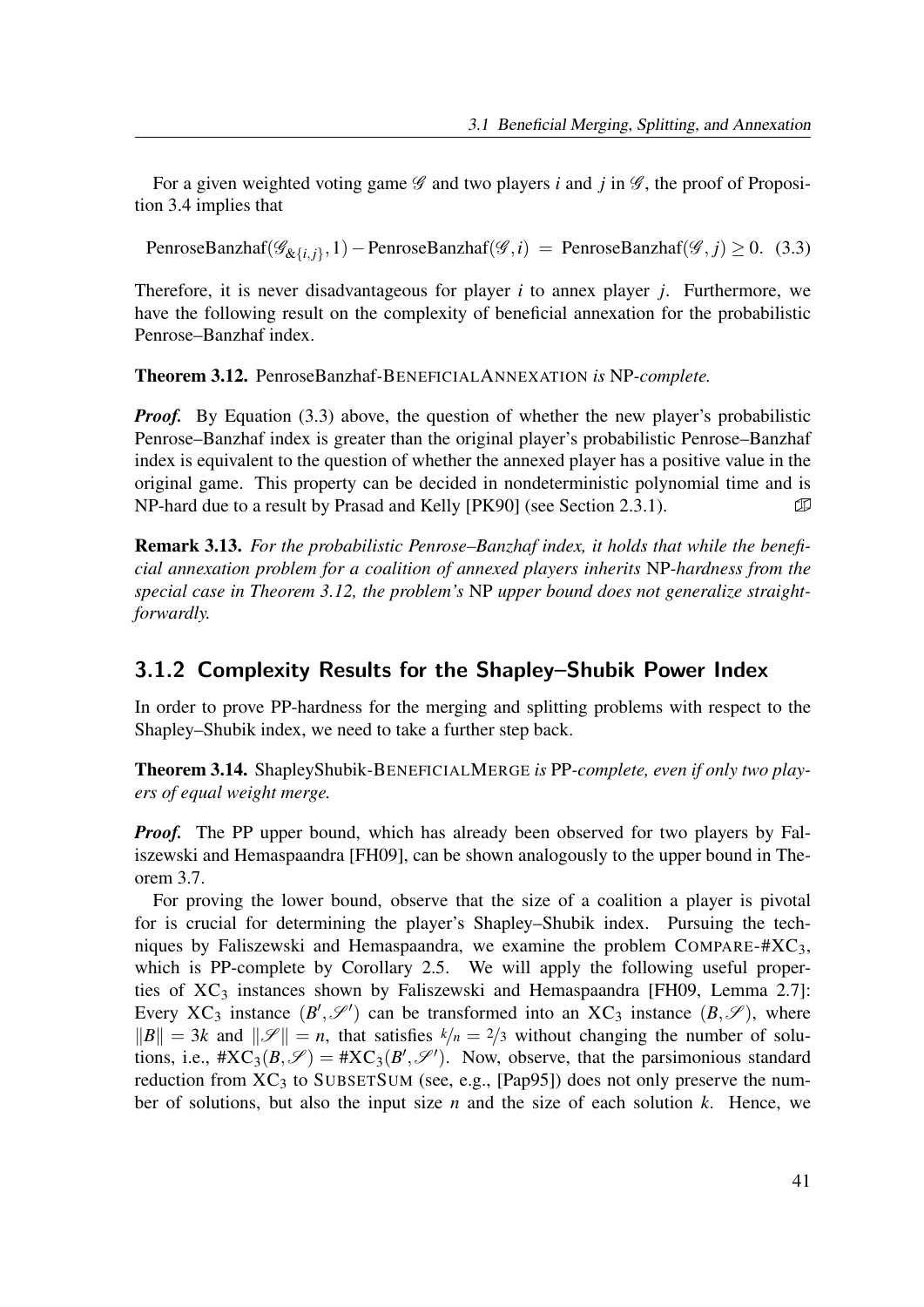For a given weighted voting game $\mathscr{G}$ and two players $i$ and $j$ in $\mathscr{G}$, the proof of Proposition 3.4 implies that

$$\text{PenroseBanzhaf}(\mathscr{G}_{\&\{i,j\}}, 1) - \text{PenroseBanzhaf}(\mathscr{G}, i) \;=\; \text{PenroseBanzhaf}(\mathscr{G}, j) \geq 0. \quad (3.3)$$

Therefore, it is never disadvantageous for player $i$ to annex player $j$. Furthermore, we have the following result on the complexity of beneficial annexation for the probabilistic Penrose–Banzhaf index.

**Theorem 3.12.** PenroseBanzhaf-BENEFICIALANNEXATION *is* NP*-complete.*

***Proof.*** By Equation (3.3) above, the question of whether the new player's probabilistic Penrose–Banzhaf index is greater than the original player's probabilistic Penrose–Banzhaf index is equivalent to the question of whether the annexed player has a positive value in the original game. This property can be decided in nondeterministic polynomial time and is NP-hard due to a result by Prasad and Kelly [PK90] (see Section 2.3.1). ∎

**Remark 3.13.** *For the probabilistic Penrose–Banzhaf index, it holds that while the beneficial annexation problem for a coalition of annexed players inherits* NP*-hardness from the special case in Theorem 3.12, the problem's* NP *upper bound does not generalize straightforwardly.*

### 3.1.2 Complexity Results for the Shapley–Shubik Power Index

In order to prove PP-hardness for the merging and splitting problems with respect to the Shapley–Shubik index, we need to take a further step back.

**Theorem 3.14.** ShapleyShubik-BENEFICIALMERGE *is* PP*-complete, even if only two players of equal weight merge.*

***Proof.*** The PP upper bound, which has already been observed for two players by Faliszewski and Hemaspaandra [FH09], can be shown analogously to the upper bound in Theorem 3.7.

For proving the lower bound, observe that the size of a coalition a player is pivotal for is crucial for determining the player's Shapley–Shubik index. Pursuing the techniques by Faliszewski and Hemaspaandra, we examine the problem COMPARE-#$\text{XC}_3$, which is PP-complete by Corollary 2.5. We will apply the following useful properties of $\text{XC}_3$ instances shown by Faliszewski and Hemaspaandra [FH09, Lemma 2.7]: Every $\text{XC}_3$ instance $(B', \mathscr{S}')$ can be transformed into an $\text{XC}_3$ instance $(B, \mathscr{S})$, where $\|B\| = 3k$ and $\|\mathscr{S}\| = n$, that satisfies $k/n = 2/3$ without changing the number of solutions, i.e., $\#\text{XC}_3(B, \mathscr{S}) = \#\text{XC}_3(B', \mathscr{S}')$. Now, observe, that the parsimonious standard reduction from $\text{XC}_3$ to SUBSETSUM (see, e.g., [Pap95]) does not only preserve the number of solutions, but also the input size $n$ and the size of each solution $k$. Hence, we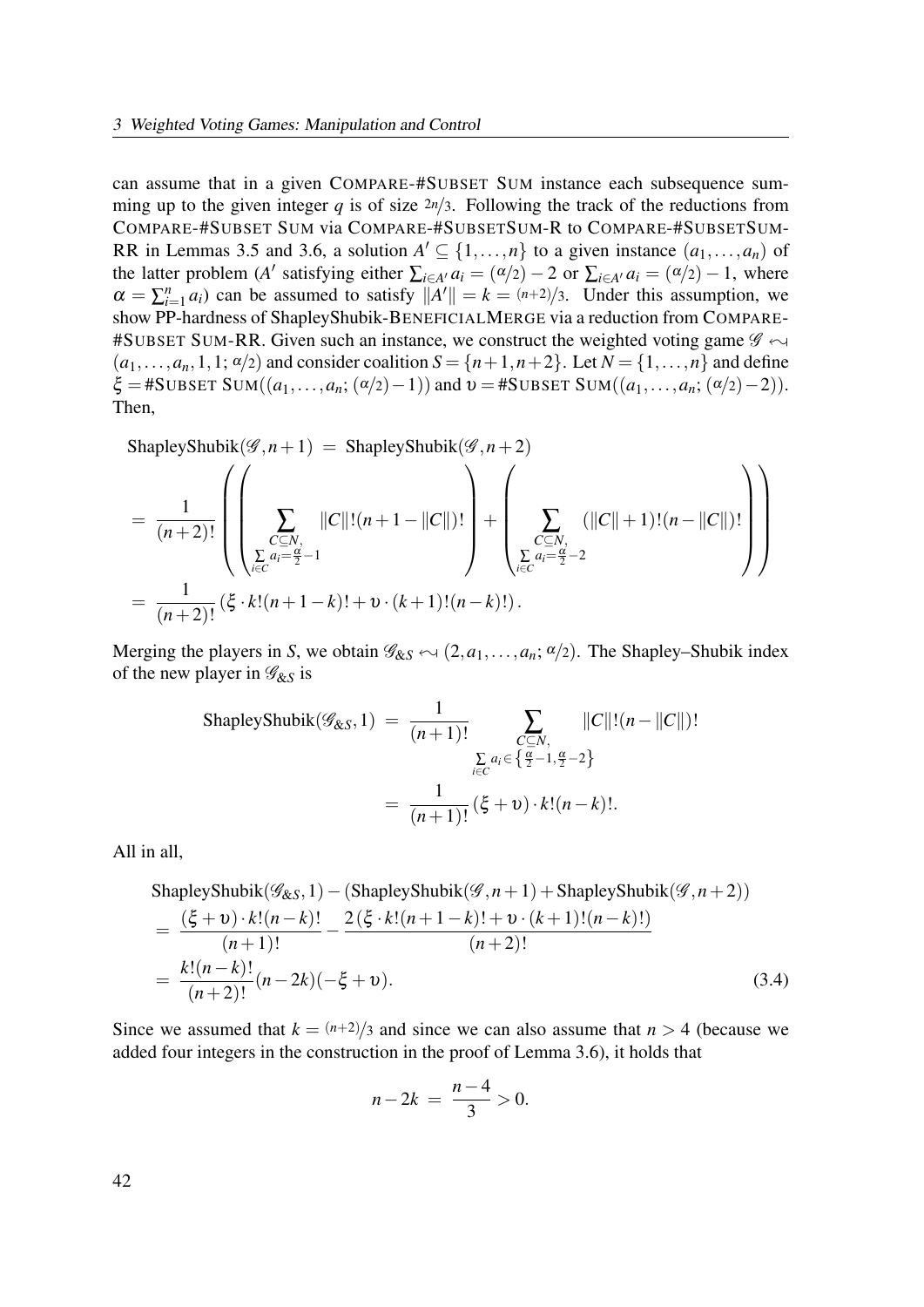can assume that in a given COMPARE-#SUBSET SUM instance each subsequence summing up to the given integer $q$ is of size $2n/3$. Following the track of the reductions from COMPARE-#SUBSET SUM via COMPARE-#SUBSETSUM-R to COMPARE-#SUBSETSUM-RR in Lemmas 3.5 and 3.6, a solution $A' \subseteq \{1,\dots,n\}$ to a given instance $(a_1,\dots,a_n)$ of the latter problem ($A'$ satisfying either $\sum_{i\in A'} a_i = (\alpha/2)-2$ or $\sum_{i\in A'} a_i = (\alpha/2)-1$, where $\alpha = \sum_{i=1}^{n} a_i$) can be assumed to satisfy $\|A'\| = k = (n+2)/3$. Under this assumption, we show PP-hardness of ShapleyShubik-BENEFICIALMERGE via a reduction from COMPARE-#SUBSET SUM-RR. Given such an instance, we construct the weighted voting game $\mathcal{G} \leftrightsquigarrow (a_1,\dots,a_n,1,1;\alpha/2)$ and consider coalition $S = \{n+1,n+2\}$. Let $N = \{1,\dots,n\}$ and define $\xi = \#\text{SUBSET SUM}((a_1,\dots,a_n;(\alpha/2)-1))$ and $\upsilon = \#\text{SUBSET SUM}((a_1,\dots,a_n;(\alpha/2)-2))$. Then,

$$
\begin{aligned}
&\text{ShapleyShubik}(\mathcal{G},n+1) \;=\; \text{ShapleyShubik}(\mathcal{G},n+2) \\
&= \frac{1}{(n+2)!}\left(\left(\sum_{\substack{C\subseteq N,\\ \sum_{i\in C} a_i = \frac{\alpha}{2}-1}} \|C\|!(n+1-\|C\|)!\right) + \left(\sum_{\substack{C\subseteq N,\\ \sum_{i\in C} a_i = \frac{\alpha}{2}-2}} (\|C\|+1)!(n-\|C\|)!\right)\right) \\
&= \frac{1}{(n+2)!}\left(\xi\cdot k!(n+1-k)! + \upsilon\cdot(k+1)!(n-k)!\right).
\end{aligned}
$$

Merging the players in $S$, we obtain $\mathcal{G}_{\&S} \leftrightsquigarrow (2,a_1,\dots,a_n;\alpha/2)$. The Shapley–Shubik index of the new player in $\mathcal{G}_{\&S}$ is

$$
\begin{aligned}
\text{ShapleyShubik}(\mathcal{G}_{\&S},1) &= \frac{1}{(n+1)!}\sum_{\substack{C\subseteq N,\\ \sum_{i\in C} a_i \in \left\{\frac{\alpha}{2}-1,\frac{\alpha}{2}-2\right\}}} \|C\|!(n-\|C\|)! \\
&= \frac{1}{(n+1)!}(\xi+\upsilon)\cdot k!(n-k)!.
\end{aligned}
$$

All in all,

$$
\begin{aligned}
&\text{ShapleyShubik}(\mathcal{G}_{\&S},1) - (\text{ShapleyShubik}(\mathcal{G},n+1) + \text{ShapleyShubik}(\mathcal{G},n+2)) \\
&= \frac{(\xi+\upsilon)\cdot k!(n-k)!}{(n+1)!} - \frac{2\left(\xi\cdot k!(n+1-k)! + \upsilon\cdot(k+1)!(n-k)!\right)}{(n+2)!} \\
&= \frac{k!(n-k)!}{(n+2)!}(n-2k)(-\xi+\upsilon). \qquad (3.4)
\end{aligned}
$$

Since we assumed that $k = (n+2)/3$ and since we can also assume that $n > 4$ (because we added four integers in the construction in the proof of Lemma 3.6), it holds that

$$
n-2k \;=\; \frac{n-4}{3} > 0.
$$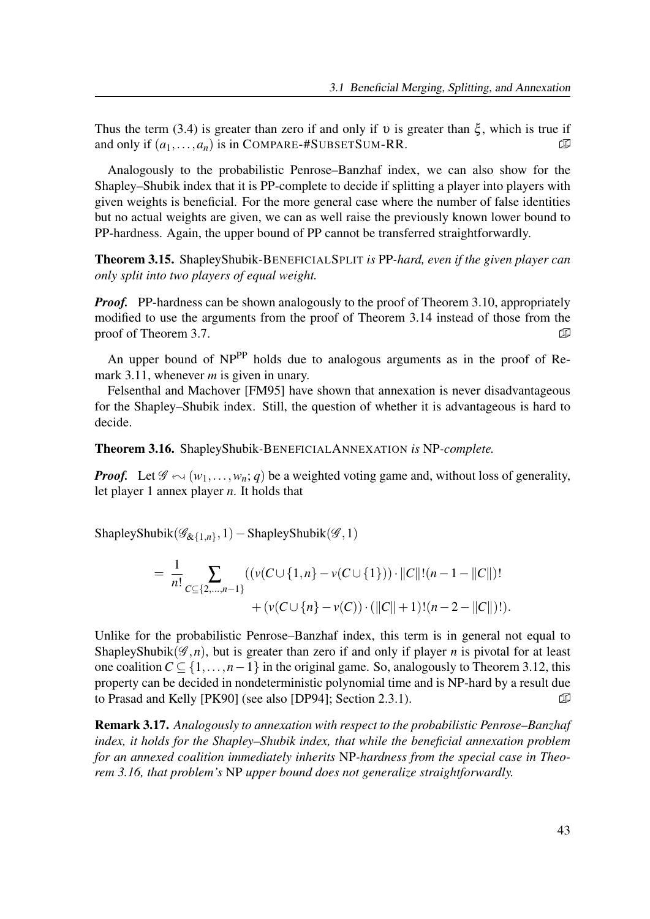Thus the term (3.4) is greater than zero if and only if $\upsilon$ is greater than $\xi$, which is true if and only if $(a_1, \ldots, a_n)$ is in COMPARE-#SUBSETSUM-RR. ⎕

Analogously to the probabilistic Penrose–Banzhaf index, we can also show for the Shapley–Shubik index that it is PP-complete to decide if splitting a player into players with given weights is beneficial. For the more general case where the number of false identities but no actual weights are given, we can as well raise the previously known lower bound to PP-hardness. Again, the upper bound of PP cannot be transferred straightforwardly.

**Theorem 3.15.** ShapleyShubik-BENEFICIALSPLIT *is* PP*-hard, even if the given player can only split into two players of equal weight.*

***Proof.*** PP-hardness can be shown analogously to the proof of Theorem 3.10, appropriately modified to use the arguments from the proof of Theorem 3.14 instead of those from the proof of Theorem 3.7. ⎕

An upper bound of $\mathrm{NP}^{\mathrm{PP}}$ holds due to analogous arguments as in the proof of Remark 3.11, whenever $m$ is given in unary.

Felsenthal and Machover [FM95] have shown that annexation is never disadvantageous for the Shapley–Shubik index. Still, the question of whether it is advantageous is hard to decide.

**Theorem 3.16.** ShapleyShubik-BENEFICIALANNEXATION *is* NP*-complete.*

***Proof.*** Let $\mathscr{G} \leftrightsquigarrow (w_1, \ldots, w_n; q)$ be a weighted voting game and, without loss of generality, let player 1 annex player $n$. It holds that

$$
\begin{aligned}
&\mathrm{ShapleyShubik}(\mathscr{G}_{\&\{1,n\}}, 1) - \mathrm{ShapleyShubik}(\mathscr{G}, 1) \\
&\quad = \frac{1}{n!} \sum_{C \subseteq \{2,\ldots,n-1\}} \big( (v(C \cup \{1,n\} - v(C \cup \{1\})) \cdot \|C\|!(n-1-\|C\|)! \\
&\qquad\qquad + (v(C \cup \{n\} - v(C)) \cdot (\|C\|+1)!(n-2-\|C\|)! \big).
\end{aligned}
$$

Unlike for the probabilistic Penrose–Banzhaf index, this term is in general not equal to $\mathrm{ShapleyShubik}(\mathscr{G}, n)$, but is greater than zero if and only if player $n$ is pivotal for at least one coalition $C \subseteq \{1, \ldots, n-1\}$ in the original game. So, analogously to Theorem 3.12, this property can be decided in nondeterministic polynomial time and is NP-hard by a result due to Prasad and Kelly [PK90] (see also [DP94]; Section 2.3.1). ⎕

**Remark 3.17.** *Analogously to annexation with respect to the probabilistic Penrose–Banzhaf index, it holds for the Shapley–Shubik index, that while the beneficial annexation problem for an annexed coalition immediately inherits* NP*-hardness from the special case in Theorem 3.16, that problem's* NP *upper bound does not generalize straightforwardly.*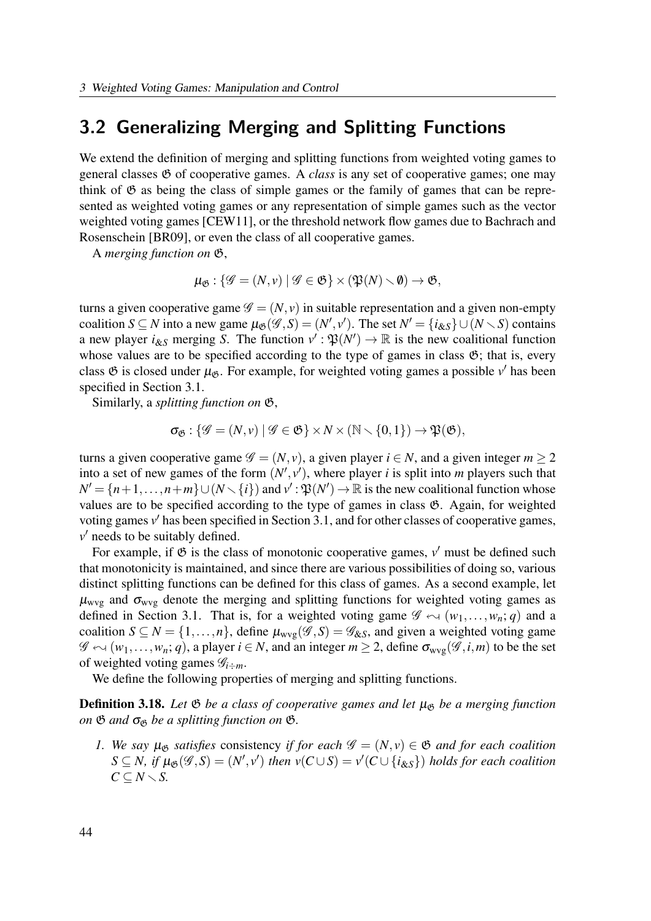## 3.2 Generalizing Merging and Splitting Functions

We extend the definition of merging and splitting functions from weighted voting games to general classes $\mathfrak{G}$ of cooperative games. A *class* is any set of cooperative games; one may think of $\mathfrak{G}$ as being the class of simple games or the family of games that can be represented as weighted voting games or any representation of simple games such as the vector weighted voting games [CEW11], or the threshold network flow games due to Bachrach and Rosenschein [BR09], or even the class of all cooperative games.

A *merging function on* $\mathfrak{G}$,

$$\mu_{\mathfrak{G}} : \{\mathscr{G} = (N, v) \mid \mathscr{G} \in \mathfrak{G}\} \times (\mathfrak{P}(N) \smallsetminus \emptyset) \to \mathfrak{G},$$

turns a given cooperative game $\mathscr{G} = (N, v)$ in suitable representation and a given non-empty coalition $S \subseteq N$ into a new game $\mu_{\mathfrak{G}}(\mathscr{G}, S) = (N', v')$. The set $N' = \{i_{\&S}\} \cup (N \smallsetminus S)$ contains a new player $i_{\&S}$ merging $S$. The function $v' : \mathfrak{P}(N') \to \mathbb{R}$ is the new coalitional function whose values are to be specified according to the type of games in class $\mathfrak{G}$; that is, every class $\mathfrak{G}$ is closed under $\mu_{\mathfrak{G}}$. For example, for weighted voting games a possible $v'$ has been specified in Section 3.1.

Similarly, a *splitting function on* $\mathfrak{G}$,

$$\sigma_{\mathfrak{G}} : \{\mathscr{G} = (N, v) \mid \mathscr{G} \in \mathfrak{G}\} \times N \times (\mathbb{N} \smallsetminus \{0, 1\}) \to \mathfrak{P}(\mathfrak{G}),$$

turns a given cooperative game $\mathscr{G} = (N, v)$, a given player $i \in N$, and a given integer $m \geq 2$ into a set of new games of the form $(N', v')$, where player $i$ is split into $m$ players such that $N' = \{n+1, \ldots, n+m\} \cup (N \smallsetminus \{i\})$ and $v' : \mathfrak{P}(N') \to \mathbb{R}$ is the new coalitional function whose values are to be specified according to the type of games in class $\mathfrak{G}$. Again, for weighted voting games $v'$ has been specified in Section 3.1, and for other classes of cooperative games, $v'$ needs to be suitably defined.

For example, if $\mathfrak{G}$ is the class of monotonic cooperative games, $v'$ must be defined such that monotonicity is maintained, and since there are various possibilities of doing so, various distinct splitting functions can be defined for this class of games. As a second example, let $\mu_{\text{wvg}}$ and $\sigma_{\text{wvg}}$ denote the merging and splitting functions for weighted voting games as defined in Section 3.1. That is, for a weighted voting game $\mathscr{G} \backsim (w_1, \ldots, w_n; q)$ and a coalition $S \subseteq N = \{1, \ldots, n\}$, define $\mu_{\text{wvg}}(\mathscr{G}, S) = \mathscr{G}_{\&S}$, and given a weighted voting game $\mathscr{G} \backsim (w_1, \ldots, w_n; q)$, a player $i \in N$, and an integer $m \geq 2$, define $\sigma_{\text{wvg}}(\mathscr{G}, i, m)$ to be the set of weighted voting games $\mathscr{G}_{i \div m}$.

We define the following properties of merging and splitting functions.

**Definition 3.18.** *Let $\mathfrak{G}$ be a class of cooperative games and let $\mu_{\mathfrak{G}}$ be a merging function on $\mathfrak{G}$ and $\sigma_{\mathfrak{G}}$ be a splitting function on $\mathfrak{G}$.*

1. *We say $\mu_{\mathfrak{G}}$ satisfies* consistency *if for each $\mathscr{G} = (N, v) \in \mathfrak{G}$ and for each coalition $S \subseteq N$, if $\mu_{\mathfrak{G}}(\mathscr{G}, S) = (N', v')$ then $v(C \cup S) = v'(C \cup \{i_{\&S}\})$ holds for each coalition $C \subseteq N \smallsetminus S$.*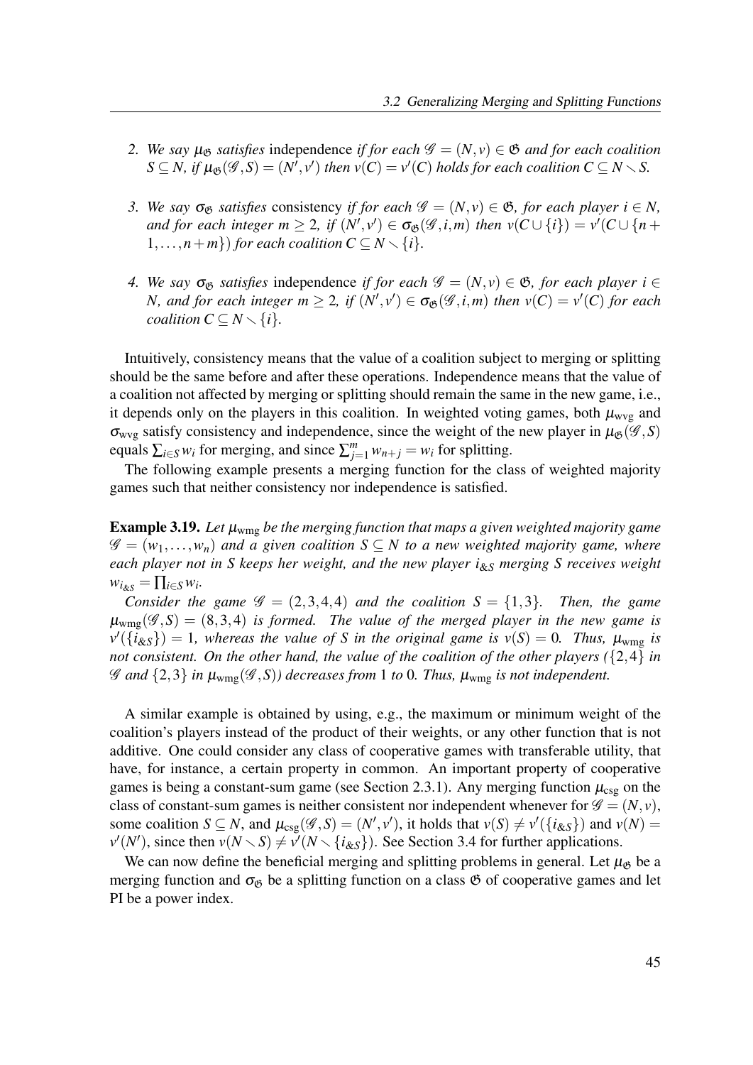2. *We say $\mu_{\mathfrak{G}}$ satisfies* independence *if for each $\mathscr{G} = (N, v) \in \mathfrak{G}$ and for each coalition $S \subseteq N$, if $\mu_{\mathfrak{G}}(\mathscr{G}, S) = (N', v')$ then $v(C) = v'(C)$ holds for each coalition $C \subseteq N \setminus S$.*
3. *We say $\sigma_{\mathfrak{G}}$ satisfies* consistency *if for each $\mathscr{G} = (N, v) \in \mathfrak{G}$, for each player $i \in N$, and for each integer $m \geq 2$, if $(N', v') \in \sigma_{\mathfrak{G}}(\mathscr{G}, i, m)$ then $v(C \cup \{i\}) = v'(C \cup \{n + 1, \dots, n+m\})$ for each coalition $C \subseteq N \setminus \{i\}$.*
4. *We say $\sigma_{\mathfrak{G}}$ satisfies* independence *if for each $\mathscr{G} = (N, v) \in \mathfrak{G}$, for each player $i \in N$, and for each integer $m \geq 2$, if $(N', v') \in \sigma_{\mathfrak{G}}(\mathscr{G}, i, m)$ then $v(C) = v'(C)$ for each coalition $C \subseteq N \setminus \{i\}$.*

Intuitively, consistency means that the value of a coalition subject to merging or splitting should be the same before and after these operations. Independence means that the value of a coalition not affected by merging or splitting should remain the same in the new game, i.e., it depends only on the players in this coalition. In weighted voting games, both $\mu_{\text{wvg}}$ and $\sigma_{\text{wvg}}$ satisfy consistency and independence, since the weight of the new player in $\mu_{\mathfrak{G}}(\mathscr{G}, S)$ equals $\sum_{i \in S} w_i$ for merging, and since $\sum_{j=1}^{m} w_{n+j} = w_i$ for splitting.

The following example presents a merging function for the class of weighted majority games such that neither consistency nor independence is satisfied.

**Example 3.19.** *Let $\mu_{\text{wmg}}$ be the merging function that maps a given weighted majority game $\mathscr{G} = (w_1, \dots, w_n)$ and a given coalition $S \subseteq N$ to a new weighted majority game, where each player not in $S$ keeps her weight, and the new player $i_{\&S}$ merging $S$ receives weight $w_{i_{\&S}} = \prod_{i \in S} w_i$.*

*Consider the game $\mathscr{G} = (2, 3, 4, 4)$ and the coalition $S = \{1, 3\}$. Then, the game $\mu_{\text{wmg}}(\mathscr{G}, S) = (8, 3, 4)$ is formed. The value of the merged player in the new game is $v'(\{i_{\&S}\}) = 1$, whereas the value of $S$ in the original game is $v(S) = 0$. Thus, $\mu_{\text{wmg}}$ is not consistent. On the other hand, the value of the coalition of the other players ($\{2, 4\}$ in $\mathscr{G}$ and $\{2, 3\}$ in $\mu_{\text{wmg}}(\mathscr{G}, S)$) decreases from 1 to 0. Thus, $\mu_{\text{wmg}}$ is not independent.*

A similar example is obtained by using, e.g., the maximum or minimum weight of the coalition's players instead of the product of their weights, or any other function that is not additive. One could consider any class of cooperative games with transferable utility, that have, for instance, a certain property in common. An important property of cooperative games is being a constant-sum game (see Section 2.3.1). Any merging function $\mu_{\text{csg}}$ on the class of constant-sum games is neither consistent nor independent whenever for $\mathscr{G} = (N, v)$, some coalition $S \subseteq N$, and $\mu_{\text{csg}}(\mathscr{G}, S) = (N', v')$, it holds that $v(S) \neq v'(\{i_{\&S}\})$ and $v(N) = v'(N')$, since then $v(N \setminus S) \neq v'(N \setminus \{i_{\&S}\})$. See Section 3.4 for further applications.

We can now define the beneficial merging and splitting problems in general. Let $\mu_{\mathfrak{G}}$ be a merging function and $\sigma_{\mathfrak{G}}$ be a splitting function on a class $\mathfrak{G}$ of cooperative games and let PI be a power index.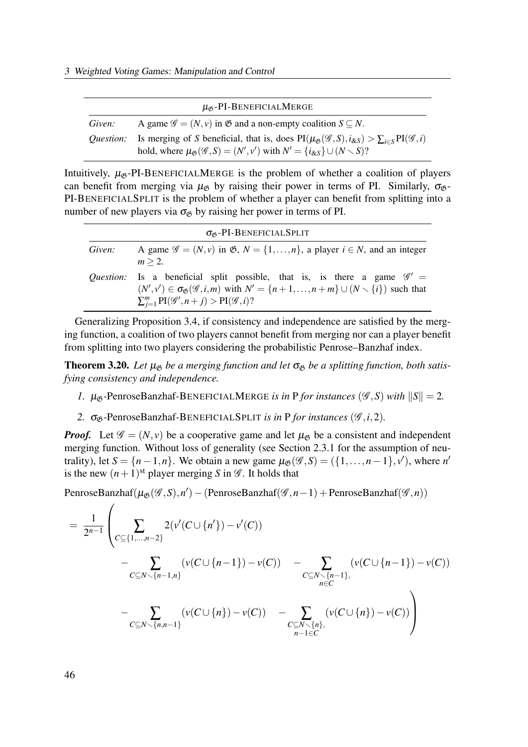| $\mu_{\mathfrak{G}}$-PI-BENEFICIALMERGE | |
|---|---|
| *Given:* | A game $\mathscr{G} = (N, v)$ in $\mathfrak{G}$ and a non-empty coalition $S \subseteq N$. |
| *Question:* | Is merging of $S$ beneficial, that is, does $\mathrm{PI}(\mu_{\mathfrak{G}}(\mathscr{G}, S), i_{\&S}) > \sum_{i \in S} \mathrm{PI}(\mathscr{G}, i)$ hold, where $\mu_{\mathfrak{G}}(\mathscr{G}, S) = (N', v')$ with $N' = \{i_{\&S}\} \cup (N \smallsetminus S)$? |

Intuitively, $\mu_{\mathfrak{G}}$-PI-BENEFICIALMERGE is the problem of whether a coalition of players can benefit from merging via $\mu_{\mathfrak{G}}$ by raising their power in terms of PI. Similarly, $\sigma_{\mathfrak{G}}$-PI-BENEFICIALSPLIT is the problem of whether a player can benefit from splitting into a number of new players via $\sigma_{\mathfrak{G}}$ by raising her power in terms of PI.

| $\sigma_{\mathfrak{G}}$-PI-BENEFICIALSPLIT | |
|---|---|
| *Given:* | A game $\mathscr{G} = (N, v)$ in $\mathfrak{G}$, $N = \{1, \ldots, n\}$, a player $i \in N$, and an integer $m \geq 2$. |
| *Question:* | Is a beneficial split possible, that is, is there a game $\mathscr{G}' = (N', v') \in \sigma_{\mathfrak{G}}(\mathscr{G}, i, m)$ with $N' = \{n+1, \ldots, n+m\} \cup (N \smallsetminus \{i\})$ such that $\sum_{j=1}^{m} \mathrm{PI}(\mathscr{G}', n+j) > \mathrm{PI}(\mathscr{G}, i)$? |

Generalizing Proposition 3.4, if consistency and independence are satisfied by the merging function, a coalition of two players cannot benefit from merging nor can a player benefit from splitting into two players considering the probabilistic Penrose–Banzhaf index.

**Theorem 3.20.** *Let $\mu_{\mathfrak{G}}$ be a merging function and let $\sigma_{\mathfrak{G}}$ be a splitting function, both satisfying consistency and independence.*

1. *$\mu_{\mathfrak{G}}$-PenroseBanzhaf-BENEFICIALMERGE is in P for instances $(\mathscr{G}, S)$ with $\|S\| = 2$.*
2. *$\sigma_{\mathfrak{G}}$-PenroseBanzhaf-BENEFICIALSPLIT is in P for instances $(\mathscr{G}, i, 2)$.*

***Proof.*** Let $\mathscr{G} = (N, v)$ be a cooperative game and let $\mu_{\mathfrak{G}}$ be a consistent and independent merging function. Without loss of generality (see Section 2.3.1 for the assumption of neutrality), let $S = \{n-1, n\}$. We obtain a new game $\mu_{\mathfrak{G}}(\mathscr{G}, S) = (\{1, \ldots, n-1\}, v')$, where $n'$ is the new $(n+1)^{\text{st}}$ player merging $S$ in $\mathscr{G}$. It holds that

$$
\begin{aligned}
&\mathrm{PenroseBanzhaf}(\mu_{\mathfrak{G}}(\mathscr{G}, S), n') - (\mathrm{PenroseBanzhaf}(\mathscr{G}, n-1) + \mathrm{PenroseBanzhaf}(\mathscr{G}, n)) \\
&= \frac{1}{2^{n-1}} \left( \sum_{C \subseteq \{1, \ldots, n-2\}} 2(v'(C \cup \{n'\}) - v'(C)) \right. \\
&\qquad - \sum_{C \subseteq N \smallsetminus \{n-1, n\}} (v(C \cup \{n-1\}) - v(C)) \quad - \sum_{\substack{C \subseteq N \smallsetminus \{n-1\}, \\ n \in C}} (v(C \cup \{n-1\}) - v(C)) \\
&\qquad \left. - \sum_{C \subseteq N \smallsetminus \{n, n-1\}} (v(C \cup \{n\}) - v(C)) \quad - \sum_{\substack{C \subseteq N \smallsetminus \{n\}, \\ n-1 \in C}} (v(C \cup \{n\}) - v(C)) \right)
\end{aligned}
$$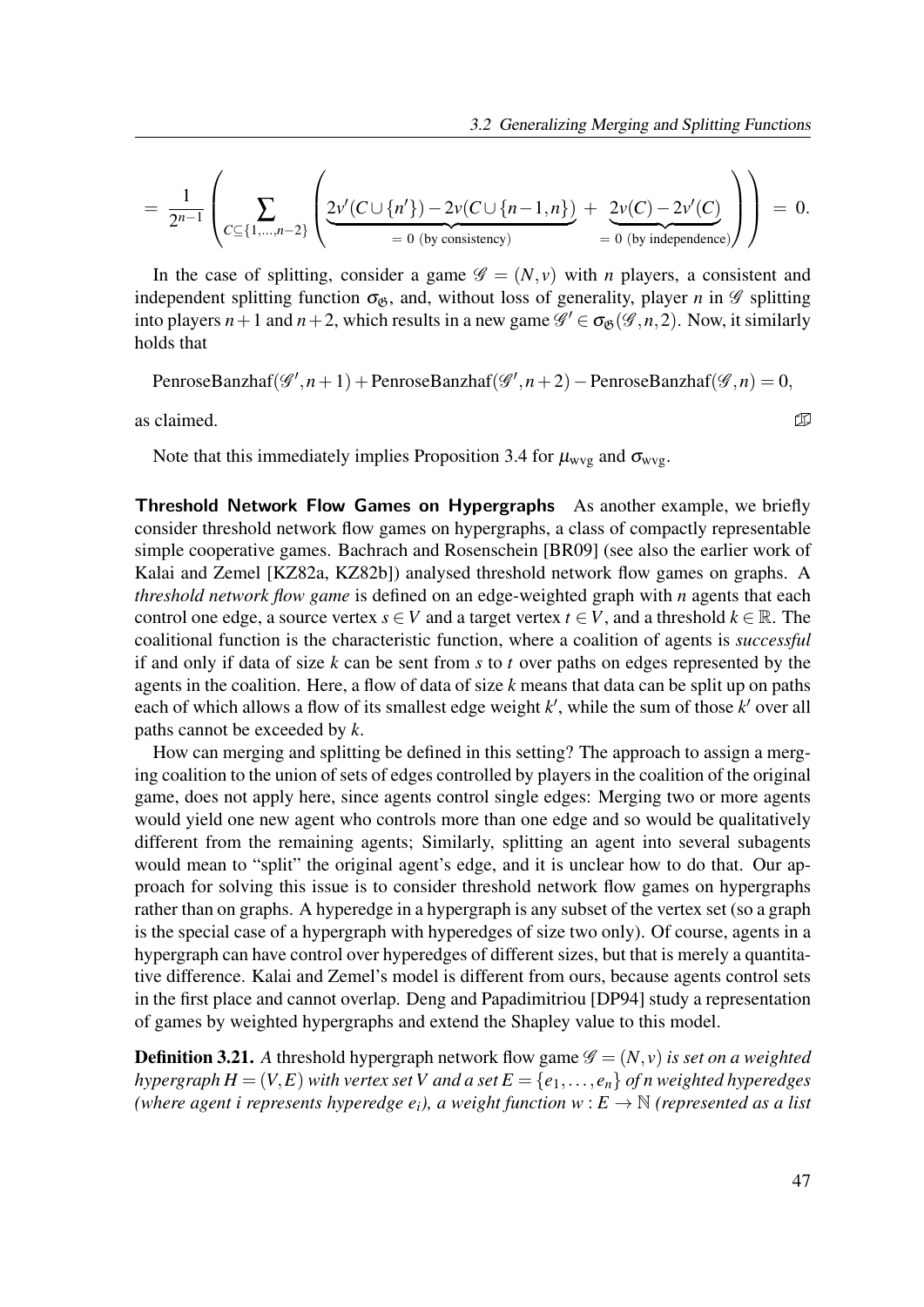$$= \frac{1}{2^{n-1}} \left( \sum_{C \subseteq \{1,\dots,n-2\}} \left( \underbrace{2v'(C \cup \{n'\}) - 2v(C \cup \{n-1,n\})}_{=\,0 \text{ (by consistency)}} + \underbrace{2v(C) - 2v'(C)}_{=\,0 \text{ (by independence)}} \right) \right) = 0.$$

In the case of splitting, consider a game $\mathscr{G} = (N, v)$ with $n$ players, a consistent and independent splitting function $\sigma_{\mathfrak{G}}$, and, without loss of generality, player $n$ in $\mathscr{G}$ splitting into players $n+1$ and $n+2$, which results in a new game $\mathscr{G}' \in \sigma_{\mathfrak{G}}(\mathscr{G}, n, 2)$. Now, it similarly holds that

$$\text{PenroseBanzhaf}(\mathscr{G}', n+1) + \text{PenroseBanzhaf}(\mathscr{G}', n+2) - \text{PenroseBanzhaf}(\mathscr{G}, n) = 0,$$

as claimed. ∎

Note that this immediately implies Proposition 3.4 for $\mu_{\text{wvg}}$ and $\sigma_{\text{wvg}}$.

**Threshold Network Flow Games on Hypergraphs** As another example, we briefly consider threshold network flow games on hypergraphs, a class of compactly representable simple cooperative games. Bachrach and Rosenschein [BR09] (see also the earlier work of Kalai and Zemel [KZ82a, KZ82b]) analysed threshold network flow games on graphs. A *threshold network flow game* is defined on an edge-weighted graph with $n$ agents that each control one edge, a source vertex $s \in V$ and a target vertex $t \in V$, and a threshold $k \in \mathbb{R}$. The coalitional function is the characteristic function, where a coalition of agents is *successful* if and only if data of size $k$ can be sent from $s$ to $t$ over paths on edges represented by the agents in the coalition. Here, a flow of data of size $k$ means that data can be split up on paths each of which allows a flow of its smallest edge weight $k'$, while the sum of those $k'$ over all paths cannot be exceeded by $k$.

How can merging and splitting be defined in this setting? The approach to assign a merging coalition to the union of sets of edges controlled by players in the coalition of the original game, does not apply here, since agents control single edges: Merging two or more agents would yield one new agent who controls more than one edge and so would be qualitatively different from the remaining agents; Similarly, splitting an agent into several subagents would mean to "split" the original agent's edge, and it is unclear how to do that. Our approach for solving this issue is to consider threshold network flow games on hypergraphs rather than on graphs. A hyperedge in a hypergraph is any subset of the vertex set (so a graph is the special case of a hypergraph with hyperedges of size two only). Of course, agents in a hypergraph can have control over hyperedges of different sizes, but that is merely a quantitative difference. Kalai and Zemel's model is different from ours, because agents control sets in the first place and cannot overlap. Deng and Papadimitriou [DP94] study a representation of games by weighted hypergraphs and extend the Shapley value to this model.

**Definition 3.21.** *A* threshold hypergraph network flow game $\mathscr{G} = (N, v)$ *is set on a weighted hypergraph $H = (V, E)$ with vertex set $V$ and a set $E = \{e_1, \dots, e_n\}$ of $n$ weighted hyperedges (where agent $i$ represents hyperedge $e_i$), a weight function $w : E \to \mathbb{N}$ (represented as a list*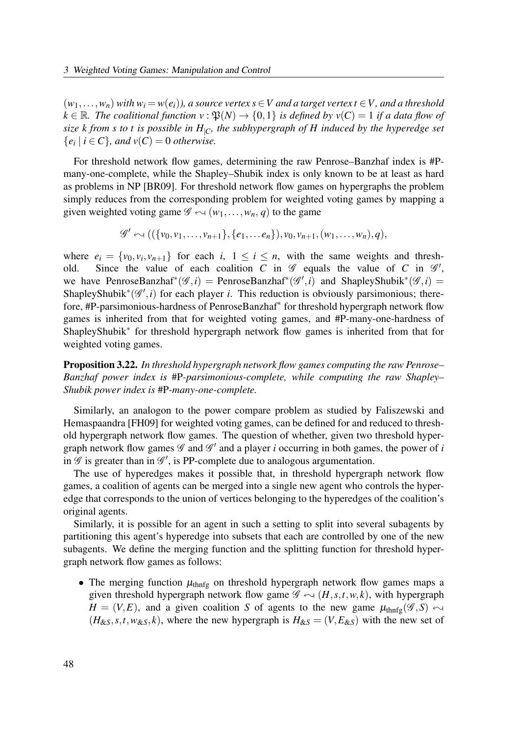$(w_1, \ldots, w_n)$ *with* $w_i = w(e_i)$*), a source vertex* $s \in V$ *and a target vertex* $t \in V$*, and a threshold* $k \in \mathbb{R}$*. The coalitional function* $v : \mathfrak{P}(N) \to \{0,1\}$ *is defined by* $v(C) = 1$ *if a data flow of size* $k$ *from* $s$ *to* $t$ *is possible in* $H_{|C}$*, the subhypergraph of* $H$ *induced by the hyperedge set* $\{e_i \mid i \in C\}$*, and* $v(C) = 0$ *otherwise.*

For threshold network flow games, determining the raw Penrose–Banzhaf index is #P-many-one-complete, while the Shapley–Shubik index is only known to be at least as hard as problems in NP [BR09]. For threshold network flow games on hypergraphs the problem simply reduces from the corresponding problem for weighted voting games by mapping a given weighted voting game $\mathscr{G} \leftrightsquigarrow (w_1, \ldots, w_n, q)$ to the game

$$\mathscr{G}' \leftrightsquigarrow ((\{v_0, v_1, \ldots, v_{n+1}\}, \{e_1, \ldots e_n\}), v_0, v_{n+1}, (w_1, \ldots, w_n), q),$$

where $e_i = \{v_0, v_i, v_{n+1}\}$ for each $i$, $1 \leq i \leq n$, with the same weights and threshold. Since the value of each coalition $C$ in $\mathscr{G}$ equals the value of $C$ in $\mathscr{G}'$, we have $\text{PenroseBanzhaf}^*(\mathscr{G}, i) = \text{PenroseBanzhaf}^*(\mathscr{G}', i)$ and $\text{ShapleyShubik}^*(\mathscr{G}, i) = \text{ShapleyShubik}^*(\mathscr{G}', i)$ for each player $i$. This reduction is obviously parsimonious; therefore, #P-parsimonious-hardness of PenroseBanzhaf* for threshold hypergraph network flow games is inherited from that for weighted voting games, and #P-many-one-hardness of ShapleyShubik* for threshold hypergraph network flow games is inherited from that for weighted voting games.

**Proposition 3.22.** *In threshold hypergraph network flow games computing the raw Penrose–Banzhaf power index is* #P*-parsimonious-complete, while computing the raw Shapley–Shubik power index is* #P*-many-one-complete.*

Similarly, an analogon to the power compare problem as studied by Faliszewski and Hemaspaandra [FH09] for weighted voting games, can be defined for and reduced to threshold hypergraph network flow games. The question of whether, given two threshold hypergraph network flow games $\mathscr{G}$ and $\mathscr{G}'$ and a player $i$ occurring in both games, the power of $i$ in $\mathscr{G}$ is greater than in $\mathscr{G}'$, is PP-complete due to analogous argumentation.

The use of hyperedges makes it possible that, in threshold hypergraph network flow games, a coalition of agents can be merged into a single new agent who controls the hyperedge that corresponds to the union of vertices belonging to the hyperedges of the coalition's original agents.

Similarly, it is possible for an agent in such a setting to split into several subagents by partitioning this agent's hyperedge into subsets that each are controlled by one of the new subagents. We define the merging function and the splitting function for threshold hypergraph network flow games as follows:

- The merging function $\mu_{\text{thnfg}}$ on threshold hypergraph network flow games maps a given threshold hypergraph network flow game $\mathscr{G} \leftrightsquigarrow (H, s, t, w, k)$, with hypergraph $H = (V, E)$, and a given coalition $S$ of agents to the new game $\mu_{\text{thnfg}}(\mathscr{G}, S) \leftrightsquigarrow (H_{\&S}, s, t, w_{\&S}, k)$, where the new hypergraph is $H_{\&S} = (V, E_{\&S})$ with the new set of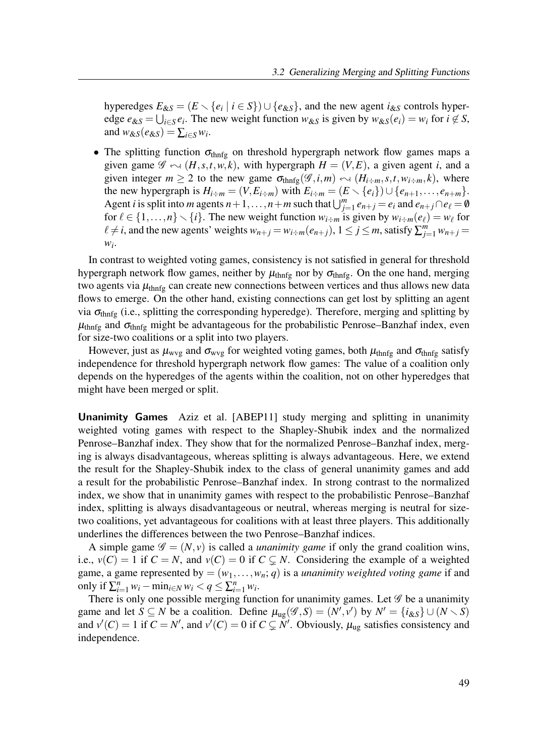hyperedges $E_{\&S} = (E \smallsetminus \{e_i \mid i \in S\}) \cup \{e_{\&S}\}$, and the new agent $i_{\&S}$ controls hyperedge $e_{\&S} = \bigcup_{i \in S} e_i$. The new weight function $w_{\&S}$ is given by $w_{\&S}(e_i) = w_i$ for $i \notin S$, and $w_{\&S}(e_{\&S}) = \sum_{i \in S} w_i$.

- The splitting function $\sigma_{\text{thnfg}}$ on threshold hypergraph network flow games maps a given game $\mathscr{G} \leftrightsquigarrow (H, s, t, w, k)$, with hypergraph $H = (V, E)$, a given agent $i$, and a given integer $m \geq 2$ to the new game $\sigma_{\text{thnfg}}(\mathscr{G}, i, m) \leftrightsquigarrow (H_{i \div m}, s, t, w_{i \div m}, k)$, where the new hypergraph is $H_{i \div m} = (V, E_{i \div m})$ with $E_{i \div m} = (E \smallsetminus \{e_i\}) \cup \{e_{n+1}, \dots, e_{n+m}\}$. Agent $i$ is split into $m$ agents $n+1, \dots, n+m$ such that $\bigcup_{j=1}^{m} e_{n+j} = e_i$ and $e_{n+j} \cap e_\ell = \emptyset$ for $\ell \in \{1, \dots, n\} \smallsetminus \{i\}$. The new weight function $w_{i \div m}$ is given by $w_{i \div m}(e_\ell) = w_\ell$ for $\ell \neq i$, and the new agents' weights $w_{n+j} = w_{i \div m}(e_{n+j})$, $1 \leq j \leq m$, satisfy $\sum_{j=1}^{m} w_{n+j} = w_i$.

In contrast to weighted voting games, consistency is not satisfied in general for threshold hypergraph network flow games, neither by $\mu_{\text{thnfg}}$ nor by $\sigma_{\text{thnfg}}$. On the one hand, merging two agents via $\mu_{\text{thnfg}}$ can create new connections between vertices and thus allows new data flows to emerge. On the other hand, existing connections can get lost by splitting an agent via $\sigma_{\text{thnfg}}$ (i.e., splitting the corresponding hyperedge). Therefore, merging and splitting by $\mu_{\text{thnfg}}$ and $\sigma_{\text{thnfg}}$ might be advantageous for the probabilistic Penrose–Banzhaf index, even for size-two coalitions or a split into two players.

However, just as $\mu_{\text{wvg}}$ and $\sigma_{\text{wvg}}$ for weighted voting games, both $\mu_{\text{thnfg}}$ and $\sigma_{\text{thnfg}}$ satisfy independence for threshold hypergraph network flow games: The value of a coalition only depends on the hyperedges of the agents within the coalition, not on other hyperedges that might have been merged or split.

**Unanimity Games** Aziz et al. [ABEP11] study merging and splitting in unanimity weighted voting games with respect to the Shapley-Shubik index and the normalized Penrose–Banzhaf index. They show that for the normalized Penrose–Banzhaf index, merging is always disadvantageous, whereas splitting is always advantageous. Here, we extend the result for the Shapley-Shubik index to the class of general unanimity games and add a result for the probabilistic Penrose–Banzhaf index. In strong contrast to the normalized index, we show that in unanimity games with respect to the probabilistic Penrose–Banzhaf index, splitting is always disadvantageous or neutral, whereas merging is neutral for size-two coalitions, yet advantageous for coalitions with at least three players. This additionally underlines the differences between the two Penrose–Banzhaf indices.

A simple game $\mathscr{G} = (N, v)$ is called a *unanimity game* if only the grand coalition wins, i.e., $v(C) = 1$ if $C = N$, and $v(C) = 0$ if $C \subsetneq N$. Considering the example of a weighted game, a game represented by $= (w_1, \dots, w_n; q)$ is a *unanimity weighted voting game* if and only if $\sum_{i=1}^{n} w_i - \min_{i \in N} w_i < q \leq \sum_{i=1}^{n} w_i$.

There is only one possible merging function for unanimity games. Let $\mathscr{G}$ be a unanimity game and let $S \subseteq N$ be a coalition. Define $\mu_{\text{ug}}(\mathscr{G}, S) = (N', v')$ by $N' = \{i_{\&S}\} \cup (N \smallsetminus S)$ and $v'(C) = 1$ if $C = N'$, and $v'(C) = 0$ if $C \subsetneq N'$. Obviously, $\mu_{\text{ug}}$ satisfies consistency and independence.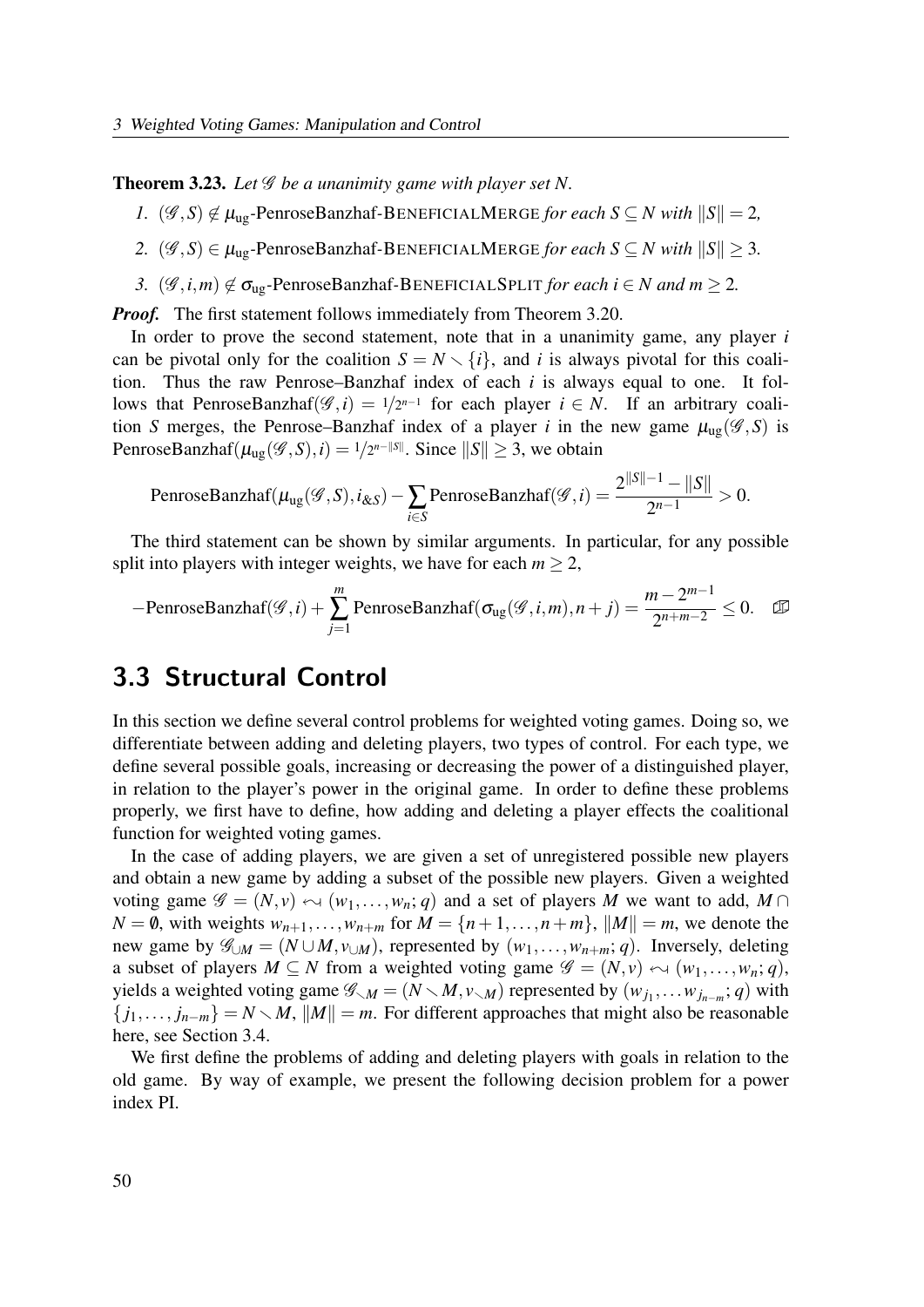**Theorem 3.23.** *Let $\mathscr{G}$ be a unanimity game with player set $N$.*

1. $(\mathscr{G}, S) \notin \mu_{\text{ug}}$-PenroseBanzhaf-BENEFICIALMERGE *for each $S \subseteq N$ with $\|S\| = 2$,*
2. $(\mathscr{G}, S) \in \mu_{\text{ug}}$-PenroseBanzhaf-BENEFICIALMERGE *for each $S \subseteq N$ with $\|S\| \geq 3$.*
3. $(\mathscr{G}, i, m) \notin \sigma_{\text{ug}}$-PenroseBanzhaf-BENEFICIALSPLIT *for each $i \in N$ and $m \geq 2$.*

***Proof.*** The first statement follows immediately from Theorem 3.20.

In order to prove the second statement, note that in a unanimity game, any player $i$ can be pivotal only for the coalition $S = N \smallsetminus \{i\}$, and $i$ is always pivotal for this coalition. Thus the raw Penrose–Banzhaf index of each $i$ is always equal to one. It follows that $\text{PenroseBanzhaf}(\mathscr{G}, i) = 1/2^{n-1}$ for each player $i \in N$. If an arbitrary coalition $S$ merges, the Penrose–Banzhaf index of a player $i$ in the new game $\mu_{\text{ug}}(\mathscr{G}, S)$ is $\text{PenroseBanzhaf}(\mu_{\text{ug}}(\mathscr{G}, S), i) = 1/2^{n-\|S\|}$. Since $\|S\| \geq 3$, we obtain

$$\text{PenroseBanzhaf}(\mu_{\text{ug}}(\mathscr{G}, S), i_{\&S}) - \sum_{i \in S} \text{PenroseBanzhaf}(\mathscr{G}, i) = \frac{2^{\|S\|-1} - \|S\|}{2^{n-1}} > 0.$$

The third statement can be shown by similar arguments. In particular, for any possible split into players with integer weights, we have for each $m \geq 2$,

$$-\text{PenroseBanzhaf}(\mathscr{G}, i) + \sum_{j=1}^{m} \text{PenroseBanzhaf}(\sigma_{\text{ug}}(\mathscr{G}, i, m), n + j) = \frac{m - 2^{m-1}}{2^{n+m-2}} \leq 0. \quad \square$$

## 3.3 Structural Control

In this section we define several control problems for weighted voting games. Doing so, we differentiate between adding and deleting players, two types of control. For each type, we define several possible goals, increasing or decreasing the power of a distinguished player, in relation to the player's power in the original game. In order to define these problems properly, we first have to define, how adding and deleting a player effects the coalitional function for weighted voting games.

In the case of adding players, we are given a set of unregistered possible new players and obtain a new game by adding a subset of the possible new players. Given a weighted voting game $\mathscr{G} = (N, v) \leftarrow\!\!\!\rightarrow (w_1, \ldots, w_n; q)$ and a set of players $M$ we want to add, $M \cap N = \emptyset$, with weights $w_{n+1}, \ldots, w_{n+m}$ for $M = \{n+1, \ldots, n+m\}$, $\|M\| = m$, we denote the new game by $\mathscr{G}_{\cup M} = (N \cup M, v_{\cup M})$, represented by $(w_1, \ldots, w_{n+m}; q)$. Inversely, deleting a subset of players $M \subseteq N$ from a weighted voting game $\mathscr{G} = (N, v) \leftarrow\!\!\!\rightarrow (w_1, \ldots, w_n; q)$, yields a weighted voting game $\mathscr{G}_{\smallsetminus M} = (N \smallsetminus M, v_{\smallsetminus M})$ represented by $(w_{j_1}, \ldots w_{j_{n-m}}; q)$ with $\{j_1, \ldots, j_{n-m}\} = N \smallsetminus M$, $\|M\| = m$. For different approaches that might also be reasonable here, see Section 3.4.

We first define the problems of adding and deleting players with goals in relation to the old game. By way of example, we present the following decision problem for a power index PI.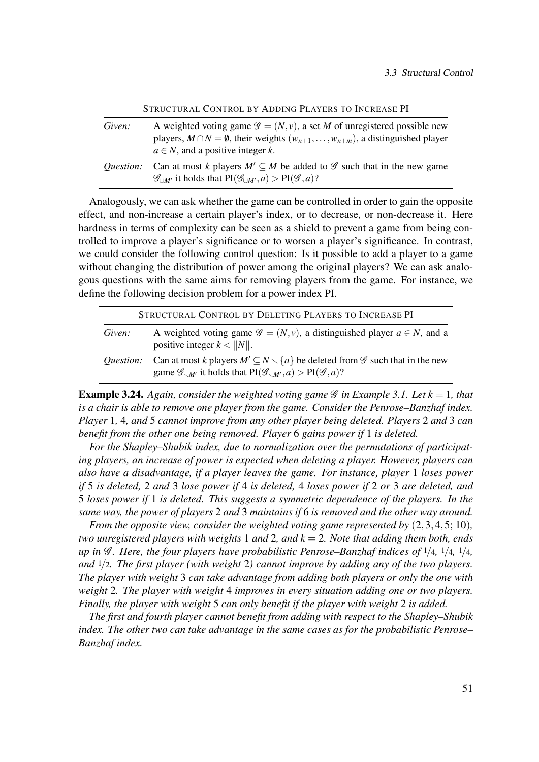| STRUCTURAL CONTROL BY ADDING PLAYERS TO INCREASE PI | |
|---|---|
| *Given:* | A weighted voting game $\mathscr{G} = (N, v)$, a set $M$ of unregistered possible new players, $M \cap N = \emptyset$, their weights $(w_{n+1}, \dots, w_{n+m})$, a distinguished player $a \in N$, and a positive integer $k$. |
| *Question:* | Can at most $k$ players $M' \subseteq M$ be added to $\mathscr{G}$ such that in the new game $\mathscr{G}_{\cup M'}$ it holds that $\mathrm{PI}(\mathscr{G}_{\cup M'}, a) > \mathrm{PI}(\mathscr{G}, a)$? |

Analogously, we can ask whether the game can be controlled in order to gain the opposite effect, and non-increase a certain player's index, or to decrease, or non-decrease it. Here hardness in terms of complexity can be seen as a shield to prevent a game from being controlled to improve a player's significance or to worsen a player's significance. In contrast, we could consider the following control question: Is it possible to add a player to a game without changing the distribution of power among the original players? We can ask analogous questions with the same aims for removing players from the game. For instance, we define the following decision problem for a power index PI.

| STRUCTURAL CONTROL BY DELETING PLAYERS TO INCREASE PI | |
|---|---|
| *Given:* | A weighted voting game $\mathscr{G} = (N, v)$, a distinguished player $a \in N$, and a positive integer $k < \|N\|$. |
| *Question:* | Can at most $k$ players $M' \subseteq N \smallsetminus \{a\}$ be deleted from $\mathscr{G}$ such that in the new game $\mathscr{G}_{\smallsetminus M'}$ it holds that $\mathrm{PI}(\mathscr{G}_{\smallsetminus M'}, a) > \mathrm{PI}(\mathscr{G}, a)$? |

**Example 3.24.** *Again, consider the weighted voting game $\mathscr{G}$ in Example 3.1. Let $k = 1$, that is a chair is able to remove one player from the game. Consider the Penrose–Banzhaf index. Player 1, 4, and 5 cannot improve from any other player being deleted. Players 2 and 3 can benefit from the other one being removed. Player 6 gains power if 1 is deleted.*

*For the Shapley–Shubik index, due to normalization over the permutations of participating players, an increase of power is expected when deleting a player. However, players can also have a disadvantage, if a player leaves the game. For instance, player 1 loses power if 5 is deleted, 2 and 3 lose power if 4 is deleted, 4 loses power if 2 or 3 are deleted, and 5 loses power if 1 is deleted. This suggests a symmetric dependence of the players. In the same way, the power of players 2 and 3 maintains if 6 is removed and the other way around.*

*From the opposite view, consider the weighted voting game represented by $(2, 3, 4, 5; 10)$, two unregistered players with weights 1 and 2, and $k = 2$. Note that adding them both, ends up in $\mathscr{G}$. Here, the four players have probabilistic Penrose–Banzhaf indices of $1/4$, $1/4$, $1/4$, and $1/2$. The first player (with weight 2) cannot improve by adding any of the two players. The player with weight 3 can take advantage from adding both players or only the one with weight 2. The player with weight 4 improves in every situation adding one or two players. Finally, the player with weight 5 can only benefit if the player with weight 2 is added.*

*The first and fourth player cannot benefit from adding with respect to the Shapley–Shubik index. The other two can take advantage in the same cases as for the probabilistic Penrose–Banzhaf index.*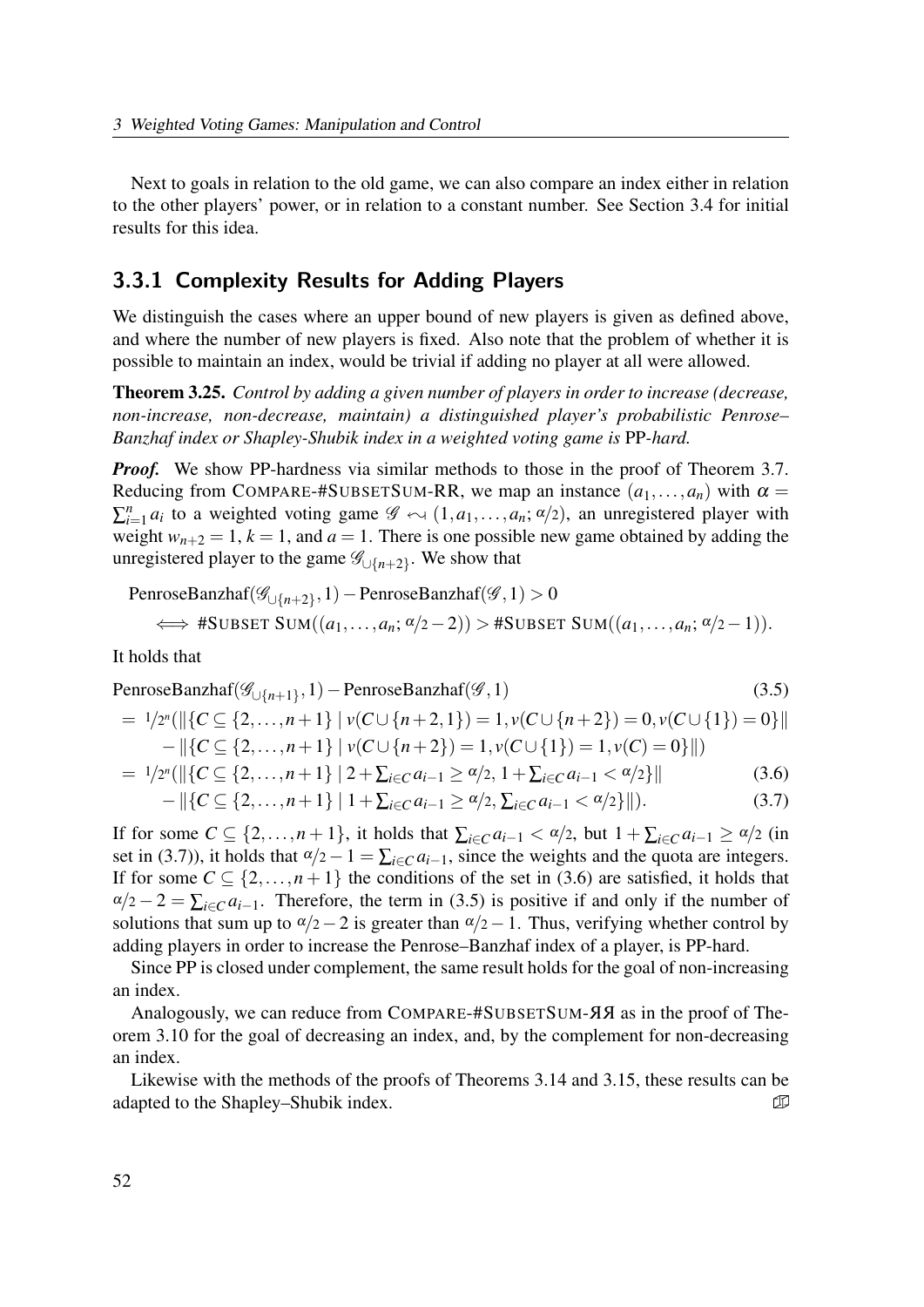Next to goals in relation to the old game, we can also compare an index either in relation to the other players' power, or in relation to a constant number. See Section 3.4 for initial results for this idea.

## 3.3.1 Complexity Results for Adding Players

We distinguish the cases where an upper bound of new players is given as defined above, and where the number of new players is fixed. Also note that the problem of whether it is possible to maintain an index, would be trivial if adding no player at all were allowed.

**Theorem 3.25.** *Control by adding a given number of players in order to increase (decrease, non-increase, non-decrease, maintain) a distinguished player's probabilistic Penrose–Banzhaf index or Shapley-Shubik index in a weighted voting game is* PP*-hard.*

***Proof.*** We show PP-hardness via similar methods to those in the proof of Theorem 3.7. Reducing from COMPARE-#SUBSETSUM-RR, we map an instance $(a_1,\dots,a_n)$ with $\alpha = \sum_{i=1}^{n} a_i$ to a weighted voting game $\mathscr{G} \leadsto (1,a_1,\dots,a_n;\alpha/2)$, an unregistered player with weight $w_{n+2}=1$, $k=1$, and $a=1$. There is one possible new game obtained by adding the unregistered player to the game $\mathscr{G}_{\cup\{n+2\}}$. We show that

$$
\begin{aligned}
&\text{PenroseBanzhaf}(\mathscr{G}_{\cup\{n+2\}},1) - \text{PenroseBanzhaf}(\mathscr{G},1) > 0 \\
&\quad \iff \#\text{SUBSET SUM}((a_1,\dots,a_n;\alpha/2-2)) > \#\text{SUBSET SUM}((a_1,\dots,a_n;\alpha/2-1)).
\end{aligned}
$$

It holds that

$$
\begin{aligned}
&\text{PenroseBanzhaf}(\mathscr{G}_{\cup\{n+1\}},1) - \text{PenroseBanzhaf}(\mathscr{G},1) && (3.5)\\
&= 1/2^n(\|\{C \subseteq \{2,\dots,n+1\} \mid v(C\cup\{n+2,1\})=1, v(C\cup\{n+2\})=0, v(C\cup\{1\})=0\}\| \\
&\qquad - \|\{C \subseteq \{2,\dots,n+1\} \mid v(C\cup\{n+2\})=1, v(C\cup\{1\})=1, v(C)=0\}\|) \\
&= 1/2^n(\|\{C \subseteq \{2,\dots,n+1\} \mid 2+\textstyle\sum_{i\in C} a_{i-1} \geq \alpha/2,\ 1+\sum_{i\in C} a_{i-1} < \alpha/2\}\| && (3.6)\\
&\qquad - \|\{C \subseteq \{2,\dots,n+1\} \mid 1+\textstyle\sum_{i\in C} a_{i-1} \geq \alpha/2,\ \sum_{i\in C} a_{i-1} < \alpha/2\}\|). && (3.7)
\end{aligned}
$$

If for some $C \subseteq \{2,\dots,n+1\}$, it holds that $\sum_{i\in C} a_{i-1} < \alpha/2$, but $1+\sum_{i\in C} a_{i-1} \geq \alpha/2$ (in set in (3.7)), it holds that $\alpha/2 - 1 = \sum_{i\in C} a_{i-1}$, since the weights and the quota are integers. If for some $C \subseteq \{2,\dots,n+1\}$ the conditions of the set in (3.6) are satisfied, it holds that $\alpha/2 - 2 = \sum_{i\in C} a_{i-1}$. Therefore, the term in (3.5) is positive if and only if the number of solutions that sum up to $\alpha/2-2$ is greater than $\alpha/2-1$. Thus, verifying whether control by adding players in order to increase the Penrose–Banzhaf index of a player, is PP-hard.

Since PP is closed under complement, the same result holds for the goal of non-increasing an index.

Analogously, we can reduce from COMPARE-#SUBSETSUM-ЯЯ as in the proof of Theorem 3.10 for the goal of decreasing an index, and, by the complement for non-decreasing an index.

Likewise with the methods of the proofs of Theorems 3.14 and 3.15, these results can be adapted to the Shapley–Shubik index. ◻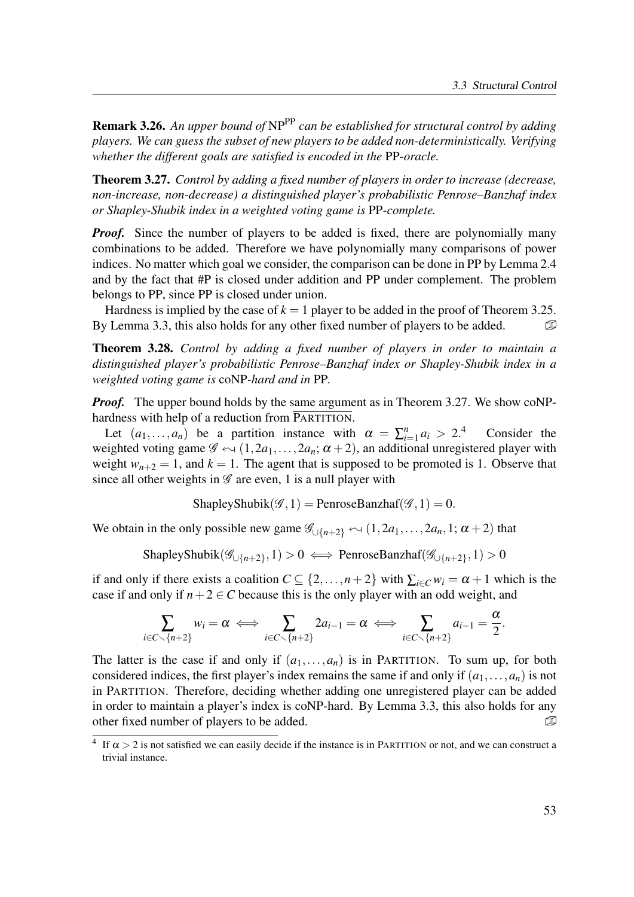**Remark 3.26.** *An upper bound of* $\mathrm{NP}^{\mathrm{PP}}$ *can be established for structural control by adding players. We can guess the subset of new players to be added non-deterministically. Verifying whether the different goals are satisfied is encoded in the* PP*-oracle.*

**Theorem 3.27.** *Control by adding a fixed number of players in order to increase (decrease, non-increase, non-decrease) a distinguished player's probabilistic Penrose–Banzhaf index or Shapley-Shubik index in a weighted voting game is* PP*-complete.*

***Proof.*** Since the number of players to be added is fixed, there are polynomially many combinations to be added. Therefore we have polynomially many comparisons of power indices. No matter which goal we consider, the comparison can be done in PP by Lemma 2.4 and by the fact that #P is closed under addition and PP under complement. The problem belongs to PP, since PP is closed under union.

Hardness is implied by the case of $k = 1$ player to be added in the proof of Theorem 3.25. By Lemma 3.3, this also holds for any other fixed number of players to be added. ∎

**Theorem 3.28.** *Control by adding a fixed number of players in order to maintain a distinguished player's probabilistic Penrose–Banzhaf index or Shapley-Shubik index in a weighted voting game is* coNP*-hard and in* PP*.*

***Proof.*** The upper bound holds by the same argument as in Theorem 3.27. We show coNP-hardness with help of a reduction from $\overline{\text{PARTITION}}$.

Let $(a_1,\ldots,a_n)$ be a partition instance with $\alpha = \sum_{i=1}^{n} a_i > 2$.[4] Consider the weighted voting game $\mathscr{G} \leftrightsquigarrow (1, 2a_1, \ldots, 2a_n; \alpha+2)$, an additional unregistered player with weight $w_{n+2} = 1$, and $k = 1$. The agent that is supposed to be promoted is 1. Observe that since all other weights in $\mathscr{G}$ are even, 1 is a null player with

$$\text{ShapleyShubik}(\mathscr{G}, 1) = \text{PenroseBanzhaf}(\mathscr{G}, 1) = 0.$$

We obtain in the only possible new game $\mathscr{G}_{\cup\{n+2\}} \leftrightsquigarrow (1, 2a_1, \ldots, 2a_n, 1; \alpha+2)$ that

$$\text{ShapleyShubik}(\mathscr{G}_{\cup\{n+2\}}, 1) > 0 \iff \text{PenroseBanzhaf}(\mathscr{G}_{\cup\{n+2\}}, 1) > 0$$

if and only if there exists a coalition $C \subseteq \{2, \ldots, n+2\}$ with $\sum_{i \in C} w_i = \alpha + 1$ which is the case if and only if $n+2 \in C$ because this is the only player with an odd weight, and

$$\sum_{i \in C \smallsetminus \{n+2\}} w_i = \alpha \iff \sum_{i \in C \smallsetminus \{n+2\}} 2a_{i-1} = \alpha \iff \sum_{i \in C \smallsetminus \{n+2\}} a_{i-1} = \frac{\alpha}{2}.$$

The latter is the case if and only if $(a_1,\ldots,a_n)$ is in PARTITION. To sum up, for both considered indices, the first player's index remains the same if and only if $(a_1,\ldots,a_n)$ is not in PARTITION. Therefore, deciding whether adding one unregistered player can be added in order to maintain a player's index is coNP-hard. By Lemma 3.3, this also holds for any other fixed number of players to be added. ∎

[4] If $\alpha > 2$ is not satisfied we can easily decide if the instance is in PARTITION or not, and we can construct a trivial instance.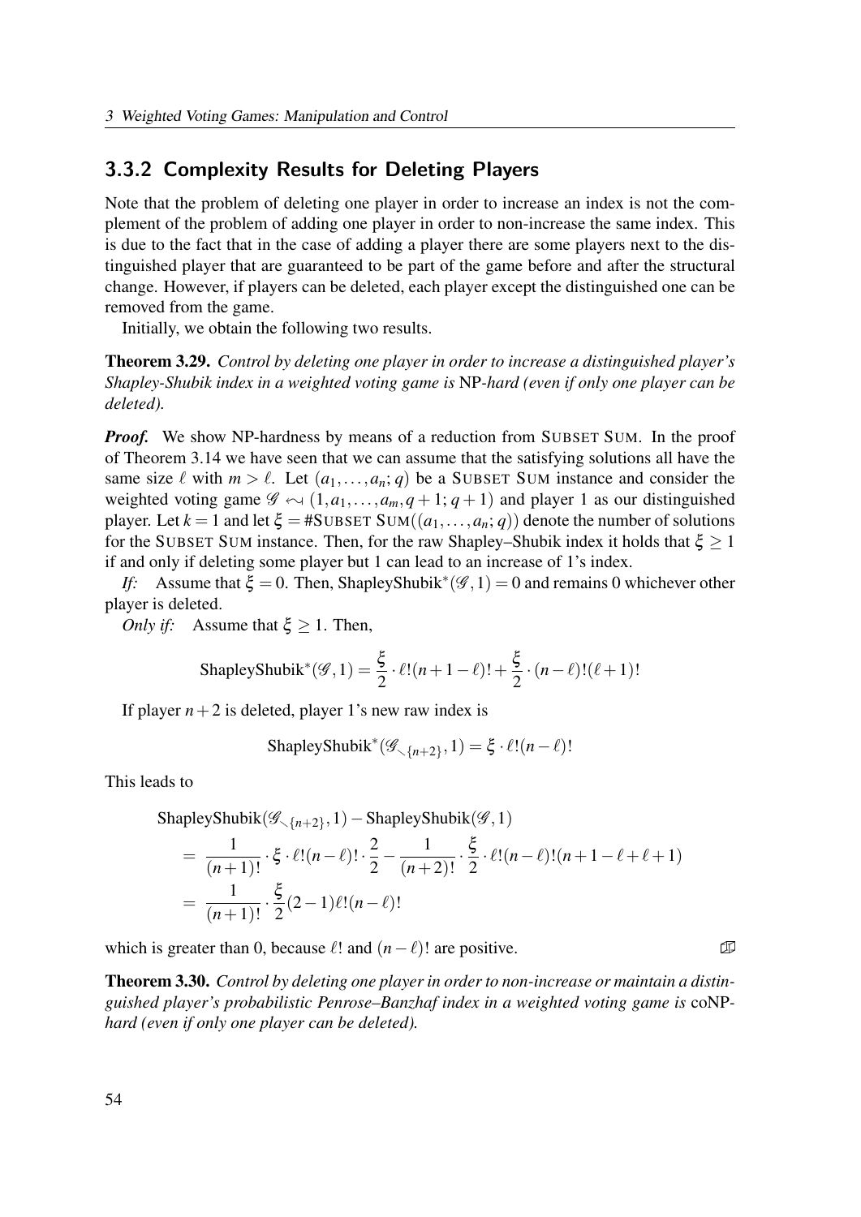## 3.3.2 Complexity Results for Deleting Players

Note that the problem of deleting one player in order to increase an index is not the complement of the problem of adding one player in order to non-increase the same index. This is due to the fact that in the case of adding a player there are some players next to the distinguished player that are guaranteed to be part of the game before and after the structural change. However, if players can be deleted, each player except the distinguished one can be removed from the game.

Initially, we obtain the following two results.

**Theorem 3.29.** *Control by deleting one player in order to increase a distinguished player's Shapley-Shubik index in a weighted voting game is* NP*-hard (even if only one player can be deleted).*

***Proof.*** We show NP-hardness by means of a reduction from SUBSET SUM. In the proof of Theorem 3.14 we have seen that we can assume that the satisfying solutions all have the same size $\ell$ with $m > \ell$. Let $(a_1, \ldots, a_n; q)$ be a SUBSET SUM instance and consider the weighted voting game $\mathscr{G} \leadsto (1, a_1, \ldots, a_m, q+1; q+1)$ and player 1 as our distinguished player. Let $k = 1$ and let $\xi = \#\text{SUBSET SUM}((a_1, \ldots, a_n; q))$ denote the number of solutions for the SUBSET SUM instance. Then, for the raw Shapley–Shubik index it holds that $\xi \geq 1$ if and only if deleting some player but 1 can lead to an increase of 1's index.

*If:* Assume that $\xi = 0$. Then, $\text{ShapleyShubik}^*(\mathscr{G}, 1) = 0$ and remains 0 whichever other player is deleted.

*Only if:* Assume that $\xi \geq 1$. Then,

$$\text{ShapleyShubik}^*(\mathscr{G}, 1) = \frac{\xi}{2} \cdot \ell!(n+1-\ell)! + \frac{\xi}{2} \cdot (n-\ell)!(\ell+1)!$$

If player $n+2$ is deleted, player 1's new raw index is

$$\text{ShapleyShubik}^*(\mathscr{G}_{\smallsetminus\{n+2\}}, 1) = \xi \cdot \ell!(n-\ell)!$$

This leads to

$$\begin{aligned}
&\text{ShapleyShubik}(\mathscr{G}_{\smallsetminus\{n+2\}}, 1) - \text{ShapleyShubik}(\mathscr{G}, 1) \\
&= \frac{1}{(n+1)!} \cdot \xi \cdot \ell!(n-\ell)! \cdot \frac{2}{2} - \frac{1}{(n+2)!} \cdot \frac{\xi}{2} \cdot \ell!(n-\ell)!(n+1-\ell+\ell+1) \\
&= \frac{1}{(n+1)!} \cdot \frac{\xi}{2}(2-1)\ell!(n-\ell)!
\end{aligned}$$

which is greater than 0, because $\ell!$ and $(n-\ell)!$ are positive. ◻

**Theorem 3.30.** *Control by deleting one player in order to non-increase or maintain a distinguished player's probabilistic Penrose–Banzhaf index in a weighted voting game is* coNP*-hard (even if only one player can be deleted).*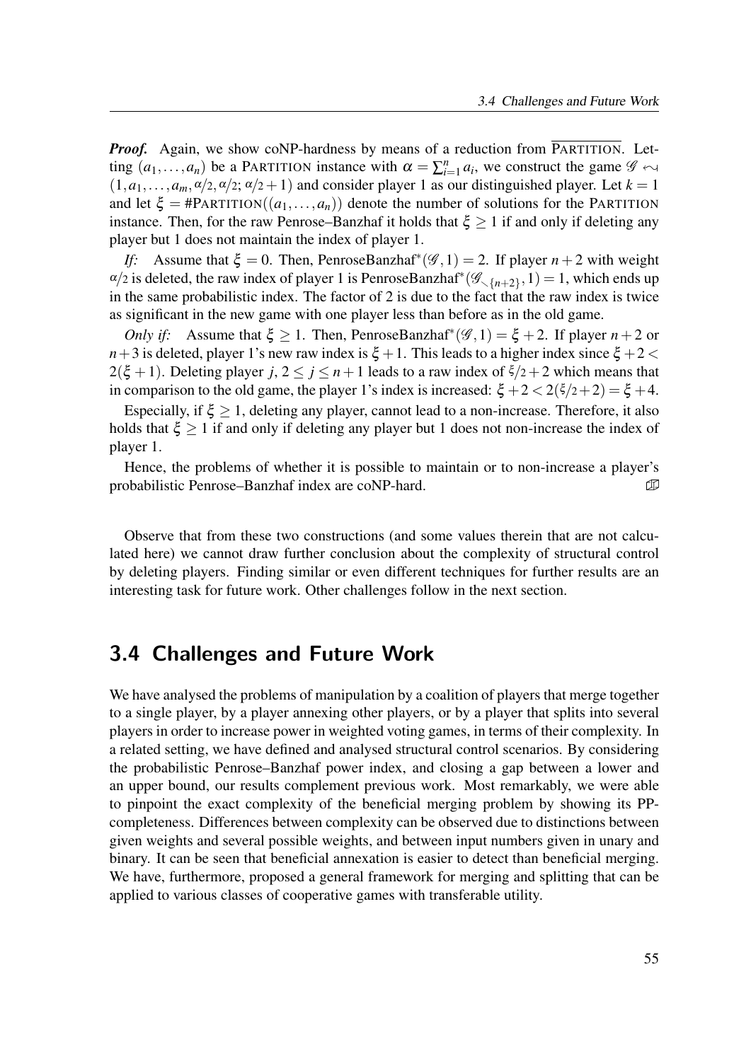***Proof.*** Again, we show coNP-hardness by means of a reduction from $\overline{\text{PARTITION}}$. Letting $(a_1,\ldots,a_n)$ be a PARTITION instance with $\alpha = \sum_{i=1}^{n} a_i$, we construct the game $\mathscr{G} \leftrightsquigarrow (1, a_1, \ldots, a_m, \alpha/2, \alpha/2; \alpha/2 + 1)$ and consider player 1 as our distinguished player. Let $k = 1$ and let $\xi = \#\text{PARTITION}((a_1,\ldots,a_n))$ denote the number of solutions for the PARTITION instance. Then, for the raw Penrose–Banzhaf it holds that $\xi \geq 1$ if and only if deleting any player but 1 does not maintain the index of player 1.

*If:* Assume that $\xi = 0$. Then, PenroseBanzhaf$^*(\mathscr{G}, 1) = 2$. If player $n+2$ with weight $\alpha/2$ is deleted, the raw index of player 1 is PenroseBanzhaf$^*(\mathscr{G}_{\smallsetminus\{n+2\}}, 1) = 1$, which ends up in the same probabilistic index. The factor of 2 is due to the fact that the raw index is twice as significant in the new game with one player less than before as in the old game.

*Only if:* Assume that $\xi \geq 1$. Then, PenroseBanzhaf$^*(\mathscr{G}, 1) = \xi + 2$. If player $n+2$ or $n+3$ is deleted, player 1's new raw index is $\xi + 1$. This leads to a higher index since $\xi + 2 < 2(\xi + 1)$. Deleting player $j$, $2 \leq j \leq n+1$ leads to a raw index of $\xi/2 + 2$ which means that in comparison to the old game, the player 1's index is increased: $\xi + 2 < 2(\xi/2 + 2) = \xi + 4$.

Especially, if $\xi \geq 1$, deleting any player, cannot lead to a non-increase. Therefore, it also holds that $\xi \geq 1$ if and only if deleting any player but 1 does not non-increase the index of player 1.

Hence, the problems of whether it is possible to maintain or to non-increase a player's probabilistic Penrose–Banzhaf index are coNP-hard. ◻

Observe that from these two constructions (and some values therein that are not calculated here) we cannot draw further conclusion about the complexity of structural control by deleting players. Finding similar or even different techniques for further results are an interesting task for future work. Other challenges follow in the next section.

## 3.4 Challenges and Future Work

We have analysed the problems of manipulation by a coalition of players that merge together to a single player, by a player annexing other players, or by a player that splits into several players in order to increase power in weighted voting games, in terms of their complexity. In a related setting, we have defined and analysed structural control scenarios. By considering the probabilistic Penrose–Banzhaf power index, and closing a gap between a lower and an upper bound, our results complement previous work. Most remarkably, we were able to pinpoint the exact complexity of the beneficial merging problem by showing its PP-completeness. Differences between complexity can be observed due to distinctions between given weights and several possible weights, and between input numbers given in unary and binary. It can be seen that beneficial annexation is easier to detect than beneficial merging. We have, furthermore, proposed a general framework for merging and splitting that can be applied to various classes of cooperative games with transferable utility.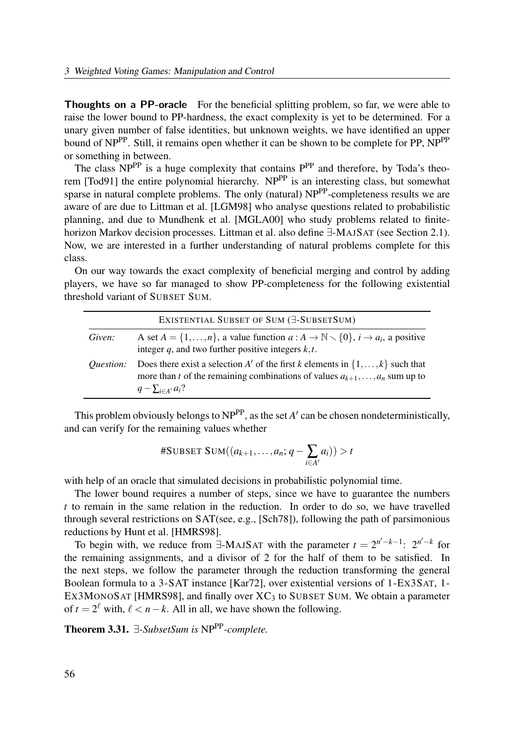**Thoughts on a PP-oracle** For the beneficial splitting problem, so far, we were able to raise the lower bound to PP-hardness, the exact complexity is yet to be determined. For a unary given number of false identities, but unknown weights, we have identified an upper bound of $\mathrm{NP}^{\mathrm{PP}}$. Still, it remains open whether it can be shown to be complete for PP, $\mathrm{NP}^{\mathrm{PP}}$ or something in between.

The class $\mathrm{NP}^{\mathrm{PP}}$ is a huge complexity that contains $\mathrm{P}^{\mathrm{PP}}$ and therefore, by Toda's theorem [Tod91] the entire polynomial hierarchy. $\mathrm{NP}^{\mathrm{PP}}$ is an interesting class, but somewhat sparse in natural complete problems. The only (natural) $\mathrm{NP}^{\mathrm{PP}}$-completeness results we are aware of are due to Littman et al. [LGM98] who analyse questions related to probabilistic planning, and due to Mundhenk et al. [MGLA00] who study problems related to finite-horizon Markov decision processes. Littman et al. also define ∃-MAJSAT (see Section 2.1). Now, we are interested in a further understanding of natural problems complete for this class.

On our way towards the exact complexity of beneficial merging and control by adding players, we have so far managed to show PP-completeness for the following existential threshold variant of SUBSET SUM.

| EXISTENTIAL SUBSET OF SUM (∃-SUBSETSUM) | |
|---|---|
| *Given:* | A set $A = \{1,\dots,n\}$, a value function $a : A \to \mathbb{N} \setminus \{0\}$, $i \to a_i$, a positive integer $q$, and two further positive integers $k,t$. |
| *Question:* | Does there exist a selection $A'$ of the first $k$ elements in $\{1,\dots,k\}$ such that more than $t$ of the remaining combinations of values $a_{k+1},\dots,a_n$ sum up to $q - \sum_{i\in A'} a_i$? |

This problem obviously belongs to $\mathrm{NP}^{\mathrm{PP}}$, as the set $A'$ can be chosen nondeterministically, and can verify for the remaining values whether

$$\#\text{SUBSET SUM}((a_{k+1},\dots,a_n; q - \sum_{i\in A'} a_i)) > t$$

with help of an oracle that simulated decisions in probabilistic polynomial time.

The lower bound requires a number of steps, since we have to guarantee the numbers $t$ to remain in the same relation in the reduction. In order to do so, we have travelled through several restrictions on SAT(see, e.g., [Sch78]), following the path of parsimonious reductions by Hunt et al. [HMRS98].

To begin with, we reduce from ∃-MAJSAT with the parameter $t = 2^{n'-k-1}$: $2^{n'-k}$ for the remaining assignments, and a divisor of 2 for the half of them to be satisfied. In the next steps, we follow the parameter through the reduction transforming the general Boolean formula to a 3-SAT instance [Kar72], over existential versions of 1-EX3SAT, 1-EX3MONOSAT [HMRS98], and finally over $\mathrm{XC}_3$ to SUBSET SUM. We obtain a parameter of $t = 2^{\ell}$ with, $\ell < n - k$. All in all, we have shown the following.

**Theorem 3.31.** *∃-SubsetSum is* $\mathrm{NP}^{\mathrm{PP}}$*-complete.*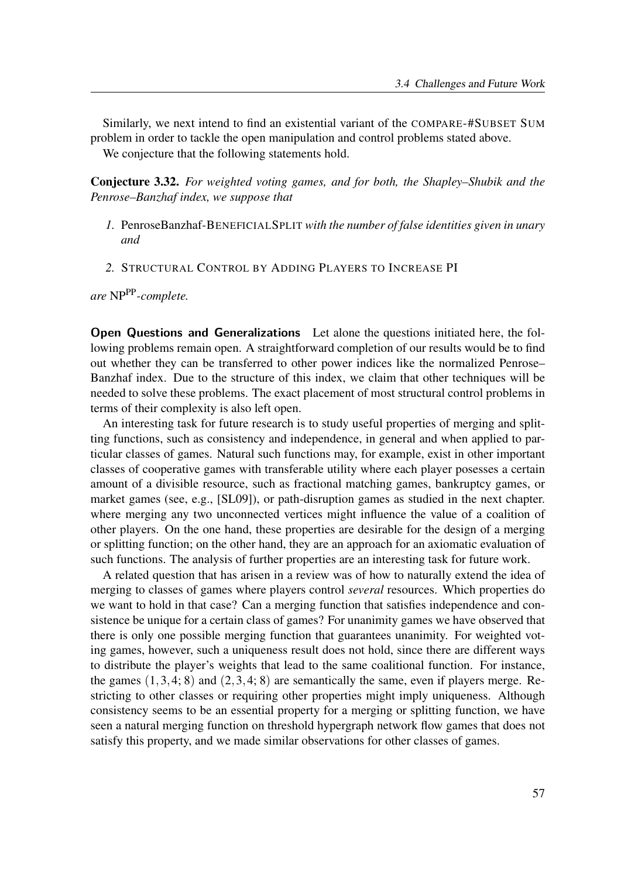Similarly, we next intend to find an existential variant of the COMPARE-#SUBSET SUM problem in order to tackle the open manipulation and control problems stated above.

We conjecture that the following statements hold.

**Conjecture 3.32.** *For weighted voting games, and for both, the Shapley–Shubik and the Penrose–Banzhaf index, we suppose that*

1. PenroseBanzhaf-BENEFICIALSPLIT *with the number of false identities given in unary and*
2. STRUCTURAL CONTROL BY ADDING PLAYERS TO INCREASE PI

*are* $\mathrm{NP}^{\mathrm{PP}}$*-complete.*

**Open Questions and Generalizations** Let alone the questions initiated here, the following problems remain open. A straightforward completion of our results would be to find out whether they can be transferred to other power indices like the normalized Penrose–Banzhaf index. Due to the structure of this index, we claim that other techniques will be needed to solve these problems. The exact placement of most structural control problems in terms of their complexity is also left open.

An interesting task for future research is to study useful properties of merging and splitting functions, such as consistency and independence, in general and when applied to particular classes of games. Natural such functions may, for example, exist in other important classes of cooperative games with transferable utility where each player posesses a certain amount of a divisible resource, such as fractional matching games, bankruptcy games, or market games (see, e.g., [SL09]), or path-disruption games as studied in the next chapter. where merging any two unconnected vertices might influence the value of a coalition of other players. On the one hand, these properties are desirable for the design of a merging or splitting function; on the other hand, they are an approach for an axiomatic evaluation of such functions. The analysis of further properties are an interesting task for future work.

A related question that has arisen in a review was of how to naturally extend the idea of merging to classes of games where players control *several* resources. Which properties do we want to hold in that case? Can a merging function that satisfies independence and consistence be unique for a certain class of games? For unanimity games we have observed that there is only one possible merging function that guarantees unanimity. For weighted voting games, however, such a uniqueness result does not hold, since there are different ways to distribute the player's weights that lead to the same coalitional function. For instance, the games $(1,3,4;8)$ and $(2,3,4;8)$ are semantically the same, even if players merge. Restricting to other classes or requiring other properties might imply uniqueness. Although consistency seems to be an essential property for a merging or splitting function, we have seen a natural merging function on threshold hypergraph network flow games that does not satisfy this property, and we made similar observations for other classes of games.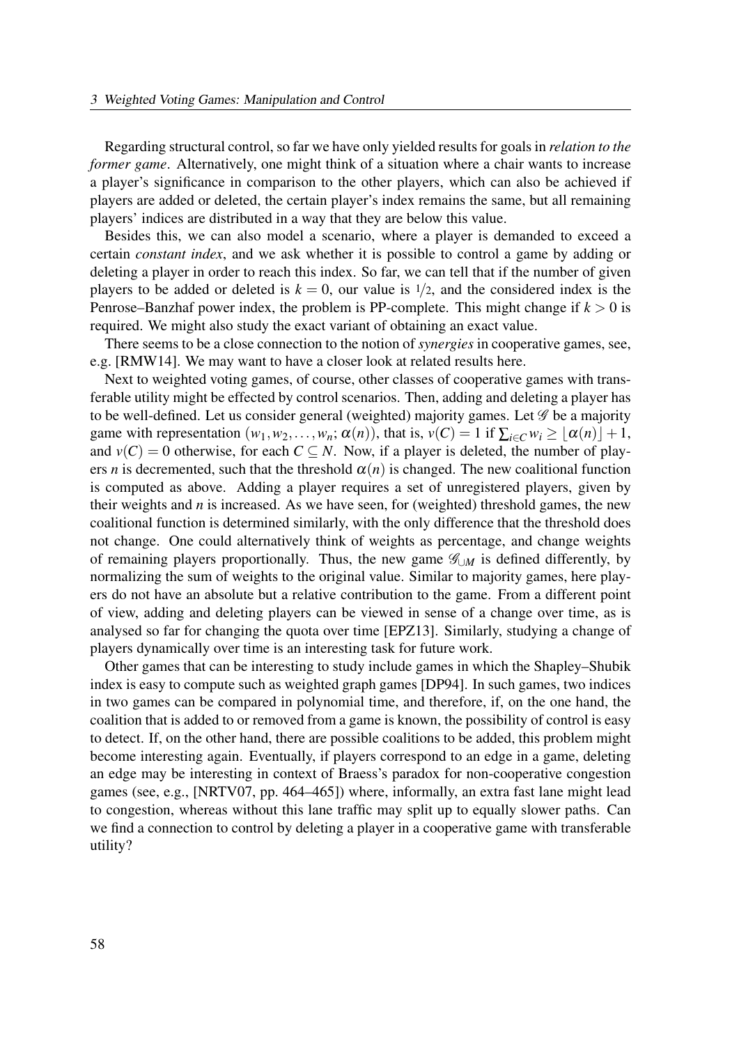Regarding structural control, so far we have only yielded results for goals in *relation to the former game*. Alternatively, one might think of a situation where a chair wants to increase a player's significance in comparison to the other players, which can also be achieved if players are added or deleted, the certain player's index remains the same, but all remaining players' indices are distributed in a way that they are below this value.

Besides this, we can also model a scenario, where a player is demanded to exceed a certain *constant index*, and we ask whether it is possible to control a game by adding or deleting a player in order to reach this index. So far, we can tell that if the number of given players to be added or deleted is $k = 0$, our value is $1/2$, and the considered index is the Penrose–Banzhaf power index, the problem is PP-complete. This might change if $k > 0$ is required. We might also study the exact variant of obtaining an exact value.

There seems to be a close connection to the notion of *synergies* in cooperative games, see, e.g. [RMW14]. We may want to have a closer look at related results here.

Next to weighted voting games, of course, other classes of cooperative games with transferable utility might be effected by control scenarios. Then, adding and deleting a player has to be well-defined. Let us consider general (weighted) majority games. Let $\mathscr{G}$ be a majority game with representation $(w_1, w_2, \ldots, w_n; \alpha(n))$, that is, $v(C) = 1$ if $\sum_{i \in C} w_i \geq \lfloor \alpha(n) \rfloor + 1$, and $v(C) = 0$ otherwise, for each $C \subseteq N$. Now, if a player is deleted, the number of players $n$ is decremented, such that the threshold $\alpha(n)$ is changed. The new coalitional function is computed as above. Adding a player requires a set of unregistered players, given by their weights and $n$ is increased. As we have seen, for (weighted) threshold games, the new coalitional function is determined similarly, with the only difference that the threshold does not change. One could alternatively think of weights as percentage, and change weights of remaining players proportionally. Thus, the new game $\mathscr{G}_{\cup M}$ is defined differently, by normalizing the sum of weights to the original value. Similar to majority games, here players do not have an absolute but a relative contribution to the game. From a different point of view, adding and deleting players can be viewed in sense of a change over time, as is analysed so far for changing the quota over time [EPZ13]. Similarly, studying a change of players dynamically over time is an interesting task for future work.

Other games that can be interesting to study include games in which the Shapley–Shubik index is easy to compute such as weighted graph games [DP94]. In such games, two indices in two games can be compared in polynomial time, and therefore, if, on the one hand, the coalition that is added to or removed from a game is known, the possibility of control is easy to detect. If, on the other hand, there are possible coalitions to be added, this problem might become interesting again. Eventually, if players correspond to an edge in a game, deleting an edge may be interesting in context of Braess's paradox for non-cooperative congestion games (see, e.g., [NRTV07, pp. 464–465]) where, informally, an extra fast lane might lead to congestion, whereas without this lane traffic may split up to equally slower paths. Can we find a connection to control by deleting a player in a cooperative game with transferable utility?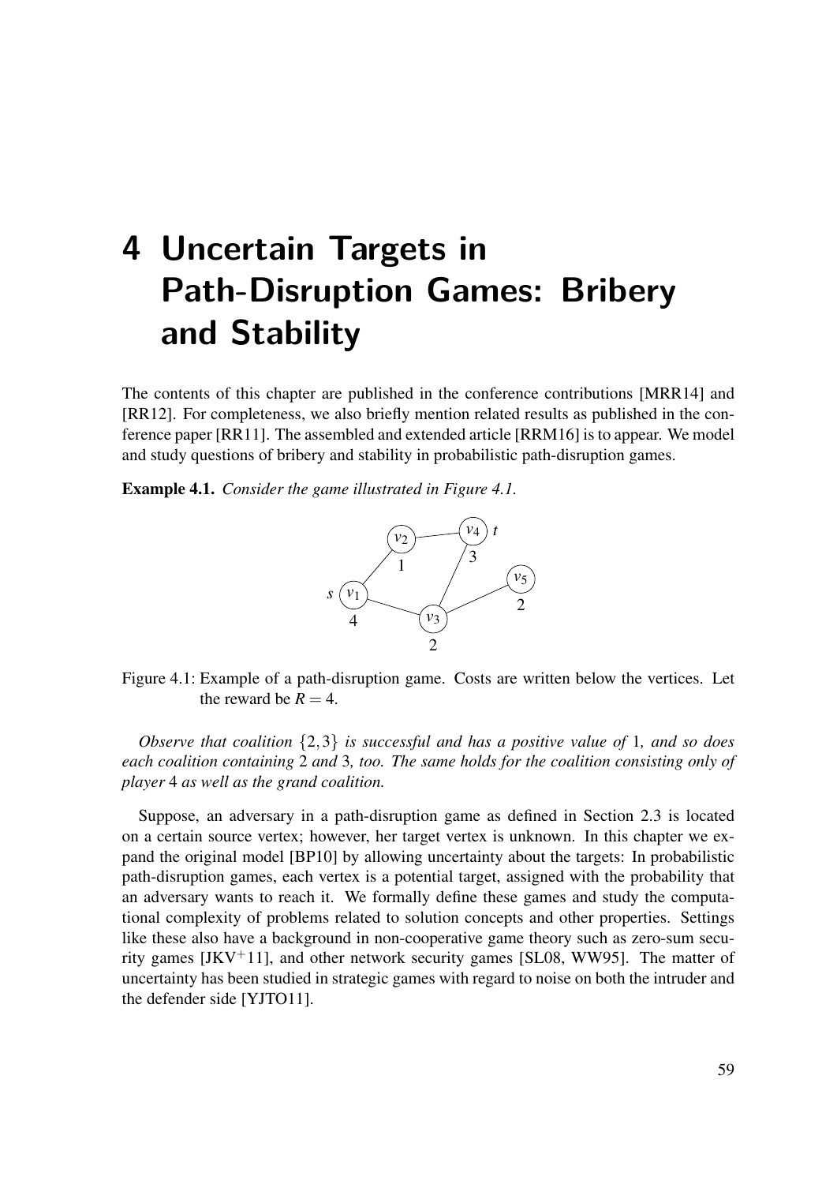# 4 Uncertain Targets in Path-Disruption Games: Bribery and Stability

The contents of this chapter are published in the conference contributions [MRR14] and [RR12]. For completeness, we also briefly mention related results as published in the conference paper [RR11]. The assembled and extended article [RRM16] is to appear. We model and study questions of bribery and stability in probabilistic path-disruption games.

**Example 4.1.** *Consider the game illustrated in Figure 4.1.*

Figure 4.1: Example of a path-disruption game. Costs are written below the vertices. Let the reward be $R = 4$.

*Observe that coalition $\{2,3\}$ is successful and has a positive value of 1, and so does each coalition containing 2 and 3, too. The same holds for the coalition consisting only of player 4 as well as the grand coalition.*

Suppose, an adversary in a path-disruption game as defined in Section 2.3 is located on a certain source vertex; however, her target vertex is unknown. In this chapter we expand the original model [BP10] by allowing uncertainty about the targets: In probabilistic path-disruption games, each vertex is a potential target, assigned with the probability that an adversary wants to reach it. We formally define these games and study the computational complexity of problems related to solution concepts and other properties. Settings like these also have a background in non-cooperative game theory such as zero-sum security games [JKV$^+$11], and other network security games [SL08, WW95]. The matter of uncertainty has been studied in strategic games with regard to noise on both the intruder and the defender side [YJTO11].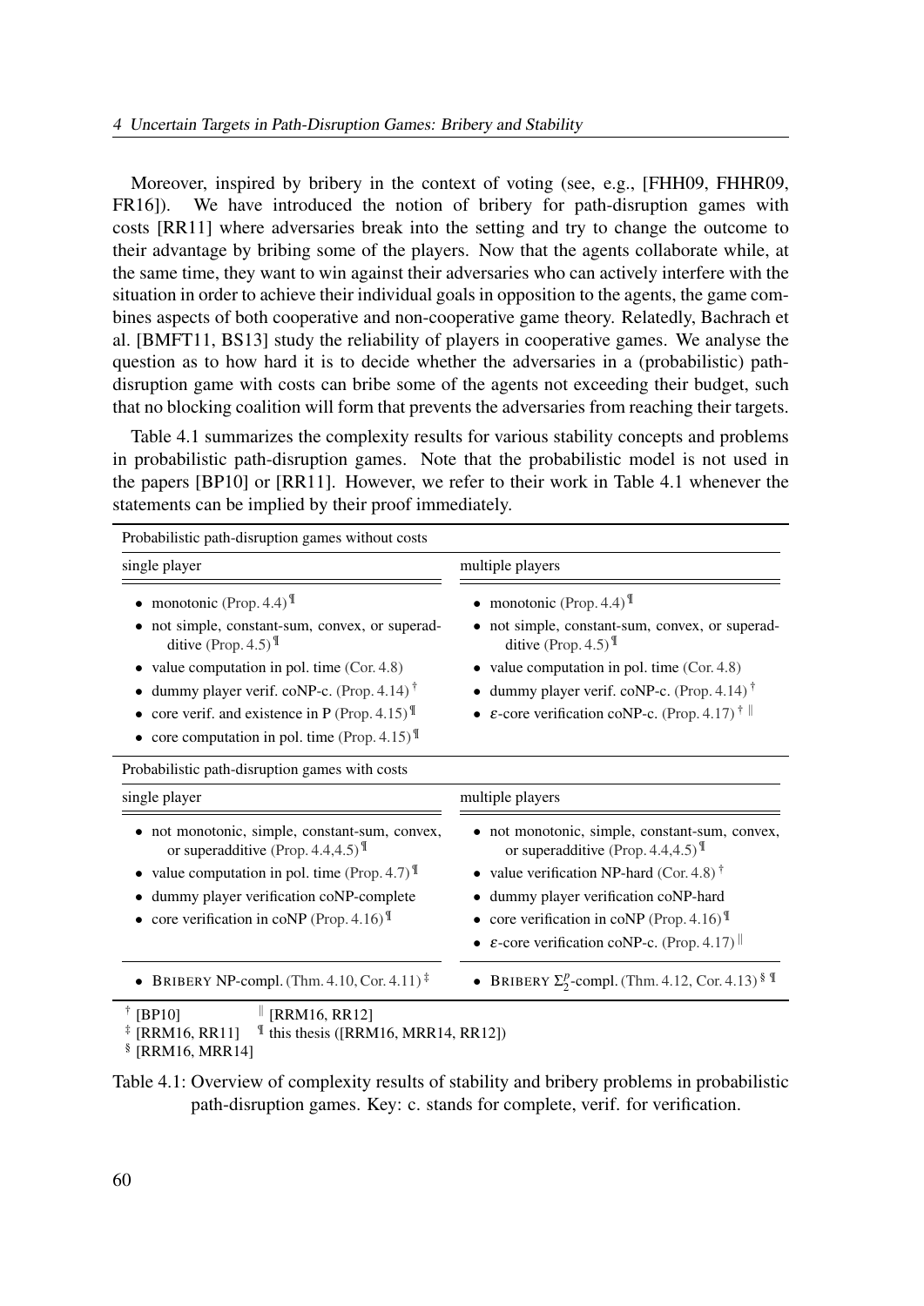Moreover, inspired by bribery in the context of voting (see, e.g., [FHH09, FHHR09, FR16]). We have introduced the notion of bribery for path-disruption games with costs [RR11] where adversaries break into the setting and try to change the outcome to their advantage by bribing some of the players. Now that the agents collaborate while, at the same time, they want to win against their adversaries who can actively interfere with the situation in order to achieve their individual goals in opposition to the agents, the game combines aspects of both cooperative and non-cooperative game theory. Relatedly, Bachrach et al. [BMFT11, BS13] study the reliability of players in cooperative games. We analyse the question as to how hard it is to decide whether the adversaries in a (probabilistic) path-disruption game with costs can bribe some of the agents not exceeding their budget, such that no blocking coalition will form that prevents the adversaries from reaching their targets.

Table 4.1 summarizes the complexity results for various stability concepts and problems in probabilistic path-disruption games. Note that the probabilistic model is not used in the papers [BP10] or [RR11]. However, we refer to their work in Table 4.1 whenever the statements can be implied by their proof immediately.

| Probabilistic path-disruption games without costs | |
|---|---|
| **single player** | **multiple players** |
| • monotonic (Prop. 4.4) ¶<br>• not simple, constant-sum, convex, or superadditive (Prop. 4.5) ¶<br>• value computation in pol. time (Cor. 4.8)<br>• dummy player verif. coNP-c. (Prop. 4.14) †<br>• core verif. and existence in P (Prop. 4.15) ¶<br>• core computation in pol. time (Prop. 4.15) ¶ | • monotonic (Prop. 4.4) ¶<br>• not simple, constant-sum, convex, or superadditive (Prop. 4.5) ¶<br>• value computation in pol. time (Cor. 4.8)<br>• dummy player verif. coNP-c. (Prop. 4.14) †<br>• $\varepsilon$-core verification coNP-c. (Prop. 4.17) † ‖ |
| **Probabilistic path-disruption games with costs** | |
| **single player** | **multiple players** |
| • not monotonic, simple, constant-sum, convex, or superadditive (Prop. 4.4,4.5) ¶<br>• value computation in pol. time (Prop. 4.7) ¶<br>• dummy player verification coNP-complete<br>• core verification in coNP (Prop. 4.16) ¶ | • not monotonic, simple, constant-sum, convex, or superadditive (Prop. 4.4,4.5) ¶<br>• value verification NP-hard (Cor. 4.8) †<br>• dummy player verification coNP-hard<br>• core verification in coNP (Prop. 4.16) ¶<br>• $\varepsilon$-core verification coNP-c. (Prop. 4.17) ‖ |
| • BRIBERY NP-compl. (Thm. 4.10, Cor. 4.11) ‡ | • BRIBERY $\Sigma_2^p$-compl. (Thm. 4.12, Cor. 4.13) § ¶ |

† [BP10]
‡ [RRM16, RR11]
§ [RRM16, MRR14]
‖ [RRM16, RR12]
¶ this thesis ([RRM16, MRR14, RR12])

Table 4.1: Overview of complexity results of stability and bribery problems in probabilistic path-disruption games. Key: c. stands for complete, verif. for verification.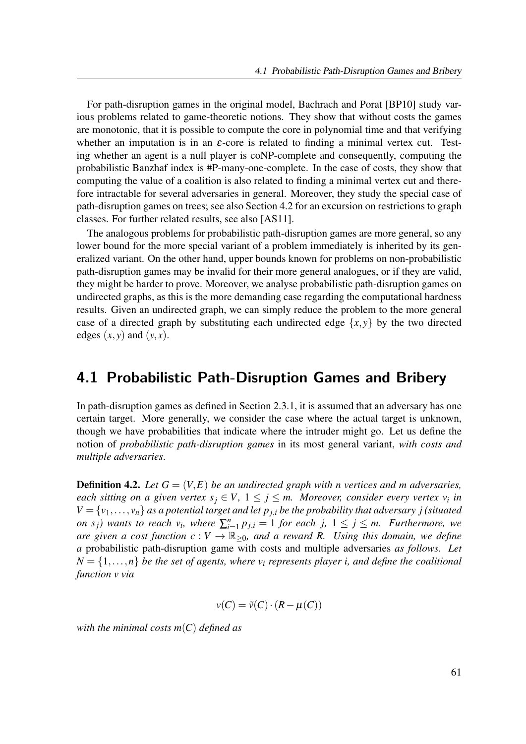For path-disruption games in the original model, Bachrach and Porat [BP10] study various problems related to game-theoretic notions. They show that without costs the games are monotonic, that it is possible to compute the core in polynomial time and that verifying whether an imputation is in an $\varepsilon$-core is related to finding a minimal vertex cut. Testing whether an agent is a null player is coNP-complete and consequently, computing the probabilistic Banzhaf index is #P-many-one-complete. In the case of costs, they show that computing the value of a coalition is also related to finding a minimal vertex cut and therefore intractable for several adversaries in general. Moreover, they study the special case of path-disruption games on trees; see also Section 4.2 for an excursion on restrictions to graph classes. For further related results, see also [AS11].

The analogous problems for probabilistic path-disruption games are more general, so any lower bound for the more special variant of a problem immediately is inherited by its generalized variant. On the other hand, upper bounds known for problems on non-probabilistic path-disruption games may be invalid for their more general analogues, or if they are valid, they might be harder to prove. Moreover, we analyse probabilistic path-disruption games on undirected graphs, as this is the more demanding case regarding the computational hardness results. Given an undirected graph, we can simply reduce the problem to the more general case of a directed graph by substituting each undirected edge $\{x,y\}$ by the two directed edges $(x,y)$ and $(y,x)$.

## 4.1 Probabilistic Path-Disruption Games and Bribery

In path-disruption games as defined in Section 2.3.1, it is assumed that an adversary has one certain target. More generally, we consider the case where the actual target is unknown, though we have probabilities that indicate where the intruder might go. Let us define the notion of *probabilistic path-disruption games* in its most general variant, *with costs and multiple adversaries*.

**Definition 4.2.** *Let $G = (V,E)$ be an undirected graph with n vertices and m adversaries, each sitting on a given vertex $s_j \in V$, $1 \leq j \leq m$. Moreover, consider every vertex $v_i$ in $V = \{v_1, \dots, v_n\}$ as a potential target and let $p_{j,i}$ be the probability that adversary j (situated on $s_j$) wants to reach $v_i$, where $\sum_{i=1}^{n} p_{j,i} = 1$ for each j, $1 \leq j \leq m$. Furthermore, we are given a cost function $c : V \to \mathbb{R}_{\geq 0}$, and a reward R. Using this domain, we define a* probabilistic path-disruption game with costs and multiple adversaries *as follows. Let $N = \{1, \dots, n\}$ be the set of agents, where $v_i$ represents player i, and define the coalitional function v via*

$$v(C) = \tilde{v}(C) \cdot (R - \mu(C))$$

*with the minimal costs $m(C)$ defined as*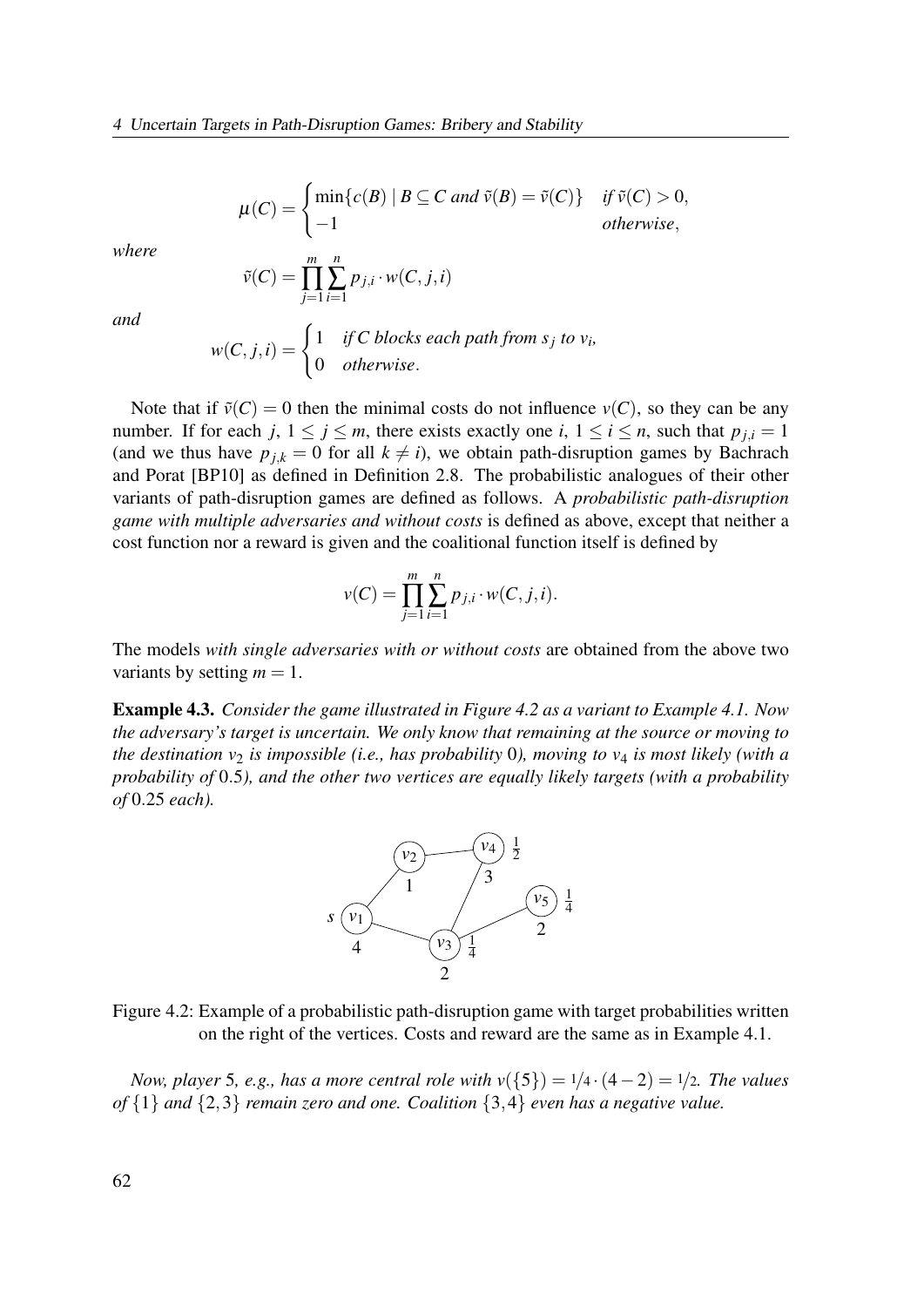$$\mu(C) = \begin{cases} \min\{c(B) \mid B \subseteq C \text{ and } \tilde{v}(B) = \tilde{v}(C)\} & \text{if } \tilde{v}(C) > 0, \\ -1 & \text{otherwise}, \end{cases}$$

*where*

$$\tilde{v}(C) = \prod_{j=1}^{m} \sum_{i=1}^{n} p_{j,i} \cdot w(C, j, i)$$

*and*

$$w(C, j, i) = \begin{cases} 1 & \text{if } C \text{ blocks each path from } s_j \text{ to } v_i, \\ 0 & \text{otherwise}. \end{cases}$$

Note that if $\tilde{v}(C) = 0$ then the minimal costs do not influence $v(C)$, so they can be any number. If for each $j$, $1 \leq j \leq m$, there exists exactly one $i$, $1 \leq i \leq n$, such that $p_{j,i} = 1$ (and we thus have $p_{j,k} = 0$ for all $k \neq i$), we obtain path-disruption games by Bachrach and Porat [BP10] as defined in Definition 2.8. The probabilistic analogues of their other variants of path-disruption games are defined as follows. A *probabilistic path-disruption game with multiple adversaries and without costs* is defined as above, except that neither a cost function nor a reward is given and the coalitional function itself is defined by

$$v(C) = \prod_{j=1}^{m} \sum_{i=1}^{n} p_{j,i} \cdot w(C, j, i).$$

The models *with single adversaries with or without costs* are obtained from the above two variants by setting $m = 1$.

**Example 4.3.** *Consider the game illustrated in Figure 4.2 as a variant to Example 4.1. Now the adversary's target is uncertain. We only know that remaining at the source or moving to the destination $v_2$ is impossible (i.e., has probability 0), moving to $v_4$ is most likely (with a probability of 0.5), and the other two vertices are equally likely targets (with a probability of 0.25 each).*

Figure 4.2: Example of a probabilistic path-disruption game with target probabilities written on the right of the vertices. Costs and reward are the same as in Example 4.1.

*Now, player 5, e.g., has a more central role with $v(\{5\}) = 1/4 \cdot (4 - 2) = 1/2$. The values of $\{1\}$ and $\{2, 3\}$ remain zero and one. Coalition $\{3, 4\}$ even has a negative value.*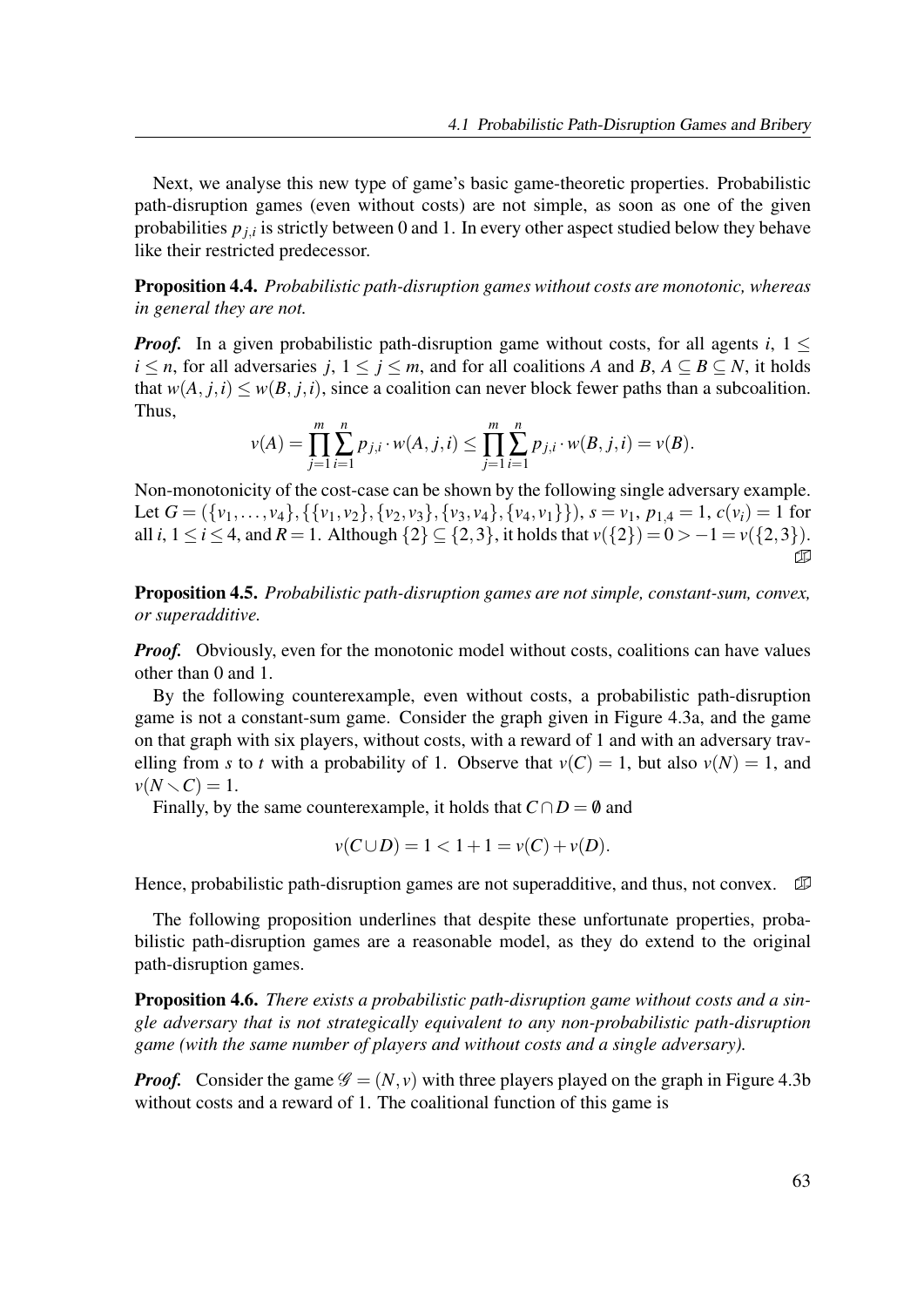Next, we analyse this new type of game's basic game-theoretic properties. Probabilistic path-disruption games (even without costs) are not simple, as soon as one of the given probabilities $p_{j,i}$ is strictly between 0 and 1. In every other aspect studied below they behave like their restricted predecessor.

**Proposition 4.4.** *Probabilistic path-disruption games without costs are monotonic, whereas in general they are not.*

***Proof.*** In a given probabilistic path-disruption game without costs, for all agents $i$, $1 \leq i \leq n$, for all adversaries $j$, $1 \leq j \leq m$, and for all coalitions $A$ and $B$, $A \subseteq B \subseteq N$, it holds that $w(A, j, i) \leq w(B, j, i)$, since a coalition can never block fewer paths than a subcoalition. Thus,

$$v(A) = \prod_{j=1}^{m} \sum_{i=1}^{n} p_{j,i} \cdot w(A, j, i) \leq \prod_{j=1}^{m} \sum_{i=1}^{n} p_{j,i} \cdot w(B, j, i) = v(B).$$

Non-monotonicity of the cost-case can be shown by the following single adversary example. Let $G = (\{v_1, \ldots, v_4\}, \{\{v_1, v_2\}, \{v_2, v_3\}, \{v_3, v_4\}, \{v_4, v_1\}\})$, $s = v_1$, $p_{1,4} = 1$, $c(v_i) = 1$ for all $i$, $1 \leq i \leq 4$, and $R = 1$. Although $\{2\} \subseteq \{2, 3\}$, it holds that $v(\{2\}) = 0 > -1 = v(\{2, 3\})$. ∎

**Proposition 4.5.** *Probabilistic path-disruption games are not simple, constant-sum, convex, or superadditive.*

***Proof.*** Obviously, even for the monotonic model without costs, coalitions can have values other than 0 and 1.

By the following counterexample, even without costs, a probabilistic path-disruption game is not a constant-sum game. Consider the graph given in Figure 4.3a, and the game on that graph with six players, without costs, with a reward of 1 and with an adversary travelling from $s$ to $t$ with a probability of 1. Observe that $v(C) = 1$, but also $v(N) = 1$, and $v(N \setminus C) = 1$.

Finally, by the same counterexample, it holds that $C \cap D = \emptyset$ and

$$v(C \cup D) = 1 < 1 + 1 = v(C) + v(D).$$

Hence, probabilistic path-disruption games are not superadditive, and thus, not convex. ∎

The following proposition underlines that despite these unfortunate properties, probabilistic path-disruption games are a reasonable model, as they do extend to the original path-disruption games.

**Proposition 4.6.** *There exists a probabilistic path-disruption game without costs and a single adversary that is not strategically equivalent to any non-probabilistic path-disruption game (with the same number of players and without costs and a single adversary).*

***Proof.*** Consider the game $\mathscr{G} = (N, v)$ with three players played on the graph in Figure 4.3b without costs and a reward of 1. The coalitional function of this game is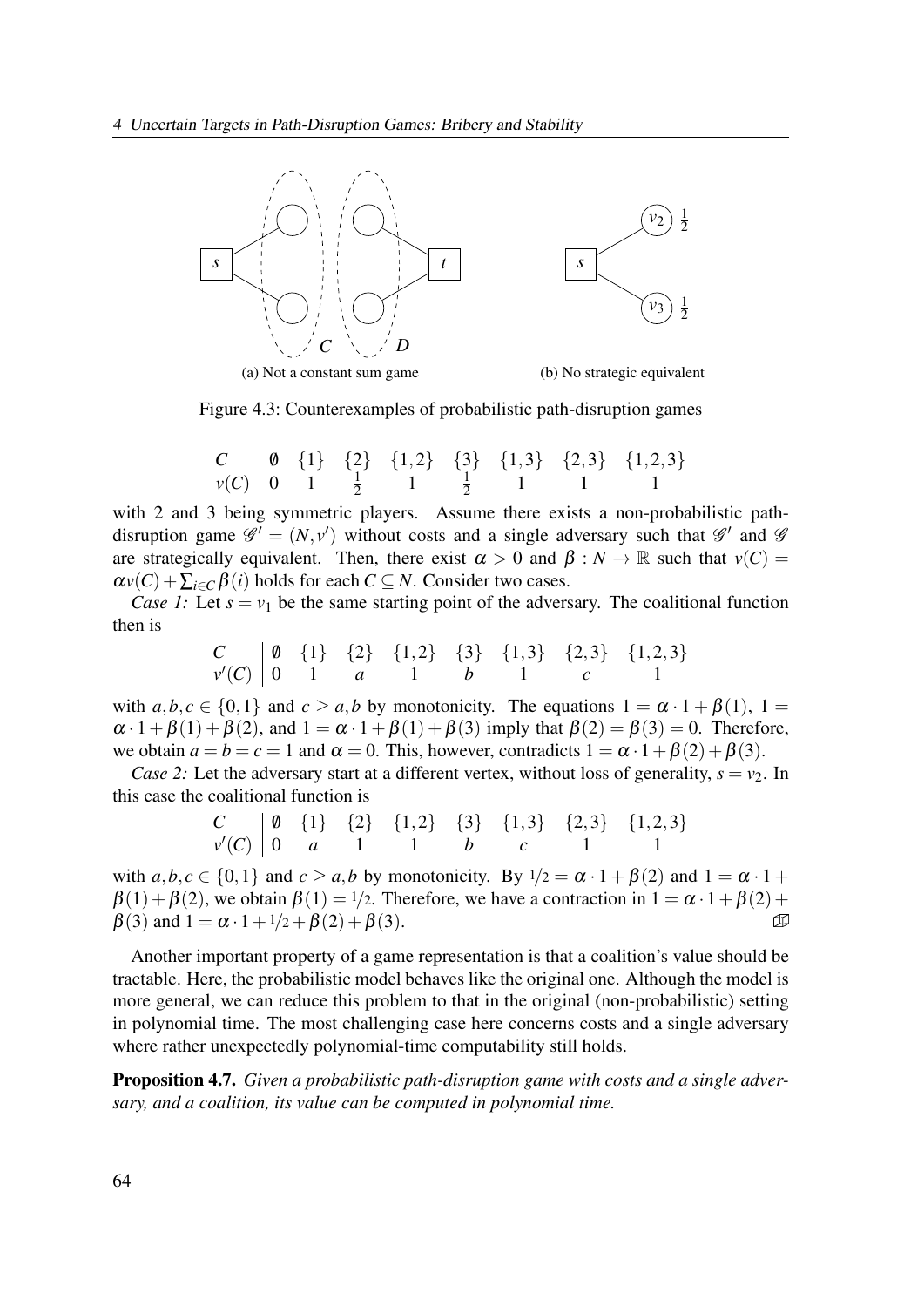(a) Not a constant sum game

(b) No strategic equivalent

Figure 4.3: Counterexamples of probabilistic path-disruption games

| $C$ | $\emptyset$ | $\{1\}$ | $\{2\}$ | $\{1,2\}$ | $\{3\}$ | $\{1,3\}$ | $\{2,3\}$ | $\{1,2,3\}$ |
|---|---|---|---|---|---|---|---|---|
| $v(C)$ | 0 | 1 | $\frac{1}{2}$ | 1 | $\frac{1}{2}$ | 1 | 1 | 1 |

with 2 and 3 being symmetric players. Assume there exists a non-probabilistic path-disruption game $\mathscr{G}' = (N, v')$ without costs and a single adversary such that $\mathscr{G}'$ and $\mathscr{G}$ are strategically equivalent. Then, there exist $\alpha > 0$ and $\beta : N \to \mathbb{R}$ such that $v(C) = \alpha v(C) + \sum_{i \in C} \beta(i)$ holds for each $C \subseteq N$. Consider two cases.

*Case 1:* Let $s = v_1$ be the same starting point of the adversary. The coalitional function then is

| $C$ | $\emptyset$ | $\{1\}$ | $\{2\}$ | $\{1,2\}$ | $\{3\}$ | $\{1,3\}$ | $\{2,3\}$ | $\{1,2,3\}$ |
|---|---|---|---|---|---|---|---|---|
| $v'(C)$ | 0 | 1 | $a$ | 1 | $b$ | 1 | $c$ | 1 |

with $a, b, c \in \{0, 1\}$ and $c \geq a, b$ by monotonicity. The equations $1 = \alpha \cdot 1 + \beta(1)$, $1 = \alpha \cdot 1 + \beta(1) + \beta(2)$, and $1 = \alpha \cdot 1 + \beta(1) + \beta(3)$ imply that $\beta(2) = \beta(3) = 0$. Therefore, we obtain $a = b = c = 1$ and $\alpha = 0$. This, however, contradicts $1 = \alpha \cdot 1 + \beta(2) + \beta(3)$.

*Case 2:* Let the adversary start at a different vertex, without loss of generality, $s = v_2$. In this case the coalitional function is

| $C$ | $\emptyset$ | $\{1\}$ | $\{2\}$ | $\{1,2\}$ | $\{3\}$ | $\{1,3\}$ | $\{2,3\}$ | $\{1,2,3\}$ |
|---|---|---|---|---|---|---|---|---|
| $v'(C)$ | 0 | $a$ | 1 | 1 | $b$ | $c$ | 1 | 1 |

with $a, b, c \in \{0, 1\}$ and $c \geq a, b$ by monotonicity. By $1/2 = \alpha \cdot 1 + \beta(2)$ and $1 = \alpha \cdot 1 + \beta(1) + \beta(2)$, we obtain $\beta(1) = 1/2$. Therefore, we have a contraction in $1 = \alpha \cdot 1 + \beta(2) + \beta(3)$ and $1 = \alpha \cdot 1 + 1/2 + \beta(2) + \beta(3)$. ∎

Another important property of a game representation is that a coalition's value should be tractable. Here, the probabilistic model behaves like the original one. Although the model is more general, we can reduce this problem to that in the original (non-probabilistic) setting in polynomial time. The most challenging case here concerns costs and a single adversary where rather unexpectedly polynomial-time computability still holds.

**Proposition 4.7.** *Given a probabilistic path-disruption game with costs and a single adversary, and a coalition, its value can be computed in polynomial time.*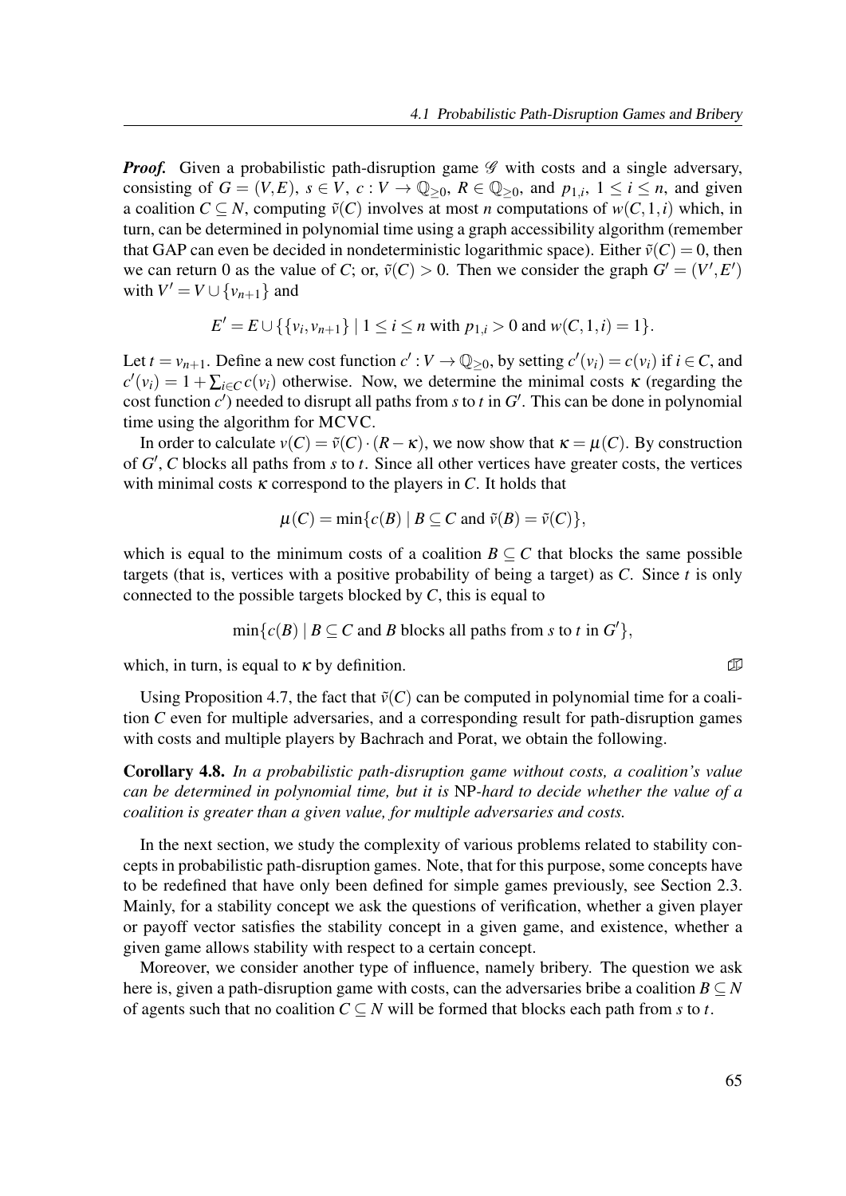***Proof.*** Given a probabilistic path-disruption game $\mathscr{G}$ with costs and a single adversary, consisting of $G = (V, E)$, $s \in V$, $c : V \to \mathbb{Q}_{\geq 0}$, $R \in \mathbb{Q}_{\geq 0}$, and $p_{1,i}$, $1 \leq i \leq n$, and given a coalition $C \subseteq N$, computing $\tilde{v}(C)$ involves at most $n$ computations of $w(C, 1, i)$ which, in turn, can be determined in polynomial time using a graph accessibility algorithm (remember that GAP can even be decided in nondeterministic logarithmic space). Either $\tilde{v}(C) = 0$, then we can return 0 as the value of $C$; or, $\tilde{v}(C) > 0$. Then we consider the graph $G' = (V', E')$ with $V' = V \cup \{v_{n+1}\}$ and

$$E' = E \cup \{\{v_i, v_{n+1}\} \mid 1 \leq i \leq n \text{ with } p_{1,i} > 0 \text{ and } w(C, 1, i) = 1\}.$$

Let $t = v_{n+1}$. Define a new cost function $c' : V \to \mathbb{Q}_{\geq 0}$, by setting $c'(v_i) = c(v_i)$ if $i \in C$, and $c'(v_i) = 1 + \sum_{i \in C} c(v_i)$ otherwise. Now, we determine the minimal costs $\kappa$ (regarding the cost function $c'$) needed to disrupt all paths from $s$ to $t$ in $G'$. This can be done in polynomial time using the algorithm for MCVC.

In order to calculate $v(C) = \tilde{v}(C) \cdot (R - \kappa)$, we now show that $\kappa = \mu(C)$. By construction of $G'$, $C$ blocks all paths from $s$ to $t$. Since all other vertices have greater costs, the vertices with minimal costs $\kappa$ correspond to the players in $C$. It holds that

$$\mu(C) = \min\{c(B) \mid B \subseteq C \text{ and } \tilde{v}(B) = \tilde{v}(C)\},$$

which is equal to the minimum costs of a coalition $B \subseteq C$ that blocks the same possible targets (that is, vertices with a positive probability of being a target) as $C$. Since $t$ is only connected to the possible targets blocked by $C$, this is equal to

$$\min\{c(B) \mid B \subseteq C \text{ and } B \text{ blocks all paths from } s \text{ to } t \text{ in } G'\},$$

which, in turn, is equal to $\kappa$ by definition. ❑

Using Proposition 4.7, the fact that $\tilde{v}(C)$ can be computed in polynomial time for a coalition $C$ even for multiple adversaries, and a corresponding result for path-disruption games with costs and multiple players by Bachrach and Porat, we obtain the following.

**Corollary 4.8.** *In a probabilistic path-disruption game without costs, a coalition's value can be determined in polynomial time, but it is* NP*-hard to decide whether the value of a coalition is greater than a given value, for multiple adversaries and costs.*

In the next section, we study the complexity of various problems related to stability concepts in probabilistic path-disruption games. Note, that for this purpose, some concepts have to be redefined that have only been defined for simple games previously, see Section 2.3. Mainly, for a stability concept we ask the questions of verification, whether a given player or payoff vector satisfies the stability concept in a given game, and existence, whether a given game allows stability with respect to a certain concept.

Moreover, we consider another type of influence, namely bribery. The question we ask here is, given a path-disruption game with costs, can the adversaries bribe a coalition $B \subseteq N$ of agents such that no coalition $C \subseteq N$ will be formed that blocks each path from $s$ to $t$.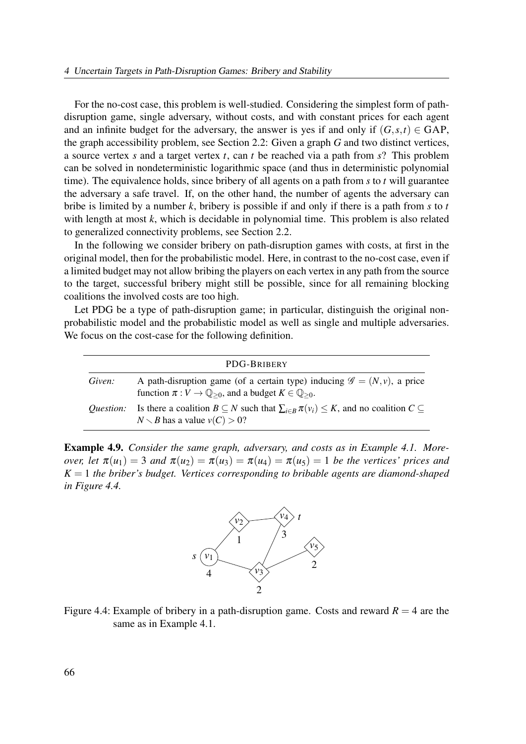For the no-cost case, this problem is well-studied. Considering the simplest form of path-disruption game, single adversary, without costs, and with constant prices for each agent and an infinite budget for the adversary, the answer is yes if and only if $(G,s,t) \in \mathrm{GAP}$, the graph accessibility problem, see Section 2.2: Given a graph $G$ and two distinct vertices, a source vertex $s$ and a target vertex $t$, can $t$ be reached via a path from $s$? This problem can be solved in nondeterministic logarithmic space (and thus in deterministic polynomial time). The equivalence holds, since bribery of all agents on a path from $s$ to $t$ will guarantee the adversary a safe travel. If, on the other hand, the number of agents the adversary can bribe is limited by a number $k$, bribery is possible if and only if there is a path from $s$ to $t$ with length at most $k$, which is decidable in polynomial time. This problem is also related to generalized connectivity problems, see Section 2.2.

In the following we consider bribery on path-disruption games with costs, at first in the original model, then for the probabilistic model. Here, in contrast to the no-cost case, even if a limited budget may not allow bribing the players on each vertex in any path from the source to the target, successful bribery might still be possible, since for all remaining blocking coalitions the involved costs are too high.

Let PDG be a type of path-disruption game; in particular, distinguish the original non-probabilistic model and the probabilistic model as well as single and multiple adversaries. We focus on the cost-case for the following definition.

| PDG-BRIBERY | |
|---|---|
| *Given:* | A path-disruption game (of a certain type) inducing $\mathscr{G} = (N, v)$, a price function $\pi : V \to \mathbb{Q}_{\geq 0}$, and a budget $K \in \mathbb{Q}_{\geq 0}$. |
| *Question:* | Is there a coalition $B \subseteq N$ such that $\sum_{i \in B} \pi(v_i) \leq K$, and no coalition $C \subseteq N \smallsetminus B$ has a value $v(C) > 0$? |

**Example 4.9.** *Consider the same graph, adversary, and costs as in Example 4.1. Moreover, let $\pi(u_1) = 3$ and $\pi(u_2) = \pi(u_3) = \pi(u_4) = \pi(u_5) = 1$ be the vertices' prices and $K = 1$ the briber's budget. Vertices corresponding to bribable agents are diamond-shaped in Figure 4.4.*

Figure 4.4: Example of bribery in a path-disruption game. Costs and reward $R = 4$ are the same as in Example 4.1.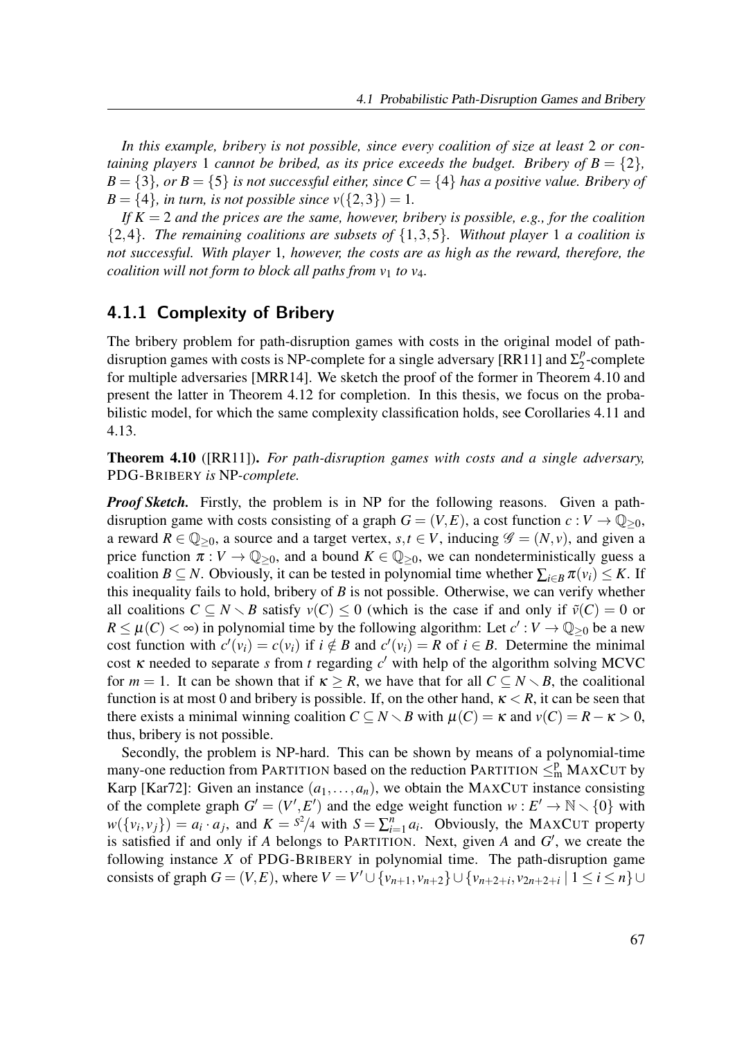*In this example, bribery is not possible, since every coalition of size at least 2 or containing players 1 cannot be bribed, as its price exceeds the budget. Bribery of $B = \{2\}$, $B = \{3\}$, or $B = \{5\}$ is not successful either, since $C = \{4\}$ has a positive value. Bribery of $B = \{4\}$, in turn, is not possible since $v(\{2,3\}) = 1$.*

*If $K = 2$ and the prices are the same, however, bribery is possible, e.g., for the coalition $\{2,4\}$. The remaining coalitions are subsets of $\{1,3,5\}$. Without player 1 a coalition is not successful. With player 1, however, the costs are as high as the reward, therefore, the coalition will not form to block all paths from $v_1$ to $v_4$.*

### 4.1.1 Complexity of Bribery

The bribery problem for path-disruption games with costs in the original model of path-disruption games with costs is NP-complete for a single adversary [RR11] and $\Sigma_2^p$-complete for multiple adversaries [MRR14]. We sketch the proof of the former in Theorem 4.10 and present the latter in Theorem 4.12 for completion. In this thesis, we focus on the probabilistic model, for which the same complexity classification holds, see Corollaries 4.11 and 4.13.

**Theorem 4.10** ([RR11]). *For path-disruption games with costs and a single adversary,* PDG-BRIBERY *is* NP*-complete.*

***Proof Sketch.*** Firstly, the problem is in NP for the following reasons. Given a path-disruption game with costs consisting of a graph $G = (V,E)$, a cost function $c : V \to \mathbb{Q}_{\geq 0}$, a reward $R \in \mathbb{Q}_{\geq 0}$, a source and a target vertex, $s,t \in V$, inducing $\mathcal{G} = (N,v)$, and given a price function $\pi : V \to \mathbb{Q}_{\geq 0}$, and a bound $K \in \mathbb{Q}_{\geq 0}$, we can nondeterministically guess a coalition $B \subseteq N$. Obviously, it can be tested in polynomial time whether $\sum_{i \in B} \pi(v_i) \leq K$. If this inequality fails to hold, bribery of $B$ is not possible. Otherwise, we can verify whether all coalitions $C \subseteq N \smallsetminus B$ satisfy $v(C) \leq 0$ (which is the case if and only if $\tilde{v}(C) = 0$ or $R \leq \mu(C) < \infty$) in polynomial time by the following algorithm: Let $c' : V \to \mathbb{Q}_{\geq 0}$ be a new cost function with $c'(v_i) = c(v_i)$ if $i \notin B$ and $c'(v_i) = R$ of $i \in B$. Determine the minimal cost $\kappa$ needed to separate $s$ from $t$ regarding $c'$ with help of the algorithm solving MCVC for $m = 1$. It can be shown that if $\kappa \geq R$, we have that for all $C \subseteq N \smallsetminus B$, the coalitional function is at most 0 and bribery is possible. If, on the other hand, $\kappa < R$, it can be seen that there exists a minimal winning coalition $C \subseteq N \smallsetminus B$ with $\mu(C) = \kappa$ and $v(C) = R - \kappa > 0$, thus, bribery is not possible.

Secondly, the problem is NP-hard. This can be shown by means of a polynomial-time many-one reduction from PARTITION based on the reduction PARTITION $\leq_m^p$ MAXCUT by Karp [Kar72]: Given an instance $(a_1, \dots, a_n)$, we obtain the MAXCUT instance consisting of the complete graph $G' = (V',E')$ and the edge weight function $w : E' \to \mathbb{N} \smallsetminus \{0\}$ with $w(\{v_i, v_j\}) = a_i \cdot a_j$, and $K = S^2/4$ with $S = \sum_{i=1}^n a_i$. Obviously, the MAXCUT property is satisfied if and only if $A$ belongs to PARTITION. Next, given $A$ and $G'$, we create the following instance $X$ of PDG-BRIBERY in polynomial time. The path-disruption game consists of graph $G = (V,E)$, where $V = V' \cup \{v_{n+1}, v_{n+2}\} \cup \{v_{n+2+i}, v_{2n+2+i} \mid 1 \leq i \leq n\} \cup$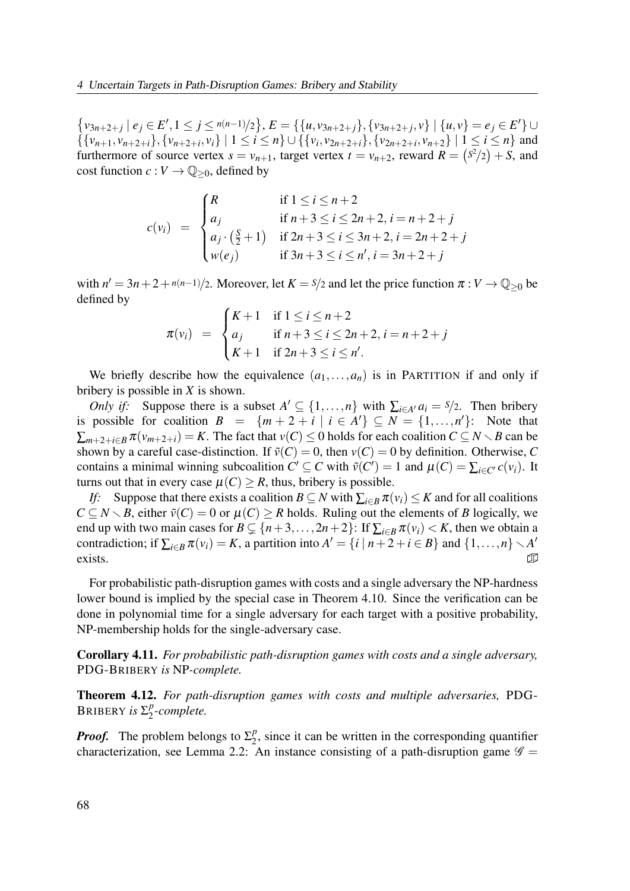$\{v_{3n+2+j} \mid e_j \in E', 1 \leq j \leq {}^{n(n-1)}/_2\}$, $E = \{\{u, v_{3n+2+j}\}, \{v_{3n+2+j}, v\} \mid \{u,v\} = e_j \in E'\} \cup \{\{v_{n+1}, v_{n+2+i}\}, \{v_{n+2+i}, v_i\} \mid 1 \leq i \leq n\} \cup \{\{v_i, v_{2n+2+i}\}, \{v_{2n+2+i}, v_{n+2}\} \mid 1 \leq i \leq n\}$ and furthermore of source vertex $s = v_{n+1}$, target vertex $t = v_{n+2}$, reward $R = \left({}^{S^2}/_2\right) + S$, and cost function $c : V \to \mathbb{Q}_{\geq 0}$, defined by

$$c(v_i) \;=\; \begin{cases} R & \text{if } 1 \leq i \leq n+2 \\ a_j & \text{if } n+3 \leq i \leq 2n+2, i = n+2+j \\ a_j \cdot \left(\frac{S}{2}+1\right) & \text{if } 2n+3 \leq i \leq 3n+2, i = 2n+2+j \\ w(e_j) & \text{if } 3n+3 \leq i \leq n', i = 3n+2+j \end{cases}$$

with $n' = 3n+2+{}^{n(n-1)}/_2$. Moreover, let $K = {}^S/_2$ and let the price function $\pi : V \to \mathbb{Q}_{\geq 0}$ be defined by

$$\pi(v_i) \;=\; \begin{cases} K+1 & \text{if } 1 \leq i \leq n+2 \\ a_j & \text{if } n+3 \leq i \leq 2n+2, i = n+2+j \\ K+1 & \text{if } 2n+3 \leq i \leq n'. \end{cases}$$

We briefly describe how the equivalence $(a_1, \ldots, a_n)$ is in PARTITION if and only if bribery is possible in $X$ is shown.

*Only if:* Suppose there is a subset $A' \subseteq \{1, \ldots, n\}$ with $\sum_{i \in A'} a_i = {}^S/_2$. Then bribery is possible for coalition $B = \{m+2+i \mid i \in A'\} \subseteq N = \{1, \ldots, n'\}$: Note that $\sum_{m+2+i \in B} \pi(v_{m+2+i}) = K$. The fact that $v(C) \leq 0$ holds for each coalition $C \subseteq N \smallsetminus B$ can be shown by a careful case-distinction. If $\tilde{v}(C) = 0$, then $v(C) = 0$ by definition. Otherwise, $C$ contains a minimal winning subcoalition $C' \subseteq C$ with $\tilde{v}(C') = 1$ and $\mu(C) = \sum_{i \in C'} c(v_i)$. It turns out that in every case $\mu(C) \geq R$, thus, bribery is possible.

*If:* Suppose that there exists a coalition $B \subseteq N$ with $\sum_{i \in B} \pi(v_i) \leq K$ and for all coalitions $C \subseteq N \smallsetminus B$, either $\tilde{v}(C) = 0$ or $\mu(C) \geq R$ holds. Ruling out the elements of $B$ logically, we end up with two main cases for $B \subsetneq \{n+3, \ldots, 2n+2\}$: If $\sum_{i \in B} \pi(v_i) < K$, then we obtain a contradiction; if $\sum_{i \in B} \pi(v_i) = K$, a partition into $A' = \{i \mid n+2+i \in B\}$ and $\{1, \ldots, n\} \smallsetminus A'$ exists. ◻

For probabilistic path-disruption games with costs and a single adversary the NP-hardness lower bound is implied by the special case in Theorem 4.10. Since the verification can be done in polynomial time for a single adversary for each target with a positive probability, NP-membership holds for the single-adversary case.

**Corollary 4.11.** *For probabilistic path-disruption games with costs and a single adversary,* PDG-BRIBERY *is* NP*-complete.*

**Theorem 4.12.** *For path-disruption games with costs and multiple adversaries,* PDG-BRIBERY *is* $\Sigma_2^p$*-complete.*

***Proof.*** The problem belongs to $\Sigma_2^p$, since it can be written in the corresponding quantifier characterization, see Lemma 2.2: An instance consisting of a path-disruption game $\mathcal{G} =$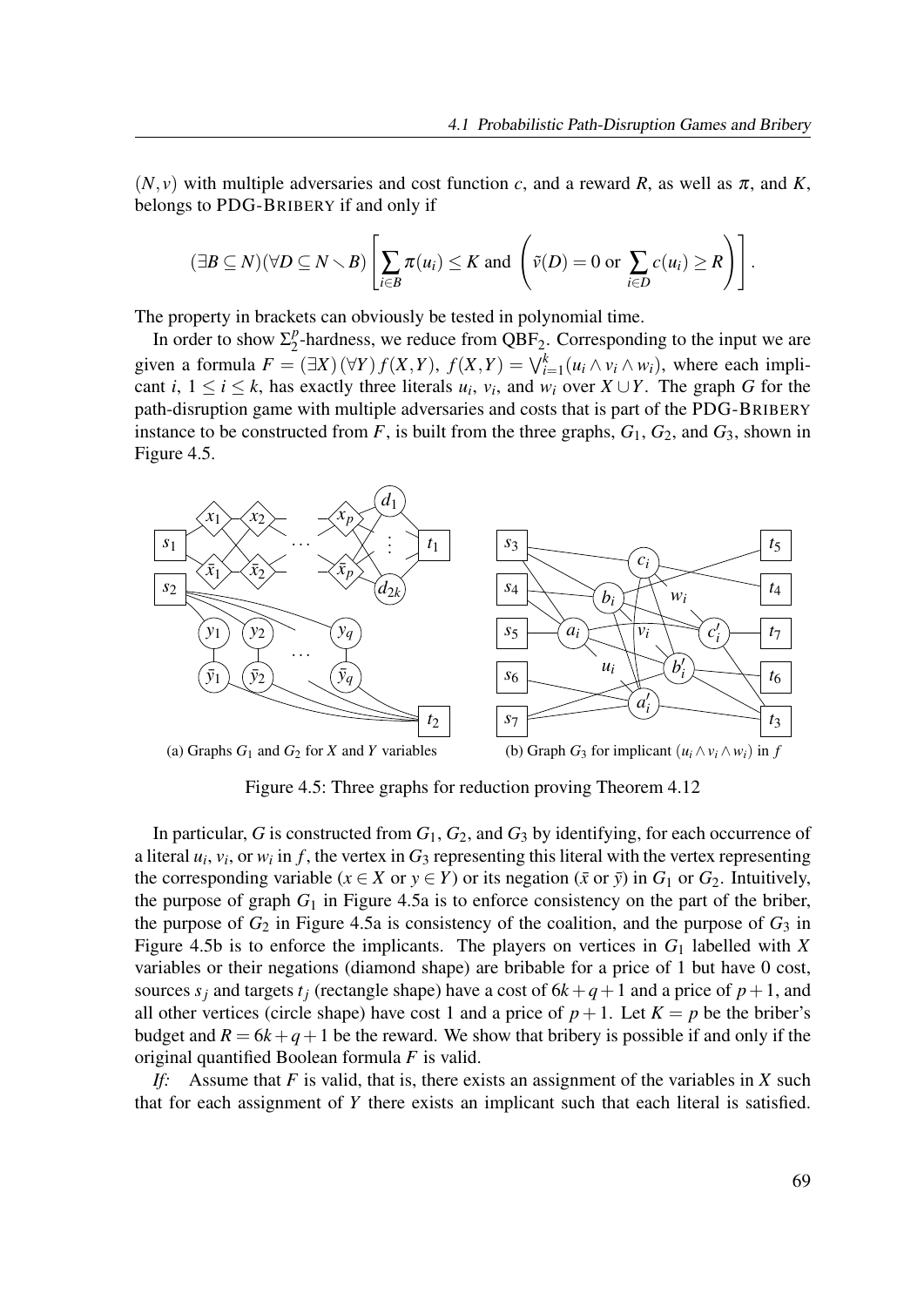$(N, v)$ with multiple adversaries and cost function $c$, and a reward $R$, as well as $\pi$, and $K$, belongs to PDG-BRIBERY if and only if

$$(\exists B \subseteq N)(\forall D \subseteq N \smallsetminus B)\left[\sum_{i\in B}\pi(u_i) \le K \text{ and } \left(\tilde{v}(D) = 0 \text{ or } \sum_{i\in D} c(u_i) \ge R\right)\right].$$

The property in brackets can obviously be tested in polynomial time.

In order to show $\Sigma_2^p$-hardness, we reduce from $\mathrm{QBF}_2$. Corresponding to the input we are given a formula $F = (\exists X)(\forall Y) f(X,Y)$, $f(X,Y) = \bigvee_{i=1}^{k}(u_i \wedge v_i \wedge w_i)$, where each implicant $i$, $1 \le i \le k$, has exactly three literals $u_i$, $v_i$, and $w_i$ over $X \cup Y$. The graph $G$ for the path-disruption game with multiple adversaries and costs that is part of the PDG-BRIBERY instance to be constructed from $F$, is built from the three graphs, $G_1$, $G_2$, and $G_3$, shown in Figure 4.5.

(a) Graphs $G_1$ and $G_2$ for $X$ and $Y$ variables

(b) Graph $G_3$ for implicant $(u_i \wedge v_i \wedge w_i)$ in $f$

Figure 4.5: Three graphs for reduction proving Theorem 4.12

In particular, $G$ is constructed from $G_1$, $G_2$, and $G_3$ by identifying, for each occurrence of a literal $u_i$, $v_i$, or $w_i$ in $f$, the vertex in $G_3$ representing this literal with the vertex representing the corresponding variable ($x \in X$ or $y \in Y$) or its negation ($\bar{x}$ or $\bar{y}$) in $G_1$ or $G_2$. Intuitively, the purpose of graph $G_1$ in Figure 4.5a is to enforce consistency on the part of the briber, the purpose of $G_2$ in Figure 4.5a is consistency of the coalition, and the purpose of $G_3$ in Figure 4.5b is to enforce the implicants. The players on vertices in $G_1$ labelled with $X$ variables or their negations (diamond shape) are bribable for a price of 1 but have 0 cost, sources $s_j$ and targets $t_j$ (rectangle shape) have a cost of $6k+q+1$ and a price of $p+1$, and all other vertices (circle shape) have cost 1 and a price of $p+1$. Let $K = p$ be the briber's budget and $R = 6k+q+1$ be the reward. We show that bribery is possible if and only if the original quantified Boolean formula $F$ is valid.

*If:* Assume that $F$ is valid, that is, there exists an assignment of the variables in $X$ such that for each assignment of $Y$ there exists an implicant such that each literal is satisfied.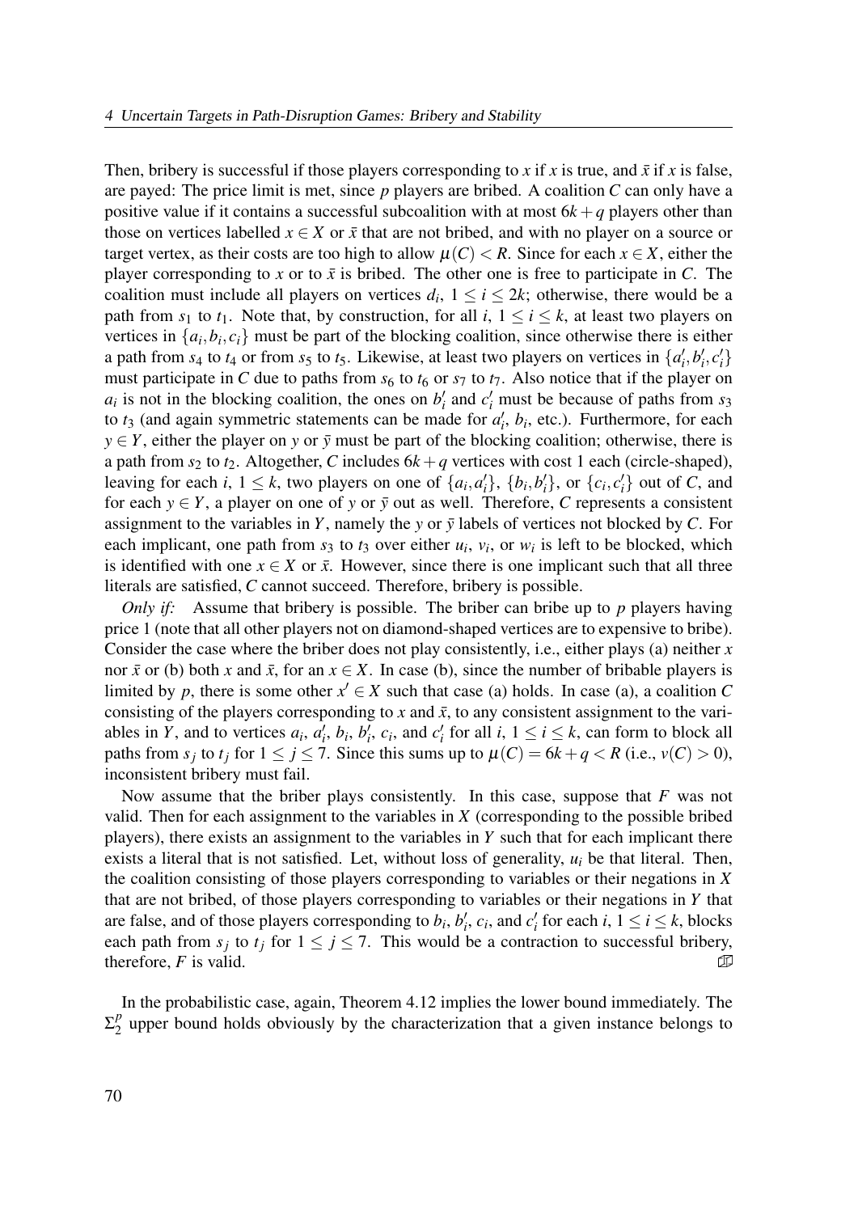Then, bribery is successful if those players corresponding to $x$ if $x$ is true, and $\bar{x}$ if $x$ is false, are payed: The price limit is met, since $p$ players are bribed. A coalition $C$ can only have a positive value if it contains a successful subcoalition with at most $6k+q$ players other than those on vertices labelled $x \in X$ or $\bar{x}$ that are not bribed, and with no player on a source or target vertex, as their costs are too high to allow $\mu(C) < R$. Since for each $x \in X$, either the player corresponding to $x$ or to $\bar{x}$ is bribed. The other one is free to participate in $C$. The coalition must include all players on vertices $d_i$, $1 \leq i \leq 2k$; otherwise, there would be a path from $s_1$ to $t_1$. Note that, by construction, for all $i$, $1 \leq i \leq k$, at least two players on vertices in $\{a_i, b_i, c_i\}$ must be part of the blocking coalition, since otherwise there is either a path from $s_4$ to $t_4$ or from $s_5$ to $t_5$. Likewise, at least two players on vertices in $\{a'_i, b'_i, c'_i\}$ must participate in $C$ due to paths from $s_6$ to $t_6$ or $s_7$ to $t_7$. Also notice that if the player on $a_i$ is not in the blocking coalition, the ones on $b'_i$ and $c'_i$ must be because of paths from $s_3$ to $t_3$ (and again symmetric statements can be made for $a'_i$, $b_i$, etc.). Furthermore, for each $y \in Y$, either the player on $y$ or $\bar{y}$ must be part of the blocking coalition; otherwise, there is a path from $s_2$ to $t_2$. Altogether, $C$ includes $6k+q$ vertices with cost 1 each (circle-shaped), leaving for each $i$, $1 \leq k$, two players on one of $\{a_i, a'_i\}$, $\{b_i, b'_i\}$, or $\{c_i, c'_i\}$ out of $C$, and for each $y \in Y$, a player on one of $y$ or $\bar{y}$ out as well. Therefore, $C$ represents a consistent assignment to the variables in $Y$, namely the $y$ or $\bar{y}$ labels of vertices not blocked by $C$. For each implicant, one path from $s_3$ to $t_3$ over either $u_i$, $v_i$, or $w_i$ is left to be blocked, which is identified with one $x \in X$ or $\bar{x}$. However, since there is one implicant such that all three literals are satisfied, $C$ cannot succeed. Therefore, bribery is possible.

*Only if:* Assume that bribery is possible. The briber can bribe up to $p$ players having price 1 (note that all other players not on diamond-shaped vertices are to expensive to bribe). Consider the case where the briber does not play consistently, i.e., either plays (a) neither $x$ nor $\bar{x}$ or (b) both $x$ and $\bar{x}$, for an $x \in X$. In case (b), since the number of bribable players is limited by $p$, there is some other $x' \in X$ such that case (a) holds. In case (a), a coalition $C$ consisting of the players corresponding to $x$ and $\bar{x}$, to any consistent assignment to the variables in $Y$, and to vertices $a_i$, $a'_i$, $b_i$, $b'_i$, $c_i$, and $c'_i$ for all $i$, $1 \leq i \leq k$, can form to block all paths from $s_j$ to $t_j$ for $1 \leq j \leq 7$. Since this sums up to $\mu(C) = 6k+q < R$ (i.e., $v(C) > 0$), inconsistent bribery must fail.

Now assume that the briber plays consistently. In this case, suppose that $F$ was not valid. Then for each assignment to the variables in $X$ (corresponding to the possible bribed players), there exists an assignment to the variables in $Y$ such that for each implicant there exists a literal that is not satisfied. Let, without loss of generality, $u_i$ be that literal. Then, the coalition consisting of those players corresponding to variables or their negations in $X$ that are not bribed, of those players corresponding to variables or their negations in $Y$ that are false, and of those players corresponding to $b_i$, $b'_i$, $c_i$, and $c'_i$ for each $i$, $1 \leq i \leq k$, blocks each path from $s_j$ to $t_j$ for $1 \leq j \leq 7$. This would be a contraction to successful bribery, therefore, $F$ is valid. ∎

In the probabilistic case, again, Theorem 4.12 implies the lower bound immediately. The $\Sigma_2^p$ upper bound holds obviously by the characterization that a given instance belongs to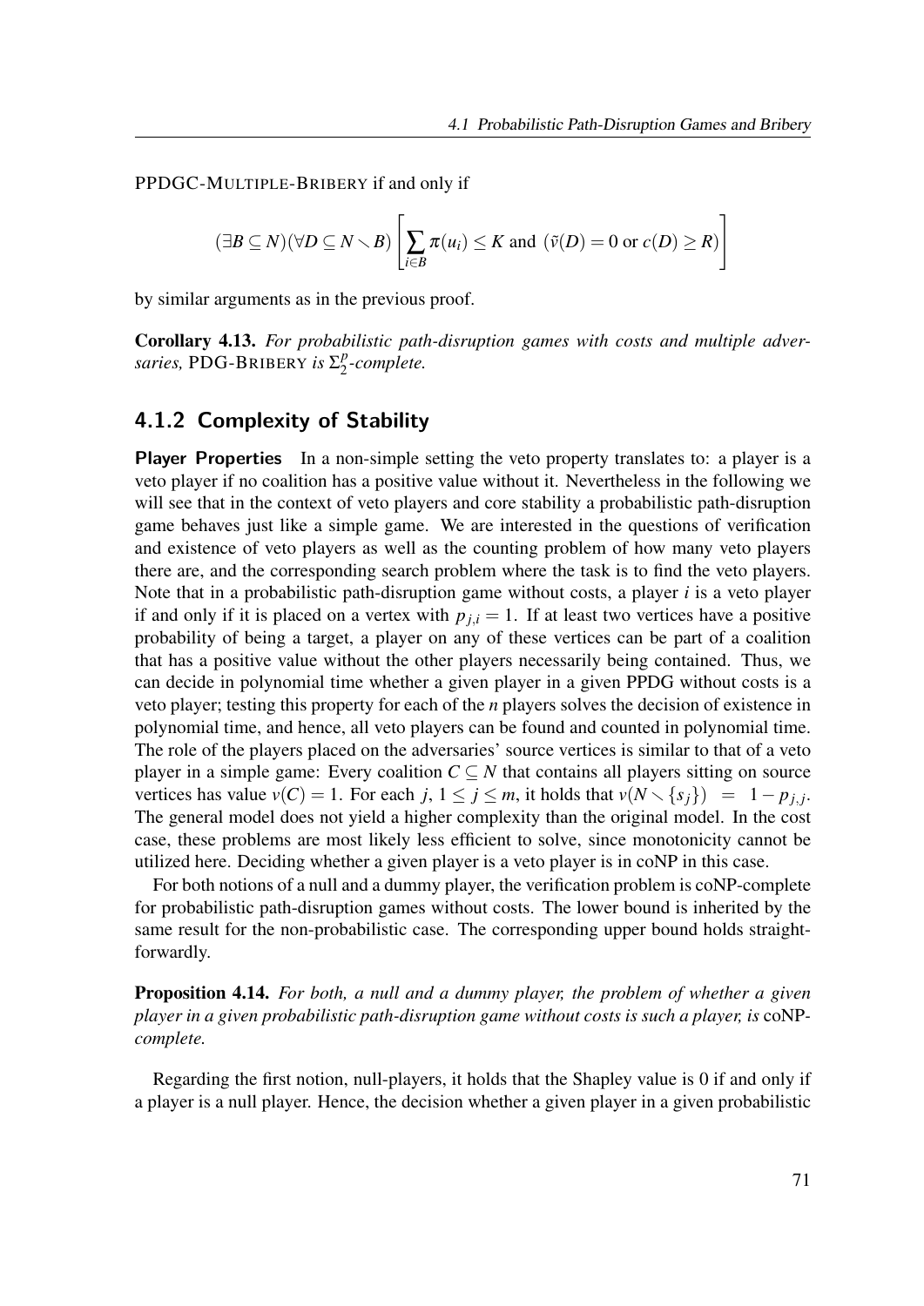PPDGC-MULTIPLE-BRIBERY if and only if

$$(\exists B \subseteq N)(\forall D \subseteq N \smallsetminus B)\left[\sum_{i \in B} \pi(u_i) \leq K \text{ and } (\tilde{v}(D) = 0 \text{ or } c(D) \geq R)\right]$$

by similar arguments as in the previous proof.

**Corollary 4.13.** *For probabilistic path-disruption games with costs and multiple adversaries,* PDG-BRIBERY *is* $\Sigma_2^p$*-complete.*

## 4.1.2 Complexity of Stability

**Player Properties** In a non-simple setting the veto property translates to: a player is a veto player if no coalition has a positive value without it. Nevertheless in the following we will see that in the context of veto players and core stability a probabilistic path-disruption game behaves just like a simple game. We are interested in the questions of verification and existence of veto players as well as the counting problem of how many veto players there are, and the corresponding search problem where the task is to find the veto players. Note that in a probabilistic path-disruption game without costs, a player $i$ is a veto player if and only if it is placed on a vertex with $p_{j,i} = 1$. If at least two vertices have a positive probability of being a target, a player on any of these vertices can be part of a coalition that has a positive value without the other players necessarily being contained. Thus, we can decide in polynomial time whether a given player in a given PPDG without costs is a veto player; testing this property for each of the $n$ players solves the decision of existence in polynomial time, and hence, all veto players can be found and counted in polynomial time. The role of the players placed on the adversaries' source vertices is similar to that of a veto player in a simple game: Every coalition $C \subseteq N$ that contains all players sitting on source vertices has value $v(C) = 1$. For each $j$, $1 \leq j \leq m$, it holds that $v(N \smallsetminus \{s_j\}) \;=\; 1 - p_{j,j}$. The general model does not yield a higher complexity than the original model. In the cost case, these problems are most likely less efficient to solve, since monotonicity cannot be utilized here. Deciding whether a given player is a veto player is in coNP in this case.

For both notions of a null and a dummy player, the verification problem is coNP-complete for probabilistic path-disruption games without costs. The lower bound is inherited by the same result for the non-probabilistic case. The corresponding upper bound holds straightforwardly.

**Proposition 4.14.** *For both, a null and a dummy player, the problem of whether a given player in a given probabilistic path-disruption game without costs is such a player, is* coNP-*complete.*

Regarding the first notion, null-players, it holds that the Shapley value is 0 if and only if a player is a null player. Hence, the decision whether a given player in a given probabilistic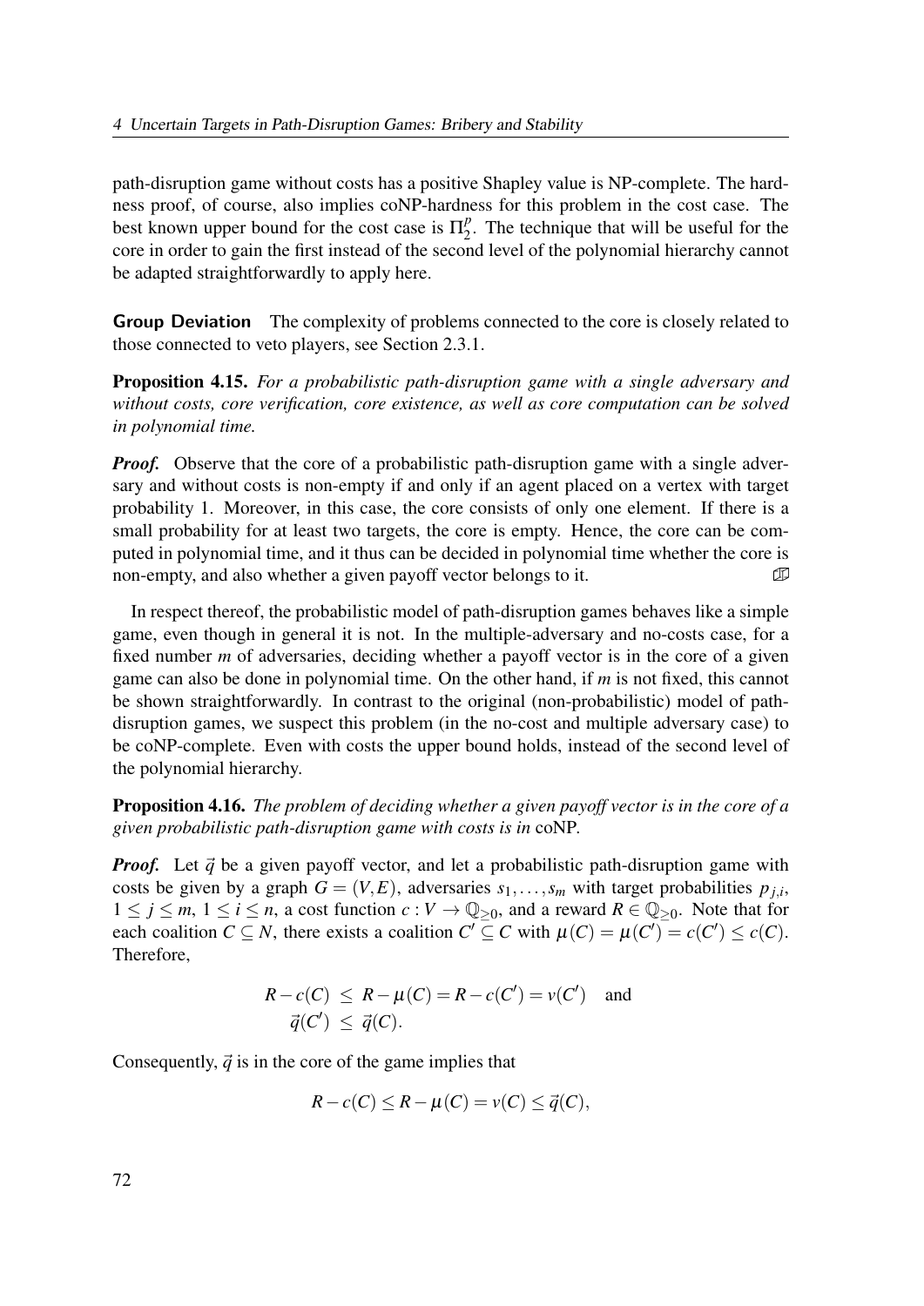path-disruption game without costs has a positive Shapley value is NP-complete. The hardness proof, of course, also implies coNP-hardness for this problem in the cost case. The best known upper bound for the cost case is $\Pi_2^p$. The technique that will be useful for the core in order to gain the first instead of the second level of the polynomial hierarchy cannot be adapted straightforwardly to apply here.

**Group Deviation** The complexity of problems connected to the core is closely related to those connected to veto players, see Section 2.3.1.

**Proposition 4.15.** *For a probabilistic path-disruption game with a single adversary and without costs, core verification, core existence, as well as core computation can be solved in polynomial time.*

***Proof.*** Observe that the core of a probabilistic path-disruption game with a single adversary and without costs is non-empty if and only if an agent placed on a vertex with target probability 1. Moreover, in this case, the core consists of only one element. If there is a small probability for at least two targets, the core is empty. Hence, the core can be computed in polynomial time, and it thus can be decided in polynomial time whether the core is non-empty, and also whether a given payoff vector belongs to it. ◻

In respect thereof, the probabilistic model of path-disruption games behaves like a simple game, even though in general it is not. In the multiple-adversary and no-costs case, for a fixed number $m$ of adversaries, deciding whether a payoff vector is in the core of a given game can also be done in polynomial time. On the other hand, if $m$ is not fixed, this cannot be shown straightforwardly. In contrast to the original (non-probabilistic) model of path-disruption games, we suspect this problem (in the no-cost and multiple adversary case) to be coNP-complete. Even with costs the upper bound holds, instead of the second level of the polynomial hierarchy.

**Proposition 4.16.** *The problem of deciding whether a given payoff vector is in the core of a given probabilistic path-disruption game with costs is in* coNP.

***Proof.*** Let $\vec{q}$ be a given payoff vector, and let a probabilistic path-disruption game with costs be given by a graph $G = (V,E)$, adversaries $s_1, \ldots, s_m$ with target probabilities $p_{j,i}$, $1 \leq j \leq m$, $1 \leq i \leq n$, a cost function $c : V \to \mathbb{Q}_{\geq 0}$, and a reward $R \in \mathbb{Q}_{\geq 0}$. Note that for each coalition $C \subseteq N$, there exists a coalition $C' \subseteq C$ with $\mu(C) = \mu(C') = c(C') \leq c(C)$. Therefore,

$$\begin{aligned} R - c(C) &\leq R - \mu(C) = R - c(C') = v(C') \quad \text{and} \\ \vec{q}(C') &\leq \vec{q}(C). \end{aligned}$$

Consequently, $\vec{q}$ is in the core of the game implies that

$$R - c(C) \leq R - \mu(C) = v(C) \leq \vec{q}(C),$$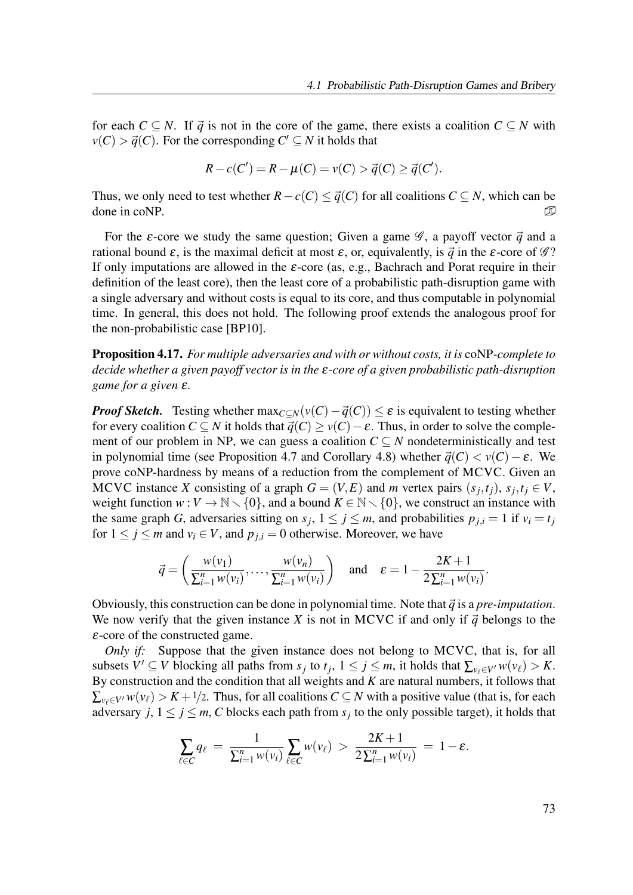for each $C \subseteq N$. If $\vec{q}$ is not in the core of the game, there exists a coalition $C \subseteq N$ with $v(C) > \vec{q}(C)$. For the corresponding $C' \subseteq N$ it holds that

$$R - c(C') = R - \mu(C) = v(C) > \vec{q}(C) \geq \vec{q}(C').$$

Thus, we only need to test whether $R - c(C) \leq \vec{q}(C)$ for all coalitions $C \subseteq N$, which can be done in coNP. ◫

For the $\varepsilon$-core we study the same question; Given a game $\mathscr{G}$, a payoff vector $\vec{q}$ and a rational bound $\varepsilon$, is the maximal deficit at most $\varepsilon$, or, equivalently, is $\vec{q}$ in the $\varepsilon$-core of $\mathscr{G}$? If only imputations are allowed in the $\varepsilon$-core (as, e.g., Bachrach and Porat require in their definition of the least core), then the least core of a probabilistic path-disruption game with a single adversary and without costs is equal to its core, and thus computable in polynomial time. In general, this does not hold. The following proof extends the analogous proof for the non-probabilistic case [BP10].

**Proposition 4.17.** *For multiple adversaries and with or without costs, it is* coNP*-complete to decide whether a given payoff vector is in the $\varepsilon$-core of a given probabilistic path-disruption game for a given $\varepsilon$.*

***Proof Sketch.*** Testing whether $\max_{C \subseteq N}(v(C) - \vec{q}(C)) \leq \varepsilon$ is equivalent to testing whether for every coalition $C \subseteq N$ it holds that $\vec{q}(C) \geq v(C) - \varepsilon$. Thus, in order to solve the complement of our problem in NP, we can guess a coalition $C \subseteq N$ nondeterministically and test in polynomial time (see Proposition 4.7 and Corollary 4.8) whether $\vec{q}(C) < v(C) - \varepsilon$. We prove coNP-hardness by means of a reduction from the complement of MCVC. Given an MCVC instance $X$ consisting of a graph $G = (V, E)$ and $m$ vertex pairs $(s_j, t_j)$, $s_j, t_j \in V$, weight function $w : V \to \mathbb{N} \smallsetminus \{0\}$, and a bound $K \in \mathbb{N} \smallsetminus \{0\}$, we construct an instance with the same graph $G$, adversaries sitting on $s_j$, $1 \leq j \leq m$, and probabilities $p_{j,i} = 1$ if $v_i = t_j$ for $1 \leq j \leq m$ and $v_i \in V$, and $p_{j,i} = 0$ otherwise. Moreover, we have

$$\vec{q} = \left( \frac{w(v_1)}{\sum_{i=1}^{n} w(v_i)}, \ldots, \frac{w(v_n)}{\sum_{i=1}^{n} w(v_i)} \right) \quad \text{and} \quad \varepsilon = 1 - \frac{2K+1}{2\sum_{i=1}^{n} w(v_i)}.$$

Obviously, this construction can be done in polynomial time. Note that $\vec{q}$ is a *pre-imputation*. We now verify that the given instance $X$ is not in MCVC if and only if $\vec{q}$ belongs to the $\varepsilon$-core of the constructed game.

*Only if:* Suppose that the given instance does not belong to MCVC, that is, for all subsets $V' \subseteq V$ blocking all paths from $s_j$ to $t_j$, $1 \leq j \leq m$, it holds that $\sum_{v_\ell \in V'} w(v_\ell) > K$. By construction and the condition that all weights and $K$ are natural numbers, it follows that $\sum_{v_\ell \in V'} w(v_\ell) > K + 1/2$. Thus, for all coalitions $C \subseteq N$ with a positive value (that is, for each adversary $j$, $1 \leq j \leq m$, $C$ blocks each path from $s_j$ to the only possible target), it holds that

$$\sum_{\ell \in C} q_\ell \; = \; \frac{1}{\sum_{i=1}^{n} w(v_i)} \sum_{\ell \in C} w(v_\ell) \; > \; \frac{2K+1}{2\sum_{i=1}^{n} w(v_i)} \; = \; 1 - \varepsilon.$$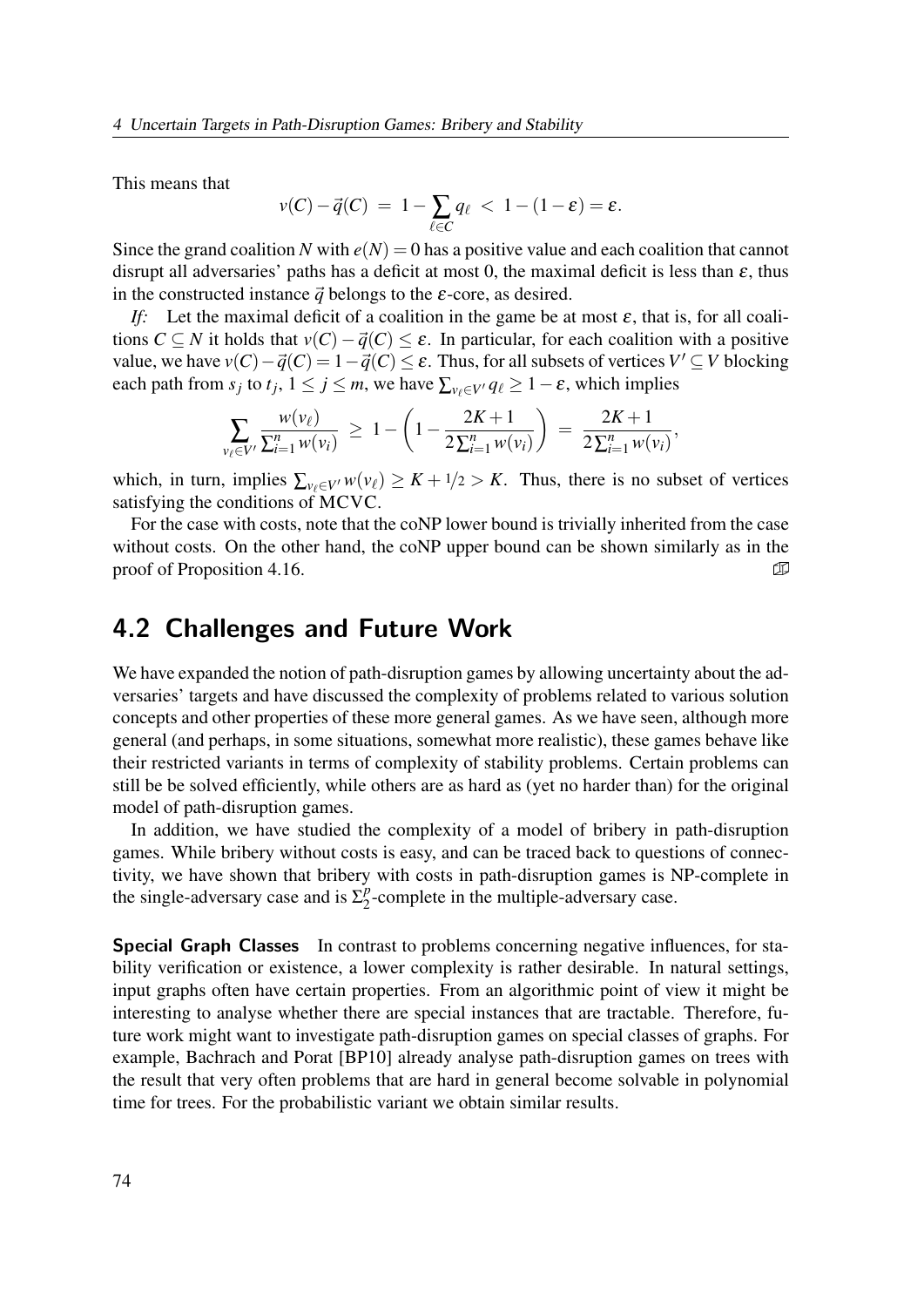This means that

$$v(C) - \vec{q}(C) \;=\; 1 - \sum_{\ell \in C} q_\ell \;<\; 1 - (1-\varepsilon) = \varepsilon.$$

Since the grand coalition $N$ with $e(N) = 0$ has a positive value and each coalition that cannot disrupt all adversaries' paths has a deficit at most 0, the maximal deficit is less than $\varepsilon$, thus in the constructed instance $\vec{q}$ belongs to the $\varepsilon$-core, as desired.

*If:* Let the maximal deficit of a coalition in the game be at most $\varepsilon$, that is, for all coalitions $C \subseteq N$ it holds that $v(C) - \vec{q}(C) \leq \varepsilon$. In particular, for each coalition with a positive value, we have $v(C) - \vec{q}(C) = 1 - \vec{q}(C) \leq \varepsilon$. Thus, for all subsets of vertices $V' \subseteq V$ blocking each path from $s_j$ to $t_j$, $1 \leq j \leq m$, we have $\sum_{v_\ell \in V'} q_\ell \geq 1 - \varepsilon$, which implies

$$\sum_{v_\ell \in V'} \frac{w(v_\ell)}{\sum_{i=1}^{n} w(v_i)} \;\geq\; 1 - \left(1 - \frac{2K+1}{2\sum_{i=1}^{n} w(v_i)}\right) \;=\; \frac{2K+1}{2\sum_{i=1}^{n} w(v_i)},$$

which, in turn, implies $\sum_{v_\ell \in V'} w(v_\ell) \geq K + 1/2 > K$. Thus, there is no subset of vertices satisfying the conditions of MCVC.

For the case with costs, note that the coNP lower bound is trivially inherited from the case without costs. On the other hand, the coNP upper bound can be shown similarly as in the proof of Proposition 4.16. ∎

## 4.2 Challenges and Future Work

We have expanded the notion of path-disruption games by allowing uncertainty about the adversaries' targets and have discussed the complexity of problems related to various solution concepts and other properties of these more general games. As we have seen, although more general (and perhaps, in some situations, somewhat more realistic), these games behave like their restricted variants in terms of complexity of stability problems. Certain problems can still be be solved efficiently, while others are as hard as (yet no harder than) for the original model of path-disruption games.

In addition, we have studied the complexity of a model of bribery in path-disruption games. While bribery without costs is easy, and can be traced back to questions of connectivity, we have shown that bribery with costs in path-disruption games is NP-complete in the single-adversary case and is $\Sigma_2^p$-complete in the multiple-adversary case.

**Special Graph Classes** In contrast to problems concerning negative influences, for stability verification or existence, a lower complexity is rather desirable. In natural settings, input graphs often have certain properties. From an algorithmic point of view it might be interesting to analyse whether there are special instances that are tractable. Therefore, future work might want to investigate path-disruption games on special classes of graphs. For example, Bachrach and Porat [BP10] already analyse path-disruption games on trees with the result that very often problems that are hard in general become solvable in polynomial time for trees. For the probabilistic variant we obtain similar results.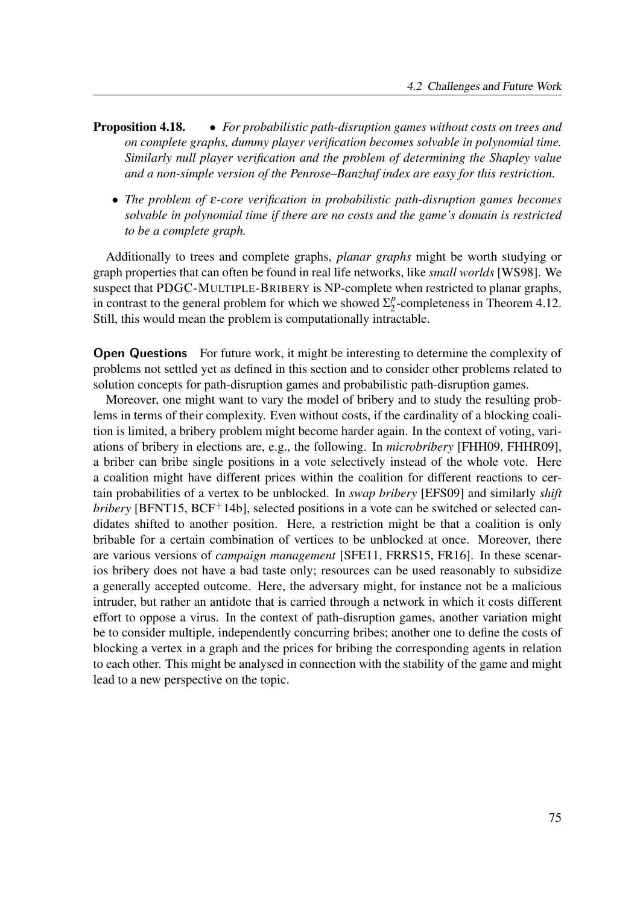**Proposition 4.18.**

- *For probabilistic path-disruption games without costs on trees and on complete graphs, dummy player verification becomes solvable in polynomial time. Similarly null player verification and the problem of determining the Shapley value and a non-simple version of the Penrose–Banzhaf index are easy for this restriction.*
- *The problem of $\varepsilon$-core verification in probabilistic path-disruption games becomes solvable in polynomial time if there are no costs and the game's domain is restricted to be a complete graph.*

Additionally to trees and complete graphs, *planar graphs* might be worth studying or graph properties that can often be found in real life networks, like *small worlds* [WS98]. We suspect that PDGC-MULTIPLE-BRIBERY is NP-complete when restricted to planar graphs, in contrast to the general problem for which we showed $\Sigma_2^p$-completeness in Theorem 4.12. Still, this would mean the problem is computationally intractable.

**Open Questions** For future work, it might be interesting to determine the complexity of problems not settled yet as defined in this section and to consider other problems related to solution concepts for path-disruption games and probabilistic path-disruption games.

Moreover, one might want to vary the model of bribery and to study the resulting problems in terms of their complexity. Even without costs, if the cardinality of a blocking coalition is limited, a bribery problem might become harder again. In the context of voting, variations of bribery in elections are, e.g., the following. In *microbribery* [FHH09, FHHR09], a briber can bribe single positions in a vote selectively instead of the whole vote. Here a coalition might have different prices within the coalition for different reactions to certain probabilities of a vertex to be unblocked. In *swap bribery* [EFS09] and similarly *shift bribery* [BFNT15, BCF+14b], selected positions in a vote can be switched or selected candidates shifted to another position. Here, a restriction might be that a coalition is only bribable for a certain combination of vertices to be unblocked at once. Moreover, there are various versions of *campaign management* [SFE11, FRRS15, FR16]. In these scenarios bribery does not have a bad taste only; resources can be used reasonably to subsidize a generally accepted outcome. Here, the adversary might, for instance not be a malicious intruder, but rather an antidote that is carried through a network in which it costs different effort to oppose a virus. In the context of path-disruption games, another variation might be to consider multiple, independently concurring bribes; another one to define the costs of blocking a vertex in a graph and the prices for bribing the corresponding agents in relation to each other. This might be analysed in connection with the stability of the game and might lead to a new perspective on the topic.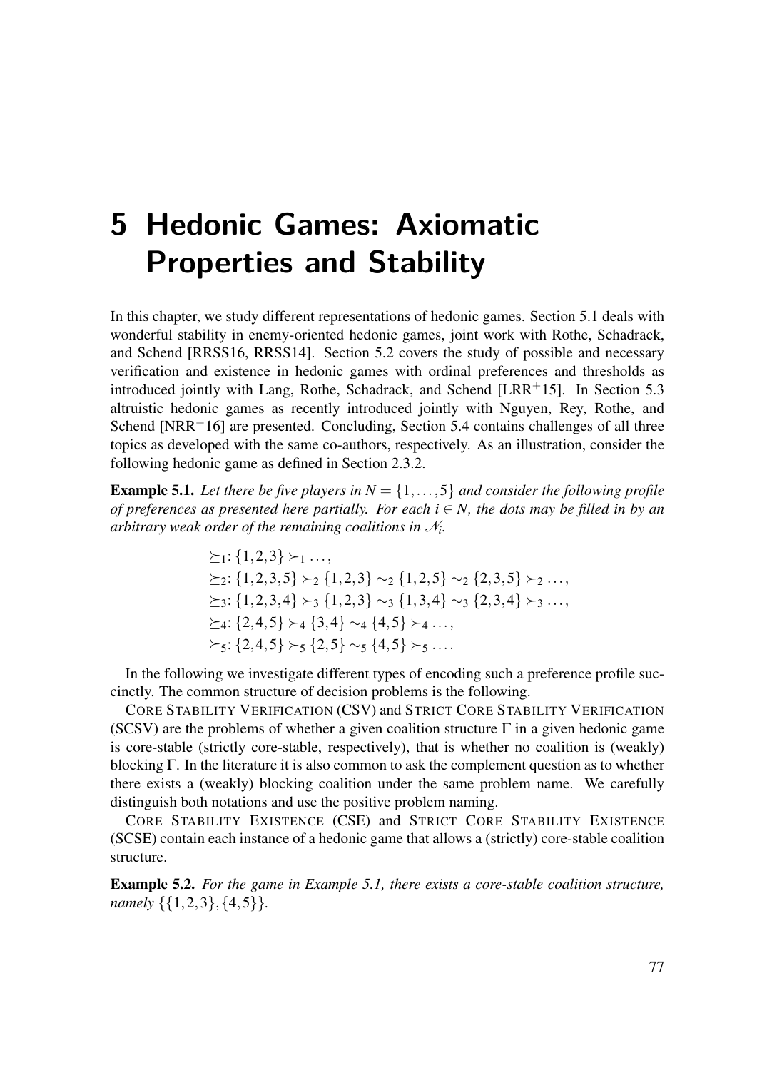# 5 Hedonic Games: Axiomatic Properties and Stability

In this chapter, we study different representations of hedonic games. Section 5.1 deals with wonderful stability in enemy-oriented hedonic games, joint work with Rothe, Schadrack, and Schend [RRSS16, RRSS14]. Section 5.2 covers the study of possible and necessary verification and existence in hedonic games with ordinal preferences and thresholds as introduced jointly with Lang, Rothe, Schadrack, and Schend [LRR$^+$15]. In Section 5.3 altruistic hedonic games as recently introduced jointly with Nguyen, Rey, Rothe, and Schend [NRR$^+$16] are presented. Concluding, Section 5.4 contains challenges of all three topics as developed with the same co-authors, respectively. As an illustration, consider the following hedonic game as defined in Section 2.3.2.

**Example 5.1.** *Let there be five players in $N = \{1, \ldots, 5\}$ and consider the following profile of preferences as presented here partially. For each $i \in N$, the dots may be filled in by an arbitrary weak order of the remaining coalitions in $\mathscr{N}_i$.*

$$\succeq_1: \{1,2,3\} \succ_1 \ldots,$$
$$\succeq_2: \{1,2,3,5\} \succ_2 \{1,2,3\} \sim_2 \{1,2,5\} \sim_2 \{2,3,5\} \succ_2 \ldots,$$
$$\succeq_3: \{1,2,3,4\} \succ_3 \{1,2,3\} \sim_3 \{1,3,4\} \sim_3 \{2,3,4\} \succ_3 \ldots,$$
$$\succeq_4: \{2,4,5\} \succ_4 \{3,4\} \sim_4 \{4,5\} \succ_4 \ldots,$$
$$\succeq_5: \{2,4,5\} \succ_5 \{2,5\} \sim_5 \{4,5\} \succ_5 \ldots.$$

In the following we investigate different types of encoding such a preference profile succinctly. The common structure of decision problems is the following.

CORE STABILITY VERIFICATION (CSV) and STRICT CORE STABILITY VERIFICATION (SCSV) are the problems of whether a given coalition structure $\Gamma$ in a given hedonic game is core-stable (strictly core-stable, respectively), that is whether no coalition is (weakly) blocking $\Gamma$. In the literature it is also common to ask the complement question as to whether there exists a (weakly) blocking coalition under the same problem name. We carefully distinguish both notations and use the positive problem naming.

CORE STABILITY EXISTENCE (CSE) and STRICT CORE STABILITY EXISTENCE (SCSE) contain each instance of a hedonic game that allows a (strictly) core-stable coalition structure.

**Example 5.2.** *For the game in Example 5.1, there exists a core-stable coalition structure, namely $\{\{1,2,3\},\{4,5\}\}$.*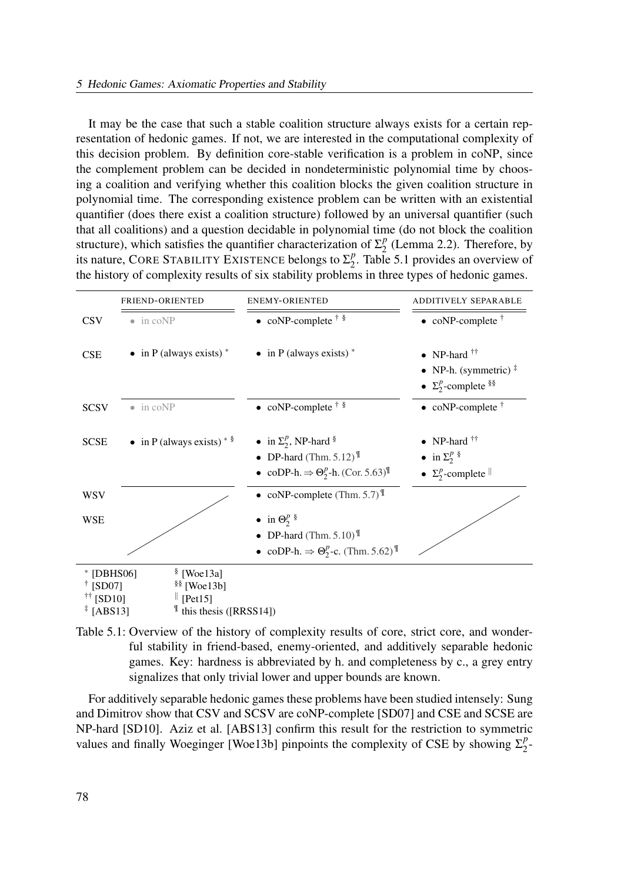It may be the case that such a stable coalition structure always exists for a certain representation of hedonic games. If not, we are interested in the computational complexity of this decision problem. By definition core-stable verification is a problem in coNP, since the complement problem can be decided in nondeterministic polynomial time by choosing a coalition and verifying whether this coalition blocks the given coalition structure in polynomial time. The corresponding existence problem can be written with an existential quantifier (does there exist a coalition structure) followed by an universal quantifier (such that all coalitions) and a question decidable in polynomial time (do not block the coalition structure), which satisfies the quantifier characterization of $\Sigma_2^p$ (Lemma 2.2). Therefore, by its nature, CORE STABILITY EXISTENCE belongs to $\Sigma_2^p$. Table 5.1 provides an overview of the history of complexity results of six stability problems in three types of hedonic games.

| | FRIEND-ORIENTED | ENEMY-ORIENTED | ADDITIVELY SEPARABLE |
|---|---|---|---|
| CSV | • in coNP | • coNP-complete [†] [§] | • coNP-complete [†] |
| CSE | • in P (always exists) [*] | • in P (always exists) [*] | • NP-hard [††] <br> • NP-h. (symmetric) [‡] <br> • $\Sigma_2^p$-complete [§§] |
| SCSV | • in coNP | • coNP-complete [†] [§] | • coNP-complete [†] |
| SCSE | • in P (always exists) [*] [§] | • in $\Sigma_2^p$, NP-hard [§] <br> • DP-hard (Thm. 5.12) [¶] <br> • coDP-h. $\Rightarrow \Theta_2^p$-h. (Cor. 5.63) [¶] | • NP-hard [††] <br> • in $\Sigma_2^p$ [§] <br> • $\Sigma_2^p$-complete [‖] |
| WSV | | • coNP-complete (Thm. 5.7) [¶] | |
| WSE | | • in $\Theta_2^p$ [§] <br> • DP-hard (Thm. 5.10) [¶] <br> • coDP-h. $\Rightarrow \Theta_2^p$-c. (Thm. 5.62) [¶] | |

[*] [DBHS06]
[†] [SD07]
[††] [SD10]
[‡] [ABS13]
[§] [Woe13a]
[§§] [Woe13b]
[‖] [Pet15]
[¶] this thesis ([RRSS14])

Table 5.1: Overview of the history of complexity results of core, strict core, and wonderful stability in friend-based, enemy-oriented, and additively separable hedonic games. Key: hardness is abbreviated by h. and completeness by c., a grey entry signalizes that only trivial lower and upper bounds are known.

For additively separable hedonic games these problems have been studied intensely: Sung and Dimitrov show that CSV and SCSV are coNP-complete [SD07] and CSE and SCSE are NP-hard [SD10]. Aziz et al. [ABS13] confirm this result for the restriction to symmetric values and finally Woeginger [Woe13b] pinpoints the complexity of CSE by showing $\Sigma_2^p$-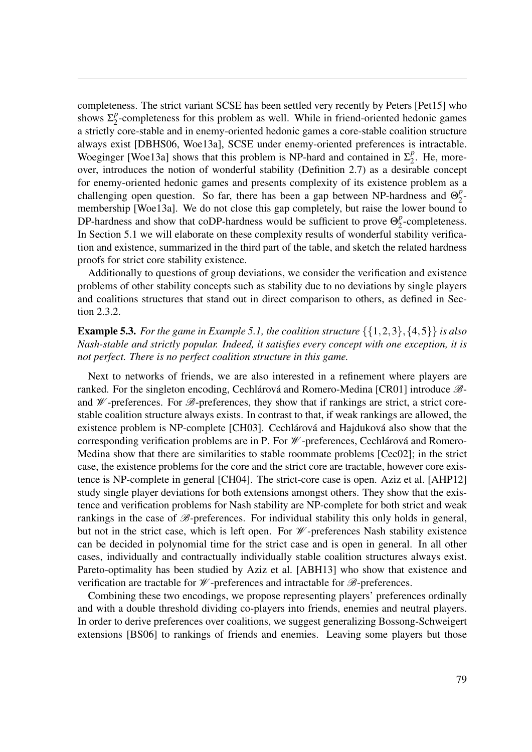completeness. The strict variant SCSE has been settled very recently by Peters [Pet15] who shows $\Sigma_2^p$-completeness for this problem as well. While in friend-oriented hedonic games a strictly core-stable and in enemy-oriented hedonic games a core-stable coalition structure always exist [DBHS06, Woe13a], SCSE under enemy-oriented preferences is intractable. Woeginger [Woe13a] shows that this problem is NP-hard and contained in $\Sigma_2^p$. He, moreover, introduces the notion of wonderful stability (Definition 2.7) as a desirable concept for enemy-oriented hedonic games and presents complexity of its existence problem as a challenging open question. So far, there has been a gap between NP-hardness and $\Theta_2^p$-membership [Woe13a]. We do not close this gap completely, but raise the lower bound to DP-hardness and show that coDP-hardness would be sufficient to prove $\Theta_2^p$-completeness. In Section 5.1 we will elaborate on these complexity results of wonderful stability verification and existence, summarized in the third part of the table, and sketch the related hardness proofs for strict core stability existence.

Additionally to questions of group deviations, we consider the verification and existence problems of other stability concepts such as stability due to no deviations by single players and coalitions structures that stand out in direct comparison to others, as defined in Section 2.3.2.

**Example 5.3.** *For the game in Example 5.1, the coalition structure $\{\{1,2,3\},\{4,5\}\}$ is also Nash-stable and strictly popular. Indeed, it satisfies every concept with one exception, it is not perfect. There is no perfect coalition structure in this game.*

Next to networks of friends, we are also interested in a refinement where players are ranked. For the singleton encoding, Cechlárová and Romero-Medina [CR01] introduce $\mathscr{B}$- and $\mathscr{W}$-preferences. For $\mathscr{B}$-preferences, they show that if rankings are strict, a strict core-stable coalition structure always exists. In contrast to that, if weak rankings are allowed, the existence problem is NP-complete [CH03]. Cechlárová and Hajduková also show that the corresponding verification problems are in P. For $\mathscr{W}$-preferences, Cechlárová and Romero-Medina show that there are similarities to stable roommate problems [Cec02]; in the strict case, the existence problems for the core and the strict core are tractable, however core existence is NP-complete in general [CH04]. The strict-core case is open. Aziz et al. [AHP12] study single player deviations for both extensions amongst others. They show that the existence and verification problems for Nash stability are NP-complete for both strict and weak rankings in the case of $\mathscr{B}$-preferences. For individual stability this only holds in general, but not in the strict case, which is left open. For $\mathscr{W}$-preferences Nash stability existence can be decided in polynomial time for the strict case and is open in general. In all other cases, individually and contractually individually stable coalition structures always exist. Pareto-optimality has been studied by Aziz et al. [ABH13] who show that existence and verification are tractable for $\mathscr{W}$-preferences and intractable for $\mathscr{B}$-preferences.

Combining these two encodings, we propose representing players' preferences ordinally and with a double threshold dividing co-players into friends, enemies and neutral players. In order to derive preferences over coalitions, we suggest generalizing Bossong-Schweigert extensions [BS06] to rankings of friends and enemies. Leaving some players but those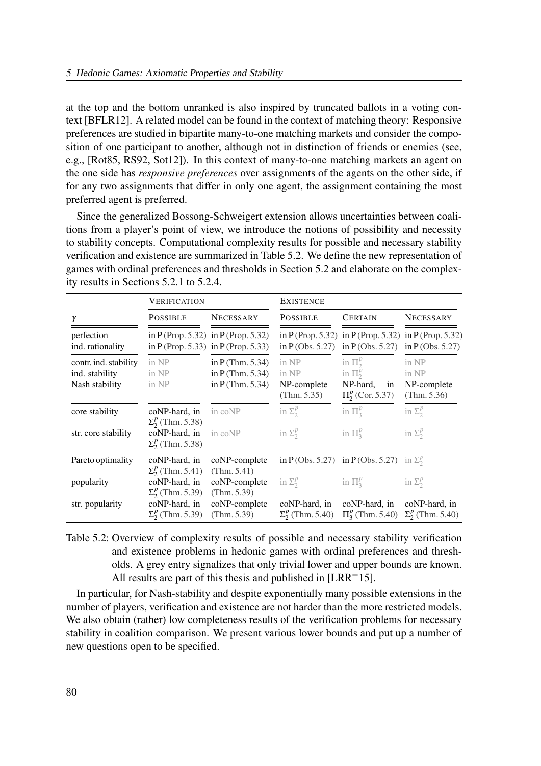at the top and the bottom unranked is also inspired by truncated ballots in a voting context [BFLR12]. A related model can be found in the context of matching theory: Responsive preferences are studied in bipartite many-to-one matching markets and consider the composition of one participant to another, although not in distinction of friends or enemies (see, e.g., [Rot85, RS92, Sot12]). In this context of many-to-one matching markets an agent on the one side has *responsive preferences* over assignments of the agents on the other side, if for any two assignments that differ in only one agent, the assignment containing the most preferred agent is preferred.

Since the generalized Bossong-Schweigert extension allows uncertainties between coalitions from a player's point of view, we introduce the notions of possibility and necessity to stability concepts. Computational complexity results for possible and necessary stability verification and existence are summarized in Table 5.2. We define the new representation of games with ordinal preferences and thresholds in Section 5.2 and elaborate on the complexity results in Sections 5.2.1 to 5.2.4.

| | VERIFICATION | | EXISTENCE | | |
|---|---|---|---|---|---|
| $\gamma$ | POSSIBLE | NECESSARY | POSSIBLE | CERTAIN | NECESSARY |
| perfection | in P (Prop. 5.32) | in P (Prop. 5.32) | in P (Prop. 5.32) | in P (Prop. 5.32) | in P (Prop. 5.32) |
| ind. rationality | in P (Prop. 5.33) | in P (Prop. 5.33) | in P (Obs. 5.27) | in P (Obs. 5.27) | in P (Obs. 5.27) |
| contr. ind. stability | in NP | in P (Thm. 5.34) | in NP | in $\Pi_2^p$ | in NP |
| ind. stability | in NP | in P (Thm. 5.34) | in NP | in $\Pi_2^p$ | in NP |
| Nash stability | in NP | in P (Thm. 5.34) | NP-complete (Thm. 5.35) | NP-hard, in $\Pi_2^p$ (Cor. 5.37) | NP-complete (Thm. 5.36) |
| core stability | coNP-hard, in $\Sigma_2^p$ (Thm. 5.38) | in coNP | in $\Sigma_2^p$ | in $\Pi_3^p$ | in $\Sigma_2^p$ |
| str. core stability | coNP-hard, in $\Sigma_2^p$ (Thm. 5.38) | in coNP | in $\Sigma_2^p$ | in $\Pi_3^p$ | in $\Sigma_2^p$ |
| Pareto optimality | coNP-hard, in $\Sigma_2^p$ (Thm. 5.41) | coNP-complete (Thm. 5.41) | in P (Obs. 5.27) | in P (Obs. 5.27) | in $\Sigma_2^p$ |
| popularity | coNP-hard, in $\Sigma_2^p$ (Thm. 5.39) | coNP-complete (Thm. 5.39) | in $\Sigma_2^p$ | in $\Pi_3^p$ | in $\Sigma_2^p$ |
| str. popularity | coNP-hard, in $\Sigma_2^p$ (Thm. 5.39) | coNP-complete (Thm. 5.39) | coNP-hard, in $\Sigma_2^p$ (Thm. 5.40) | coNP-hard, in $\Pi_3^p$ (Thm. 5.40) | coNP-hard, in $\Sigma_2^p$ (Thm. 5.40) |

Table 5.2: Overview of complexity results of possible and necessary stability verification and existence problems in hedonic games with ordinal preferences and thresholds. A grey entry signalizes that only trivial lower and upper bounds are known. All results are part of this thesis and published in [LRR+15].

In particular, for Nash-stability and despite exponentially many possible extensions in the number of players, verification and existence are not harder than the more restricted models. We also obtain (rather) low completeness results of the verification problems for necessary stability in coalition comparison. We present various lower bounds and put up a number of new questions open to be specified.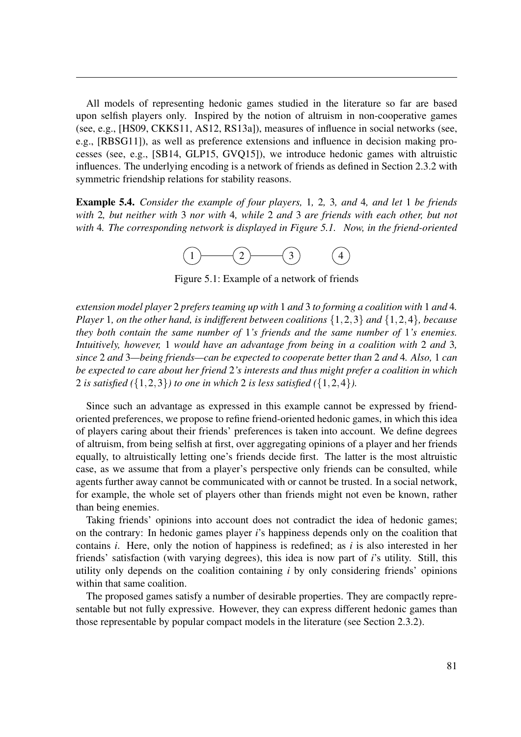All models of representing hedonic games studied in the literature so far are based upon selfish players only. Inspired by the notion of altruism in non-cooperative games (see, e.g., [HS09, CKKS11, AS12, RS13a]), measures of influence in social networks (see, e.g., [RBSG11]), as well as preference extensions and influence in decision making processes (see, e.g., [SB14, GLP15, GVQ15]), we introduce hedonic games with altruistic influences. The underlying encoding is a network of friends as defined in Section 2.3.2 with symmetric friendship relations for stability reasons.

**Example 5.4.** *Consider the example of four players,* 1*,* 2*,* 3*, and* 4*, and let* 1 *be friends with* 2*, but neither with* 3 *nor with* 4*, while* 2 *and* 3 *are friends with each other, but not with* 4*. The corresponding network is displayed in Figure 5.1. Now, in the friend-oriented extension model player* 2 *prefers teaming up with* 1 *and* 3 *to forming a coalition with* 1 *and* 4*. Player* 1*, on the other hand, is indifferent between coalitions* $\{1,2,3\}$ *and* $\{1,2,4\}$*, because they both contain the same number of* 1*'s friends and the same number of* 1*'s enemies. Intuitively, however,* 1 *would have an advantage from being in a coalition with* 2 *and* 3*, since* 2 *and* 3*—being friends—can be expected to cooperate better than* 2 *and* 4*. Also,* 1 *can be expected to care about her friend* 2*'s interests and thus might prefer a coalition in which* 2 *is satisfied (*$\{1,2,3\}$*) to one in which* 2 *is less satisfied (*$\{1,2,4\}$*).*

Figure 5.1: Example of a network of friends

Since such an advantage as expressed in this example cannot be expressed by friend-oriented preferences, we propose to refine friend-oriented hedonic games, in which this idea of players caring about their friends' preferences is taken into account. We define degrees of altruism, from being selfish at first, over aggregating opinions of a player and her friends equally, to altruistically letting one's friends decide first. The latter is the most altruistic case, as we assume that from a player's perspective only friends can be consulted, while agents further away cannot be communicated with or cannot be trusted. In a social network, for example, the whole set of players other than friends might not even be known, rather than being enemies.

Taking friends' opinions into account does not contradict the idea of hedonic games; on the contrary: In hedonic games player $i$'s happiness depends only on the coalition that contains $i$. Here, only the notion of happiness is redefined; as $i$ is also interested in her friends' satisfaction (with varying degrees), this idea is now part of $i$'s utility. Still, this utility only depends on the coalition containing $i$ by only considering friends' opinions within that same coalition.

The proposed games satisfy a number of desirable properties. They are compactly representable but not fully expressive. However, they can express different hedonic games than those representable by popular compact models in the literature (see Section 2.3.2).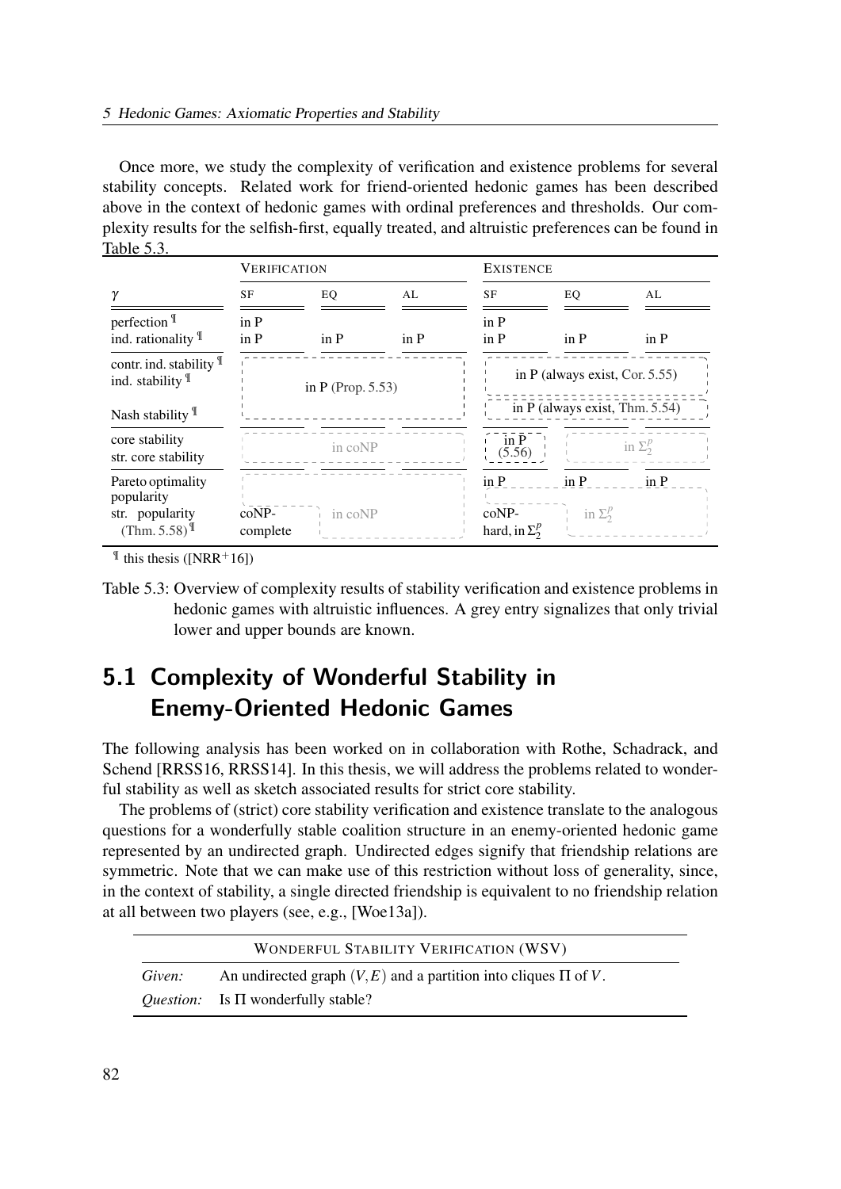Once more, we study the complexity of verification and existence problems for several stability concepts. Related work for friend-oriented hedonic games has been described above in the context of hedonic games with ordinal preferences and thresholds. Our complexity results for the selfish-first, equally treated, and altruistic preferences can be found in Table 5.3.

| | VERIFICATION | | | EXISTENCE | | |
|---|---|---|---|---|---|---|
| $\gamma$ | SF | EQ | AL | SF | EQ | AL |
| perfection ¶ | in P | | | in P | | |
| ind. rationality ¶ | in P | in P | in P | in P | in P | in P |
| contr. ind. stability ¶ | in P (Prop. 5.53) | | | in P (always exist, Cor. 5.55) | | |
| ind. stability ¶ | in P (Prop. 5.53) | | | in P (always exist, Cor. 5.55) | | |
| Nash stability ¶ | in P (Prop. 5.53) | | | in P (always exist, Thm. 5.54) | | |
| core stability | in coNP | | | in P (5.56) | in $\Sigma_2^p$ | |
| str. core stability | in coNP | | | in P (5.56) | in $\Sigma_2^p$ | |
| Pareto optimality | in coNP | | | in P | in P | in P |
| popularity | in coNP | | | coNP-hard, in $\Sigma_2^p$ | in $\Sigma_2^p$ | |
| str. popularity (Thm. 5.58) ¶ | coNP-complete | in coNP | | coNP-hard, in $\Sigma_2^p$ | in $\Sigma_2^p$ | |

¶ this thesis ([NRR+16])

Table 5.3: Overview of complexity results of stability verification and existence problems in hedonic games with altruistic influences. A grey entry signalizes that only trivial lower and upper bounds are known.

## 5.1 Complexity of Wonderful Stability in Enemy-Oriented Hedonic Games

The following analysis has been worked on in collaboration with Rothe, Schadrack, and Schend [RRSS16, RRSS14]. In this thesis, we will address the problems related to wonderful stability as well as sketch associated results for strict core stability.

The problems of (strict) core stability verification and existence translate to the analogous questions for a wonderfully stable coalition structure in an enemy-oriented hedonic game represented by an undirected graph. Undirected edges signify that friendship relations are symmetric. Note that we can make use of this restriction without loss of generality, since, in the context of stability, a single directed friendship is equivalent to no friendship relation at all between two players (see, e.g., [Woe13a]).

| WONDERFUL STABILITY VERIFICATION (WSV) | |
|---|---|
| *Given:* | An undirected graph $(V,E)$ and a partition into cliques $\Pi$ of $V$. |
| *Question:* | Is $\Pi$ wonderfully stable? |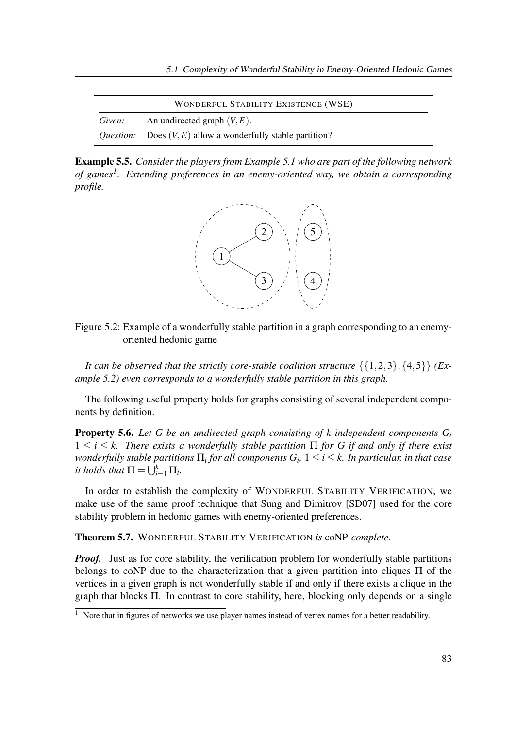| WONDERFUL STABILITY EXISTENCE (WSE) | |
|---|---|
| *Given:* | An undirected graph $(V,E)$. |
| *Question:* | Does $(V,E)$ allow a wonderfully stable partition? |

**Example 5.5.** *Consider the players from Example 5.1 who are part of the following network of games*[1]*. Extending preferences in an enemy-oriented way, we obtain a corresponding profile.*

Figure 5.2: Example of a wonderfully stable partition in a graph corresponding to an enemy-oriented hedonic game

*It can be observed that the strictly core-stable coalition structure* $\{\{1,2,3\},\{4,5\}\}$ *(Example 5.2) even corresponds to a wonderfully stable partition in this graph.*

The following useful property holds for graphs consisting of several independent components by definition.

**Property 5.6.** *Let $G$ be an undirected graph consisting of $k$ independent components $G_i$ $1 \leq i \leq k$. There exists a wonderfully stable partition $\Pi$ for $G$ if and only if there exist wonderfully stable partitions $\Pi_i$ for all components $G_i$, $1 \leq i \leq k$. In particular, in that case it holds that $\Pi = \bigcup_{i=1}^{k} \Pi_i$.*

In order to establish the complexity of WONDERFUL STABILITY VERIFICATION, we make use of the same proof technique that Sung and Dimitrov [SD07] used for the core stability problem in hedonic games with enemy-oriented preferences.

**Theorem 5.7.** WONDERFUL STABILITY VERIFICATION *is* coNP*-complete.*

***Proof.*** Just as for core stability, the verification problem for wonderfully stable partitions belongs to coNP due to the characterization that a given partition into cliques $\Pi$ of the vertices in a given graph is not wonderfully stable if and only if there exists a clique in the graph that blocks $\Pi$. In contrast to core stability, here, blocking only depends on a single

[1] Note that in figures of networks we use player names instead of vertex names for a better readability.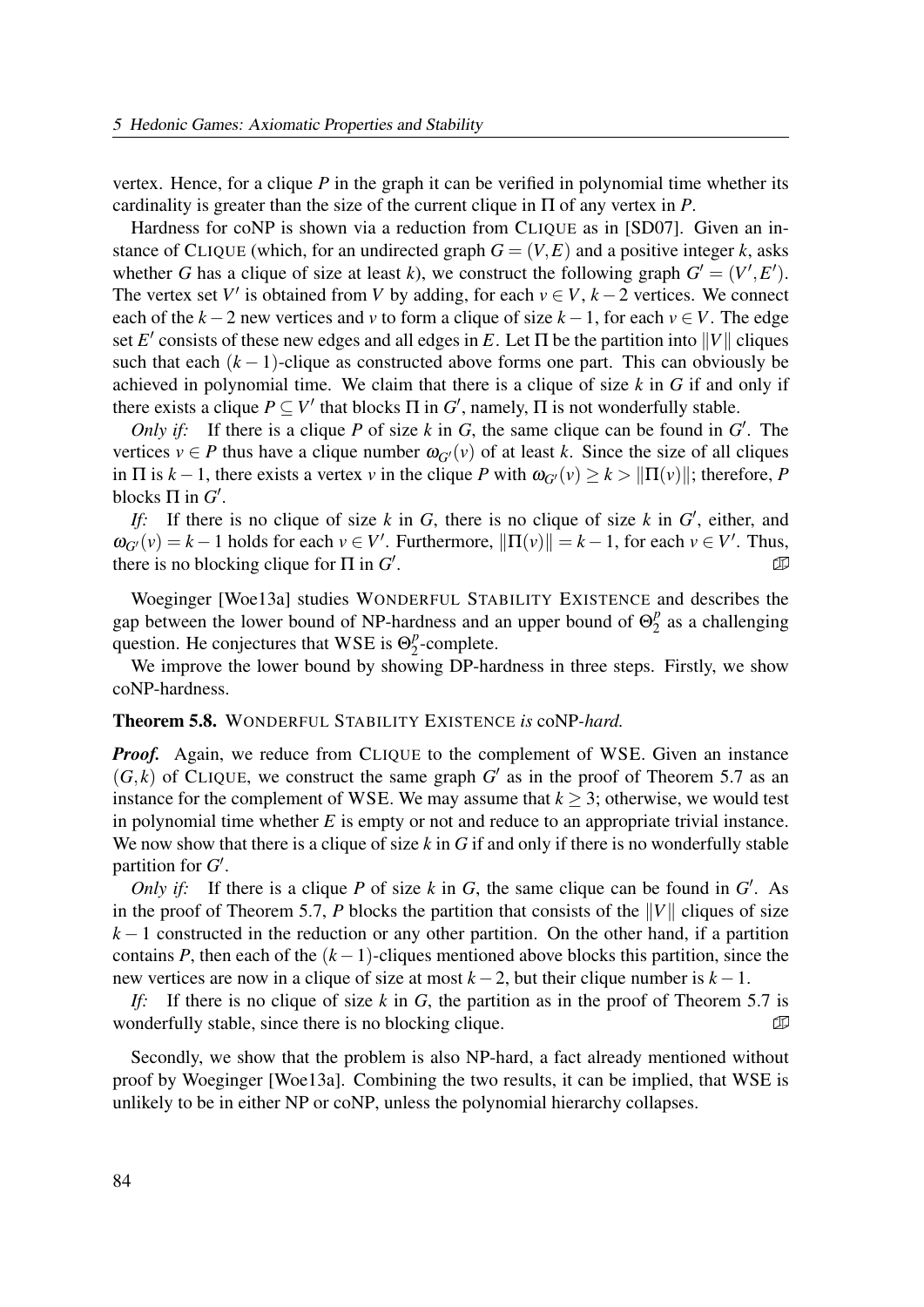vertex. Hence, for a clique $P$ in the graph it can be verified in polynomial time whether its cardinality is greater than the size of the current clique in $\Pi$ of any vertex in $P$.

Hardness for coNP is shown via a reduction from CLIQUE as in [SD07]. Given an instance of CLIQUE (which, for an undirected graph $G = (V, E)$ and a positive integer $k$, asks whether $G$ has a clique of size at least $k$), we construct the following graph $G' = (V', E')$. The vertex set $V'$ is obtained from $V$ by adding, for each $v \in V$, $k-2$ vertices. We connect each of the $k-2$ new vertices and $v$ to form a clique of size $k-1$, for each $v \in V$. The edge set $E'$ consists of these new edges and all edges in $E$. Let $\Pi$ be the partition into $\|V\|$ cliques such that each $(k-1)$-clique as constructed above forms one part. This can obviously be achieved in polynomial time. We claim that there is a clique of size $k$ in $G$ if and only if there exists a clique $P \subseteq V'$ that blocks $\Pi$ in $G'$, namely, $\Pi$ is not wonderfully stable.

*Only if:* If there is a clique $P$ of size $k$ in $G$, the same clique can be found in $G'$. The vertices $v \in P$ thus have a clique number $\omega_{G'}(v)$ of at least $k$. Since the size of all cliques in $\Pi$ is $k-1$, there exists a vertex $v$ in the clique $P$ with $\omega_{G'}(v) \geq k > \|\Pi(v)\|$; therefore, $P$ blocks $\Pi$ in $G'$.

*If:* If there is no clique of size $k$ in $G$, there is no clique of size $k$ in $G'$, either, and $\omega_{G'}(v) = k-1$ holds for each $v \in V'$. Furthermore, $\|\Pi(v)\| = k-1$, for each $v \in V'$. Thus, there is no blocking clique for $\Pi$ in $G'$. ∎

Woeginger [Woe13a] studies WONDERFUL STABILITY EXISTENCE and describes the gap between the lower bound of NP-hardness and an upper bound of $\Theta_2^p$ as a challenging question. He conjectures that WSE is $\Theta_2^p$-complete.

We improve the lower bound by showing DP-hardness in three steps. Firstly, we show coNP-hardness.

**Theorem 5.8.** WONDERFUL STABILITY EXISTENCE *is* coNP*-hard.*

***Proof.*** Again, we reduce from CLIQUE to the complement of WSE. Given an instance $(G, k)$ of CLIQUE, we construct the same graph $G'$ as in the proof of Theorem 5.7 as an instance for the complement of WSE. We may assume that $k \geq 3$; otherwise, we would test in polynomial time whether $E$ is empty or not and reduce to an appropriate trivial instance. We now show that there is a clique of size $k$ in $G$ if and only if there is no wonderfully stable partition for $G'$.

*Only if:* If there is a clique $P$ of size $k$ in $G$, the same clique can be found in $G'$. As in the proof of Theorem 5.7, $P$ blocks the partition that consists of the $\|V\|$ cliques of size $k-1$ constructed in the reduction or any other partition. On the other hand, if a partition contains $P$, then each of the $(k-1)$-cliques mentioned above blocks this partition, since the new vertices are now in a clique of size at most $k-2$, but their clique number is $k-1$.

*If:* If there is no clique of size $k$ in $G$, the partition as in the proof of Theorem 5.7 is wonderfully stable, since there is no blocking clique. ∎

Secondly, we show that the problem is also NP-hard, a fact already mentioned without proof by Woeginger [Woe13a]. Combining the two results, it can be implied, that WSE is unlikely to be in either NP or coNP, unless the polynomial hierarchy collapses.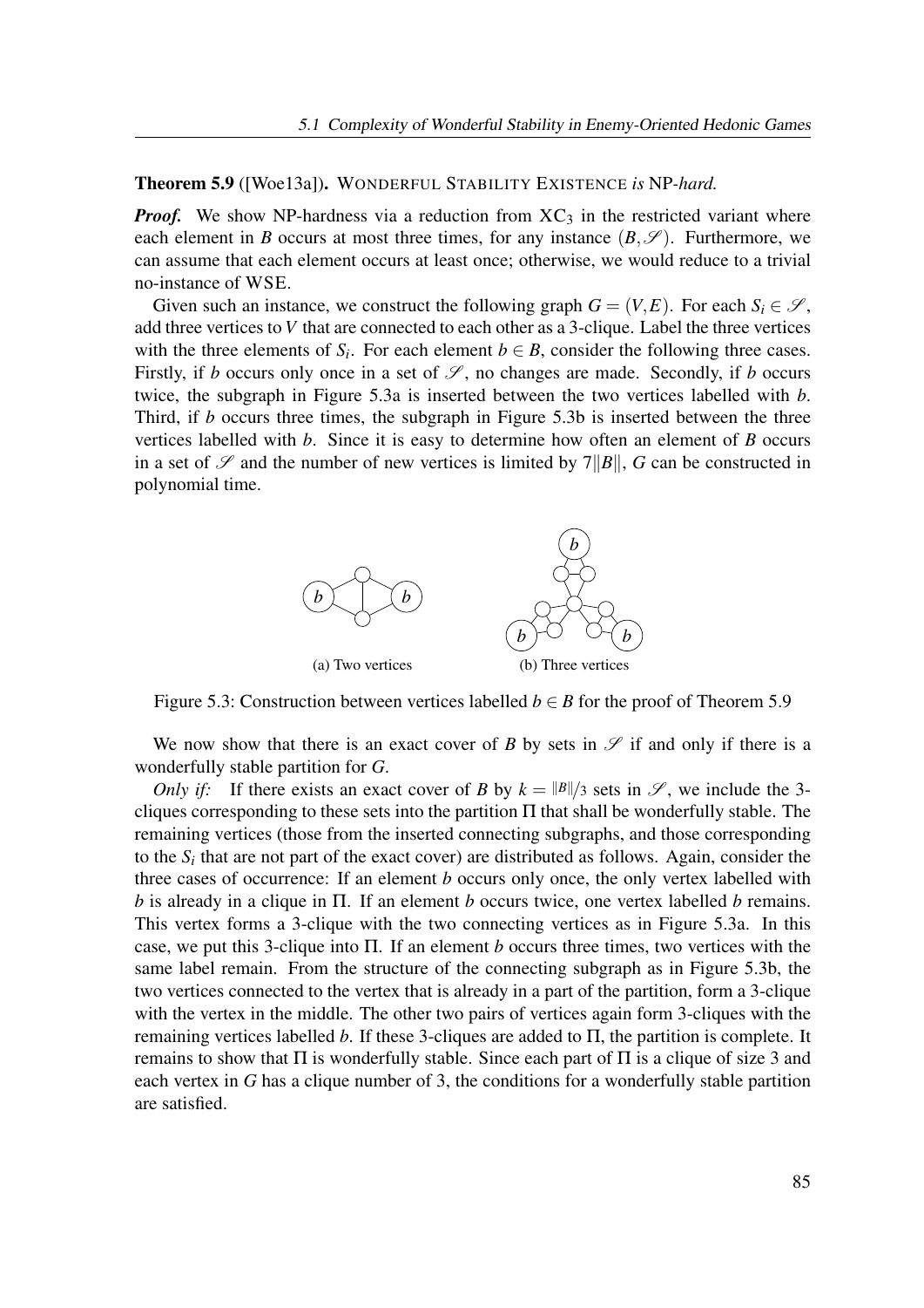**Theorem 5.9** ([Woe13a]). WONDERFUL STABILITY EXISTENCE *is* NP*-hard.*

***Proof.*** We show NP-hardness via a reduction from $XC_3$ in the restricted variant where each element in $B$ occurs at most three times, for any instance $(B, \mathscr{S})$. Furthermore, we can assume that each element occurs at least once; otherwise, we would reduce to a trivial no-instance of WSE.

Given such an instance, we construct the following graph $G = (V, E)$. For each $S_i \in \mathscr{S}$, add three vertices to $V$ that are connected to each other as a 3-clique. Label the three vertices with the three elements of $S_i$. For each element $b \in B$, consider the following three cases. Firstly, if $b$ occurs only once in a set of $\mathscr{S}$, no changes are made. Secondly, if $b$ occurs twice, the subgraph in Figure 5.3a is inserted between the two vertices labelled with $b$. Third, if $b$ occurs three times, the subgraph in Figure 5.3b is inserted between the three vertices labelled with $b$. Since it is easy to determine how often an element of $B$ occurs in a set of $\mathscr{S}$ and the number of new vertices is limited by $7\|B\|$, $G$ can be constructed in polynomial time.

(a) Two vertices

(b) Three vertices

Figure 5.3: Construction between vertices labelled $b \in B$ for the proof of Theorem 5.9

We now show that there is an exact cover of $B$ by sets in $\mathscr{S}$ if and only if there is a wonderfully stable partition for $G$.

*Only if:* If there exists an exact cover of $B$ by $k = \|B\|/3$ sets in $\mathscr{S}$, we include the 3-cliques corresponding to these sets into the partition $\Pi$ that shall be wonderfully stable. The remaining vertices (those from the inserted connecting subgraphs, and those corresponding to the $S_i$ that are not part of the exact cover) are distributed as follows. Again, consider the three cases of occurrence: If an element $b$ occurs only once, the only vertex labelled with $b$ is already in a clique in $\Pi$. If an element $b$ occurs twice, one vertex labelled $b$ remains. This vertex forms a 3-clique with the two connecting vertices as in Figure 5.3a. In this case, we put this 3-clique into $\Pi$. If an element $b$ occurs three times, two vertices with the same label remain. From the structure of the connecting subgraph as in Figure 5.3b, the two vertices connected to the vertex that is already in a part of the partition, form a 3-clique with the vertex in the middle. The other two pairs of vertices again form 3-cliques with the remaining vertices labelled $b$. If these 3-cliques are added to $\Pi$, the partition is complete. It remains to show that $\Pi$ is wonderfully stable. Since each part of $\Pi$ is a clique of size 3 and each vertex in $G$ has a clique number of 3, the conditions for a wonderfully stable partition are satisfied.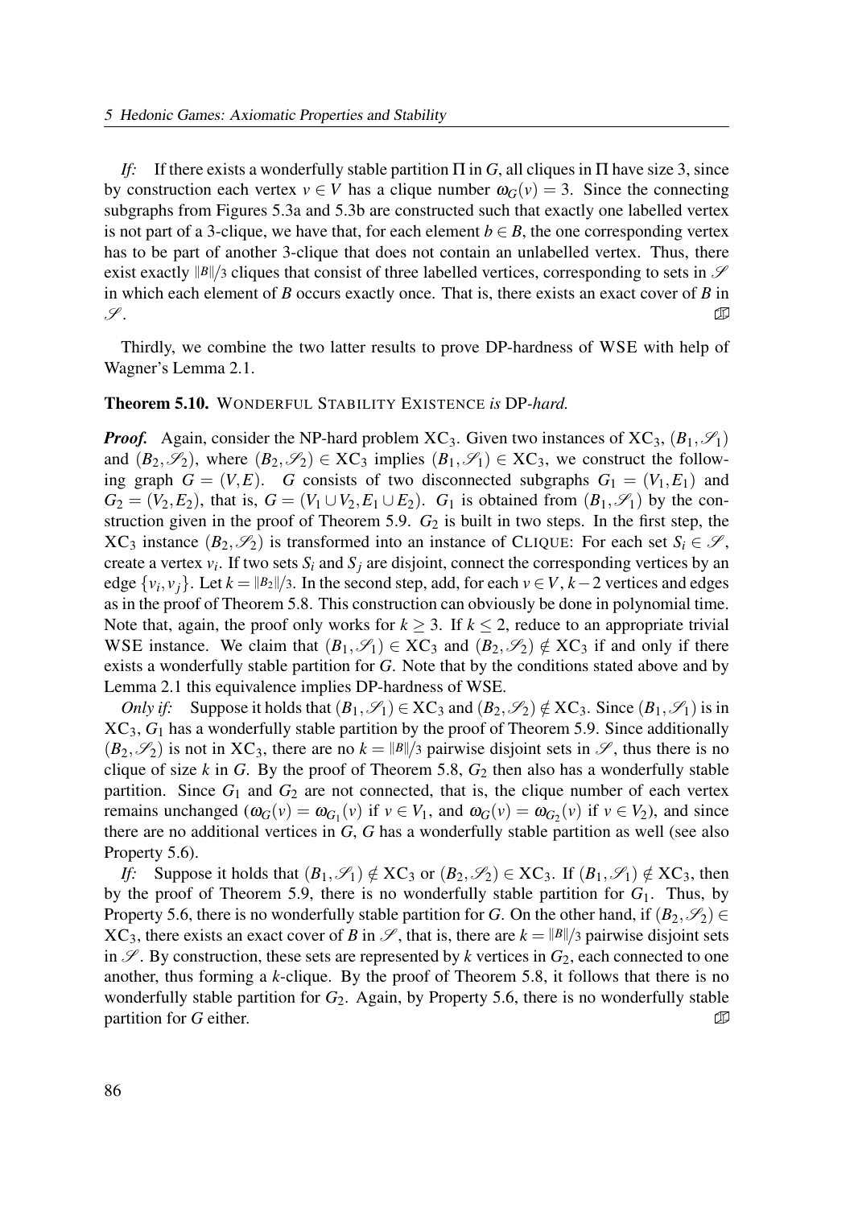*If:* If there exists a wonderfully stable partition $\Pi$ in $G$, all cliques in $\Pi$ have size 3, since by construction each vertex $v \in V$ has a clique number $\omega_G(v) = 3$. Since the connecting subgraphs from Figures 5.3a and 5.3b are constructed such that exactly one labelled vertex is not part of a 3-clique, we have that, for each element $b \in B$, the one corresponding vertex has to be part of another 3-clique that does not contain an unlabelled vertex. Thus, there exist exactly $\|B\|/3$ cliques that consist of three labelled vertices, corresponding to sets in $\mathscr{S}$ in which each element of $B$ occurs exactly once. That is, there exists an exact cover of $B$ in $\mathscr{S}$. ∎

Thirdly, we combine the two latter results to prove DP-hardness of WSE with help of Wagner's Lemma 2.1.

**Theorem 5.10.** WONDERFUL STABILITY EXISTENCE *is* DP-*hard.*

***Proof.*** Again, consider the NP-hard problem $\mathrm{XC}_3$. Given two instances of $\mathrm{XC}_3$, $(B_1, \mathscr{S}_1)$ and $(B_2, \mathscr{S}_2)$, where $(B_2, \mathscr{S}_2) \in \mathrm{XC}_3$ implies $(B_1, \mathscr{S}_1) \in \mathrm{XC}_3$, we construct the following graph $G = (V, E)$. $G$ consists of two disconnected subgraphs $G_1 = (V_1, E_1)$ and $G_2 = (V_2, E_2)$, that is, $G = (V_1 \cup V_2, E_1 \cup E_2)$. $G_1$ is obtained from $(B_1, \mathscr{S}_1)$ by the construction given in the proof of Theorem 5.9. $G_2$ is built in two steps. In the first step, the $\mathrm{XC}_3$ instance $(B_2, \mathscr{S}_2)$ is transformed into an instance of CLIQUE: For each set $S_i \in \mathscr{S}$, create a vertex $v_i$. If two sets $S_i$ and $S_j$ are disjoint, connect the corresponding vertices by an edge $\{v_i, v_j\}$. Let $k = \|B_2\|/3$. In the second step, add, for each $v \in V$, $k-2$ vertices and edges as in the proof of Theorem 5.8. This construction can obviously be done in polynomial time. Note that, again, the proof only works for $k \geq 3$. If $k \leq 2$, reduce to an appropriate trivial WSE instance. We claim that $(B_1, \mathscr{S}_1) \in \mathrm{XC}_3$ and $(B_2, \mathscr{S}_2) \notin \mathrm{XC}_3$ if and only if there exists a wonderfully stable partition for $G$. Note that by the conditions stated above and by Lemma 2.1 this equivalence implies DP-hardness of WSE.

*Only if:* Suppose it holds that $(B_1, \mathscr{S}_1) \in \mathrm{XC}_3$ and $(B_2, \mathscr{S}_2) \notin \mathrm{XC}_3$. Since $(B_1, \mathscr{S}_1)$ is in $\mathrm{XC}_3$, $G_1$ has a wonderfully stable partition by the proof of Theorem 5.9. Since additionally $(B_2, \mathscr{S}_2)$ is not in $\mathrm{XC}_3$, there are no $k = \|B\|/3$ pairwise disjoint sets in $\mathscr{S}$, thus there is no clique of size $k$ in $G$. By the proof of Theorem 5.8, $G_2$ then also has a wonderfully stable partition. Since $G_1$ and $G_2$ are not connected, that is, the clique number of each vertex remains unchanged ($\omega_G(v) = \omega_{G_1}(v)$ if $v \in V_1$, and $\omega_G(v) = \omega_{G_2}(v)$ if $v \in V_2$), and since there are no additional vertices in $G$, $G$ has a wonderfully stable partition as well (see also Property 5.6).

*If:* Suppose it holds that $(B_1, \mathscr{S}_1) \notin \mathrm{XC}_3$ or $(B_2, \mathscr{S}_2) \in \mathrm{XC}_3$. If $(B_1, \mathscr{S}_1) \notin \mathrm{XC}_3$, then by the proof of Theorem 5.9, there is no wonderfully stable partition for $G_1$. Thus, by Property 5.6, there is no wonderfully stable partition for $G$. On the other hand, if $(B_2, \mathscr{S}_2) \in \mathrm{XC}_3$, there exists an exact cover of $B$ in $\mathscr{S}$, that is, there are $k = \|B\|/3$ pairwise disjoint sets in $\mathscr{S}$. By construction, these sets are represented by $k$ vertices in $G_2$, each connected to one another, thus forming a $k$-clique. By the proof of Theorem 5.8, it follows that there is no wonderfully stable partition for $G_2$. Again, by Property 5.6, there is no wonderfully stable partition for $G$ either. ∎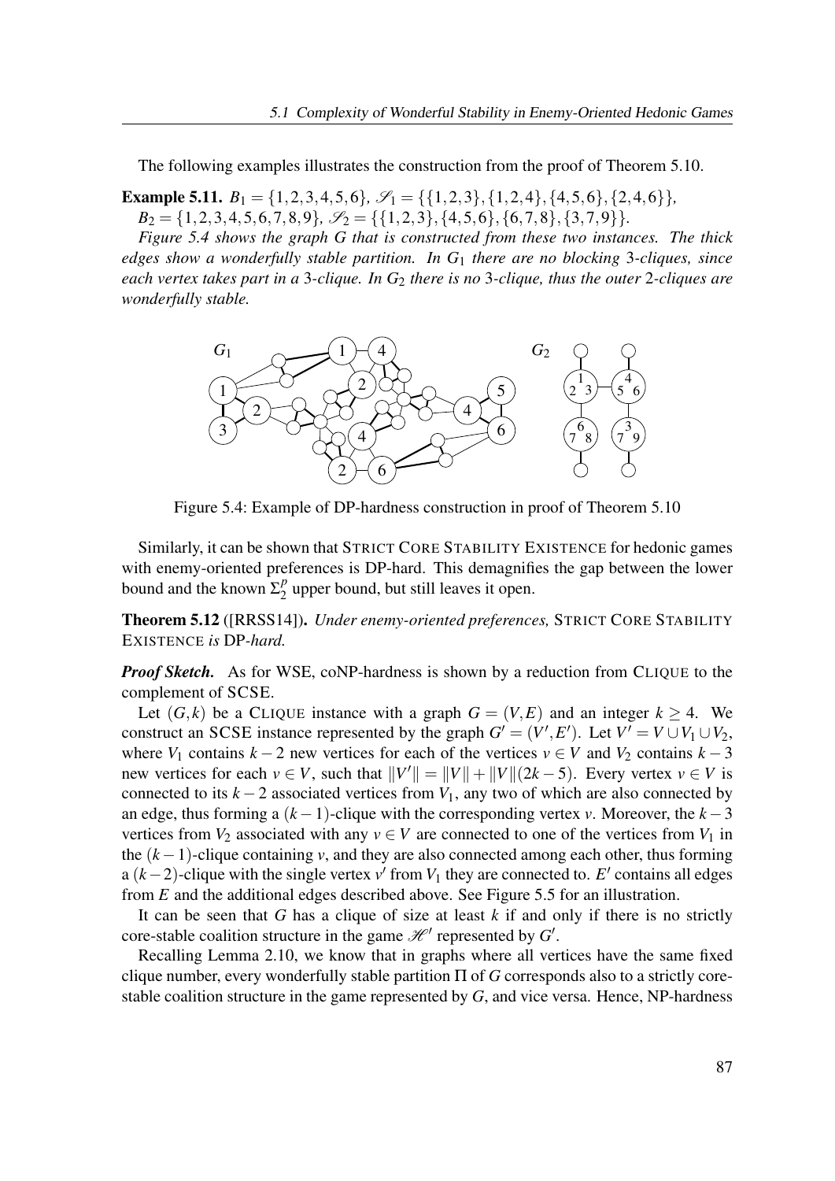The following examples illustrates the construction from the proof of Theorem 5.10.

**Example 5.11.** $B_1 = \{1,2,3,4,5,6\}$, $\mathscr{S}_1 = \{\{1,2,3\},\{1,2,4\},\{4,5,6\},\{2,4,6\}\}$, $B_2 = \{1,2,3,4,5,6,7,8,9\}$, $\mathscr{S}_2 = \{\{1,2,3\},\{4,5,6\},\{6,7,8\},\{3,7,9\}\}$.

*Figure 5.4 shows the graph $G$ that is constructed from these two instances. The thick edges show a wonderfully stable partition. In $G_1$ there are no blocking 3-cliques, since each vertex takes part in a 3-clique. In $G_2$ there is no 3-clique, thus the outer 2-cliques are wonderfully stable.*

Figure 5.4: Example of DP-hardness construction in proof of Theorem 5.10

Similarly, it can be shown that STRICT CORE STABILITY EXISTENCE for hedonic games with enemy-oriented preferences is DP-hard. This demagnifies the gap between the lower bound and the known $\Sigma_2^p$ upper bound, but still leaves it open.

**Theorem 5.12** ([RRSS14]). *Under enemy-oriented preferences,* STRICT CORE STABILITY EXISTENCE *is* DP*-hard.*

***Proof Sketch.*** As for WSE, coNP-hardness is shown by a reduction from CLIQUE to the complement of SCSE.

Let $(G,k)$ be a CLIQUE instance with a graph $G = (V,E)$ and an integer $k \geq 4$. We construct an SCSE instance represented by the graph $G' = (V',E')$. Let $V' = V \cup V_1 \cup V_2$, where $V_1$ contains $k-2$ new vertices for each of the vertices $v \in V$ and $V_2$ contains $k-3$ new vertices for each $v \in V$, such that $\|V'\| = \|V\| + \|V\|(2k-5)$. Every vertex $v \in V$ is connected to its $k-2$ associated vertices from $V_1$, any two of which are also connected by an edge, thus forming a $(k-1)$-clique with the corresponding vertex $v$. Moreover, the $k-3$ vertices from $V_2$ associated with any $v \in V$ are connected to one of the vertices from $V_1$ in the $(k-1)$-clique containing $v$, and they are also connected among each other, thus forming a $(k-2)$-clique with the single vertex $v'$ from $V_1$ they are connected to. $E'$ contains all edges from $E$ and the additional edges described above. See Figure 5.5 for an illustration.

It can be seen that $G$ has a clique of size at least $k$ if and only if there is no strictly core-stable coalition structure in the game $\mathscr{H}'$ represented by $G'$.

Recalling Lemma 2.10, we know that in graphs where all vertices have the same fixed clique number, every wonderfully stable partition $\Pi$ of $G$ corresponds also to a strictly core-stable coalition structure in the game represented by $G$, and vice versa. Hence, NP-hardness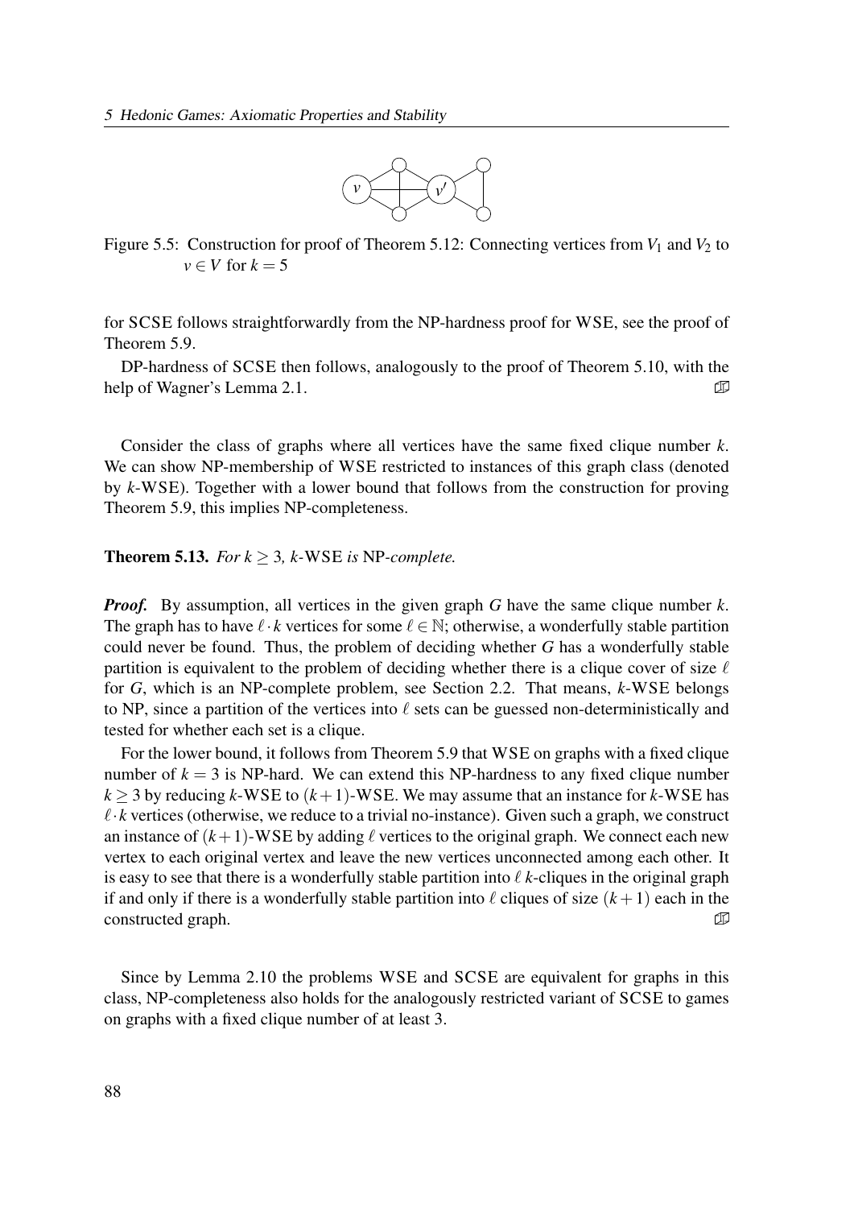Figure 5.5: Construction for proof of Theorem 5.12: Connecting vertices from $V_1$ and $V_2$ to $v \in V$ for $k = 5$

for SCSE follows straightforwardly from the NP-hardness proof for WSE, see the proof of Theorem 5.9.

DP-hardness of SCSE then follows, analogously to the proof of Theorem 5.10, with the help of Wagner's Lemma 2.1. ∎

Consider the class of graphs where all vertices have the same fixed clique number $k$. We can show NP-membership of WSE restricted to instances of this graph class (denoted by $k$-WSE). Together with a lower bound that follows from the construction for proving Theorem 5.9, this implies NP-completeness.

**Theorem 5.13.** *For $k \geq 3$, $k$-WSE is NP-complete.*

***Proof.*** By assumption, all vertices in the given graph $G$ have the same clique number $k$. The graph has to have $\ell \cdot k$ vertices for some $\ell \in \mathbb{N}$; otherwise, a wonderfully stable partition could never be found. Thus, the problem of deciding whether $G$ has a wonderfully stable partition is equivalent to the problem of deciding whether there is a clique cover of size $\ell$ for $G$, which is an NP-complete problem, see Section 2.2. That means, $k$-WSE belongs to NP, since a partition of the vertices into $\ell$ sets can be guessed non-deterministically and tested for whether each set is a clique.

For the lower bound, it follows from Theorem 5.9 that WSE on graphs with a fixed clique number of $k = 3$ is NP-hard. We can extend this NP-hardness to any fixed clique number $k \geq 3$ by reducing $k$-WSE to $(k+1)$-WSE. We may assume that an instance for $k$-WSE has $\ell \cdot k$ vertices (otherwise, we reduce to a trivial no-instance). Given such a graph, we construct an instance of $(k+1)$-WSE by adding $\ell$ vertices to the original graph. We connect each new vertex to each original vertex and leave the new vertices unconnected among each other. It is easy to see that there is a wonderfully stable partition into $\ell$ $k$-cliques in the original graph if and only if there is a wonderfully stable partition into $\ell$ cliques of size $(k+1)$ each in the constructed graph. ∎

Since by Lemma 2.10 the problems WSE and SCSE are equivalent for graphs in this class, NP-completeness also holds for the analogously restricted variant of SCSE to games on graphs with a fixed clique number of at least 3.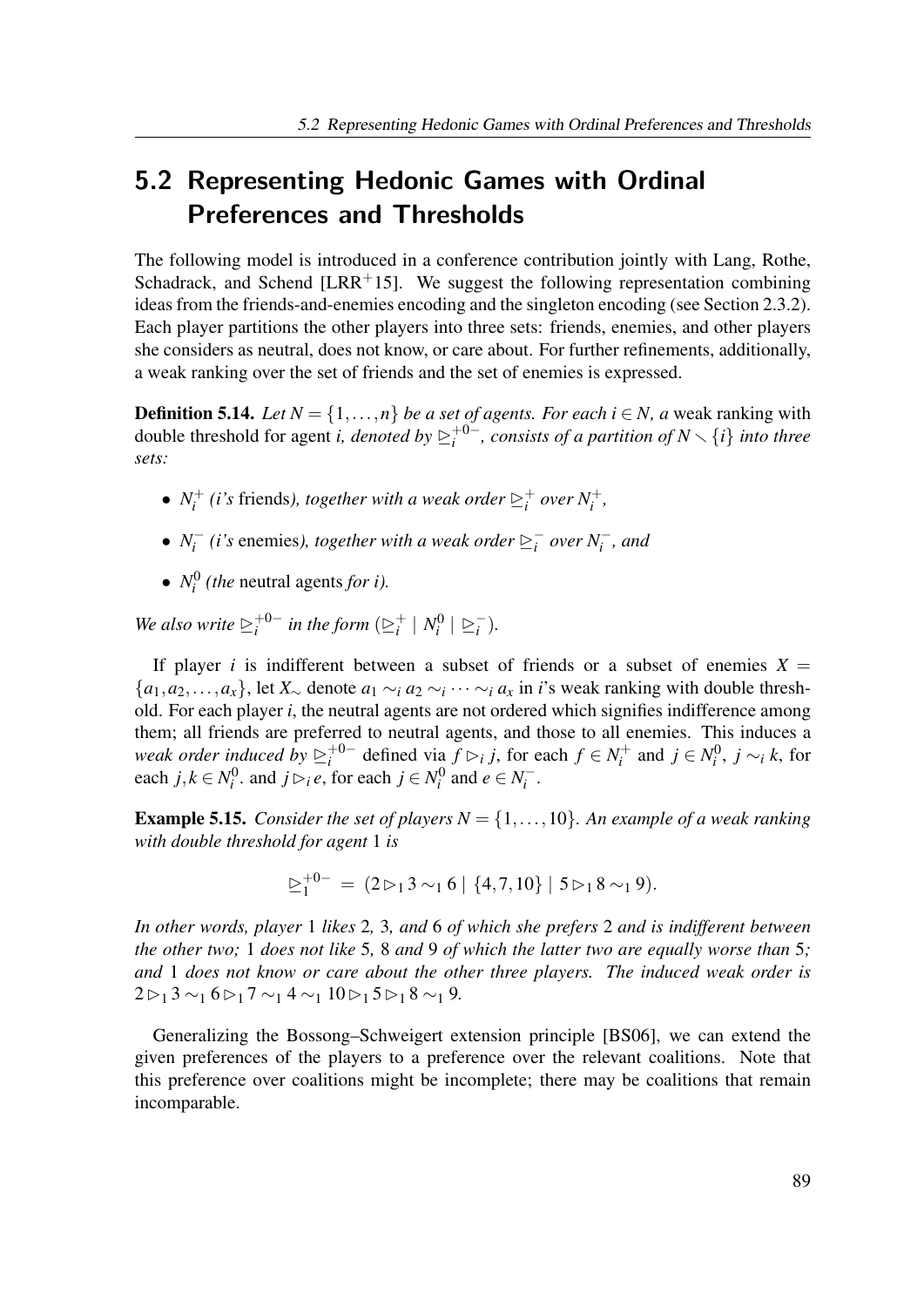## 5.2 Representing Hedonic Games with Ordinal Preferences and Thresholds

The following model is introduced in a conference contribution jointly with Lang, Rothe, Schadrack, and Schend [LRR$^+$15]. We suggest the following representation combining ideas from the friends-and-enemies encoding and the singleton encoding (see Section 2.3.2). Each player partitions the other players into three sets: friends, enemies, and other players she considers as neutral, does not know, or care about. For further refinements, additionally, a weak ranking over the set of friends and the set of enemies is expressed.

**Definition 5.14.** *Let $N = \{1, \dots, n\}$ be a set of agents. For each $i \in N$, a* weak ranking with double threshold for agent *i, denoted by $\trianglerighteq_i^{+0-}$, consists of a partition of $N \smallsetminus \{i\}$ into three sets:*

- *$N_i^+$ (i's* friends*), together with a weak order $\trianglerighteq_i^+$ over $N_i^+$,*
- *$N_i^-$ (i's* enemies*), together with a weak order $\trianglerighteq_i^-$ over $N_i^-$, and*
- *$N_i^0$ (the* neutral agents *for i).*

*We also write $\trianglerighteq_i^{+0-}$ in the form $(\trianglerighteq_i^+ \mid N_i^0 \mid \trianglerighteq_i^-)$.*

If player $i$ is indifferent between a subset of friends or a subset of enemies $X = \{a_1, a_2, \dots, a_x\}$, let $X_\sim$ denote $a_1 \sim_i a_2 \sim_i \dots \sim_i a_x$ in $i$'s weak ranking with double threshold. For each player $i$, the neutral agents are not ordered which signifies indifference among them; all friends are preferred to neutral agents, and those to all enemies. This induces a *weak order induced by* $\trianglerighteq_i^{+0-}$ defined via $f \triangleright_i j$, for each $f \in N_i^+$ and $j \in N_i^0$, $j \sim_i k$, for each $j, k \in N_i^0$. and $j \triangleright_i e$, for each $j \in N_i^0$ and $e \in N_i^-$.

**Example 5.15.** *Consider the set of players $N = \{1, \dots, 10\}$. An example of a weak ranking with double threshold for agent 1 is*

$$\trianglerighteq_1^{+0-} \; = \; (2 \triangleright_1 3 \sim_1 6 \mid \{4, 7, 10\} \mid 5 \triangleright_1 8 \sim_1 9).$$

*In other words, player 1 likes 2, 3, and 6 of which she prefers 2 and is indifferent between the other two; 1 does not like 5, 8 and 9 of which the latter two are equally worse than 5; and 1 does not know or care about the other three players. The induced weak order is $2 \triangleright_1 3 \sim_1 6 \triangleright_1 7 \sim_1 4 \sim_1 10 \triangleright_1 5 \triangleright_1 8 \sim_1 9$.*

Generalizing the Bossong–Schweigert extension principle [BS06], we can extend the given preferences of the players to a preference over the relevant coalitions. Note that this preference over coalitions might be incomplete; there may be coalitions that remain incomparable.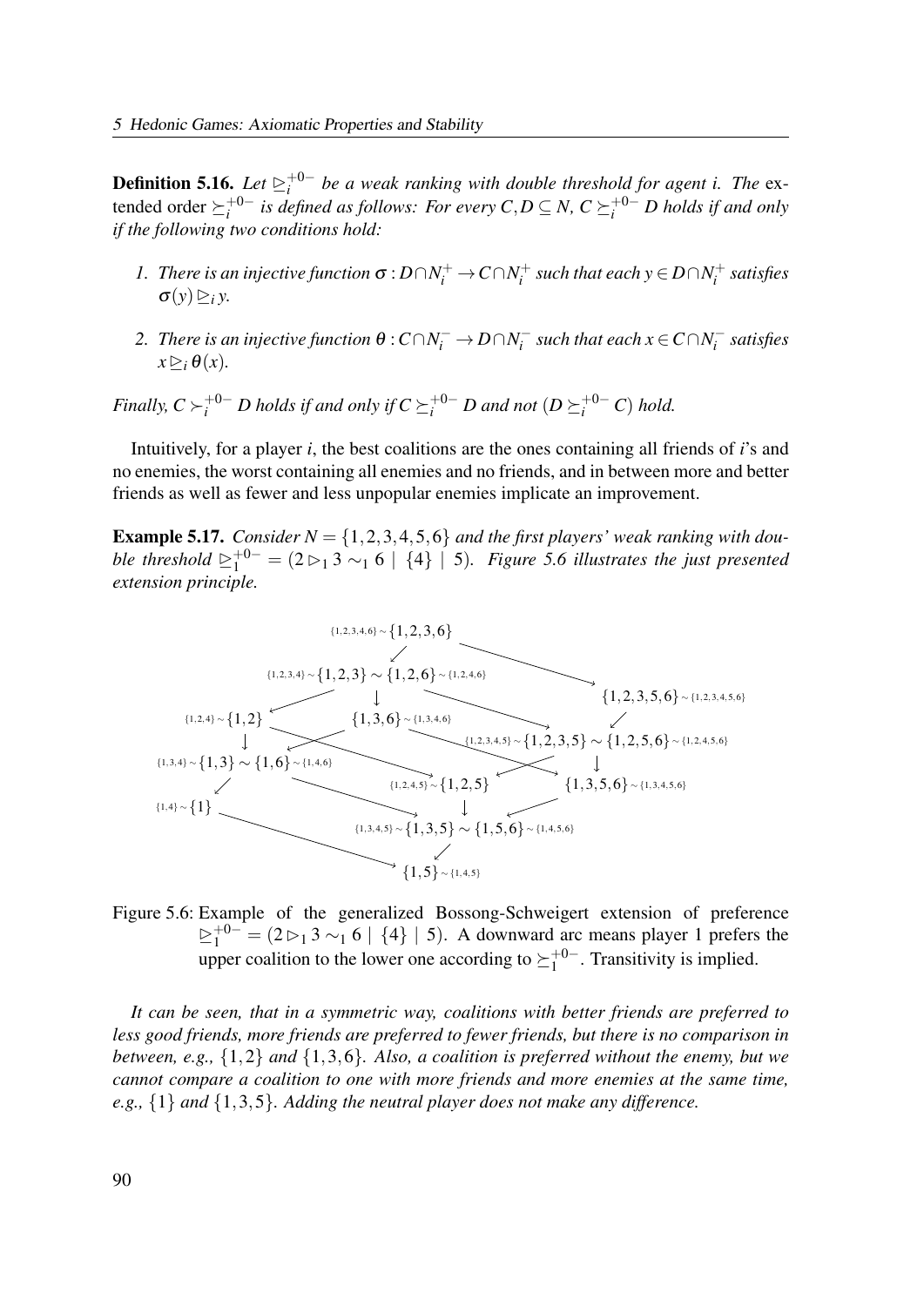**Definition 5.16.** *Let $\trianglerighteq_i^{+0-}$ be a weak ranking with double threshold for agent i. The* extended order $\succeq_i^{+0-}$ *is defined as follows: For every $C, D \subseteq N$, $C \succeq_i^{+0-} D$ holds if and only if the following two conditions hold:*

1. *There is an injective function $\sigma : D \cap N_i^+ \to C \cap N_i^+$ such that each $y \in D \cap N_i^+$ satisfies $\sigma(y) \trianglerighteq_i y$.*
2. *There is an injective function $\theta : C \cap N_i^- \to D \cap N_i^-$ such that each $x \in C \cap N_i^-$ satisfies $x \trianglerighteq_i \theta(x)$.*

*Finally, $C \succ_i^{+0-} D$ holds if and only if $C \succeq_i^{+0-} D$ and not $(D \succeq_i^{+0-} C)$ hold.*

Intuitively, for a player $i$, the best coalitions are the ones containing all friends of $i$'s and no enemies, the worst containing all enemies and no friends, and in between more and better friends as well as fewer and less unpopular enemies implicate an improvement.

**Example 5.17.** *Consider $N = \{1,2,3,4,5,6\}$ and the first players' weak ranking with double threshold $\trianglerighteq_1^{+0-} = (2 \triangleright_1 3 \sim_1 6 \mid \{4\} \mid 5)$. Figure 5.6 illustrates the just presented extension principle.*

$\{1,2,3,4,6\} \sim \{1,2,3,6\}$

$\{1,2,3,4\} \sim \{1,2,3\} \sim \{1,2,6\} \sim \{1,2,4,6\}$

$\{1,2,3,5,6\} \sim \{1,2,3,4,5,6\}$

$\{1,2,4\} \sim \{1,2\}$

$\{1,3,6\} \sim \{1,3,4,6\}$

$\{1,2,3,4,5\} \sim \{1,2,3,5\} \sim \{1,2,5,6\} \sim \{1,2,4,5,6\}$

$\{1,3,4\} \sim \{1,3\} \sim \{1,6\} \sim \{1,4,6\}$

$\{1,2,4,5\} \sim \{1,2,5\}$

$\{1,3,5,6\} \sim \{1,3,4,5,6\}$

$\{1,4\} \sim \{1\}$

$\{1,3,4,5\} \sim \{1,3,5\} \sim \{1,5,6\} \sim \{1,4,5,6\}$

$\{1,5\} \sim \{1,4,5\}$

Figure 5.6: Example of the generalized Bossong-Schweigert extension of preference $\trianglerighteq_1^{+0-} = (2 \triangleright_1 3 \sim_1 6 \mid \{4\} \mid 5)$. A downward arc means player 1 prefers the upper coalition to the lower one according to $\succeq_1^{+0-}$. Transitivity is implied.

*It can be seen, that in a symmetric way, coalitions with better friends are preferred to less good friends, more friends are preferred to fewer friends, but there is no comparison in between, e.g., $\{1,2\}$ and $\{1,3,6\}$. Also, a coalition is preferred without the enemy, but we cannot compare a coalition to one with more friends and more enemies at the same time, e.g., $\{1\}$ and $\{1,3,5\}$. Adding the neutral player does not make any difference.*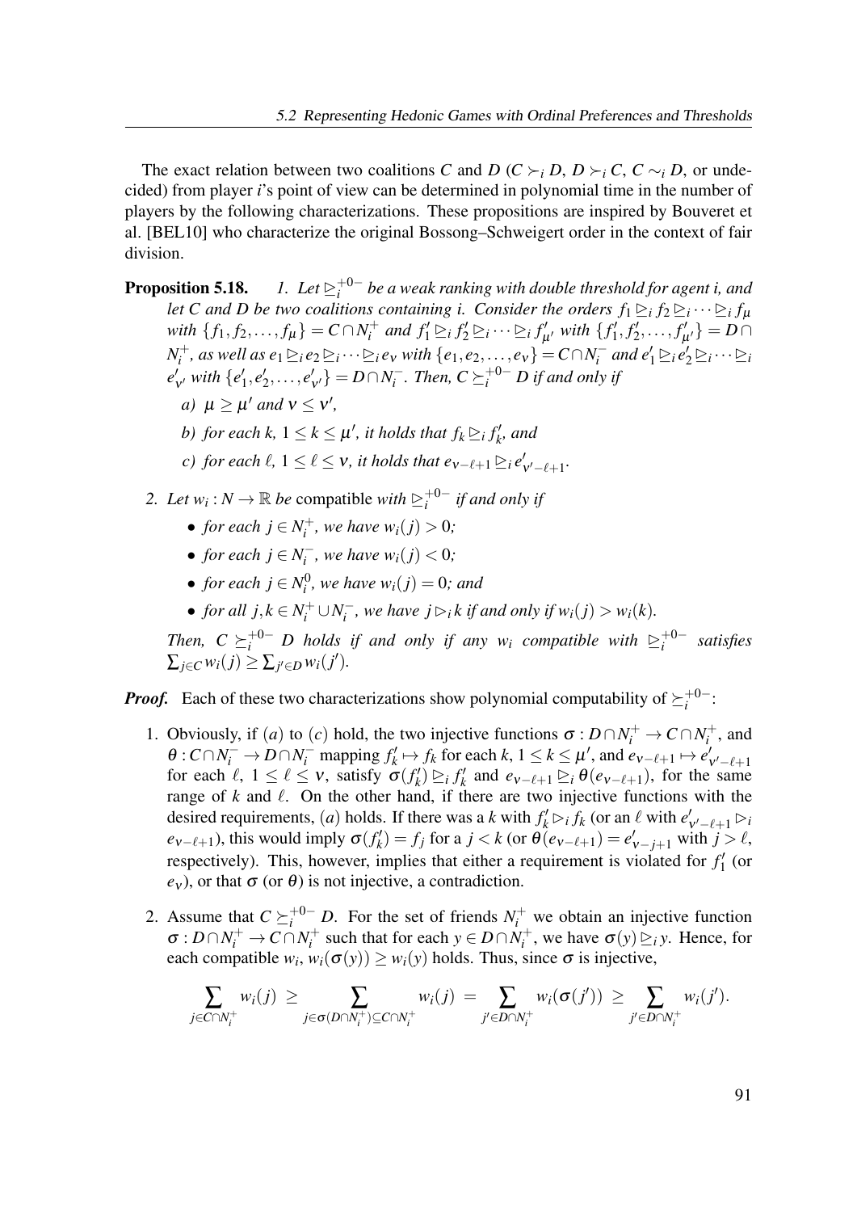The exact relation between two coalitions $C$ and $D$ ($C \succ_i D$, $D \succ_i C$, $C \sim_i D$, or undecided) from player $i$'s point of view can be determined in polynomial time in the number of players by the following characterizations. These propositions are inspired by Bouveret et al. [BEL10] who characterize the original Bossong–Schweigert order in the context of fair division.

**Proposition 5.18.** *1. Let $\trianglerighteq_i^{+0-}$ be a weak ranking with double threshold for agent $i$, and let $C$ and $D$ be two coalitions containing $i$. Consider the orders $f_1 \trianglerighteq_i f_2 \trianglerighteq_i \cdots \trianglerighteq_i f_\mu$ with $\{f_1, f_2, \ldots, f_\mu\} = C \cap N_i^+$ and $f'_1 \trianglerighteq_i f'_2 \trianglerighteq_i \cdots \trianglerighteq_i f'_{\mu'}$ with $\{f'_1, f'_2, \ldots, f'_{\mu'}\} = D \cap N_i^+$, as well as $e_1 \trianglerighteq_i e_2 \trianglerighteq_i \cdots \trianglerighteq_i e_\nu$ with $\{e_1, e_2, \ldots, e_\nu\} = C \cap N_i^-$ and $e'_1 \trianglerighteq_i e'_2 \trianglerighteq_i \cdots \trianglerighteq_i e'_{\nu'}$ with $\{e'_1, e'_2, \ldots, e'_{\nu'}\} = D \cap N_i^-$. Then, $C \succeq_i^{+0-} D$ if and only if*

*a) $\mu \geq \mu'$ and $\nu \leq \nu'$,*

*b) for each $k$, $1 \leq k \leq \mu'$, it holds that $f_k \trianglerighteq_i f'_k$, and*

*c) for each $\ell$, $1 \leq \ell \leq \nu$, it holds that $e_{\nu-\ell+1} \trianglerighteq_i e'_{\nu'-\ell+1}$.*

*2. Let $w_i : N \to \mathbb{R}$ be* compatible *with $\trianglerighteq_i^{+0-}$ if and only if*

- *for each $j \in N_i^+$, we have $w_i(j) > 0$;*
- *for each $j \in N_i^-$, we have $w_i(j) < 0$;*
- *for each $j \in N_i^0$, we have $w_i(j) = 0$; and*
- *for all $j, k \in N_i^+ \cup N_i^-$, we have $j \triangleright_i k$ if and only if $w_i(j) > w_i(k)$.*

*Then, $C \succeq_i^{+0-} D$ holds if and only if any $w_i$ compatible with $\trianglerighteq_i^{+0-}$ satisfies $\sum_{j \in C} w_i(j) \geq \sum_{j' \in D} w_i(j')$.*

***Proof.*** Each of these two characterizations show polynomial computability of $\succeq_i^{+0-}$:

1. Obviously, if $(a)$ to $(c)$ hold, the two injective functions $\sigma : D \cap N_i^+ \to C \cap N_i^+$, and $\theta : C \cap N_i^- \to D \cap N_i^-$ mapping $f'_k \mapsto f_k$ for each $k$, $1 \leq k \leq \mu'$, and $e_{\nu-\ell+1} \mapsto e'_{\nu'-\ell+1}$ for each $\ell$, $1 \leq \ell \leq \nu$, satisfy $\sigma(f'_k) \trianglerighteq_i f'_k$ and $e_{\nu-\ell+1} \trianglerighteq_i \theta(e_{\nu-\ell+1})$, for the same range of $k$ and $\ell$. On the other hand, if there are two injective functions with the desired requirements, $(a)$ holds. If there was a $k$ with $f'_k \triangleright_i f_k$ (or an $\ell$ with $e'_{\nu'-\ell+1} \triangleright_i e_{\nu-\ell+1}$), this would imply $\sigma(f'_k) = f_j$ for a $j < k$ (or $\theta(e_{\nu-\ell+1}) = e'_{\nu-j+1}$ with $j > \ell$, respectively). This, however, implies that either a requirement is violated for $f'_1$ (or $e_\nu$), or that $\sigma$ (or $\theta$) is not injective, a contradiction.

2. Assume that $C \succeq_i^{+0-} D$. For the set of friends $N_i^+$ we obtain an injective function $\sigma : D \cap N_i^+ \to C \cap N_i^+$ such that for each $y \in D \cap N_i^+$, we have $\sigma(y) \trianglerighteq_i y$. Hence, for each compatible $w_i$, $w_i(\sigma(y)) \geq w_i(y)$ holds. Thus, since $\sigma$ is injective,

$$\sum_{j \in C \cap N_i^+} w_i(j) \;\geq \sum_{j \in \sigma(D \cap N_i^+) \subseteq C \cap N_i^+} w_i(j) \;=\; \sum_{j' \in D \cap N_i^+} w_i(\sigma(j')) \;\geq\; \sum_{j' \in D \cap N_i^+} w_i(j').$$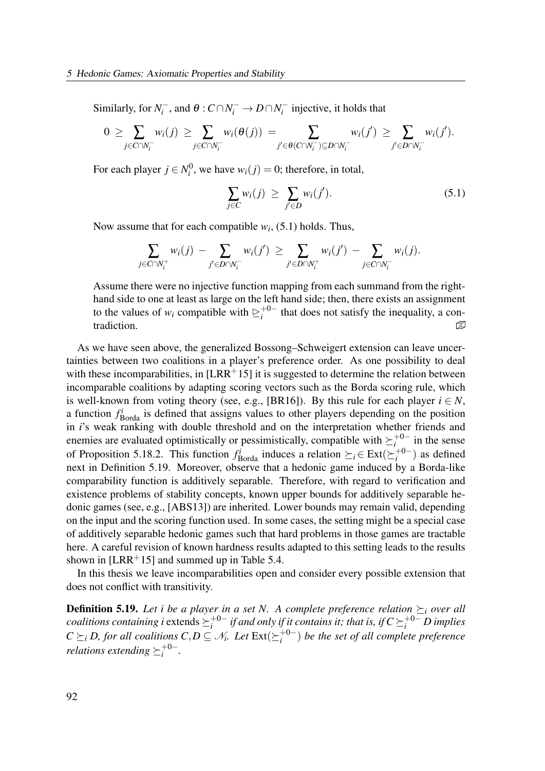Similarly, for $N_i^-$, and $\theta : C \cap N_i^- \to D \cap N_i^-$ injective, it holds that

$$0 \geq \sum_{j \in C \cap N_i^-} w_i(j) \geq \sum_{j \in C \cap N_i^-} w_i(\theta(j)) = \sum_{j' \in \theta(C \cap N_i^-) \subseteq D \cap N_i^-} w_i(j') \geq \sum_{j' \in D \cap N_i^-} w_i(j').$$

For each player $j \in N_i^0$, we have $w_i(j) = 0$; therefore, in total,

$$\sum_{j \in C} w_i(j) \geq \sum_{j' \in D} w_i(j'). \tag{5.1}$$

Now assume that for each compatible $w_i$, (5.1) holds. Thus,

$$\sum_{j \in C \cap N_i^+} w_i(j) - \sum_{j' \in D \cap N_i^-} w_i(j') \geq \sum_{j' \in D \cap N_i^+} w_i(j') - \sum_{j \in C \cap N_i^-} w_i(j).$$

Assume there were no injective function mapping from each summand from the right-hand side to one at least as large on the left hand side; then, there exists an assignment to the values of $w_i$ compatible with $\trianglerighteq_i^{+0-}$ that does not satisfy the inequality, a contradiction. ◻

As we have seen above, the generalized Bossong–Schweigert extension can leave uncertainties between two coalitions in a player's preference order. As one possibility to deal with these incomparabilities, in [LRR+15] it is suggested to determine the relation between incomparable coalitions by adapting scoring vectors such as the Borda scoring rule, which is well-known from voting theory (see, e.g., [BR16]). By this rule for each player $i \in N$, a function $f_{\text{Borda}}^i$ is defined that assigns values to other players depending on the position in $i$'s weak ranking with double threshold and on the interpretation whether friends and enemies are evaluated optimistically or pessimistically, compatible with $\succeq_i^{+0-}$ in the sense of Proposition 5.18.2. This function $f_{\text{Borda}}^i$ induces a relation $\succeq_i \in \text{Ext}(\succeq_i^{+0-})$ as defined next in Definition 5.19. Moreover, observe that a hedonic game induced by a Borda-like comparability function is additively separable. Therefore, with regard to verification and existence problems of stability concepts, known upper bounds for additively separable hedonic games (see, e.g., [ABS13]) are inherited. Lower bounds may remain valid, depending on the input and the scoring function used. In some cases, the setting might be a special case of additively separable hedonic games such that hard problems in those games are tractable here. A careful revision of known hardness results adapted to this setting leads to the results shown in [LRR+15] and summed up in Table 5.4.

In this thesis we leave incomparabilities open and consider every possible extension that does not conflict with transitivity.

**Definition 5.19.** *Let $i$ be a player in a set $N$. A complete preference relation $\succeq_i$ over all coalitions containing $i$ extends $\succeq_i^{+0-}$ if and only if it contains it; that is, if $C \succeq_i^{+0-} D$ implies $C \succeq_i D$, for all coalitions $C, D \subseteq \mathscr{N}_i$. Let $\text{Ext}(\succeq_i^{+0-})$ be the set of all complete preference relations extending $\succeq_i^{+0-}$.*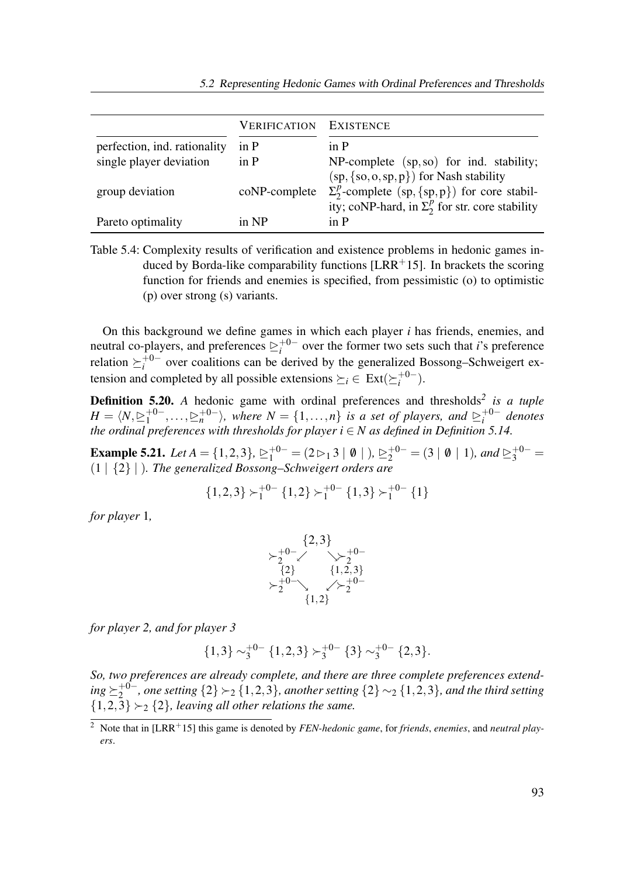| | VERIFICATION | EXISTENCE |
|---|---|---|
| perfection, ind. rationality | in P | in P |
| single player deviation | in P | NP-complete (sp, so) for ind. stability; (sp, {so, o, sp, p}) for Nash stability |
| group deviation | coNP-complete | $\Sigma_2^p$-complete (sp, {sp, p}) for core stability; coNP-hard, in $\Sigma_2^p$ for str. core stability |
| Pareto optimality | in NP | in P |

Table 5.4: Complexity results of verification and existence problems in hedonic games induced by Borda-like comparability functions [LRR+15]. In brackets the scoring function for friends and enemies is specified, from pessimistic (o) to optimistic (p) over strong (s) variants.

On this background we define games in which each player $i$ has friends, enemies, and neutral co-players, and preferences $\trianglerighteq_i^{+0-}$ over the former two sets such that $i$'s preference relation $\succeq_i^{+0-}$ over coalitions can be derived by the generalized Bossong–Schweigert extension and completed by all possible extensions $\succeq_i \in \text{Ext}(\succeq_i^{+0-})$.

**Definition 5.20.** *A* hedonic game with ordinal preferences and thresholds[2] *is a tuple $H = \langle N, \trianglerighteq_1^{+0-}, \ldots, \trianglerighteq_n^{+0-} \rangle$, where $N = \{1, \ldots, n\}$ is a set of players, and $\trianglerighteq_i^{+0-}$ denotes the ordinal preferences with thresholds for player $i \in N$ as defined in Definition 5.14.*

**Example 5.21.** *Let $A = \{1,2,3\}$, $\trianglerighteq_1^{+0-} = (2 \rhd_1 3 \mid \emptyset \mid )$, $\trianglerighteq_2^{+0-} = (3 \mid \emptyset \mid 1)$, and $\trianglerighteq_3^{+0-} = (1 \mid \{2\} \mid )$. The generalized Bossong–Schweigert orders are*

$$\{1,2,3\} \succ_1^{+0-} \{1,2\} \succ_1^{+0-} \{1,3\} \succ_1^{+0-} \{1\}$$

*for player* 1*,*

$$\begin{array}{ccc} & \{2,3\} & \\ \succ_2^{+0-} \swarrow & & \searrow \succ_2^{+0-} \\ \{2\} & & \{1,2,3\} \\ \succ_2^{+0-} \searrow & & \swarrow \succ_2^{+0-} \\ & \{1,2\} & \end{array}$$

*for player 2, and for player 3*

$$\{1,3\} \sim_3^{+0-} \{1,2,3\} \succ_3^{+0-} \{3\} \sim_3^{+0-} \{2,3\}.$$

*So, two preferences are already complete, and there are three complete preferences extending $\succeq_2^{+0-}$, one setting $\{2\} \succ_2 \{1,2,3\}$, another setting $\{2\} \sim_2 \{1,2,3\}$, and the third setting $\{1,2,3\} \succ_2 \{2\}$, leaving all other relations the same.*

[2] Note that in [LRR+15] this game is denoted by *FEN-hedonic game*, for *friends*, *enemies*, and *neutral players*.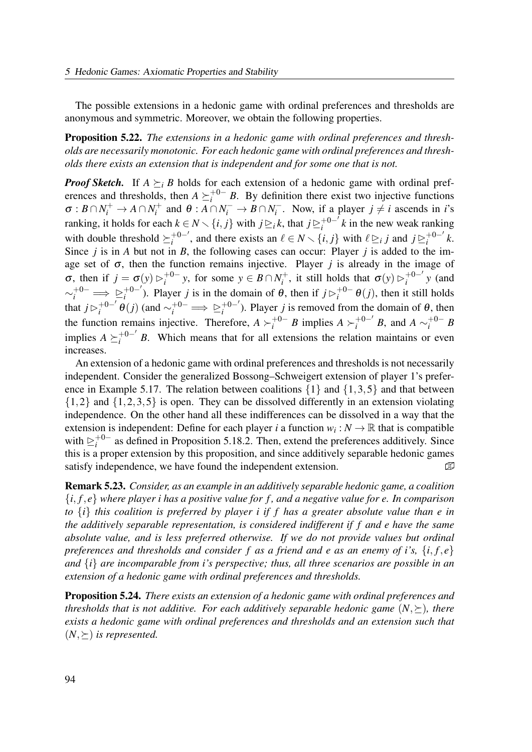The possible extensions in a hedonic game with ordinal preferences and thresholds are anonymous and symmetric. Moreover, we obtain the following properties.

**Proposition 5.22.** *The extensions in a hedonic game with ordinal preferences and thresholds are necessarily monotonic. For each hedonic game with ordinal preferences and thresholds there exists an extension that is independent and for some one that is not.*

***Proof Sketch.*** If $A \succeq_i B$ holds for each extension of a hedonic game with ordinal preferences and thresholds, then $A \succeq_i^{+0-} B$. By definition there exist two injective functions $\sigma : B \cap N_i^+ \to A \cap N_i^+$ and $\theta : A \cap N_i^- \to B \cap N_i^-$. Now, if a player $j \neq i$ ascends in $i$'s ranking, it holds for each $k \in N \setminus \{i, j\}$ with $j \trianglerighteq_i k$, that $j \trianglerighteq_i^{+0-'} k$ in the new weak ranking with double threshold $\succeq_i^{+0-'}$, and there exists an $\ell \in N \setminus \{i, j\}$ with $\ell \trianglerighteq_i j$ and $j \trianglerighteq_i^{+0-'} k$. Since $j$ is in $A$ but not in $B$, the following cases can occur: Player $j$ is added to the image set of $\sigma$, then the function remains injective. Player $j$ is already in the image of $\sigma$, then if $j = \sigma(y) \triangleright_i^{+0-} y$, for some $y \in B \cap N_i^+$, it still holds that $\sigma(y) \triangleright_i^{+0-'} y$ (and $\sim_i^{+0-} \implies \trianglerighteq_i^{+0-'}$). Player $j$ is in the domain of $\theta$, then if $j \triangleright_i^{+0-} \theta(j)$, then it still holds that $j \triangleright_i^{+0-'} \theta(j)$ (and $\sim_i^{+0-} \implies \trianglerighteq_i^{+0-'}$). Player $j$ is removed from the domain of $\theta$, then the function remains injective. Therefore, $A \succ_i^{+0-} B$ implies $A \succ_i^{+0-'} B$, and $A \sim_i^{+0-} B$ implies $A \succeq_i^{+0-'} B$. Which means that for all extensions the relation maintains or even increases.

An extension of a hedonic game with ordinal preferences and thresholds is not necessarily independent. Consider the generalized Bossong–Schweigert extension of player 1's preference in Example 5.17. The relation between coalitions $\{1\}$ and $\{1,3,5\}$ and that between $\{1,2\}$ and $\{1,2,3,5\}$ is open. They can be dissolved differently in an extension violating independence. On the other hand all these indifferences can be dissolved in a way that the extension is independent: Define for each player $i$ a function $w_i : N \to \mathbb{R}$ that is compatible with $\trianglerighteq_i^{+0-}$ as defined in Proposition 5.18.2. Then, extend the preferences additively. Since this is a proper extension by this proposition, and since additively separable hedonic games satisfy independence, we have found the independent extension. ∎

**Remark 5.23.** *Consider, as an example in an additively separable hedonic game, a coalition $\{i, f, e\}$ where player $i$ has a positive value for $f$, and a negative value for $e$. In comparison to $\{i\}$ this coalition is preferred by player $i$ if $f$ has a greater absolute value than $e$ in the additively separable representation, is considered indifferent if $f$ and $e$ have the same absolute value, and is less preferred otherwise. If we do not provide values but ordinal preferences and thresholds and consider $f$ as a friend and $e$ as an enemy of $i$'s, $\{i, f, e\}$ and $\{i\}$ are incomparable from $i$'s perspective; thus, all three scenarios are possible in an extension of a hedonic game with ordinal preferences and thresholds.*

**Proposition 5.24.** *There exists an extension of a hedonic game with ordinal preferences and thresholds that is not additive. For each additively separable hedonic game $(N, \succeq)$, there exists a hedonic game with ordinal preferences and thresholds and an extension such that $(N, \succeq)$ is represented.*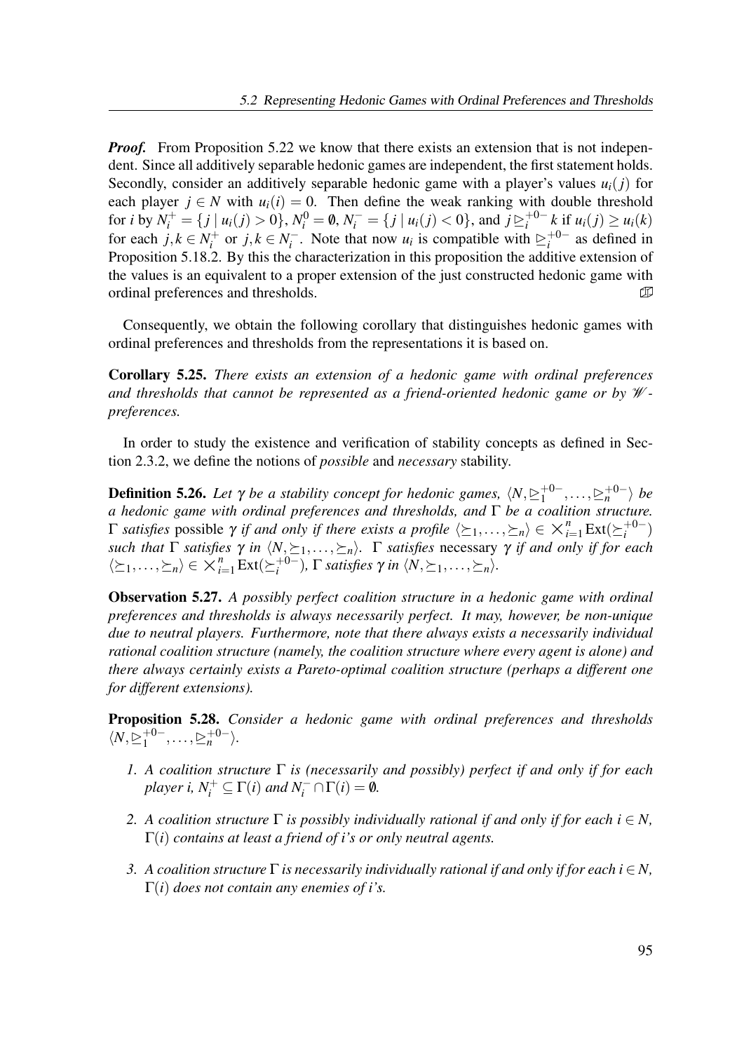***Proof.*** From Proposition 5.22 we know that there exists an extension that is not independent. Since all additively separable hedonic games are independent, the first statement holds. Secondly, consider an additively separable hedonic game with a player's values $u_i(j)$ for each player $j \in N$ with $u_i(i) = 0$. Then define the weak ranking with double threshold for $i$ by $N_i^+ = \{j \mid u_i(j) > 0\}$, $N_i^0 = \emptyset$, $N_i^- = \{j \mid u_i(j) < 0\}$, and $j \trianglerighteq_i^{+0-} k$ if $u_i(j) \geq u_i(k)$ for each $j,k \in N_i^+$ or $j,k \in N_i^-$. Note that now $u_i$ is compatible with $\trianglerighteq_i^{+0-}$ as defined in Proposition 5.18.2. By this the characterization in this proposition the additive extension of the values is an equivalent to a proper extension of the just constructed hedonic game with ordinal preferences and thresholds. ◫

Consequently, we obtain the following corollary that distinguishes hedonic games with ordinal preferences and thresholds from the representations it is based on.

**Corollary 5.25.** *There exists an extension of a hedonic game with ordinal preferences and thresholds that cannot be represented as a friend-oriented hedonic game or by $\mathscr{W}$-preferences.*

In order to study the existence and verification of stability concepts as defined in Section 2.3.2, we define the notions of *possible* and *necessary* stability.

**Definition 5.26.** *Let $\gamma$ be a stability concept for hedonic games, $\langle N, \trianglerighteq_1^{+0-}, \ldots, \trianglerighteq_n^{+0-}\rangle$ be a hedonic game with ordinal preferences and thresholds, and $\Gamma$ be a coalition structure. $\Gamma$ satisfies* possible *$\gamma$ if and only if there exists a profile $\langle \succeq_1, \ldots, \succeq_n\rangle \in \times_{i=1}^n \mathrm{Ext}(\succeq_i^{+0-})$ such that $\Gamma$ satisfies $\gamma$ in $\langle N, \succeq_1, \ldots, \succeq_n\rangle$. $\Gamma$ satisfies* necessary *$\gamma$ if and only if for each $\langle \succeq_1, \ldots, \succeq_n\rangle \in \times_{i=1}^n \mathrm{Ext}(\succeq_i^{+0-})$, $\Gamma$ satisfies $\gamma$ in $\langle N, \succeq_1, \ldots, \succeq_n\rangle$.*

**Observation 5.27.** *A possibly perfect coalition structure in a hedonic game with ordinal preferences and thresholds is always necessarily perfect. It may, however, be non-unique due to neutral players. Furthermore, note that there always exists a necessarily individual rational coalition structure (namely, the coalition structure where every agent is alone) and there always certainly exists a Pareto-optimal coalition structure (perhaps a different one for different extensions).*

**Proposition 5.28.** *Consider a hedonic game with ordinal preferences and thresholds $\langle N, \trianglerighteq_1^{+0-}, \ldots, \trianglerighteq_n^{+0-}\rangle$.*

1. *A coalition structure $\Gamma$ is (necessarily and possibly) perfect if and only if for each player $i$, $N_i^+ \subseteq \Gamma(i)$ and $N_i^- \cap \Gamma(i) = \emptyset$.*
2. *A coalition structure $\Gamma$ is possibly individually rational if and only if for each $i \in N$, $\Gamma(i)$ contains at least a friend of $i$'s or only neutral agents.*
3. *A coalition structure $\Gamma$ is necessarily individually rational if and only if for each $i \in N$, $\Gamma(i)$ does not contain any enemies of $i$'s.*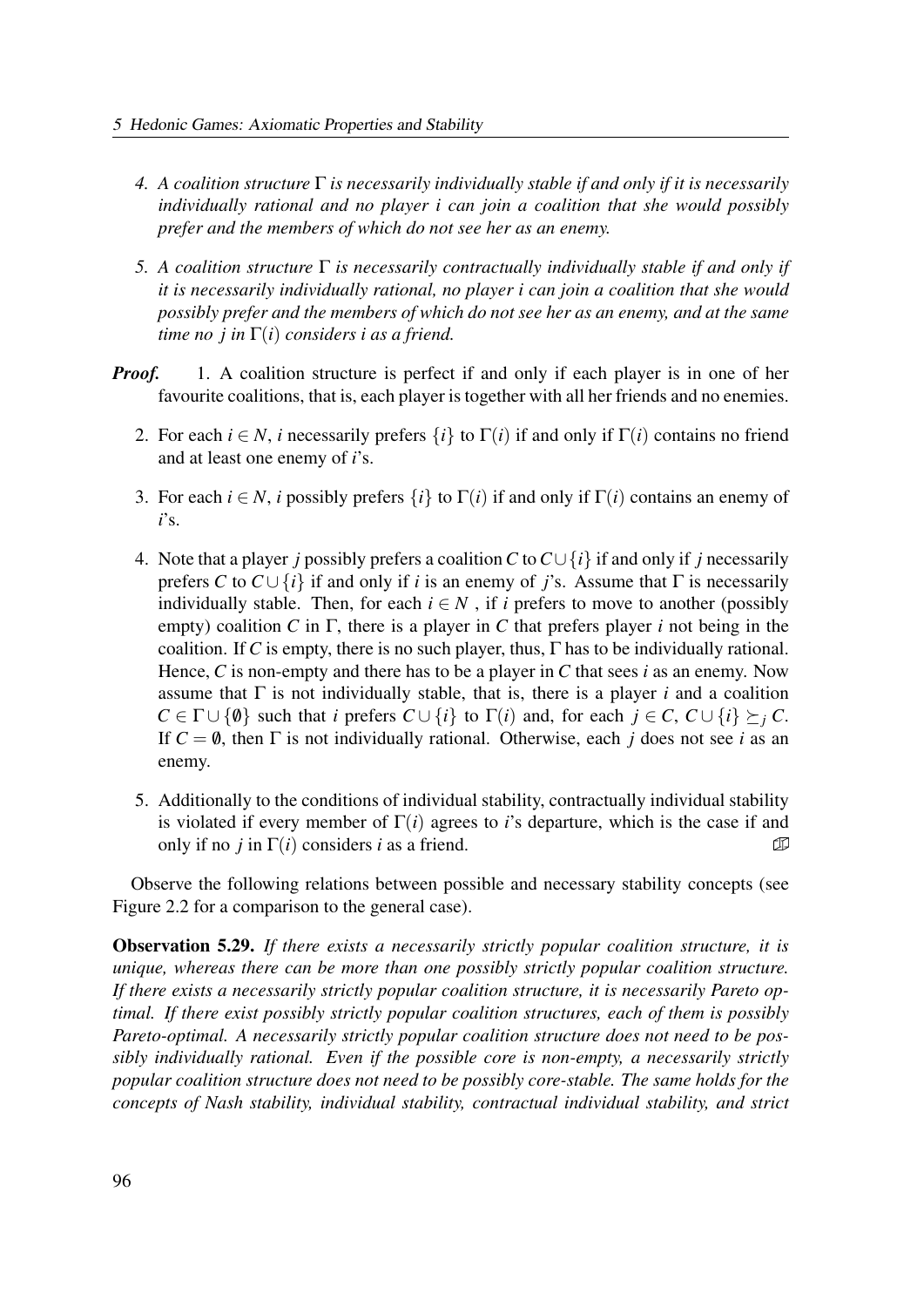4. *A coalition structure $\Gamma$ is necessarily individually stable if and only if it is necessarily individually rational and no player $i$ can join a coalition that she would possibly prefer and the members of which do not see her as an enemy.*

5. *A coalition structure $\Gamma$ is necessarily contractually individually stable if and only if it is necessarily individually rational, no player $i$ can join a coalition that she would possibly prefer and the members of which do not see her as an enemy, and at the same time no $j$ in $\Gamma(i)$ considers $i$ as a friend.*

***Proof.***

1. A coalition structure is perfect if and only if each player is in one of her favourite coalitions, that is, each player is together with all her friends and no enemies.

2. For each $i \in N$, $i$ necessarily prefers $\{i\}$ to $\Gamma(i)$ if and only if $\Gamma(i)$ contains no friend and at least one enemy of $i$'s.

3. For each $i \in N$, $i$ possibly prefers $\{i\}$ to $\Gamma(i)$ if and only if $\Gamma(i)$ contains an enemy of $i$'s.

4. Note that a player $j$ possibly prefers a coalition $C$ to $C \cup \{i\}$ if and only if $j$ necessarily prefers $C$ to $C \cup \{i\}$ if and only if $i$ is an enemy of $j$'s. Assume that $\Gamma$ is necessarily individually stable. Then, for each $i \in N$ , if $i$ prefers to move to another (possibly empty) coalition $C$ in $\Gamma$, there is a player in $C$ that prefers player $i$ not being in the coalition. If $C$ is empty, there is no such player, thus, $\Gamma$ has to be individually rational. Hence, $C$ is non-empty and there has to be a player in $C$ that sees $i$ as an enemy. Now assume that $\Gamma$ is not individually stable, that is, there is a player $i$ and a coalition $C \in \Gamma \cup \{\emptyset\}$ such that $i$ prefers $C \cup \{i\}$ to $\Gamma(i)$ and, for each $j \in C$, $C \cup \{i\} \succeq_j C$. If $C = \emptyset$, then $\Gamma$ is not individually rational. Otherwise, each $j$ does not see $i$ as an enemy.

5. Additionally to the conditions of individual stability, contractually individual stability is violated if every member of $\Gamma(i)$ agrees to $i$'s departure, which is the case if and only if no $j$ in $\Gamma(i)$ considers $i$ as a friend. ◻

Observe the following relations between possible and necessary stability concepts (see Figure 2.2 for a comparison to the general case).

**Observation 5.29.** *If there exists a necessarily strictly popular coalition structure, it is unique, whereas there can be more than one possibly strictly popular coalition structure. If there exists a necessarily strictly popular coalition structure, it is necessarily Pareto optimal. If there exist possibly strictly popular coalition structures, each of them is possibly Pareto-optimal. A necessarily strictly popular coalition structure does not need to be possibly individually rational. Even if the possible core is non-empty, a necessarily strictly popular coalition structure does not need to be possibly core-stable. The same holds for the concepts of Nash stability, individual stability, contractual individual stability, and strict*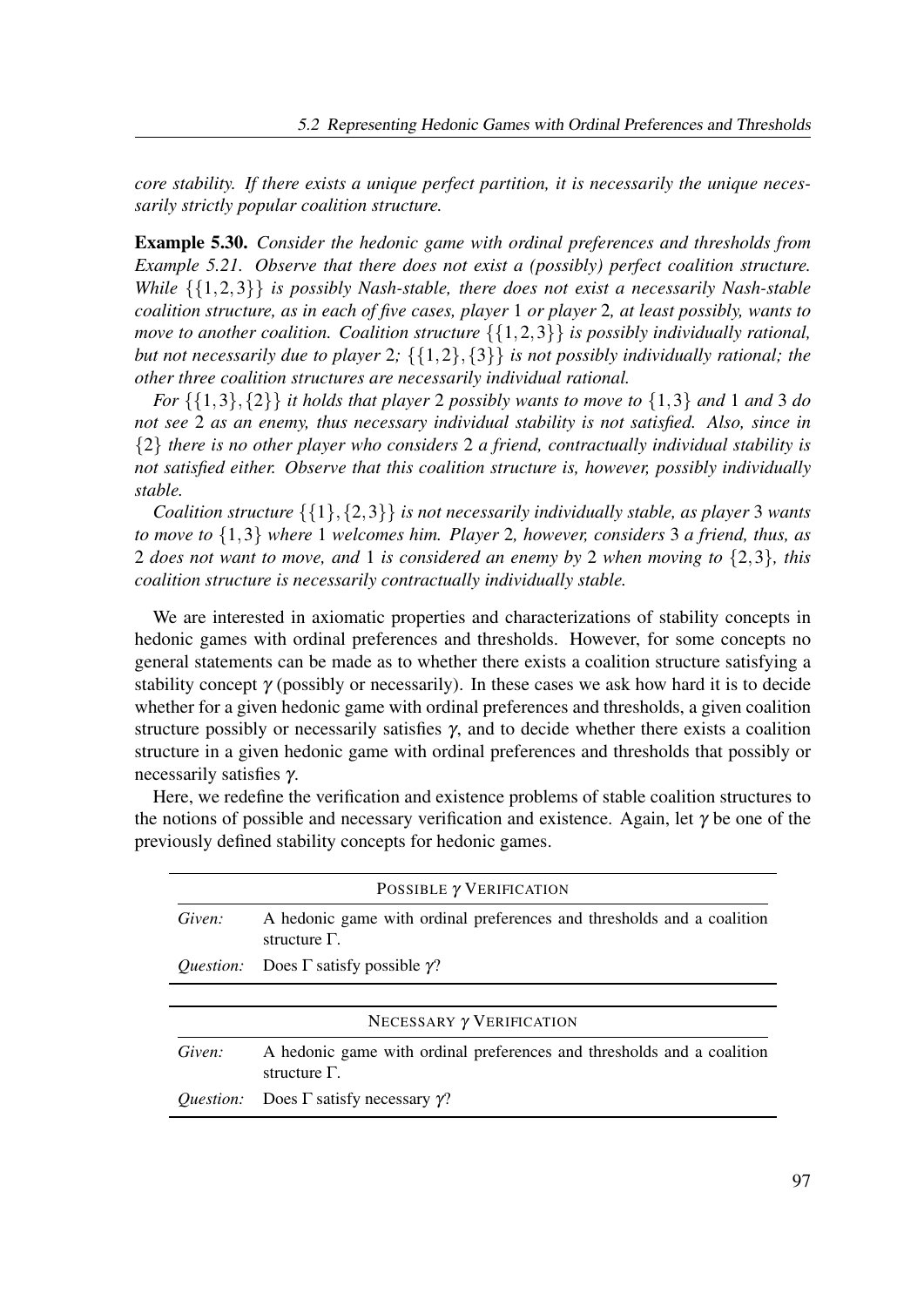*core stability. If there exists a unique perfect partition, it is necessarily the unique necessarily strictly popular coalition structure.*

**Example 5.30.** *Consider the hedonic game with ordinal preferences and thresholds from Example 5.21. Observe that there does not exist a (possibly) perfect coalition structure. While $\{\{1,2,3\}\}$ is possibly Nash-stable, there does not exist a necessarily Nash-stable coalition structure, as in each of five cases, player 1 or player 2, at least possibly, wants to move to another coalition. Coalition structure $\{\{1,2,3\}\}$ is possibly individually rational, but not necessarily due to player 2; $\{\{1,2\},\{3\}\}$ is not possibly individually rational; the other three coalition structures are necessarily individual rational.*

*For $\{\{1,3\},\{2\}\}$ it holds that player 2 possibly wants to move to $\{1,3\}$ and 1 and 3 do not see 2 as an enemy, thus necessary individual stability is not satisfied. Also, since in $\{2\}$ there is no other player who considers 2 a friend, contractually individual stability is not satisfied either. Observe that this coalition structure is, however, possibly individually stable.*

*Coalition structure $\{\{1\},\{2,3\}\}$ is not necessarily individually stable, as player 3 wants to move to $\{1,3\}$ where 1 welcomes him. Player 2, however, considers 3 a friend, thus, as 2 does not want to move, and 1 is considered an enemy by 2 when moving to $\{2,3\}$, this coalition structure is necessarily contractually individually stable.*

We are interested in axiomatic properties and characterizations of stability concepts in hedonic games with ordinal preferences and thresholds. However, for some concepts no general statements can be made as to whether there exists a coalition structure satisfying a stability concept $\gamma$ (possibly or necessarily). In these cases we ask how hard it is to decide whether for a given hedonic game with ordinal preferences and thresholds, a given coalition structure possibly or necessarily satisfies $\gamma$, and to decide whether there exists a coalition structure in a given hedonic game with ordinal preferences and thresholds that possibly or necessarily satisfies $\gamma$.

Here, we redefine the verification and existence problems of stable coalition structures to the notions of possible and necessary verification and existence. Again, let $\gamma$ be one of the previously defined stability concepts for hedonic games.

| POSSIBLE $\gamma$ VERIFICATION | |
|---|---|
| *Given:* | A hedonic game with ordinal preferences and thresholds and a coalition structure $\Gamma$. |
| *Question:* | Does $\Gamma$ satisfy possible $\gamma$? |

| NECESSARY $\gamma$ VERIFICATION | |
|---|---|
| *Given:* | A hedonic game with ordinal preferences and thresholds and a coalition structure $\Gamma$. |
| *Question:* | Does $\Gamma$ satisfy necessary $\gamma$? |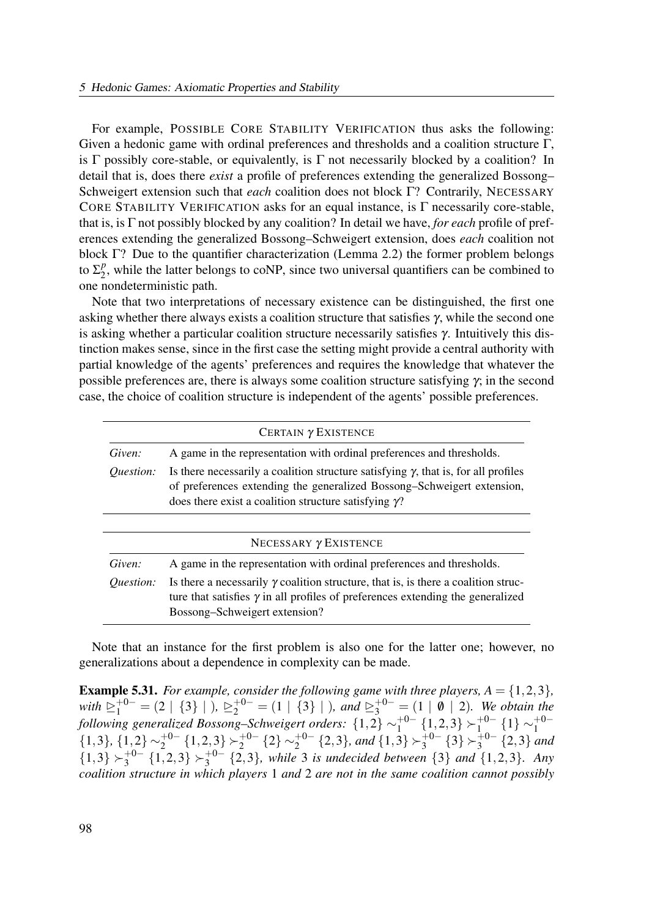For example, POSSIBLE CORE STABILITY VERIFICATION thus asks the following: Given a hedonic game with ordinal preferences and thresholds and a coalition structure $\Gamma$, is $\Gamma$ possibly core-stable, or equivalently, is $\Gamma$ not necessarily blocked by a coalition? In detail that is, does there *exist* a profile of preferences extending the generalized Bossong–Schweigert extension such that *each* coalition does not block $\Gamma$? Contrarily, NECESSARY CORE STABILITY VERIFICATION asks for an equal instance, is $\Gamma$ necessarily core-stable, that is, is $\Gamma$ not possibly blocked by any coalition? In detail we have, *for each* profile of preferences extending the generalized Bossong–Schweigert extension, does *each* coalition not block $\Gamma$? Due to the quantifier characterization (Lemma 2.2) the former problem belongs to $\Sigma_2^p$, while the latter belongs to coNP, since two universal quantifiers can be combined to one nondeterministic path.

Note that two interpretations of necessary existence can be distinguished, the first one asking whether there always exists a coalition structure that satisfies $\gamma$, while the second one is asking whether a particular coalition structure necessarily satisfies $\gamma$. Intuitively this distinction makes sense, since in the first case the setting might provide a central authority with partial knowledge of the agents' preferences and requires the knowledge that whatever the possible preferences are, there is always some coalition structure satisfying $\gamma$; in the second case, the choice of coalition structure is independent of the agents' possible preferences.

| CERTAIN $\gamma$ EXISTENCE | |
|---|---|
| *Given:* | A game in the representation with ordinal preferences and thresholds. |
| *Question:* | Is there necessarily a coalition structure satisfying $\gamma$, that is, for all profiles of preferences extending the generalized Bossong–Schweigert extension, does there exist a coalition structure satisfying $\gamma$? |

| NECESSARY $\gamma$ EXISTENCE | |
|---|---|
| *Given:* | A game in the representation with ordinal preferences and thresholds. |
| *Question:* | Is there a necessarily $\gamma$ coalition structure, that is, is there a coalition structure that satisfies $\gamma$ in all profiles of preferences extending the generalized Bossong–Schweigert extension? |

Note that an instance for the first problem is also one for the latter one; however, no generalizations about a dependence in complexity can be made.

**Example 5.31.** *For example, consider the following game with three players, $A = \{1,2,3\}$, with $\trianglerighteq_1^{+0-} = (2 \mid \{3\} \mid)$, $\trianglerighteq_2^{+0-} = (1 \mid \{3\} \mid)$, and $\trianglerighteq_3^{+0-} = (1 \mid \emptyset \mid 2)$. We obtain the following generalized Bossong–Schweigert orders: $\{1,2\} \sim_1^{+0-} \{1,2,3\} \succ_1^{+0-} \{1\} \sim_1^{+0-} \{1,3\}$, $\{1,2\} \sim_2^{+0-} \{1,2,3\} \succ_2^{+0-} \{2\} \sim_2^{+0-} \{2,3\}$, and $\{1,3\} \succ_3^{+0-} \{3\} \succ_3^{+0-} \{2,3\}$ and $\{1,3\} \succ_3^{+0-} \{1,2,3\} \succ_3^{+0-} \{2,3\}$, while 3 is undecided between $\{3\}$ and $\{1,2,3\}$. Any coalition structure in which players 1 and 2 are not in the same coalition cannot possibly*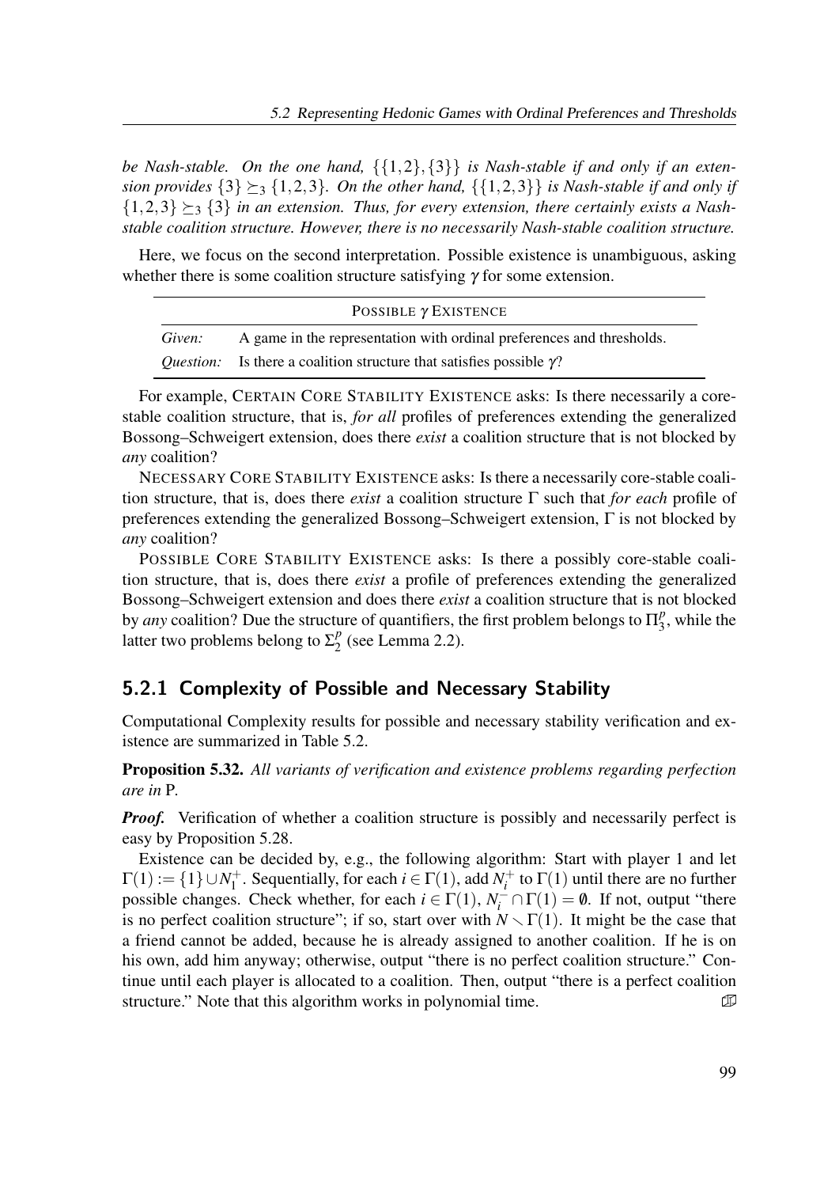*be Nash-stable. On the one hand, $\{\{1,2\},\{3\}\}$ is Nash-stable if and only if an extension provides $\{3\} \succeq_3 \{1,2,3\}$. On the other hand, $\{\{1,2,3\}\}$ is Nash-stable if and only if $\{1,2,3\} \succeq_3 \{3\}$ in an extension. Thus, for every extension, there certainly exists a Nash-stable coalition structure. However, there is no necessarily Nash-stable coalition structure.*

Here, we focus on the second interpretation. Possible existence is unambiguous, asking whether there is some coalition structure satisfying $\gamma$ for some extension.

| POSSIBLE $\gamma$ EXISTENCE | |
|---|---|
| *Given:* | A game in the representation with ordinal preferences and thresholds. |
| *Question:* | Is there a coalition structure that satisfies possible $\gamma$? |

For example, CERTAIN CORE STABILITY EXISTENCE asks: Is there necessarily a core-stable coalition structure, that is, *for all* profiles of preferences extending the generalized Bossong–Schweigert extension, does there *exist* a coalition structure that is not blocked by *any* coalition?

NECESSARY CORE STABILITY EXISTENCE asks: Is there a necessarily core-stable coalition structure, that is, does there *exist* a coalition structure $\Gamma$ such that *for each* profile of preferences extending the generalized Bossong–Schweigert extension, $\Gamma$ is not blocked by *any* coalition?

POSSIBLE CORE STABILITY EXISTENCE asks: Is there a possibly core-stable coalition structure, that is, does there *exist* a profile of preferences extending the generalized Bossong–Schweigert extension and does there *exist* a coalition structure that is not blocked by *any* coalition? Due the structure of quantifiers, the first problem belongs to $\Pi_3^p$, while the latter two problems belong to $\Sigma_2^p$ (see Lemma 2.2).

## 5.2.1 Complexity of Possible and Necessary Stability

Computational Complexity results for possible and necessary stability verification and existence are summarized in Table 5.2.

**Proposition 5.32.** *All variants of verification and existence problems regarding perfection are in* P*.*

***Proof.*** Verification of whether a coalition structure is possibly and necessarily perfect is easy by Proposition 5.28.

Existence can be decided by, e.g., the following algorithm: Start with player 1 and let $\Gamma(1) := \{1\} \cup N_1^+$. Sequentially, for each $i \in \Gamma(1)$, add $N_i^+$ to $\Gamma(1)$ until there are no further possible changes. Check whether, for each $i \in \Gamma(1)$, $N_i^- \cap \Gamma(1) = \emptyset$. If not, output "there is no perfect coalition structure"; if so, start over with $N \setminus \Gamma(1)$. It might be the case that a friend cannot be added, because he is already assigned to another coalition. If he is on his own, add him anyway; otherwise, output "there is no perfect coalition structure." Continue until each player is allocated to a coalition. Then, output "there is a perfect coalition structure." Note that this algorithm works in polynomial time. ◻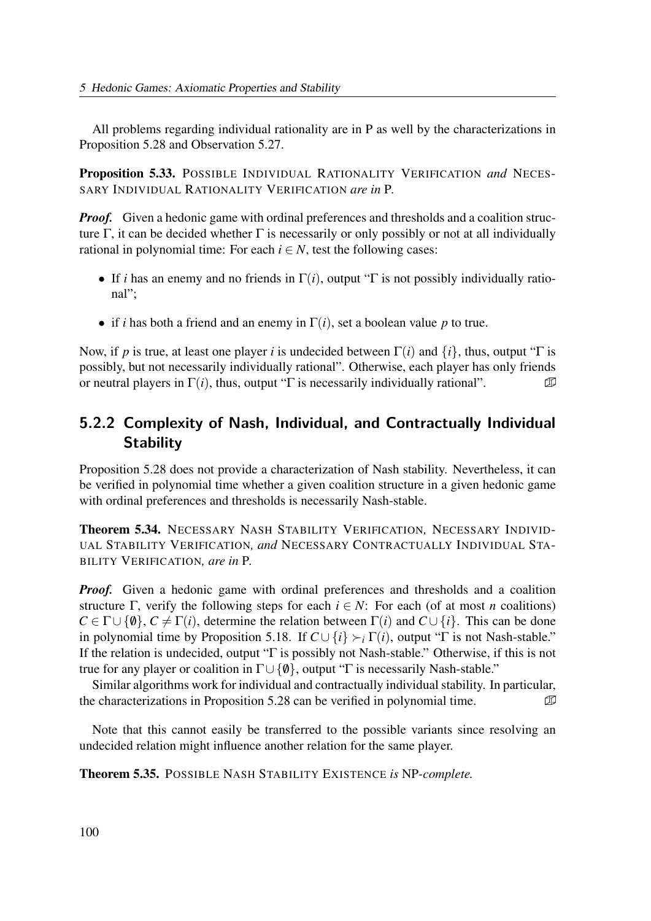All problems regarding individual rationality are in P as well by the characterizations in Proposition 5.28 and Observation 5.27.

**Proposition 5.33.** Possible Individual Rationality Verification *and* Necessary Individual Rationality Verification *are in* P.

***Proof.*** Given a hedonic game with ordinal preferences and thresholds and a coalition structure $\Gamma$, it can be decided whether $\Gamma$ is necessarily or only possibly or not at all individually rational in polynomial time: For each $i \in N$, test the following cases:

- If $i$ has an enemy and no friends in $\Gamma(i)$, output "$\Gamma$ is not possibly individually rational";
- if $i$ has both a friend and an enemy in $\Gamma(i)$, set a boolean value $p$ to true.

Now, if $p$ is true, at least one player $i$ is undecided between $\Gamma(i)$ and $\{i\}$, thus, output "$\Gamma$ is possibly, but not necessarily individually rational". Otherwise, each player has only friends or neutral players in $\Gamma(i)$, thus, output "$\Gamma$ is necessarily individually rational". ∎

## 5.2.2 Complexity of Nash, Individual, and Contractually Individual Stability

Proposition 5.28 does not provide a characterization of Nash stability. Nevertheless, it can be verified in polynomial time whether a given coalition structure in a given hedonic game with ordinal preferences and thresholds is necessarily Nash-stable.

**Theorem 5.34.** Necessary Nash Stability Verification, Necessary Individual Stability Verification, *and* Necessary Contractually Individual Stability Verification, *are in* P.

***Proof.*** Given a hedonic game with ordinal preferences and thresholds and a coalition structure $\Gamma$, verify the following steps for each $i \in N$: For each (of at most $n$ coalitions) $C \in \Gamma \cup \{\emptyset\}$, $C \neq \Gamma(i)$, determine the relation between $\Gamma(i)$ and $C \cup \{i\}$. This can be done in polynomial time by Proposition 5.18. If $C \cup \{i\} \succ_i \Gamma(i)$, output "$\Gamma$ is not Nash-stable." If the relation is undecided, output "$\Gamma$ is possibly not Nash-stable." Otherwise, if this is not true for any player or coalition in $\Gamma \cup \{\emptyset\}$, output "$\Gamma$ is necessarily Nash-stable."

Similar algorithms work for individual and contractually individual stability. In particular, the characterizations in Proposition 5.28 can be verified in polynomial time. ∎

Note that this cannot easily be transferred to the possible variants since resolving an undecided relation might influence another relation for the same player.

**Theorem 5.35.** Possible Nash Stability Existence *is* NP*-complete.*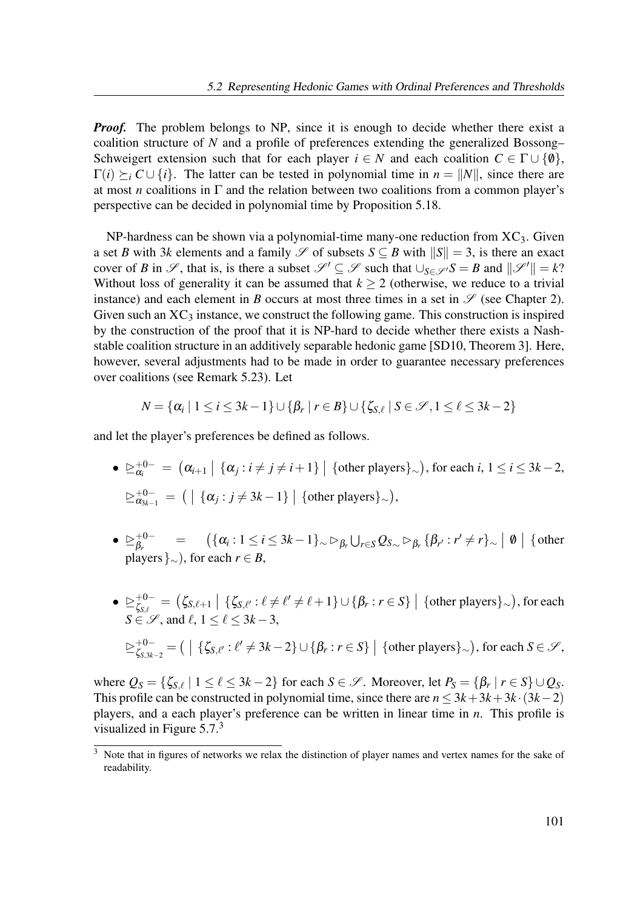***Proof.*** The problem belongs to NP, since it is enough to decide whether there exist a coalition structure of $N$ and a profile of preferences extending the generalized Bossong–Schweigert extension such that for each player $i \in N$ and each coalition $C \in \Gamma \cup \{\emptyset\}$, $\Gamma(i) \succeq_i C \cup \{i\}$. The latter can be tested in polynomial time in $n = \|N\|$, since there are at most $n$ coalitions in $\Gamma$ and the relation between two coalitions from a common player's perspective can be decided in polynomial time by Proposition 5.18.

NP-hardness can be shown via a polynomial-time many-one reduction from $\mathrm{XC}_3$. Given a set $B$ with $3k$ elements and a family $\mathscr{S}$ of subsets $S \subseteq B$ with $\|S\| = 3$, is there an exact cover of $B$ in $\mathscr{S}$, that is, is there a subset $\mathscr{S}' \subseteq \mathscr{S}$ such that $\cup_{S \in \mathscr{S}'} S = B$ and $\|\mathscr{S}'\| = k$? Without loss of generality it can be assumed that $k \geq 2$ (otherwise, we reduce to a trivial instance) and each element in $B$ occurs at most three times in a set in $\mathscr{S}$ (see Chapter 2). Given such an $\mathrm{XC}_3$ instance, we construct the following game. This construction is inspired by the construction of the proof that it is NP-hard to decide whether there exists a Nash-stable coalition structure in an additively separable hedonic game [SD10, Theorem 3]. Here, however, several adjustments had to be made in order to guarantee necessary preferences over coalitions (see Remark 5.23). Let

$$N = \{\alpha_i \mid 1 \leq i \leq 3k-1\} \cup \{\beta_r \mid r \in B\} \cup \{\zeta_{S,\ell} \mid S \in \mathscr{S}, 1 \leq \ell \leq 3k-2\}$$

and let the player's preferences be defined as follows.

- $\trianglerighteq^{+0-}_{\alpha_i} = \big(\alpha_{i+1} \mid \{\alpha_j : i \neq j \neq i+1\} \mid \{\text{other players}\}_\sim\big)$, for each $i$, $1 \leq i \leq 3k-2$,

  $\trianglerighteq^{+0-}_{\alpha_{3k-1}} = \big( \mid \{\alpha_j : j \neq 3k-1\} \mid \{\text{other players}\}_\sim\big)$,

- $\trianglerighteq^{+0-}_{\beta_r} = \big(\{\alpha_i : 1 \leq i \leq 3k-1\}_\sim \rhd_{\beta_r} \bigcup_{r \in S} Q_{S\sim} \rhd_{\beta_r} \{\beta_{r'} : r' \neq r\}_\sim \mid \emptyset \mid \{\text{other players}\}_\sim\big)$, for each $r \in B$,

- $\trianglerighteq^{+0-}_{\zeta_{S,\ell}} = \big(\zeta_{S,\ell+1} \mid \{\zeta_{S,\ell'} : \ell \neq \ell' \neq \ell+1\} \cup \{\beta_r : r \in S\} \mid \{\text{other players}\}_\sim\big)$, for each $S \in \mathscr{S}$, and $\ell$, $1 \leq \ell \leq 3k-3$,

  $\trianglerighteq^{+0-}_{\zeta_{S,3k-2}} = \big( \mid \{\zeta_{S,\ell'} : \ell' \neq 3k-2\} \cup \{\beta_r : r \in S\} \mid \{\text{other players}\}_\sim\big)$, for each $S \in \mathscr{S}$,

where $Q_S = \{\zeta_{S,\ell} \mid 1 \leq \ell \leq 3k-2\}$ for each $S \in \mathscr{S}$. Moreover, let $P_S = \{\beta_r \mid r \in S\} \cup Q_S$. This profile can be constructed in polynomial time, since there are $n \leq 3k + 3k + 3k \cdot (3k-2)$ players, and a each player's preference can be written in linear time in $n$. This profile is visualized in Figure 5.7.[3]

[3] Note that in figures of networks we relax the distinction of player names and vertex names for the sake of readability.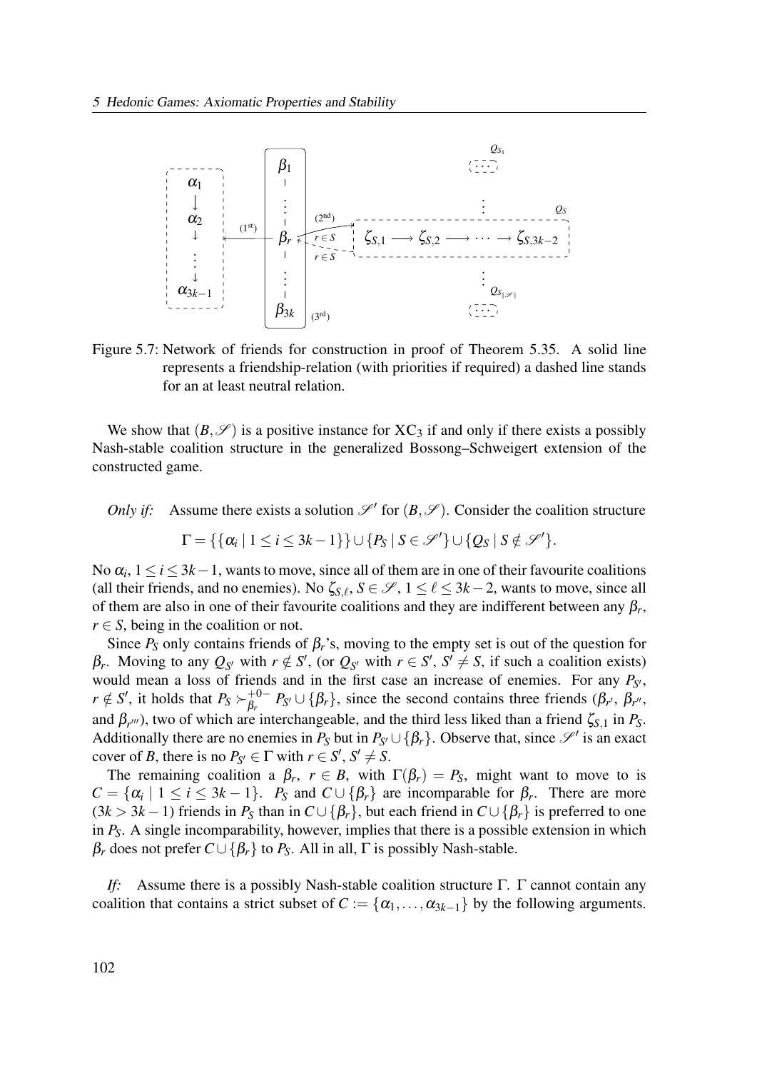Figure 5.7: Network of friends for construction in proof of Theorem 5.35. A solid line represents a friendship-relation (with priorities if required) a dashed line stands for an at least neutral relation.

We show that $(B,\mathscr{S})$ is a positive instance for $\mathrm{XC}_3$ if and only if there exists a possibly Nash-stable coalition structure in the generalized Bossong–Schweigert extension of the constructed game.

*Only if:* Assume there exists a solution $\mathscr{S}'$ for $(B,\mathscr{S})$. Consider the coalition structure

$$\Gamma = \{\{\alpha_i \mid 1 \leq i \leq 3k-1\}\} \cup \{P_S \mid S \in \mathscr{S}'\} \cup \{Q_S \mid S \notin \mathscr{S}'\}.$$

No $\alpha_i$, $1 \leq i \leq 3k-1$, wants to move, since all of them are in one of their favourite coalitions (all their friends, and no enemies). No $\zeta_{S,\ell}$, $S \in \mathscr{S}$, $1 \leq \ell \leq 3k-2$, wants to move, since all of them are also in one of their favourite coalitions and they are indifferent between any $\beta_r$, $r \in S$, being in the coalition or not.

Since $P_S$ only contains friends of $\beta_r$'s, moving to the empty set is out of the question for $\beta_r$. Moving to any $Q_{S'}$ with $r \notin S'$, (or $Q_{S'}$ with $r \in S'$, $S' \neq S$, if such a coalition exists) would mean a loss of friends and in the first case an increase of enemies. For any $P_{S'}$, $r \notin S'$, it holds that $P_S \succ^{+0-}_{\beta_r} P_{S'} \cup \{\beta_r\}$, since the second contains three friends ($\beta_{r'}$, $\beta_{r''}$, and $\beta_{r'''}$), two of which are interchangeable, and the third less liked than a friend $\zeta_{S,1}$ in $P_S$. Additionally there are no enemies in $P_S$ but in $P_{S'} \cup \{\beta_r\}$. Observe that, since $\mathscr{S}'$ is an exact cover of $B$, there is no $P_{S'} \in \Gamma$ with $r \in S'$, $S' \neq S$.

The remaining coalition a $\beta_r$, $r \in B$, with $\Gamma(\beta_r) = P_S$, might want to move to is $C = \{\alpha_i \mid 1 \leq i \leq 3k-1\}$. $P_S$ and $C \cup \{\beta_r\}$ are incomparable for $\beta_r$. There are more $(3k > 3k-1)$ friends in $P_S$ than in $C \cup \{\beta_r\}$, but each friend in $C \cup \{\beta_r\}$ is preferred to one in $P_S$. A single incomparability, however, implies that there is a possible extension in which $\beta_r$ does not prefer $C \cup \{\beta_r\}$ to $P_S$. All in all, $\Gamma$ is possibly Nash-stable.

*If:* Assume there is a possibly Nash-stable coalition structure $\Gamma$. $\Gamma$ cannot contain any coalition that contains a strict subset of $C := \{\alpha_1, \ldots, \alpha_{3k-1}\}$ by the following arguments.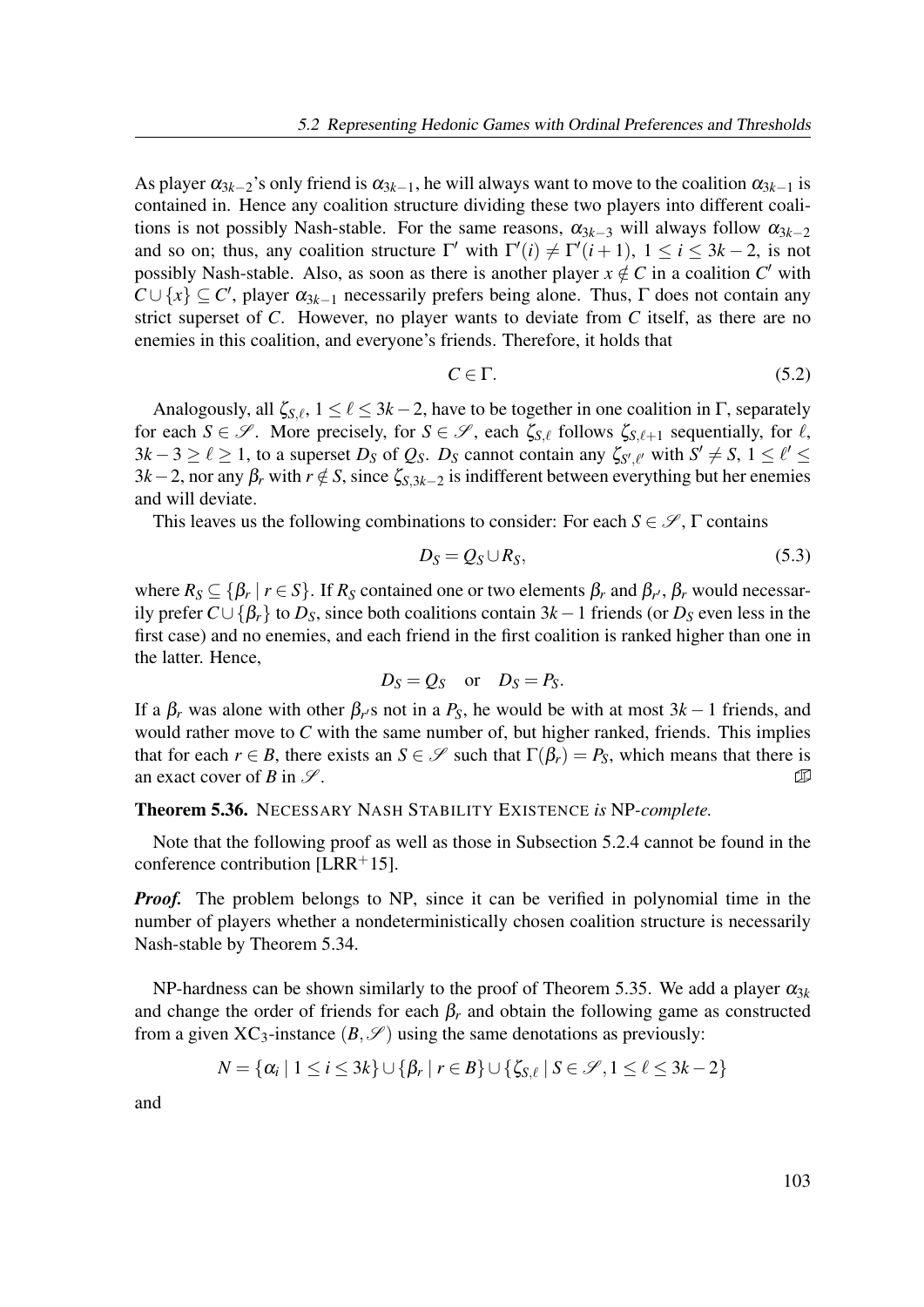As player $\alpha_{3k-2}$'s only friend is $\alpha_{3k-1}$, he will always want to move to the coalition $\alpha_{3k-1}$ is contained in. Hence any coalition structure dividing these two players into different coalitions is not possibly Nash-stable. For the same reasons, $\alpha_{3k-3}$ will always follow $\alpha_{3k-2}$ and so on; thus, any coalition structure $\Gamma'$ with $\Gamma'(i) \neq \Gamma'(i+1)$, $1 \leq i \leq 3k-2$, is not possibly Nash-stable. Also, as soon as there is another player $x \notin C$ in a coalition $C'$ with $C \cup \{x\} \subseteq C'$, player $\alpha_{3k-1}$ necessarily prefers being alone. Thus, $\Gamma$ does not contain any strict superset of $C$. However, no player wants to deviate from $C$ itself, as there are no enemies in this coalition, and everyone's friends. Therefore, it holds that

$$C \in \Gamma. \tag{5.2}$$

Analogously, all $\zeta_{S,\ell}$, $1 \leq \ell \leq 3k-2$, have to be together in one coalition in $\Gamma$, separately for each $S \in \mathscr{S}$. More precisely, for $S \in \mathscr{S}$, each $\zeta_{S,\ell}$ follows $\zeta_{S,\ell+1}$ sequentially, for $\ell$, $3k-3 \geq \ell \geq 1$, to a superset $D_S$ of $Q_S$. $D_S$ cannot contain any $\zeta_{S',\ell'}$ with $S' \neq S$, $1 \leq \ell' \leq 3k-2$, nor any $\beta_r$ with $r \notin S$, since $\zeta_{S,3k-2}$ is indifferent between everything but her enemies and will deviate.

This leaves us the following combinations to consider: For each $S \in \mathscr{S}$, $\Gamma$ contains

$$D_S = Q_S \cup R_S, \tag{5.3}$$

where $R_S \subseteq \{\beta_r \mid r \in S\}$. If $R_S$ contained one or two elements $\beta_r$ and $\beta_{r'}$, $\beta_r$ would necessarily prefer $C \cup \{\beta_r\}$ to $D_S$, since both coalitions contain $3k-1$ friends (or $D_S$ even less in the first case) and no enemies, and each friend in the first coalition is ranked higher than one in the latter. Hence,

$$D_S = Q_S \quad \text{or} \quad D_S = P_S.$$

If a $\beta_r$ was alone with other $\beta_{r'}$s not in a $P_S$, he would be with at most $3k-1$ friends, and would rather move to $C$ with the same number of, but higher ranked, friends. This implies that for each $r \in B$, there exists an $S \in \mathscr{S}$ such that $\Gamma(\beta_r) = P_S$, which means that there is an exact cover of $B$ in $\mathscr{S}$. ◻

**Theorem 5.36.** NECESSARY NASH STABILITY EXISTENCE *is* NP*-complete.*

Note that the following proof as well as those in Subsection 5.2.4 cannot be found in the conference contribution [LRR+15].

***Proof.*** The problem belongs to NP, since it can be verified in polynomial time in the number of players whether a nondeterministically chosen coalition structure is necessarily Nash-stable by Theorem 5.34.

NP-hardness can be shown similarly to the proof of Theorem 5.35. We add a player $\alpha_{3k}$ and change the order of friends for each $\beta_r$ and obtain the following game as constructed from a given $\text{XC}_3$-instance $(B, \mathscr{S})$ using the same denotations as previously:

$$N = \{\alpha_i \mid 1 \leq i \leq 3k\} \cup \{\beta_r \mid r \in B\} \cup \{\zeta_{S,\ell} \mid S \in \mathscr{S}, 1 \leq \ell \leq 3k-2\}$$

and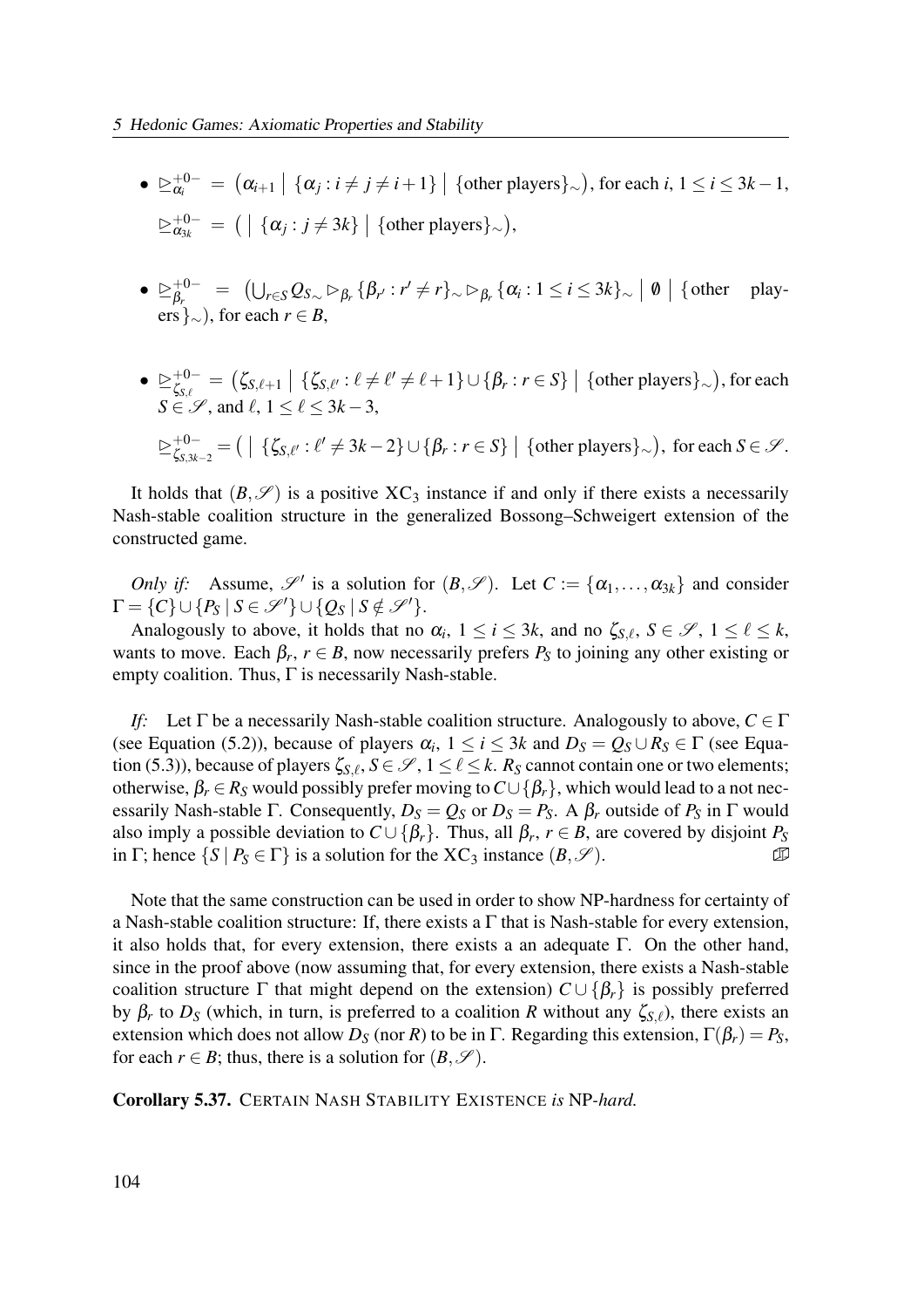- $\trianglerighteq^{+0-}_{\alpha_i} = \big(\alpha_{i+1} \mid \{\alpha_j : i \neq j \neq i+1\} \mid \{\text{other players}\}_\sim\big)$, for each $i$, $1 \leq i \leq 3k-1$,

  $\trianglerighteq^{+0-}_{\alpha_{3k}} = \big( \mid \{\alpha_j : j \neq 3k\} \mid \{\text{other players}\}_\sim\big)$,

- $\trianglerighteq^{+0-}_{\beta_r} = \big(\bigcup_{r \in S} Q_{S\sim} \triangleright_{\beta_r} \{\beta_{r'} : r' \neq r\}_\sim \triangleright_{\beta_r} \{\alpha_i : 1 \leq i \leq 3k\}_\sim \mid \emptyset \mid \{\text{other players}\}_\sim\big)$, for each $r \in B$,

- $\trianglerighteq^{+0-}_{\zeta_{S,\ell}} = \big(\zeta_{S,\ell+1} \mid \{\zeta_{S,\ell'} : \ell \neq \ell' \neq \ell+1\} \cup \{\beta_r : r \in S\} \mid \{\text{other players}\}_\sim\big)$, for each $S \in \mathscr{S}$, and $\ell$, $1 \leq \ell \leq 3k-3$,

  $\trianglerighteq^{+0-}_{\zeta_{S,3k-2}} = \big( \mid \{\zeta_{S,\ell'} : \ell' \neq 3k-2\} \cup \{\beta_r : r \in S\} \mid \{\text{other players}\}_\sim\big)$, for each $S \in \mathscr{S}$.

It holds that $(B, \mathscr{S})$ is a positive $XC_3$ instance if and only if there exists a necessarily Nash-stable coalition structure in the generalized Bossong–Schweigert extension of the constructed game.

*Only if:* Assume, $\mathscr{S}'$ is a solution for $(B, \mathscr{S})$. Let $C := \{\alpha_1, \ldots, \alpha_{3k}\}$ and consider $\Gamma = \{C\} \cup \{P_S \mid S \in \mathscr{S}'\} \cup \{Q_S \mid S \notin \mathscr{S}'\}$.

Analogously to above, it holds that no $\alpha_i$, $1 \leq i \leq 3k$, and no $\zeta_{S,\ell}$, $S \in \mathscr{S}$, $1 \leq \ell \leq k$, wants to move. Each $\beta_r$, $r \in B$, now necessarily prefers $P_S$ to joining any other existing or empty coalition. Thus, $\Gamma$ is necessarily Nash-stable.

*If:* Let $\Gamma$ be a necessarily Nash-stable coalition structure. Analogously to above, $C \in \Gamma$ (see Equation (5.2)), because of players $\alpha_i$, $1 \leq i \leq 3k$ and $D_S = Q_S \cup R_S \in \Gamma$ (see Equation (5.3)), because of players $\zeta_{S,\ell}$, $S \in \mathscr{S}$, $1 \leq \ell \leq k$. $R_S$ cannot contain one or two elements; otherwise, $\beta_r \in R_S$ would possibly prefer moving to $C \cup \{\beta_r\}$, which would lead to a not necessarily Nash-stable $\Gamma$. Consequently, $D_S = Q_S$ or $D_S = P_S$. A $\beta_r$ outside of $P_S$ in $\Gamma$ would also imply a possible deviation to $C \cup \{\beta_r\}$. Thus, all $\beta_r$, $r \in B$, are covered by disjoint $P_S$ in $\Gamma$; hence $\{S \mid P_S \in \Gamma\}$ is a solution for the $XC_3$ instance $(B, \mathscr{S})$. ∎

Note that the same construction can be used in order to show NP-hardness for certainty of a Nash-stable coalition structure: If, there exists a $\Gamma$ that is Nash-stable for every extension, it also holds that, for every extension, there exists a an adequate $\Gamma$. On the other hand, since in the proof above (now assuming that, for every extension, there exists a Nash-stable coalition structure $\Gamma$ that might depend on the extension) $C \cup \{\beta_r\}$ is possibly preferred by $\beta_r$ to $D_S$ (which, in turn, is preferred to a coalition $R$ without any $\zeta_{S,\ell}$), there exists an extension which does not allow $D_S$ (nor $R$) to be in $\Gamma$. Regarding this extension, $\Gamma(\beta_r) = P_S$, for each $r \in B$; thus, there is a solution for $(B, \mathscr{S})$.

**Corollary 5.37.** CERTAIN NASH STABILITY EXISTENCE *is* NP*-hard.*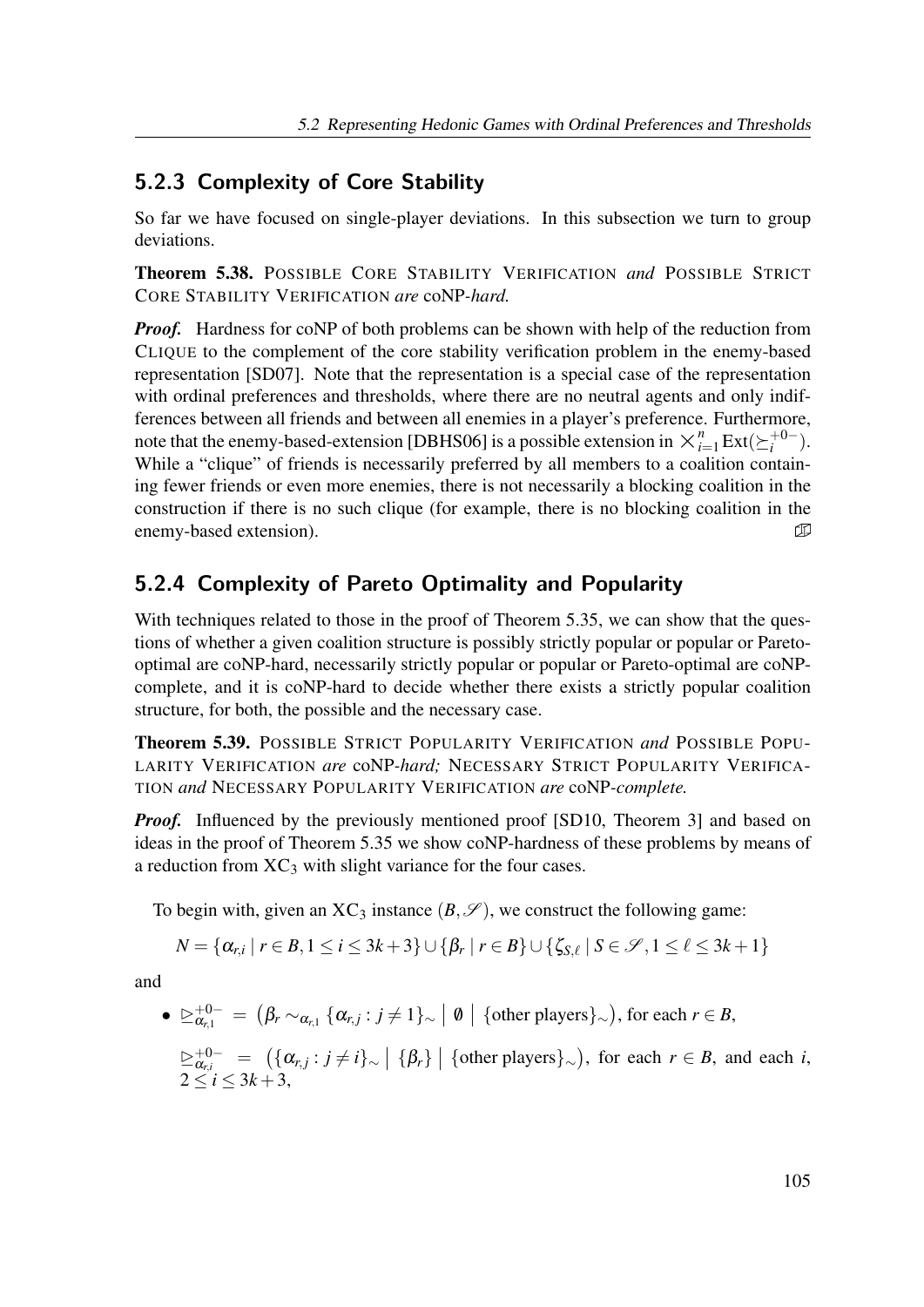### 5.2.3 Complexity of Core Stability

So far we have focused on single-player deviations. In this subsection we turn to group deviations.

**Theorem 5.38.** Possible Core Stability Verification *and* Possible Strict Core Stability Verification *are* coNP*-hard.*

***Proof.*** Hardness for coNP of both problems can be shown with help of the reduction from Clique to the complement of the core stability verification problem in the enemy-based representation [SD07]. Note that the representation is a special case of the representation with ordinal preferences and thresholds, where there are no neutral agents and only indifferences between all friends and between all enemies in a player's preference. Furthermore, note that the enemy-based-extension [DBHS06] is a possible extension in $\times_{i=1}^{n} \mathrm{Ext}(\succeq_i^{+0-})$. While a "clique" of friends is necessarily preferred by all members to a coalition containing fewer friends or even more enemies, there is not necessarily a blocking coalition in the construction if there is no such clique (for example, there is no blocking coalition in the enemy-based extension). ◻

### 5.2.4 Complexity of Pareto Optimality and Popularity

With techniques related to those in the proof of Theorem 5.35, we can show that the questions of whether a given coalition structure is possibly strictly popular or popular or Pareto-optimal are coNP-hard, necessarily strictly popular or popular or Pareto-optimal are coNP-complete, and it is coNP-hard to decide whether there exists a strictly popular coalition structure, for both, the possible and the necessary case.

**Theorem 5.39.** Possible Strict Popularity Verification *and* Possible Popularity Verification *are* coNP*-hard;* Necessary Strict Popularity Verification *and* Necessary Popularity Verification *are* coNP*-complete.*

***Proof.*** Influenced by the previously mentioned proof [SD10, Theorem 3] and based on ideas in the proof of Theorem 5.35 we show coNP-hardness of these problems by means of a reduction from $\mathrm{XC}_3$ with slight variance for the four cases.

To begin with, given an $\mathrm{XC}_3$ instance $(B, \mathscr{S})$, we construct the following game:

$$N = \{\alpha_{r,i} \mid r \in B, 1 \leq i \leq 3k+3\} \cup \{\beta_r \mid r \in B\} \cup \{\zeta_{S,\ell} \mid S \in \mathscr{S}, 1 \leq \ell \leq 3k+1\}$$

and

- $\trianglerighteq_{\alpha_{r,1}}^{+0-} = \big(\beta_r \sim_{\alpha_{r,1}} \{\alpha_{r,j} : j \neq 1\}_\sim \bigm| \emptyset \bigm| \{\text{other players}\}_\sim\big)$, for each $r \in B$,

  $\trianglerighteq_{\alpha_{r,i}}^{+0-} = \big(\{\alpha_{r,j} : j \neq i\}_\sim \bigm| \{\beta_r\} \bigm| \{\text{other players}\}_\sim\big)$, for each $r \in B$, and each $i$, $2 \leq i \leq 3k+3$,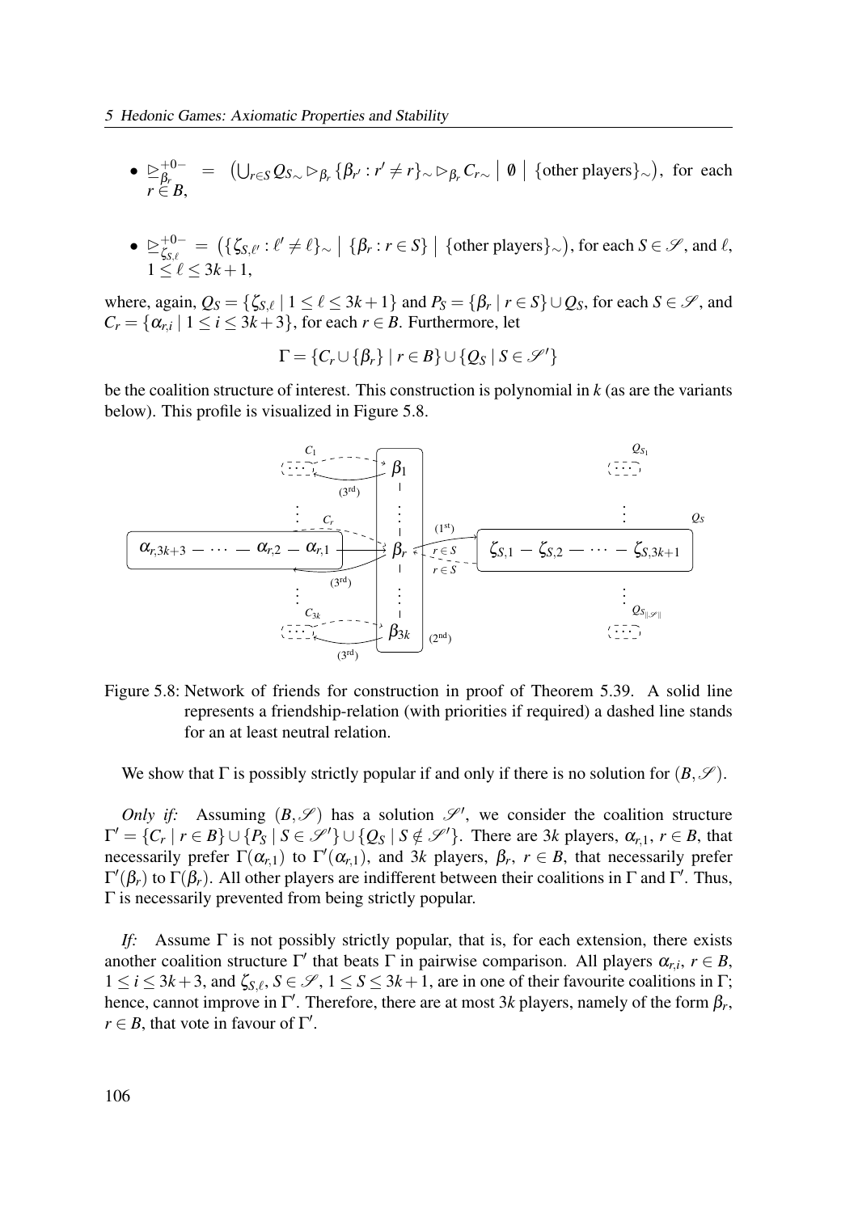- $\trianglerighteq^{+0-}_{\beta_r} = \left(\bigcup_{r\in S} Q_{S\sim} \rhd_{\beta_r} \{\beta_{r'} : r' \neq r\}_\sim \rhd_{\beta_r} C_{r\sim} \;\middle|\; \emptyset \;\middle|\; \{\text{other players}\}_\sim\right)$, for each $r \in B$,

- $\trianglerighteq^{+0-}_{\zeta_{S,\ell}} = \left(\{\zeta_{S,\ell'} : \ell' \neq \ell\}_\sim \;\middle|\; \{\beta_r : r \in S\} \;\middle|\; \{\text{other players}\}_\sim\right)$, for each $S \in \mathscr{S}$, and $\ell$, $1 \leq \ell \leq 3k+1$,

where, again, $Q_S = \{\zeta_{S,\ell} \mid 1 \leq \ell \leq 3k+1\}$ and $P_S = \{\beta_r \mid r \in S\} \cup Q_S$, for each $S \in \mathscr{S}$, and $C_r = \{\alpha_{r,i} \mid 1 \leq i \leq 3k+3\}$, for each $r \in B$. Furthermore, let

$$\Gamma = \{C_r \cup \{\beta_r\} \mid r \in B\} \cup \{Q_S \mid S \in \mathscr{S}'\}$$

be the coalition structure of interest. This construction is polynomial in $k$ (as are the variants below). This profile is visualized in Figure 5.8.

Figure 5.8: Network of friends for construction in proof of Theorem 5.39. A solid line represents a friendship-relation (with priorities if required) a dashed line stands for an at least neutral relation.

We show that $\Gamma$ is possibly strictly popular if and only if there is no solution for $(B, \mathscr{S})$.

*Only if:* Assuming $(B, \mathscr{S})$ has a solution $\mathscr{S}'$, we consider the coalition structure $\Gamma' = \{C_r \mid r \in B\} \cup \{P_S \mid S \in \mathscr{S}'\} \cup \{Q_S \mid S \notin \mathscr{S}'\}$. There are $3k$ players, $\alpha_{r,1}$, $r \in B$, that necessarily prefer $\Gamma(\alpha_{r,1})$ to $\Gamma'(\alpha_{r,1})$, and $3k$ players, $\beta_r$, $r \in B$, that necessarily prefer $\Gamma'(\beta_r)$ to $\Gamma(\beta_r)$. All other players are indifferent between their coalitions in $\Gamma$ and $\Gamma'$. Thus, $\Gamma$ is necessarily prevented from being strictly popular.

*If:* Assume $\Gamma$ is not possibly strictly popular, that is, for each extension, there exists another coalition structure $\Gamma'$ that beats $\Gamma$ in pairwise comparison. All players $\alpha_{r,i}$, $r \in B$, $1 \leq i \leq 3k+3$, and $\zeta_{S,\ell}$, $S \in \mathscr{S}$, $1 \leq S \leq 3k+1$, are in one of their favourite coalitions in $\Gamma$; hence, cannot improve in $\Gamma'$. Therefore, there are at most $3k$ players, namely of the form $\beta_r$, $r \in B$, that vote in favour of $\Gamma'$.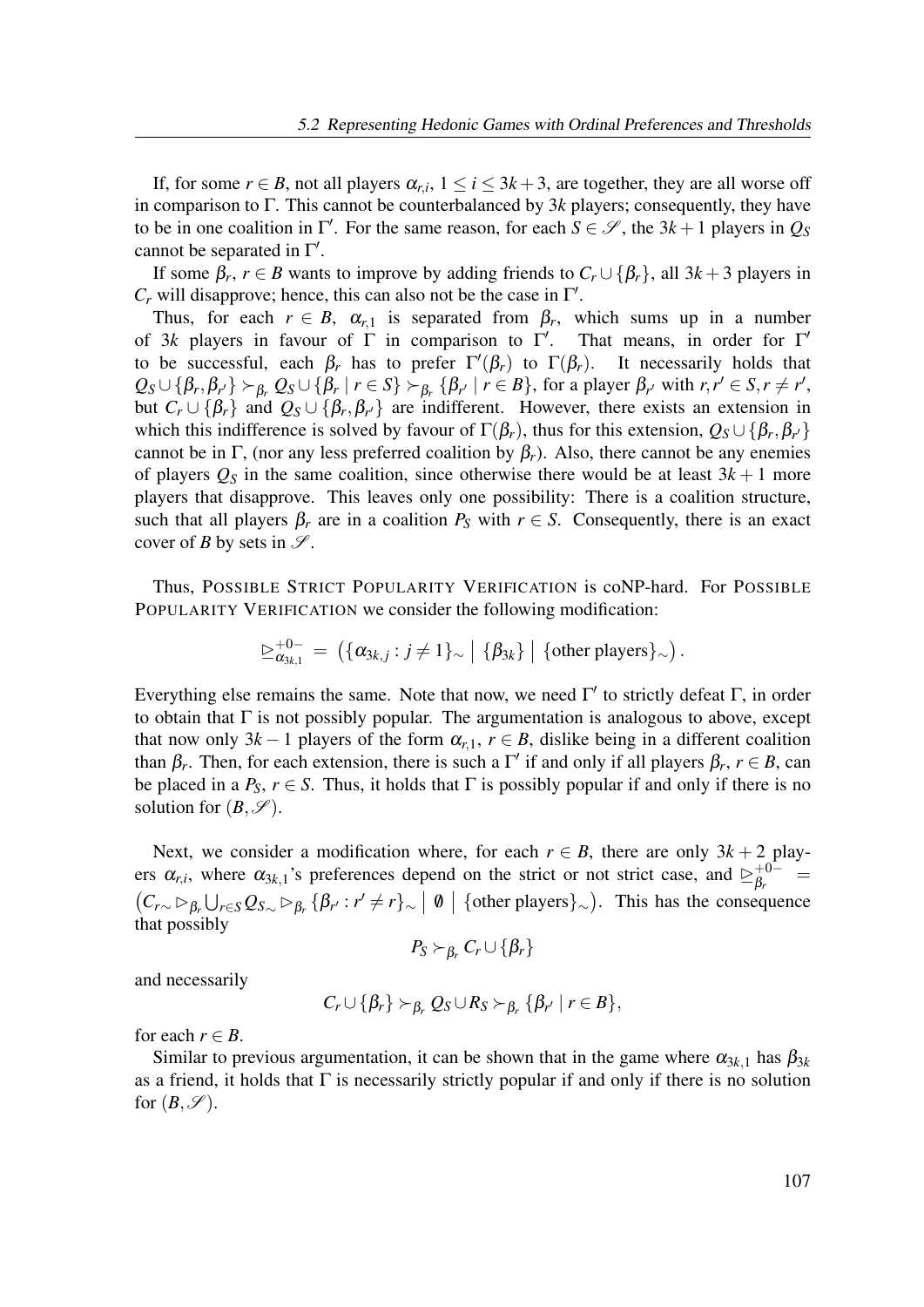If, for some $r \in B$, not all players $\alpha_{r,i}$, $1 \leq i \leq 3k+3$, are together, they are all worse off in comparison to $\Gamma$. This cannot be counterbalanced by $3k$ players; consequently, they have to be in one coalition in $\Gamma'$. For the same reason, for each $S \in \mathscr{S}$, the $3k+1$ players in $Q_S$ cannot be separated in $\Gamma'$.

If some $\beta_r$, $r \in B$ wants to improve by adding friends to $C_r \cup \{\beta_r\}$, all $3k+3$ players in $C_r$ will disapprove; hence, this can also not be the case in $\Gamma'$.

Thus, for each $r \in B$, $\alpha_{r,1}$ is separated from $\beta_r$, which sums up in a number of $3k$ players in favour of $\Gamma$ in comparison to $\Gamma'$. That means, in order for $\Gamma'$ to be successful, each $\beta_r$ has to prefer $\Gamma'(\beta_r)$ to $\Gamma(\beta_r)$. It necessarily holds that $Q_S \cup \{\beta_r, \beta_{r'}\} \succ_{\beta_r} Q_S \cup \{\beta_r \mid r \in S\} \succ_{\beta_r} \{\beta_{r'} \mid r \in B\}$, for a player $\beta_{r'}$ with $r, r' \in S, r \neq r'$, but $C_r \cup \{\beta_r\}$ and $Q_S \cup \{\beta_r, \beta_{r'}\}$ are indifferent. However, there exists an extension in which this indifference is solved by favour of $\Gamma(\beta_r)$, thus for this extension, $Q_S \cup \{\beta_r, \beta_{r'}\}$ cannot be in $\Gamma$, (nor any less preferred coalition by $\beta_r$). Also, there cannot be any enemies of players $Q_S$ in the same coalition, since otherwise there would be at least $3k+1$ more players that disapprove. This leaves only one possibility: There is a coalition structure, such that all players $\beta_r$ are in a coalition $P_S$ with $r \in S$. Consequently, there is an exact cover of $B$ by sets in $\mathscr{S}$.

Thus, POSSIBLE STRICT POPULARITY VERIFICATION is coNP-hard. For POSSIBLE POPULARITY VERIFICATION we consider the following modification:

$$\trianglerighteq^{+0-}_{\alpha_{3k,1}} = \left(\{\alpha_{3k,j} : j \neq 1\}_\sim \;\middle|\; \{\beta_{3k}\} \;\middle|\; \{\text{other players}\}_\sim\right).$$

Everything else remains the same. Note that now, we need $\Gamma'$ to strictly defeat $\Gamma$, in order to obtain that $\Gamma$ is not possibly popular. The argumentation is analogous to above, except that now only $3k-1$ players of the form $\alpha_{r,1}$, $r \in B$, dislike being in a different coalition than $\beta_r$. Then, for each extension, there is such a $\Gamma'$ if and only if all players $\beta_r$, $r \in B$, can be placed in a $P_S$, $r \in S$. Thus, it holds that $\Gamma$ is possibly popular if and only if there is no solution for $(B, \mathscr{S})$.

Next, we consider a modification where, for each $r \in B$, there are only $3k+2$ players $\alpha_{r,i}$, where $\alpha_{3k,1}$'s preferences depend on the strict or not strict case, and $\trianglerighteq^{+0-}_{\beta_r} = \left(C_{r\sim} \triangleright_{\beta_r} \bigcup_{r \in S} Q_{S\sim} \triangleright_{\beta_r} \{\beta_{r'} : r' \neq r\}_\sim \;\middle|\; \emptyset \;\middle|\; \{\text{other players}\}_\sim\right)$. This has the consequence that possibly

$$P_S \succ_{\beta_r} C_r \cup \{\beta_r\}$$

and necessarily

$$C_r \cup \{\beta_r\} \succ_{\beta_r} Q_S \cup R_S \succ_{\beta_r} \{\beta_{r'} \mid r \in B\},$$

for each $r \in B$.

Similar to previous argumentation, it can be shown that in the game where $\alpha_{3k,1}$ has $\beta_{3k}$ as a friend, it holds that $\Gamma$ is necessarily strictly popular if and only if there is no solution for $(B, \mathscr{S})$.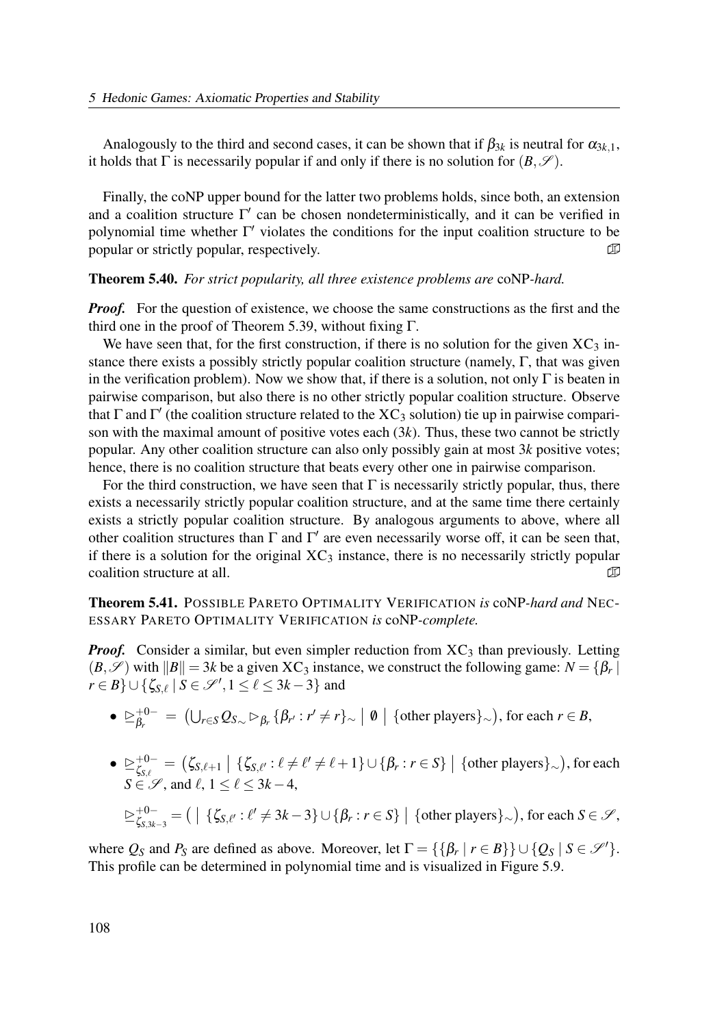Analogously to the third and second cases, it can be shown that if $\beta_{3k}$ is neutral for $\alpha_{3k,1}$, it holds that $\Gamma$ is necessarily popular if and only if there is no solution for $(B,\mathscr{S})$.

Finally, the coNP upper bound for the latter two problems holds, since both, an extension and a coalition structure $\Gamma'$ can be chosen nondeterministically, and it can be verified in polynomial time whether $\Gamma'$ violates the conditions for the input coalition structure to be popular or strictly popular, respectively. ◻

**Theorem 5.40.** *For strict popularity, all three existence problems are* coNP*-hard.*

***Proof.*** For the question of existence, we choose the same constructions as the first and the third one in the proof of Theorem 5.39, without fixing $\Gamma$.

We have seen that, for the first construction, if there is no solution for the given $XC_3$ instance there exists a possibly strictly popular coalition structure (namely, $\Gamma$, that was given in the verification problem). Now we show that, if there is a solution, not only $\Gamma$ is beaten in pairwise comparison, but also there is no other strictly popular coalition structure. Observe that $\Gamma$ and $\Gamma'$ (the coalition structure related to the $XC_3$ solution) tie up in pairwise comparison with the maximal amount of positive votes each ($3k$). Thus, these two cannot be strictly popular. Any other coalition structure can also only possibly gain at most $3k$ positive votes; hence, there is no coalition structure that beats every other one in pairwise comparison.

For the third construction, we have seen that $\Gamma$ is necessarily strictly popular, thus, there exists a necessarily strictly popular coalition structure, and at the same time there certainly exists a strictly popular coalition structure. By analogous arguments to above, where all other coalition structures than $\Gamma$ and $\Gamma'$ are even necessarily worse off, it can be seen that, if there is a solution for the original $XC_3$ instance, there is no necessarily strictly popular coalition structure at all. ◻

**Theorem 5.41.** Possible Pareto Optimality Verification *is* coNP*-hard and* Necessary Pareto Optimality Verification *is* coNP*-complete.*

***Proof.*** Consider a similar, but even simpler reduction from $XC_3$ than previously. Letting $(B,\mathscr{S})$ with $\|B\| = 3k$ be a given $XC_3$ instance, we construct the following game: $N = \{\beta_r \mid r \in B\} \cup \{\zeta_{S,\ell} \mid S \in \mathscr{S}', 1 \le \ell \le 3k-3\}$ and

- $\trianglerighteq^{+0-}_{\beta_r} = \left(\bigcup_{r \in S} Q_{S\sim} \rhd_{\beta_r} \{\beta_{r'} : r' \neq r\}_\sim \;\middle|\; \emptyset \;\middle|\; \{\text{other players}\}_\sim\right)$, for each $r \in B$,

- $\trianglerighteq^{+0-}_{\zeta_{S,\ell}} = \left(\zeta_{S,\ell+1} \;\middle|\; \{\zeta_{S,\ell'} : \ell \neq \ell' \neq \ell+1\} \cup \{\beta_r : r \in S\} \;\middle|\; \{\text{other players}\}_\sim\right)$, for each $S \in \mathscr{S}$, and $\ell$, $1 \le \ell \le 3k-4$,

  $\trianglerighteq^{+0-}_{\zeta_{S,3k-3}} = \left(\;\middle|\; \{\zeta_{S,\ell'} : \ell' \neq 3k-3\} \cup \{\beta_r : r \in S\} \;\middle|\; \{\text{other players}\}_\sim\right)$, for each $S \in \mathscr{S}$,

where $Q_S$ and $P_S$ are defined as above. Moreover, let $\Gamma = \{\{\beta_r \mid r \in B\}\} \cup \{Q_S \mid S \in \mathscr{S}'\}$. This profile can be determined in polynomial time and is visualized in Figure 5.9.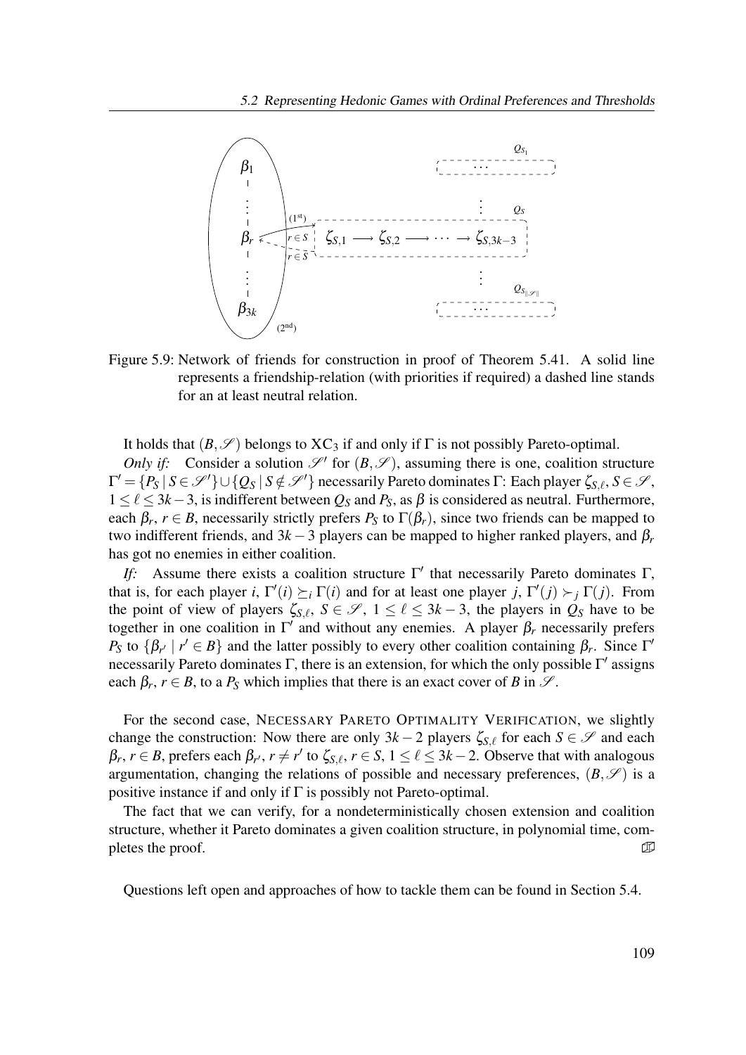Figure 5.9: Network of friends for construction in proof of Theorem 5.41. A solid line represents a friendship-relation (with priorities if required) a dashed line stands for an at least neutral relation.

It holds that $(B,\mathscr{S})$ belongs to $\mathrm{XC}_3$ if and only if $\Gamma$ is not possibly Pareto-optimal.

*Only if:* Consider a solution $\mathscr{S}'$ for $(B,\mathscr{S})$, assuming there is one, coalition structure $\Gamma' = \{P_S \mid S \in \mathscr{S}'\} \cup \{Q_S \mid S \notin \mathscr{S}'\}$ necessarily Pareto dominates $\Gamma$: Each player $\zeta_{S,\ell}$, $S \in \mathscr{S}$, $1 \leq \ell \leq 3k-3$, is indifferent between $Q_S$ and $P_S$, as $\beta$ is considered as neutral. Furthermore, each $\beta_r$, $r \in B$, necessarily strictly prefers $P_S$ to $\Gamma(\beta_r)$, since two friends can be mapped to two indifferent friends, and $3k-3$ players can be mapped to higher ranked players, and $\beta_r$ has got no enemies in either coalition.

*If:* Assume there exists a coalition structure $\Gamma'$ that necessarily Pareto dominates $\Gamma$, that is, for each player $i$, $\Gamma'(i) \succeq_i \Gamma(i)$ and for at least one player $j$, $\Gamma'(j) \succ_j \Gamma(j)$. From the point of view of players $\zeta_{S,\ell}$, $S \in \mathscr{S}$, $1 \leq \ell \leq 3k-3$, the players in $Q_S$ have to be together in one coalition in $\Gamma'$ and without any enemies. A player $\beta_r$ necessarily prefers $P_S$ to $\{\beta_{r'} \mid r' \in B\}$ and the latter possibly to every other coalition containing $\beta_r$. Since $\Gamma'$ necessarily Pareto dominates $\Gamma$, there is an extension, for which the only possible $\Gamma'$ assigns each $\beta_r$, $r \in B$, to a $P_S$ which implies that there is an exact cover of $B$ in $\mathscr{S}$.

For the second case, Necessary Pareto Optimality Verification, we slightly change the construction: Now there are only $3k-2$ players $\zeta_{S,\ell}$ for each $S \in \mathscr{S}$ and each $\beta_r$, $r \in B$, prefers each $\beta_{r'}$, $r \neq r'$ to $\zeta_{S,\ell}$, $r \in S$, $1 \leq \ell \leq 3k-2$. Observe that with analogous argumentation, changing the relations of possible and necessary preferences, $(B,\mathscr{S})$ is a positive instance if and only if $\Gamma$ is possibly not Pareto-optimal.

The fact that we can verify, for a nondeterministically chosen extension and coalition structure, whether it Pareto dominates a given coalition structure, in polynomial time, completes the proof. ◻

Questions left open and approaches of how to tackle them can be found in Section 5.4.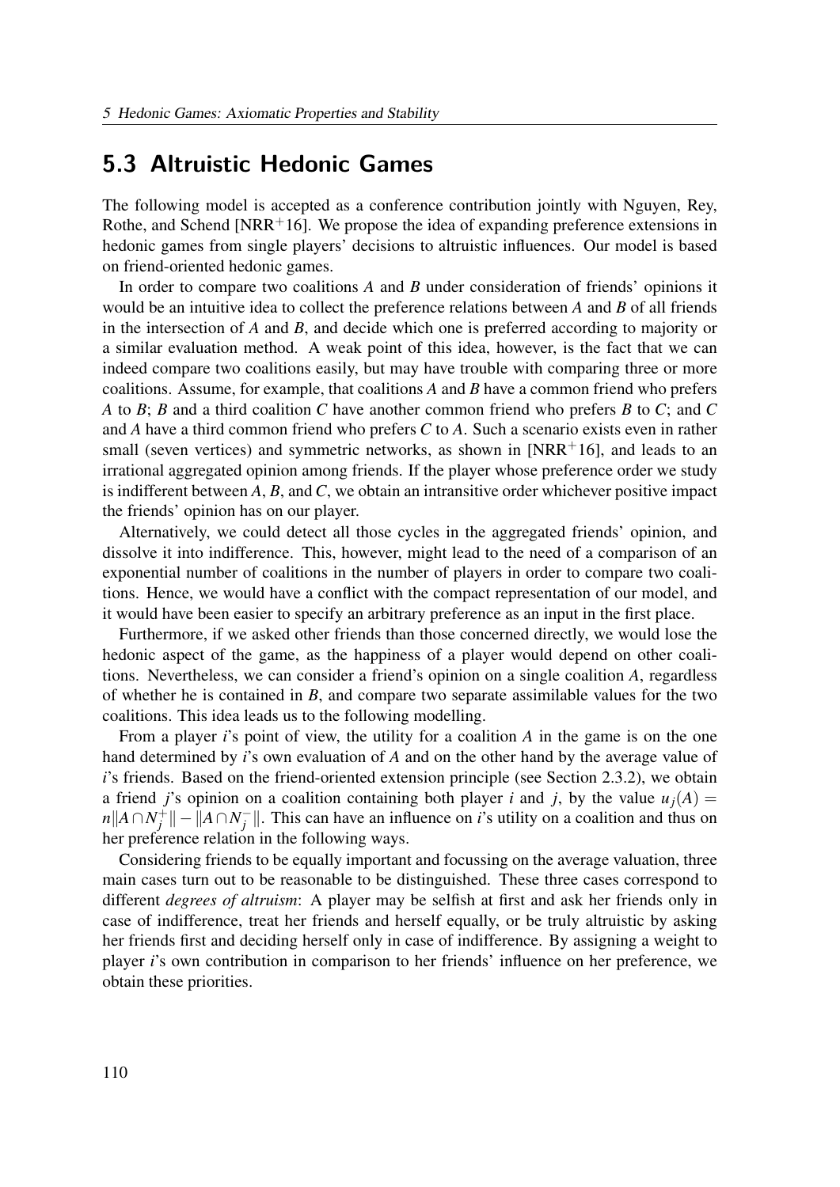## 5.3 Altruistic Hedonic Games

The following model is accepted as a conference contribution jointly with Nguyen, Rey, Rothe, and Schend [NRR+16]. We propose the idea of expanding preference extensions in hedonic games from single players' decisions to altruistic influences. Our model is based on friend-oriented hedonic games.

In order to compare two coalitions $A$ and $B$ under consideration of friends' opinions it would be an intuitive idea to collect the preference relations between $A$ and $B$ of all friends in the intersection of $A$ and $B$, and decide which one is preferred according to majority or a similar evaluation method. A weak point of this idea, however, is the fact that we can indeed compare two coalitions easily, but may have trouble with comparing three or more coalitions. Assume, for example, that coalitions $A$ and $B$ have a common friend who prefers $A$ to $B$; $B$ and a third coalition $C$ have another common friend who prefers $B$ to $C$; and $C$ and $A$ have a third common friend who prefers $C$ to $A$. Such a scenario exists even in rather small (seven vertices) and symmetric networks, as shown in [NRR+16], and leads to an irrational aggregated opinion among friends. If the player whose preference order we study is indifferent between $A$, $B$, and $C$, we obtain an intransitive order whichever positive impact the friends' opinion has on our player.

Alternatively, we could detect all those cycles in the aggregated friends' opinion, and dissolve it into indifference. This, however, might lead to the need of a comparison of an exponential number of coalitions in the number of players in order to compare two coalitions. Hence, we would have a conflict with the compact representation of our model, and it would have been easier to specify an arbitrary preference as an input in the first place.

Furthermore, if we asked other friends than those concerned directly, we would lose the hedonic aspect of the game, as the happiness of a player would depend on other coalitions. Nevertheless, we can consider a friend's opinion on a single coalition $A$, regardless of whether he is contained in $B$, and compare two separate assimilable values for the two coalitions. This idea leads us to the following modelling.

From a player $i$'s point of view, the utility for a coalition $A$ in the game is on the one hand determined by $i$'s own evaluation of $A$ and on the other hand by the average value of $i$'s friends. Based on the friend-oriented extension principle (see Section 2.3.2), we obtain a friend $j$'s opinion on a coalition containing both player $i$ and $j$, by the value $u_j(A) = n\|A \cap N_j^+\| - \|A \cap N_j^-\|$. This can have an influence on $i$'s utility on a coalition and thus on her preference relation in the following ways.

Considering friends to be equally important and focussing on the average valuation, three main cases turn out to be reasonable to be distinguished. These three cases correspond to different *degrees of altruism*: A player may be selfish at first and ask her friends only in case of indifference, treat her friends and herself equally, or be truly altruistic by asking her friends first and deciding herself only in case of indifference. By assigning a weight to player $i$'s own contribution in comparison to her friends' influence on her preference, we obtain these priorities.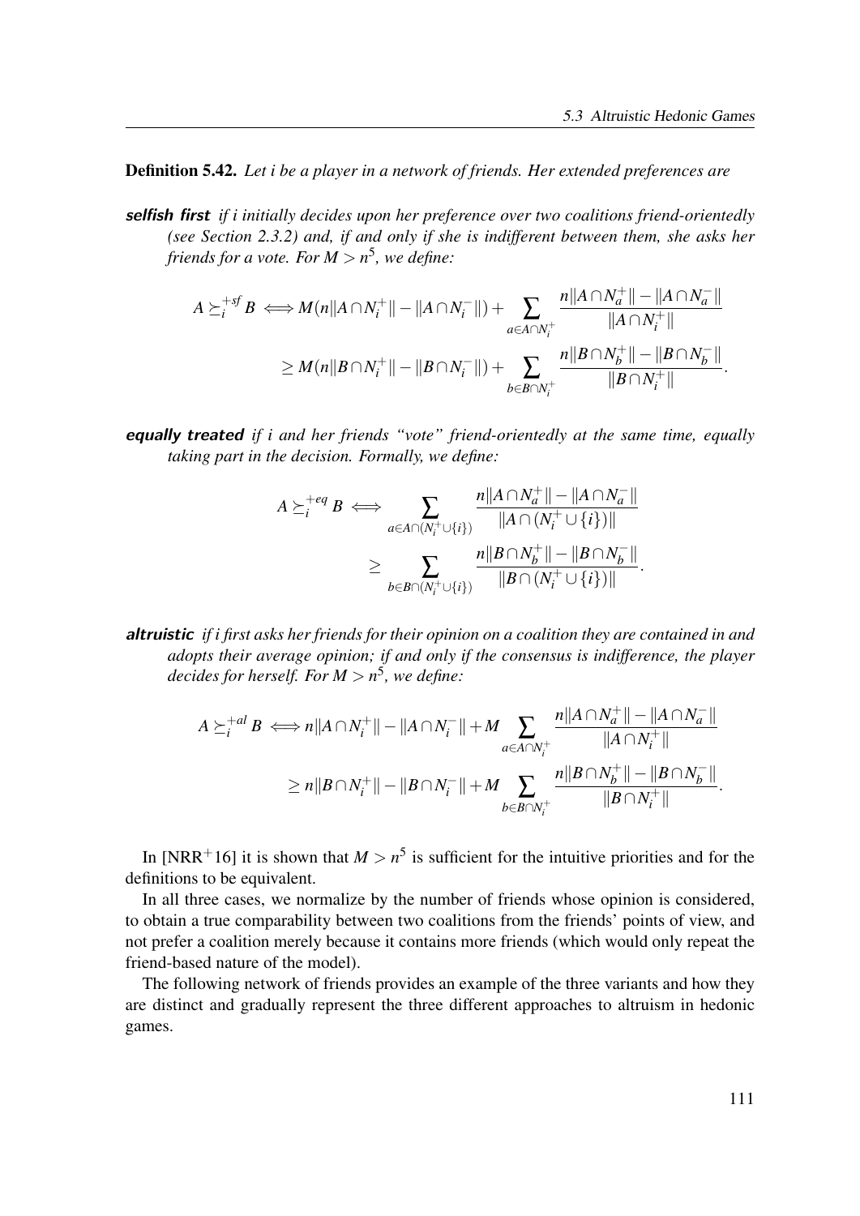**Definition 5.42.** *Let i be a player in a network of friends. Her extended preferences are*

***selfish first*** *if i initially decides upon her preference over two coalitions friend-orientedly (see Section 2.3.2) and, if and only if she is indifferent between them, she asks her friends for a vote. For $M > n^5$, we define:*

$$A \succeq_i^{+sf} B \iff M(n\|A \cap N_i^+\| - \|A \cap N_i^-\|) + \sum_{a \in A \cap N_i^+} \frac{n\|A \cap N_a^+\| - \|A \cap N_a^-\|}{\|A \cap N_i^+\|}$$
$$\geq M(n\|B \cap N_i^+\| - \|B \cap N_i^-\|) + \sum_{b \in B \cap N_i^+} \frac{n\|B \cap N_b^+\| - \|B \cap N_b^-\|}{\|B \cap N_i^+\|}.$$

***equally treated*** *if i and her friends "vote" friend-orientedly at the same time, equally taking part in the decision. Formally, we define:*

$$A \succeq_i^{+eq} B \iff \sum_{a \in A \cap (N_i^+ \cup \{i\})} \frac{n\|A \cap N_a^+\| - \|A \cap N_a^-\|}{\|A \cap (N_i^+ \cup \{i\})\|}$$
$$\geq \sum_{b \in B \cap (N_i^+ \cup \{i\})} \frac{n\|B \cap N_b^+\| - \|B \cap N_b^-\|}{\|B \cap (N_i^+ \cup \{i\})\|}.$$

***altruistic*** *if i first asks her friends for their opinion on a coalition they are contained in and adopts their average opinion; if and only if the consensus is indifference, the player decides for herself. For $M > n^5$, we define:*

$$A \succeq_i^{+al} B \iff n\|A \cap N_i^+\| - \|A \cap N_i^-\| + M \sum_{a \in A \cap N_i^+} \frac{n\|A \cap N_a^+\| - \|A \cap N_a^-\|}{\|A \cap N_i^+\|}$$
$$\geq n\|B \cap N_i^+\| - \|B \cap N_i^-\| + M \sum_{b \in B \cap N_i^+} \frac{n\|B \cap N_b^+\| - \|B \cap N_b^-\|}{\|B \cap N_i^+\|}.$$

In [NRR$^+$16] it is shown that $M > n^5$ is sufficient for the intuitive priorities and for the definitions to be equivalent.

In all three cases, we normalize by the number of friends whose opinion is considered, to obtain a true comparability between two coalitions from the friends' points of view, and not prefer a coalition merely because it contains more friends (which would only repeat the friend-based nature of the model).

The following network of friends provides an example of the three variants and how they are distinct and gradually represent the three different approaches to altruism in hedonic games.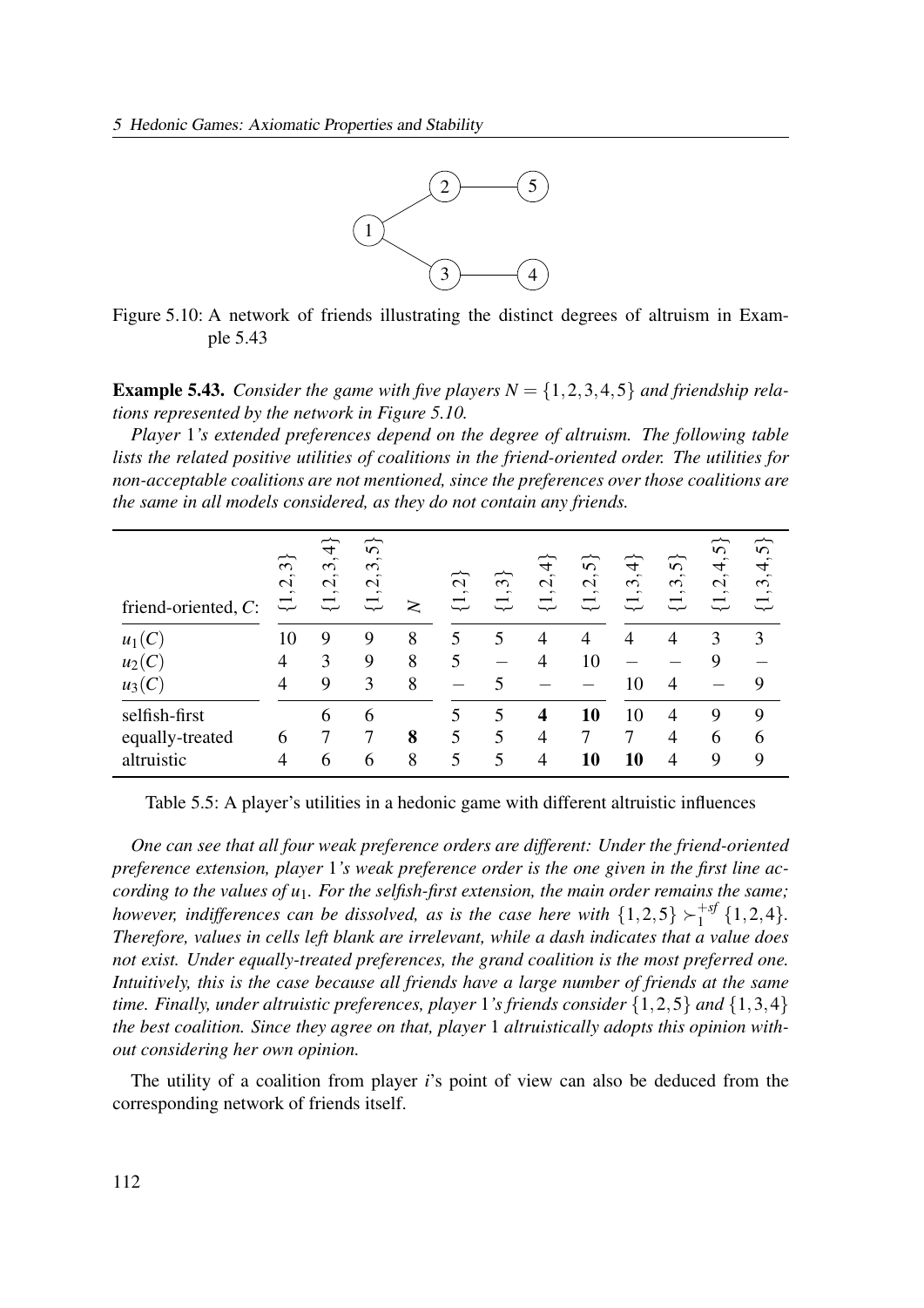Figure 5.10: A network of friends illustrating the distinct degrees of altruism in Example 5.43

**Example 5.43.** *Consider the game with five players $N = \{1,2,3,4,5\}$ and friendship relations represented by the network in Figure 5.10.*

*Player 1's extended preferences depend on the degree of altruism. The following table lists the related positive utilities of coalitions in the friend-oriented order. The utilities for non-acceptable coalitions are not mentioned, since the preferences over those coalitions are the same in all models considered, as they do not contain any friends.*

| friend-oriented, $C$: | $\{1,2,3\}$ | $\{1,2,3,4\}$ | $\{1,2,3,5\}$ | $N$ | $\{1,2\}$ | $\{1,3\}$ | $\{1,2,4\}$ | $\{1,2,5\}$ | $\{1,3,4\}$ | $\{1,3,5\}$ | $\{1,2,4,5\}$ | $\{1,3,4,5\}$ |
|---|---|---|---|---|---|---|---|---|---|---|---|---|
| $u_1(C)$ | 10 | 9 | 9 | 8 | 5 | 5 | 4 | 4 | 4 | 4 | 3 | 3 |
| $u_2(C)$ | 4 | 3 | 9 | 8 | 5 | – | 4 | 10 | – | – | 9 | – |
| $u_3(C)$ | 4 | 9 | 3 | 8 | – | 5 | – | – | 10 | 4 | – | 9 |
| selfish-first | | 6 | 6 | | 5 | 5 | **4** | **10** | 10 | 4 | 9 | 9 |
| equally-treated | 6 | 7 | 7 | **8** | 5 | 5 | 4 | 7 | 7 | 4 | 6 | 6 |
| altruistic | 4 | 6 | 6 | 8 | 5 | 5 | 4 | **10** | **10** | 4 | 9 | 9 |

Table 5.5: A player's utilities in a hedonic game with different altruistic influences

*One can see that all four weak preference orders are different: Under the friend-oriented preference extension, player 1's weak preference order is the one given in the first line according to the values of $u_1$. For the selfish-first extension, the main order remains the same; however, indifferences can be dissolved, as is the case here with $\{1,2,5\} \succ_1^{+sf} \{1,2,4\}$. Therefore, values in cells left blank are irrelevant, while a dash indicates that a value does not exist. Under equally-treated preferences, the grand coalition is the most preferred one. Intuitively, this is the case because all friends have a large number of friends at the same time. Finally, under altruistic preferences, player 1's friends consider $\{1,2,5\}$ and $\{1,3,4\}$ the best coalition. Since they agree on that, player 1 altruistically adopts this opinion without considering her own opinion.*

The utility of a coalition from player *i*'s point of view can also be deduced from the corresponding network of friends itself.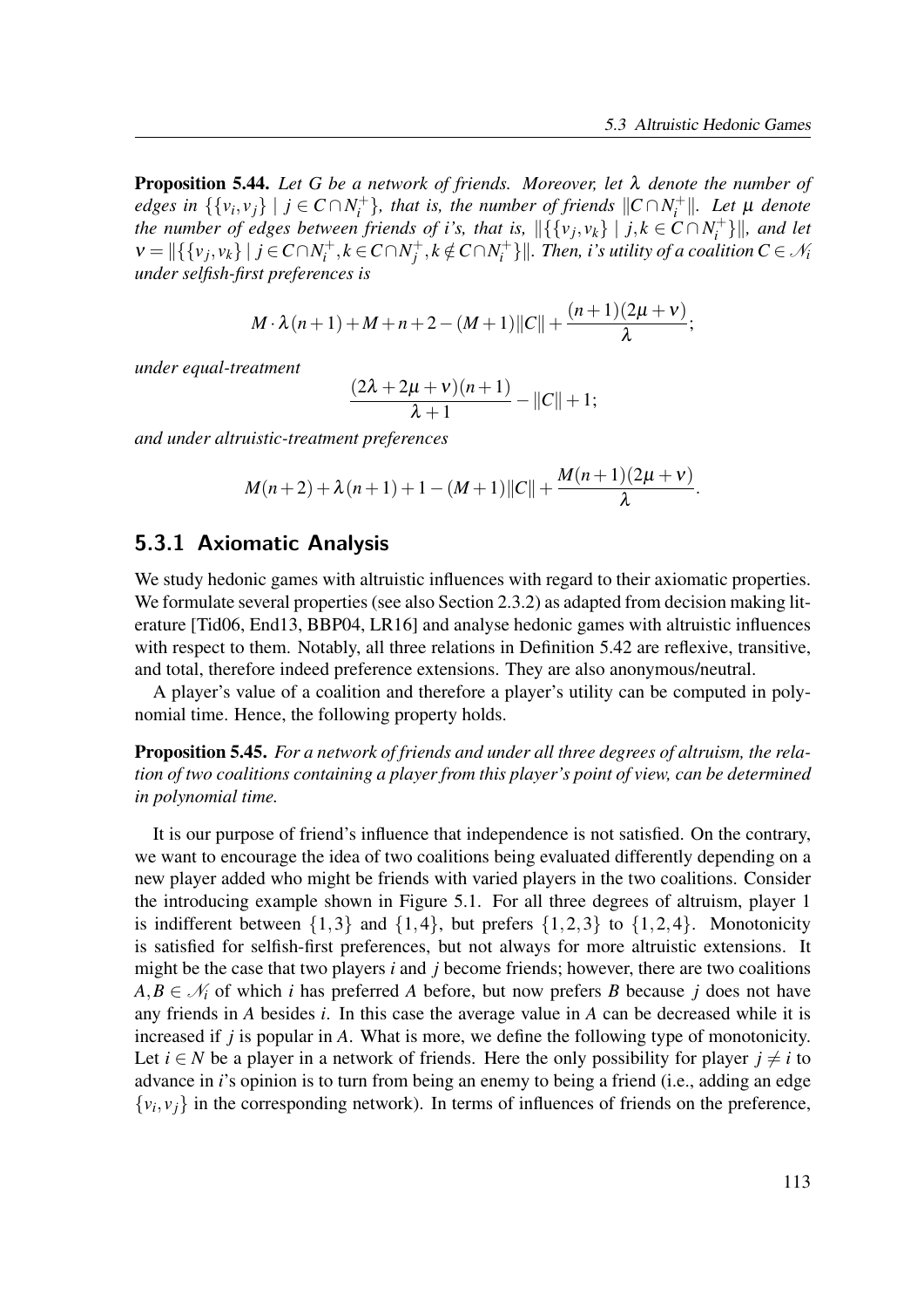**Proposition 5.44.** *Let $G$ be a network of friends. Moreover, let $\lambda$ denote the number of edges in $\{\{v_i, v_j\} \mid j \in C \cap N_i^+\}$, that is, the number of friends $\|C \cap N_i^+\|$. Let $\mu$ denote the number of edges between friends of i's, that is, $\|\{\{v_j, v_k\} \mid j,k \in C \cap N_i^+\}\|$, and let $\nu = \|\{\{v_j, v_k\} \mid j \in C \cap N_i^+, k \in C \cap N_j^+, k \notin C \cap N_i^+\}\|$. Then, i's utility of a coalition $C \in \mathcal{N}_i$ under selfish-first preferences is*

$$M \cdot \lambda(n+1) + M + n + 2 - (M+1)\|C\| + \frac{(n+1)(2\mu + \nu)}{\lambda};$$

*under equal-treatment*

$$\frac{(2\lambda + 2\mu + \nu)(n+1)}{\lambda + 1} - \|C\| + 1;$$

*and under altruistic-treatment preferences*

$$M(n+2) + \lambda(n+1) + 1 - (M+1)\|C\| + \frac{M(n+1)(2\mu + \nu)}{\lambda}.$$

## 5.3.1 Axiomatic Analysis

We study hedonic games with altruistic influences with regard to their axiomatic properties. We formulate several properties (see also Section 2.3.2) as adapted from decision making literature [Tid06, End13, BBP04, LR16] and analyse hedonic games with altruistic influences with respect to them. Notably, all three relations in Definition 5.42 are reflexive, transitive, and total, therefore indeed preference extensions. They are also anonymous/neutral.

A player's value of a coalition and therefore a player's utility can be computed in polynomial time. Hence, the following property holds.

**Proposition 5.45.** *For a network of friends and under all three degrees of altruism, the relation of two coalitions containing a player from this player's point of view, can be determined in polynomial time.*

It is our purpose of friend's influence that independence is not satisfied. On the contrary, we want to encourage the idea of two coalitions being evaluated differently depending on a new player added who might be friends with varied players in the two coalitions. Consider the introducing example shown in Figure 5.1. For all three degrees of altruism, player 1 is indifferent between $\{1,3\}$ and $\{1,4\}$, but prefers $\{1,2,3\}$ to $\{1,2,4\}$. Monotonicity is satisfied for selfish-first preferences, but not always for more altruistic extensions. It might be the case that two players $i$ and $j$ become friends; however, there are two coalitions $A, B \in \mathcal{N}_i$ of which $i$ has preferred $A$ before, but now prefers $B$ because $j$ does not have any friends in $A$ besides $i$. In this case the average value in $A$ can be decreased while it is increased if $j$ is popular in $A$. What is more, we define the following type of monotonicity. Let $i \in N$ be a player in a network of friends. Here the only possibility for player $j \neq i$ to advance in $i$'s opinion is to turn from being an enemy to being a friend (i.e., adding an edge $\{v_i, v_j\}$ in the corresponding network). In terms of influences of friends on the preference,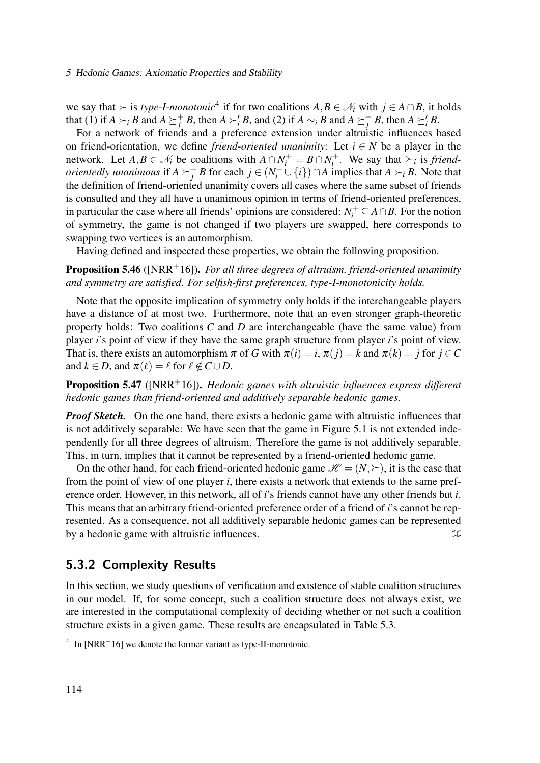we say that $\succ$ is *type-I-monotonic*[4] if for two coalitions $A, B \in \mathcal{N}_i$ with $j \in A \cap B$, it holds that (1) if $A \succ_i B$ and $A \succeq_j^+ B$, then $A \succ_i' B$, and (2) if $A \sim_i B$ and $A \succeq_j^+ B$, then $A \succeq_i' B$.

For a network of friends and a preference extension under altruistic influences based on friend-orientation, we define *friend-oriented unanimity*: Let $i \in N$ be a player in the network. Let $A, B \in \mathcal{N}_i$ be coalitions with $A \cap N_i^+ = B \cap N_i^+$. We say that $\succeq_i$ is *friend-orientedly unanimous* if $A \succeq_j^+ B$ for each $j \in (N_i^+ \cup \{i\}) \cap A$ implies that $A \succ_i B$. Note that the definition of friend-oriented unanimity covers all cases where the same subset of friends is consulted and they all have a unanimous opinion in terms of friend-oriented preferences, in particular the case where all friends' opinions are considered: $N_i^+ \subseteq A \cap B$. For the notion of symmetry, the game is not changed if two players are swapped, here corresponds to swapping two vertices is an automorphism.

Having defined and inspected these properties, we obtain the following proposition.

**Proposition 5.46** ([NRR$^+$16]). *For all three degrees of altruism, friend-oriented unanimity and symmetry are satisfied. For selfish-first preferences, type-I-monotonicity holds.*

Note that the opposite implication of symmetry only holds if the interchangeable players have a distance of at most two. Furthermore, note that an even stronger graph-theoretic property holds: Two coalitions $C$ and $D$ are interchangeable (have the same value) from player $i$'s point of view if they have the same graph structure from player $i$'s point of view. That is, there exists an automorphism $\pi$ of $G$ with $\pi(i) = i$, $\pi(j) = k$ and $\pi(k) = j$ for $j \in C$ and $k \in D$, and $\pi(\ell) = \ell$ for $\ell \notin C \cup D$.

**Proposition 5.47** ([NRR$^+$16]). *Hedonic games with altruistic influences express different hedonic games than friend-oriented and additively separable hedonic games.*

***Proof Sketch.*** On the one hand, there exists a hedonic game with altruistic influences that is not additively separable: We have seen that the game in Figure 5.1 is not extended independently for all three degrees of altruism. Therefore the game is not additively separable. This, in turn, implies that it cannot be represented by a friend-oriented hedonic game.

On the other hand, for each friend-oriented hedonic game $\mathscr{H} = (N, \succeq)$, it is the case that from the point of view of one player $i$, there exists a network that extends to the same preference order. However, in this network, all of $i$'s friends cannot have any other friends but $i$. This means that an arbitrary friend-oriented preference order of a friend of $i$'s cannot be represented. As a consequence, not all additively separable hedonic games can be represented by a hedonic game with altruistic influences. ◫

## 5.3.2 Complexity Results

In this section, we study questions of verification and existence of stable coalition structures in our model. If, for some concept, such a coalition structure does not always exist, we are interested in the computational complexity of deciding whether or not such a coalition structure exists in a given game. These results are encapsulated in Table 5.3.

[4] In [NRR$^+$16] we denote the former variant as type-II-monotonic.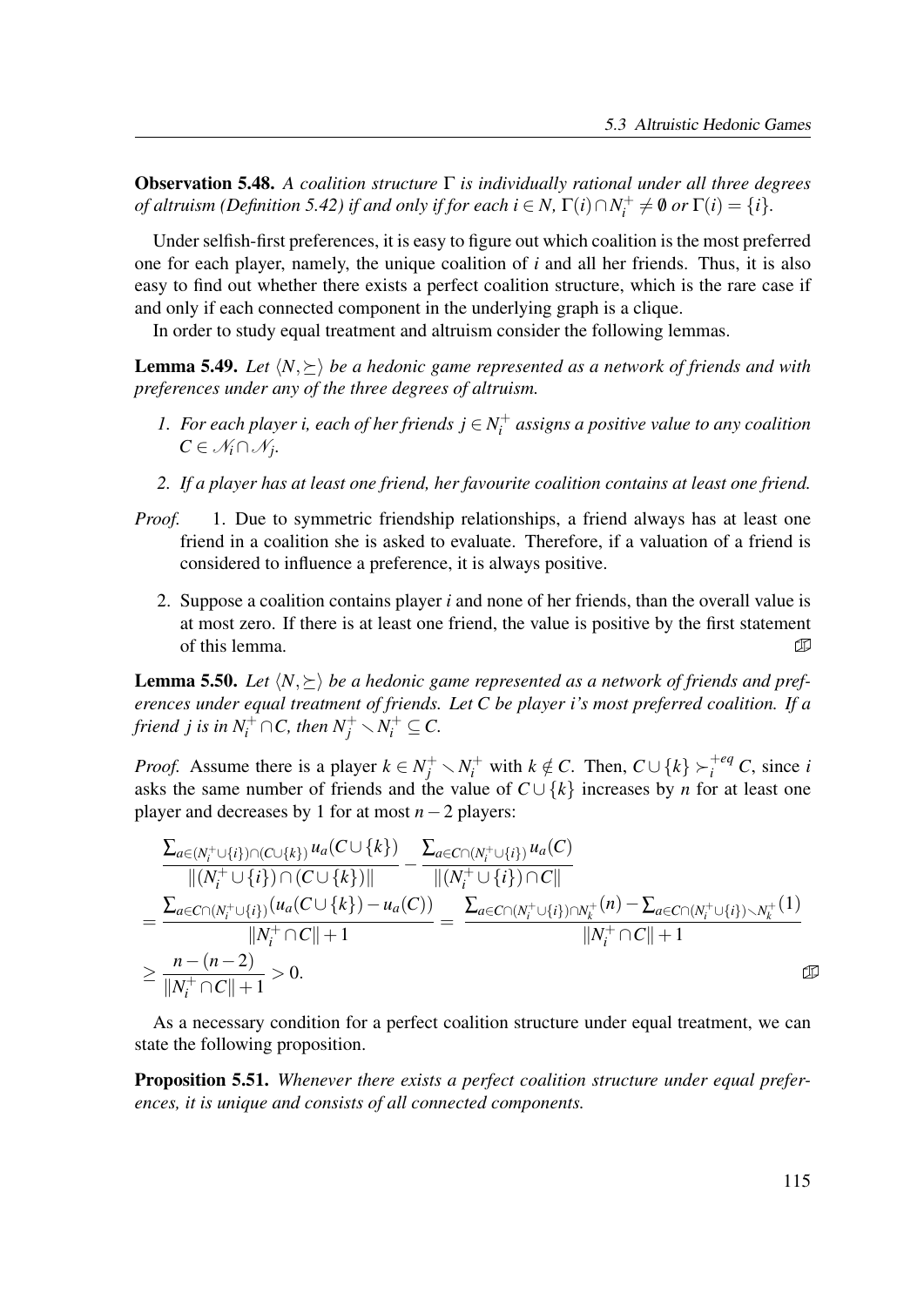**Observation 5.48.** *A coalition structure $\Gamma$ is individually rational under all three degrees of altruism (Definition 5.42) if and only if for each $i \in N$, $\Gamma(i) \cap N_i^+ \neq \emptyset$ or $\Gamma(i) = \{i\}$.*

Under selfish-first preferences, it is easy to figure out which coalition is the most preferred one for each player, namely, the unique coalition of $i$ and all her friends. Thus, it is also easy to find out whether there exists a perfect coalition structure, which is the rare case if and only if each connected component in the underlying graph is a clique.

In order to study equal treatment and altruism consider the following lemmas.

**Lemma 5.49.** *Let $\langle N, \succeq \rangle$ be a hedonic game represented as a network of friends and with preferences under any of the three degrees of altruism.*

1. *For each player i, each of her friends $j \in N_i^+$ assigns a positive value to any coalition $C \in \mathscr{N}_i \cap \mathscr{N}_j$.*
2. *If a player has at least one friend, her favourite coalition contains at least one friend.*

*Proof.*

1. Due to symmetric friendship relationships, a friend always has at least one friend in a coalition she is asked to evaluate. Therefore, if a valuation of a friend is considered to influence a preference, it is always positive.
2. Suppose a coalition contains player $i$ and none of her friends, than the overall value is at most zero. If there is at least one friend, the value is positive by the first statement of this lemma. ∎

**Lemma 5.50.** *Let $\langle N, \succeq \rangle$ be a hedonic game represented as a network of friends and preferences under equal treatment of friends. Let $C$ be player $i$'s most preferred coalition. If a friend $j$ is in $N_i^+ \cap C$, then $N_j^+ \smallsetminus N_i^+ \subseteq C$.*

*Proof.* Assume there is a player $k \in N_j^+ \smallsetminus N_i^+$ with $k \notin C$. Then, $C \cup \{k\} \succ_i^{+eq} C$, since $i$ asks the same number of friends and the value of $C \cup \{k\}$ increases by $n$ for at least one player and decreases by 1 for at most $n-2$ players:

$$
\begin{aligned}
&\frac{\sum_{a \in (N_i^+ \cup \{i\}) \cap (C \cup \{k\})} u_a(C \cup \{k\})}{\|(N_i^+ \cup \{i\}) \cap (C \cup \{k\})\|} - \frac{\sum_{a \in C \cap (N_i^+ \cup \{i\})} u_a(C)}{\|(N_i^+ \cup \{i\}) \cap C\|} \\
&= \frac{\sum_{a \in C \cap (N_i^+ \cup \{i\})} (u_a(C \cup \{k\}) - u_a(C))}{\|N_i^+ \cap C\| + 1} = \frac{\sum_{a \in C \cap (N_i^+ \cup \{i\}) \cap N_k^+} (n) - \sum_{a \in C \cap (N_i^+ \cup \{i\}) \smallsetminus N_k^+} (1)}{\|N_i^+ \cap C\| + 1} \\
&\geq \frac{n - (n-2)}{\|N_i^+ \cap C\| + 1} > 0.
\end{aligned}
$$

∎

As a necessary condition for a perfect coalition structure under equal treatment, we can state the following proposition.

**Proposition 5.51.** *Whenever there exists a perfect coalition structure under equal preferences, it is unique and consists of all connected components.*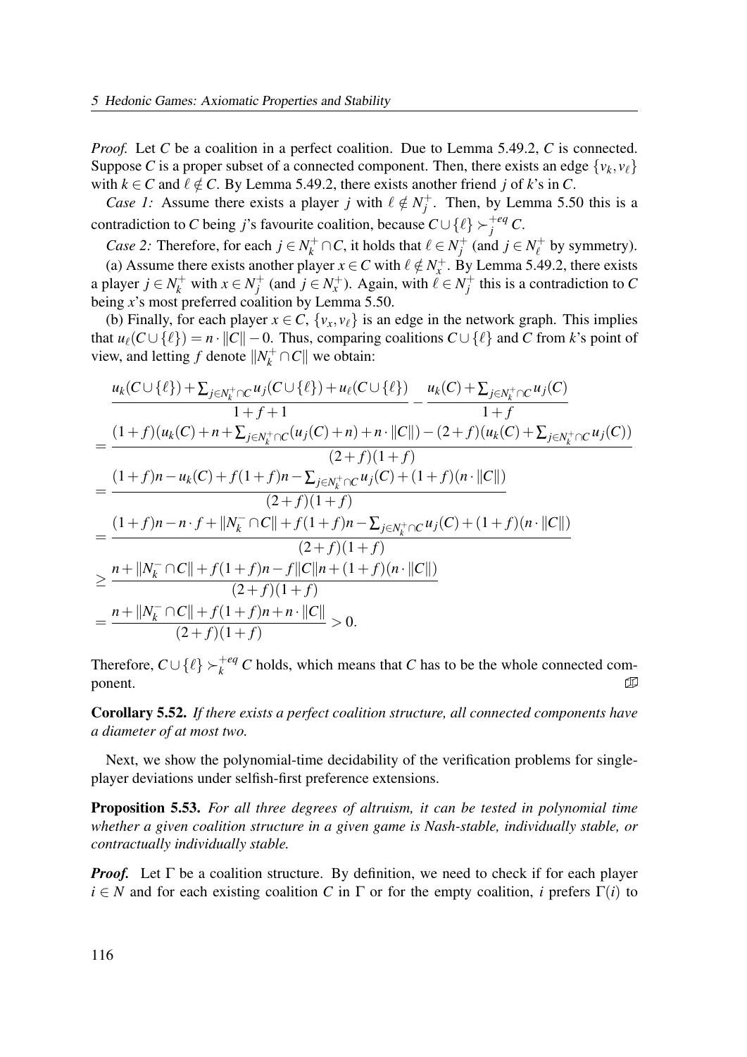*Proof.* Let $C$ be a coalition in a perfect coalition. Due to Lemma 5.49.2, $C$ is connected. Suppose $C$ is a proper subset of a connected component. Then, there exists an edge $\{v_k, v_\ell\}$ with $k \in C$ and $\ell \notin C$. By Lemma 5.49.2, there exists another friend $j$ of $k$'s in $C$.

*Case 1:* Assume there exists a player $j$ with $\ell \notin N_j^+$. Then, by Lemma 5.50 this is a contradiction to $C$ being $j$'s favourite coalition, because $C \cup \{\ell\} \succ_j^{+eq} C$.

*Case 2:* Therefore, for each $j \in N_k^+ \cap C$, it holds that $\ell \in N_j^+$ (and $j \in N_\ell^+$ by symmetry).

(a) Assume there exists another player $x \in C$ with $\ell \notin N_x^+$. By Lemma 5.49.2, there exists a player $j \in N_k^+$ with $x \in N_j^+$ (and $j \in N_x^+$). Again, with $\ell \in N_j^+$ this is a contradiction to $C$ being $x$'s most preferred coalition by Lemma 5.50.

(b) Finally, for each player $x \in C$, $\{v_x, v_\ell\}$ is an edge in the network graph. This implies that $u_\ell(C \cup \{\ell\}) = n \cdot \|C\| - 0$. Thus, comparing coalitions $C \cup \{\ell\}$ and $C$ from $k$'s point of view, and letting $f$ denote $\|N_k^+ \cap C\|$ we obtain:

$$
\begin{aligned}
&\frac{u_k(C \cup \{\ell\}) + \sum_{j \in N_k^+ \cap C} u_j(C \cup \{\ell\}) + u_\ell(C \cup \{\ell\})}{1+f+1} - \frac{u_k(C) + \sum_{j \in N_k^+ \cap C} u_j(C)}{1+f} \\
&= \frac{(1+f)(u_k(C) + n + \sum_{j \in N_k^+ \cap C}(u_j(C)+n) + n \cdot \|C\|) - (2+f)(u_k(C) + \sum_{j \in N_k^+ \cap C} u_j(C))}{(2+f)(1+f)} \\
&= \frac{(1+f)n - u_k(C) + f(1+f)n - \sum_{j \in N_k^+ \cap C} u_j(C) + (1+f)(n \cdot \|C\|)}{(2+f)(1+f)} \\
&= \frac{(1+f)n - n \cdot f + \|N_k^- \cap C\| + f(1+f)n - \sum_{j \in N_k^+ \cap C} u_j(C) + (1+f)(n \cdot \|C\|)}{(2+f)(1+f)} \\
&\geq \frac{n + \|N_k^- \cap C\| + f(1+f)n - f\|C\|n + (1+f)(n \cdot \|C\|)}{(2+f)(1+f)} \\
&= \frac{n + \|N_k^- \cap C\| + f(1+f)n + n \cdot \|C\|}{(2+f)(1+f)} > 0.
\end{aligned}
$$

Therefore, $C \cup \{\ell\} \succ_k^{+eq} C$ holds, which means that $C$ has to be the whole connected component. ◻

**Corollary 5.52.** *If there exists a perfect coalition structure, all connected components have a diameter of at most two.*

Next, we show the polynomial-time decidability of the verification problems for single-player deviations under selfish-first preference extensions.

**Proposition 5.53.** *For all three degrees of altruism, it can be tested in polynomial time whether a given coalition structure in a given game is Nash-stable, individually stable, or contractually individually stable.*

***Proof.*** Let $\Gamma$ be a coalition structure. By definition, we need to check if for each player $i \in N$ and for each existing coalition $C$ in $\Gamma$ or for the empty coalition, $i$ prefers $\Gamma(i)$ to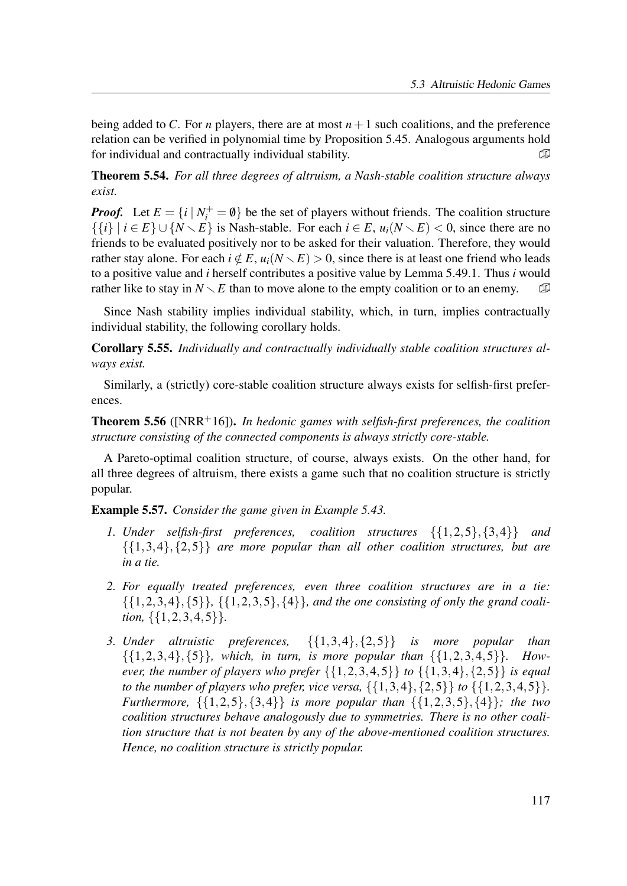being added to $C$. For $n$ players, there are at most $n+1$ such coalitions, and the preference relation can be verified in polynomial time by Proposition 5.45. Analogous arguments hold for individual and contractually individual stability. ◻

**Theorem 5.54.** *For all three degrees of altruism, a Nash-stable coalition structure always exist.*

***Proof.*** Let $E = \{i \mid N_i^+ = \emptyset\}$ be the set of players without friends. The coalition structure $\{\{i\} \mid i \in E\} \cup \{N \setminus E\}$ is Nash-stable. For each $i \in E$, $u_i(N \setminus E) < 0$, since there are no friends to be evaluated positively nor to be asked for their valuation. Therefore, they would rather stay alone. For each $i \notin E$, $u_i(N \setminus E) > 0$, since there is at least one friend who leads to a positive value and $i$ herself contributes a positive value by Lemma 5.49.1. Thus $i$ would rather like to stay in $N \setminus E$ than to move alone to the empty coalition or to an enemy. ◻

Since Nash stability implies individual stability, which, in turn, implies contractually individual stability, the following corollary holds.

**Corollary 5.55.** *Individually and contractually individually stable coalition structures always exist.*

Similarly, a (strictly) core-stable coalition structure always exists for selfish-first preferences.

**Theorem 5.56** ([NRR+16])**.** *In hedonic games with selfish-first preferences, the coalition structure consisting of the connected components is always strictly core-stable.*

A Pareto-optimal coalition structure, of course, always exists. On the other hand, for all three degrees of altruism, there exists a game such that no coalition structure is strictly popular.

**Example 5.57.** *Consider the game given in Example 5.43.*

1. *Under selfish-first preferences, coalition structures $\{\{1,2,5\},\{3,4\}\}$ and $\{\{1,3,4\},\{2,5\}\}$ are more popular than all other coalition structures, but are in a tie.*
2. *For equally treated preferences, even three coalition structures are in a tie: $\{\{1,2,3,4\},\{5\}\}$, $\{\{1,2,3,5\},\{4\}\}$, and the one consisting of only the grand coalition, $\{\{1,2,3,4,5\}\}$.*
3. *Under altruistic preferences, $\{\{1,3,4\},\{2,5\}\}$ is more popular than $\{\{1,2,3,4\},\{5\}\}$, which, in turn, is more popular than $\{\{1,2,3,4,5\}\}$. However, the number of players who prefer $\{\{1,2,3,4,5\}\}$ to $\{\{1,3,4\},\{2,5\}\}$ is equal to the number of players who prefer, vice versa, $\{\{1,3,4\},\{2,5\}\}$ to $\{\{1,2,3,4,5\}\}$. Furthermore, $\{\{1,2,5\},\{3,4\}\}$ is more popular than $\{\{1,2,3,5\},\{4\}\}$; the two coalition structures behave analogously due to symmetries. There is no other coalition structure that is not beaten by any of the above-mentioned coalition structures. Hence, no coalition structure is strictly popular.*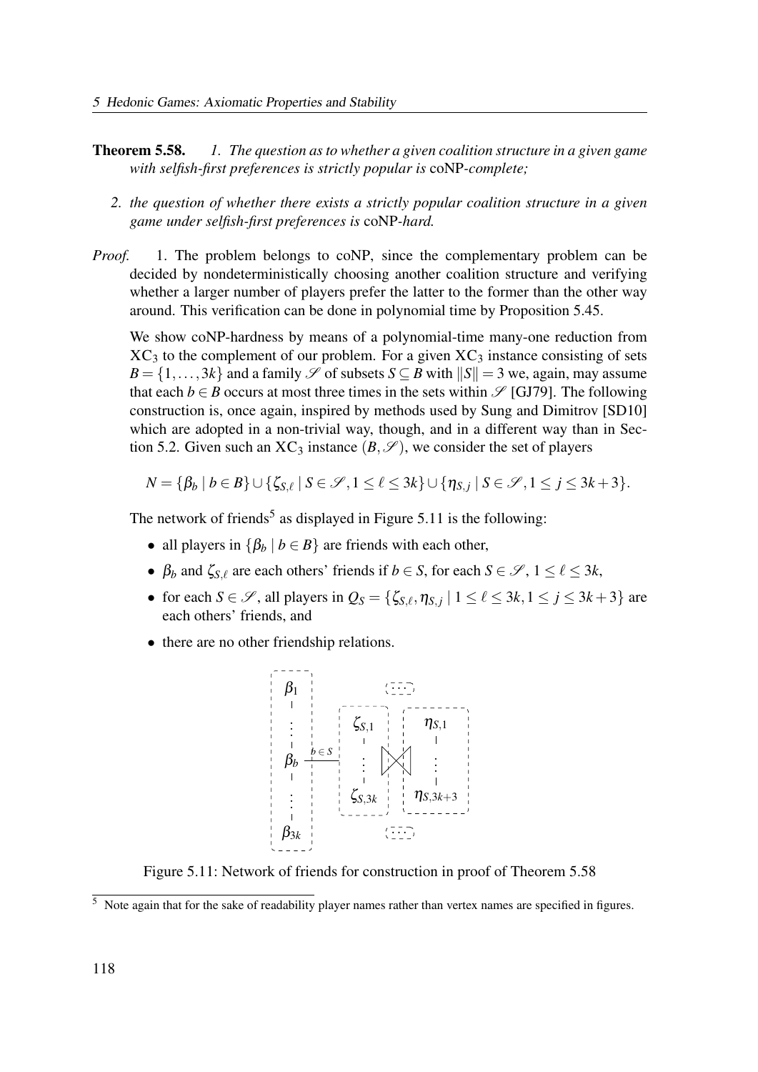**Theorem 5.58.** *1. The question as to whether a given coalition structure in a given game with selfish-first preferences is strictly popular is* coNP*-complete;*

*2. the question of whether there exists a strictly popular coalition structure in a given game under selfish-first preferences is* coNP*-hard.*

*Proof.* 1. The problem belongs to coNP, since the complementary problem can be decided by nondeterministically choosing another coalition structure and verifying whether a larger number of players prefer the latter to the former than the other way around. This verification can be done in polynomial time by Proposition 5.45.

We show coNP-hardness by means of a polynomial-time many-one reduction from $XC_3$ to the complement of our problem. For a given $XC_3$ instance consisting of sets $B = \{1,\dots,3k\}$ and a family $\mathscr{S}$ of subsets $S \subseteq B$ with $\|S\| = 3$ we, again, may assume that each $b \in B$ occurs at most three times in the sets within $\mathscr{S}$ [GJ79]. The following construction is, once again, inspired by methods used by Sung and Dimitrov [SD10] which are adopted in a non-trivial way, though, and in a different way than in Section 5.2. Given such an $XC_3$ instance $(B,\mathscr{S})$, we consider the set of players

$$N = \{\beta_b \mid b \in B\} \cup \{\zeta_{S,\ell} \mid S \in \mathscr{S}, 1 \leq \ell \leq 3k\} \cup \{\eta_{S,j} \mid S \in \mathscr{S}, 1 \leq j \leq 3k+3\}.$$

The network of friends[5] as displayed in Figure 5.11 is the following:

- all players in $\{\beta_b \mid b \in B\}$ are friends with each other,
- $\beta_b$ and $\zeta_{S,\ell}$ are each others' friends if $b \in S$, for each $S \in \mathscr{S}$, $1 \leq \ell \leq 3k$,
- for each $S \in \mathscr{S}$, all players in $Q_S = \{\zeta_{S,\ell}, \eta_{S,j} \mid 1 \leq \ell \leq 3k, 1 \leq j \leq 3k+3\}$ are each others' friends, and
- there are no other friendship relations.

Figure 5.11: Network of friends for construction in proof of Theorem 5.58

[5] Note again that for the sake of readability player names rather than vertex names are specified in figures.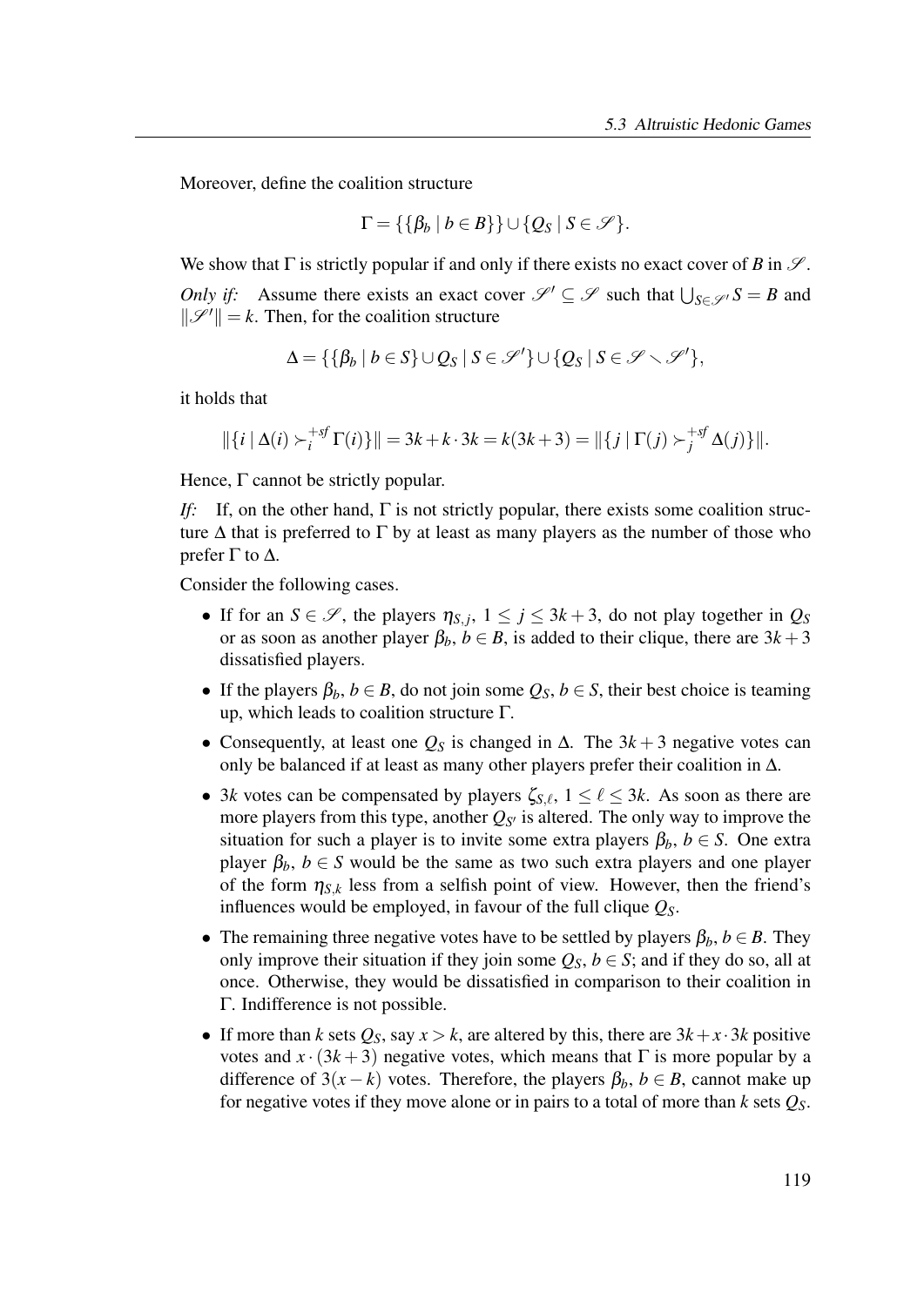Moreover, define the coalition structure

$$\Gamma = \{\{\beta_b \mid b \in B\}\} \cup \{Q_S \mid S \in \mathscr{S}\}.$$

We show that $\Gamma$ is strictly popular if and only if there exists no exact cover of $B$ in $\mathscr{S}$.

*Only if:* Assume there exists an exact cover $\mathscr{S}' \subseteq \mathscr{S}$ such that $\bigcup_{S \in \mathscr{S}'} S = B$ and $\|\mathscr{S}'\| = k$. Then, for the coalition structure

$$\Delta = \{\{\beta_b \mid b \in S\} \cup Q_S \mid S \in \mathscr{S}'\} \cup \{Q_S \mid S \in \mathscr{S} \smallsetminus \mathscr{S}'\},$$

it holds that

$$\|\{i \mid \Delta(i) \succ_i^{+sf} \Gamma(i)\}\| = 3k + k \cdot 3k = k(3k+3) = \|\{j \mid \Gamma(j) \succ_j^{+sf} \Delta(j)\}\|.$$

Hence, $\Gamma$ cannot be strictly popular.

*If:* If, on the other hand, $\Gamma$ is not strictly popular, there exists some coalition structure $\Delta$ that is preferred to $\Gamma$ by at least as many players as the number of those who prefer $\Gamma$ to $\Delta$.

Consider the following cases.

- If for an $S \in \mathscr{S}$, the players $\eta_{S,j}$, $1 \leq j \leq 3k+3$, do not play together in $Q_S$ or as soon as another player $\beta_b$, $b \in B$, is added to their clique, there are $3k+3$ dissatisfied players.
- If the players $\beta_b$, $b \in B$, do not join some $Q_S$, $b \in S$, their best choice is teaming up, which leads to coalition structure $\Gamma$.
- Consequently, at least one $Q_S$ is changed in $\Delta$. The $3k+3$ negative votes can only be balanced if at least as many other players prefer their coalition in $\Delta$.
- $3k$ votes can be compensated by players $\zeta_{S,\ell}$, $1 \leq \ell \leq 3k$. As soon as there are more players from this type, another $Q_{S'}$ is altered. The only way to improve the situation for such a player is to invite some extra players $\beta_b$, $b \in S$. One extra player $\beta_b$, $b \in S$ would be the same as two such extra players and one player of the form $\eta_{S,k}$ less from a selfish point of view. However, then the friend's influences would be employed, in favour of the full clique $Q_S$.
- The remaining three negative votes have to be settled by players $\beta_b$, $b \in B$. They only improve their situation if they join some $Q_S$, $b \in S$; and if they do so, all at once. Otherwise, they would be dissatisfied in comparison to their coalition in $\Gamma$. Indifference is not possible.
- If more than $k$ sets $Q_S$, say $x > k$, are altered by this, there are $3k + x \cdot 3k$ positive votes and $x \cdot (3k+3)$ negative votes, which means that $\Gamma$ is more popular by a difference of $3(x-k)$ votes. Therefore, the players $\beta_b$, $b \in B$, cannot make up for negative votes if they move alone or in pairs to a total of more than $k$ sets $Q_S$.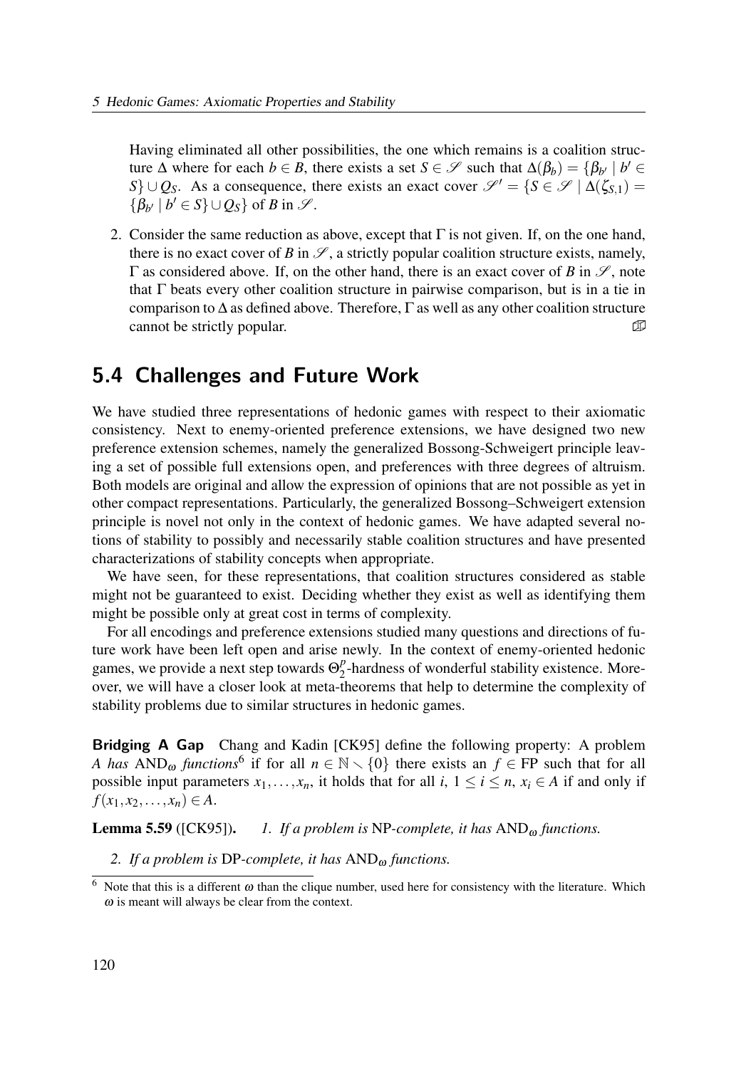Having eliminated all other possibilities, the one which remains is a coalition structure $\Delta$ where for each $b \in B$, there exists a set $S \in \mathscr{S}$ such that $\Delta(\beta_b) = \{\beta_{b'} \mid b' \in S\} \cup Q_S$. As a consequence, there exists an exact cover $\mathscr{S}' = \{S \in \mathscr{S} \mid \Delta(\zeta_{S,1}) = \{\beta_{b'} \mid b' \in S\} \cup Q_S\}$ of $B$ in $\mathscr{S}$.

2. Consider the same reduction as above, except that $\Gamma$ is not given. If, on the one hand, there is no exact cover of $B$ in $\mathscr{S}$, a strictly popular coalition structure exists, namely, $\Gamma$ as considered above. If, on the other hand, there is an exact cover of $B$ in $\mathscr{S}$, note that $\Gamma$ beats every other coalition structure in pairwise comparison, but is in a tie in comparison to $\Delta$ as defined above. Therefore, $\Gamma$ as well as any other coalition structure cannot be strictly popular. ◻

## 5.4 Challenges and Future Work

We have studied three representations of hedonic games with respect to their axiomatic consistency. Next to enemy-oriented preference extensions, we have designed two new preference extension schemes, namely the generalized Bossong-Schweigert principle leaving a set of possible full extensions open, and preferences with three degrees of altruism. Both models are original and allow the expression of opinions that are not possible as yet in other compact representations. Particularly, the generalized Bossong–Schweigert extension principle is novel not only in the context of hedonic games. We have adapted several notions of stability to possibly and necessarily stable coalition structures and have presented characterizations of stability concepts when appropriate.

We have seen, for these representations, that coalition structures considered as stable might not be guaranteed to exist. Deciding whether they exist as well as identifying them might be possible only at great cost in terms of complexity.

For all encodings and preference extensions studied many questions and directions of future work have been left open and arise newly. In the context of enemy-oriented hedonic games, we provide a next step towards $\Theta_2^p$-hardness of wonderful stability existence. Moreover, we will have a closer look at meta-theorems that help to determine the complexity of stability problems due to similar structures in hedonic games.

**Bridging A Gap** Chang and Kadin [CK95] define the following property: A problem $A$ *has* $\mathrm{AND}_\omega$ *functions*[6] if for all $n \in \mathbb{N} \setminus \{0\}$ there exists an $f \in \mathrm{FP}$ such that for all possible input parameters $x_1, \ldots, x_n$, it holds that for all $i$, $1 \leq i \leq n$, $x_i \in A$ if and only if $f(x_1, x_2, \ldots, x_n) \in A$.

**Lemma 5.59** ([CK95]). *1. If a problem is* NP*-complete, it has* $\mathrm{AND}_\omega$ *functions.*

*2. If a problem is* DP*-complete, it has* $\mathrm{AND}_\omega$ *functions.*

[6] Note that this is a different $\omega$ than the clique number, used here for consistency with the literature. Which $\omega$ is meant will always be clear from the context.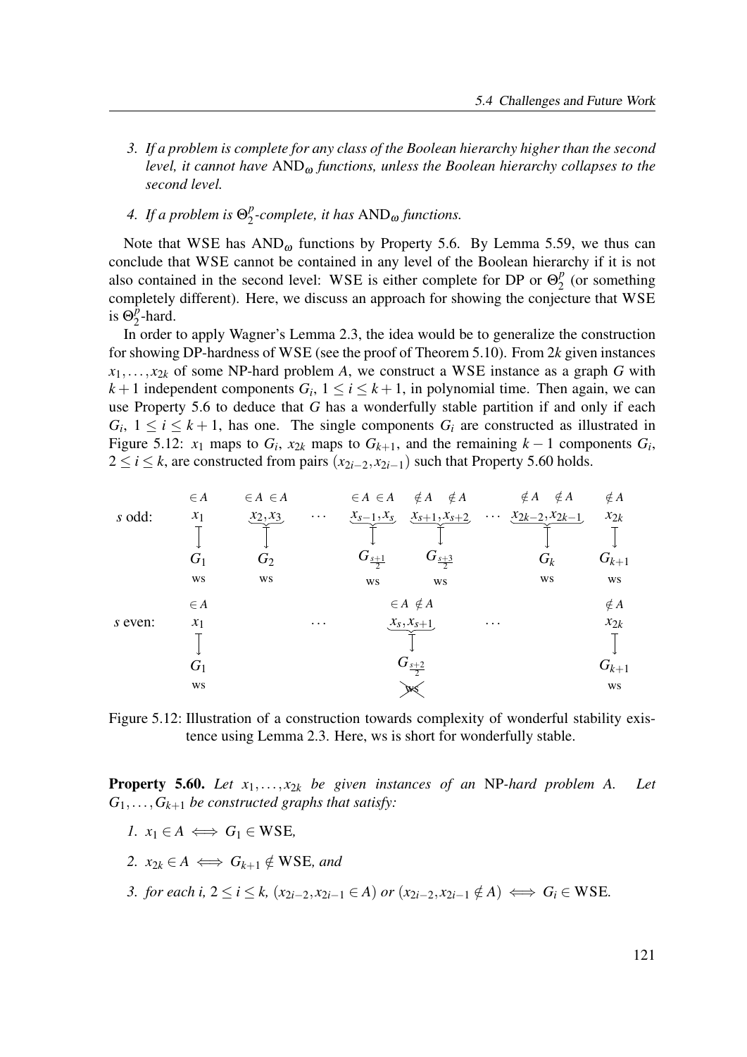3. *If a problem is complete for any class of the Boolean hierarchy higher than the second level, it cannot have* $\text{AND}_\omega$ *functions, unless the Boolean hierarchy collapses to the second level.*

4. *If a problem is* $\Theta_2^p$*-complete, it has* $\text{AND}_\omega$ *functions.*

Note that WSE has $\text{AND}_\omega$ functions by Property 5.6. By Lemma 5.59, we thus can conclude that WSE cannot be contained in any level of the Boolean hierarchy if it is not also contained in the second level: WSE is either complete for DP or $\Theta_2^p$ (or something completely different). Here, we discuss an approach for showing the conjecture that WSE is $\Theta_2^p$-hard.

In order to apply Wagner's Lemma 2.3, the idea would be to generalize the construction for showing DP-hardness of WSE (see the proof of Theorem 5.10). From $2k$ given instances $x_1, \ldots, x_{2k}$ of some NP-hard problem $A$, we construct a WSE instance as a graph $G$ with $k+1$ independent components $G_i$, $1 \leq i \leq k+1$, in polynomial time. Then again, we can use Property 5.6 to deduce that $G$ has a wonderfully stable partition if and only if each $G_i$, $1 \leq i \leq k+1$, has one. The single components $G_i$ are constructed as illustrated in Figure 5.12: $x_1$ maps to $G_i$, $x_{2k}$ maps to $G_{k+1}$, and the remaining $k-1$ components $G_i$, $2 \leq i \leq k$, are constructed from pairs $(x_{2i-2}, x_{2i-1})$ such that Property 5.60 holds.

$$
\begin{array}{lcccccccc}
 & \in A & \in A \ \in A & & \in A \ \in A & \notin A \ \ \notin A & & \notin A \ \ \notin A & \notin A \\
s \text{ odd:} & x_1 & \underbrace{x_2, x_3} & \cdots & \underbrace{x_{s-1}, x_s} & \underbrace{x_{s+1}, x_{s+2}} & \cdots & \underbrace{x_{2k-2}, x_{2k-1}} & x_{2k} \\
 & \downarrow & \downarrow & & \downarrow & \downarrow & & \downarrow & \downarrow \\
 & G_1 & G_2 & & G_{\frac{s+1}{2}} & G_{\frac{s+3}{2}} & & G_k & G_{k+1} \\
 & \text{ws} & \text{ws} & & \text{ws} & \text{ws} & & \text{ws} & \text{ws}
\end{array}
$$

$$
\begin{array}{lcccccc}
 & \in A & & \in A \ \notin A & & \notin A \\
s \text{ even:} & x_1 & \cdots & \underbrace{x_s, x_{s+1}} & \cdots & x_{2k} \\
 & \downarrow & & \downarrow & & \downarrow \\
 & G_1 & & G_{\frac{s+2}{2}} & & G_{k+1} \\
 & \text{ws} & & \not{\text{ws}} & & \text{ws}
\end{array}
$$

Figure 5.12: Illustration of a construction towards complexity of wonderful stability existence using Lemma 2.3. Here, ws is short for wonderfully stable.

**Property 5.60.** *Let* $x_1, \ldots, x_{2k}$ *be given instances of an* NP*-hard problem* $A$. *Let* $G_1, \ldots, G_{k+1}$ *be constructed graphs that satisfy:*

1. $x_1 \in A \iff G_1 \in \text{WSE}$,

2. $x_{2k} \in A \iff G_{k+1} \notin \text{WSE}$, *and*

3. *for each* $i$, $2 \leq i \leq k$, $(x_{2i-2}, x_{2i-1} \in A)$ *or* $(x_{2i-2}, x_{2i-1} \notin A) \iff G_i \in \text{WSE}$.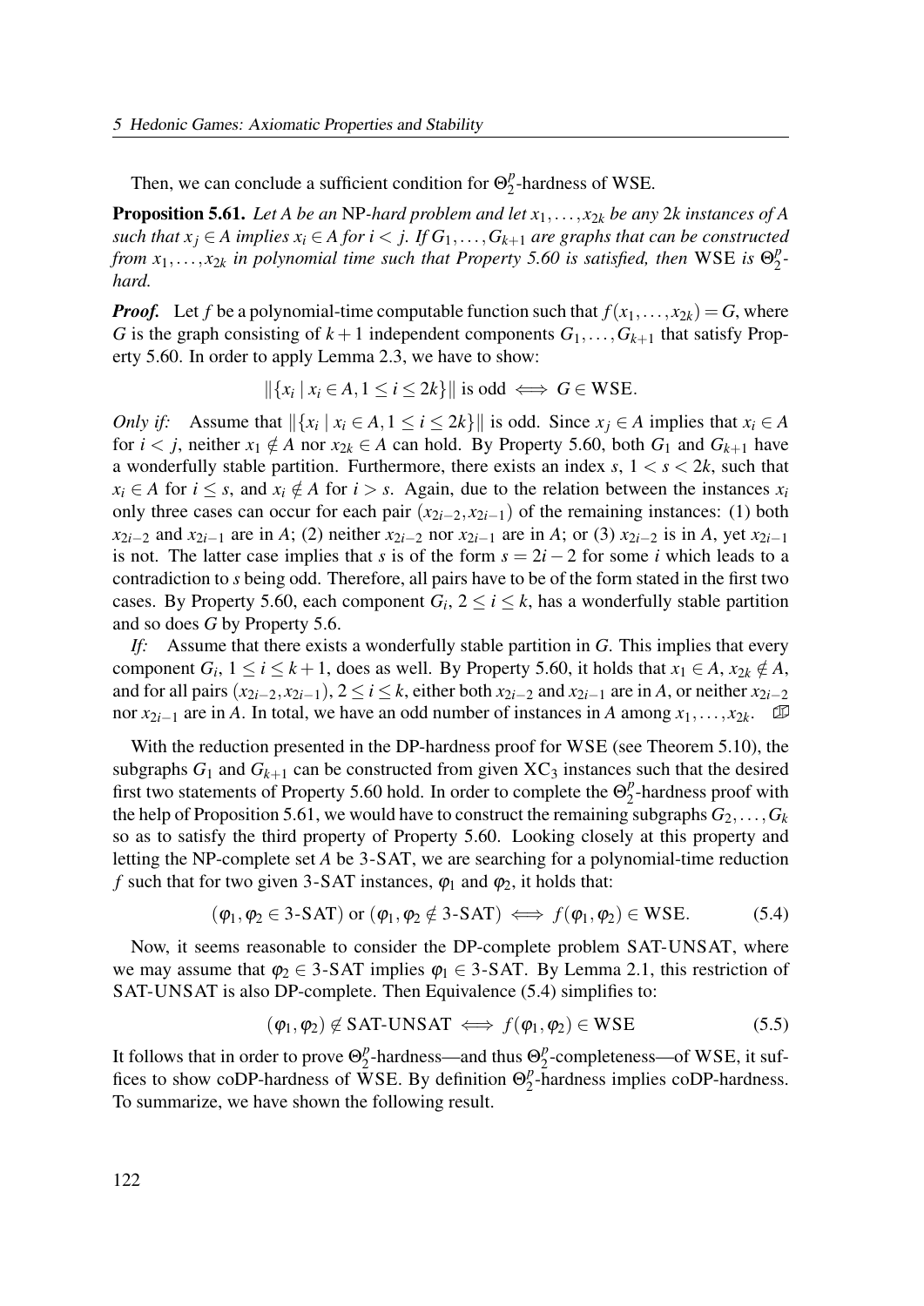Then, we can conclude a sufficient condition for $\Theta_2^p$-hardness of WSE.

**Proposition 5.61.** *Let $A$ be an* NP*-hard problem and let $x_1, \ldots, x_{2k}$ be any $2k$ instances of $A$ such that $x_j \in A$ implies $x_i \in A$ for $i < j$. If $G_1, \ldots, G_{k+1}$ are graphs that can be constructed from $x_1, \ldots, x_{2k}$ in polynomial time such that Property 5.60 is satisfied, then* WSE *is $\Theta_2^p$-hard.*

***Proof.*** Let $f$ be a polynomial-time computable function such that $f(x_1, \ldots, x_{2k}) = G$, where $G$ is the graph consisting of $k+1$ independent components $G_1, \ldots, G_{k+1}$ that satisfy Property 5.60. In order to apply Lemma 2.3, we have to show:

$$\|\{x_i \mid x_i \in A, 1 \leq i \leq 2k\}\| \text{ is odd } \iff G \in \text{WSE}.$$

*Only if:* Assume that $\|\{x_i \mid x_i \in A, 1 \leq i \leq 2k\}\|$ is odd. Since $x_j \in A$ implies that $x_i \in A$ for $i < j$, neither $x_1 \notin A$ nor $x_{2k} \in A$ can hold. By Property 5.60, both $G_1$ and $G_{k+1}$ have a wonderfully stable partition. Furthermore, there exists an index $s$, $1 < s < 2k$, such that $x_i \in A$ for $i \leq s$, and $x_i \notin A$ for $i > s$. Again, due to the relation between the instances $x_i$ only three cases can occur for each pair $(x_{2i-2}, x_{2i-1})$ of the remaining instances: (1) both $x_{2i-2}$ and $x_{2i-1}$ are in $A$; (2) neither $x_{2i-2}$ nor $x_{2i-1}$ are in $A$; or (3) $x_{2i-2}$ is in $A$, yet $x_{2i-1}$ is not. The latter case implies that $s$ is of the form $s = 2i-2$ for some $i$ which leads to a contradiction to $s$ being odd. Therefore, all pairs have to be of the form stated in the first two cases. By Property 5.60, each component $G_i$, $2 \leq i \leq k$, has a wonderfully stable partition and so does $G$ by Property 5.6.

*If:* Assume that there exists a wonderfully stable partition in $G$. This implies that every component $G_i$, $1 \leq i \leq k+1$, does as well. By Property 5.60, it holds that $x_1 \in A$, $x_{2k} \notin A$, and for all pairs $(x_{2i-2}, x_{2i-1})$, $2 \leq i \leq k$, either both $x_{2i-2}$ and $x_{2i-1}$ are in $A$, or neither $x_{2i-2}$ nor $x_{2i-1}$ are in $A$. In total, we have an odd number of instances in $A$ among $x_1, \ldots, x_{2k}$. ☐

With the reduction presented in the DP-hardness proof for WSE (see Theorem 5.10), the subgraphs $G_1$ and $G_{k+1}$ can be constructed from given $\text{XC}_3$ instances such that the desired first two statements of Property 5.60 hold. In order to complete the $\Theta_2^p$-hardness proof with the help of Proposition 5.61, we would have to construct the remaining subgraphs $G_2, \ldots, G_k$ so as to satisfy the third property of Property 5.60. Looking closely at this property and letting the NP-complete set $A$ be 3-SAT, we are searching for a polynomial-time reduction $f$ such that for two given 3-SAT instances, $\varphi_1$ and $\varphi_2$, it holds that:

$$(\varphi_1, \varphi_2 \in \text{3-SAT}) \text{ or } (\varphi_1, \varphi_2 \notin \text{3-SAT}) \iff f(\varphi_1, \varphi_2) \in \text{WSE}. \tag{5.4}$$

Now, it seems reasonable to consider the DP-complete problem SAT-UNSAT, where we may assume that $\varphi_2 \in \text{3-SAT}$ implies $\varphi_1 \in \text{3-SAT}$. By Lemma 2.1, this restriction of SAT-UNSAT is also DP-complete. Then Equivalence (5.4) simplifies to:

$$(\varphi_1, \varphi_2) \notin \text{SAT-UNSAT} \iff f(\varphi_1, \varphi_2) \in \text{WSE} \tag{5.5}$$

It follows that in order to prove $\Theta_2^p$-hardness—and thus $\Theta_2^p$-completeness—of WSE, it suffices to show coDP-hardness of WSE. By definition $\Theta_2^p$-hardness implies coDP-hardness. To summarize, we have shown the following result.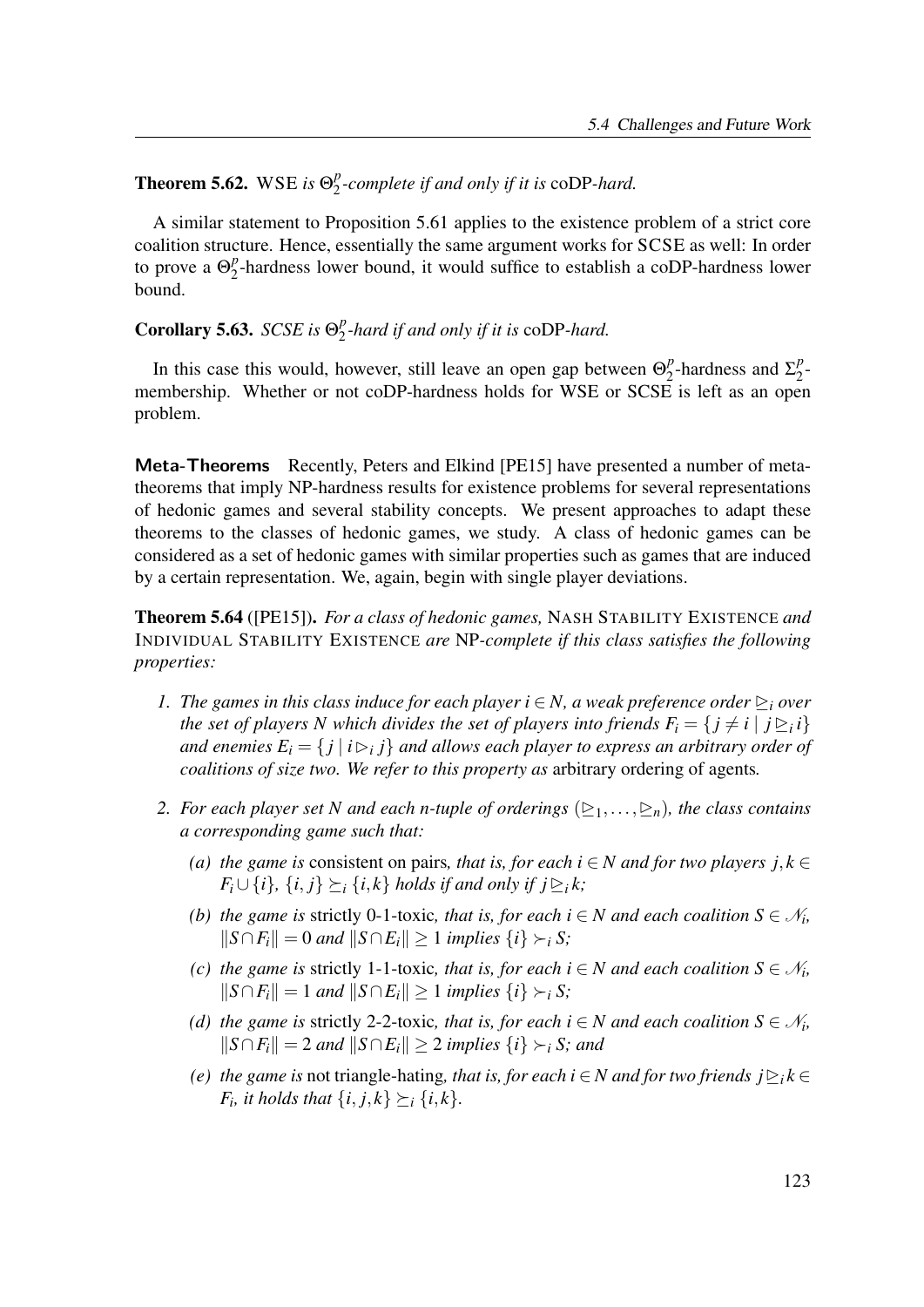**Theorem 5.62.** WSE *is* $\Theta_2^p$*-complete if and only if it is* coDP*-hard.*

A similar statement to Proposition 5.61 applies to the existence problem of a strict core coalition structure. Hence, essentially the same argument works for SCSE as well: In order to prove a $\Theta_2^p$-hardness lower bound, it would suffice to establish a coDP-hardness lower bound.

**Corollary 5.63.** *SCSE is* $\Theta_2^p$*-hard if and only if it is* coDP*-hard.*

In this case this would, however, still leave an open gap between $\Theta_2^p$-hardness and $\Sigma_2^p$-membership. Whether or not coDP-hardness holds for WSE or SCSE is left as an open problem.

**Meta-Theorems** Recently, Peters and Elkind [PE15] have presented a number of meta-theorems that imply NP-hardness results for existence problems for several representations of hedonic games and several stability concepts. We present approaches to adapt these theorems to the classes of hedonic games, we study. A class of hedonic games can be considered as a set of hedonic games with similar properties such as games that are induced by a certain representation. We, again, begin with single player deviations.

**Theorem 5.64** ([PE15])**.** *For a class of hedonic games,* NASH STABILITY EXISTENCE *and* INDIVIDUAL STABILITY EXISTENCE *are* NP*-complete if this class satisfies the following properties:*

1. *The games in this class induce for each player $i \in N$, a weak preference order $\trianglerighteq_i$ over the set of players $N$ which divides the set of players into friends $F_i = \{ j \neq i \mid j \trianglerighteq_i i \}$ and enemies $E_i = \{ j \mid i \triangleright_i j \}$ and allows each player to express an arbitrary order of coalitions of size two. We refer to this property as* arbitrary ordering of agents*.*
2. *For each player set $N$ and each $n$-tuple of orderings $(\trianglerighteq_1, \dots, \trianglerighteq_n)$, the class contains a corresponding game such that:*
   - *(a) the game is* consistent on pairs*, that is, for each $i \in N$ and for two players $j, k \in F_i \cup \{i\}$, $\{i, j\} \succeq_i \{i, k\}$ holds if and only if $j \trianglerighteq_i k$;*
   - *(b) the game is* strictly 0-1-toxic*, that is, for each $i \in N$ and each coalition $S \in \mathscr{N}_i$, $\|S \cap F_i\| = 0$ and $\|S \cap E_i\| \geq 1$ implies $\{i\} \succ_i S$;*
   - *(c) the game is* strictly 1-1-toxic*, that is, for each $i \in N$ and each coalition $S \in \mathscr{N}_i$, $\|S \cap F_i\| = 1$ and $\|S \cap E_i\| \geq 1$ implies $\{i\} \succ_i S$;*
   - *(d) the game is* strictly 2-2-toxic*, that is, for each $i \in N$ and each coalition $S \in \mathscr{N}_i$, $\|S \cap F_i\| = 2$ and $\|S \cap E_i\| \geq 2$ implies $\{i\} \succ_i S$; and*
   - *(e) the game is* not triangle-hating*, that is, for each $i \in N$ and for two friends $j \trianglerighteq_i k \in F_i$, it holds that $\{i, j, k\} \succeq_i \{i, k\}$.*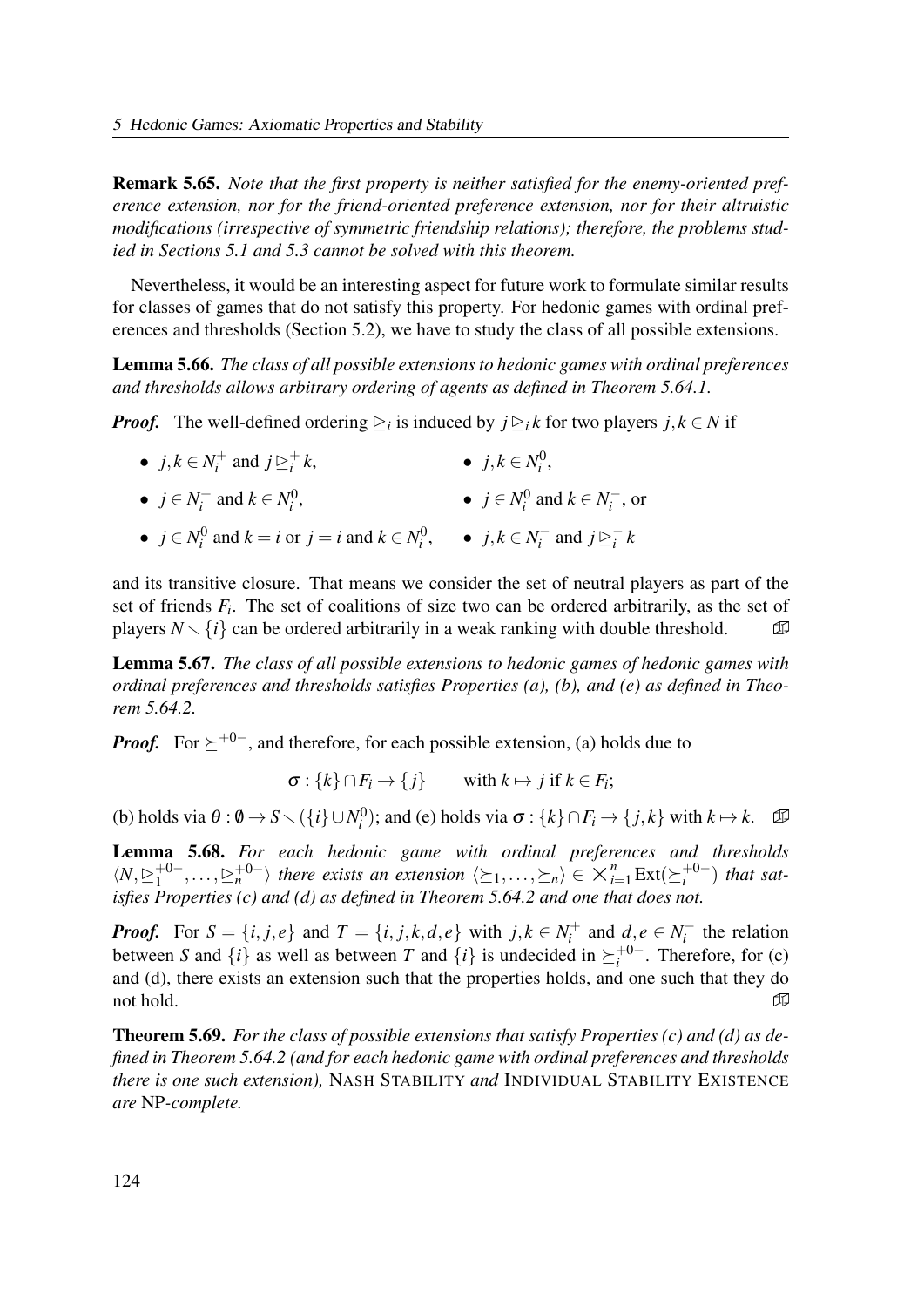**Remark 5.65.** *Note that the first property is neither satisfied for the enemy-oriented preference extension, nor for the friend-oriented preference extension, nor for their altruistic modifications (irrespective of symmetric friendship relations); therefore, the problems studied in Sections 5.1 and 5.3 cannot be solved with this theorem.*

Nevertheless, it would be an interesting aspect for future work to formulate similar results for classes of games that do not satisfy this property. For hedonic games with ordinal preferences and thresholds (Section 5.2), we have to study the class of all possible extensions.

**Lemma 5.66.** *The class of all possible extensions to hedonic games with ordinal preferences and thresholds allows arbitrary ordering of agents as defined in Theorem 5.64.1.*

***Proof.*** The well-defined ordering $\trianglerighteq_i$ is induced by $j \trianglerighteq_i k$ for two players $j,k \in N$ if

- $j,k \in N_i^+$ and $j \trianglerighteq_i^+ k$,
- $j,k \in N_i^0$,
- $j \in N_i^+$ and $k \in N_i^0$,
- $j \in N_i^0$ and $k \in N_i^-$, or
- $j \in N_i^0$ and $k = i$ or $j = i$ and $k \in N_i^0$,
- $j,k \in N_i^-$ and $j \trianglerighteq_i^- k$

and its transitive closure. That means we consider the set of neutral players as part of the set of friends $F_i$. The set of coalitions of size two can be ordered arbitrarily, as the set of players $N \smallsetminus \{i\}$ can be ordered arbitrarily in a weak ranking with double threshold. ∎

**Lemma 5.67.** *The class of all possible extensions to hedonic games of hedonic games with ordinal preferences and thresholds satisfies Properties (a), (b), and (e) as defined in Theorem 5.64.2.*

***Proof.*** For $\succeq^{+0-}$, and therefore, for each possible extension, (a) holds due to

$$\sigma : \{k\} \cap F_i \to \{j\} \qquad \text{with } k \mapsto j \text{ if } k \in F_i;$$

(b) holds via $\theta : \emptyset \to S \smallsetminus (\{i\} \cup N_i^0)$; and (e) holds via $\sigma : \{k\} \cap F_i \to \{j,k\}$ with $k \mapsto k$. ∎

**Lemma 5.68.** *For each hedonic game with ordinal preferences and thresholds $\langle N, \trianglerighteq_1^{+0-}, \dots, \trianglerighteq_n^{+0-} \rangle$ there exists an extension $\langle \succeq_1, \dots, \succeq_n \rangle \in \times_{i=1}^{n} \mathrm{Ext}(\succeq_i^{+0-})$ that satisfies Properties (c) and (d) as defined in Theorem 5.64.2 and one that does not.*

***Proof.*** For $S = \{i, j, e\}$ and $T = \{i, j, k, d, e\}$ with $j,k \in N_i^+$ and $d,e \in N_i^-$ the relation between $S$ and $\{i\}$ as well as between $T$ and $\{i\}$ is undecided in $\succeq_i^{+0-}$. Therefore, for (c) and (d), there exists an extension such that the properties holds, and one such that they do not hold. ∎

**Theorem 5.69.** *For the class of possible extensions that satisfy Properties (c) and (d) as defined in Theorem 5.64.2 (and for each hedonic game with ordinal preferences and thresholds there is one such extension),* NASH STABILITY *and* INDIVIDUAL STABILITY EXISTENCE *are* NP*-complete.*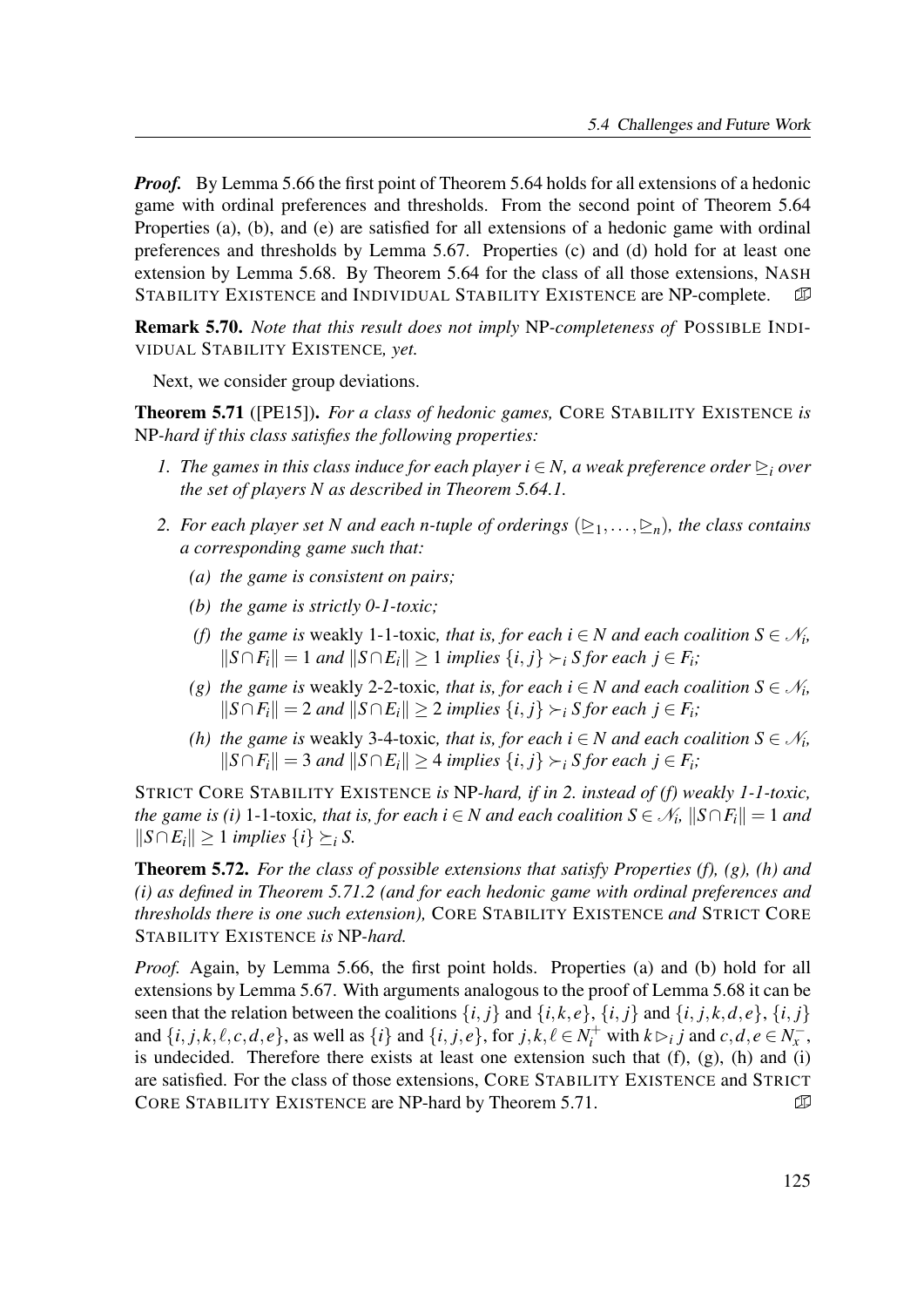***Proof.*** By Lemma 5.66 the first point of Theorem 5.64 holds for all extensions of a hedonic game with ordinal preferences and thresholds. From the second point of Theorem 5.64 Properties (a), (b), and (e) are satisfied for all extensions of a hedonic game with ordinal preferences and thresholds by Lemma 5.67. Properties (c) and (d) hold for at least one extension by Lemma 5.68. By Theorem 5.64 for the class of all those extensions, NASH STABILITY EXISTENCE and INDIVIDUAL STABILITY EXISTENCE are NP-complete. ◻

**Remark 5.70.** *Note that this result does not imply* NP*-completeness of* POSSIBLE INDIVIDUAL STABILITY EXISTENCE*, yet.*

Next, we consider group deviations.

**Theorem 5.71** ([PE15])**.** *For a class of hedonic games,* CORE STABILITY EXISTENCE *is* NP*-hard if this class satisfies the following properties:*

1. *The games in this class induce for each player $i \in N$, a weak preference order $\trianglerighteq_i$ over the set of players $N$ as described in Theorem 5.64.1.*
2. *For each player set $N$ and each $n$-tuple of orderings $(\trianglerighteq_1, \dots, \trianglerighteq_n)$, the class contains a corresponding game such that:*
   - *(a) the game is consistent on pairs;*
   - *(b) the game is strictly 0-1-toxic;*
   - *(f) the game is* weakly 1-1-toxic*, that is, for each $i \in N$ and each coalition $S \in \mathscr{N}_i$, $\|S \cap F_i\| = 1$ and $\|S \cap E_i\| \geq 1$ implies $\{i, j\} \succ_i S$ for each $j \in F_i$;*
   - *(g) the game is* weakly 2-2-toxic*, that is, for each $i \in N$ and each coalition $S \in \mathscr{N}_i$, $\|S \cap F_i\| = 2$ and $\|S \cap E_i\| \geq 2$ implies $\{i, j\} \succ_i S$ for each $j \in F_i$;*
   - *(h) the game is* weakly 3-4-toxic*, that is, for each $i \in N$ and each coalition $S \in \mathscr{N}_i$, $\|S \cap F_i\| = 3$ and $\|S \cap E_i\| \geq 4$ implies $\{i, j\} \succ_i S$ for each $j \in F_i$;*

STRICT CORE STABILITY EXISTENCE *is* NP*-hard, if in 2. instead of (f) weakly 1-1-toxic, the game is (i)* 1-1-toxic*, that is, for each $i \in N$ and each coalition $S \in \mathscr{N}_i$, $\|S \cap F_i\| = 1$ and $\|S \cap E_i\| \geq 1$ implies $\{i\} \succeq_i S$.*

**Theorem 5.72.** *For the class of possible extensions that satisfy Properties (f), (g), (h) and (i) as defined in Theorem 5.71.2 (and for each hedonic game with ordinal preferences and thresholds there is one such extension),* CORE STABILITY EXISTENCE *and* STRICT CORE STABILITY EXISTENCE *is* NP*-hard.*

*Proof.* Again, by Lemma 5.66, the first point holds. Properties (a) and (b) hold for all extensions by Lemma 5.67. With arguments analogous to the proof of Lemma 5.68 it can be seen that the relation between the coalitions $\{i, j\}$ and $\{i, k, e\}$, $\{i, j\}$ and $\{i, j, k, d, e\}$, $\{i, j\}$ and $\{i, j, k, \ell, c, d, e\}$, as well as $\{i\}$ and $\{i, j, e\}$, for $j, k, \ell \in N_i^+$ with $k \triangleright_i j$ and $c, d, e \in N_x^-$, is undecided. Therefore there exists at least one extension such that (f), (g), (h) and (i) are satisfied. For the class of those extensions, CORE STABILITY EXISTENCE and STRICT CORE STABILITY EXISTENCE are NP-hard by Theorem 5.71. ◻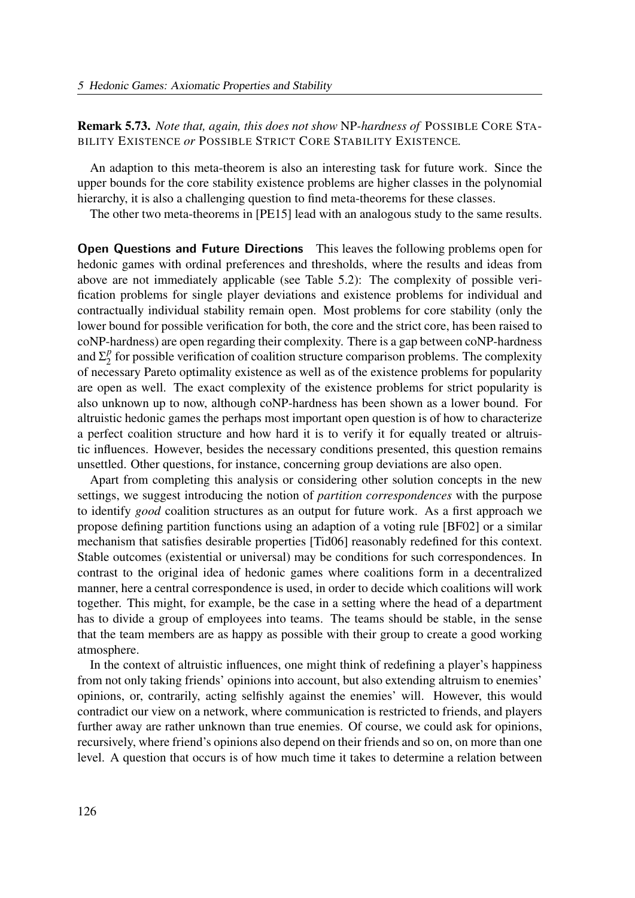**Remark 5.73.** *Note that, again, this does not show* NP*-hardness of* Possible Core Stability Existence *or* Possible Strict Core Stability Existence*.*

An adaption to this meta-theorem is also an interesting task for future work. Since the upper bounds for the core stability existence problems are higher classes in the polynomial hierarchy, it is also a challenging question to find meta-theorems for these classes.

The other two meta-theorems in [PE15] lead with an analogous study to the same results.

**Open Questions and Future Directions** This leaves the following problems open for hedonic games with ordinal preferences and thresholds, where the results and ideas from above are not immediately applicable (see Table 5.2): The complexity of possible verification problems for single player deviations and existence problems for individual and contractually individual stability remain open. Most problems for core stability (only the lower bound for possible verification for both, the core and the strict core, has been raised to coNP-hardness) are open regarding their complexity. There is a gap between coNP-hardness and $\Sigma_2^p$ for possible verification of coalition structure comparison problems. The complexity of necessary Pareto optimality existence as well as of the existence problems for popularity are open as well. The exact complexity of the existence problems for strict popularity is also unknown up to now, although coNP-hardness has been shown as a lower bound. For altruistic hedonic games the perhaps most important open question is of how to characterize a perfect coalition structure and how hard it is to verify it for equally treated or altruistic influences. However, besides the necessary conditions presented, this question remains unsettled. Other questions, for instance, concerning group deviations are also open.

Apart from completing this analysis or considering other solution concepts in the new settings, we suggest introducing the notion of *partition correspondences* with the purpose to identify *good* coalition structures as an output for future work. As a first approach we propose defining partition functions using an adaption of a voting rule [BF02] or a similar mechanism that satisfies desirable properties [Tid06] reasonably redefined for this context. Stable outcomes (existential or universal) may be conditions for such correspondences. In contrast to the original idea of hedonic games where coalitions form in a decentralized manner, here a central correspondence is used, in order to decide which coalitions will work together. This might, for example, be the case in a setting where the head of a department has to divide a group of employees into teams. The teams should be stable, in the sense that the team members are as happy as possible with their group to create a good working atmosphere.

In the context of altruistic influences, one might think of redefining a player's happiness from not only taking friends' opinions into account, but also extending altruism to enemies' opinions, or, contrarily, acting selfishly against the enemies' will. However, this would contradict our view on a network, where communication is restricted to friends, and players further away are rather unknown than true enemies. Of course, we could ask for opinions, recursively, where friend's opinions also depend on their friends and so on, on more than one level. A question that occurs is of how much time it takes to determine a relation between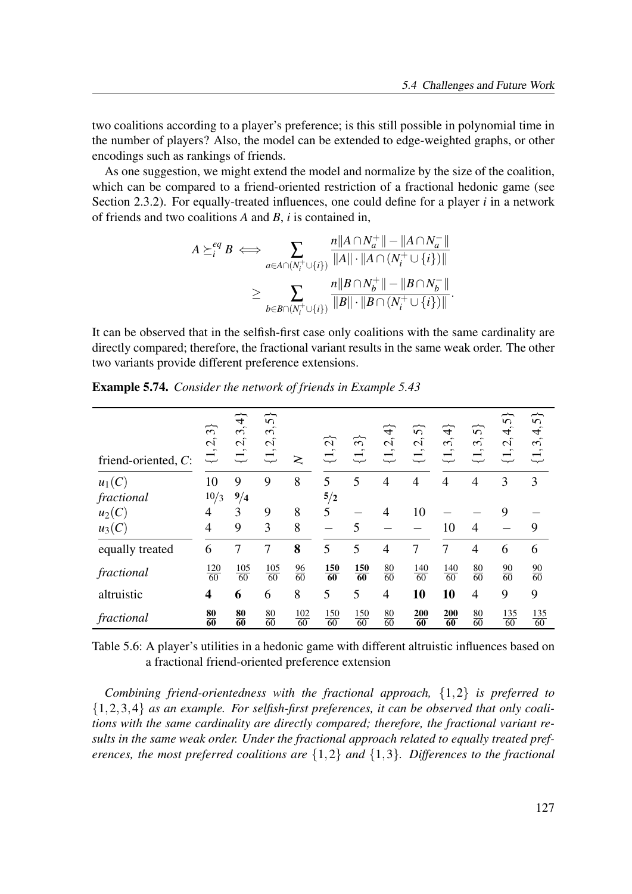two coalitions according to a player's preference; is this still possible in polynomial time in the number of players? Also, the model can be extended to edge-weighted graphs, or other encodings such as rankings of friends.

As one suggestion, we might extend the model and normalize by the size of the coalition, which can be compared to a friend-oriented restriction of a fractional hedonic game (see Section 2.3.2). For equally-treated influences, one could define for a player $i$ in a network of friends and two coalitions $A$ and $B$, $i$ is contained in,

$$A \succeq_i^{eq} B \iff \sum_{a \in A \cap (N_i^+ \cup \{i\})} \frac{n\|A \cap N_a^+\| - \|A \cap N_a^-\|}{\|A\| \cdot \|A \cap (N_i^+ \cup \{i\})\|}$$
$$\geq \sum_{b \in B \cap (N_i^+ \cup \{i\})} \frac{n\|B \cap N_b^+\| - \|B \cap N_b^-\|}{\|B\| \cdot \|B \cap (N_i^+ \cup \{i\})\|}.$$

It can be observed that in the selfish-first case only coalitions with the same cardinality are directly compared; therefore, the fractional variant results in the same weak order. The other two variants provide different preference extensions.

**Example 5.74.** *Consider the network of friends in Example 5.43*

| friend-oriented, $C$: | $\{1,2,3\}$ | $\{1,2,3,4\}$ | $\{1,2,3,5\}$ | $N$ | $\{1,2\}$ | $\{1,3\}$ | $\{1,2,4\}$ | $\{1,2,5\}$ | $\{1,3,4\}$ | $\{1,3,5\}$ | $\{1,2,4,5\}$ | $\{1,3,4,5\}$ |
|---|---|---|---|---|---|---|---|---|---|---|---|---|
| $u_1(C)$ | 10 | 9 | 9 | 8 | 5 | 5 | 4 | 4 | 4 | 4 | 3 | 3 |
| *fractional* | $10/3$ | $\mathbf{9/4}$ | | | $\mathbf{5/2}$ | | | | | | | |
| $u_2(C)$ | 4 | 3 | 9 | 8 | 5 | – | 4 | 10 | – | – | 9 | – |
| $u_3(C)$ | 4 | 9 | 3 | 8 | – | 5 | – | – | 10 | 4 | – | 9 |
| equally treated | 6 | 7 | 7 | **8** | 5 | 5 | 4 | 7 | 7 | 4 | 6 | 6 |
| *fractional* | $\frac{120}{60}$ | $\frac{105}{60}$ | $\frac{105}{60}$ | $\frac{96}{60}$ | $\mathbf{\frac{150}{60}}$ | $\mathbf{\frac{150}{60}}$ | $\frac{80}{60}$ | $\frac{140}{60}$ | $\frac{140}{60}$ | $\frac{80}{60}$ | $\frac{90}{60}$ | $\frac{90}{60}$ |
| altruistic | **4** | **6** | 6 | 8 | 5 | 5 | 4 | **10** | **10** | 4 | 9 | 9 |
| *fractional* | $\mathbf{\frac{80}{60}}$ | $\mathbf{\frac{80}{60}}$ | $\frac{80}{60}$ | $\frac{102}{60}$ | $\frac{150}{60}$ | $\frac{150}{60}$ | $\frac{80}{60}$ | $\mathbf{\frac{200}{60}}$ | $\mathbf{\frac{200}{60}}$ | $\frac{80}{60}$ | $\frac{135}{60}$ | $\frac{135}{60}$ |

Table 5.6: A player's utilities in a hedonic game with different altruistic influences based on a fractional friend-oriented preference extension

*Combining friend-orientedness with the fractional approach,* $\{1,2\}$ *is preferred to* $\{1,2,3,4\}$ *as an example. For selfish-first preferences, it can be observed that only coalitions with the same cardinality are directly compared; therefore, the fractional variant results in the same weak order. Under the fractional approach related to equally treated preferences, the most preferred coalitions are* $\{1,2\}$ *and* $\{1,3\}$. *Differences to the fractional*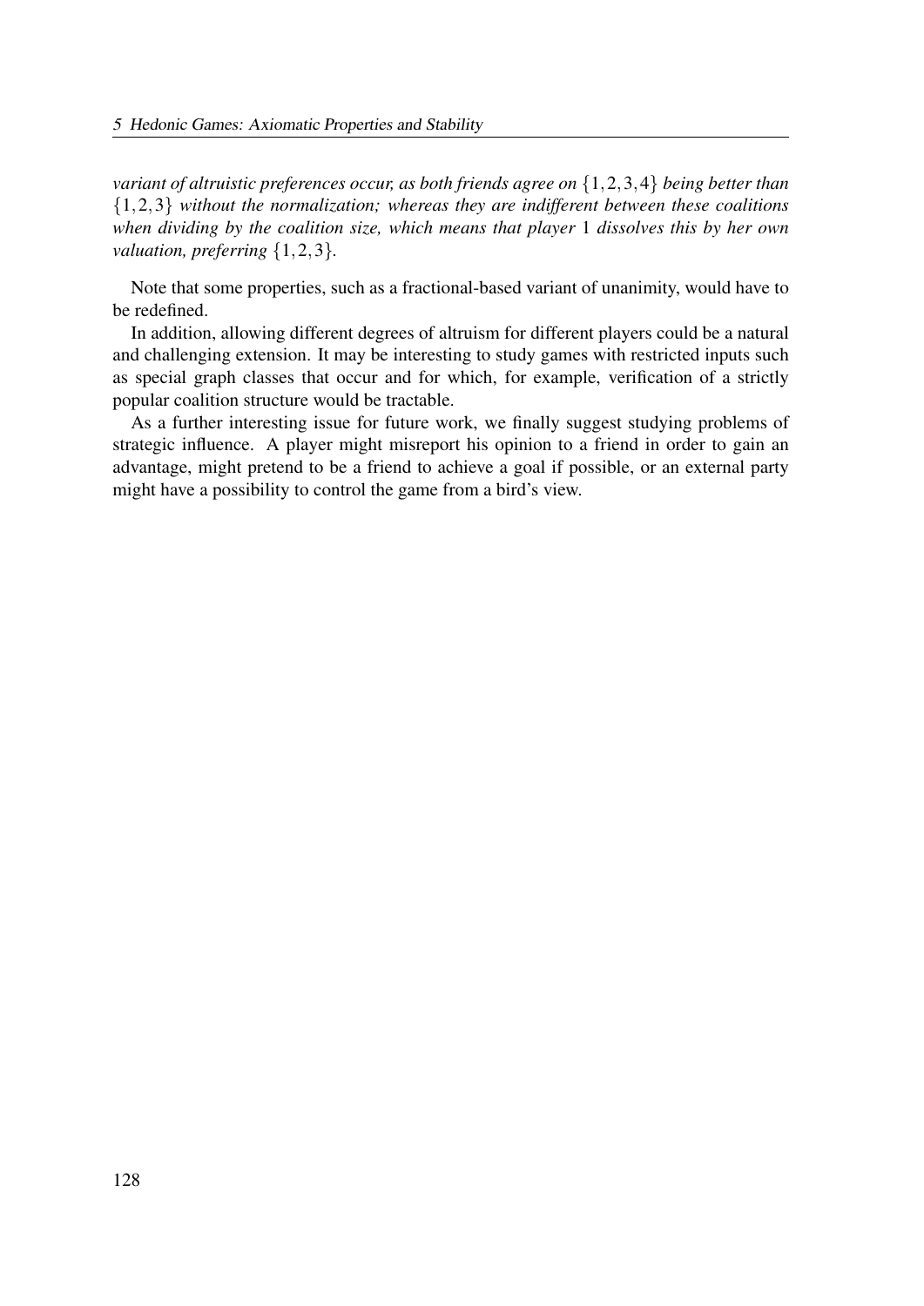*variant of altruistic preferences occur, as both friends agree on* $\{1,2,3,4\}$ *being better than* $\{1,2,3\}$ *without the normalization; whereas they are indifferent between these coalitions when dividing by the coalition size, which means that player* 1 *dissolves this by her own valuation, preferring* $\{1,2,3\}$.

Note that some properties, such as a fractional-based variant of unanimity, would have to be redefined.

In addition, allowing different degrees of altruism for different players could be a natural and challenging extension. It may be interesting to study games with restricted inputs such as special graph classes that occur and for which, for example, verification of a strictly popular coalition structure would be tractable.

As a further interesting issue for future work, we finally suggest studying problems of strategic influence. A player might misreport his opinion to a friend in order to gain an advantage, might pretend to be a friend to achieve a goal if possible, or an external party might have a possibility to control the game from a bird's view.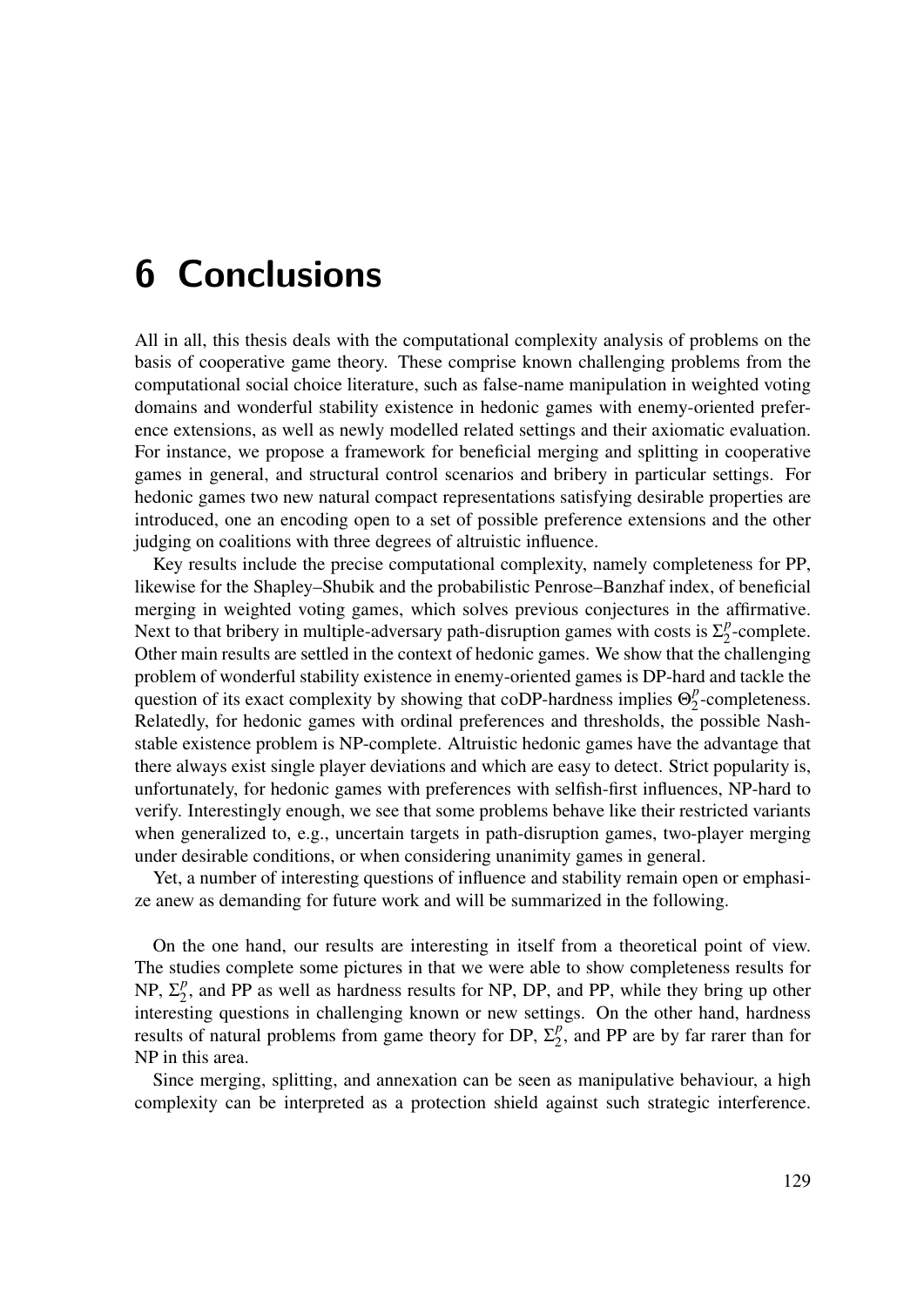# 6 Conclusions

All in all, this thesis deals with the computational complexity analysis of problems on the basis of cooperative game theory. These comprise known challenging problems from the computational social choice literature, such as false-name manipulation in weighted voting domains and wonderful stability existence in hedonic games with enemy-oriented preference extensions, as well as newly modelled related settings and their axiomatic evaluation. For instance, we propose a framework for beneficial merging and splitting in cooperative games in general, and structural control scenarios and bribery in particular settings. For hedonic games two new natural compact representations satisfying desirable properties are introduced, one an encoding open to a set of possible preference extensions and the other judging on coalitions with three degrees of altruistic influence.

Key results include the precise computational complexity, namely completeness for PP, likewise for the Shapley–Shubik and the probabilistic Penrose–Banzhaf index, of beneficial merging in weighted voting games, which solves previous conjectures in the affirmative. Next to that bribery in multiple-adversary path-disruption games with costs is $\Sigma_2^p$-complete. Other main results are settled in the context of hedonic games. We show that the challenging problem of wonderful stability existence in enemy-oriented games is DP-hard and tackle the question of its exact complexity by showing that coDP-hardness implies $\Theta_2^p$-completeness. Relatedly, for hedonic games with ordinal preferences and thresholds, the possible Nash-stable existence problem is NP-complete. Altruistic hedonic games have the advantage that there always exist single player deviations and which are easy to detect. Strict popularity is, unfortunately, for hedonic games with preferences with selfish-first influences, NP-hard to verify. Interestingly enough, we see that some problems behave like their restricted variants when generalized to, e.g., uncertain targets in path-disruption games, two-player merging under desirable conditions, or when considering unanimity games in general.

Yet, a number of interesting questions of influence and stability remain open or emphasize anew as demanding for future work and will be summarized in the following.

On the one hand, our results are interesting in itself from a theoretical point of view. The studies complete some pictures in that we were able to show completeness results for NP, $\Sigma_2^p$, and PP as well as hardness results for NP, DP, and PP, while they bring up other interesting questions in challenging known or new settings. On the other hand, hardness results of natural problems from game theory for DP, $\Sigma_2^p$, and PP are by far rarer than for NP in this area.

Since merging, splitting, and annexation can be seen as manipulative behaviour, a high complexity can be interpreted as a protection shield against such strategic interference.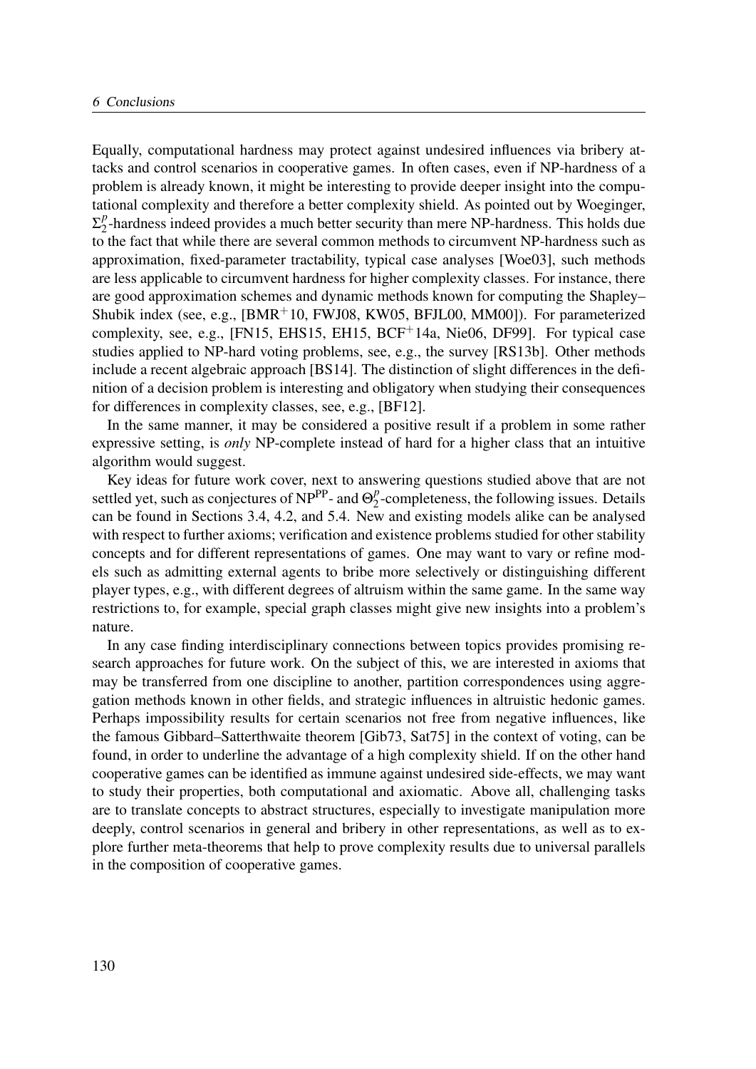Equally, computational hardness may protect against undesired influences via bribery attacks and control scenarios in cooperative games. In often cases, even if NP-hardness of a problem is already known, it might be interesting to provide deeper insight into the computational complexity and therefore a better complexity shield. As pointed out by Woeginger, $\Sigma_2^p$-hardness indeed provides a much better security than mere NP-hardness. This holds due to the fact that while there are several common methods to circumvent NP-hardness such as approximation, fixed-parameter tractability, typical case analyses [Woe03], such methods are less applicable to circumvent hardness for higher complexity classes. For instance, there are good approximation schemes and dynamic methods known for computing the Shapley–Shubik index (see, e.g., [BMR⁺10, FWJ08, KW05, BFJL00, MM00]). For parameterized complexity, see, e.g., [FN15, EHS15, EH15, BCF⁺14a, Nie06, DF99]. For typical case studies applied to NP-hard voting problems, see, e.g., the survey [RS13b]. Other methods include a recent algebraic approach [BS14]. The distinction of slight differences in the definition of a decision problem is interesting and obligatory when studying their consequences for differences in complexity classes, see, e.g., [BF12].

In the same manner, it may be considered a positive result if a problem in some rather expressive setting, is *only* NP-complete instead of hard for a higher class that an intuitive algorithm would suggest.

Key ideas for future work cover, next to answering questions studied above that are not settled yet, such as conjectures of $\mathrm{NP}^{\mathrm{PP}}$- and $\Theta_2^p$-completeness, the following issues. Details can be found in Sections 3.4, 4.2, and 5.4. New and existing models alike can be analysed with respect to further axioms; verification and existence problems studied for other stability concepts and for different representations of games. One may want to vary or refine models such as admitting external agents to bribe more selectively or distinguishing different player types, e.g., with different degrees of altruism within the same game. In the same way restrictions to, for example, special graph classes might give new insights into a problem's nature.

In any case finding interdisciplinary connections between topics provides promising research approaches for future work. On the subject of this, we are interested in axioms that may be transferred from one discipline to another, partition correspondences using aggregation methods known in other fields, and strategic influences in altruistic hedonic games. Perhaps impossibility results for certain scenarios not free from negative influences, like the famous Gibbard–Satterthwaite theorem [Gib73, Sat75] in the context of voting, can be found, in order to underline the advantage of a high complexity shield. If on the other hand cooperative games can be identified as immune against undesired side-effects, we may want to study their properties, both computational and axiomatic. Above all, challenging tasks are to translate concepts to abstract structures, especially to investigate manipulation more deeply, control scenarios in general and bribery in other representations, as well as to explore further meta-theorems that help to prove complexity results due to universal parallels in the composition of cooperative games.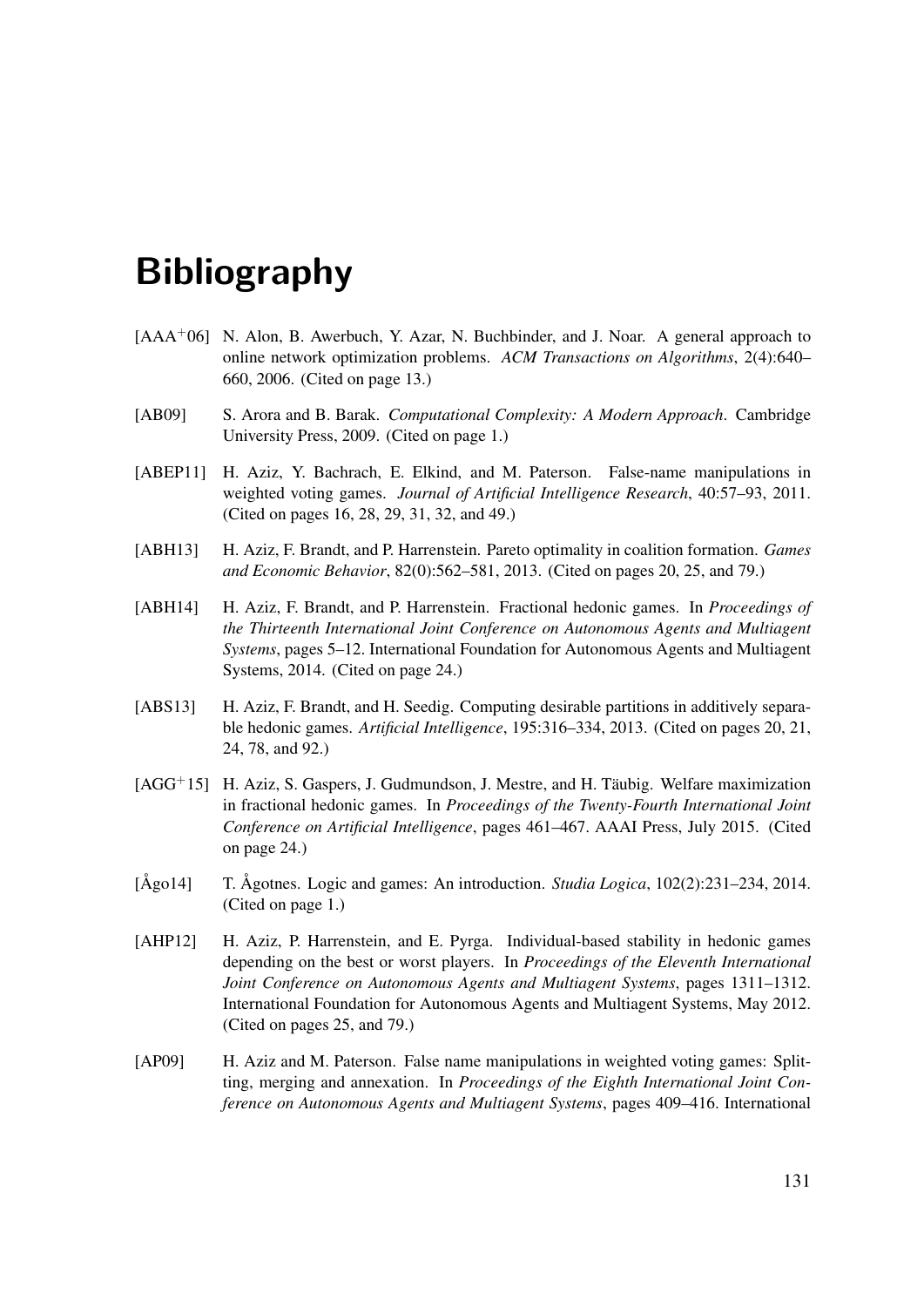# Bibliography

[AAA+06] N. Alon, B. Awerbuch, Y. Azar, N. Buchbinder, and J. Noar. A general approach to online network optimization problems. *ACM Transactions on Algorithms*, 2(4):640–660, 2006. (Cited on page 13.)

[AB09] S. Arora and B. Barak. *Computational Complexity: A Modern Approach*. Cambridge University Press, 2009. (Cited on page 1.)

[ABEP11] H. Aziz, Y. Bachrach, E. Elkind, and M. Paterson. False-name manipulations in weighted voting games. *Journal of Artificial Intelligence Research*, 40:57–93, 2011. (Cited on pages 16, 28, 29, 31, 32, and 49.)

[ABH13] H. Aziz, F. Brandt, and P. Harrenstein. Pareto optimality in coalition formation. *Games and Economic Behavior*, 82(0):562–581, 2013. (Cited on pages 20, 25, and 79.)

[ABH14] H. Aziz, F. Brandt, and P. Harrenstein. Fractional hedonic games. In *Proceedings of the Thirteenth International Joint Conference on Autonomous Agents and Multiagent Systems*, pages 5–12. International Foundation for Autonomous Agents and Multiagent Systems, 2014. (Cited on page 24.)

[ABS13] H. Aziz, F. Brandt, and H. Seedig. Computing desirable partitions in additively separable hedonic games. *Artificial Intelligence*, 195:316–334, 2013. (Cited on pages 20, 21, 24, 78, and 92.)

[AGG+15] H. Aziz, S. Gaspers, J. Gudmundson, J. Mestre, and H. Täubig. Welfare maximization in fractional hedonic games. In *Proceedings of the Twenty-Fourth International Joint Conference on Artificial Intelligence*, pages 461–467. AAAI Press, July 2015. (Cited on page 24.)

[Ågo14] T. Ågotnes. Logic and games: An introduction. *Studia Logica*, 102(2):231–234, 2014. (Cited on page 1.)

[AHP12] H. Aziz, P. Harrenstein, and E. Pyrga. Individual-based stability in hedonic games depending on the best or worst players. In *Proceedings of the Eleventh International Joint Conference on Autonomous Agents and Multiagent Systems*, pages 1311–1312. International Foundation for Autonomous Agents and Multiagent Systems, May 2012. (Cited on pages 25, and 79.)

[AP09] H. Aziz and M. Paterson. False name manipulations in weighted voting games: Splitting, merging and annexation. In *Proceedings of the Eighth International Joint Conference on Autonomous Agents and Multiagent Systems*, pages 409–416. International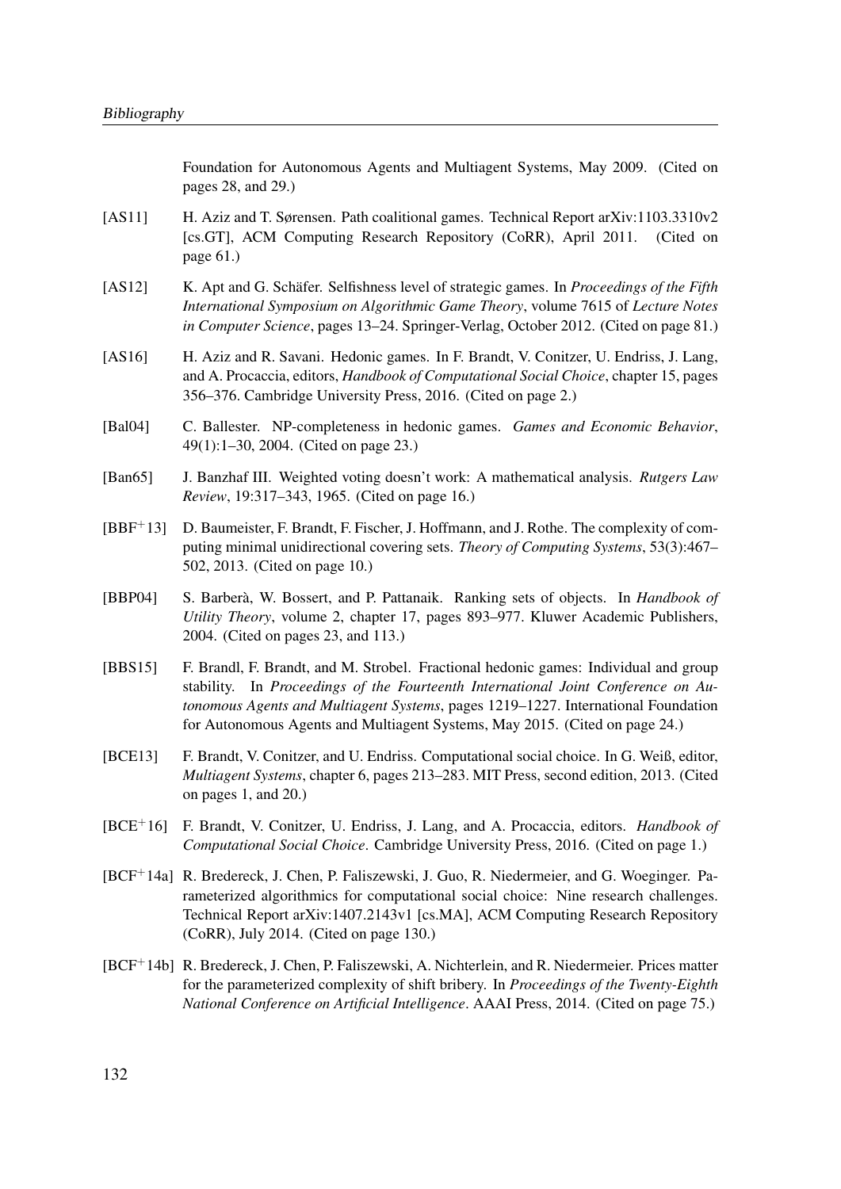Foundation for Autonomous Agents and Multiagent Systems, May 2009. (Cited on pages 28, and 29.)

[AS11] H. Aziz and T. Sørensen. Path coalitional games. Technical Report arXiv:1103.3310v2 [cs.GT], ACM Computing Research Repository (CoRR), April 2011. (Cited on page 61.)

[AS12] K. Apt and G. Schäfer. Selfishness level of strategic games. In *Proceedings of the Fifth International Symposium on Algorithmic Game Theory*, volume 7615 of *Lecture Notes in Computer Science*, pages 13–24. Springer-Verlag, October 2012. (Cited on page 81.)

[AS16] H. Aziz and R. Savani. Hedonic games. In F. Brandt, V. Conitzer, U. Endriss, J. Lang, and A. Procaccia, editors, *Handbook of Computational Social Choice*, chapter 15, pages 356–376. Cambridge University Press, 2016. (Cited on page 2.)

[Bal04] C. Ballester. NP-completeness in hedonic games. *Games and Economic Behavior*, 49(1):1–30, 2004. (Cited on page 23.)

[Ban65] J. Banzhaf III. Weighted voting doesn't work: A mathematical analysis. *Rutgers Law Review*, 19:317–343, 1965. (Cited on page 16.)

[BBF+13] D. Baumeister, F. Brandt, F. Fischer, J. Hoffmann, and J. Rothe. The complexity of computing minimal unidirectional covering sets. *Theory of Computing Systems*, 53(3):467–502, 2013. (Cited on page 10.)

[BBP04] S. Barberà, W. Bossert, and P. Pattanaik. Ranking sets of objects. In *Handbook of Utility Theory*, volume 2, chapter 17, pages 893–977. Kluwer Academic Publishers, 2004. (Cited on pages 23, and 113.)

[BBS15] F. Brandl, F. Brandt, and M. Strobel. Fractional hedonic games: Individual and group stability. In *Proceedings of the Fourteenth International Joint Conference on Autonomous Agents and Multiagent Systems*, pages 1219–1227. International Foundation for Autonomous Agents and Multiagent Systems, May 2015. (Cited on page 24.)

[BCE13] F. Brandt, V. Conitzer, and U. Endriss. Computational social choice. In G. Weiß, editor, *Multiagent Systems*, chapter 6, pages 213–283. MIT Press, second edition, 2013. (Cited on pages 1, and 20.)

[BCE+16] F. Brandt, V. Conitzer, U. Endriss, J. Lang, and A. Procaccia, editors. *Handbook of Computational Social Choice*. Cambridge University Press, 2016. (Cited on page 1.)

[BCF+14a] R. Bredereck, J. Chen, P. Faliszewski, J. Guo, R. Niedermeier, and G. Woeginger. Parameterized algorithmics for computational social choice: Nine research challenges. Technical Report arXiv:1407.2143v1 [cs.MA], ACM Computing Research Repository (CoRR), July 2014. (Cited on page 130.)

[BCF+14b] R. Bredereck, J. Chen, P. Faliszewski, A. Nichterlein, and R. Niedermeier. Prices matter for the parameterized complexity of shift bribery. In *Proceedings of the Twenty-Eighth National Conference on Artificial Intelligence*. AAAI Press, 2014. (Cited on page 75.)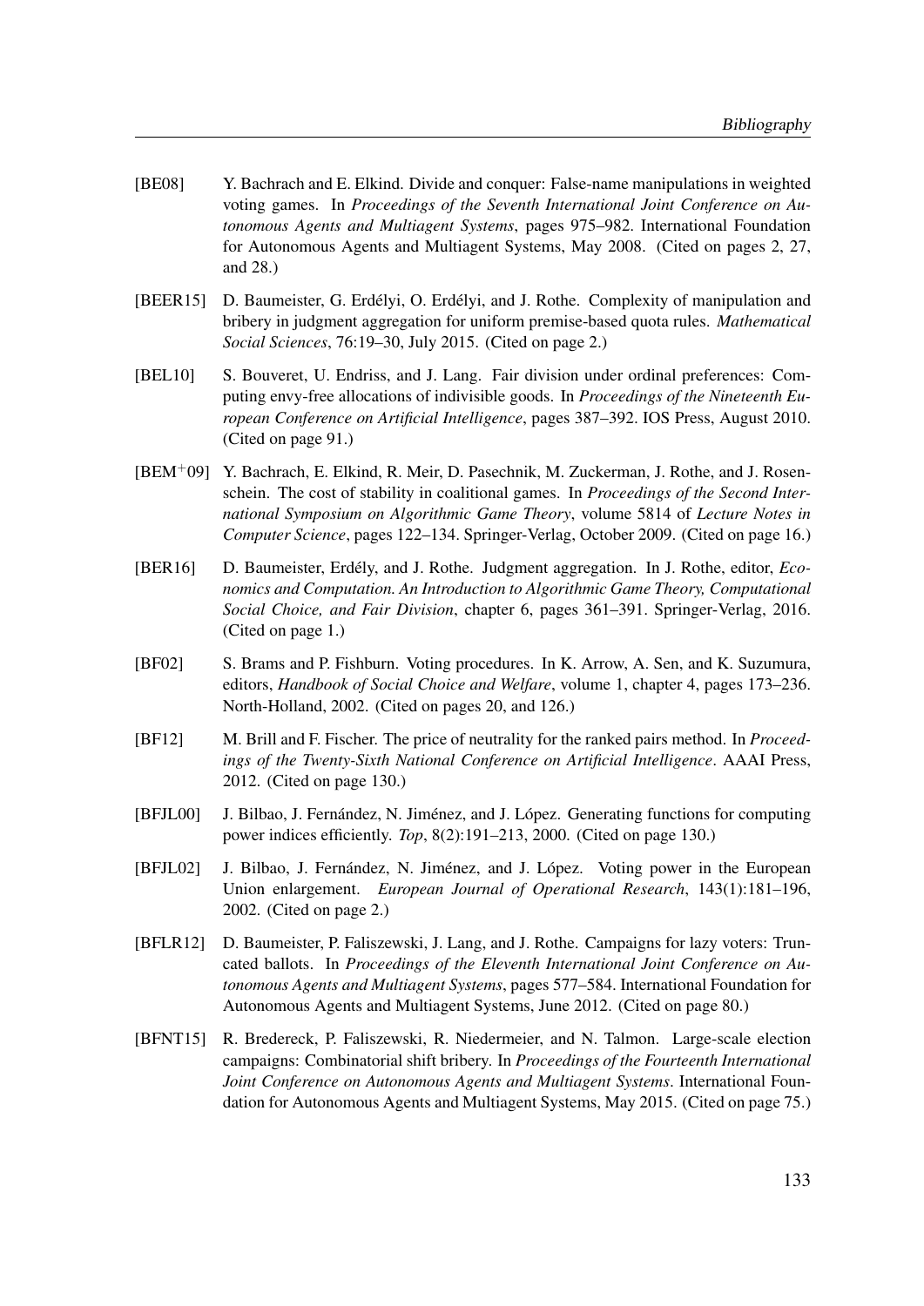[BE08] Y. Bachrach and E. Elkind. Divide and conquer: False-name manipulations in weighted voting games. In *Proceedings of the Seventh International Joint Conference on Autonomous Agents and Multiagent Systems*, pages 975–982. International Foundation for Autonomous Agents and Multiagent Systems, May 2008. (Cited on pages 2, 27, and 28.)

[BEER15] D. Baumeister, G. Erdélyi, O. Erdélyi, and J. Rothe. Complexity of manipulation and bribery in judgment aggregation for uniform premise-based quota rules. *Mathematical Social Sciences*, 76:19–30, July 2015. (Cited on page 2.)

[BEL10] S. Bouveret, U. Endriss, and J. Lang. Fair division under ordinal preferences: Computing envy-free allocations of indivisible goods. In *Proceedings of the Nineteenth European Conference on Artificial Intelligence*, pages 387–392. IOS Press, August 2010. (Cited on page 91.)

[BEM+09] Y. Bachrach, E. Elkind, R. Meir, D. Pasechnik, M. Zuckerman, J. Rothe, and J. Rosenschein. The cost of stability in coalitional games. In *Proceedings of the Second International Symposium on Algorithmic Game Theory*, volume 5814 of *Lecture Notes in Computer Science*, pages 122–134. Springer-Verlag, October 2009. (Cited on page 16.)

[BER16] D. Baumeister, Erdély, and J. Rothe. Judgment aggregation. In J. Rothe, editor, *Economics and Computation. An Introduction to Algorithmic Game Theory, Computational Social Choice, and Fair Division*, chapter 6, pages 361–391. Springer-Verlag, 2016. (Cited on page 1.)

[BF02] S. Brams and P. Fishburn. Voting procedures. In K. Arrow, A. Sen, and K. Suzumura, editors, *Handbook of Social Choice and Welfare*, volume 1, chapter 4, pages 173–236. North-Holland, 2002. (Cited on pages 20, and 126.)

[BF12] M. Brill and F. Fischer. The price of neutrality for the ranked pairs method. In *Proceedings of the Twenty-Sixth National Conference on Artificial Intelligence*. AAAI Press, 2012. (Cited on page 130.)

[BFJL00] J. Bilbao, J. Fernández, N. Jiménez, and J. López. Generating functions for computing power indices efficiently. *Top*, 8(2):191–213, 2000. (Cited on page 130.)

[BFJL02] J. Bilbao, J. Fernández, N. Jiménez, and J. López. Voting power in the European Union enlargement. *European Journal of Operational Research*, 143(1):181–196, 2002. (Cited on page 2.)

[BFLR12] D. Baumeister, P. Faliszewski, J. Lang, and J. Rothe. Campaigns for lazy voters: Truncated ballots. In *Proceedings of the Eleventh International Joint Conference on Autonomous Agents and Multiagent Systems*, pages 577–584. International Foundation for Autonomous Agents and Multiagent Systems, June 2012. (Cited on page 80.)

[BFNT15] R. Bredereck, P. Faliszewski, R. Niedermeier, and N. Talmon. Large-scale election campaigns: Combinatorial shift bribery. In *Proceedings of the Fourteenth International Joint Conference on Autonomous Agents and Multiagent Systems*. International Foundation for Autonomous Agents and Multiagent Systems, May 2015. (Cited on page 75.)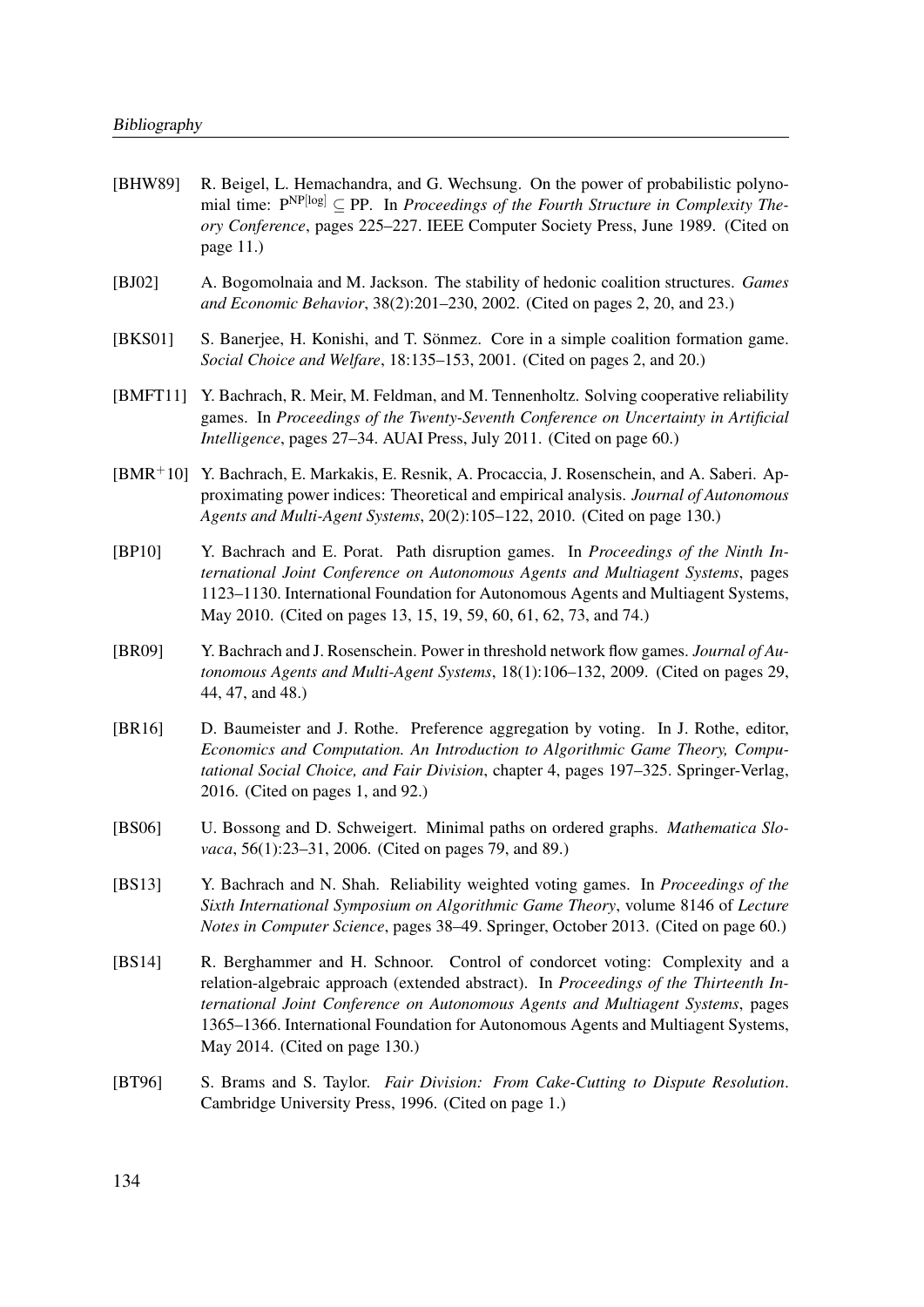[BHW89] R. Beigel, L. Hemachandra, and G. Wechsung. On the power of probabilistic polynomial time: $\mathrm{P}^{\mathrm{NP}[\log]} \subseteq \mathrm{PP}$. In *Proceedings of the Fourth Structure in Complexity Theory Conference*, pages 225–227. IEEE Computer Society Press, June 1989. (Cited on page 11.)

[BJ02] A. Bogomolnaia and M. Jackson. The stability of hedonic coalition structures. *Games and Economic Behavior*, 38(2):201–230, 2002. (Cited on pages 2, 20, and 23.)

[BKS01] S. Banerjee, H. Konishi, and T. Sönmez. Core in a simple coalition formation game. *Social Choice and Welfare*, 18:135–153, 2001. (Cited on pages 2, and 20.)

[BMFT11] Y. Bachrach, R. Meir, M. Feldman, and M. Tennenholtz. Solving cooperative reliability games. In *Proceedings of the Twenty-Seventh Conference on Uncertainty in Artificial Intelligence*, pages 27–34. AUAI Press, July 2011. (Cited on page 60.)

[BMR+10] Y. Bachrach, E. Markakis, E. Resnik, A. Procaccia, J. Rosenschein, and A. Saberi. Approximating power indices: Theoretical and empirical analysis. *Journal of Autonomous Agents and Multi-Agent Systems*, 20(2):105–122, 2010. (Cited on page 130.)

[BP10] Y. Bachrach and E. Porat. Path disruption games. In *Proceedings of the Ninth International Joint Conference on Autonomous Agents and Multiagent Systems*, pages 1123–1130. International Foundation for Autonomous Agents and Multiagent Systems, May 2010. (Cited on pages 13, 15, 19, 59, 60, 61, 62, 73, and 74.)

[BR09] Y. Bachrach and J. Rosenschein. Power in threshold network flow games. *Journal of Autonomous Agents and Multi-Agent Systems*, 18(1):106–132, 2009. (Cited on pages 29, 44, 47, and 48.)

[BR16] D. Baumeister and J. Rothe. Preference aggregation by voting. In J. Rothe, editor, *Economics and Computation. An Introduction to Algorithmic Game Theory, Computational Social Choice, and Fair Division*, chapter 4, pages 197–325. Springer-Verlag, 2016. (Cited on pages 1, and 92.)

[BS06] U. Bossong and D. Schweigert. Minimal paths on ordered graphs. *Mathematica Slovaca*, 56(1):23–31, 2006. (Cited on pages 79, and 89.)

[BS13] Y. Bachrach and N. Shah. Reliability weighted voting games. In *Proceedings of the Sixth International Symposium on Algorithmic Game Theory*, volume 8146 of *Lecture Notes in Computer Science*, pages 38–49. Springer, October 2013. (Cited on page 60.)

[BS14] R. Berghammer and H. Schnoor. Control of condorcet voting: Complexity and a relation-algebraic approach (extended abstract). In *Proceedings of the Thirteenth International Joint Conference on Autonomous Agents and Multiagent Systems*, pages 1365–1366. International Foundation for Autonomous Agents and Multiagent Systems, May 2014. (Cited on page 130.)

[BT96] S. Brams and S. Taylor. *Fair Division: From Cake-Cutting to Dispute Resolution*. Cambridge University Press, 1996. (Cited on page 1.)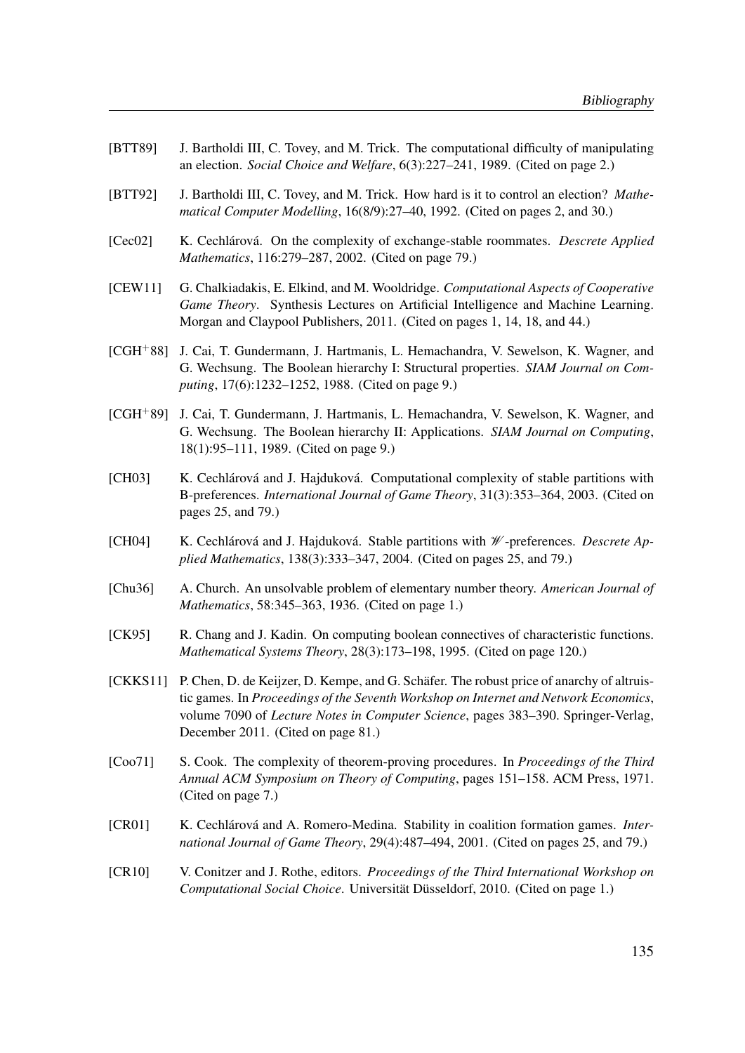[BTT89] J. Bartholdi III, C. Tovey, and M. Trick. The computational difficulty of manipulating an election. *Social Choice and Welfare*, 6(3):227–241, 1989. (Cited on page 2.)

[BTT92] J. Bartholdi III, C. Tovey, and M. Trick. How hard is it to control an election? *Mathematical Computer Modelling*, 16(8/9):27–40, 1992. (Cited on pages 2, and 30.)

[Cec02] K. Cechlárová. On the complexity of exchange-stable roommates. *Descrete Applied Mathematics*, 116:279–287, 2002. (Cited on page 79.)

[CEW11] G. Chalkiadakis, E. Elkind, and M. Wooldridge. *Computational Aspects of Cooperative Game Theory*. Synthesis Lectures on Artificial Intelligence and Machine Learning. Morgan and Claypool Publishers, 2011. (Cited on pages 1, 14, 18, and 44.)

[CGH$^+$88] J. Cai, T. Gundermann, J. Hartmanis, L. Hemachandra, V. Sewelson, K. Wagner, and G. Wechsung. The Boolean hierarchy I: Structural properties. *SIAM Journal on Computing*, 17(6):1232–1252, 1988. (Cited on page 9.)

[CGH$^+$89] J. Cai, T. Gundermann, J. Hartmanis, L. Hemachandra, V. Sewelson, K. Wagner, and G. Wechsung. The Boolean hierarchy II: Applications. *SIAM Journal on Computing*, 18(1):95–111, 1989. (Cited on page 9.)

[CH03] K. Cechlárová and J. Hajduková. Computational complexity of stable partitions with B-preferences. *International Journal of Game Theory*, 31(3):353–364, 2003. (Cited on pages 25, and 79.)

[CH04] K. Cechlárová and J. Hajduková. Stable partitions with $\mathscr{W}$-preferences. *Descrete Applied Mathematics*, 138(3):333–347, 2004. (Cited on pages 25, and 79.)

[Chu36] A. Church. An unsolvable problem of elementary number theory. *American Journal of Mathematics*, 58:345–363, 1936. (Cited on page 1.)

[CK95] R. Chang and J. Kadin. On computing boolean connectives of characteristic functions. *Mathematical Systems Theory*, 28(3):173–198, 1995. (Cited on page 120.)

[CKKS11] P. Chen, D. de Keijzer, D. Kempe, and G. Schäfer. The robust price of anarchy of altruistic games. In *Proceedings of the Seventh Workshop on Internet and Network Economics*, volume 7090 of *Lecture Notes in Computer Science*, pages 383–390. Springer-Verlag, December 2011. (Cited on page 81.)

[Coo71] S. Cook. The complexity of theorem-proving procedures. In *Proceedings of the Third Annual ACM Symposium on Theory of Computing*, pages 151–158. ACM Press, 1971. (Cited on page 7.)

[CR01] K. Cechlárová and A. Romero-Medina. Stability in coalition formation games. *International Journal of Game Theory*, 29(4):487–494, 2001. (Cited on pages 25, and 79.)

[CR10] V. Conitzer and J. Rothe, editors. *Proceedings of the Third International Workshop on Computational Social Choice*. Universität Düsseldorf, 2010. (Cited on page 1.)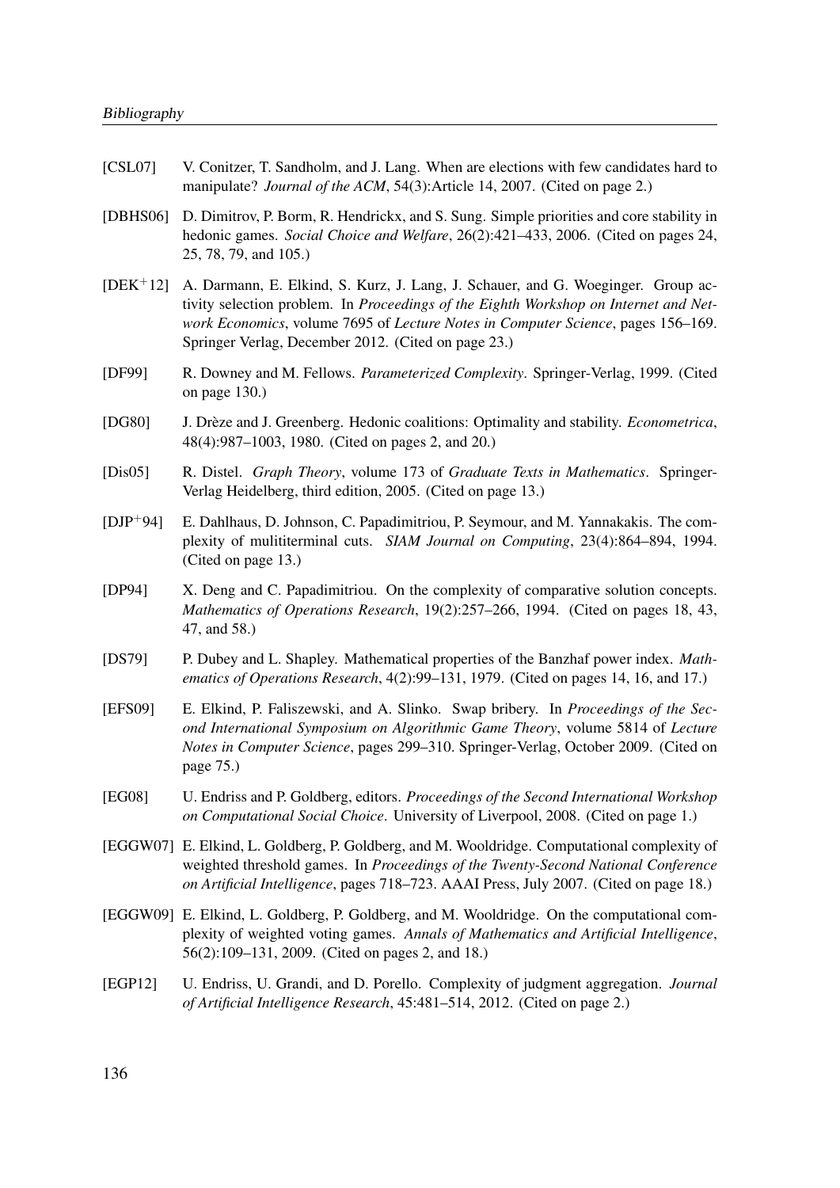[CSL07] V. Conitzer, T. Sandholm, and J. Lang. When are elections with few candidates hard to manipulate? *Journal of the ACM*, 54(3):Article 14, 2007. (Cited on page 2.)

[DBHS06] D. Dimitrov, P. Borm, R. Hendrickx, and S. Sung. Simple priorities and core stability in hedonic games. *Social Choice and Welfare*, 26(2):421–433, 2006. (Cited on pages 24, 25, 78, 79, and 105.)

[DEK+12] A. Darmann, E. Elkind, S. Kurz, J. Lang, J. Schauer, and G. Woeginger. Group activity selection problem. In *Proceedings of the Eighth Workshop on Internet and Network Economics*, volume 7695 of *Lecture Notes in Computer Science*, pages 156–169. Springer Verlag, December 2012. (Cited on page 23.)

[DF99] R. Downey and M. Fellows. *Parameterized Complexity*. Springer-Verlag, 1999. (Cited on page 130.)

[DG80] J. Drèze and J. Greenberg. Hedonic coalitions: Optimality and stability. *Econometrica*, 48(4):987–1003, 1980. (Cited on pages 2, and 20.)

[Dis05] R. Distel. *Graph Theory*, volume 173 of *Graduate Texts in Mathematics*. Springer-Verlag Heidelberg, third edition, 2005. (Cited on page 13.)

[DJP+94] E. Dahlhaus, D. Johnson, C. Papadimitriou, P. Seymour, and M. Yannakakis. The complexity of mulititerminal cuts. *SIAM Journal on Computing*, 23(4):864–894, 1994. (Cited on page 13.)

[DP94] X. Deng and C. Papadimitriou. On the complexity of comparative solution concepts. *Mathematics of Operations Research*, 19(2):257–266, 1994. (Cited on pages 18, 43, 47, and 58.)

[DS79] P. Dubey and L. Shapley. Mathematical properties of the Banzhaf power index. *Mathematics of Operations Research*, 4(2):99–131, 1979. (Cited on pages 14, 16, and 17.)

[EFS09] E. Elkind, P. Faliszewski, and A. Slinko. Swap bribery. In *Proceedings of the Second International Symposium on Algorithmic Game Theory*, volume 5814 of *Lecture Notes in Computer Science*, pages 299–310. Springer-Verlag, October 2009. (Cited on page 75.)

[EG08] U. Endriss and P. Goldberg, editors. *Proceedings of the Second International Workshop on Computational Social Choice*. University of Liverpool, 2008. (Cited on page 1.)

[EGGW07] E. Elkind, L. Goldberg, P. Goldberg, and M. Wooldridge. Computational complexity of weighted threshold games. In *Proceedings of the Twenty-Second National Conference on Artificial Intelligence*, pages 718–723. AAAI Press, July 2007. (Cited on page 18.)

[EGGW09] E. Elkind, L. Goldberg, P. Goldberg, and M. Wooldridge. On the computational complexity of weighted voting games. *Annals of Mathematics and Artificial Intelligence*, 56(2):109–131, 2009. (Cited on pages 2, and 18.)

[EGP12] U. Endriss, U. Grandi, and D. Porello. Complexity of judgment aggregation. *Journal of Artificial Intelligence Research*, 45:481–514, 2012. (Cited on page 2.)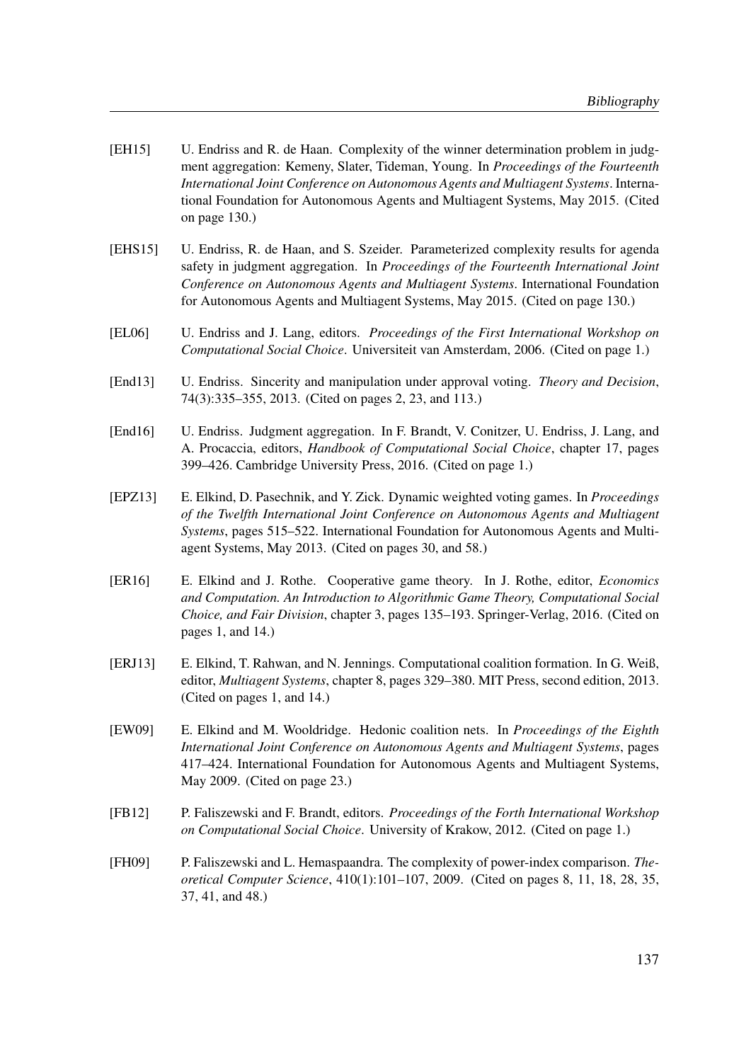[EH15] U. Endriss and R. de Haan. Complexity of the winner determination problem in judgment aggregation: Kemeny, Slater, Tideman, Young. In *Proceedings of the Fourteenth International Joint Conference on Autonomous Agents and Multiagent Systems*. International Foundation for Autonomous Agents and Multiagent Systems, May 2015. (Cited on page 130.)

[EHS15] U. Endriss, R. de Haan, and S. Szeider. Parameterized complexity results for agenda safety in judgment aggregation. In *Proceedings of the Fourteenth International Joint Conference on Autonomous Agents and Multiagent Systems*. International Foundation for Autonomous Agents and Multiagent Systems, May 2015. (Cited on page 130.)

[EL06] U. Endriss and J. Lang, editors. *Proceedings of the First International Workshop on Computational Social Choice*. Universiteit van Amsterdam, 2006. (Cited on page 1.)

[End13] U. Endriss. Sincerity and manipulation under approval voting. *Theory and Decision*, 74(3):335–355, 2013. (Cited on pages 2, 23, and 113.)

[End16] U. Endriss. Judgment aggregation. In F. Brandt, V. Conitzer, U. Endriss, J. Lang, and A. Procaccia, editors, *Handbook of Computational Social Choice*, chapter 17, pages 399–426. Cambridge University Press, 2016. (Cited on page 1.)

[EPZ13] E. Elkind, D. Pasechnik, and Y. Zick. Dynamic weighted voting games. In *Proceedings of the Twelfth International Joint Conference on Autonomous Agents and Multiagent Systems*, pages 515–522. International Foundation for Autonomous Agents and Multiagent Systems, May 2013. (Cited on pages 30, and 58.)

[ER16] E. Elkind and J. Rothe. Cooperative game theory. In J. Rothe, editor, *Economics and Computation. An Introduction to Algorithmic Game Theory, Computational Social Choice, and Fair Division*, chapter 3, pages 135–193. Springer-Verlag, 2016. (Cited on pages 1, and 14.)

[ERJ13] E. Elkind, T. Rahwan, and N. Jennings. Computational coalition formation. In G. Weiß, editor, *Multiagent Systems*, chapter 8, pages 329–380. MIT Press, second edition, 2013. (Cited on pages 1, and 14.)

[EW09] E. Elkind and M. Wooldridge. Hedonic coalition nets. In *Proceedings of the Eighth International Joint Conference on Autonomous Agents and Multiagent Systems*, pages 417–424. International Foundation for Autonomous Agents and Multiagent Systems, May 2009. (Cited on page 23.)

[FB12] P. Faliszewski and F. Brandt, editors. *Proceedings of the Forth International Workshop on Computational Social Choice*. University of Krakow, 2012. (Cited on page 1.)

[FH09] P. Faliszewski and L. Hemaspaandra. The complexity of power-index comparison. *Theoretical Computer Science*, 410(1):101–107, 2009. (Cited on pages 8, 11, 18, 28, 35, 37, 41, and 48.)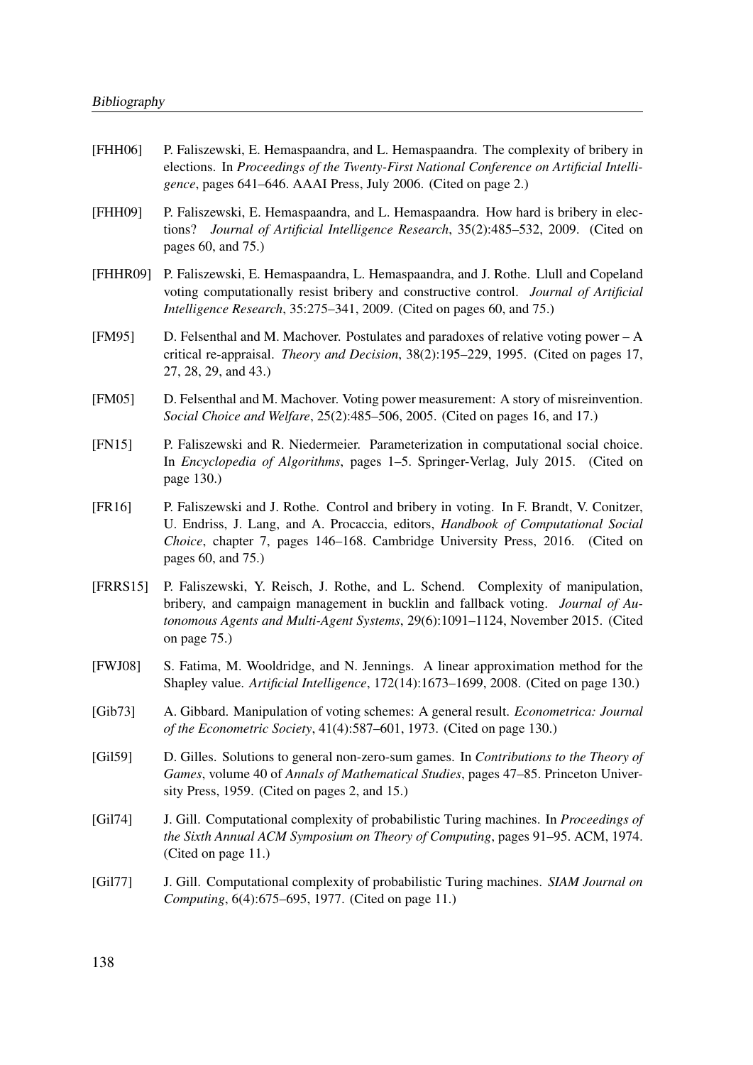[FHH06] P. Faliszewski, E. Hemaspaandra, and L. Hemaspaandra. The complexity of bribery in elections. In *Proceedings of the Twenty-First National Conference on Artificial Intelligence*, pages 641–646. AAAI Press, July 2006. (Cited on page 2.)

[FHH09] P. Faliszewski, E. Hemaspaandra, and L. Hemaspaandra. How hard is bribery in elections? *Journal of Artificial Intelligence Research*, 35(2):485–532, 2009. (Cited on pages 60, and 75.)

[FHHR09] P. Faliszewski, E. Hemaspaandra, L. Hemaspaandra, and J. Rothe. Llull and Copeland voting computationally resist bribery and constructive control. *Journal of Artificial Intelligence Research*, 35:275–341, 2009. (Cited on pages 60, and 75.)

[FM95] D. Felsenthal and M. Machover. Postulates and paradoxes of relative voting power – A critical re-appraisal. *Theory and Decision*, 38(2):195–229, 1995. (Cited on pages 17, 27, 28, 29, and 43.)

[FM05] D. Felsenthal and M. Machover. Voting power measurement: A story of misreinvention. *Social Choice and Welfare*, 25(2):485–506, 2005. (Cited on pages 16, and 17.)

[FN15] P. Faliszewski and R. Niedermeier. Parameterization in computational social choice. In *Encyclopedia of Algorithms*, pages 1–5. Springer-Verlag, July 2015. (Cited on page 130.)

[FR16] P. Faliszewski and J. Rothe. Control and bribery in voting. In F. Brandt, V. Conitzer, U. Endriss, J. Lang, and A. Procaccia, editors, *Handbook of Computational Social Choice*, chapter 7, pages 146–168. Cambridge University Press, 2016. (Cited on pages 60, and 75.)

[FRRS15] P. Faliszewski, Y. Reisch, J. Rothe, and L. Schend. Complexity of manipulation, bribery, and campaign management in bucklin and fallback voting. *Journal of Autonomous Agents and Multi-Agent Systems*, 29(6):1091–1124, November 2015. (Cited on page 75.)

[FWJ08] S. Fatima, M. Wooldridge, and N. Jennings. A linear approximation method for the Shapley value. *Artificial Intelligence*, 172(14):1673–1699, 2008. (Cited on page 130.)

[Gib73] A. Gibbard. Manipulation of voting schemes: A general result. *Econometrica: Journal of the Econometric Society*, 41(4):587–601, 1973. (Cited on page 130.)

[Gil59] D. Gilles. Solutions to general non-zero-sum games. In *Contributions to the Theory of Games*, volume 40 of *Annals of Mathematical Studies*, pages 47–85. Princeton University Press, 1959. (Cited on pages 2, and 15.)

[Gil74] J. Gill. Computational complexity of probabilistic Turing machines. In *Proceedings of the Sixth Annual ACM Symposium on Theory of Computing*, pages 91–95. ACM, 1974. (Cited on page 11.)

[Gil77] J. Gill. Computational complexity of probabilistic Turing machines. *SIAM Journal on Computing*, 6(4):675–695, 1977. (Cited on page 11.)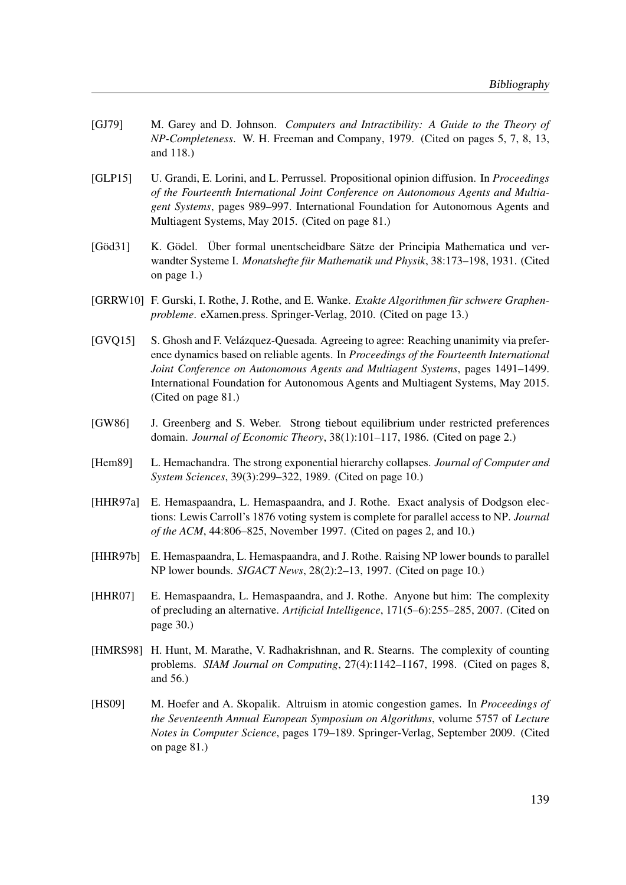[GJ79] M. Garey and D. Johnson. *Computers and Intractibility: A Guide to the Theory of NP-Completeness*. W. H. Freeman and Company, 1979. (Cited on pages 5, 7, 8, 13, and 118.)

[GLP15] U. Grandi, E. Lorini, and L. Perrussel. Propositional opinion diffusion. In *Proceedings of the Fourteenth International Joint Conference on Autonomous Agents and Multiagent Systems*, pages 989–997. International Foundation for Autonomous Agents and Multiagent Systems, May 2015. (Cited on page 81.)

[Göd31] K. Gödel. Über formal unentscheidbare Sätze der Principia Mathematica und verwandter Systeme I. *Monatshefte für Mathematik und Physik*, 38:173–198, 1931. (Cited on page 1.)

[GRRW10] F. Gurski, I. Rothe, J. Rothe, and E. Wanke. *Exakte Algorithmen für schwere Graphenprobleme*. eXamen.press. Springer-Verlag, 2010. (Cited on page 13.)

[GVQ15] S. Ghosh and F. Velázquez-Quesada. Agreeing to agree: Reaching unanimity via preference dynamics based on reliable agents. In *Proceedings of the Fourteenth International Joint Conference on Autonomous Agents and Multiagent Systems*, pages 1491–1499. International Foundation for Autonomous Agents and Multiagent Systems, May 2015. (Cited on page 81.)

[GW86] J. Greenberg and S. Weber. Strong tiebout equilibrium under restricted preferences domain. *Journal of Economic Theory*, 38(1):101–117, 1986. (Cited on page 2.)

[Hem89] L. Hemachandra. The strong exponential hierarchy collapses. *Journal of Computer and System Sciences*, 39(3):299–322, 1989. (Cited on page 10.)

[HHR97a] E. Hemaspaandra, L. Hemaspaandra, and J. Rothe. Exact analysis of Dodgson elections: Lewis Carroll's 1876 voting system is complete for parallel access to NP. *Journal of the ACM*, 44:806–825, November 1997. (Cited on pages 2, and 10.)

[HHR97b] E. Hemaspaandra, L. Hemaspaandra, and J. Rothe. Raising NP lower bounds to parallel NP lower bounds. *SIGACT News*, 28(2):2–13, 1997. (Cited on page 10.)

[HHR07] E. Hemaspaandra, L. Hemaspaandra, and J. Rothe. Anyone but him: The complexity of precluding an alternative. *Artificial Intelligence*, 171(5–6):255–285, 2007. (Cited on page 30.)

[HMRS98] H. Hunt, M. Marathe, V. Radhakrishnan, and R. Stearns. The complexity of counting problems. *SIAM Journal on Computing*, 27(4):1142–1167, 1998. (Cited on pages 8, and 56.)

[HS09] M. Hoefer and A. Skopalik. Altruism in atomic congestion games. In *Proceedings of the Seventeenth Annual European Symposium on Algorithms*, volume 5757 of *Lecture Notes in Computer Science*, pages 179–189. Springer-Verlag, September 2009. (Cited on page 81.)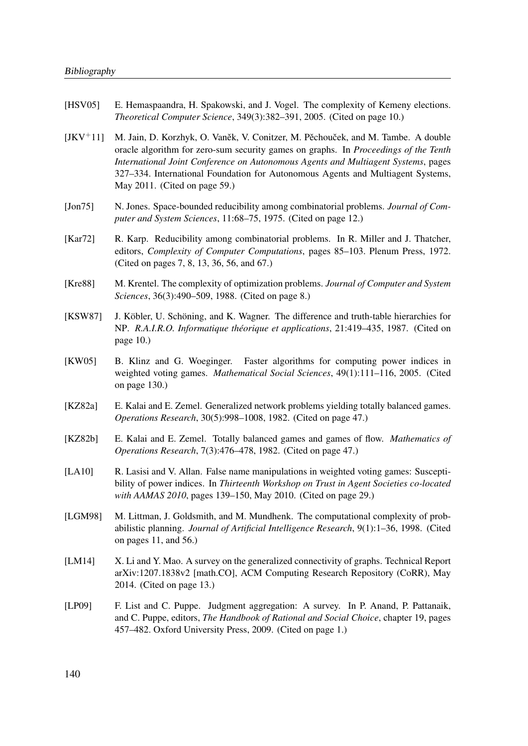[HSV05] E. Hemaspaandra, H. Spakowski, and J. Vogel. The complexity of Kemeny elections. *Theoretical Computer Science*, 349(3):382–391, 2005. (Cited on page 10.)

[JKV$^+$11] M. Jain, D. Korzhyk, O. Vaněk, V. Conitzer, M. Pěchouček, and M. Tambe. A double oracle algorithm for zero-sum security games on graphs. In *Proceedings of the Tenth International Joint Conference on Autonomous Agents and Multiagent Systems*, pages 327–334. International Foundation for Autonomous Agents and Multiagent Systems, May 2011. (Cited on page 59.)

[Jon75] N. Jones. Space-bounded reducibility among combinatorial problems. *Journal of Computer and System Sciences*, 11:68–75, 1975. (Cited on page 12.)

[Kar72] R. Karp. Reducibility among combinatorial problems. In R. Miller and J. Thatcher, editors, *Complexity of Computer Computations*, pages 85–103. Plenum Press, 1972. (Cited on pages 7, 8, 13, 36, 56, and 67.)

[Kre88] M. Krentel. The complexity of optimization problems. *Journal of Computer and System Sciences*, 36(3):490–509, 1988. (Cited on page 8.)

[KSW87] J. Köbler, U. Schöning, and K. Wagner. The difference and truth-table hierarchies for NP. *R.A.I.R.O. Informatique théorique et applications*, 21:419–435, 1987. (Cited on page 10.)

[KW05] B. Klinz and G. Woeginger. Faster algorithms for computing power indices in weighted voting games. *Mathematical Social Sciences*, 49(1):111–116, 2005. (Cited on page 130.)

[KZ82a] E. Kalai and E. Zemel. Generalized network problems yielding totally balanced games. *Operations Research*, 30(5):998–1008, 1982. (Cited on page 47.)

[KZ82b] E. Kalai and E. Zemel. Totally balanced games and games of flow. *Mathematics of Operations Research*, 7(3):476–478, 1982. (Cited on page 47.)

[LA10] R. Lasisi and V. Allan. False name manipulations in weighted voting games: Susceptibility of power indices. In *Thirteenth Workshop on Trust in Agent Societies co-located with AAMAS 2010*, pages 139–150, May 2010. (Cited on page 29.)

[LGM98] M. Littman, J. Goldsmith, and M. Mundhenk. The computational complexity of probabilistic planning. *Journal of Artificial Intelligence Research*, 9(1):1–36, 1998. (Cited on pages 11, and 56.)

[LM14] X. Li and Y. Mao. A survey on the generalized connectivity of graphs. Technical Report arXiv:1207.1838v2 [math.CO], ACM Computing Research Repository (CoRR), May 2014. (Cited on page 13.)

[LP09] F. List and C. Puppe. Judgment aggregation: A survey. In P. Anand, P. Pattanaik, and C. Puppe, editors, *The Handbook of Rational and Social Choice*, chapter 19, pages 457–482. Oxford University Press, 2009. (Cited on page 1.)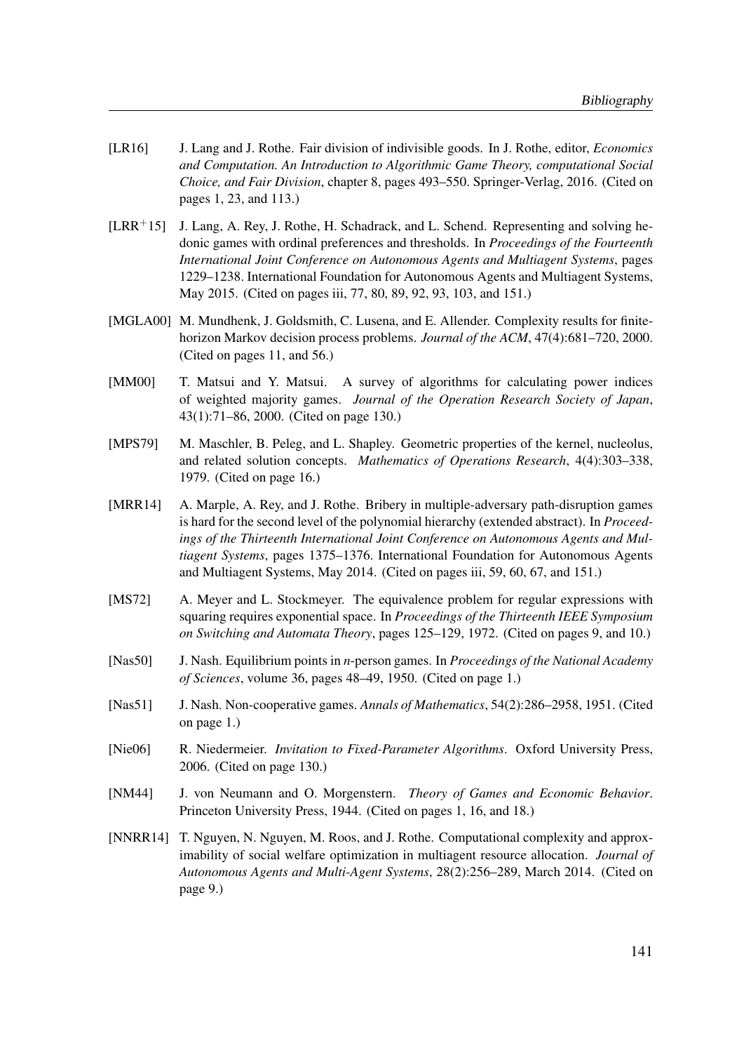[LR16] J. Lang and J. Rothe. Fair division of indivisible goods. In J. Rothe, editor, *Economics and Computation. An Introduction to Algorithmic Game Theory, computational Social Choice, and Fair Division*, chapter 8, pages 493–550. Springer-Verlag, 2016. (Cited on pages 1, 23, and 113.)

[LRR$^+$15] J. Lang, A. Rey, J. Rothe, H. Schadrack, and L. Schend. Representing and solving hedonic games with ordinal preferences and thresholds. In *Proceedings of the Fourteenth International Joint Conference on Autonomous Agents and Multiagent Systems*, pages 1229–1238. International Foundation for Autonomous Agents and Multiagent Systems, May 2015. (Cited on pages iii, 77, 80, 89, 92, 93, 103, and 151.)

[MGLA00] M. Mundhenk, J. Goldsmith, C. Lusena, and E. Allender. Complexity results for finite-horizon Markov decision process problems. *Journal of the ACM*, 47(4):681–720, 2000. (Cited on pages 11, and 56.)

[MM00] T. Matsui and Y. Matsui. A survey of algorithms for calculating power indices of weighted majority games. *Journal of the Operation Research Society of Japan*, 43(1):71–86, 2000. (Cited on page 130.)

[MPS79] M. Maschler, B. Peleg, and L. Shapley. Geometric properties of the kernel, nucleolus, and related solution concepts. *Mathematics of Operations Research*, 4(4):303–338, 1979. (Cited on page 16.)

[MRR14] A. Marple, A. Rey, and J. Rothe. Bribery in multiple-adversary path-disruption games is hard for the second level of the polynomial hierarchy (extended abstract). In *Proceedings of the Thirteenth International Joint Conference on Autonomous Agents and Multiagent Systems*, pages 1375–1376. International Foundation for Autonomous Agents and Multiagent Systems, May 2014. (Cited on pages iii, 59, 60, 67, and 151.)

[MS72] A. Meyer and L. Stockmeyer. The equivalence problem for regular expressions with squaring requires exponential space. In *Proceedings of the Thirteenth IEEE Symposium on Switching and Automata Theory*, pages 125–129, 1972. (Cited on pages 9, and 10.)

[Nas50] J. Nash. Equilibrium points in *n*-person games. In *Proceedings of the National Academy of Sciences*, volume 36, pages 48–49, 1950. (Cited on page 1.)

[Nas51] J. Nash. Non-cooperative games. *Annals of Mathematics*, 54(2):286–2958, 1951. (Cited on page 1.)

[Nie06] R. Niedermeier. *Invitation to Fixed-Parameter Algorithms*. Oxford University Press, 2006. (Cited on page 130.)

[NM44] J. von Neumann and O. Morgenstern. *Theory of Games and Economic Behavior*. Princeton University Press, 1944. (Cited on pages 1, 16, and 18.)

[NNRR14] T. Nguyen, N. Nguyen, M. Roos, and J. Rothe. Computational complexity and approximability of social welfare optimization in multiagent resource allocation. *Journal of Autonomous Agents and Multi-Agent Systems*, 28(2):256–289, March 2014. (Cited on page 9.)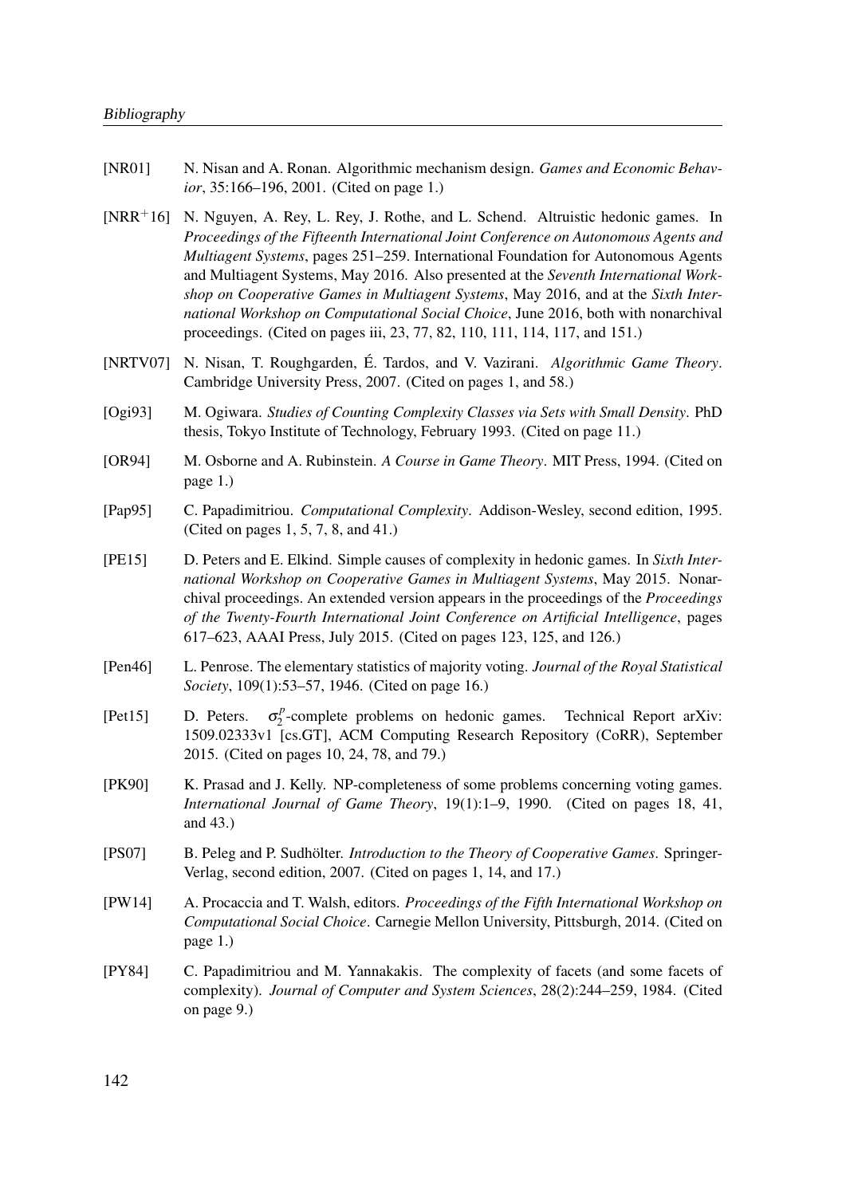[NR01] N. Nisan and A. Ronan. Algorithmic mechanism design. *Games and Economic Behavior*, 35:166–196, 2001. (Cited on page 1.)

[NRR$^+$16] N. Nguyen, A. Rey, L. Rey, J. Rothe, and L. Schend. Altruistic hedonic games. In *Proceedings of the Fifteenth International Joint Conference on Autonomous Agents and Multiagent Systems*, pages 251–259. International Foundation for Autonomous Agents and Multiagent Systems, May 2016. Also presented at the *Seventh International Workshop on Cooperative Games in Multiagent Systems*, May 2016, and at the *Sixth International Workshop on Computational Social Choice*, June 2016, both with nonarchival proceedings. (Cited on pages iii, 23, 77, 82, 110, 111, 114, 117, and 151.)

[NRTV07] N. Nisan, T. Roughgarden, É. Tardos, and V. Vazirani. *Algorithmic Game Theory*. Cambridge University Press, 2007. (Cited on pages 1, and 58.)

[Ogi93] M. Ogiwara. *Studies of Counting Complexity Classes via Sets with Small Density*. PhD thesis, Tokyo Institute of Technology, February 1993. (Cited on page 11.)

[OR94] M. Osborne and A. Rubinstein. *A Course in Game Theory*. MIT Press, 1994. (Cited on page 1.)

[Pap95] C. Papadimitriou. *Computational Complexity*. Addison-Wesley, second edition, 1995. (Cited on pages 1, 5, 7, 8, and 41.)

[PE15] D. Peters and E. Elkind. Simple causes of complexity in hedonic games. In *Sixth International Workshop on Cooperative Games in Multiagent Systems*, May 2015. Nonarchival proceedings. An extended version appears in the proceedings of the *Proceedings of the Twenty-Fourth International Joint Conference on Artificial Intelligence*, pages 617–623, AAAI Press, July 2015. (Cited on pages 123, 125, and 126.)

[Pen46] L. Penrose. The elementary statistics of majority voting. *Journal of the Royal Statistical Society*, 109(1):53–57, 1946. (Cited on page 16.)

[Pet15] D. Peters. $\sigma_2^p$-complete problems on hedonic games. Technical Report arXiv: 1509.02333v1 [cs.GT], ACM Computing Research Repository (CoRR), September 2015. (Cited on pages 10, 24, 78, and 79.)

[PK90] K. Prasad and J. Kelly. NP-completeness of some problems concerning voting games. *International Journal of Game Theory*, 19(1):1–9, 1990. (Cited on pages 18, 41, and 43.)

[PS07] B. Peleg and P. Sudhölter. *Introduction to the Theory of Cooperative Games*. Springer-Verlag, second edition, 2007. (Cited on pages 1, 14, and 17.)

[PW14] A. Procaccia and T. Walsh, editors. *Proceedings of the Fifth International Workshop on Computational Social Choice*. Carnegie Mellon University, Pittsburgh, 2014. (Cited on page 1.)

[PY84] C. Papadimitriou and M. Yannakakis. The complexity of facets (and some facets of complexity). *Journal of Computer and System Sciences*, 28(2):244–259, 1984. (Cited on page 9.)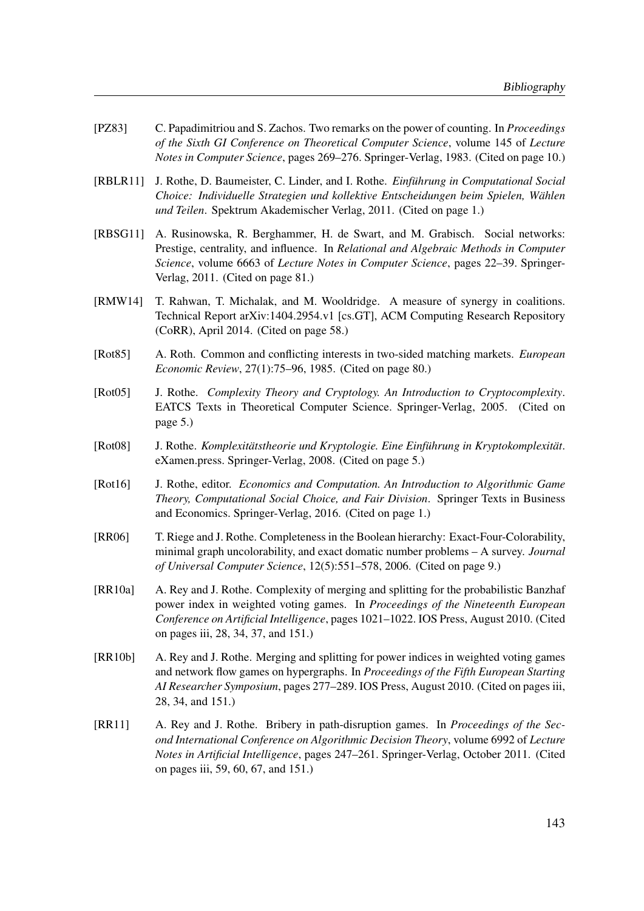[PZ83] C. Papadimitriou and S. Zachos. Two remarks on the power of counting. In *Proceedings of the Sixth GI Conference on Theoretical Computer Science*, volume 145 of *Lecture Notes in Computer Science*, pages 269–276. Springer-Verlag, 1983. (Cited on page 10.)

[RBLR11] J. Rothe, D. Baumeister, C. Linder, and I. Rothe. *Einführung in Computational Social Choice: Individuelle Strategien und kollektive Entscheidungen beim Spielen, Wählen und Teilen*. Spektrum Akademischer Verlag, 2011. (Cited on page 1.)

[RBSG11] A. Rusinowska, R. Berghammer, H. de Swart, and M. Grabisch. Social networks: Prestige, centrality, and influence. In *Relational and Algebraic Methods in Computer Science*, volume 6663 of *Lecture Notes in Computer Science*, pages 22–39. Springer-Verlag, 2011. (Cited on page 81.)

[RMW14] T. Rahwan, T. Michalak, and M. Wooldridge. A measure of synergy in coalitions. Technical Report arXiv:1404.2954.v1 [cs.GT], ACM Computing Research Repository (CoRR), April 2014. (Cited on page 58.)

[Rot85] A. Roth. Common and conflicting interests in two-sided matching markets. *European Economic Review*, 27(1):75–96, 1985. (Cited on page 80.)

[Rot05] J. Rothe. *Complexity Theory and Cryptology. An Introduction to Cryptocomplexity*. EATCS Texts in Theoretical Computer Science. Springer-Verlag, 2005. (Cited on page 5.)

[Rot08] J. Rothe. *Komplexitätstheorie und Kryptologie. Eine Einführung in Kryptokomplexität*. eXamen.press. Springer-Verlag, 2008. (Cited on page 5.)

[Rot16] J. Rothe, editor. *Economics and Computation. An Introduction to Algorithmic Game Theory, Computational Social Choice, and Fair Division*. Springer Texts in Business and Economics. Springer-Verlag, 2016. (Cited on page 1.)

[RR06] T. Riege and J. Rothe. Completeness in the Boolean hierarchy: Exact-Four-Colorability, minimal graph uncolorability, and exact domatic number problems – A survey. *Journal of Universal Computer Science*, 12(5):551–578, 2006. (Cited on page 9.)

[RR10a] A. Rey and J. Rothe. Complexity of merging and splitting for the probabilistic Banzhaf power index in weighted voting games. In *Proceedings of the Nineteenth European Conference on Artificial Intelligence*, pages 1021–1022. IOS Press, August 2010. (Cited on pages iii, 28, 34, 37, and 151.)

[RR10b] A. Rey and J. Rothe. Merging and splitting for power indices in weighted voting games and network flow games on hypergraphs. In *Proceedings of the Fifth European Starting AI Researcher Symposium*, pages 277–289. IOS Press, August 2010. (Cited on pages iii, 28, 34, and 151.)

[RR11] A. Rey and J. Rothe. Bribery in path-disruption games. In *Proceedings of the Second International Conference on Algorithmic Decision Theory*, volume 6992 of *Lecture Notes in Artificial Intelligence*, pages 247–261. Springer-Verlag, October 2011. (Cited on pages iii, 59, 60, 67, and 151.)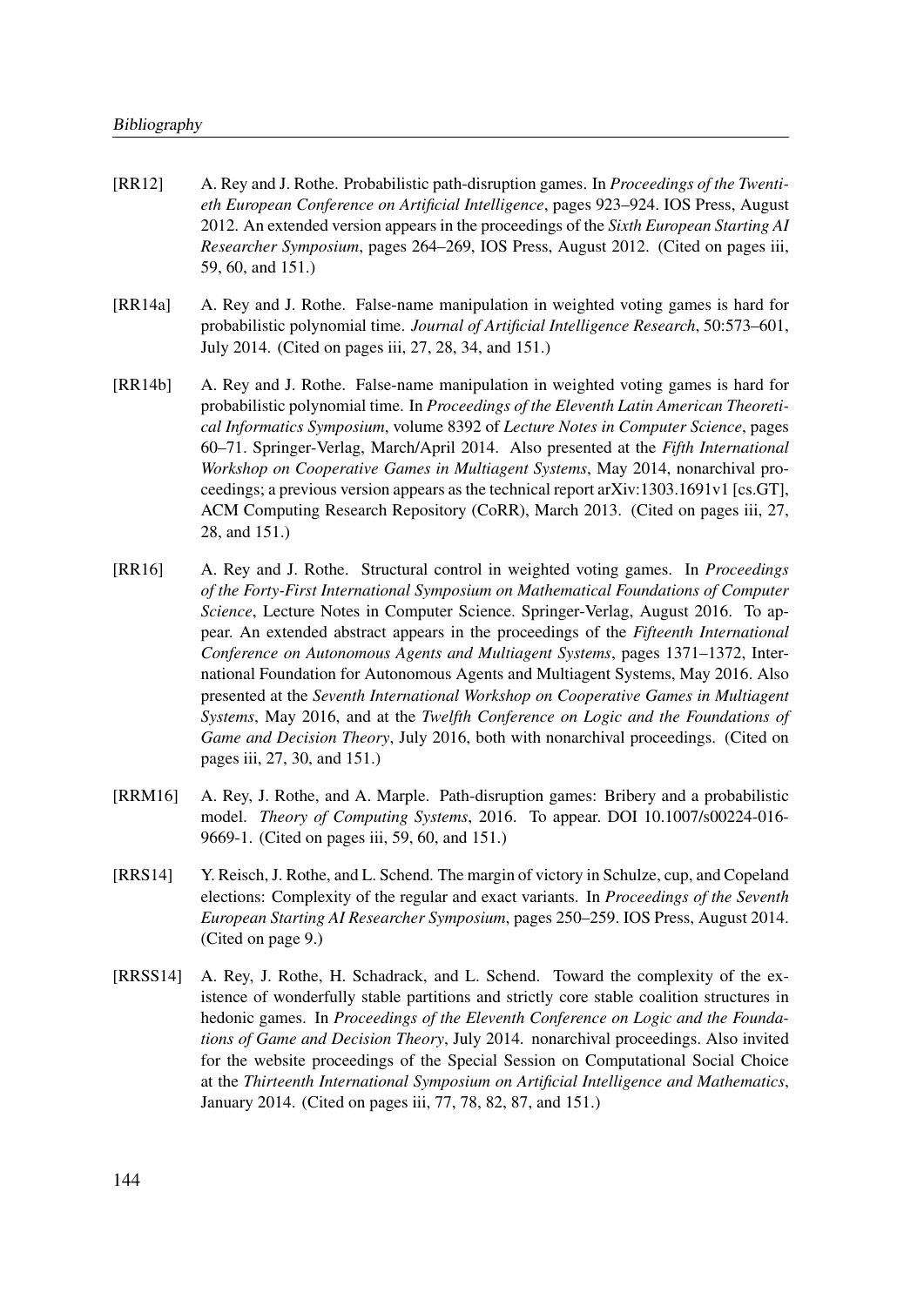[RR12] A. Rey and J. Rothe. Probabilistic path-disruption games. In *Proceedings of the Twentieth European Conference on Artificial Intelligence*, pages 923–924. IOS Press, August 2012. An extended version appears in the proceedings of the *Sixth European Starting AI Researcher Symposium*, pages 264–269, IOS Press, August 2012. (Cited on pages iii, 59, 60, and 151.)

[RR14a] A. Rey and J. Rothe. False-name manipulation in weighted voting games is hard for probabilistic polynomial time. *Journal of Artificial Intelligence Research*, 50:573–601, July 2014. (Cited on pages iii, 27, 28, 34, and 151.)

[RR14b] A. Rey and J. Rothe. False-name manipulation in weighted voting games is hard for probabilistic polynomial time. In *Proceedings of the Eleventh Latin American Theoretical Informatics Symposium*, volume 8392 of *Lecture Notes in Computer Science*, pages 60–71. Springer-Verlag, March/April 2014. Also presented at the *Fifth International Workshop on Cooperative Games in Multiagent Systems*, May 2014, nonarchival proceedings; a previous version appears as the technical report arXiv:1303.1691v1 [cs.GT], ACM Computing Research Repository (CoRR), March 2013. (Cited on pages iii, 27, 28, and 151.)

[RR16] A. Rey and J. Rothe. Structural control in weighted voting games. In *Proceedings of the Forty-First International Symposium on Mathematical Foundations of Computer Science*, Lecture Notes in Computer Science. Springer-Verlag, August 2016. To appear. An extended abstract appears in the proceedings of the *Fifteenth International Conference on Autonomous Agents and Multiagent Systems*, pages 1371–1372, International Foundation for Autonomous Agents and Multiagent Systems, May 2016. Also presented at the *Seventh International Workshop on Cooperative Games in Multiagent Systems*, May 2016, and at the *Twelfth Conference on Logic and the Foundations of Game and Decision Theory*, July 2016, both with nonarchival proceedings. (Cited on pages iii, 27, 30, and 151.)

[RRM16] A. Rey, J. Rothe, and A. Marple. Path-disruption games: Bribery and a probabilistic model. *Theory of Computing Systems*, 2016. To appear. DOI 10.1007/s00224-016-9669-1. (Cited on pages iii, 59, 60, and 151.)

[RRS14] Y. Reisch, J. Rothe, and L. Schend. The margin of victory in Schulze, cup, and Copeland elections: Complexity of the regular and exact variants. In *Proceedings of the Seventh European Starting AI Researcher Symposium*, pages 250–259. IOS Press, August 2014. (Cited on page 9.)

[RRSS14] A. Rey, J. Rothe, H. Schadrack, and L. Schend. Toward the complexity of the existence of wonderfully stable partitions and strictly core stable coalition structures in hedonic games. In *Proceedings of the Eleventh Conference on Logic and the Foundations of Game and Decision Theory*, July 2014. nonarchival proceedings. Also invited for the website proceedings of the Special Session on Computational Social Choice at the *Thirteenth International Symposium on Artificial Intelligence and Mathematics*, January 2014. (Cited on pages iii, 77, 78, 82, 87, and 151.)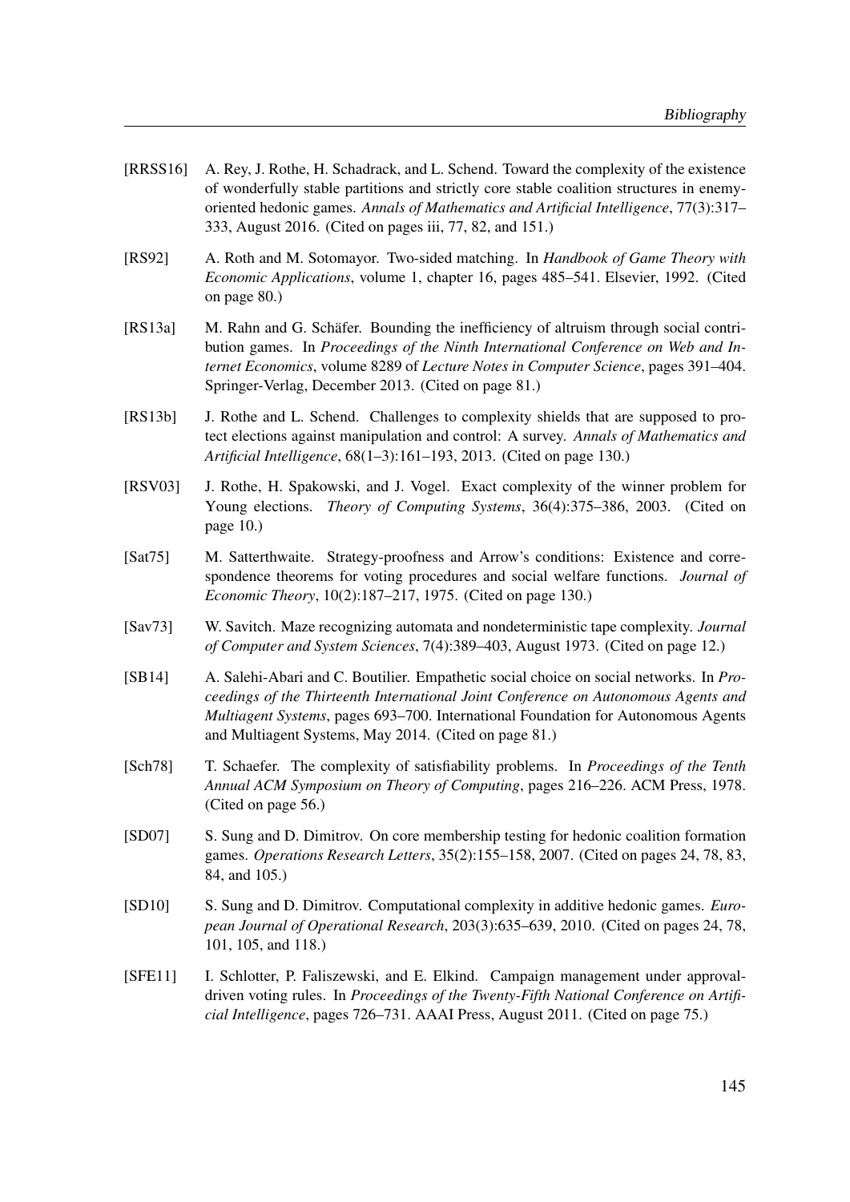[RRSS16] A. Rey, J. Rothe, H. Schadrack, and L. Schend. Toward the complexity of the existence of wonderfully stable partitions and strictly core stable coalition structures in enemy-oriented hedonic games. *Annals of Mathematics and Artificial Intelligence*, 77(3):317–333, August 2016. (Cited on pages iii, 77, 82, and 151.)

[RS92] A. Roth and M. Sotomayor. Two-sided matching. In *Handbook of Game Theory with Economic Applications*, volume 1, chapter 16, pages 485–541. Elsevier, 1992. (Cited on page 80.)

[RS13a] M. Rahn and G. Schäfer. Bounding the inefficiency of altruism through social contribution games. In *Proceedings of the Ninth International Conference on Web and Internet Economics*, volume 8289 of *Lecture Notes in Computer Science*, pages 391–404. Springer-Verlag, December 2013. (Cited on page 81.)

[RS13b] J. Rothe and L. Schend. Challenges to complexity shields that are supposed to protect elections against manipulation and control: A survey. *Annals of Mathematics and Artificial Intelligence*, 68(1–3):161–193, 2013. (Cited on page 130.)

[RSV03] J. Rothe, H. Spakowski, and J. Vogel. Exact complexity of the winner problem for Young elections. *Theory of Computing Systems*, 36(4):375–386, 2003. (Cited on page 10.)

[Sat75] M. Satterthwaite. Strategy-proofness and Arrow's conditions: Existence and correspondence theorems for voting procedures and social welfare functions. *Journal of Economic Theory*, 10(2):187–217, 1975. (Cited on page 130.)

[Sav73] W. Savitch. Maze recognizing automata and nondeterministic tape complexity. *Journal of Computer and System Sciences*, 7(4):389–403, August 1973. (Cited on page 12.)

[SB14] A. Salehi-Abari and C. Boutilier. Empathetic social choice on social networks. In *Proceedings of the Thirteenth International Joint Conference on Autonomous Agents and Multiagent Systems*, pages 693–700. International Foundation for Autonomous Agents and Multiagent Systems, May 2014. (Cited on page 81.)

[Sch78] T. Schaefer. The complexity of satisfiability problems. In *Proceedings of the Tenth Annual ACM Symposium on Theory of Computing*, pages 216–226. ACM Press, 1978. (Cited on page 56.)

[SD07] S. Sung and D. Dimitrov. On core membership testing for hedonic coalition formation games. *Operations Research Letters*, 35(2):155–158, 2007. (Cited on pages 24, 78, 83, 84, and 105.)

[SD10] S. Sung and D. Dimitrov. Computational complexity in additive hedonic games. *European Journal of Operational Research*, 203(3):635–639, 2010. (Cited on pages 24, 78, 101, 105, and 118.)

[SFE11] I. Schlotter, P. Faliszewski, and E. Elkind. Campaign management under approval-driven voting rules. In *Proceedings of the Twenty-Fifth National Conference on Artificial Intelligence*, pages 726–731. AAAI Press, August 2011. (Cited on page 75.)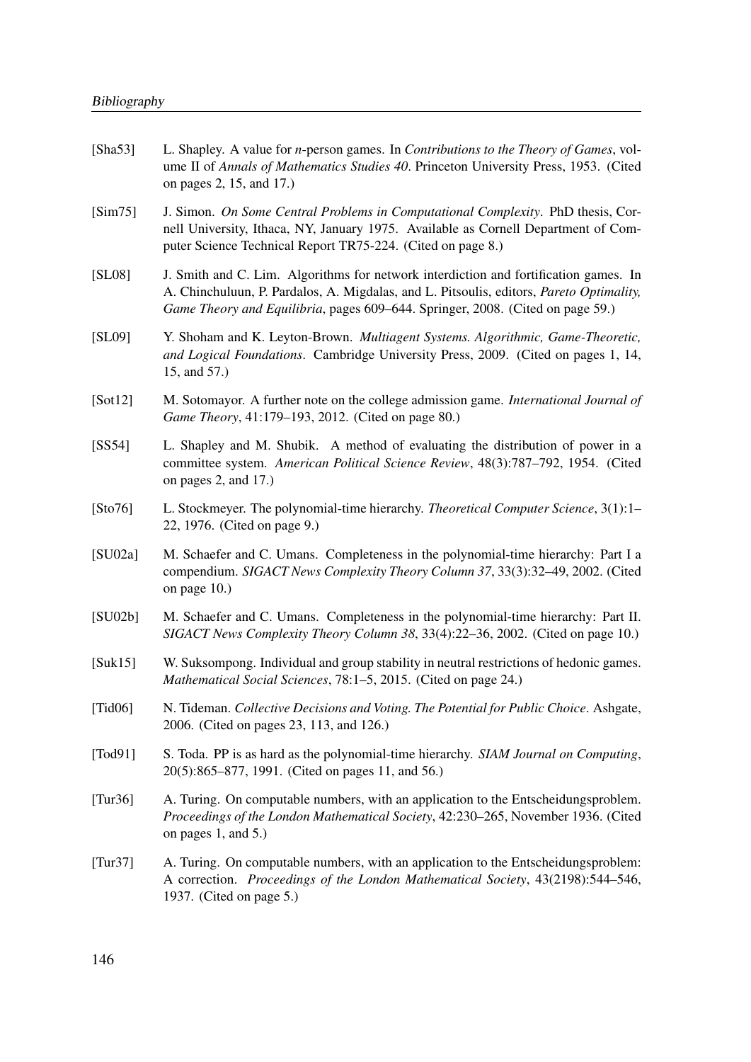[Sha53] L. Shapley. A value for *n*-person games. In *Contributions to the Theory of Games*, volume II of *Annals of Mathematics Studies 40*. Princeton University Press, 1953. (Cited on pages 2, 15, and 17.)

[Sim75] J. Simon. *On Some Central Problems in Computational Complexity*. PhD thesis, Cornell University, Ithaca, NY, January 1975. Available as Cornell Department of Computer Science Technical Report TR75-224. (Cited on page 8.)

[SL08] J. Smith and C. Lim. Algorithms for network interdiction and fortification games. In A. Chinchuluun, P. Pardalos, A. Migdalas, and L. Pitsoulis, editors, *Pareto Optimality, Game Theory and Equilibria*, pages 609–644. Springer, 2008. (Cited on page 59.)

[SL09] Y. Shoham and K. Leyton-Brown. *Multiagent Systems. Algorithmic, Game-Theoretic, and Logical Foundations*. Cambridge University Press, 2009. (Cited on pages 1, 14, 15, and 57.)

[Sot12] M. Sotomayor. A further note on the college admission game. *International Journal of Game Theory*, 41:179–193, 2012. (Cited on page 80.)

[SS54] L. Shapley and M. Shubik. A method of evaluating the distribution of power in a committee system. *American Political Science Review*, 48(3):787–792, 1954. (Cited on pages 2, and 17.)

[Sto76] L. Stockmeyer. The polynomial-time hierarchy. *Theoretical Computer Science*, 3(1):1–22, 1976. (Cited on page 9.)

[SU02a] M. Schaefer and C. Umans. Completeness in the polynomial-time hierarchy: Part I a compendium. *SIGACT News Complexity Theory Column 37*, 33(3):32–49, 2002. (Cited on page 10.)

[SU02b] M. Schaefer and C. Umans. Completeness in the polynomial-time hierarchy: Part II. *SIGACT News Complexity Theory Column 38*, 33(4):22–36, 2002. (Cited on page 10.)

[Suk15] W. Suksompong. Individual and group stability in neutral restrictions of hedonic games. *Mathematical Social Sciences*, 78:1–5, 2015. (Cited on page 24.)

[Tid06] N. Tideman. *Collective Decisions and Voting. The Potential for Public Choice*. Ashgate, 2006. (Cited on pages 23, 113, and 126.)

[Tod91] S. Toda. PP is as hard as the polynomial-time hierarchy. *SIAM Journal on Computing*, 20(5):865–877, 1991. (Cited on pages 11, and 56.)

[Tur36] A. Turing. On computable numbers, with an application to the Entscheidungsproblem. *Proceedings of the London Mathematical Society*, 42:230–265, November 1936. (Cited on pages 1, and 5.)

[Tur37] A. Turing. On computable numbers, with an application to the Entscheidungsproblem: A correction. *Proceedings of the London Mathematical Society*, 43(2198):544–546, 1937. (Cited on page 5.)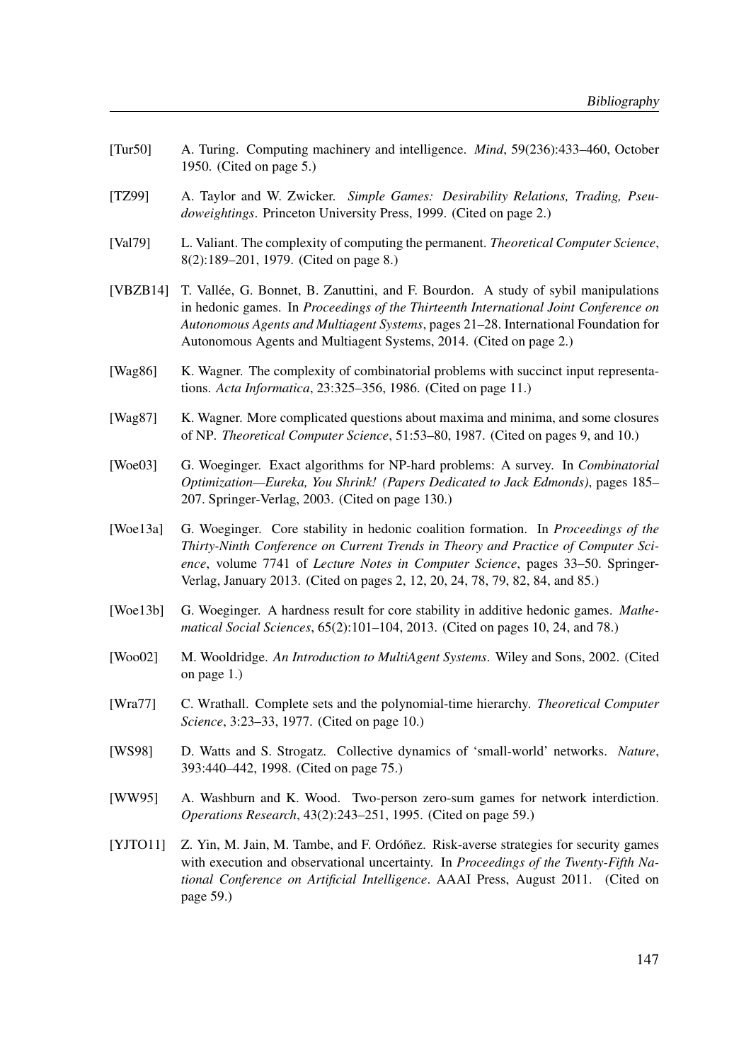[Tur50] A. Turing. Computing machinery and intelligence. *Mind*, 59(236):433–460, October 1950. (Cited on page 5.)

[TZ99] A. Taylor and W. Zwicker. *Simple Games: Desirability Relations, Trading, Pseudoweightings*. Princeton University Press, 1999. (Cited on page 2.)

[Val79] L. Valiant. The complexity of computing the permanent. *Theoretical Computer Science*, 8(2):189–201, 1979. (Cited on page 8.)

[VBZB14] T. Vallée, G. Bonnet, B. Zanuttini, and F. Bourdon. A study of sybil manipulations in hedonic games. In *Proceedings of the Thirteenth International Joint Conference on Autonomous Agents and Multiagent Systems*, pages 21–28. International Foundation for Autonomous Agents and Multiagent Systems, 2014. (Cited on page 2.)

[Wag86] K. Wagner. The complexity of combinatorial problems with succinct input representations. *Acta Informatica*, 23:325–356, 1986. (Cited on page 11.)

[Wag87] K. Wagner. More complicated questions about maxima and minima, and some closures of NP. *Theoretical Computer Science*, 51:53–80, 1987. (Cited on pages 9, and 10.)

[Woe03] G. Woeginger. Exact algorithms for NP-hard problems: A survey. In *Combinatorial Optimization—Eureka, You Shrink! (Papers Dedicated to Jack Edmonds)*, pages 185–207. Springer-Verlag, 2003. (Cited on page 130.)

[Woe13a] G. Woeginger. Core stability in hedonic coalition formation. In *Proceedings of the Thirty-Ninth Conference on Current Trends in Theory and Practice of Computer Science*, volume 7741 of *Lecture Notes in Computer Science*, pages 33–50. Springer-Verlag, January 2013. (Cited on pages 2, 12, 20, 24, 78, 79, 82, 84, and 85.)

[Woe13b] G. Woeginger. A hardness result for core stability in additive hedonic games. *Mathematical Social Sciences*, 65(2):101–104, 2013. (Cited on pages 10, 24, and 78.)

[Woo02] M. Wooldridge. *An Introduction to MultiAgent Systems*. Wiley and Sons, 2002. (Cited on page 1.)

[Wra77] C. Wrathall. Complete sets and the polynomial-time hierarchy. *Theoretical Computer Science*, 3:23–33, 1977. (Cited on page 10.)

[WS98] D. Watts and S. Strogatz. Collective dynamics of 'small-world' networks. *Nature*, 393:440–442, 1998. (Cited on page 75.)

[WW95] A. Washburn and K. Wood. Two-person zero-sum games for network interdiction. *Operations Research*, 43(2):243–251, 1995. (Cited on page 59.)

[YJTO11] Z. Yin, M. Jain, M. Tambe, and F. Ordóñez. Risk-averse strategies for security games with execution and observational uncertainty. In *Proceedings of the Twenty-Fifth National Conference on Artificial Intelligence*. AAAI Press, August 2011. (Cited on page 59.)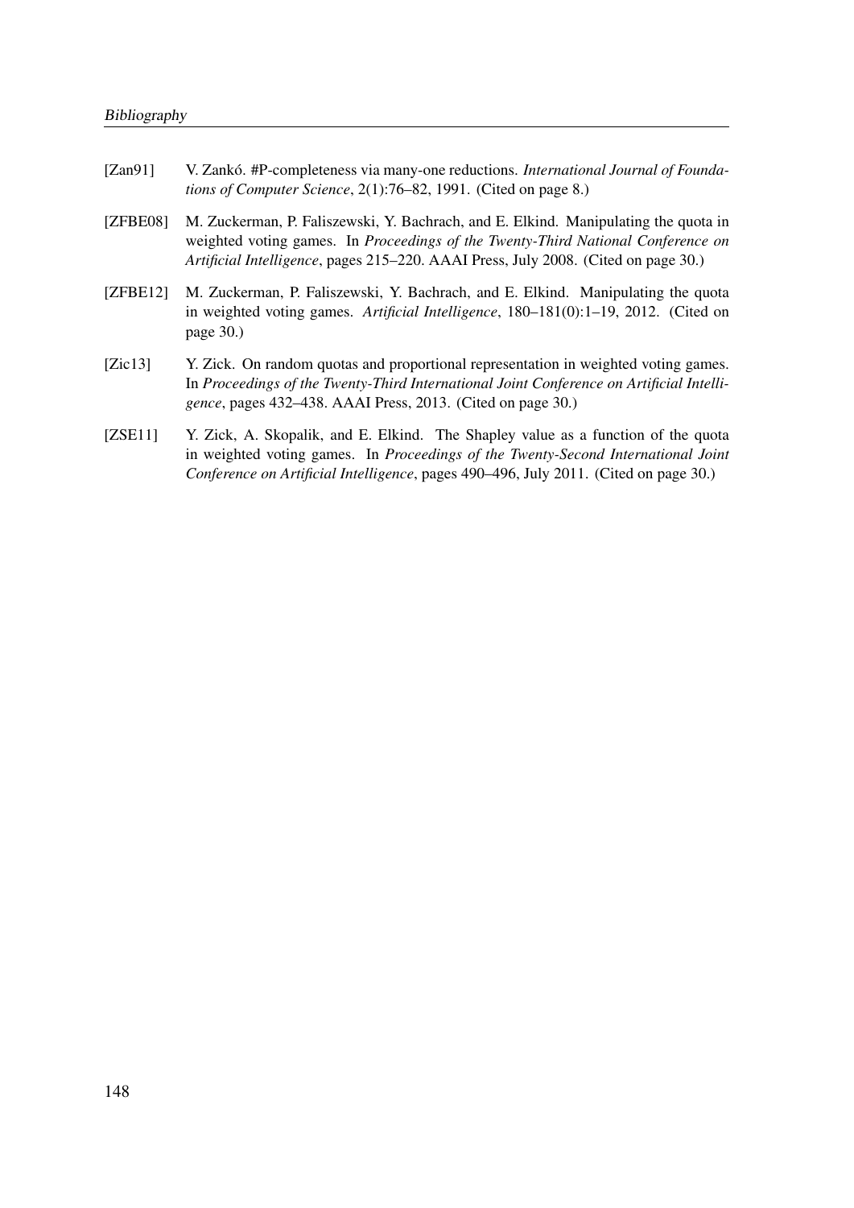[Zan91] V. Zankó. #P-completeness via many-one reductions. *International Journal of Foundations of Computer Science*, 2(1):76–82, 1991. (Cited on page 8.)

[ZFBE08] M. Zuckerman, P. Faliszewski, Y. Bachrach, and E. Elkind. Manipulating the quota in weighted voting games. In *Proceedings of the Twenty-Third National Conference on Artificial Intelligence*, pages 215–220. AAAI Press, July 2008. (Cited on page 30.)

[ZFBE12] M. Zuckerman, P. Faliszewski, Y. Bachrach, and E. Elkind. Manipulating the quota in weighted voting games. *Artificial Intelligence*, 180–181(0):1–19, 2012. (Cited on page 30.)

[Zic13] Y. Zick. On random quotas and proportional representation in weighted voting games. In *Proceedings of the Twenty-Third International Joint Conference on Artificial Intelligence*, pages 432–438. AAAI Press, 2013. (Cited on page 30.)

[ZSE11] Y. Zick, A. Skopalik, and E. Elkind. The Shapley value as a function of the quota in weighted voting games. In *Proceedings of the Twenty-Second International Joint Conference on Artificial Intelligence*, pages 490–496, July 2011. (Cited on page 30.)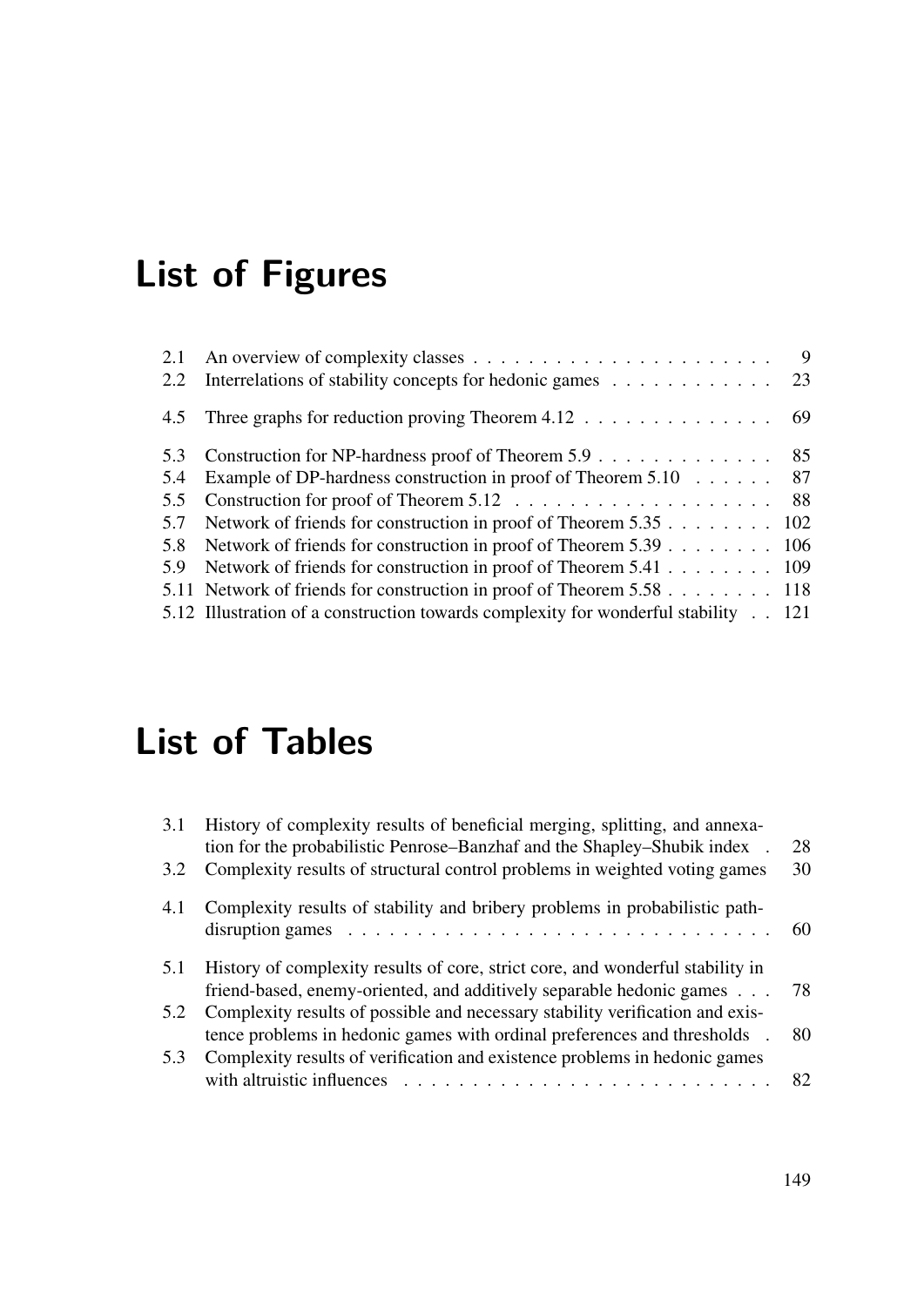# List of Figures

| | | |
|---|---|---|
| 2.1 | An overview of complexity classes | 9 |
| 2.2 | Interrelations of stability concepts for hedonic games | 23 |
| 4.5 | Three graphs for reduction proving Theorem 4.12 | 69 |
| 5.3 | Construction for NP-hardness proof of Theorem 5.9 | 85 |
| 5.4 | Example of DP-hardness construction in proof of Theorem 5.10 | 87 |
| 5.5 | Construction for proof of Theorem 5.12 | 88 |
| 5.7 | Network of friends for construction in proof of Theorem 5.35 | 102 |
| 5.8 | Network of friends for construction in proof of Theorem 5.39 | 106 |
| 5.9 | Network of friends for construction in proof of Theorem 5.41 | 109 |
| 5.11 | Network of friends for construction in proof of Theorem 5.58 | 118 |
| 5.12 | Illustration of a construction towards complexity for wonderful stability | 121 |

# List of Tables

| | | |
|---|---|---|
| 3.1 | History of complexity results of beneficial merging, splitting, and annexation for the probabilistic Penrose–Banzhaf and the Shapley–Shubik index | 28 |
| 3.2 | Complexity results of structural control problems in weighted voting games | 30 |
| 4.1 | Complexity results of stability and bribery problems in probabilistic path-disruption games | 60 |
| 5.1 | History of complexity results of core, strict core, and wonderful stability in friend-based, enemy-oriented, and additively separable hedonic games | 78 |
| 5.2 | Complexity results of possible and necessary stability verification and existence problems in hedonic games with ordinal preferences and thresholds | 80 |
| 5.3 | Complexity results of verification and existence problems in hedonic games with altruistic influences | 82 |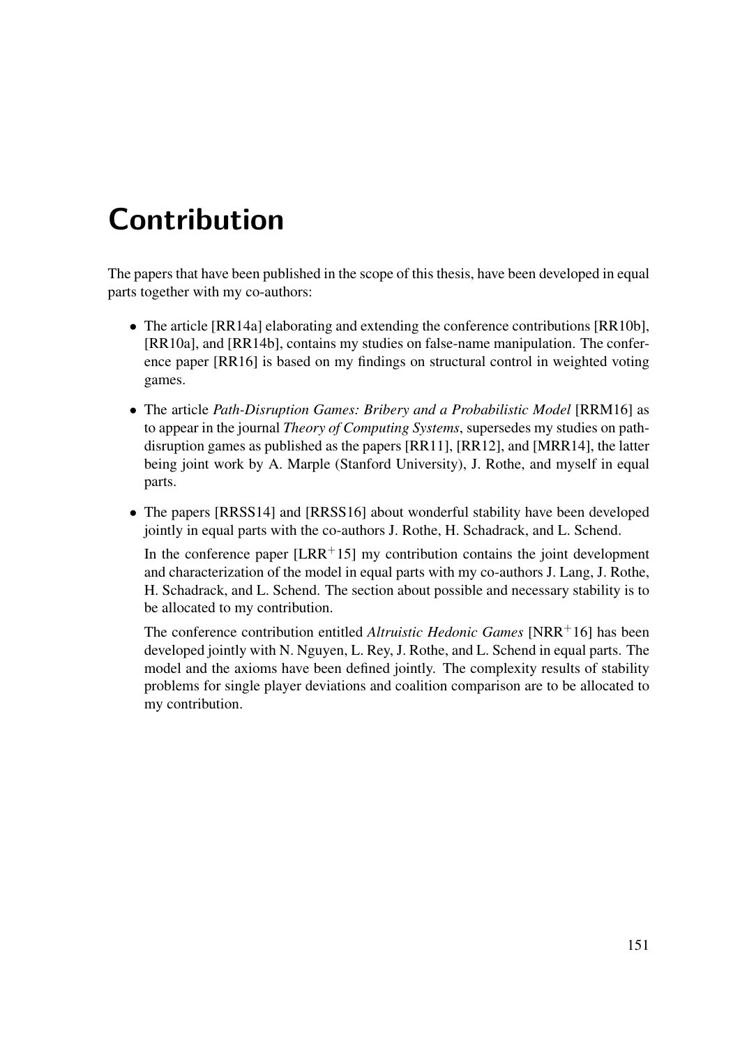# Contribution

The papers that have been published in the scope of this thesis, have been developed in equal parts together with my co-authors:

- The article [RR14a] elaborating and extending the conference contributions [RR10b], [RR10a], and [RR14b], contains my studies on false-name manipulation. The conference paper [RR16] is based on my findings on structural control in weighted voting games.
- The article *Path-Disruption Games: Bribery and a Probabilistic Model* [RRM16] as to appear in the journal *Theory of Computing Systems*, supersedes my studies on path-disruption games as published as the papers [RR11], [RR12], and [MRR14], the latter being joint work by A. Marple (Stanford University), J. Rothe, and myself in equal parts.
- The papers [RRSS14] and [RRSS16] about wonderful stability have been developed jointly in equal parts with the co-authors J. Rothe, H. Schadrack, and L. Schend.

  In the conference paper [LRR+15] my contribution contains the joint development and characterization of the model in equal parts with my co-authors J. Lang, J. Rothe, H. Schadrack, and L. Schend. The section about possible and necessary stability is to be allocated to my contribution.

  The conference contribution entitled *Altruistic Hedonic Games* [NRR+16] has been developed jointly with N. Nguyen, L. Rey, J. Rothe, and L. Schend in equal parts. The model and the axioms have been defined jointly. The complexity results of stability problems for single player deviations and coalition comparison are to be allocated to my contribution.